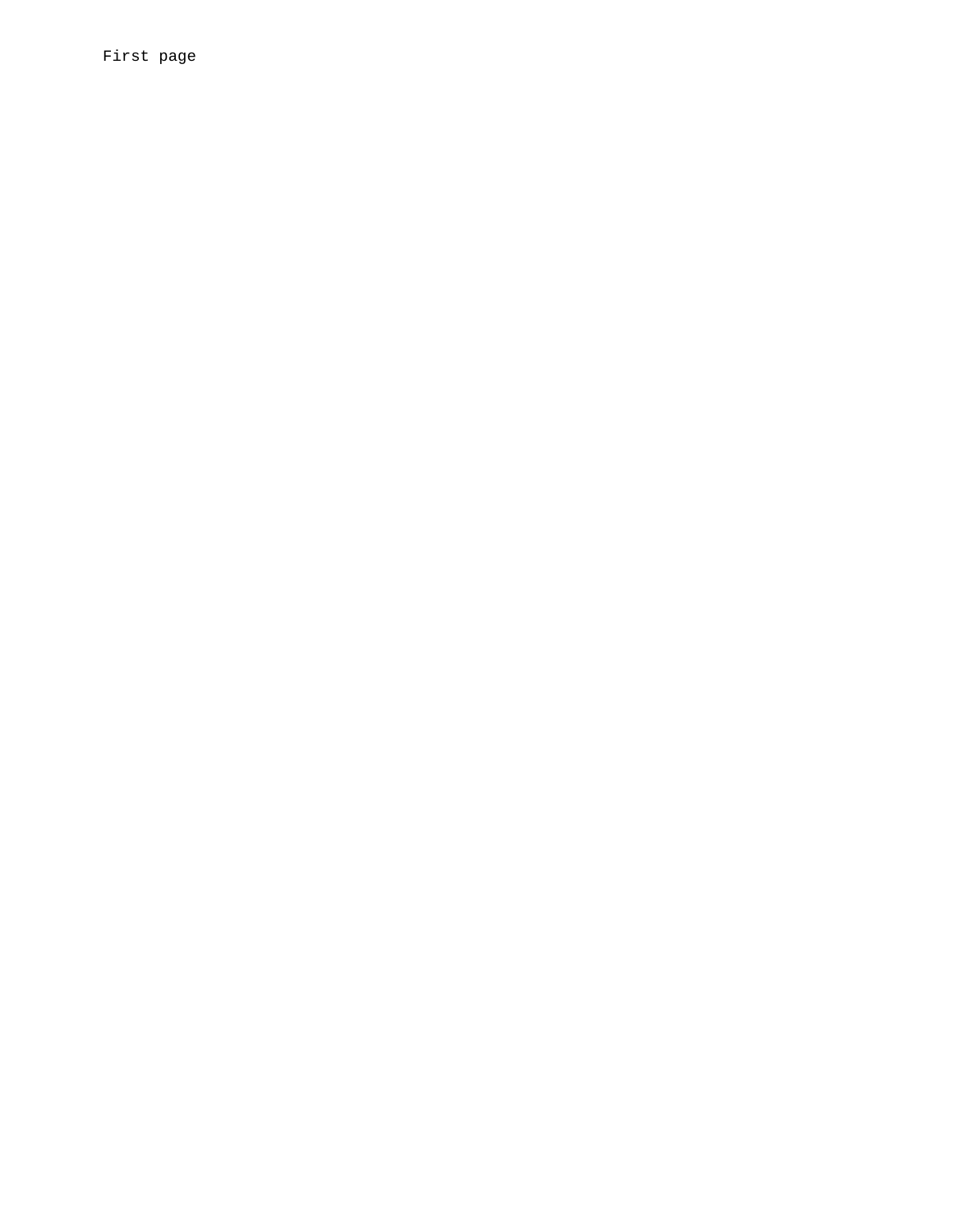First page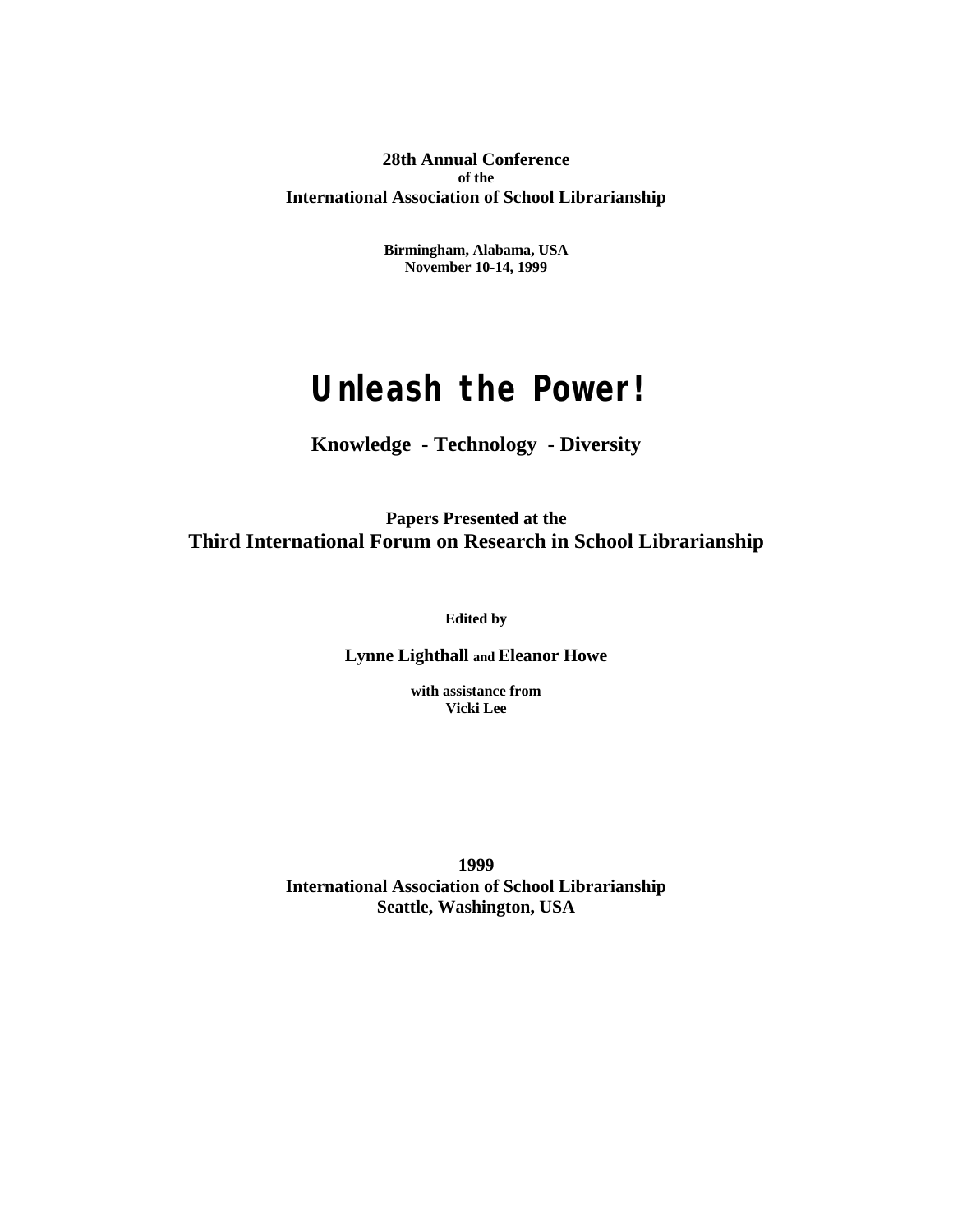**28th Annual Conference**
**of the**
**International Association of School Librarianship**

**Birmingham, Alabama, USA**
**November 10-14, 1999**

# Unleash the Power!

## Knowledge - Technology - Diversity

**Papers Presented at the**
**Third International Forum on Research in School Librarianship**

**Edited by**

**Lynne Lighthall and Eleanor Howe**

**with assistance from**
**Vicki Lee**

**1999**
**International Association of School Librarianship**
**Seattle, Washington, USA**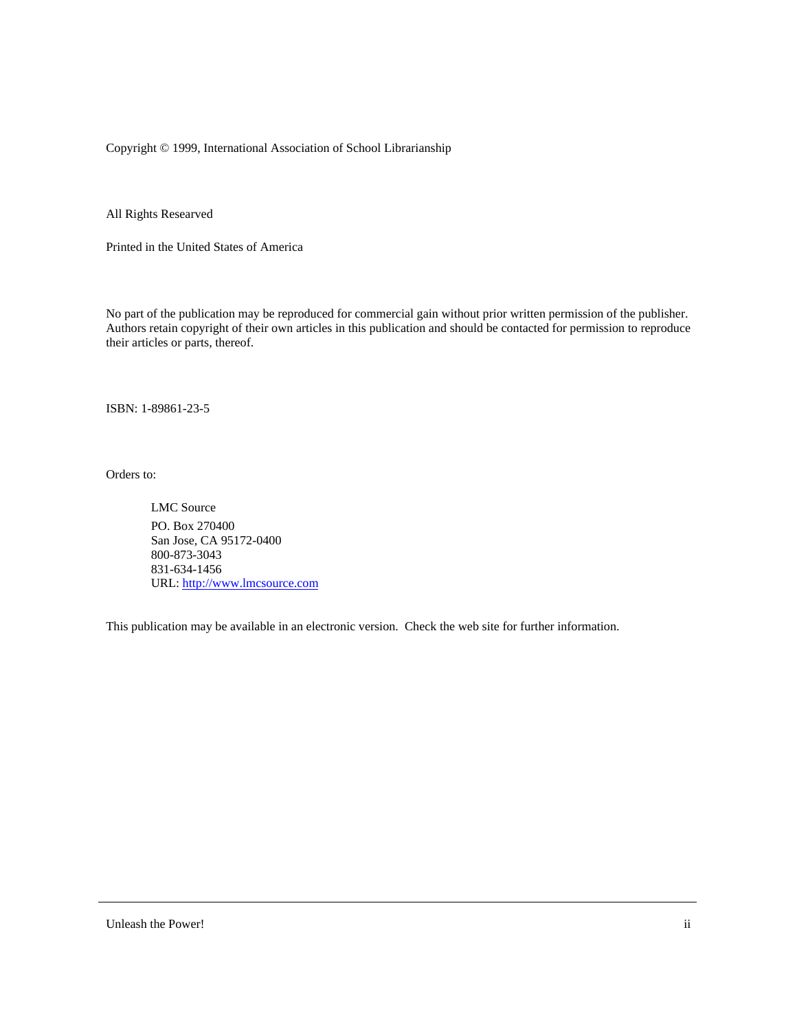Copyright © 1999, International Association of School Librarianship

All Rights Researved

Printed in the United States of America

No part of the publication may be reproduced for commercial gain without prior written permission of the publisher. Authors retain copyright of their own articles in this publication and should be contacted for permission to reproduce their articles or parts, thereof.

ISBN: 1-89861-23-5

Orders to:

> LMC Source  
> PO. Box 270400  
> San Jose, CA 95172-0400  
> 800-873-3043  
> 831-634-1456  
> URL: http://www.lmcsource.com

This publication may be available in an electronic version. Check the web site for further information.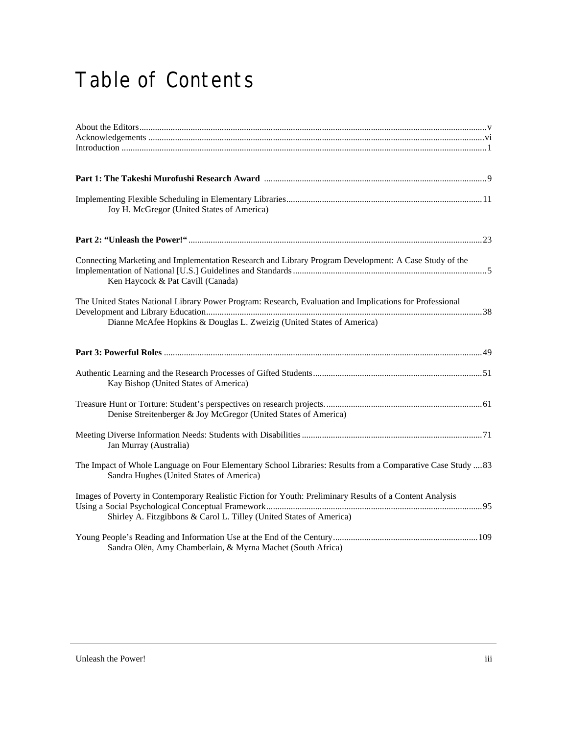# Table of Contents

About the Editors ........ v
Acknowledgements ........ vi
Introduction ........ 1

**Part 1: The Takeshi Murofushi Research Award** ........ 9

Implementing Flexible Scheduling in Elementary Libraries ........ 11
Joy H. McGregor (United States of America)

**Part 2: "Unleash the Power!"** ........ 23

Connecting Marketing and Implementation Research and Library Program Development: A Case Study of the Implementation of National [U.S.] Guidelines and Standards ........ 5
Ken Haycock & Pat Cavill (Canada)

The United States National Library Power Program: Research, Evaluation and Implications for Professional Development and Library Education ........ 38
Dianne McAfee Hopkins & Douglas L. Zweizig (United States of America)

**Part 3: Powerful Roles** ........ 49

Authentic Learning and the Research Processes of Gifted Students ........ 51
Kay Bishop (United States of America)

Treasure Hunt or Torture: Student's perspectives on research projects. ........ 61
Denise Streitenberger & Joy McGregor (United States of America)

Meeting Diverse Information Needs: Students with Disabilities ........ 71
Jan Murray (Australia)

The Impact of Whole Language on Four Elementary School Libraries: Results from a Comparative Case Study ........ 83
Sandra Hughes (United States of America)

Images of Poverty in Contemporary Realistic Fiction for Youth: Preliminary Results of a Content Analysis Using a Social Psychological Conceptual Framework ........ 95
Shirley A. Fitzgibbons & Carol L. Tilley (United States of America)

Young People's Reading and Information Use at the End of the Century ........ 109
Sandra Olën, Amy Chamberlain, & Myrna Machet (South Africa)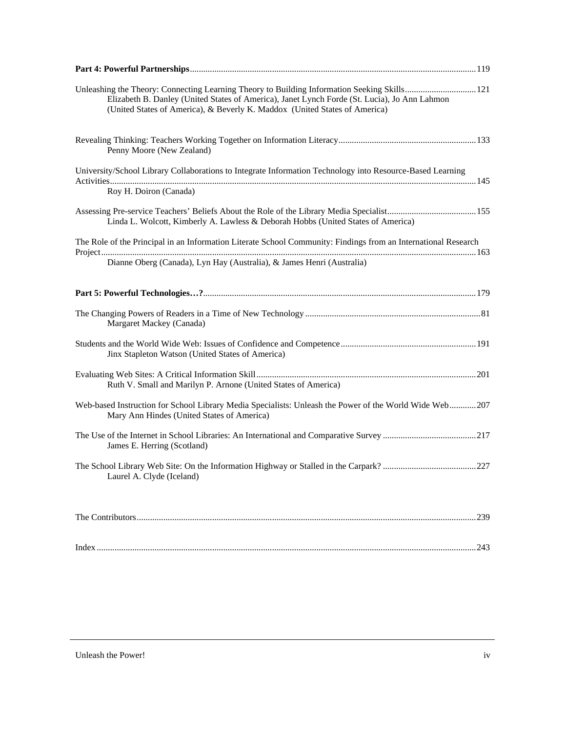**Part 4: Powerful Partnerships** ... 119

Unleashing the Theory: Connecting Learning Theory to Building Information Seeking Skills ... 121
Elizabeth B. Danley (United States of America), Janet Lynch Forde (St. Lucia), Jo Ann Lahmon (United States of America), & Beverly K. Maddox (United States of America)

Revealing Thinking: Teachers Working Together on Information Literacy ... 133
Penny Moore (New Zealand)

University/School Library Collaborations to Integrate Information Technology into Resource-Based Learning Activities ... 145
Roy H. Doiron (Canada)

Assessing Pre-service Teachers' Beliefs About the Role of the Library Media Specialist ... 155
Linda L. Wolcott, Kimberly A. Lawless & Deborah Hobbs (United States of America)

The Role of the Principal in an Information Literate School Community: Findings from an International Research Project ... 163
Dianne Oberg (Canada), Lyn Hay (Australia), & James Henri (Australia)

**Part 5: Powerful Technologies…?** ... 179

The Changing Powers of Readers in a Time of New Technology ... 81
Margaret Mackey (Canada)

Students and the World Wide Web: Issues of Confidence and Competence ... 191
Jinx Stapleton Watson (United States of America)

Evaluating Web Sites: A Critical Information Skill ... 201
Ruth V. Small and Marilyn P. Arnone (United States of America)

Web-based Instruction for School Library Media Specialists: Unleash the Power of the World Wide Web ... 207
Mary Ann Hindes (United States of America)

The Use of the Internet in School Libraries: An International and Comparative Survey ... 217
James E. Herring (Scotland)

The School Library Web Site: On the Information Highway or Stalled in the Carpark? ... 227
Laurel A. Clyde (Iceland)

The Contributors ... 239

Index ... 243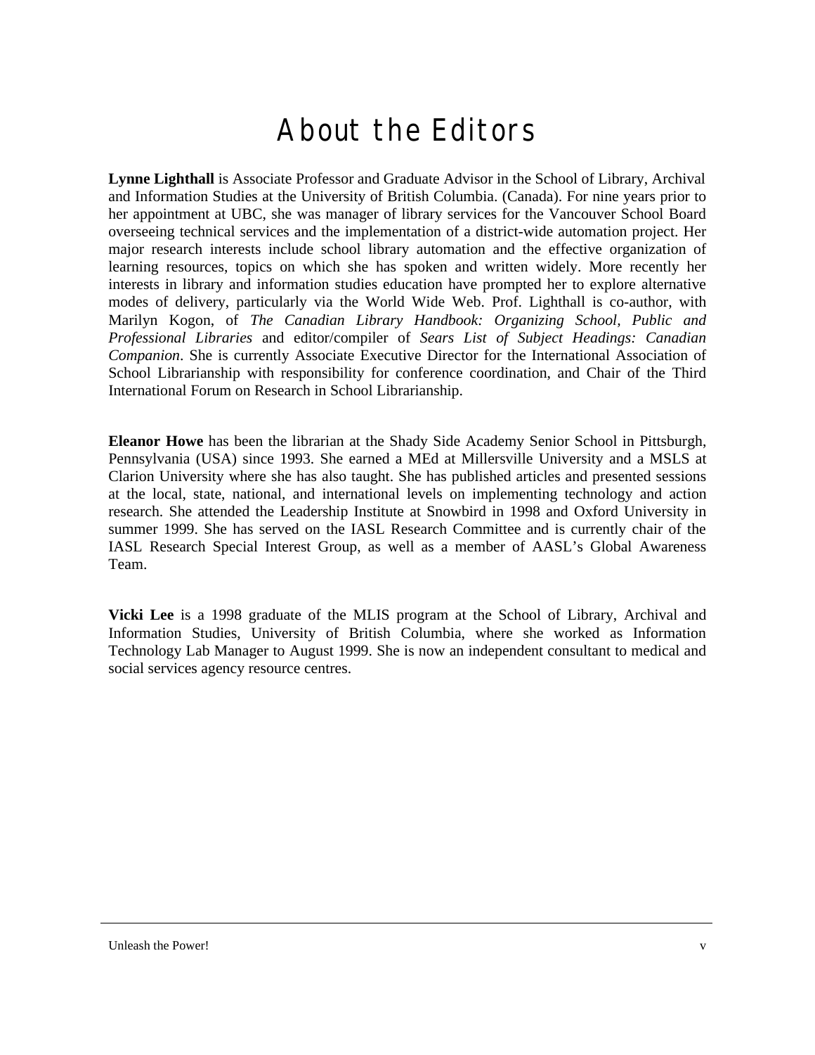# About the Editors

**Lynne Lighthall** is Associate Professor and Graduate Advisor in the School of Library, Archival and Information Studies at the University of British Columbia. (Canada). For nine years prior to her appointment at UBC, she was manager of library services for the Vancouver School Board overseeing technical services and the implementation of a district-wide automation project. Her major research interests include school library automation and the effective organization of learning resources, topics on which she has spoken and written widely. More recently her interests in library and information studies education have prompted her to explore alternative modes of delivery, particularly via the World Wide Web. Prof. Lighthall is co-author, with Marilyn Kogon, of *The Canadian Library Handbook: Organizing School, Public and Professional Libraries* and editor/compiler of *Sears List of Subject Headings: Canadian Companion*. She is currently Associate Executive Director for the International Association of School Librarianship with responsibility for conference coordination, and Chair of the Third International Forum on Research in School Librarianship.

**Eleanor Howe** has been the librarian at the Shady Side Academy Senior School in Pittsburgh, Pennsylvania (USA) since 1993. She earned a MEd at Millersville University and a MSLS at Clarion University where she has also taught. She has published articles and presented sessions at the local, state, national, and international levels on implementing technology and action research. She attended the Leadership Institute at Snowbird in 1998 and Oxford University in summer 1999. She has served on the IASL Research Committee and is currently chair of the IASL Research Special Interest Group, as well as a member of AASL's Global Awareness Team.

**Vicki Lee** is a 1998 graduate of the MLIS program at the School of Library, Archival and Information Studies, University of British Columbia, where she worked as Information Technology Lab Manager to August 1999. She is now an independent consultant to medical and social services agency resource centres.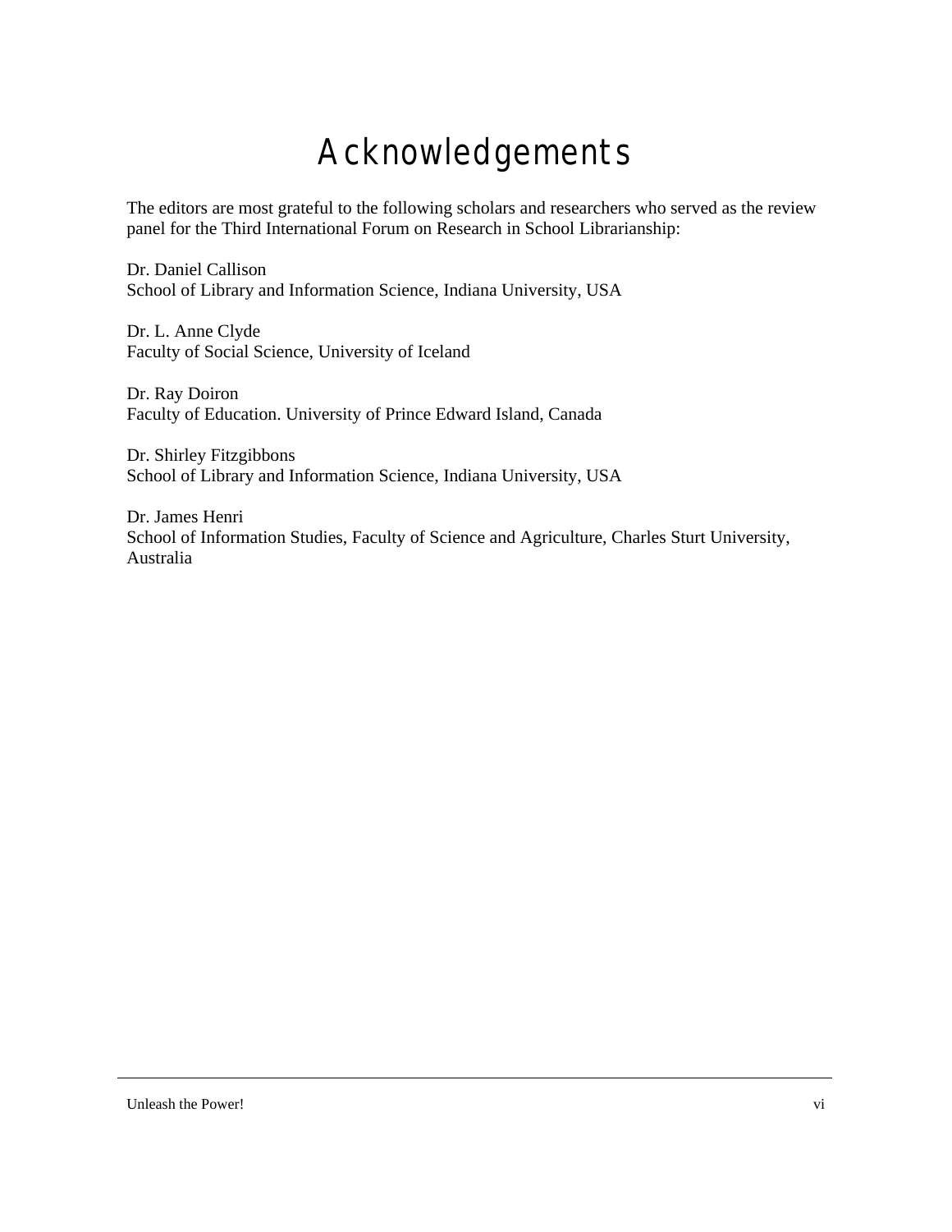# Acknowledgements

The editors are most grateful to the following scholars and researchers who served as the review panel for the Third International Forum on Research in School Librarianship:

Dr. Daniel Callison
School of Library and Information Science, Indiana University, USA

Dr. L. Anne Clyde
Faculty of Social Science, University of Iceland

Dr. Ray Doiron
Faculty of Education. University of Prince Edward Island, Canada

Dr. Shirley Fitzgibbons
School of Library and Information Science, Indiana University, USA

Dr. James Henri
School of Information Studies, Faculty of Science and Agriculture, Charles Sturt University, Australia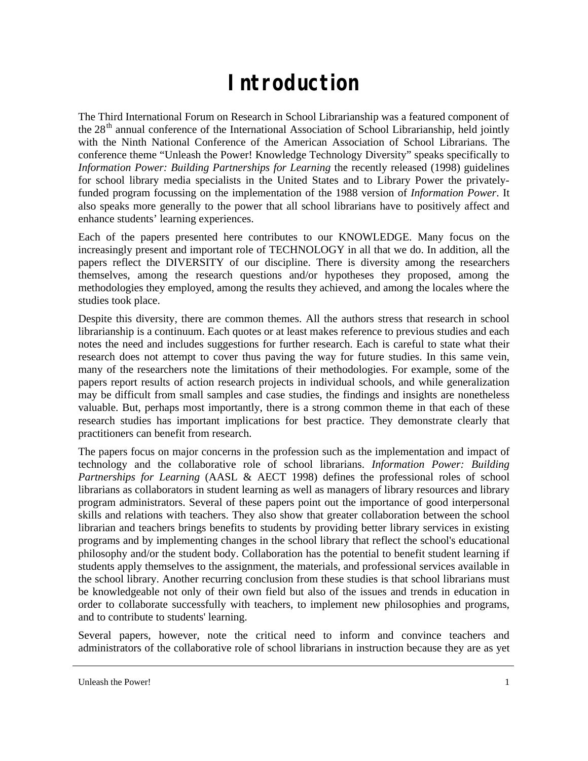# Introduction

The Third International Forum on Research in School Librarianship was a featured component of the 28th annual conference of the International Association of School Librarianship, held jointly with the Ninth National Conference of the American Association of School Librarians. The conference theme "Unleash the Power! Knowledge Technology Diversity" speaks specifically to *Information Power: Building Partnerships for Learning* the recently released (1998) guidelines for school library media specialists in the United States and to Library Power the privately-funded program focussing on the implementation of the 1988 version of *Information Power*. It also speaks more generally to the power that all school librarians have to positively affect and enhance students' learning experiences.

Each of the papers presented here contributes to our KNOWLEDGE. Many focus on the increasingly present and important role of TECHNOLOGY in all that we do. In addition, all the papers reflect the DIVERSITY of our discipline. There is diversity among the researchers themselves, among the research questions and/or hypotheses they proposed, among the methodologies they employed, among the results they achieved, and among the locales where the studies took place.

Despite this diversity, there are common themes. All the authors stress that research in school librarianship is a continuum. Each quotes or at least makes reference to previous studies and each notes the need and includes suggestions for further research. Each is careful to state what their research does not attempt to cover thus paving the way for future studies. In this same vein, many of the researchers note the limitations of their methodologies. For example, some of the papers report results of action research projects in individual schools, and while generalization may be difficult from small samples and case studies, the findings and insights are nonetheless valuable. But, perhaps most importantly, there is a strong common theme in that each of these research studies has important implications for best practice. They demonstrate clearly that practitioners can benefit from research.

The papers focus on major concerns in the profession such as the implementation and impact of technology and the collaborative role of school librarians. *Information Power: Building Partnerships for Learning* (AASL & AECT 1998) defines the professional roles of school librarians as collaborators in student learning as well as managers of library resources and library program administrators. Several of these papers point out the importance of good interpersonal skills and relations with teachers. They also show that greater collaboration between the school librarian and teachers brings benefits to students by providing better library services in existing programs and by implementing changes in the school library that reflect the school's educational philosophy and/or the student body. Collaboration has the potential to benefit student learning if students apply themselves to the assignment, the materials, and professional services available in the school library. Another recurring conclusion from these studies is that school librarians must be knowledgeable not only of their own field but also of the issues and trends in education in order to collaborate successfully with teachers, to implement new philosophies and programs, and to contribute to students' learning.

Several papers, however, note the critical need to inform and convince teachers and administrators of the collaborative role of school librarians in instruction because they are as yet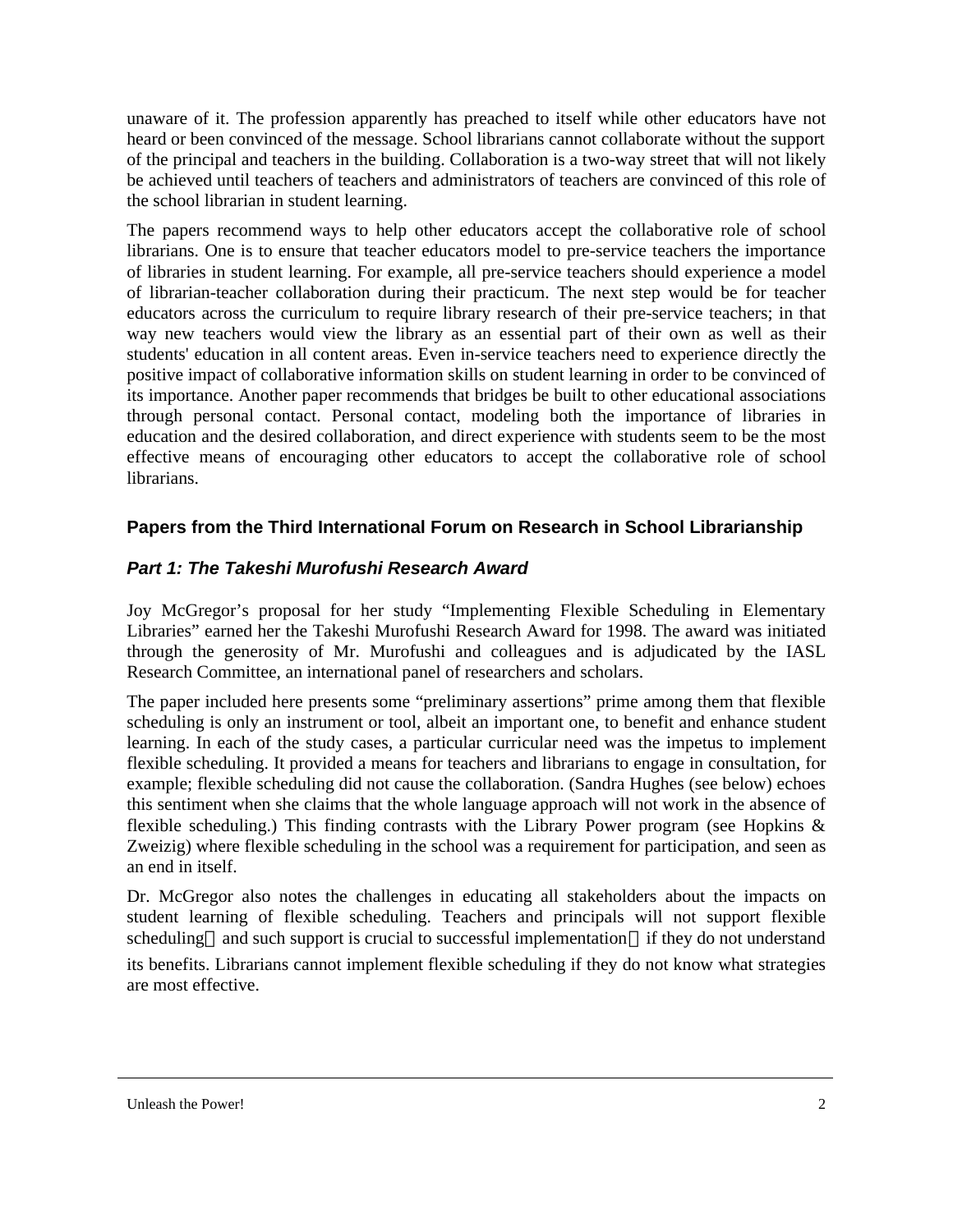unaware of it. The profession apparently has preached to itself while other educators have not heard or been convinced of the message. School librarians cannot collaborate without the support of the principal and teachers in the building. Collaboration is a two-way street that will not likely be achieved until teachers of teachers and administrators of teachers are convinced of this role of the school librarian in student learning.

The papers recommend ways to help other educators accept the collaborative role of school librarians. One is to ensure that teacher educators model to pre-service teachers the importance of libraries in student learning. For example, all pre-service teachers should experience a model of librarian-teacher collaboration during their practicum. The next step would be for teacher educators across the curriculum to require library research of their pre-service teachers; in that way new teachers would view the library as an essential part of their own as well as their students' education in all content areas. Even in-service teachers need to experience directly the positive impact of collaborative information skills on student learning in order to be convinced of its importance. Another paper recommends that bridges be built to other educational associations through personal contact. Personal contact, modeling both the importance of libraries in education and the desired collaboration, and direct experience with students seem to be the most effective means of encouraging other educators to accept the collaborative role of school librarians.

## Papers from the Third International Forum on Research in School Librarianship

### *Part 1: The Takeshi Murofushi Research Award*

Joy McGregor's proposal for her study "Implementing Flexible Scheduling in Elementary Libraries" earned her the Takeshi Murofushi Research Award for 1998. The award was initiated through the generosity of Mr. Murofushi and colleagues and is adjudicated by the IASL Research Committee, an international panel of researchers and scholars.

The paper included here presents some "preliminary assertions" prime among them that flexible scheduling is only an instrument or tool, albeit an important one, to benefit and enhance student learning. In each of the study cases, a particular curricular need was the impetus to implement flexible scheduling. It provided a means for teachers and librarians to engage in consultation, for example; flexible scheduling did not cause the collaboration. (Sandra Hughes (see below) echoes this sentiment when she claims that the whole language approach will not work in the absence of flexible scheduling.) This finding contrasts with the Library Power program (see Hopkins & Zweizig) where flexible scheduling in the school was a requirement for participation, and seen as an end in itself.

Dr. McGregor also notes the challenges in educating all stakeholders about the impacts on student learning of flexible scheduling. Teachers and principals will not support flexible scheduling — and such support is crucial to successful implementation — if they do not understand its benefits. Librarians cannot implement flexible scheduling if they do not know what strategies are most effective.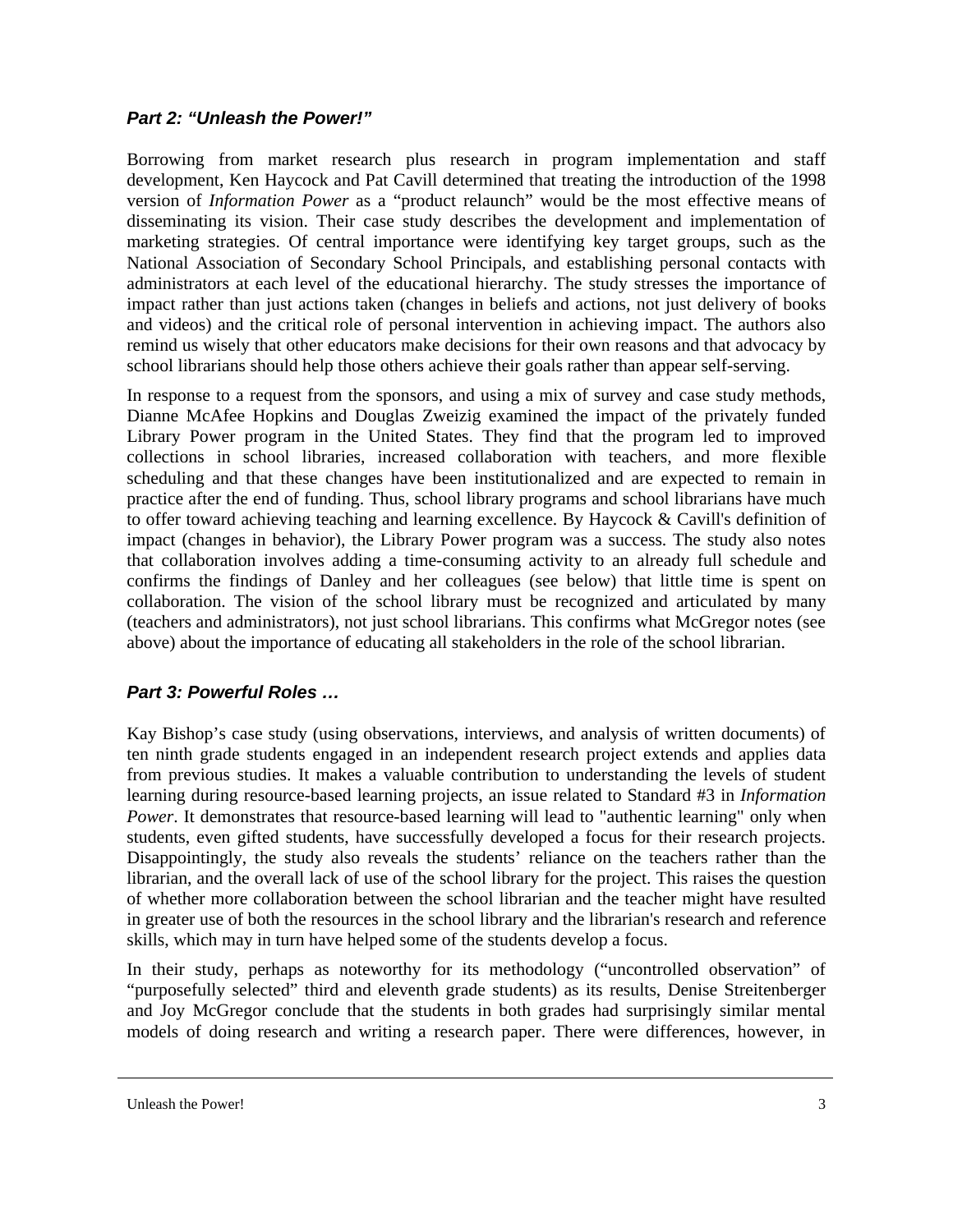### *Part 2: "Unleash the Power!"*

Borrowing from market research plus research in program implementation and staff development, Ken Haycock and Pat Cavill determined that treating the introduction of the 1998 version of *Information Power* as a "product relaunch" would be the most effective means of disseminating its vision. Their case study describes the development and implementation of marketing strategies. Of central importance were identifying key target groups, such as the National Association of Secondary School Principals, and establishing personal contacts with administrators at each level of the educational hierarchy. The study stresses the importance of impact rather than just actions taken (changes in beliefs and actions, not just delivery of books and videos) and the critical role of personal intervention in achieving impact. The authors also remind us wisely that other educators make decisions for their own reasons and that advocacy by school librarians should help those others achieve their goals rather than appear self-serving.

In response to a request from the sponsors, and using a mix of survey and case study methods, Dianne McAfee Hopkins and Douglas Zweizig examined the impact of the privately funded Library Power program in the United States. They find that the program led to improved collections in school libraries, increased collaboration with teachers, and more flexible scheduling and that these changes have been institutionalized and are expected to remain in practice after the end of funding. Thus, school library programs and school librarians have much to offer toward achieving teaching and learning excellence. By Haycock & Cavill's definition of impact (changes in behavior), the Library Power program was a success. The study also notes that collaboration involves adding a time-consuming activity to an already full schedule and confirms the findings of Danley and her colleagues (see below) that little time is spent on collaboration. The vision of the school library must be recognized and articulated by many (teachers and administrators), not just school librarians. This confirms what McGregor notes (see above) about the importance of educating all stakeholders in the role of the school librarian.

### *Part 3: Powerful Roles …*

Kay Bishop's case study (using observations, interviews, and analysis of written documents) of ten ninth grade students engaged in an independent research project extends and applies data from previous studies. It makes a valuable contribution to understanding the levels of student learning during resource-based learning projects, an issue related to Standard #3 in *Information Power*. It demonstrates that resource-based learning will lead to "authentic learning" only when students, even gifted students, have successfully developed a focus for their research projects. Disappointingly, the study also reveals the students' reliance on the teachers rather than the librarian, and the overall lack of use of the school library for the project. This raises the question of whether more collaboration between the school librarian and the teacher might have resulted in greater use of both the resources in the school library and the librarian's research and reference skills, which may in turn have helped some of the students develop a focus.

In their study, perhaps as noteworthy for its methodology ("uncontrolled observation" of "purposefully selected" third and eleventh grade students) as its results, Denise Streitenberger and Joy McGregor conclude that the students in both grades had surprisingly similar mental models of doing research and writing a research paper. There were differences, however, in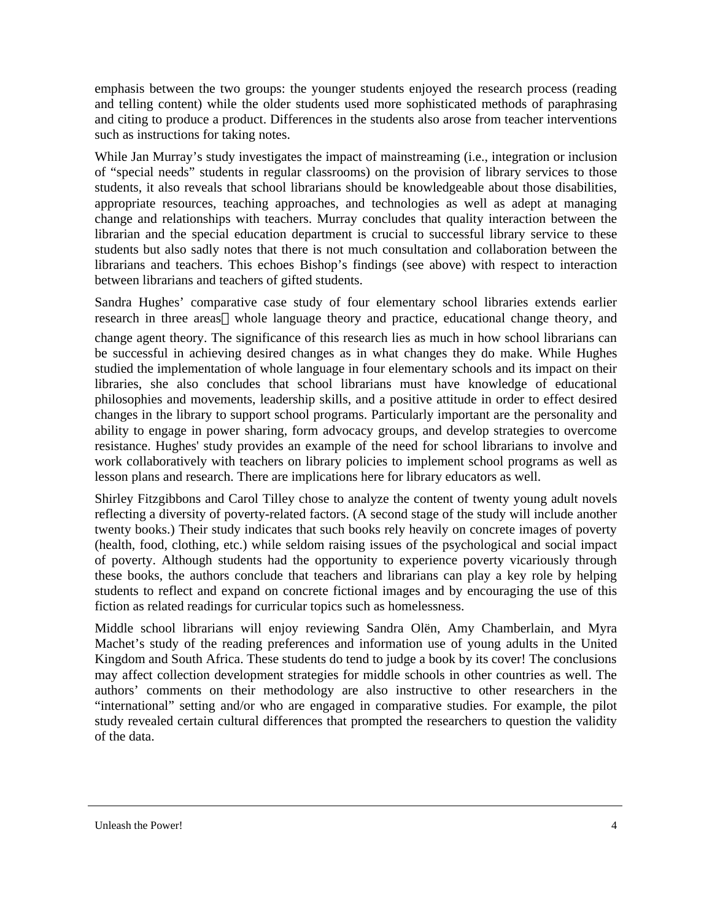emphasis between the two groups: the younger students enjoyed the research process (reading and telling content) while the older students used more sophisticated methods of paraphrasing and citing to produce a product. Differences in the students also arose from teacher interventions such as instructions for taking notes.

While Jan Murray's study investigates the impact of mainstreaming (i.e., integration or inclusion of "special needs" students in regular classrooms) on the provision of library services to those students, it also reveals that school librarians should be knowledgeable about those disabilities, appropriate resources, teaching approaches, and technologies as well as adept at managing change and relationships with teachers. Murray concludes that quality interaction between the librarian and the special education department is crucial to successful library service to these students but also sadly notes that there is not much consultation and collaboration between the librarians and teachers. This echoes Bishop's findings (see above) with respect to interaction between librarians and teachers of gifted students.

Sandra Hughes' comparative case study of four elementary school libraries extends earlier research in three areas—whole language theory and practice, educational change theory, and change agent theory. The significance of this research lies as much in how school librarians can be successful in achieving desired changes as in what changes they do make. While Hughes studied the implementation of whole language in four elementary schools and its impact on their libraries, she also concludes that school librarians must have knowledge of educational philosophies and movements, leadership skills, and a positive attitude in order to effect desired changes in the library to support school programs. Particularly important are the personality and ability to engage in power sharing, form advocacy groups, and develop strategies to overcome resistance. Hughes' study provides an example of the need for school librarians to involve and work collaboratively with teachers on library policies to implement school programs as well as lesson plans and research. There are implications here for library educators as well.

Shirley Fitzgibbons and Carol Tilley chose to analyze the content of twenty young adult novels reflecting a diversity of poverty-related factors. (A second stage of the study will include another twenty books.) Their study indicates that such books rely heavily on concrete images of poverty (health, food, clothing, etc.) while seldom raising issues of the psychological and social impact of poverty. Although students had the opportunity to experience poverty vicariously through these books, the authors conclude that teachers and librarians can play a key role by helping students to reflect and expand on concrete fictional images and by encouraging the use of this fiction as related readings for curricular topics such as homelessness.

Middle school librarians will enjoy reviewing Sandra Olën, Amy Chamberlain, and Myra Machet's study of the reading preferences and information use of young adults in the United Kingdom and South Africa. These students do tend to judge a book by its cover! The conclusions may affect collection development strategies for middle schools in other countries as well. The authors' comments on their methodology are also instructive to other researchers in the "international" setting and/or who are engaged in comparative studies. For example, the pilot study revealed certain cultural differences that prompted the researchers to question the validity of the data.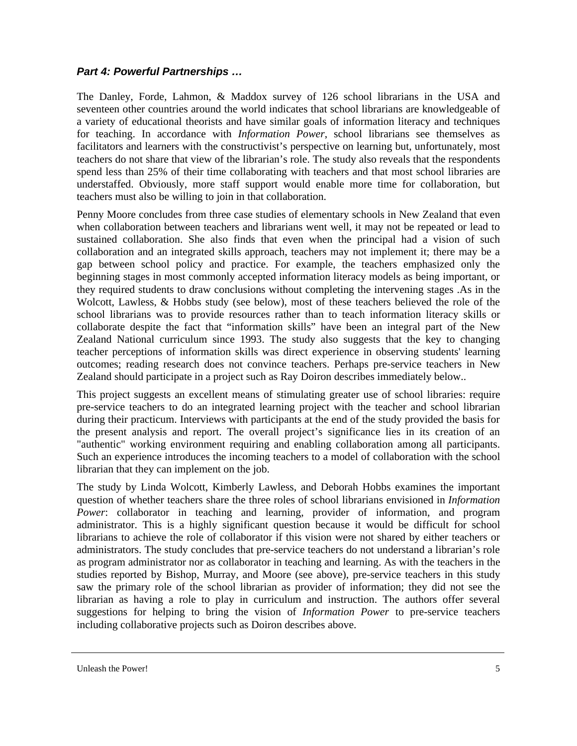### *Part 4: Powerful Partnerships …*

The Danley, Forde, Lahmon, & Maddox survey of 126 school librarians in the USA and seventeen other countries around the world indicates that school librarians are knowledgeable of a variety of educational theorists and have similar goals of information literacy and techniques for teaching. In accordance with *Information Power*, school librarians see themselves as facilitators and learners with the constructivist's perspective on learning but, unfortunately, most teachers do not share that view of the librarian's role. The study also reveals that the respondents spend less than 25% of their time collaborating with teachers and that most school libraries are understaffed. Obviously, more staff support would enable more time for collaboration, but teachers must also be willing to join in that collaboration.

Penny Moore concludes from three case studies of elementary schools in New Zealand that even when collaboration between teachers and librarians went well, it may not be repeated or lead to sustained collaboration. She also finds that even when the principal had a vision of such collaboration and an integrated skills approach, teachers may not implement it; there may be a gap between school policy and practice. For example, the teachers emphasized only the beginning stages in most commonly accepted information literacy models as being important, or they required students to draw conclusions without completing the intervening stages .As in the Wolcott, Lawless, & Hobbs study (see below), most of these teachers believed the role of the school librarians was to provide resources rather than to teach information literacy skills or collaborate despite the fact that "information skills" have been an integral part of the New Zealand National curriculum since 1993. The study also suggests that the key to changing teacher perceptions of information skills was direct experience in observing students' learning outcomes; reading research does not convince teachers. Perhaps pre-service teachers in New Zealand should participate in a project such as Ray Doiron describes immediately below..

This project suggests an excellent means of stimulating greater use of school libraries: require pre-service teachers to do an integrated learning project with the teacher and school librarian during their practicum. Interviews with participants at the end of the study provided the basis for the present analysis and report. The overall project's significance lies in its creation of an "authentic" working environment requiring and enabling collaboration among all participants. Such an experience introduces the incoming teachers to a model of collaboration with the school librarian that they can implement on the job.

The study by Linda Wolcott, Kimberly Lawless, and Deborah Hobbs examines the important question of whether teachers share the three roles of school librarians envisioned in *Information Power*: collaborator in teaching and learning, provider of information, and program administrator. This is a highly significant question because it would be difficult for school librarians to achieve the role of collaborator if this vision were not shared by either teachers or administrators. The study concludes that pre-service teachers do not understand a librarian's role as program administrator nor as collaborator in teaching and learning. As with the teachers in the studies reported by Bishop, Murray, and Moore (see above), pre-service teachers in this study saw the primary role of the school librarian as provider of information; they did not see the librarian as having a role to play in curriculum and instruction. The authors offer several suggestions for helping to bring the vision of *Information Power* to pre-service teachers including collaborative projects such as Doiron describes above.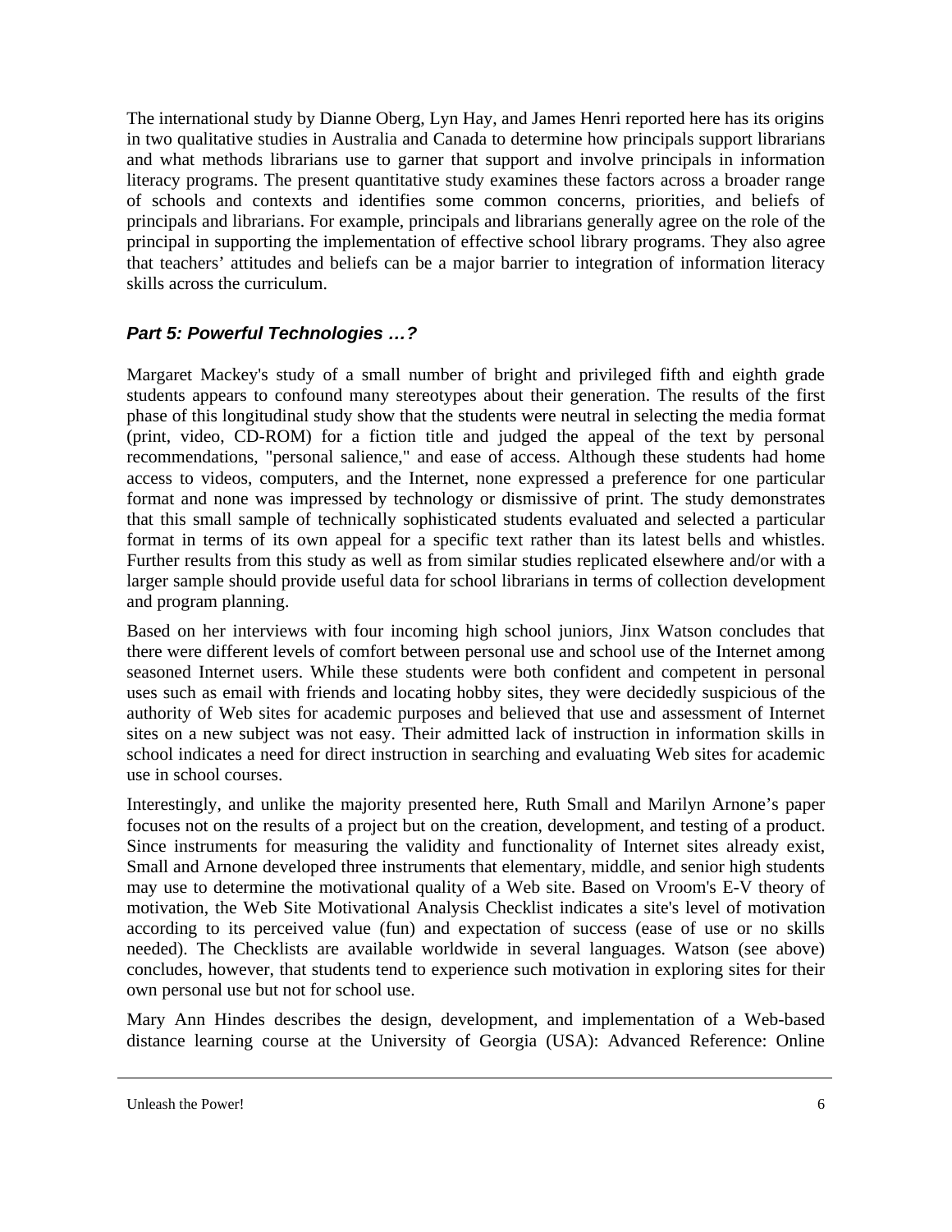The international study by Dianne Oberg, Lyn Hay, and James Henri reported here has its origins in two qualitative studies in Australia and Canada to determine how principals support librarians and what methods librarians use to garner that support and involve principals in information literacy programs. The present quantitative study examines these factors across a broader range of schools and contexts and identifies some common concerns, priorities, and beliefs of principals and librarians. For example, principals and librarians generally agree on the role of the principal in supporting the implementation of effective school library programs. They also agree that teachers' attitudes and beliefs can be a major barrier to integration of information literacy skills across the curriculum.

### *Part 5: Powerful Technologies …?*

Margaret Mackey's study of a small number of bright and privileged fifth and eighth grade students appears to confound many stereotypes about their generation. The results of the first phase of this longitudinal study show that the students were neutral in selecting the media format (print, video, CD-ROM) for a fiction title and judged the appeal of the text by personal recommendations, "personal salience," and ease of access. Although these students had home access to videos, computers, and the Internet, none expressed a preference for one particular format and none was impressed by technology or dismissive of print. The study demonstrates that this small sample of technically sophisticated students evaluated and selected a particular format in terms of its own appeal for a specific text rather than its latest bells and whistles. Further results from this study as well as from similar studies replicated elsewhere and/or with a larger sample should provide useful data for school librarians in terms of collection development and program planning.

Based on her interviews with four incoming high school juniors, Jinx Watson concludes that there were different levels of comfort between personal use and school use of the Internet among seasoned Internet users. While these students were both confident and competent in personal uses such as email with friends and locating hobby sites, they were decidedly suspicious of the authority of Web sites for academic purposes and believed that use and assessment of Internet sites on a new subject was not easy. Their admitted lack of instruction in information skills in school indicates a need for direct instruction in searching and evaluating Web sites for academic use in school courses.

Interestingly, and unlike the majority presented here, Ruth Small and Marilyn Arnone's paper focuses not on the results of a project but on the creation, development, and testing of a product. Since instruments for measuring the validity and functionality of Internet sites already exist, Small and Arnone developed three instruments that elementary, middle, and senior high students may use to determine the motivational quality of a Web site. Based on Vroom's E-V theory of motivation, the Web Site Motivational Analysis Checklist indicates a site's level of motivation according to its perceived value (fun) and expectation of success (ease of use or no skills needed). The Checklists are available worldwide in several languages. Watson (see above) concludes, however, that students tend to experience such motivation in exploring sites for their own personal use but not for school use.

Mary Ann Hindes describes the design, development, and implementation of a Web-based distance learning course at the University of Georgia (USA): Advanced Reference: Online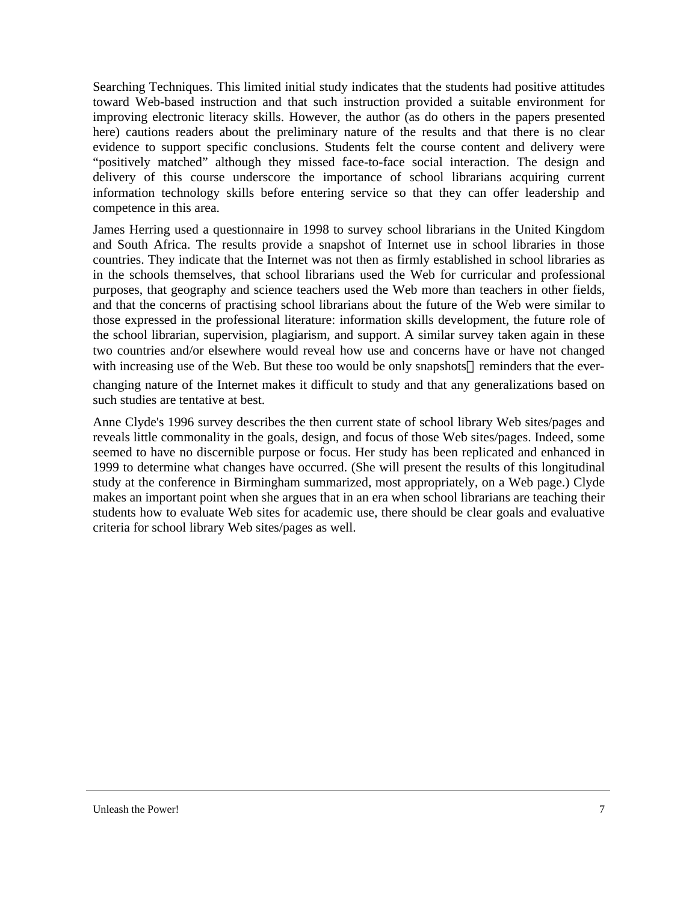Searching Techniques. This limited initial study indicates that the students had positive attitudes toward Web-based instruction and that such instruction provided a suitable environment for improving electronic literacy skills. However, the author (as do others in the papers presented here) cautions readers about the preliminary nature of the results and that there is no clear evidence to support specific conclusions. Students felt the course content and delivery were "positively matched" although they missed face-to-face social interaction. The design and delivery of this course underscore the importance of school librarians acquiring current information technology skills before entering service so that they can offer leadership and competence in this area.

James Herring used a questionnaire in 1998 to survey school librarians in the United Kingdom and South Africa. The results provide a snapshot of Internet use in school libraries in those countries. They indicate that the Internet was not then as firmly established in school libraries as in the schools themselves, that school librarians used the Web for curricular and professional purposes, that geography and science teachers used the Web more than teachers in other fields, and that the concerns of practising school librarians about the future of the Web were similar to those expressed in the professional literature: information skills development, the future role of the school librarian, supervision, plagiarism, and support. A similar survey taken again in these two countries and/or elsewhere would reveal how use and concerns have or have not changed with increasing use of the Web. But these too would be only snapshots—reminders that the ever-changing nature of the Internet makes it difficult to study and that any generalizations based on such studies are tentative at best.

Anne Clyde's 1996 survey describes the then current state of school library Web sites/pages and reveals little commonality in the goals, design, and focus of those Web sites/pages. Indeed, some seemed to have no discernible purpose or focus. Her study has been replicated and enhanced in 1999 to determine what changes have occurred. (She will present the results of this longitudinal study at the conference in Birmingham summarized, most appropriately, on a Web page.) Clyde makes an important point when she argues that in an era when school librarians are teaching their students how to evaluate Web sites for academic use, there should be clear goals and evaluative criteria for school library Web sites/pages as well.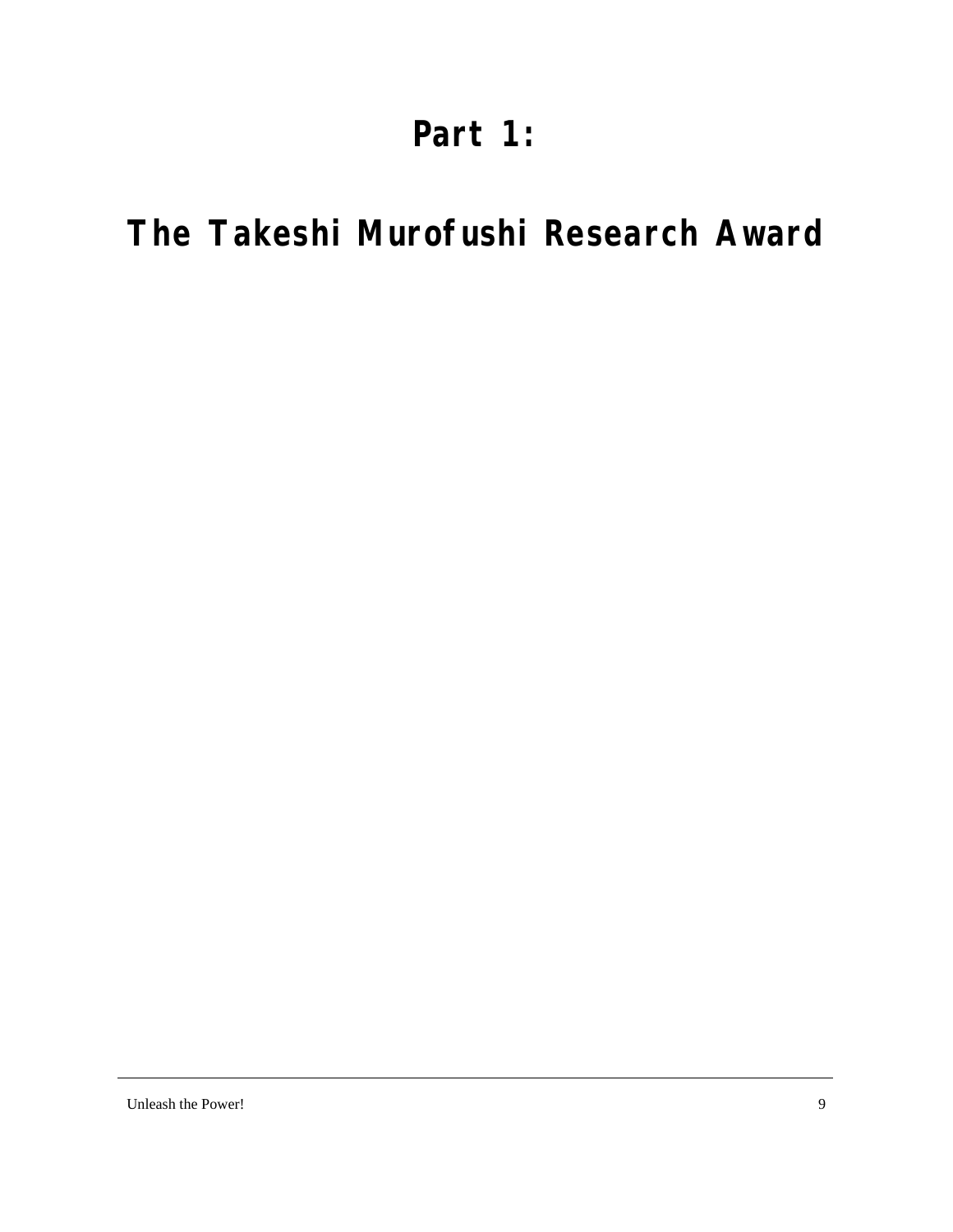# Part 1:

# The Takeshi Murofushi Research Award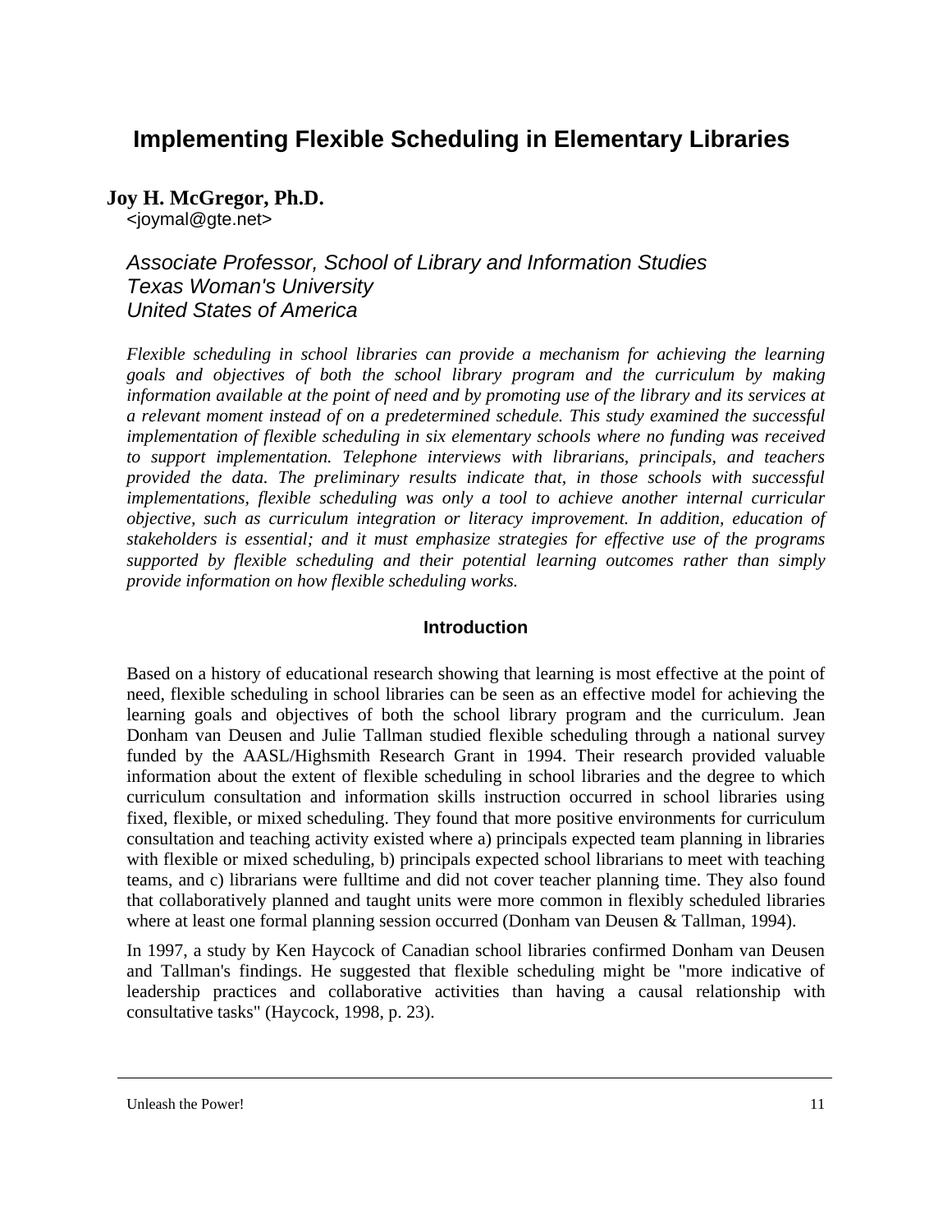# Implementing Flexible Scheduling in Elementary Libraries

**Joy H. McGregor, Ph.D.**
<joymal@gte.net>

*Associate Professor, School of Library and Information Studies*
*Texas Woman's University*
*United States of America*

*Flexible scheduling in school libraries can provide a mechanism for achieving the learning goals and objectives of both the school library program and the curriculum by making information available at the point of need and by promoting use of the library and its services at a relevant moment instead of on a predetermined schedule. This study examined the successful implementation of flexible scheduling in six elementary schools where no funding was received to support implementation. Telephone interviews with librarians, principals, and teachers provided the data. The preliminary results indicate that, in those schools with successful implementations, flexible scheduling was only a tool to achieve another internal curricular objective, such as curriculum integration or literacy improvement. In addition, education of stakeholders is essential; and it must emphasize strategies for effective use of the programs supported by flexible scheduling and their potential learning outcomes rather than simply provide information on how flexible scheduling works.*

## Introduction

Based on a history of educational research showing that learning is most effective at the point of need, flexible scheduling in school libraries can be seen as an effective model for achieving the learning goals and objectives of both the school library program and the curriculum. Jean Donham van Deusen and Julie Tallman studied flexible scheduling through a national survey funded by the AASL/Highsmith Research Grant in 1994. Their research provided valuable information about the extent of flexible scheduling in school libraries and the degree to which curriculum consultation and information skills instruction occurred in school libraries using fixed, flexible, or mixed scheduling. They found that more positive environments for curriculum consultation and teaching activity existed where a) principals expected team planning in libraries with flexible or mixed scheduling, b) principals expected school librarians to meet with teaching teams, and c) librarians were fulltime and did not cover teacher planning time. They also found that collaboratively planned and taught units were more common in flexibly scheduled libraries where at least one formal planning session occurred (Donham van Deusen & Tallman, 1994).

In 1997, a study by Ken Haycock of Canadian school libraries confirmed Donham van Deusen and Tallman's findings. He suggested that flexible scheduling might be "more indicative of leadership practices and collaborative activities than having a causal relationship with consultative tasks" (Haycock, 1998, p. 23).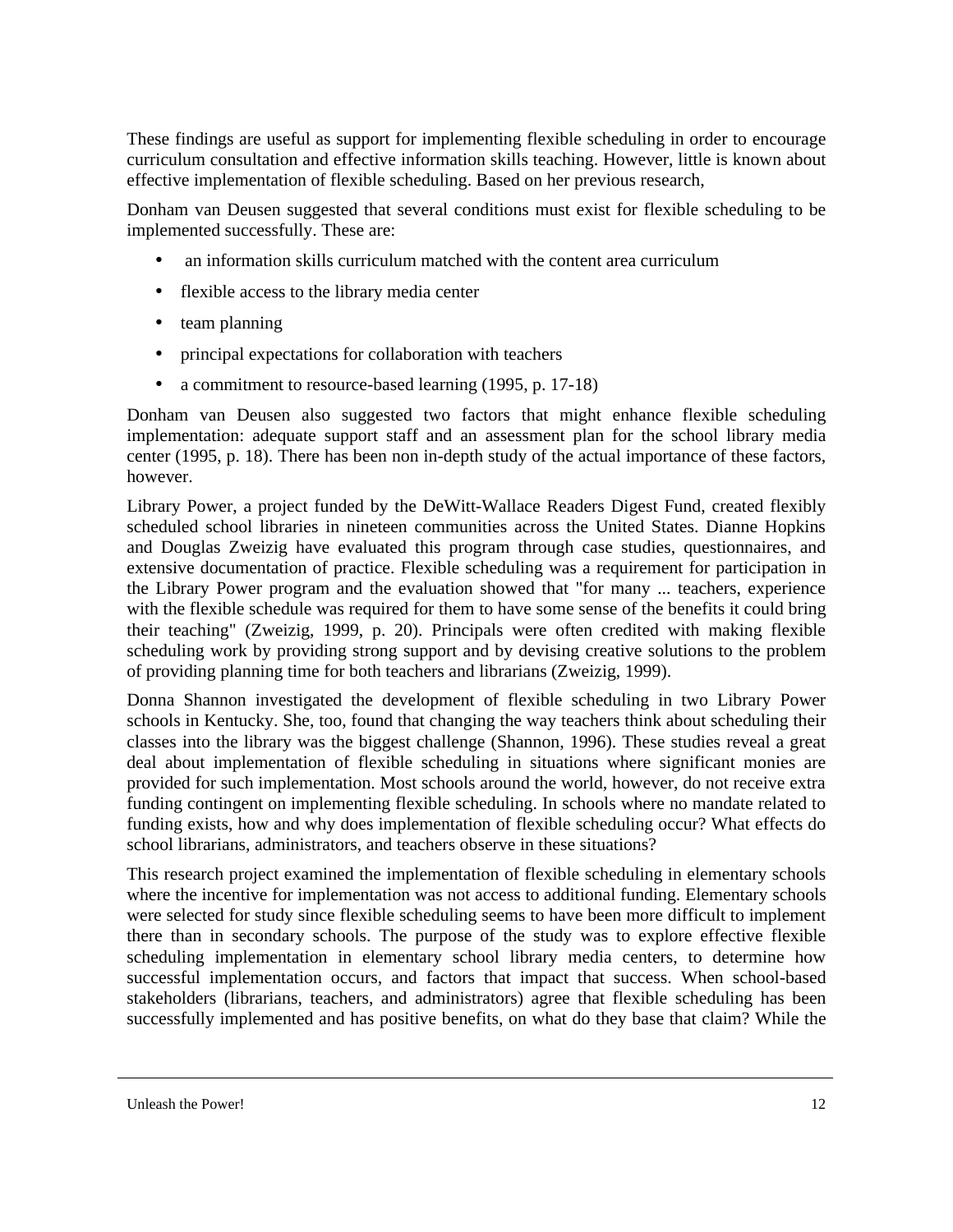These findings are useful as support for implementing flexible scheduling in order to encourage curriculum consultation and effective information skills teaching. However, little is known about effective implementation of flexible scheduling. Based on her previous research,

Donham van Deusen suggested that several conditions must exist for flexible scheduling to be implemented successfully. These are:

- an information skills curriculum matched with the content area curriculum
- flexible access to the library media center
- team planning
- principal expectations for collaboration with teachers
- a commitment to resource-based learning (1995, p. 17-18)

Donham van Deusen also suggested two factors that might enhance flexible scheduling implementation: adequate support staff and an assessment plan for the school library media center (1995, p. 18). There has been non in-depth study of the actual importance of these factors, however.

Library Power, a project funded by the DeWitt-Wallace Readers Digest Fund, created flexibly scheduled school libraries in nineteen communities across the United States. Dianne Hopkins and Douglas Zweizig have evaluated this program through case studies, questionnaires, and extensive documentation of practice. Flexible scheduling was a requirement for participation in the Library Power program and the evaluation showed that "for many ... teachers, experience with the flexible schedule was required for them to have some sense of the benefits it could bring their teaching" (Zweizig, 1999, p. 20). Principals were often credited with making flexible scheduling work by providing strong support and by devising creative solutions to the problem of providing planning time for both teachers and librarians (Zweizig, 1999).

Donna Shannon investigated the development of flexible scheduling in two Library Power schools in Kentucky. She, too, found that changing the way teachers think about scheduling their classes into the library was the biggest challenge (Shannon, 1996). These studies reveal a great deal about implementation of flexible scheduling in situations where significant monies are provided for such implementation. Most schools around the world, however, do not receive extra funding contingent on implementing flexible scheduling. In schools where no mandate related to funding exists, how and why does implementation of flexible scheduling occur? What effects do school librarians, administrators, and teachers observe in these situations?

This research project examined the implementation of flexible scheduling in elementary schools where the incentive for implementation was not access to additional funding. Elementary schools were selected for study since flexible scheduling seems to have been more difficult to implement there than in secondary schools. The purpose of the study was to explore effective flexible scheduling implementation in elementary school library media centers, to determine how successful implementation occurs, and factors that impact that success. When school-based stakeholders (librarians, teachers, and administrators) agree that flexible scheduling has been successfully implemented and has positive benefits, on what do they base that claim? While the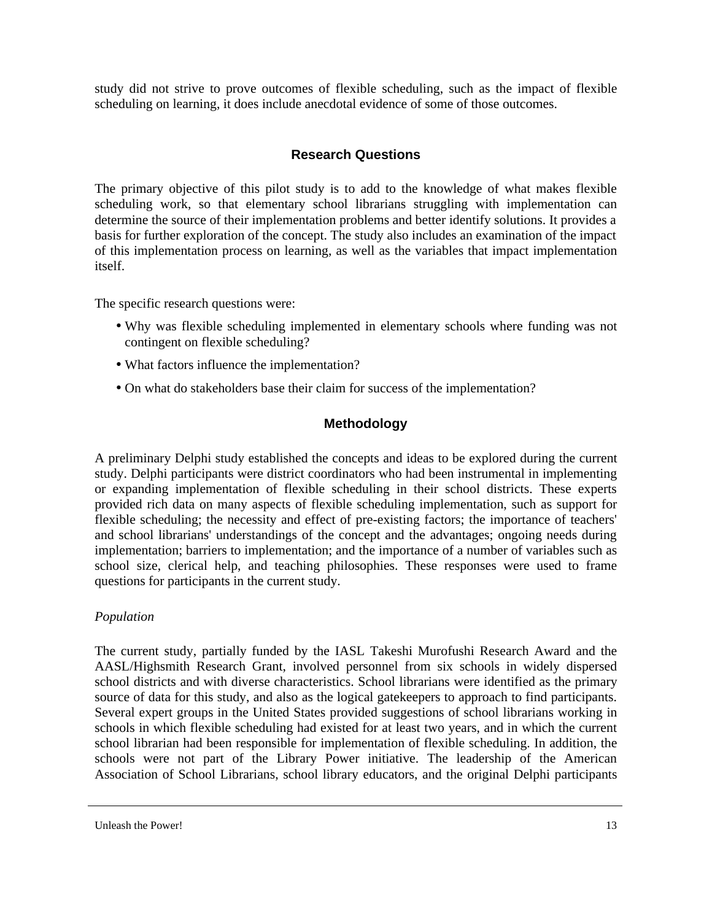study did not strive to prove outcomes of flexible scheduling, such as the impact of flexible scheduling on learning, it does include anecdotal evidence of some of those outcomes.

## Research Questions

The primary objective of this pilot study is to add to the knowledge of what makes flexible scheduling work, so that elementary school librarians struggling with implementation can determine the source of their implementation problems and better identify solutions. It provides a basis for further exploration of the concept. The study also includes an examination of the impact of this implementation process on learning, as well as the variables that impact implementation itself.

The specific research questions were:

- Why was flexible scheduling implemented in elementary schools where funding was not contingent on flexible scheduling?
- What factors influence the implementation?
- On what do stakeholders base their claim for success of the implementation?

## Methodology

A preliminary Delphi study established the concepts and ideas to be explored during the current study. Delphi participants were district coordinators who had been instrumental in implementing or expanding implementation of flexible scheduling in their school districts. These experts provided rich data on many aspects of flexible scheduling implementation, such as support for flexible scheduling; the necessity and effect of pre-existing factors; the importance of teachers' and school librarians' understandings of the concept and the advantages; ongoing needs during implementation; barriers to implementation; and the importance of a number of variables such as school size, clerical help, and teaching philosophies. These responses were used to frame questions for participants in the current study.

*Population*

The current study, partially funded by the IASL Takeshi Murofushi Research Award and the AASL/Highsmith Research Grant, involved personnel from six schools in widely dispersed school districts and with diverse characteristics. School librarians were identified as the primary source of data for this study, and also as the logical gatekeepers to approach to find participants. Several expert groups in the United States provided suggestions of school librarians working in schools in which flexible scheduling had existed for at least two years, and in which the current school librarian had been responsible for implementation of flexible scheduling. In addition, the schools were not part of the Library Power initiative. The leadership of the American Association of School Librarians, school library educators, and the original Delphi participants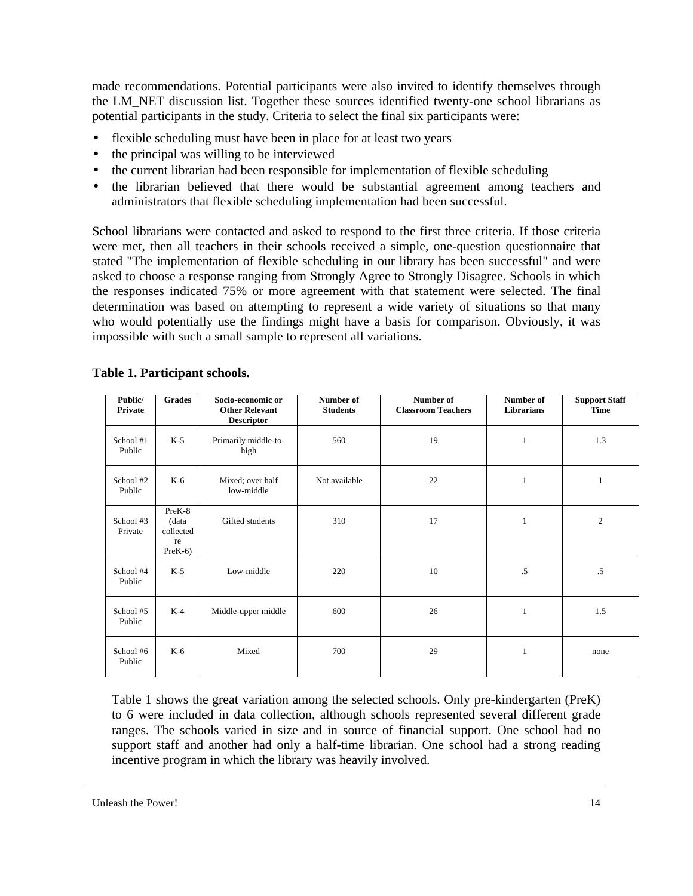made recommendations. Potential participants were also invited to identify themselves through the LM_NET discussion list. Together these sources identified twenty-one school librarians as potential participants in the study. Criteria to select the final six participants were:

- flexible scheduling must have been in place for at least two years
- the principal was willing to be interviewed
- the current librarian had been responsible for implementation of flexible scheduling
- the librarian believed that there would be substantial agreement among teachers and administrators that flexible scheduling implementation had been successful.

School librarians were contacted and asked to respond to the first three criteria. If those criteria were met, then all teachers in their schools received a simple, one-question questionnaire that stated "The implementation of flexible scheduling in our library has been successful" and were asked to choose a response ranging from Strongly Agree to Strongly Disagree. Schools in which the responses indicated 75% or more agreement with that statement were selected. The final determination was based on attempting to represent a wide variety of situations so that many who would potentially use the findings might have a basis for comparison. Obviously, it was impossible with such a small sample to represent all variations.

**Table 1. Participant schools.**

| Public/ Private | Grades | Socio-economic or Other Relevant Descriptor | Number of Students | Number of Classroom Teachers | Number of Librarians | Support Staff Time |
|---|---|---|---|---|---|---|
| School #1 Public | K-5 | Primarily middle-to-high | 560 | 19 | 1 | 1.3 |
| School #2 Public | K-6 | Mixed; over half low-middle | Not available | 22 | 1 | 1 |
| School #3 Private | PreK-8 (data collected re PreK-6) | Gifted students | 310 | 17 | 1 | 2 |
| School #4 Public | K-5 | Low-middle | 220 | 10 | .5 | .5 |
| School #5 Public | K-4 | Middle-upper middle | 600 | 26 | 1 | 1.5 |
| School #6 Public | K-6 | Mixed | 700 | 29 | 1 | none |

Table 1 shows the great variation among the selected schools. Only pre-kindergarten (PreK) to 6 were included in data collection, although schools represented several different grade ranges. The schools varied in size and in source of financial support. One school had no support staff and another had only a half-time librarian. One school had a strong reading incentive program in which the library was heavily involved.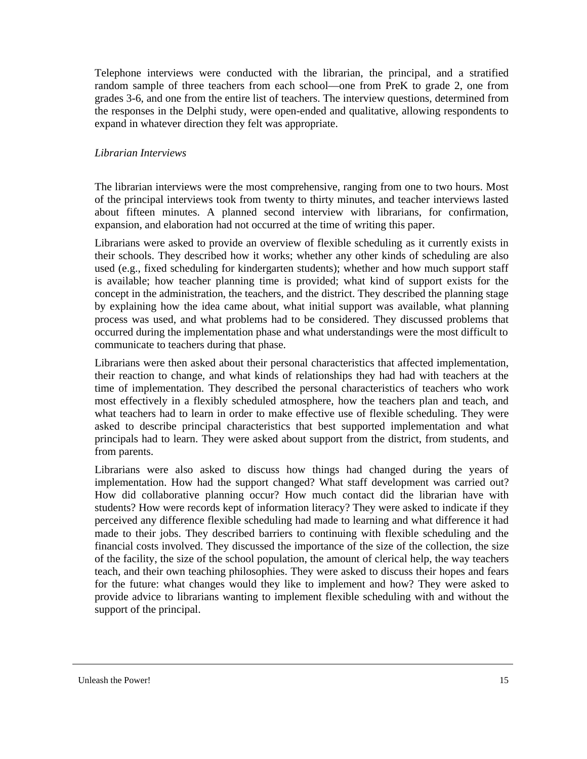Telephone interviews were conducted with the librarian, the principal, and a stratified random sample of three teachers from each school—one from PreK to grade 2, one from grades 3-6, and one from the entire list of teachers. The interview questions, determined from the responses in the Delphi study, were open-ended and qualitative, allowing respondents to expand in whatever direction they felt was appropriate.

*Librarian Interviews*

The librarian interviews were the most comprehensive, ranging from one to two hours. Most of the principal interviews took from twenty to thirty minutes, and teacher interviews lasted about fifteen minutes. A planned second interview with librarians, for confirmation, expansion, and elaboration had not occurred at the time of writing this paper.

Librarians were asked to provide an overview of flexible scheduling as it currently exists in their schools. They described how it works; whether any other kinds of scheduling are also used (e.g., fixed scheduling for kindergarten students); whether and how much support staff is available; how teacher planning time is provided; what kind of support exists for the concept in the administration, the teachers, and the district. They described the planning stage by explaining how the idea came about, what initial support was available, what planning process was used, and what problems had to be considered. They discussed problems that occurred during the implementation phase and what understandings were the most difficult to communicate to teachers during that phase.

Librarians were then asked about their personal characteristics that affected implementation, their reaction to change, and what kinds of relationships they had had with teachers at the time of implementation. They described the personal characteristics of teachers who work most effectively in a flexibly scheduled atmosphere, how the teachers plan and teach, and what teachers had to learn in order to make effective use of flexible scheduling. They were asked to describe principal characteristics that best supported implementation and what principals had to learn. They were asked about support from the district, from students, and from parents.

Librarians were also asked to discuss how things had changed during the years of implementation. How had the support changed? What staff development was carried out? How did collaborative planning occur? How much contact did the librarian have with students? How were records kept of information literacy? They were asked to indicate if they perceived any difference flexible scheduling had made to learning and what difference it had made to their jobs. They described barriers to continuing with flexible scheduling and the financial costs involved. They discussed the importance of the size of the collection, the size of the facility, the size of the school population, the amount of clerical help, the way teachers teach, and their own teaching philosophies. They were asked to discuss their hopes and fears for the future: what changes would they like to implement and how? They were asked to provide advice to librarians wanting to implement flexible scheduling with and without the support of the principal.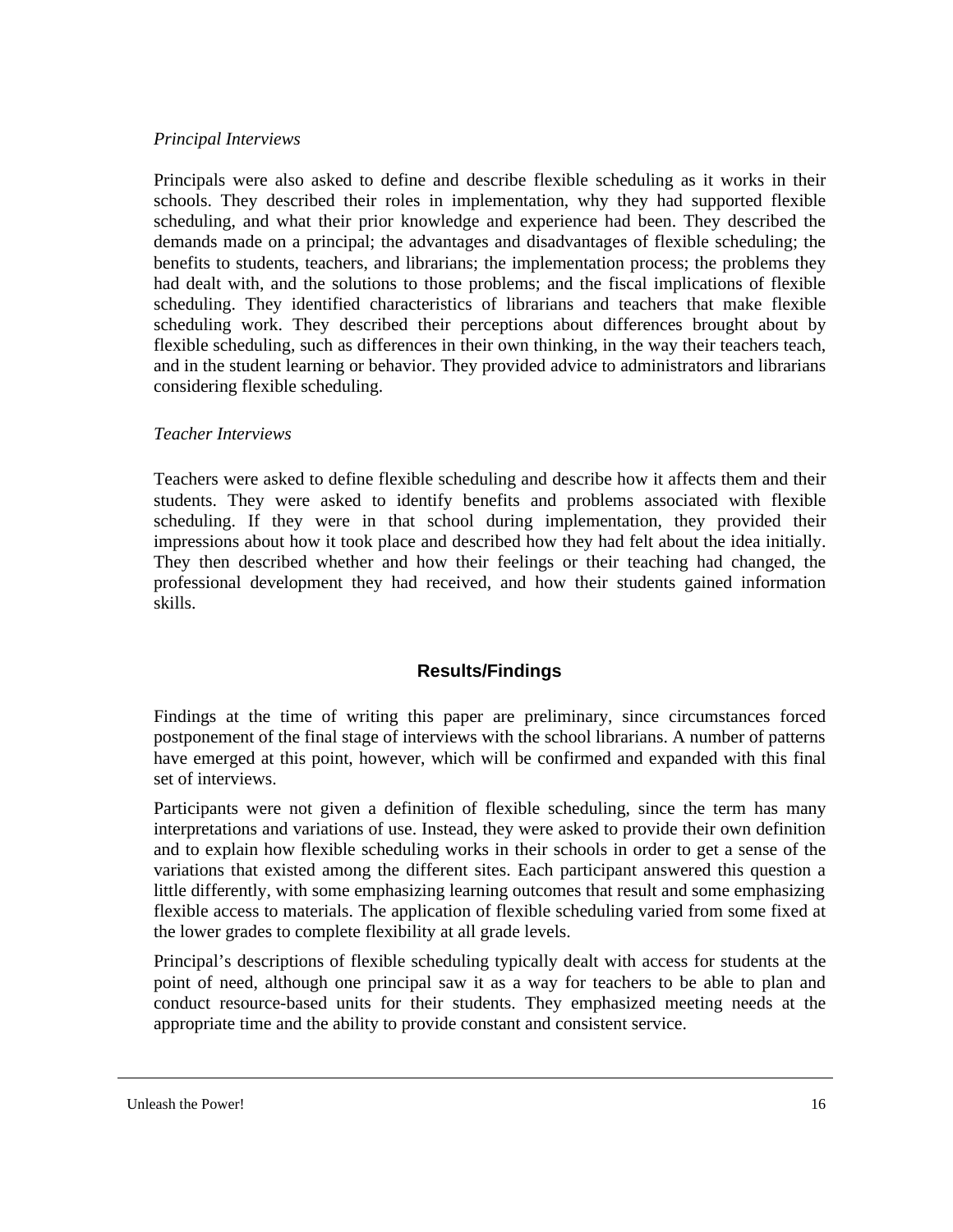*Principal Interviews*

Principals were also asked to define and describe flexible scheduling as it works in their schools. They described their roles in implementation, why they had supported flexible scheduling, and what their prior knowledge and experience had been. They described the demands made on a principal; the advantages and disadvantages of flexible scheduling; the benefits to students, teachers, and librarians; the implementation process; the problems they had dealt with, and the solutions to those problems; and the fiscal implications of flexible scheduling. They identified characteristics of librarians and teachers that make flexible scheduling work. They described their perceptions about differences brought about by flexible scheduling, such as differences in their own thinking, in the way their teachers teach, and in the student learning or behavior. They provided advice to administrators and librarians considering flexible scheduling.

*Teacher Interviews*

Teachers were asked to define flexible scheduling and describe how it affects them and their students. They were asked to identify benefits and problems associated with flexible scheduling. If they were in that school during implementation, they provided their impressions about how it took place and described how they had felt about the idea initially. They then described whether and how their feelings or their teaching had changed, the professional development they had received, and how their students gained information skills.

## Results/Findings

Findings at the time of writing this paper are preliminary, since circumstances forced postponement of the final stage of interviews with the school librarians. A number of patterns have emerged at this point, however, which will be confirmed and expanded with this final set of interviews.

Participants were not given a definition of flexible scheduling, since the term has many interpretations and variations of use. Instead, they were asked to provide their own definition and to explain how flexible scheduling works in their schools in order to get a sense of the variations that existed among the different sites. Each participant answered this question a little differently, with some emphasizing learning outcomes that result and some emphasizing flexible access to materials. The application of flexible scheduling varied from some fixed at the lower grades to complete flexibility at all grade levels.

Principal's descriptions of flexible scheduling typically dealt with access for students at the point of need, although one principal saw it as a way for teachers to be able to plan and conduct resource-based units for their students. They emphasized meeting needs at the appropriate time and the ability to provide constant and consistent service.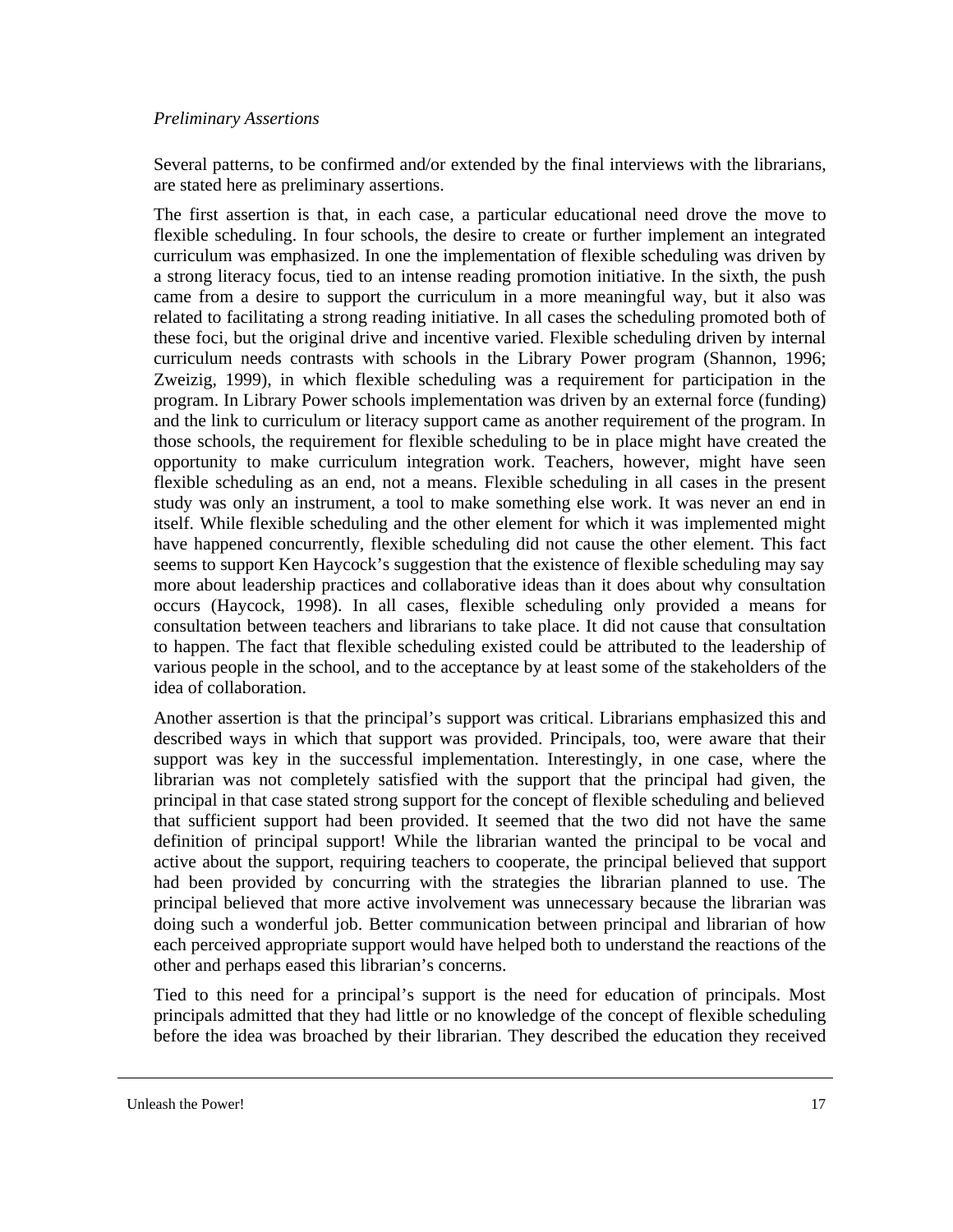*Preliminary Assertions*

Several patterns, to be confirmed and/or extended by the final interviews with the librarians, are stated here as preliminary assertions.

The first assertion is that, in each case, a particular educational need drove the move to flexible scheduling. In four schools, the desire to create or further implement an integrated curriculum was emphasized. In one the implementation of flexible scheduling was driven by a strong literacy focus, tied to an intense reading promotion initiative. In the sixth, the push came from a desire to support the curriculum in a more meaningful way, but it also was related to facilitating a strong reading initiative. In all cases the scheduling promoted both of these foci, but the original drive and incentive varied. Flexible scheduling driven by internal curriculum needs contrasts with schools in the Library Power program (Shannon, 1996; Zweizig, 1999), in which flexible scheduling was a requirement for participation in the program. In Library Power schools implementation was driven by an external force (funding) and the link to curriculum or literacy support came as another requirement of the program. In those schools, the requirement for flexible scheduling to be in place might have created the opportunity to make curriculum integration work. Teachers, however, might have seen flexible scheduling as an end, not a means. Flexible scheduling in all cases in the present study was only an instrument, a tool to make something else work. It was never an end in itself. While flexible scheduling and the other element for which it was implemented might have happened concurrently, flexible scheduling did not cause the other element. This fact seems to support Ken Haycock's suggestion that the existence of flexible scheduling may say more about leadership practices and collaborative ideas than it does about why consultation occurs (Haycock, 1998). In all cases, flexible scheduling only provided a means for consultation between teachers and librarians to take place. It did not cause that consultation to happen. The fact that flexible scheduling existed could be attributed to the leadership of various people in the school, and to the acceptance by at least some of the stakeholders of the idea of collaboration.

Another assertion is that the principal's support was critical. Librarians emphasized this and described ways in which that support was provided. Principals, too, were aware that their support was key in the successful implementation. Interestingly, in one case, where the librarian was not completely satisfied with the support that the principal had given, the principal in that case stated strong support for the concept of flexible scheduling and believed that sufficient support had been provided. It seemed that the two did not have the same definition of principal support! While the librarian wanted the principal to be vocal and active about the support, requiring teachers to cooperate, the principal believed that support had been provided by concurring with the strategies the librarian planned to use. The principal believed that more active involvement was unnecessary because the librarian was doing such a wonderful job. Better communication between principal and librarian of how each perceived appropriate support would have helped both to understand the reactions of the other and perhaps eased this librarian's concerns.

Tied to this need for a principal's support is the need for education of principals. Most principals admitted that they had little or no knowledge of the concept of flexible scheduling before the idea was broached by their librarian. They described the education they received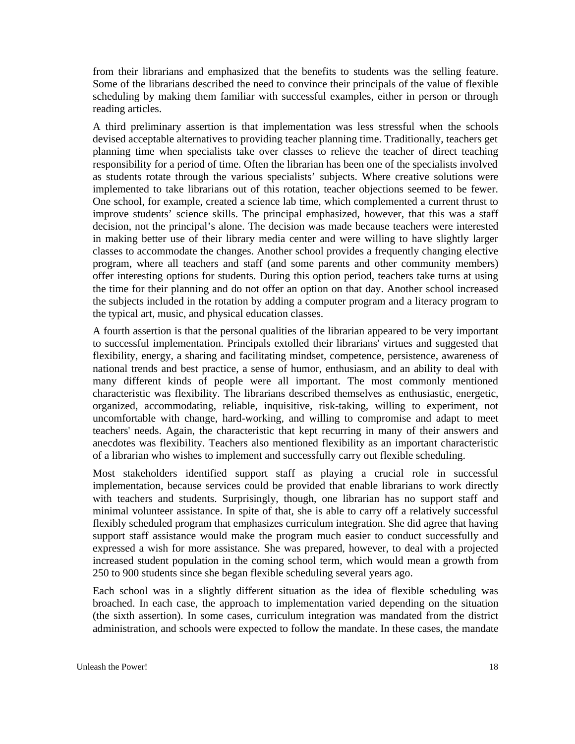from their librarians and emphasized that the benefits to students was the selling feature. Some of the librarians described the need to convince their principals of the value of flexible scheduling by making them familiar with successful examples, either in person or through reading articles.

A third preliminary assertion is that implementation was less stressful when the schools devised acceptable alternatives to providing teacher planning time. Traditionally, teachers get planning time when specialists take over classes to relieve the teacher of direct teaching responsibility for a period of time. Often the librarian has been one of the specialists involved as students rotate through the various specialists' subjects. Where creative solutions were implemented to take librarians out of this rotation, teacher objections seemed to be fewer. One school, for example, created a science lab time, which complemented a current thrust to improve students' science skills. The principal emphasized, however, that this was a staff decision, not the principal's alone. The decision was made because teachers were interested in making better use of their library media center and were willing to have slightly larger classes to accommodate the changes. Another school provides a frequently changing elective program, where all teachers and staff (and some parents and other community members) offer interesting options for students. During this option period, teachers take turns at using the time for their planning and do not offer an option on that day. Another school increased the subjects included in the rotation by adding a computer program and a literacy program to the typical art, music, and physical education classes.

A fourth assertion is that the personal qualities of the librarian appeared to be very important to successful implementation. Principals extolled their librarians' virtues and suggested that flexibility, energy, a sharing and facilitating mindset, competence, persistence, awareness of national trends and best practice, a sense of humor, enthusiasm, and an ability to deal with many different kinds of people were all important. The most commonly mentioned characteristic was flexibility. The librarians described themselves as enthusiastic, energetic, organized, accommodating, reliable, inquisitive, risk-taking, willing to experiment, not uncomfortable with change, hard-working, and willing to compromise and adapt to meet teachers' needs. Again, the characteristic that kept recurring in many of their answers and anecdotes was flexibility. Teachers also mentioned flexibility as an important characteristic of a librarian who wishes to implement and successfully carry out flexible scheduling.

Most stakeholders identified support staff as playing a crucial role in successful implementation, because services could be provided that enable librarians to work directly with teachers and students. Surprisingly, though, one librarian has no support staff and minimal volunteer assistance. In spite of that, she is able to carry off a relatively successful flexibly scheduled program that emphasizes curriculum integration. She did agree that having support staff assistance would make the program much easier to conduct successfully and expressed a wish for more assistance. She was prepared, however, to deal with a projected increased student population in the coming school term, which would mean a growth from 250 to 900 students since she began flexible scheduling several years ago.

Each school was in a slightly different situation as the idea of flexible scheduling was broached. In each case, the approach to implementation varied depending on the situation (the sixth assertion). In some cases, curriculum integration was mandated from the district administration, and schools were expected to follow the mandate. In these cases, the mandate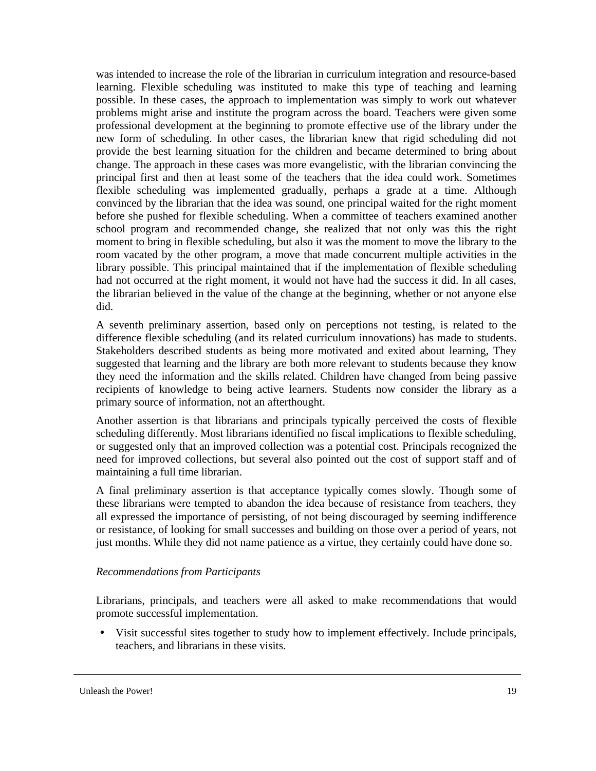was intended to increase the role of the librarian in curriculum integration and resource-based learning. Flexible scheduling was instituted to make this type of teaching and learning possible. In these cases, the approach to implementation was simply to work out whatever problems might arise and institute the program across the board. Teachers were given some professional development at the beginning to promote effective use of the library under the new form of scheduling. In other cases, the librarian knew that rigid scheduling did not provide the best learning situation for the children and became determined to bring about change. The approach in these cases was more evangelistic, with the librarian convincing the principal first and then at least some of the teachers that the idea could work. Sometimes flexible scheduling was implemented gradually, perhaps a grade at a time. Although convinced by the librarian that the idea was sound, one principal waited for the right moment before she pushed for flexible scheduling. When a committee of teachers examined another school program and recommended change, she realized that not only was this the right moment to bring in flexible scheduling, but also it was the moment to move the library to the room vacated by the other program, a move that made concurrent multiple activities in the library possible. This principal maintained that if the implementation of flexible scheduling had not occurred at the right moment, it would not have had the success it did. In all cases, the librarian believed in the value of the change at the beginning, whether or not anyone else did.

A seventh preliminary assertion, based only on perceptions not testing, is related to the difference flexible scheduling (and its related curriculum innovations) has made to students. Stakeholders described students as being more motivated and exited about learning, They suggested that learning and the library are both more relevant to students because they know they need the information and the skills related. Children have changed from being passive recipients of knowledge to being active learners. Students now consider the library as a primary source of information, not an afterthought.

Another assertion is that librarians and principals typically perceived the costs of flexible scheduling differently. Most librarians identified no fiscal implications to flexible scheduling, or suggested only that an improved collection was a potential cost. Principals recognized the need for improved collections, but several also pointed out the cost of support staff and of maintaining a full time librarian.

A final preliminary assertion is that acceptance typically comes slowly. Though some of these librarians were tempted to abandon the idea because of resistance from teachers, they all expressed the importance of persisting, of not being discouraged by seeming indifference or resistance, of looking for small successes and building on those over a period of years, not just months. While they did not name patience as a virtue, they certainly could have done so.

*Recommendations from Participants*

Librarians, principals, and teachers were all asked to make recommendations that would promote successful implementation.

- Visit successful sites together to study how to implement effectively. Include principals, teachers, and librarians in these visits.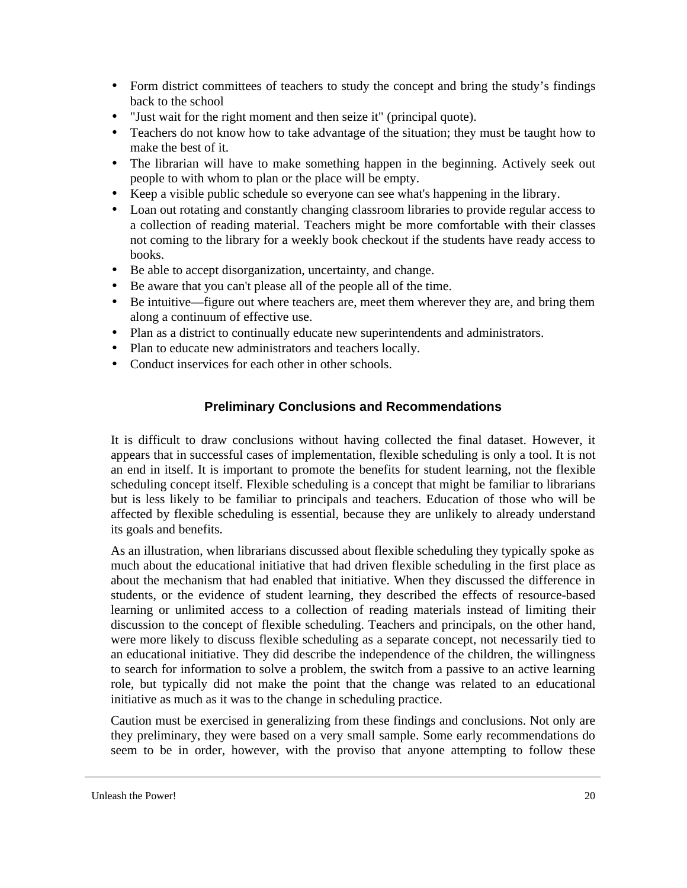- Form district committees of teachers to study the concept and bring the study's findings back to the school
- "Just wait for the right moment and then seize it" (principal quote).
- Teachers do not know how to take advantage of the situation; they must be taught how to make the best of it.
- The librarian will have to make something happen in the beginning. Actively seek out people to with whom to plan or the place will be empty.
- Keep a visible public schedule so everyone can see what's happening in the library.
- Loan out rotating and constantly changing classroom libraries to provide regular access to a collection of reading material. Teachers might be more comfortable with their classes not coming to the library for a weekly book checkout if the students have ready access to books.
- Be able to accept disorganization, uncertainty, and change.
- Be aware that you can't please all of the people all of the time.
- Be intuitive—figure out where teachers are, meet them wherever they are, and bring them along a continuum of effective use.
- Plan as a district to continually educate new superintendents and administrators.
- Plan to educate new administrators and teachers locally.
- Conduct inservices for each other in other schools.

## Preliminary Conclusions and Recommendations

It is difficult to draw conclusions without having collected the final dataset. However, it appears that in successful cases of implementation, flexible scheduling is only a tool. It is not an end in itself. It is important to promote the benefits for student learning, not the flexible scheduling concept itself. Flexible scheduling is a concept that might be familiar to librarians but is less likely to be familiar to principals and teachers. Education of those who will be affected by flexible scheduling is essential, because they are unlikely to already understand its goals and benefits.

As an illustration, when librarians discussed about flexible scheduling they typically spoke as much about the educational initiative that had driven flexible scheduling in the first place as about the mechanism that had enabled that initiative. When they discussed the difference in students, or the evidence of student learning, they described the effects of resource-based learning or unlimited access to a collection of reading materials instead of limiting their discussion to the concept of flexible scheduling. Teachers and principals, on the other hand, were more likely to discuss flexible scheduling as a separate concept, not necessarily tied to an educational initiative. They did describe the independence of the children, the willingness to search for information to solve a problem, the switch from a passive to an active learning role, but typically did not make the point that the change was related to an educational initiative as much as it was to the change in scheduling practice.

Caution must be exercised in generalizing from these findings and conclusions. Not only are they preliminary, they were based on a very small sample. Some early recommendations do seem to be in order, however, with the proviso that anyone attempting to follow these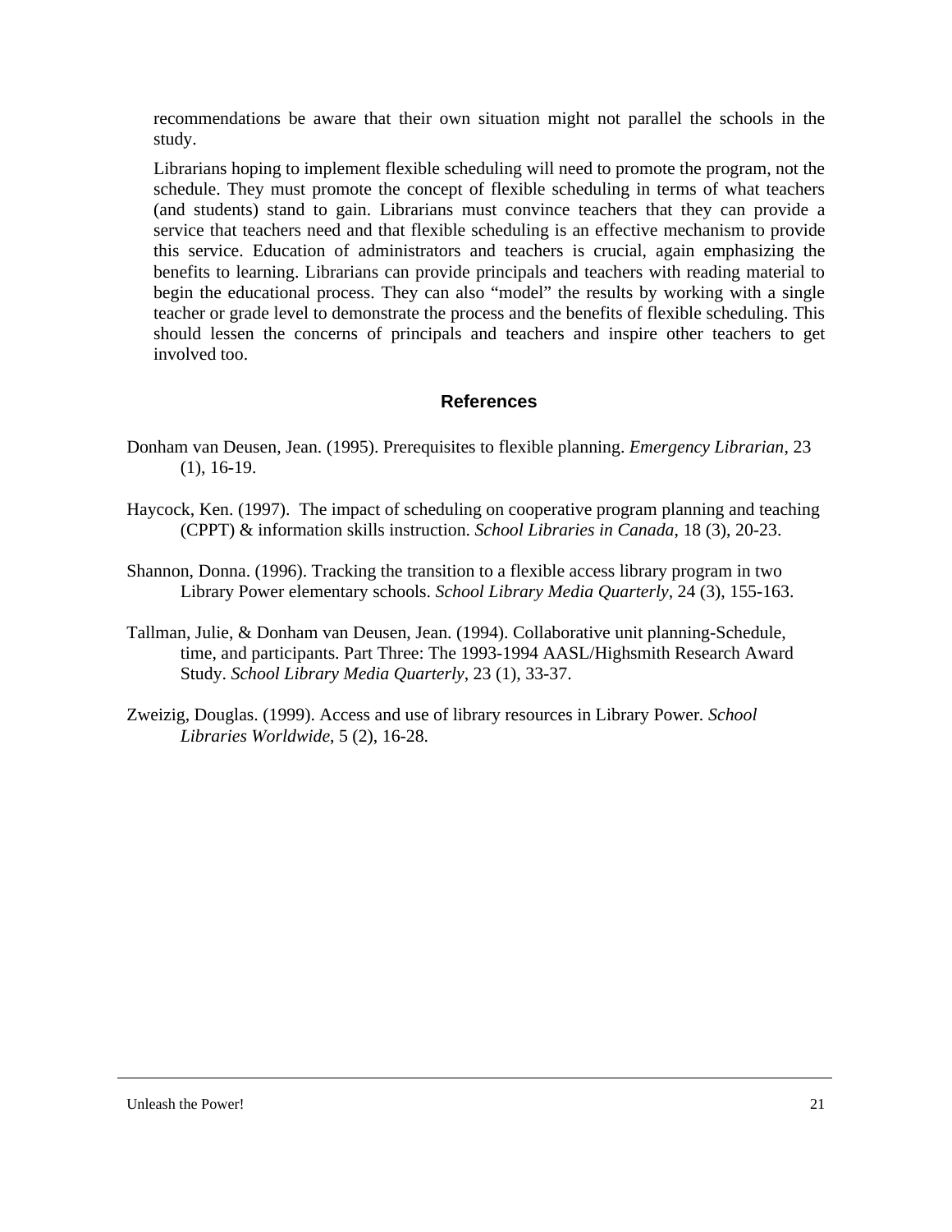recommendations be aware that their own situation might not parallel the schools in the study.

Librarians hoping to implement flexible scheduling will need to promote the program, not the schedule. They must promote the concept of flexible scheduling in terms of what teachers (and students) stand to gain. Librarians must convince teachers that they can provide a service that teachers need and that flexible scheduling is an effective mechanism to provide this service. Education of administrators and teachers is crucial, again emphasizing the benefits to learning. Librarians can provide principals and teachers with reading material to begin the educational process. They can also "model" the results by working with a single teacher or grade level to demonstrate the process and the benefits of flexible scheduling. This should lessen the concerns of principals and teachers and inspire other teachers to get involved too.

## References

Donham van Deusen, Jean. (1995). Prerequisites to flexible planning. *Emergency Librarian*, 23 (1), 16-19.

Haycock, Ken. (1997). The impact of scheduling on cooperative program planning and teaching (CPPT) & information skills instruction. *School Libraries in Canada,* 18 (3), 20-23.

Shannon, Donna. (1996). Tracking the transition to a flexible access library program in two Library Power elementary schools. *School Library Media Quarterly*, 24 (3), 155-163.

Tallman, Julie, & Donham van Deusen, Jean. (1994). Collaborative unit planning-Schedule, time, and participants. Part Three: The 1993-1994 AASL/Highsmith Research Award Study. *School Library Media Quarterly*, 23 (1), 33-37.

Zweizig, Douglas. (1999). Access and use of library resources in Library Power. *School Libraries Worldwide*, 5 (2), 16-28.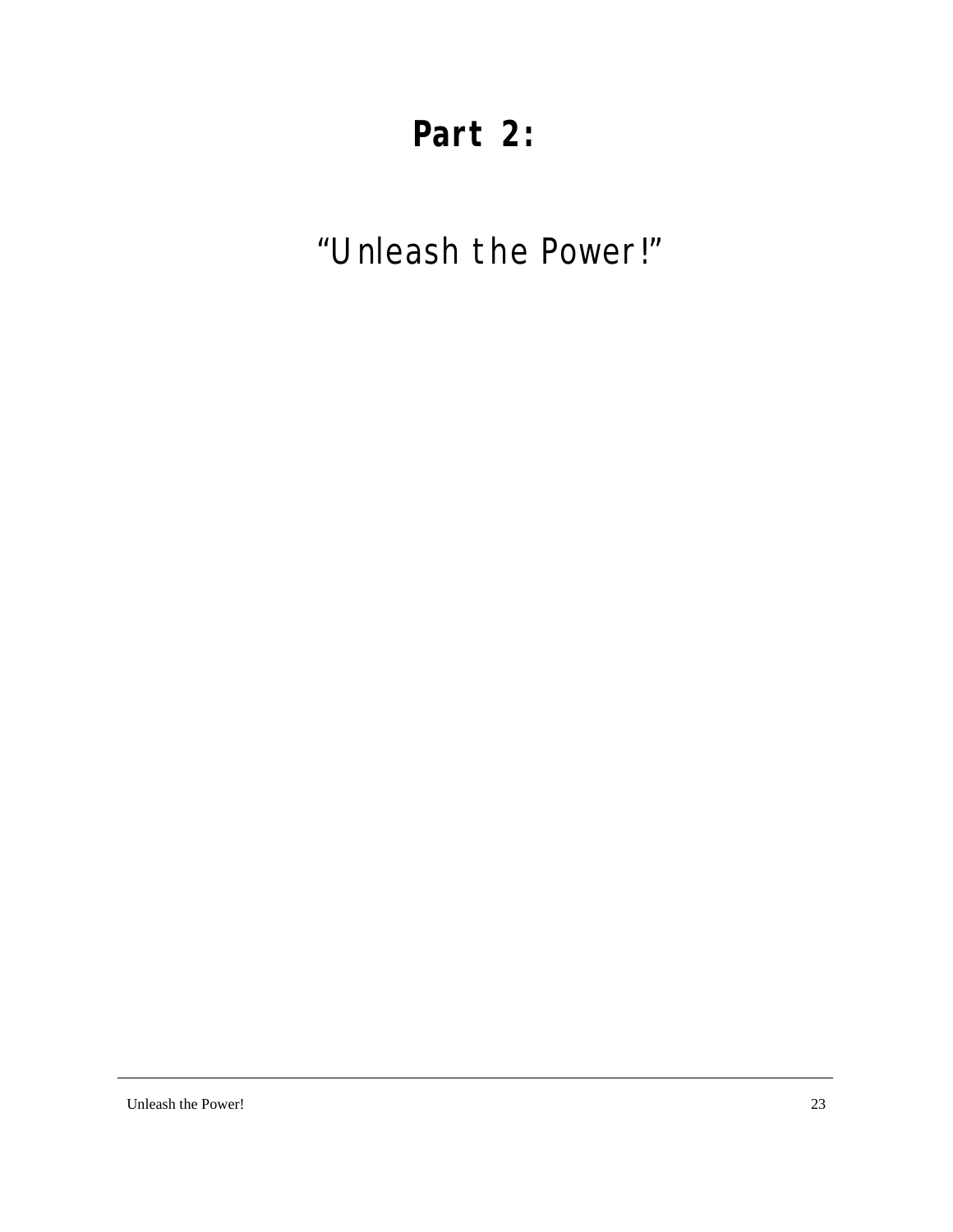# Part 2:

## “Unleash the Power!”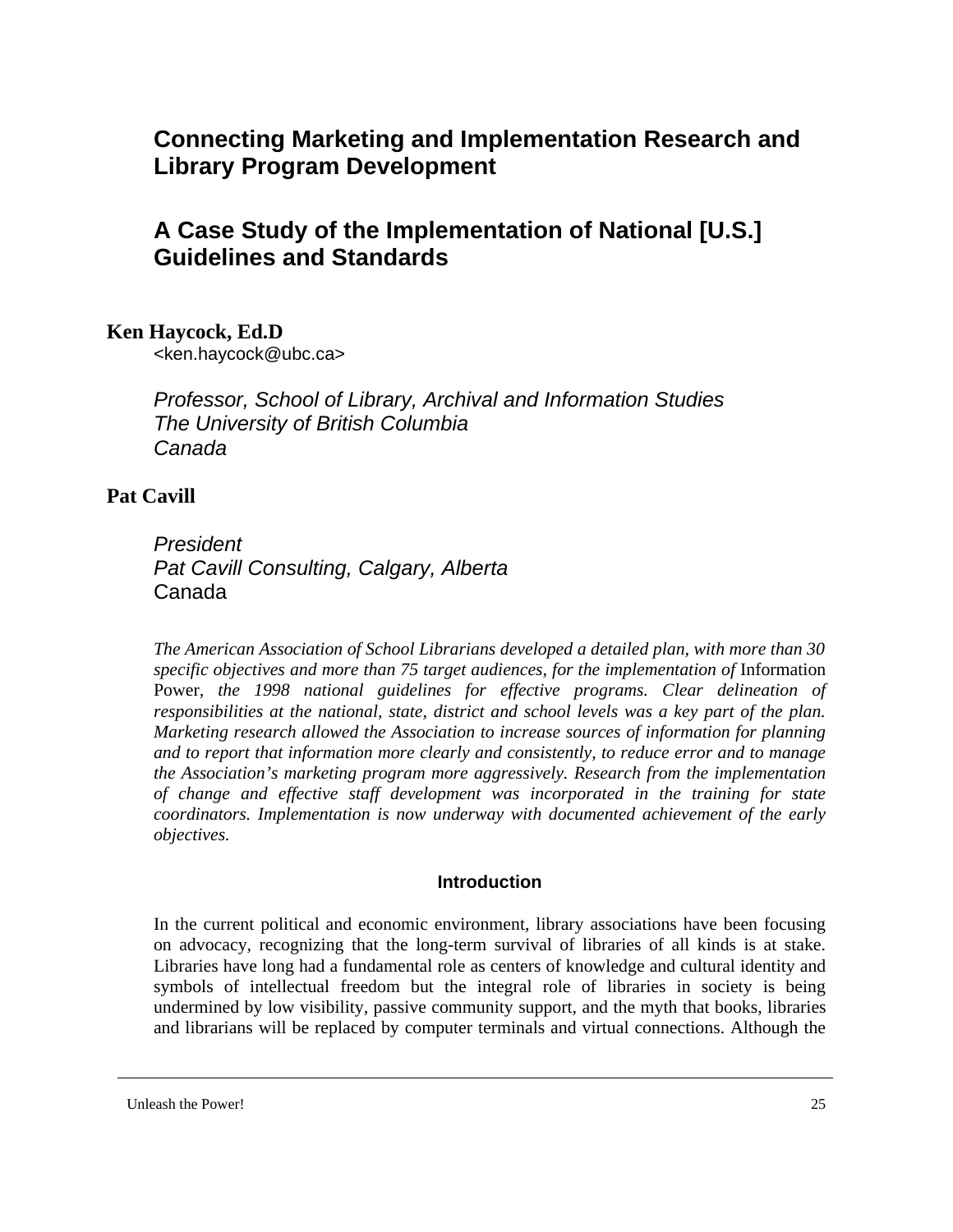# Connecting Marketing and Implementation Research and Library Program Development

## A Case Study of the Implementation of National [U.S.] Guidelines and Standards

**Ken Haycock, Ed.D**
<ken.haycock@ubc.ca>

*Professor, School of Library, Archival and Information Studies*
*The University of British Columbia*
*Canada*

**Pat Cavill**

*President*
*Pat Cavill Consulting, Calgary, Alberta*
Canada

*The American Association of School Librarians developed a detailed plan, with more than 30 specific objectives and more than 75 target audiences, for the implementation of* Information Power*, the 1998 national guidelines for effective programs. Clear delineation of responsibilities at the national, state, district and school levels was a key part of the plan. Marketing research allowed the Association to increase sources of information for planning and to report that information more clearly and consistently, to reduce error and to manage the Association's marketing program more aggressively. Research from the implementation of change and effective staff development was incorporated in the training for state coordinators. Implementation is now underway with documented achievement of the early objectives.*

### Introduction

In the current political and economic environment, library associations have been focusing on advocacy, recognizing that the long-term survival of libraries of all kinds is at stake. Libraries have long had a fundamental role as centers of knowledge and cultural identity and symbols of intellectual freedom but the integral role of libraries in society is being undermined by low visibility, passive community support, and the myth that books, libraries and librarians will be replaced by computer terminals and virtual connections. Although the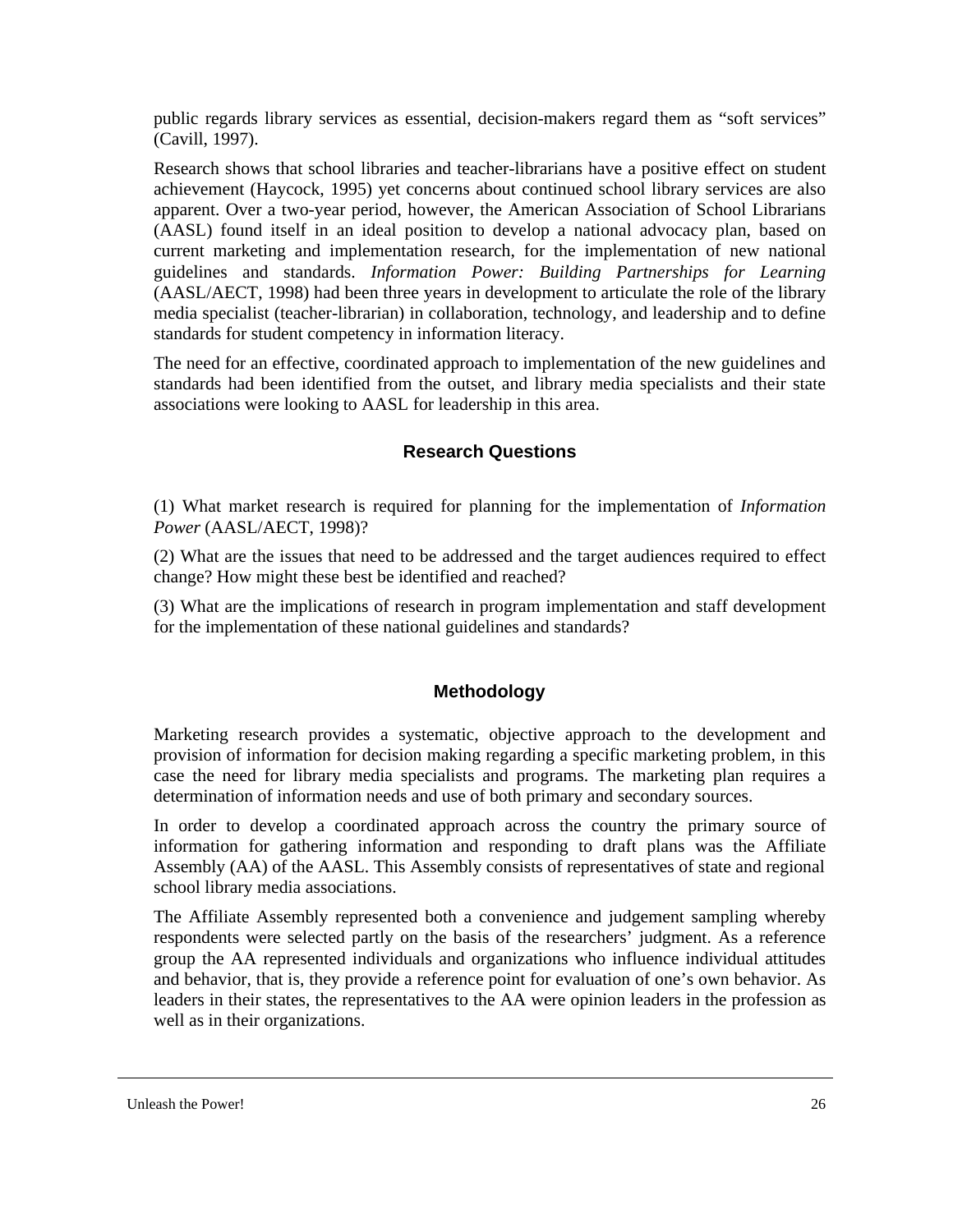public regards library services as essential, decision-makers regard them as "soft services" (Cavill, 1997).

Research shows that school libraries and teacher-librarians have a positive effect on student achievement (Haycock, 1995) yet concerns about continued school library services are also apparent. Over a two-year period, however, the American Association of School Librarians (AASL) found itself in an ideal position to develop a national advocacy plan, based on current marketing and implementation research, for the implementation of new national guidelines and standards. *Information Power: Building Partnerships for Learning* (AASL/AECT, 1998) had been three years in development to articulate the role of the library media specialist (teacher-librarian) in collaboration, technology, and leadership and to define standards for student competency in information literacy.

The need for an effective, coordinated approach to implementation of the new guidelines and standards had been identified from the outset, and library media specialists and their state associations were looking to AASL for leadership in this area.

## Research Questions

(1) What market research is required for planning for the implementation of *Information Power* (AASL/AECT, 1998)?

(2) What are the issues that need to be addressed and the target audiences required to effect change? How might these best be identified and reached?

(3) What are the implications of research in program implementation and staff development for the implementation of these national guidelines and standards?

## Methodology

Marketing research provides a systematic, objective approach to the development and provision of information for decision making regarding a specific marketing problem, in this case the need for library media specialists and programs. The marketing plan requires a determination of information needs and use of both primary and secondary sources.

In order to develop a coordinated approach across the country the primary source of information for gathering information and responding to draft plans was the Affiliate Assembly (AA) of the AASL. This Assembly consists of representatives of state and regional school library media associations.

The Affiliate Assembly represented both a convenience and judgement sampling whereby respondents were selected partly on the basis of the researchers' judgment. As a reference group the AA represented individuals and organizations who influence individual attitudes and behavior, that is, they provide a reference point for evaluation of one's own behavior. As leaders in their states, the representatives to the AA were opinion leaders in the profession as well as in their organizations.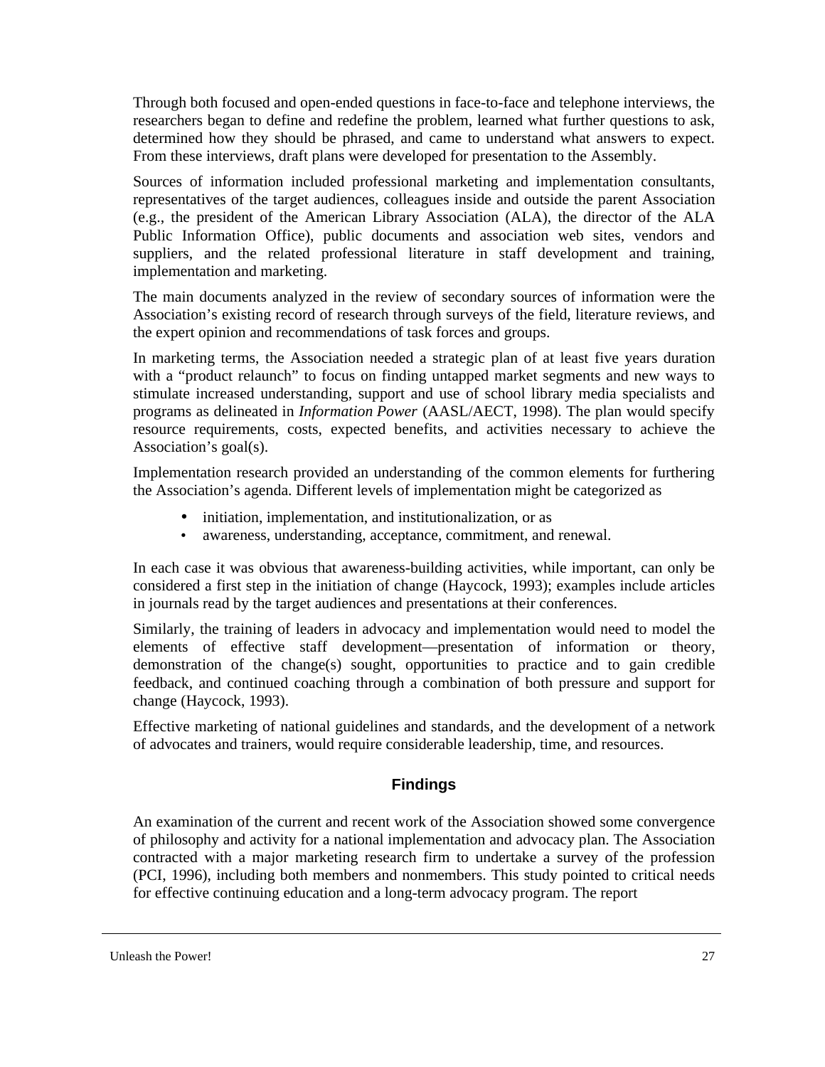Through both focused and open-ended questions in face-to-face and telephone interviews, the researchers began to define and redefine the problem, learned what further questions to ask, determined how they should be phrased, and came to understand what answers to expect. From these interviews, draft plans were developed for presentation to the Assembly.

Sources of information included professional marketing and implementation consultants, representatives of the target audiences, colleagues inside and outside the parent Association (e.g., the president of the American Library Association (ALA), the director of the ALA Public Information Office), public documents and association web sites, vendors and suppliers, and the related professional literature in staff development and training, implementation and marketing.

The main documents analyzed in the review of secondary sources of information were the Association's existing record of research through surveys of the field, literature reviews, and the expert opinion and recommendations of task forces and groups.

In marketing terms, the Association needed a strategic plan of at least five years duration with a "product relaunch" to focus on finding untapped market segments and new ways to stimulate increased understanding, support and use of school library media specialists and programs as delineated in *Information Power* (AASL/AECT, 1998). The plan would specify resource requirements, costs, expected benefits, and activities necessary to achieve the Association's goal(s).

Implementation research provided an understanding of the common elements for furthering the Association's agenda. Different levels of implementation might be categorized as

- initiation, implementation, and institutionalization, or as
- awareness, understanding, acceptance, commitment, and renewal.

In each case it was obvious that awareness-building activities, while important, can only be considered a first step in the initiation of change (Haycock, 1993); examples include articles in journals read by the target audiences and presentations at their conferences.

Similarly, the training of leaders in advocacy and implementation would need to model the elements of effective staff development—presentation of information or theory, demonstration of the change(s) sought, opportunities to practice and to gain credible feedback, and continued coaching through a combination of both pressure and support for change (Haycock, 1993).

Effective marketing of national guidelines and standards, and the development of a network of advocates and trainers, would require considerable leadership, time, and resources.

## Findings

An examination of the current and recent work of the Association showed some convergence of philosophy and activity for a national implementation and advocacy plan. The Association contracted with a major marketing research firm to undertake a survey of the profession (PCI, 1996), including both members and nonmembers. This study pointed to critical needs for effective continuing education and a long-term advocacy program. The report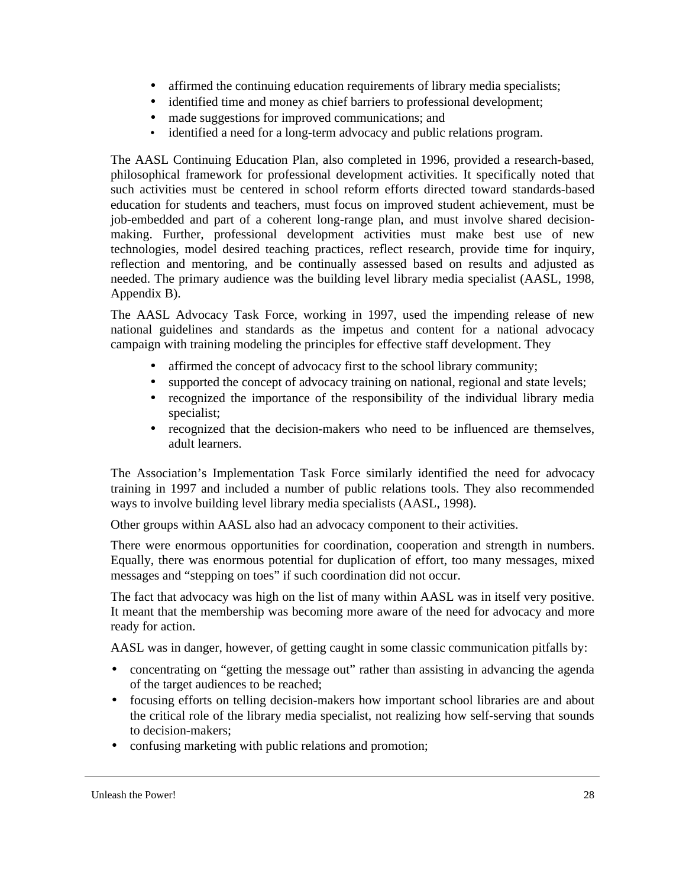- affirmed the continuing education requirements of library media specialists;
- identified time and money as chief barriers to professional development;
- made suggestions for improved communications; and
- identified a need for a long-term advocacy and public relations program.

The AASL Continuing Education Plan, also completed in 1996, provided a research-based, philosophical framework for professional development activities. It specifically noted that such activities must be centered in school reform efforts directed toward standards-based education for students and teachers, must focus on improved student achievement, must be job-embedded and part of a coherent long-range plan, and must involve shared decision-making. Further, professional development activities must make best use of new technologies, model desired teaching practices, reflect research, provide time for inquiry, reflection and mentoring, and be continually assessed based on results and adjusted as needed. The primary audience was the building level library media specialist (AASL, 1998, Appendix B).

The AASL Advocacy Task Force, working in 1997, used the impending release of new national guidelines and standards as the impetus and content for a national advocacy campaign with training modeling the principles for effective staff development. They

- affirmed the concept of advocacy first to the school library community;
- supported the concept of advocacy training on national, regional and state levels;
- recognized the importance of the responsibility of the individual library media specialist;
- recognized that the decision-makers who need to be influenced are themselves, adult learners.

The Association's Implementation Task Force similarly identified the need for advocacy training in 1997 and included a number of public relations tools. They also recommended ways to involve building level library media specialists (AASL, 1998).

Other groups within AASL also had an advocacy component to their activities.

There were enormous opportunities for coordination, cooperation and strength in numbers. Equally, there was enormous potential for duplication of effort, too many messages, mixed messages and "stepping on toes" if such coordination did not occur.

The fact that advocacy was high on the list of many within AASL was in itself very positive. It meant that the membership was becoming more aware of the need for advocacy and more ready for action.

AASL was in danger, however, of getting caught in some classic communication pitfalls by:

- concentrating on "getting the message out" rather than assisting in advancing the agenda of the target audiences to be reached;
- focusing efforts on telling decision-makers how important school libraries are and about the critical role of the library media specialist, not realizing how self-serving that sounds to decision-makers;
- confusing marketing with public relations and promotion;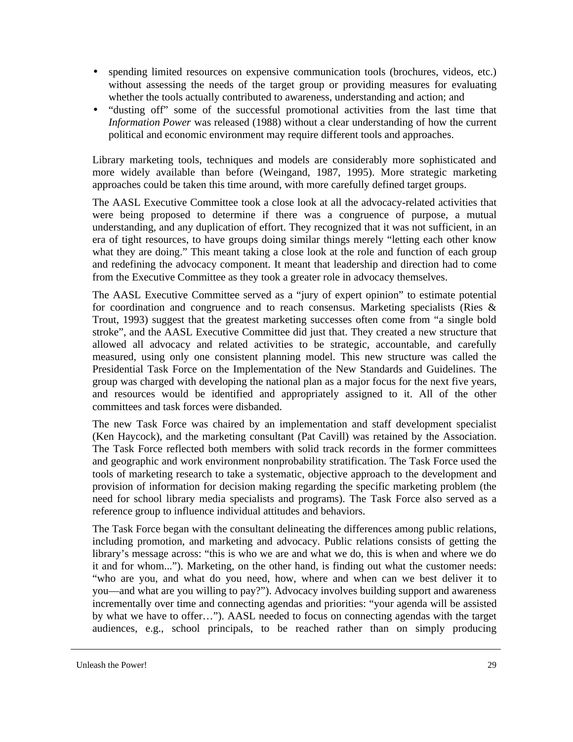- spending limited resources on expensive communication tools (brochures, videos, etc.) without assessing the needs of the target group or providing measures for evaluating whether the tools actually contributed to awareness, understanding and action; and
- "dusting off" some of the successful promotional activities from the last time that *Information Power* was released (1988) without a clear understanding of how the current political and economic environment may require different tools and approaches.

Library marketing tools, techniques and models are considerably more sophisticated and more widely available than before (Weingand, 1987, 1995). More strategic marketing approaches could be taken this time around, with more carefully defined target groups.

The AASL Executive Committee took a close look at all the advocacy-related activities that were being proposed to determine if there was a congruence of purpose, a mutual understanding, and any duplication of effort. They recognized that it was not sufficient, in an era of tight resources, to have groups doing similar things merely "letting each other know what they are doing." This meant taking a close look at the role and function of each group and redefining the advocacy component. It meant that leadership and direction had to come from the Executive Committee as they took a greater role in advocacy themselves.

The AASL Executive Committee served as a "jury of expert opinion" to estimate potential for coordination and congruence and to reach consensus. Marketing specialists (Ries & Trout, 1993) suggest that the greatest marketing successes often come from "a single bold stroke", and the AASL Executive Committee did just that. They created a new structure that allowed all advocacy and related activities to be strategic, accountable, and carefully measured, using only one consistent planning model. This new structure was called the Presidential Task Force on the Implementation of the New Standards and Guidelines. The group was charged with developing the national plan as a major focus for the next five years, and resources would be identified and appropriately assigned to it. All of the other committees and task forces were disbanded.

The new Task Force was chaired by an implementation and staff development specialist (Ken Haycock), and the marketing consultant (Pat Cavill) was retained by the Association. The Task Force reflected both members with solid track records in the former committees and geographic and work environment nonprobability stratification. The Task Force used the tools of marketing research to take a systematic, objective approach to the development and provision of information for decision making regarding the specific marketing problem (the need for school library media specialists and programs). The Task Force also served as a reference group to influence individual attitudes and behaviors.

The Task Force began with the consultant delineating the differences among public relations, including promotion, and marketing and advocacy. Public relations consists of getting the library's message across: "this is who we are and what we do, this is when and where we do it and for whom..."). Marketing, on the other hand, is finding out what the customer needs: "who are you, and what do you need, how, where and when can we best deliver it to you—and what are you willing to pay?"). Advocacy involves building support and awareness incrementally over time and connecting agendas and priorities: "your agenda will be assisted by what we have to offer…"). AASL needed to focus on connecting agendas with the target audiences, e.g., school principals, to be reached rather than on simply producing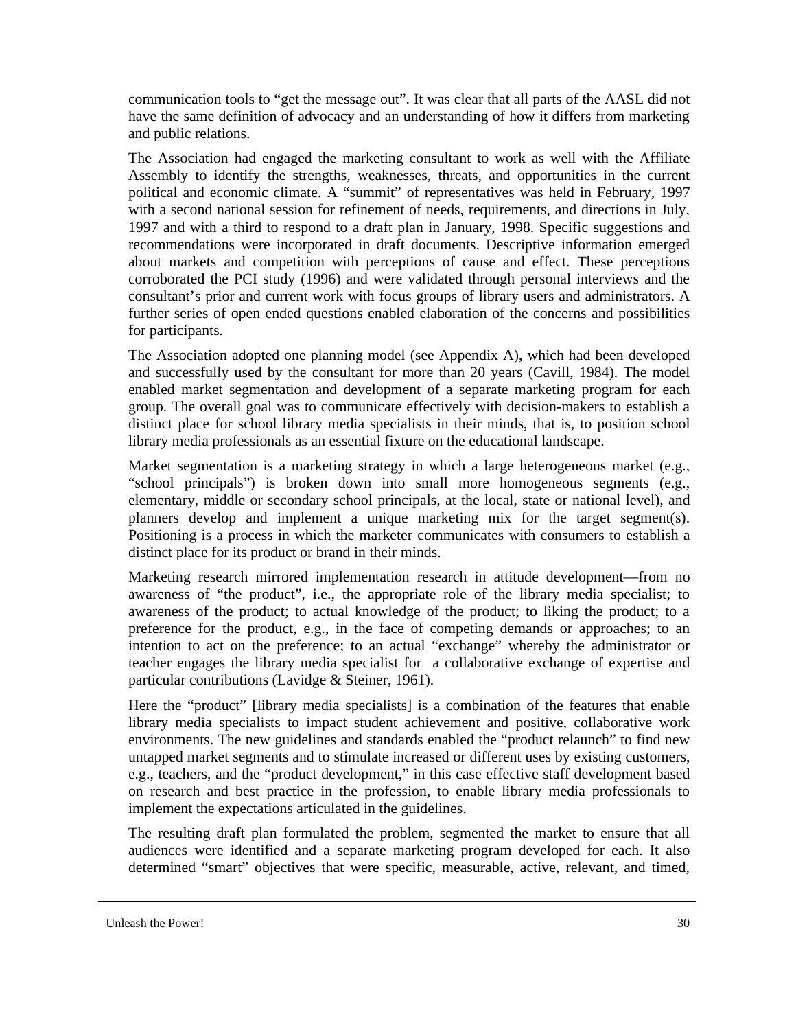communication tools to "get the message out". It was clear that all parts of the AASL did not have the same definition of advocacy and an understanding of how it differs from marketing and public relations.

The Association had engaged the marketing consultant to work as well with the Affiliate Assembly to identify the strengths, weaknesses, threats, and opportunities in the current political and economic climate. A "summit" of representatives was held in February, 1997 with a second national session for refinement of needs, requirements, and directions in July, 1997 and with a third to respond to a draft plan in January, 1998. Specific suggestions and recommendations were incorporated in draft documents. Descriptive information emerged about markets and competition with perceptions of cause and effect. These perceptions corroborated the PCI study (1996) and were validated through personal interviews and the consultant's prior and current work with focus groups of library users and administrators. A further series of open ended questions enabled elaboration of the concerns and possibilities for participants.

The Association adopted one planning model (see Appendix A), which had been developed and successfully used by the consultant for more than 20 years (Cavill, 1984). The model enabled market segmentation and development of a separate marketing program for each group. The overall goal was to communicate effectively with decision-makers to establish a distinct place for school library media specialists in their minds, that is, to position school library media professionals as an essential fixture on the educational landscape.

Market segmentation is a marketing strategy in which a large heterogeneous market (e.g., "school principals") is broken down into small more homogeneous segments (e.g., elementary, middle or secondary school principals, at the local, state or national level), and planners develop and implement a unique marketing mix for the target segment(s). Positioning is a process in which the marketer communicates with consumers to establish a distinct place for its product or brand in their minds.

Marketing research mirrored implementation research in attitude development—from no awareness of "the product", i.e., the appropriate role of the library media specialist; to awareness of the product; to actual knowledge of the product; to liking the product; to a preference for the product, e.g., in the face of competing demands or approaches; to an intention to act on the preference; to an actual "exchange" whereby the administrator or teacher engages the library media specialist for a collaborative exchange of expertise and particular contributions (Lavidge & Steiner, 1961).

Here the "product" [library media specialists] is a combination of the features that enable library media specialists to impact student achievement and positive, collaborative work environments. The new guidelines and standards enabled the "product relaunch" to find new untapped market segments and to stimulate increased or different uses by existing customers, e.g., teachers, and the "product development," in this case effective staff development based on research and best practice in the profession, to enable library media professionals to implement the expectations articulated in the guidelines.

The resulting draft plan formulated the problem, segmented the market to ensure that all audiences were identified and a separate marketing program developed for each. It also determined "smart" objectives that were specific, measurable, active, relevant, and timed,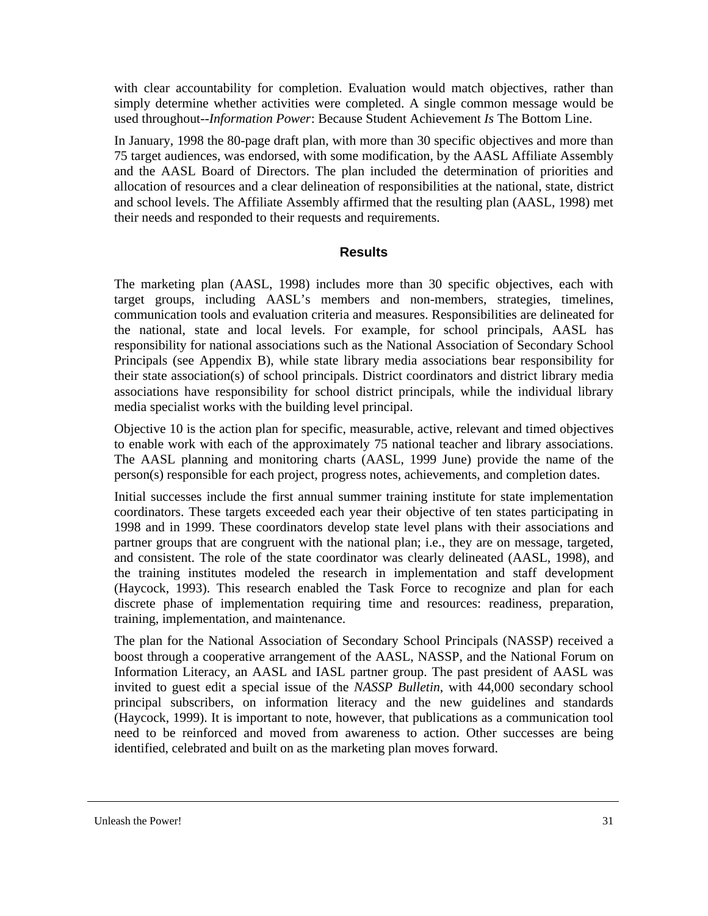with clear accountability for completion. Evaluation would match objectives, rather than simply determine whether activities were completed. A single common message would be used throughout--*Information Power*: Because Student Achievement *Is* The Bottom Line.

In January, 1998 the 80-page draft plan, with more than 30 specific objectives and more than 75 target audiences, was endorsed, with some modification, by the AASL Affiliate Assembly and the AASL Board of Directors. The plan included the determination of priorities and allocation of resources and a clear delineation of responsibilities at the national, state, district and school levels. The Affiliate Assembly affirmed that the resulting plan (AASL, 1998) met their needs and responded to their requests and requirements.

## Results

The marketing plan (AASL, 1998) includes more than 30 specific objectives, each with target groups, including AASL's members and non-members, strategies, timelines, communication tools and evaluation criteria and measures. Responsibilities are delineated for the national, state and local levels. For example, for school principals, AASL has responsibility for national associations such as the National Association of Secondary School Principals (see Appendix B), while state library media associations bear responsibility for their state association(s) of school principals. District coordinators and district library media associations have responsibility for school district principals, while the individual library media specialist works with the building level principal.

Objective 10 is the action plan for specific, measurable, active, relevant and timed objectives to enable work with each of the approximately 75 national teacher and library associations. The AASL planning and monitoring charts (AASL, 1999 June) provide the name of the person(s) responsible for each project, progress notes, achievements, and completion dates.

Initial successes include the first annual summer training institute for state implementation coordinators. These targets exceeded each year their objective of ten states participating in 1998 and in 1999. These coordinators develop state level plans with their associations and partner groups that are congruent with the national plan; i.e., they are on message, targeted, and consistent. The role of the state coordinator was clearly delineated (AASL, 1998), and the training institutes modeled the research in implementation and staff development (Haycock, 1993). This research enabled the Task Force to recognize and plan for each discrete phase of implementation requiring time and resources: readiness, preparation, training, implementation, and maintenance.

The plan for the National Association of Secondary School Principals (NASSP) received a boost through a cooperative arrangement of the AASL, NASSP, and the National Forum on Information Literacy, an AASL and IASL partner group. The past president of AASL was invited to guest edit a special issue of the *NASSP Bulletin*, with 44,000 secondary school principal subscribers, on information literacy and the new guidelines and standards (Haycock, 1999). It is important to note, however, that publications as a communication tool need to be reinforced and moved from awareness to action. Other successes are being identified, celebrated and built on as the marketing plan moves forward.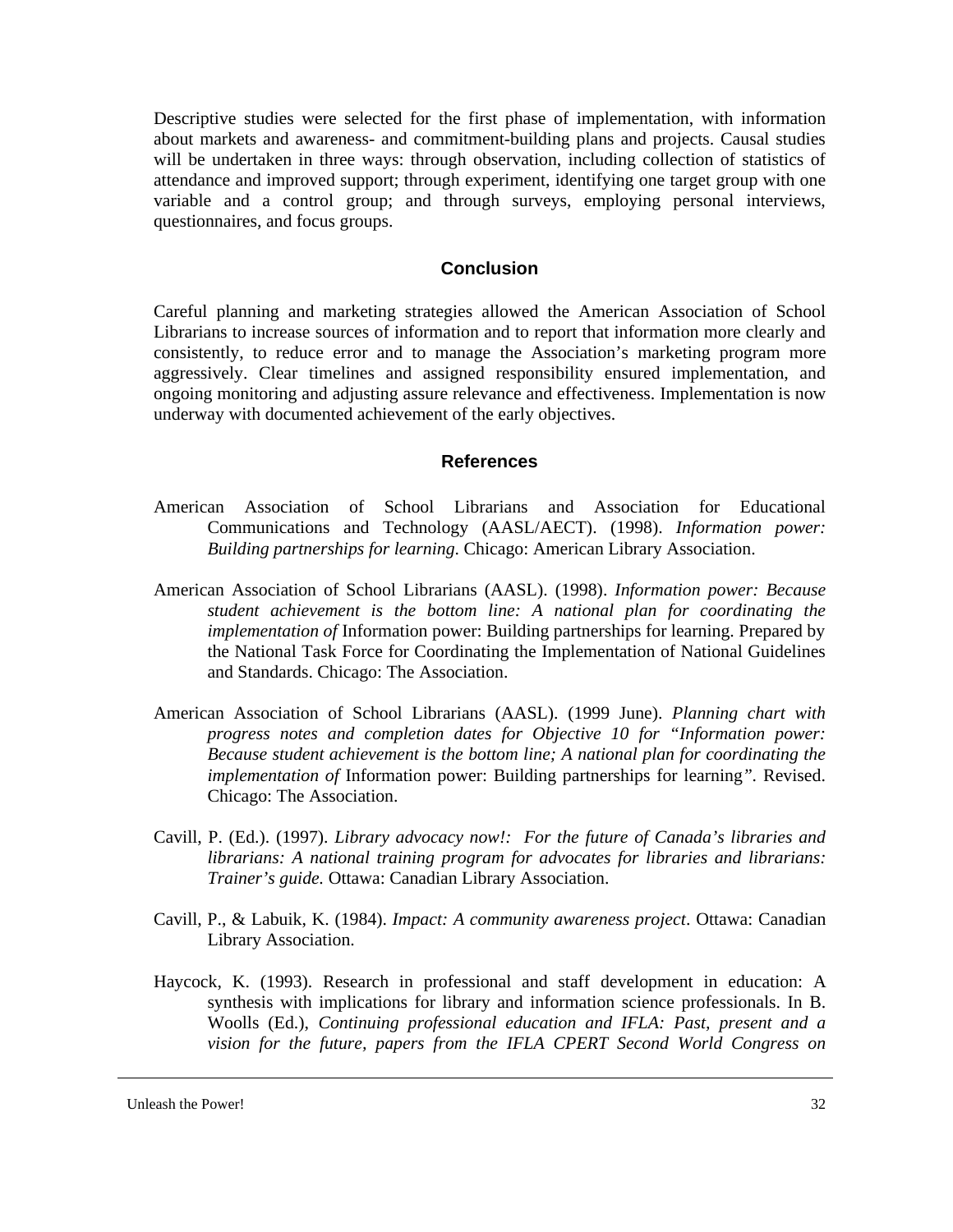Descriptive studies were selected for the first phase of implementation, with information about markets and awareness- and commitment-building plans and projects. Causal studies will be undertaken in three ways: through observation, including collection of statistics of attendance and improved support; through experiment, identifying one target group with one variable and a control group; and through surveys, employing personal interviews, questionnaires, and focus groups.

## Conclusion

Careful planning and marketing strategies allowed the American Association of School Librarians to increase sources of information and to report that information more clearly and consistently, to reduce error and to manage the Association's marketing program more aggressively. Clear timelines and assigned responsibility ensured implementation, and ongoing monitoring and adjusting assure relevance and effectiveness. Implementation is now underway with documented achievement of the early objectives.

## References

American Association of School Librarians and Association for Educational Communications and Technology (AASL/AECT). (1998). *Information power: Building partnerships for learning*. Chicago: American Library Association.

American Association of School Librarians (AASL). (1998). *Information power: Because student achievement is the bottom line: A national plan for coordinating the implementation of* Information power: Building partnerships for learning. Prepared by the National Task Force for Coordinating the Implementation of National Guidelines and Standards. Chicago: The Association.

American Association of School Librarians (AASL). (1999 June). *Planning chart with progress notes and completion dates for Objective 10 for "Information power: Because student achievement is the bottom line; A national plan for coordinating the implementation of* Information power: Building partnerships for learning*"*. Revised. Chicago: The Association.

Cavill, P. (Ed.). (1997). *Library advocacy now!: For the future of Canada's libraries and librarians: A national training program for advocates for libraries and librarians: Trainer's guide.* Ottawa: Canadian Library Association.

Cavill, P., & Labuik, K. (1984). *Impact: A community awareness project*. Ottawa: Canadian Library Association.

Haycock, K. (1993). Research in professional and staff development in education: A synthesis with implications for library and information science professionals. In B. Woolls (Ed.), *Continuing professional education and IFLA: Past, present and a vision for the future, papers from the IFLA CPERT Second World Congress on*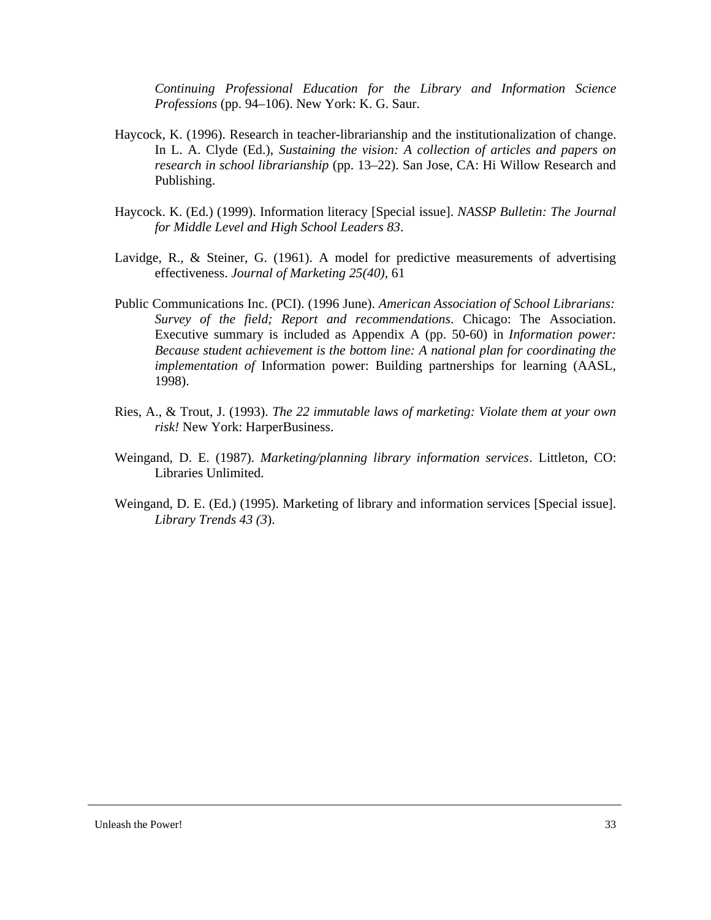*Continuing Professional Education for the Library and Information Science Professions* (pp. 94–106). New York: K. G. Saur.

Haycock, K. (1996). Research in teacher-librarianship and the institutionalization of change. In L. A. Clyde (Ed.), *Sustaining the vision: A collection of articles and papers on research in school librarianship* (pp. 13–22). San Jose, CA: Hi Willow Research and Publishing.

Haycock. K. (Ed.) (1999). Information literacy [Special issue]. *NASSP Bulletin: The Journal for Middle Level and High School Leaders 83*.

Lavidge, R., & Steiner, G. (1961). A model for predictive measurements of advertising effectiveness. *Journal of Marketing 25(40)*, 61

Public Communications Inc. (PCI). (1996 June). *American Association of School Librarians: Survey of the field; Report and recommendations*. Chicago: The Association. Executive summary is included as Appendix A (pp. 50-60) in *Information power: Because student achievement is the bottom line: A national plan for coordinating the implementation of* Information power: Building partnerships for learning (AASL, 1998).

Ries, A., & Trout, J. (1993). *The 22 immutable laws of marketing: Violate them at your own risk!* New York: HarperBusiness.

Weingand, D. E. (1987). *Marketing/planning library information services*. Littleton, CO: Libraries Unlimited.

Weingand, D. E. (Ed.) (1995). Marketing of library and information services [Special issue]. *Library Trends 43 (3*).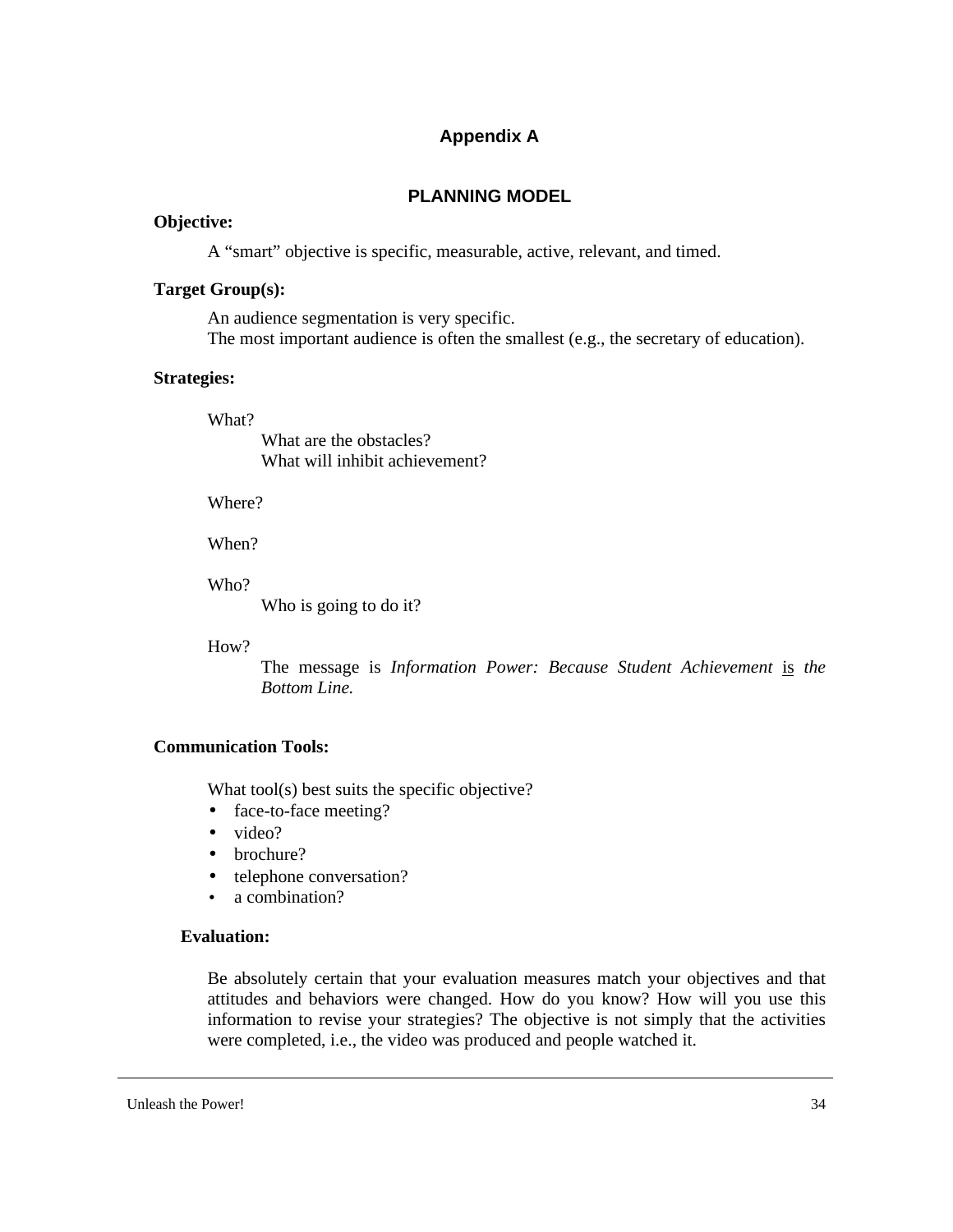# Appendix A

## PLANNING MODEL

**Objective:**

A "smart" objective is specific, measurable, active, relevant, and timed.

**Target Group(s):**

An audience segmentation is very specific.
The most important audience is often the smallest (e.g., the secretary of education).

**Strategies:**

What?

What are the obstacles?
What will inhibit achievement?

Where?

When?

Who?

Who is going to do it?

How?

The message is *Information Power: Because Student Achievement* <u>is</u> *the Bottom Line.*

**Communication Tools:**

What tool(s) best suits the specific objective?

- face-to-face meeting?
- video?
- brochure?
- telephone conversation?
- a combination?

**Evaluation:**

Be absolutely certain that your evaluation measures match your objectives and that attitudes and behaviors were changed. How do you know? How will you use this information to revise your strategies? The objective is not simply that the activities were completed, i.e., the video was produced and people watched it.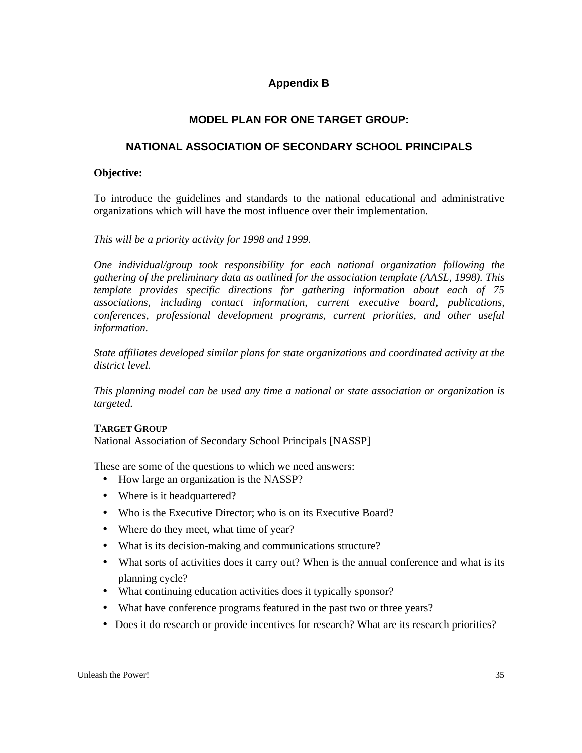## Appendix B

### MODEL PLAN FOR ONE TARGET GROUP:

### NATIONAL ASSOCIATION OF SECONDARY SCHOOL PRINCIPALS

**Objective:**

To introduce the guidelines and standards to the national educational and administrative organizations which will have the most influence over their implementation.

*This will be a priority activity for 1998 and 1999.*

*One individual/group took responsibility for each national organization following the gathering of the preliminary data as outlined for the association template (AASL, 1998). This template provides specific directions for gathering information about each of 75 associations, including contact information, current executive board, publications, conferences, professional development programs, current priorities, and other useful information.*

*State affiliates developed similar plans for state organizations and coordinated activity at the district level.*

*This planning model can be used any time a national or state association or organization is targeted.*

**TARGET GROUP**

National Association of Secondary School Principals [NASSP]

These are some of the questions to which we need answers:

- How large an organization is the NASSP?
- Where is it headquartered?
- Who is the Executive Director; who is on its Executive Board?
- Where do they meet, what time of year?
- What is its decision-making and communications structure?
- What sorts of activities does it carry out? When is the annual conference and what is its planning cycle?
- What continuing education activities does it typically sponsor?
- What have conference programs featured in the past two or three years?
- Does it do research or provide incentives for research? What are its research priorities?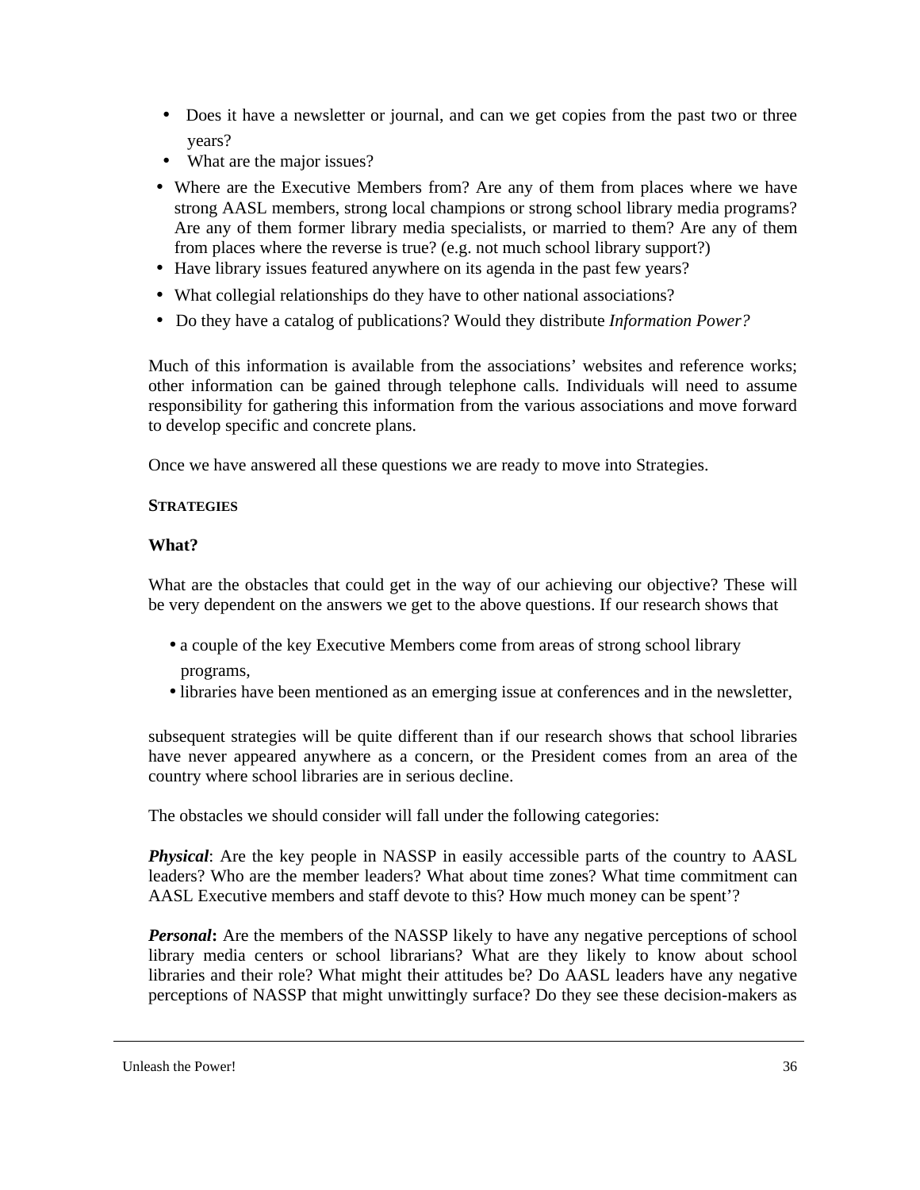- Does it have a newsletter or journal, and can we get copies from the past two or three years?
- What are the major issues?
- Where are the Executive Members from? Are any of them from places where we have strong AASL members, strong local champions or strong school library media programs? Are any of them former library media specialists, or married to them? Are any of them from places where the reverse is true? (e.g. not much school library support?)
- Have library issues featured anywhere on its agenda in the past few years?
- What collegial relationships do they have to other national associations?
- Do they have a catalog of publications? Would they distribute *Information Power?*

Much of this information is available from the associations' websites and reference works; other information can be gained through telephone calls. Individuals will need to assume responsibility for gathering this information from the various associations and move forward to develop specific and concrete plans.

Once we have answered all these questions we are ready to move into Strategies.

**STRATEGIES**

**What?**

What are the obstacles that could get in the way of our achieving our objective? These will be very dependent on the answers we get to the above questions. If our research shows that

- a couple of the key Executive Members come from areas of strong school library programs,
- libraries have been mentioned as an emerging issue at conferences and in the newsletter,

subsequent strategies will be quite different than if our research shows that school libraries have never appeared anywhere as a concern, or the President comes from an area of the country where school libraries are in serious decline.

The obstacles we should consider will fall under the following categories:

***Physical***: Are the key people in NASSP in easily accessible parts of the country to AASL leaders? Who are the member leaders? What about time zones? What time commitment can AASL Executive members and staff devote to this? How much money can be spent'?

***Personal*:** Are the members of the NASSP likely to have any negative perceptions of school library media centers or school librarians? What are they likely to know about school libraries and their role? What might their attitudes be? Do AASL leaders have any negative perceptions of NASSP that might unwittingly surface? Do they see these decision-makers as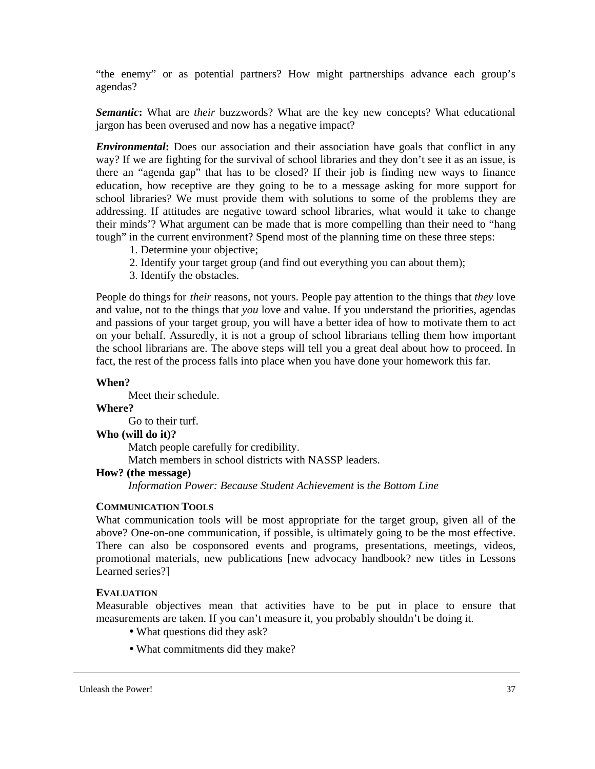"the enemy" or as potential partners? How might partnerships advance each group's agendas?

***Semantic*:** What are *their* buzzwords? What are the key new concepts? What educational jargon has been overused and now has a negative impact?

***Environmental*:** Does our association and their association have goals that conflict in any way? If we are fighting for the survival of school libraries and they don't see it as an issue, is there an "agenda gap" that has to be closed? If their job is finding new ways to finance education, how receptive are they going to be to a message asking for more support for school libraries? We must provide them with solutions to some of the problems they are addressing. If attitudes are negative toward school libraries, what would it take to change their minds'? What argument can be made that is more compelling than their need to "hang tough" in the current environment? Spend most of the planning time on these three steps:

1. Determine your objective;
2. Identify your target group (and find out everything you can about them);
3. Identify the obstacles.

People do things for *their* reasons, not yours. People pay attention to the things that *they* love and value, not to the things that *you* love and value. If you understand the priorities, agendas and passions of your target group, you will have a better idea of how to motivate them to act on your behalf. Assuredly, it is not a group of school librarians telling them how important the school librarians are. The above steps will tell you a great deal about how to proceed. In fact, the rest of the process falls into place when you have done your homework this far.

**When?**

Meet their schedule.

**Where?**

Go to their turf.

**Who (will do it)?**

Match people carefully for credibility.

Match members in school districts with NASSP leaders.

**How? (the message)**

*Information Power: Because Student Achievement* is *the Bottom Line*

**COMMUNICATION TOOLS**

What communication tools will be most appropriate for the target group, given all of the above? One-on-one communication, if possible, is ultimately going to be the most effective. There can also be cosponsored events and programs, presentations, meetings, videos, promotional materials, new publications [new advocacy handbook? new titles in Lessons Learned series?]

**EVALUATION**

Measurable objectives mean that activities have to be put in place to ensure that measurements are taken. If you can't measure it, you probably shouldn't be doing it.

- What questions did they ask?
- What commitments did they make?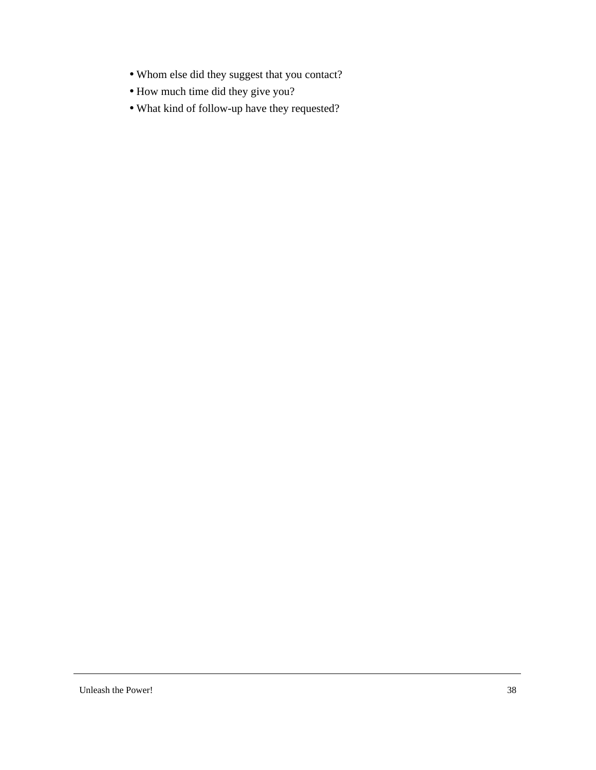- Whom else did they suggest that you contact?
- How much time did they give you?
- What kind of follow-up have they requested?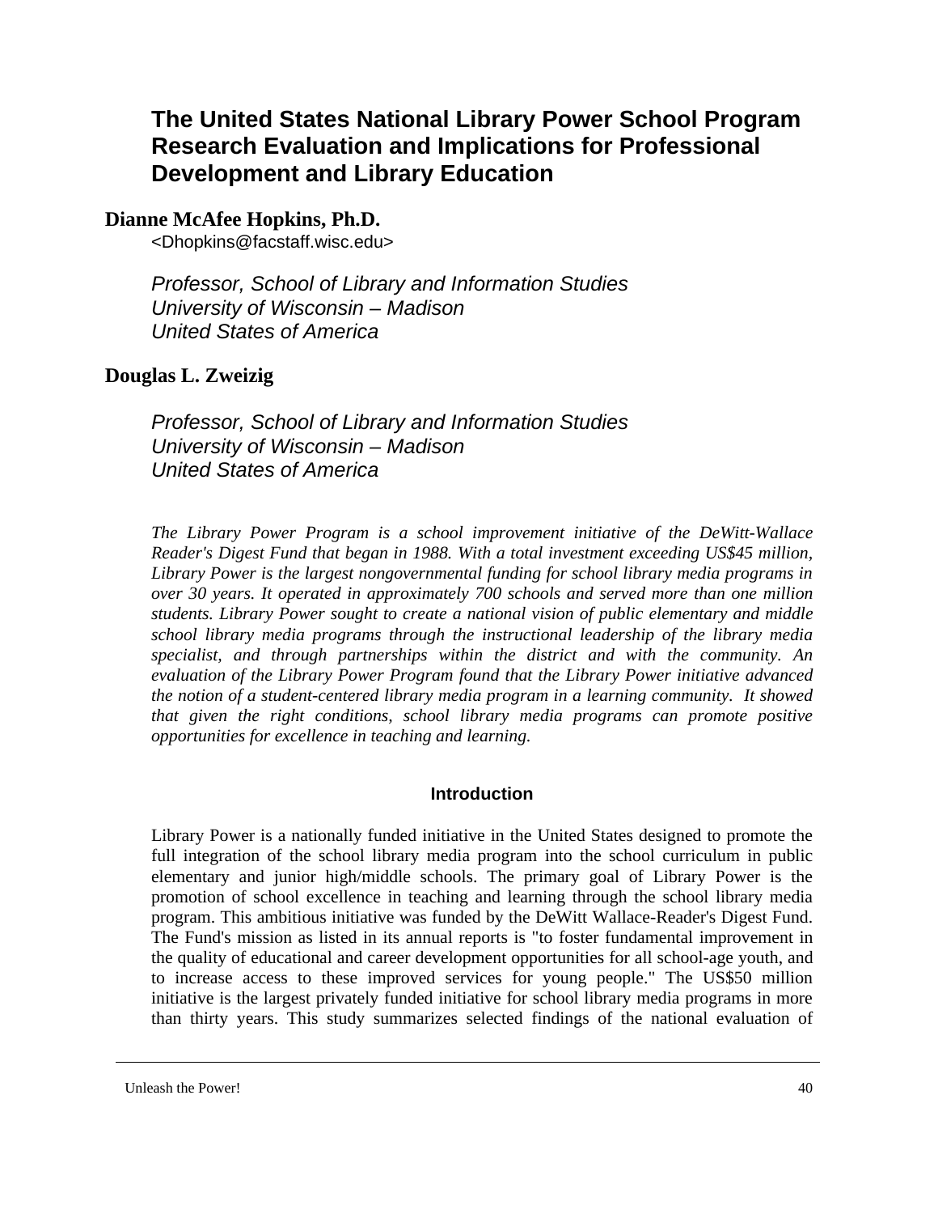# The United States National Library Power School Program Research Evaluation and Implications for Professional Development and Library Education

**Dianne McAfee Hopkins, Ph.D.**

<Dhopkins@facstaff.wisc.edu>

*Professor, School of Library and Information Studies*
*University of Wisconsin – Madison*
*United States of America*

**Douglas L. Zweizig**

*Professor, School of Library and Information Studies*
*University of Wisconsin – Madison*
*United States of America*

*The Library Power Program is a school improvement initiative of the DeWitt-Wallace Reader's Digest Fund that began in 1988. With a total investment exceeding US$45 million, Library Power is the largest nongovernmental funding for school library media programs in over 30 years. It operated in approximately 700 schools and served more than one million students. Library Power sought to create a national vision of public elementary and middle school library media programs through the instructional leadership of the library media specialist, and through partnerships within the district and with the community. An evaluation of the Library Power Program found that the Library Power initiative advanced the notion of a student-centered library media program in a learning community. It showed that given the right conditions, school library media programs can promote positive opportunities for excellence in teaching and learning.*

## Introduction

Library Power is a nationally funded initiative in the United States designed to promote the full integration of the school library media program into the school curriculum in public elementary and junior high/middle schools. The primary goal of Library Power is the promotion of school excellence in teaching and learning through the school library media program. This ambitious initiative was funded by the DeWitt Wallace-Reader's Digest Fund. The Fund's mission as listed in its annual reports is "to foster fundamental improvement in the quality of educational and career development opportunities for all school-age youth, and to increase access to these improved services for young people." The US$50 million initiative is the largest privately funded initiative for school library media programs in more than thirty years. This study summarizes selected findings of the national evaluation of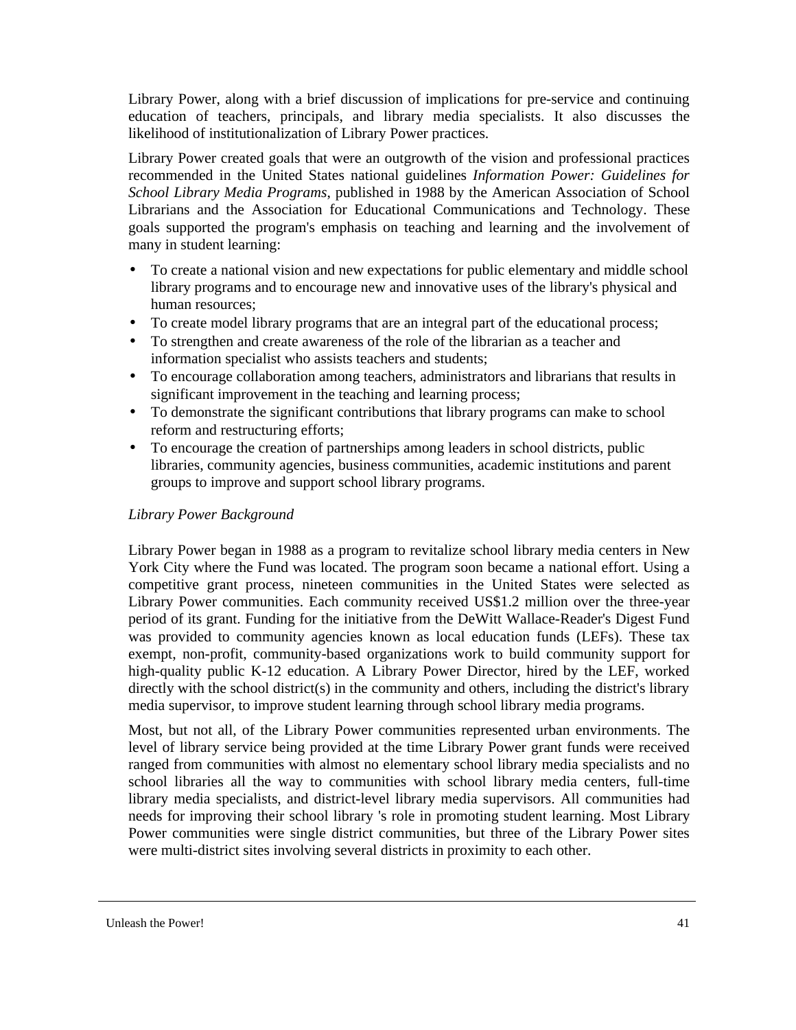Library Power, along with a brief discussion of implications for pre-service and continuing education of teachers, principals, and library media specialists. It also discusses the likelihood of institutionalization of Library Power practices.

Library Power created goals that were an outgrowth of the vision and professional practices recommended in the United States national guidelines *Information Power: Guidelines for School Library Media Programs*, published in 1988 by the American Association of School Librarians and the Association for Educational Communications and Technology. These goals supported the program's emphasis on teaching and learning and the involvement of many in student learning:

- To create a national vision and new expectations for public elementary and middle school library programs and to encourage new and innovative uses of the library's physical and human resources;
- To create model library programs that are an integral part of the educational process;
- To strengthen and create awareness of the role of the librarian as a teacher and information specialist who assists teachers and students;
- To encourage collaboration among teachers, administrators and librarians that results in significant improvement in the teaching and learning process;
- To demonstrate the significant contributions that library programs can make to school reform and restructuring efforts;
- To encourage the creation of partnerships among leaders in school districts, public libraries, community agencies, business communities, academic institutions and parent groups to improve and support school library programs.

*Library Power Background*

Library Power began in 1988 as a program to revitalize school library media centers in New York City where the Fund was located. The program soon became a national effort. Using a competitive grant process, nineteen communities in the United States were selected as Library Power communities. Each community received US$1.2 million over the three-year period of its grant. Funding for the initiative from the DeWitt Wallace-Reader's Digest Fund was provided to community agencies known as local education funds (LEFs). These tax exempt, non-profit, community-based organizations work to build community support for high-quality public K-12 education. A Library Power Director, hired by the LEF, worked directly with the school district(s) in the community and others, including the district's library media supervisor, to improve student learning through school library media programs.

Most, but not all, of the Library Power communities represented urban environments. The level of library service being provided at the time Library Power grant funds were received ranged from communities with almost no elementary school library media specialists and no school libraries all the way to communities with school library media centers, full-time library media specialists, and district-level library media supervisors. All communities had needs for improving their school library 's role in promoting student learning. Most Library Power communities were single district communities, but three of the Library Power sites were multi-district sites involving several districts in proximity to each other.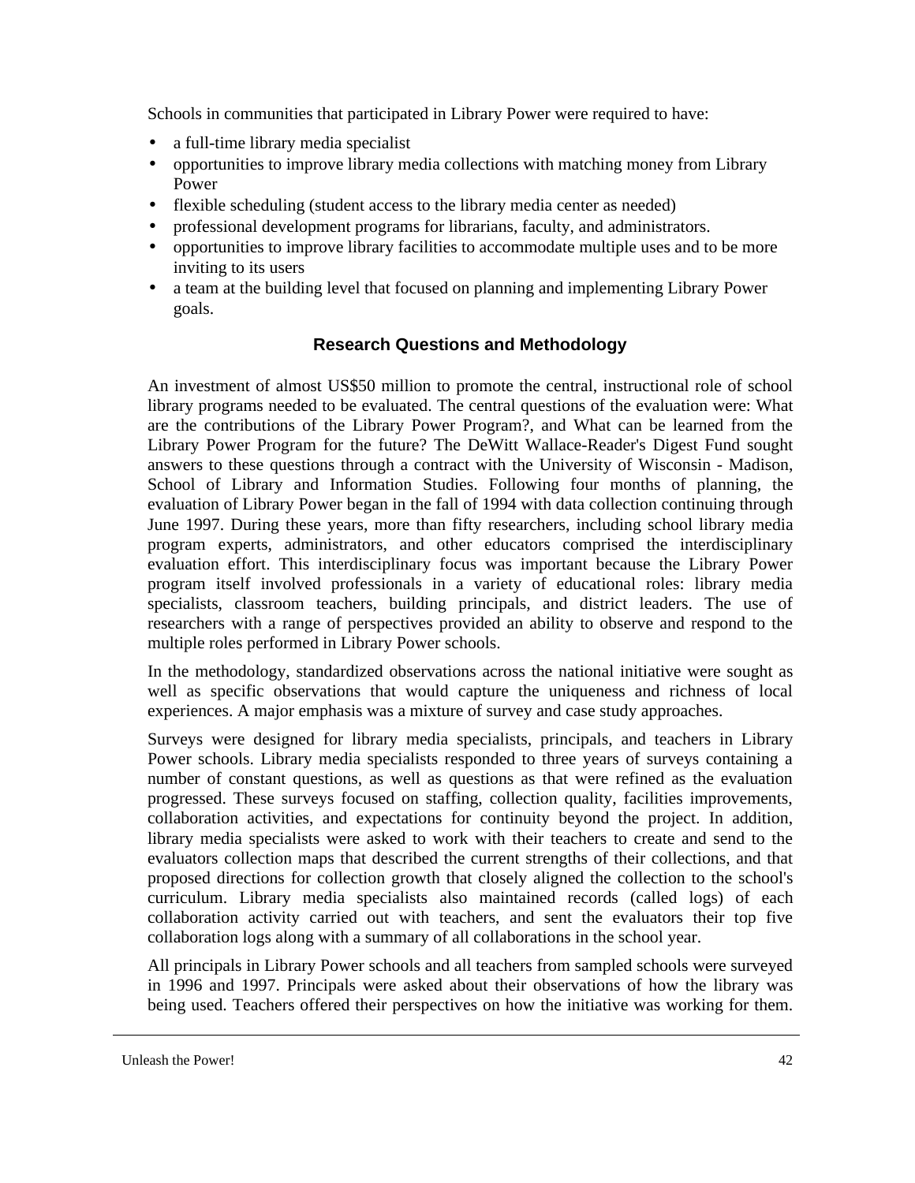Schools in communities that participated in Library Power were required to have:

- a full-time library media specialist
- opportunities to improve library media collections with matching money from Library Power
- flexible scheduling (student access to the library media center as needed)
- professional development programs for librarians, faculty, and administrators.
- opportunities to improve library facilities to accommodate multiple uses and to be more inviting to its users
- a team at the building level that focused on planning and implementing Library Power goals.

## Research Questions and Methodology

An investment of almost US$50 million to promote the central, instructional role of school library programs needed to be evaluated. The central questions of the evaluation were: What are the contributions of the Library Power Program?, and What can be learned from the Library Power Program for the future? The DeWitt Wallace-Reader's Digest Fund sought answers to these questions through a contract with the University of Wisconsin - Madison, School of Library and Information Studies. Following four months of planning, the evaluation of Library Power began in the fall of 1994 with data collection continuing through June 1997. During these years, more than fifty researchers, including school library media program experts, administrators, and other educators comprised the interdisciplinary evaluation effort. This interdisciplinary focus was important because the Library Power program itself involved professionals in a variety of educational roles: library media specialists, classroom teachers, building principals, and district leaders. The use of researchers with a range of perspectives provided an ability to observe and respond to the multiple roles performed in Library Power schools.

In the methodology, standardized observations across the national initiative were sought as well as specific observations that would capture the uniqueness and richness of local experiences. A major emphasis was a mixture of survey and case study approaches.

Surveys were designed for library media specialists, principals, and teachers in Library Power schools. Library media specialists responded to three years of surveys containing a number of constant questions, as well as questions as that were refined as the evaluation progressed. These surveys focused on staffing, collection quality, facilities improvements, collaboration activities, and expectations for continuity beyond the project. In addition, library media specialists were asked to work with their teachers to create and send to the evaluators collection maps that described the current strengths of their collections, and that proposed directions for collection growth that closely aligned the collection to the school's curriculum. Library media specialists also maintained records (called logs) of each collaboration activity carried out with teachers, and sent the evaluators their top five collaboration logs along with a summary of all collaborations in the school year.

All principals in Library Power schools and all teachers from sampled schools were surveyed in 1996 and 1997. Principals were asked about their observations of how the library was being used. Teachers offered their perspectives on how the initiative was working for them.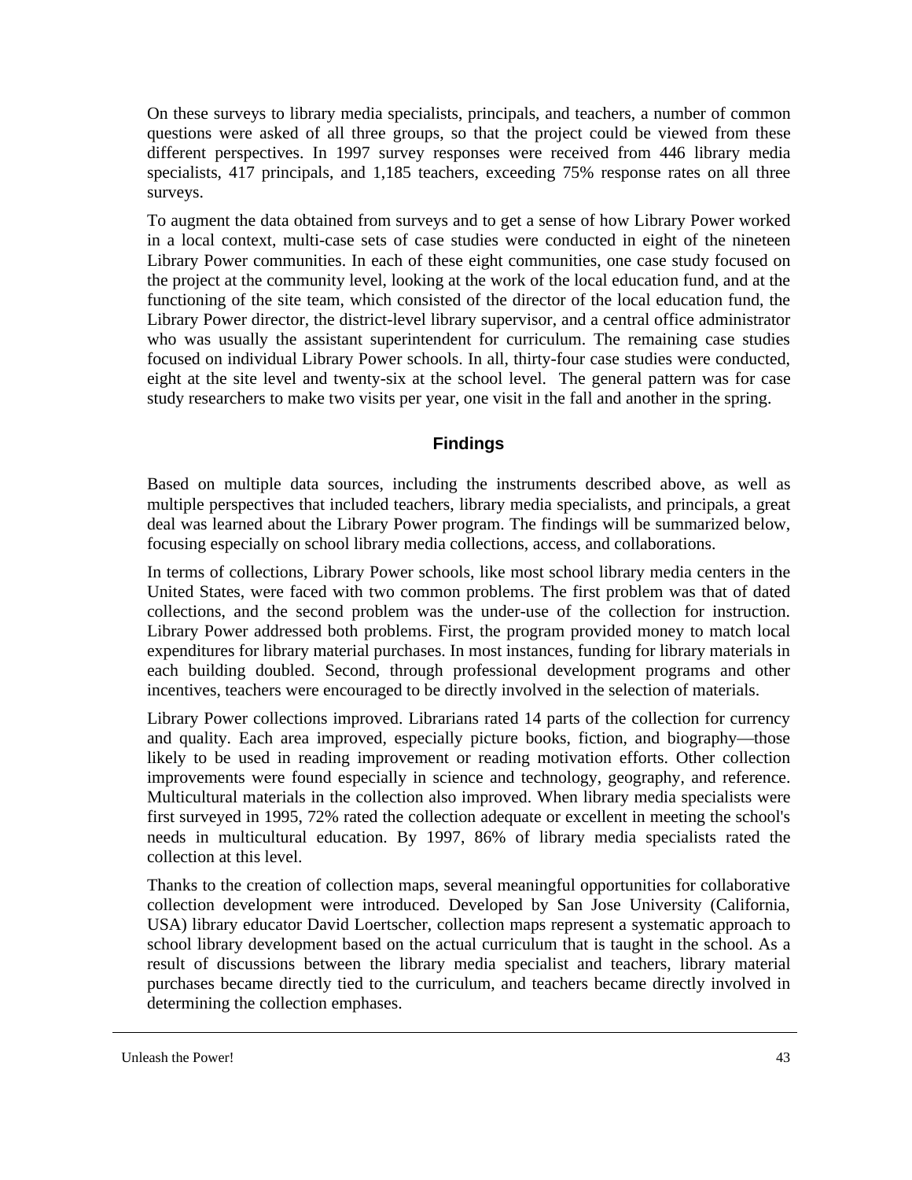On these surveys to library media specialists, principals, and teachers, a number of common questions were asked of all three groups, so that the project could be viewed from these different perspectives. In 1997 survey responses were received from 446 library media specialists, 417 principals, and 1,185 teachers, exceeding 75% response rates on all three surveys.

To augment the data obtained from surveys and to get a sense of how Library Power worked in a local context, multi-case sets of case studies were conducted in eight of the nineteen Library Power communities. In each of these eight communities, one case study focused on the project at the community level, looking at the work of the local education fund, and at the functioning of the site team, which consisted of the director of the local education fund, the Library Power director, the district-level library supervisor, and a central office administrator who was usually the assistant superintendent for curriculum. The remaining case studies focused on individual Library Power schools. In all, thirty-four case studies were conducted, eight at the site level and twenty-six at the school level. The general pattern was for case study researchers to make two visits per year, one visit in the fall and another in the spring.

## Findings

Based on multiple data sources, including the instruments described above, as well as multiple perspectives that included teachers, library media specialists, and principals, a great deal was learned about the Library Power program. The findings will be summarized below, focusing especially on school library media collections, access, and collaborations.

In terms of collections, Library Power schools, like most school library media centers in the United States, were faced with two common problems. The first problem was that of dated collections, and the second problem was the under-use of the collection for instruction. Library Power addressed both problems. First, the program provided money to match local expenditures for library material purchases. In most instances, funding for library materials in each building doubled. Second, through professional development programs and other incentives, teachers were encouraged to be directly involved in the selection of materials.

Library Power collections improved. Librarians rated 14 parts of the collection for currency and quality. Each area improved, especially picture books, fiction, and biography—those likely to be used in reading improvement or reading motivation efforts. Other collection improvements were found especially in science and technology, geography, and reference. Multicultural materials in the collection also improved. When library media specialists were first surveyed in 1995, 72% rated the collection adequate or excellent in meeting the school's needs in multicultural education. By 1997, 86% of library media specialists rated the collection at this level.

Thanks to the creation of collection maps, several meaningful opportunities for collaborative collection development were introduced. Developed by San Jose University (California, USA) library educator David Loertscher, collection maps represent a systematic approach to school library development based on the actual curriculum that is taught in the school. As a result of discussions between the library media specialist and teachers, library material purchases became directly tied to the curriculum, and teachers became directly involved in determining the collection emphases.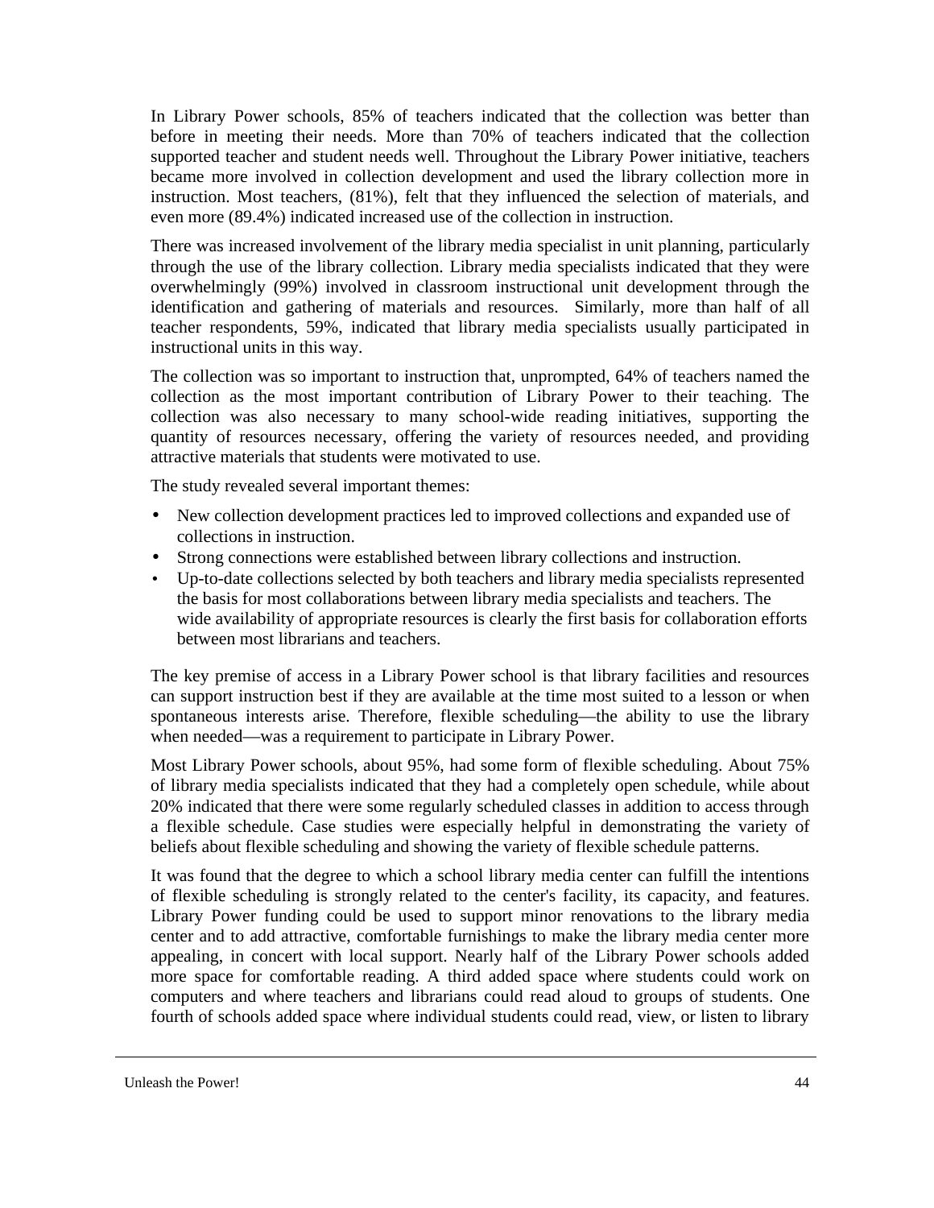In Library Power schools, 85% of teachers indicated that the collection was better than before in meeting their needs. More than 70% of teachers indicated that the collection supported teacher and student needs well. Throughout the Library Power initiative, teachers became more involved in collection development and used the library collection more in instruction. Most teachers, (81%), felt that they influenced the selection of materials, and even more (89.4%) indicated increased use of the collection in instruction.

There was increased involvement of the library media specialist in unit planning, particularly through the use of the library collection. Library media specialists indicated that they were overwhelmingly (99%) involved in classroom instructional unit development through the identification and gathering of materials and resources. Similarly, more than half of all teacher respondents, 59%, indicated that library media specialists usually participated in instructional units in this way.

The collection was so important to instruction that, unprompted, 64% of teachers named the collection as the most important contribution of Library Power to their teaching. The collection was also necessary to many school-wide reading initiatives, supporting the quantity of resources necessary, offering the variety of resources needed, and providing attractive materials that students were motivated to use.

The study revealed several important themes:

- New collection development practices led to improved collections and expanded use of collections in instruction.
- Strong connections were established between library collections and instruction.
- Up-to-date collections selected by both teachers and library media specialists represented the basis for most collaborations between library media specialists and teachers. The wide availability of appropriate resources is clearly the first basis for collaboration efforts between most librarians and teachers.

The key premise of access in a Library Power school is that library facilities and resources can support instruction best if they are available at the time most suited to a lesson or when spontaneous interests arise. Therefore, flexible scheduling—the ability to use the library when needed—was a requirement to participate in Library Power.

Most Library Power schools, about 95%, had some form of flexible scheduling. About 75% of library media specialists indicated that they had a completely open schedule, while about 20% indicated that there were some regularly scheduled classes in addition to access through a flexible schedule. Case studies were especially helpful in demonstrating the variety of beliefs about flexible scheduling and showing the variety of flexible schedule patterns.

It was found that the degree to which a school library media center can fulfill the intentions of flexible scheduling is strongly related to the center's facility, its capacity, and features. Library Power funding could be used to support minor renovations to the library media center and to add attractive, comfortable furnishings to make the library media center more appealing, in concert with local support. Nearly half of the Library Power schools added more space for comfortable reading. A third added space where students could work on computers and where teachers and librarians could read aloud to groups of students. One fourth of schools added space where individual students could read, view, or listen to library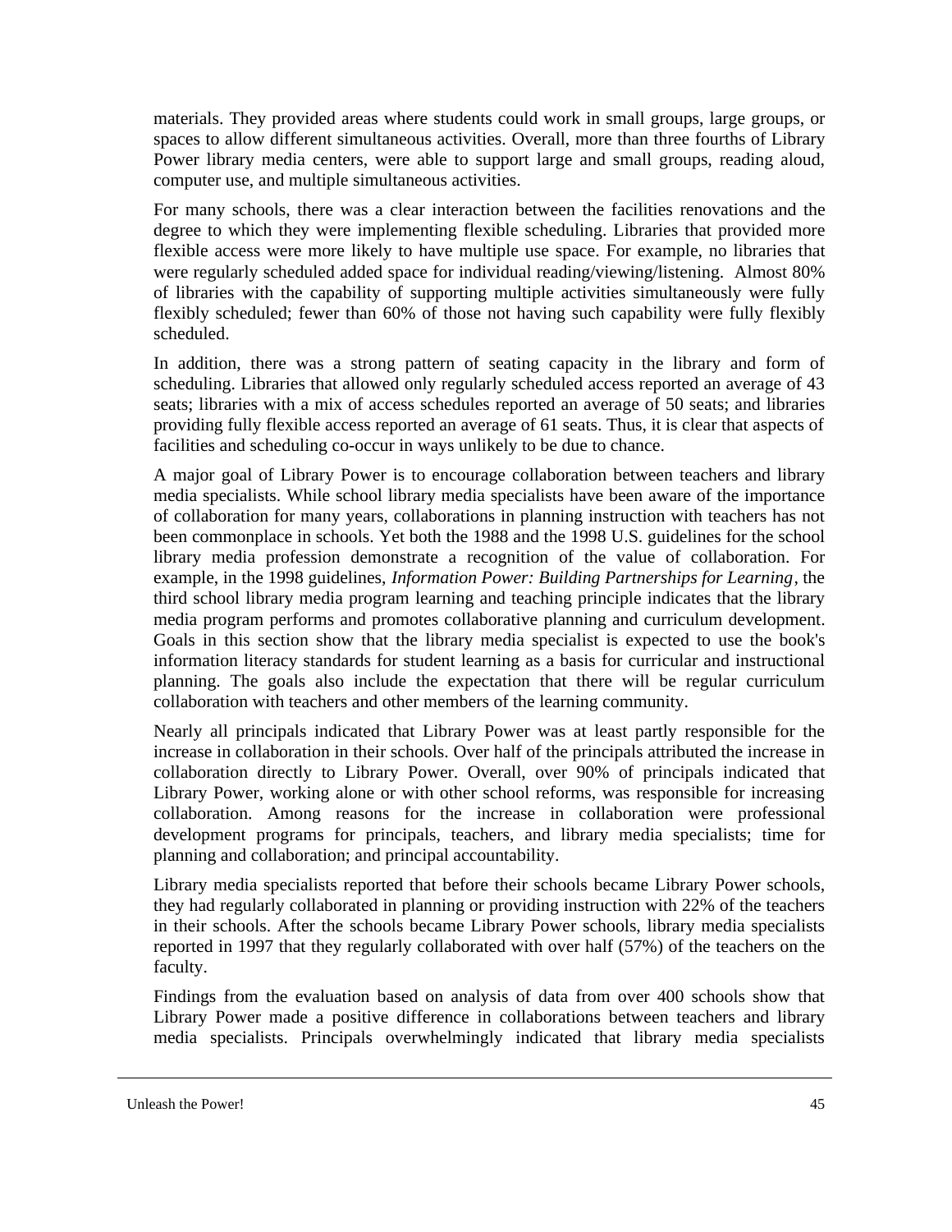materials. They provided areas where students could work in small groups, large groups, or spaces to allow different simultaneous activities. Overall, more than three fourths of Library Power library media centers, were able to support large and small groups, reading aloud, computer use, and multiple simultaneous activities.

For many schools, there was a clear interaction between the facilities renovations and the degree to which they were implementing flexible scheduling. Libraries that provided more flexible access were more likely to have multiple use space. For example, no libraries that were regularly scheduled added space for individual reading/viewing/listening. Almost 80% of libraries with the capability of supporting multiple activities simultaneously were fully flexibly scheduled; fewer than 60% of those not having such capability were fully flexibly scheduled.

In addition, there was a strong pattern of seating capacity in the library and form of scheduling. Libraries that allowed only regularly scheduled access reported an average of 43 seats; libraries with a mix of access schedules reported an average of 50 seats; and libraries providing fully flexible access reported an average of 61 seats. Thus, it is clear that aspects of facilities and scheduling co-occur in ways unlikely to be due to chance.

A major goal of Library Power is to encourage collaboration between teachers and library media specialists. While school library media specialists have been aware of the importance of collaboration for many years, collaborations in planning instruction with teachers has not been commonplace in schools. Yet both the 1988 and the 1998 U.S. guidelines for the school library media profession demonstrate a recognition of the value of collaboration. For example, in the 1998 guidelines, *Information Power: Building Partnerships for Learning*, the third school library media program learning and teaching principle indicates that the library media program performs and promotes collaborative planning and curriculum development. Goals in this section show that the library media specialist is expected to use the book's information literacy standards for student learning as a basis for curricular and instructional planning. The goals also include the expectation that there will be regular curriculum collaboration with teachers and other members of the learning community.

Nearly all principals indicated that Library Power was at least partly responsible for the increase in collaboration in their schools. Over half of the principals attributed the increase in collaboration directly to Library Power. Overall, over 90% of principals indicated that Library Power, working alone or with other school reforms, was responsible for increasing collaboration. Among reasons for the increase in collaboration were professional development programs for principals, teachers, and library media specialists; time for planning and collaboration; and principal accountability.

Library media specialists reported that before their schools became Library Power schools, they had regularly collaborated in planning or providing instruction with 22% of the teachers in their schools. After the schools became Library Power schools, library media specialists reported in 1997 that they regularly collaborated with over half (57%) of the teachers on the faculty.

Findings from the evaluation based on analysis of data from over 400 schools show that Library Power made a positive difference in collaborations between teachers and library media specialists. Principals overwhelmingly indicated that library media specialists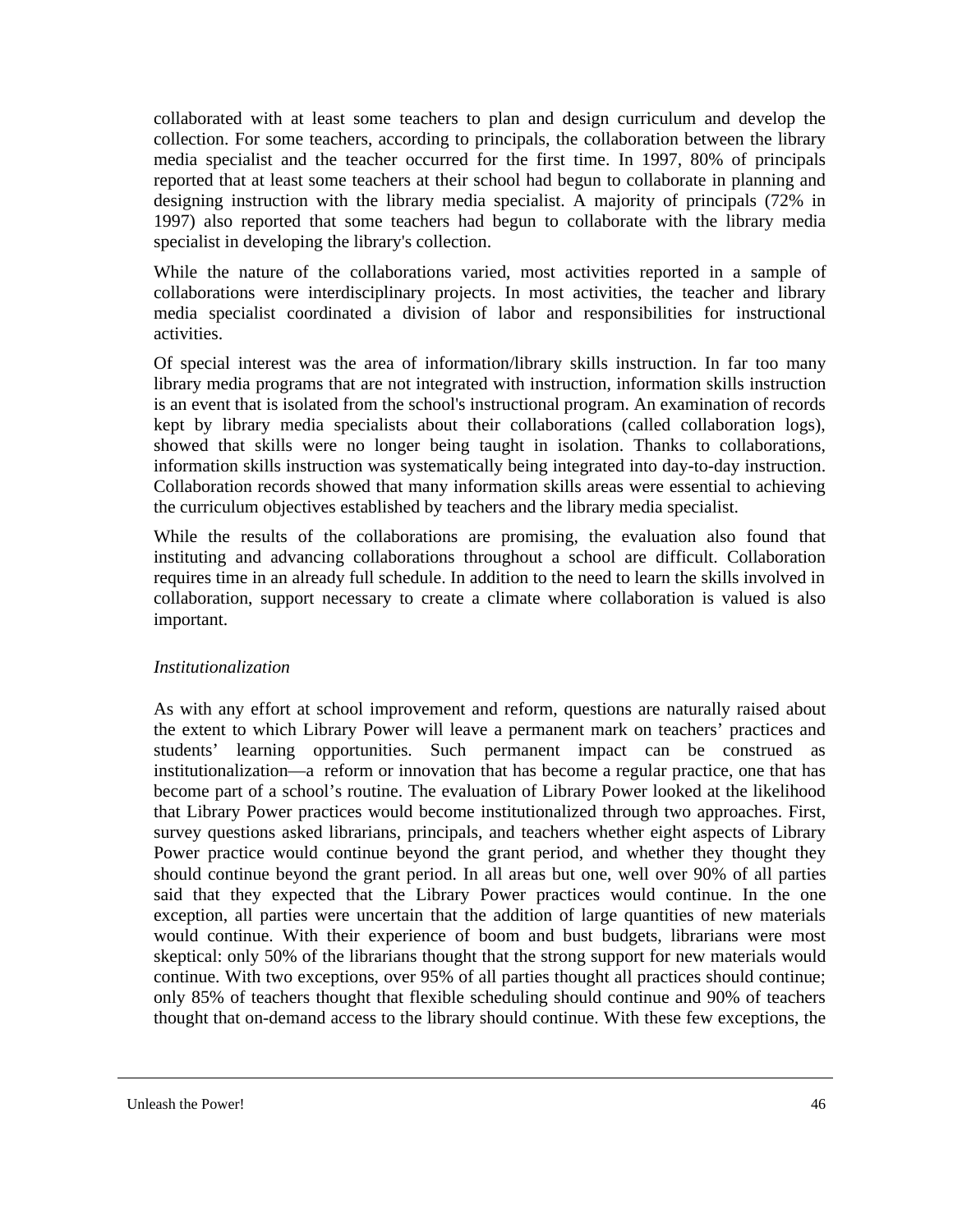collaborated with at least some teachers to plan and design curriculum and develop the collection. For some teachers, according to principals, the collaboration between the library media specialist and the teacher occurred for the first time. In 1997, 80% of principals reported that at least some teachers at their school had begun to collaborate in planning and designing instruction with the library media specialist. A majority of principals (72% in 1997) also reported that some teachers had begun to collaborate with the library media specialist in developing the library's collection.

While the nature of the collaborations varied, most activities reported in a sample of collaborations were interdisciplinary projects. In most activities, the teacher and library media specialist coordinated a division of labor and responsibilities for instructional activities.

Of special interest was the area of information/library skills instruction. In far too many library media programs that are not integrated with instruction, information skills instruction is an event that is isolated from the school's instructional program. An examination of records kept by library media specialists about their collaborations (called collaboration logs), showed that skills were no longer being taught in isolation. Thanks to collaborations, information skills instruction was systematically being integrated into day-to-day instruction. Collaboration records showed that many information skills areas were essential to achieving the curriculum objectives established by teachers and the library media specialist.

While the results of the collaborations are promising, the evaluation also found that instituting and advancing collaborations throughout a school are difficult. Collaboration requires time in an already full schedule. In addition to the need to learn the skills involved in collaboration, support necessary to create a climate where collaboration is valued is also important.

*Institutionalization*

As with any effort at school improvement and reform, questions are naturally raised about the extent to which Library Power will leave a permanent mark on teachers' practices and students' learning opportunities. Such permanent impact can be construed as institutionalization—a reform or innovation that has become a regular practice, one that has become part of a school's routine. The evaluation of Library Power looked at the likelihood that Library Power practices would become institutionalized through two approaches. First, survey questions asked librarians, principals, and teachers whether eight aspects of Library Power practice would continue beyond the grant period, and whether they thought they should continue beyond the grant period. In all areas but one, well over 90% of all parties said that they expected that the Library Power practices would continue. In the one exception, all parties were uncertain that the addition of large quantities of new materials would continue. With their experience of boom and bust budgets, librarians were most skeptical: only 50% of the librarians thought that the strong support for new materials would continue. With two exceptions, over 95% of all parties thought all practices should continue; only 85% of teachers thought that flexible scheduling should continue and 90% of teachers thought that on-demand access to the library should continue. With these few exceptions, the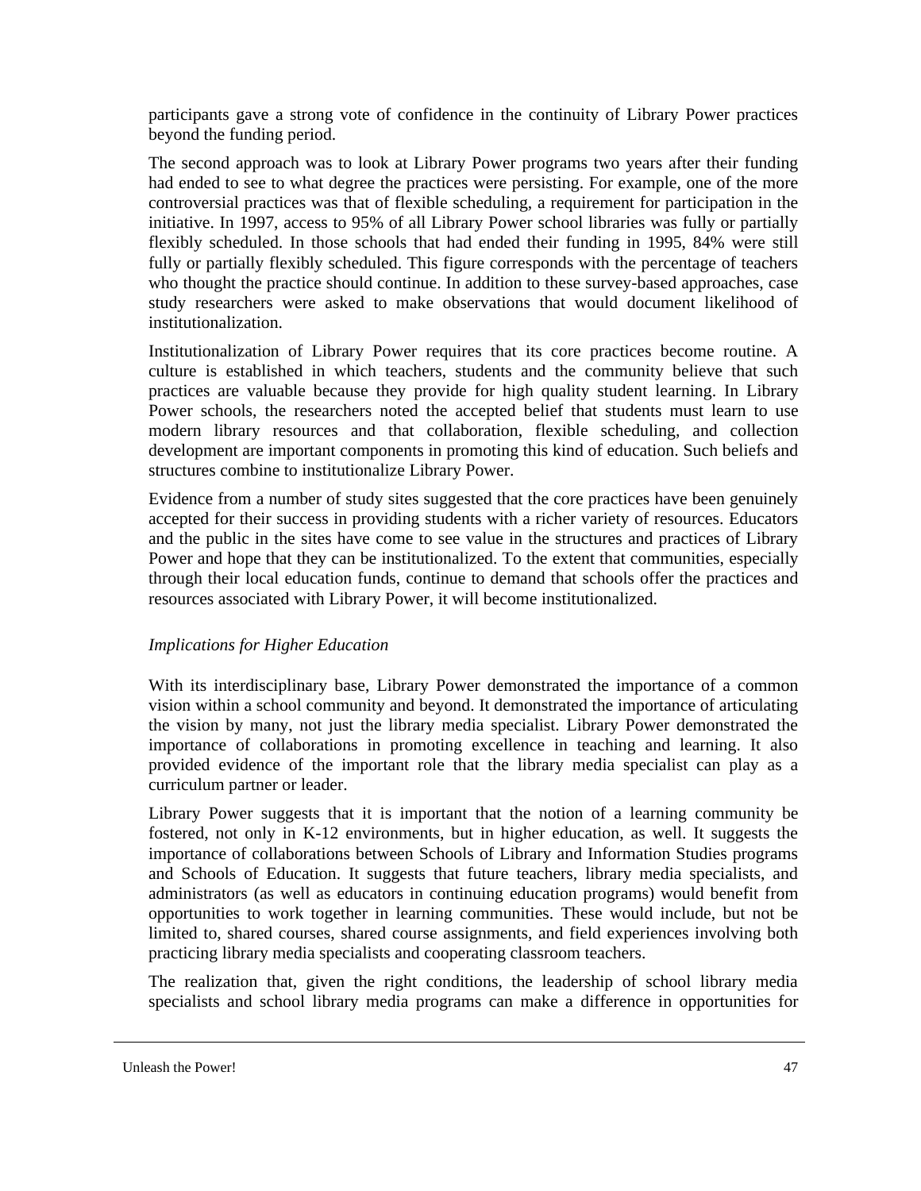participants gave a strong vote of confidence in the continuity of Library Power practices beyond the funding period.

The second approach was to look at Library Power programs two years after their funding had ended to see to what degree the practices were persisting. For example, one of the more controversial practices was that of flexible scheduling, a requirement for participation in the initiative. In 1997, access to 95% of all Library Power school libraries was fully or partially flexibly scheduled. In those schools that had ended their funding in 1995, 84% were still fully or partially flexibly scheduled. This figure corresponds with the percentage of teachers who thought the practice should continue. In addition to these survey-based approaches, case study researchers were asked to make observations that would document likelihood of institutionalization.

Institutionalization of Library Power requires that its core practices become routine. A culture is established in which teachers, students and the community believe that such practices are valuable because they provide for high quality student learning. In Library Power schools, the researchers noted the accepted belief that students must learn to use modern library resources and that collaboration, flexible scheduling, and collection development are important components in promoting this kind of education. Such beliefs and structures combine to institutionalize Library Power.

Evidence from a number of study sites suggested that the core practices have been genuinely accepted for their success in providing students with a richer variety of resources. Educators and the public in the sites have come to see value in the structures and practices of Library Power and hope that they can be institutionalized. To the extent that communities, especially through their local education funds, continue to demand that schools offer the practices and resources associated with Library Power, it will become institutionalized.

*Implications for Higher Education*

With its interdisciplinary base, Library Power demonstrated the importance of a common vision within a school community and beyond. It demonstrated the importance of articulating the vision by many, not just the library media specialist. Library Power demonstrated the importance of collaborations in promoting excellence in teaching and learning. It also provided evidence of the important role that the library media specialist can play as a curriculum partner or leader.

Library Power suggests that it is important that the notion of a learning community be fostered, not only in K-12 environments, but in higher education, as well. It suggests the importance of collaborations between Schools of Library and Information Studies programs and Schools of Education. It suggests that future teachers, library media specialists, and administrators (as well as educators in continuing education programs) would benefit from opportunities to work together in learning communities. These would include, but not be limited to, shared courses, shared course assignments, and field experiences involving both practicing library media specialists and cooperating classroom teachers.

The realization that, given the right conditions, the leadership of school library media specialists and school library media programs can make a difference in opportunities for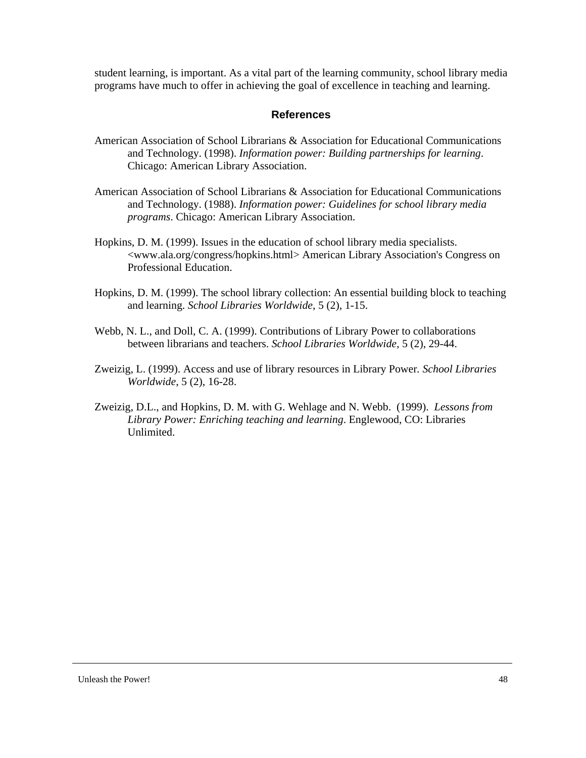student learning, is important. As a vital part of the learning community, school library media programs have much to offer in achieving the goal of excellence in teaching and learning.

## References

American Association of School Librarians & Association for Educational Communications and Technology. (1998). *Information power: Building partnerships for learning*. Chicago: American Library Association.

American Association of School Librarians & Association for Educational Communications and Technology. (1988). *Information power: Guidelines for school library media programs*. Chicago: American Library Association.

Hopkins, D. M. (1999). Issues in the education of school library media specialists. <www.ala.org/congress/hopkins.html> American Library Association's Congress on Professional Education.

Hopkins, D. M. (1999). The school library collection: An essential building block to teaching and learning. *School Libraries Worldwide*, 5 (2), 1-15.

Webb, N. L., and Doll, C. A. (1999). Contributions of Library Power to collaborations between librarians and teachers. *School Libraries Worldwide,* 5 (2), 29-44.

Zweizig, L. (1999). Access and use of library resources in Library Power. *School Libraries Worldwide*, 5 (2), 16-28.

Zweizig, D.L., and Hopkins, D. M. with G. Wehlage and N. Webb. (1999). *Lessons from Library Power: Enriching teaching and learning*. Englewood, CO: Libraries Unlimited.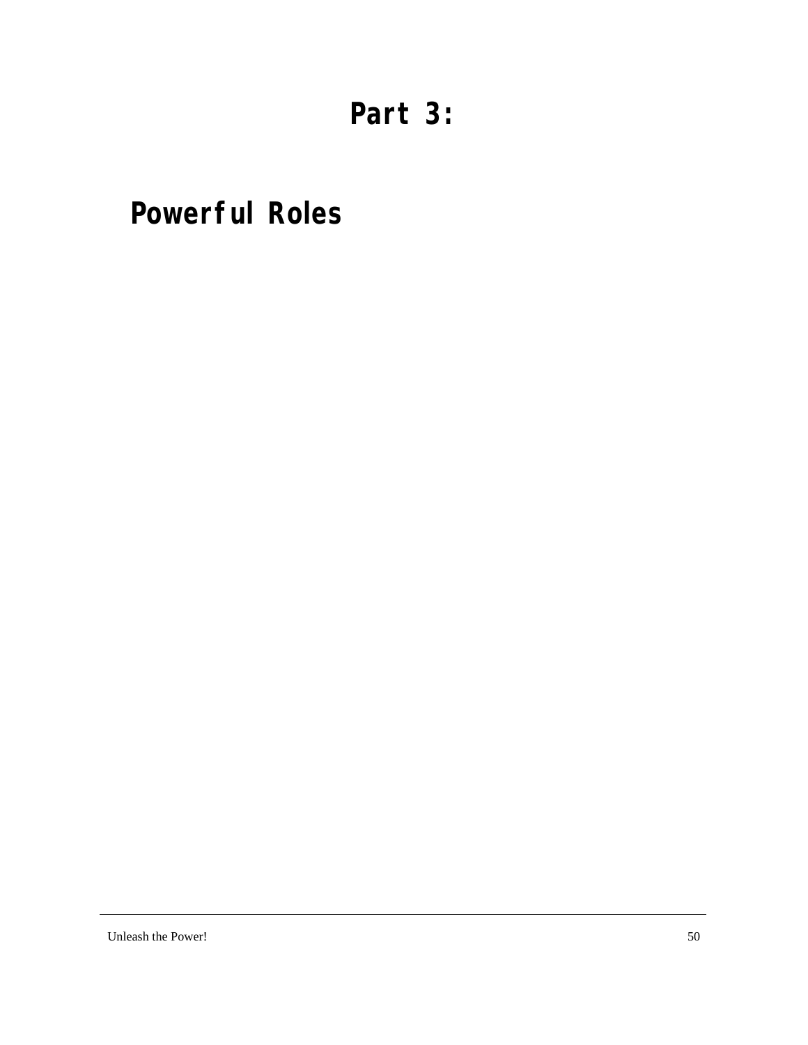# Part 3:

## Powerful Roles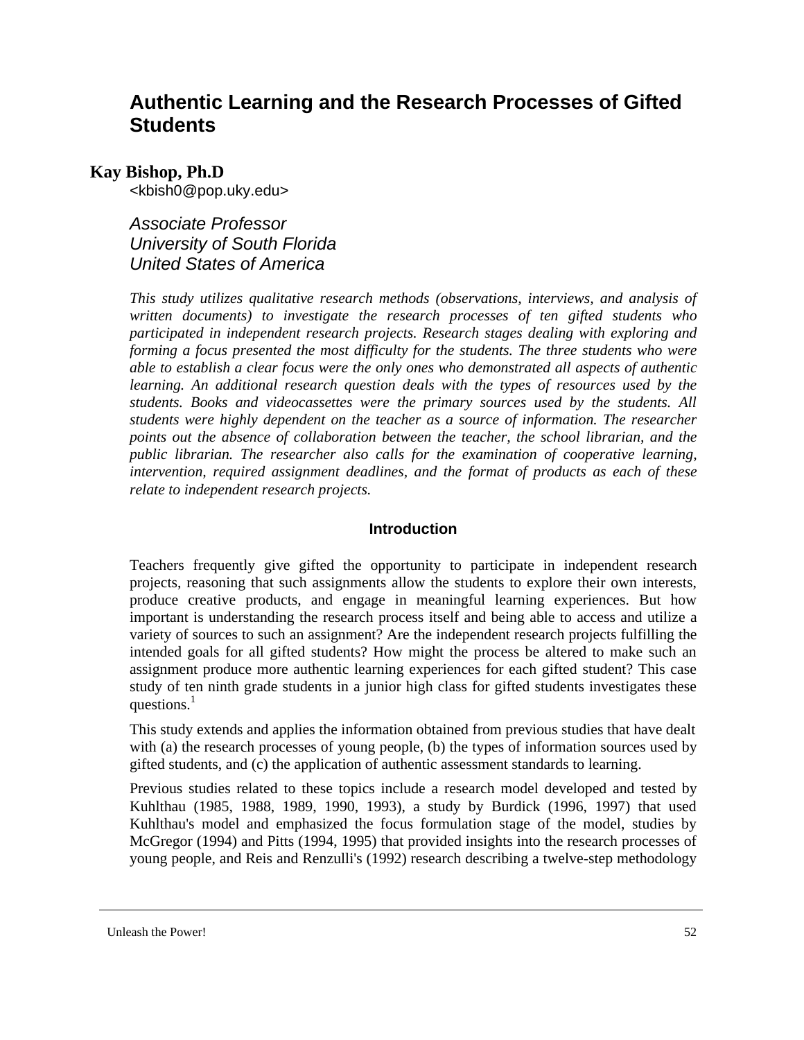# Authentic Learning and the Research Processes of Gifted Students

**Kay Bishop, Ph.D**

<kbish0@pop.uky.edu>

*Associate Professor*
*University of South Florida*
*United States of America*

*This study utilizes qualitative research methods (observations, interviews, and analysis of written documents) to investigate the research processes of ten gifted students who participated in independent research projects. Research stages dealing with exploring and forming a focus presented the most difficulty for the students. The three students who were able to establish a clear focus were the only ones who demonstrated all aspects of authentic learning. An additional research question deals with the types of resources used by the students. Books and videocassettes were the primary sources used by the students. All students were highly dependent on the teacher as a source of information. The researcher points out the absence of collaboration between the teacher, the school librarian, and the public librarian. The researcher also calls for the examination of cooperative learning, intervention, required assignment deadlines, and the format of products as each of these relate to independent research projects.*

## Introduction

Teachers frequently give gifted the opportunity to participate in independent research projects, reasoning that such assignments allow the students to explore their own interests, produce creative products, and engage in meaningful learning experiences. But how important is understanding the research process itself and being able to access and utilize a variety of sources to such an assignment? Are the independent research projects fulfilling the intended goals for all gifted students? How might the process be altered to make such an assignment produce more authentic learning experiences for each gifted student? This case study of ten ninth grade students in a junior high class for gifted students investigates these questions.[1]

This study extends and applies the information obtained from previous studies that have dealt with (a) the research processes of young people, (b) the types of information sources used by gifted students, and (c) the application of authentic assessment standards to learning.

Previous studies related to these topics include a research model developed and tested by Kuhlthau (1985, 1988, 1989, 1990, 1993), a study by Burdick (1996, 1997) that used Kuhlthau's model and emphasized the focus formulation stage of the model, studies by McGregor (1994) and Pitts (1994, 1995) that provided insights into the research processes of young people, and Reis and Renzulli's (1992) research describing a twelve-step methodology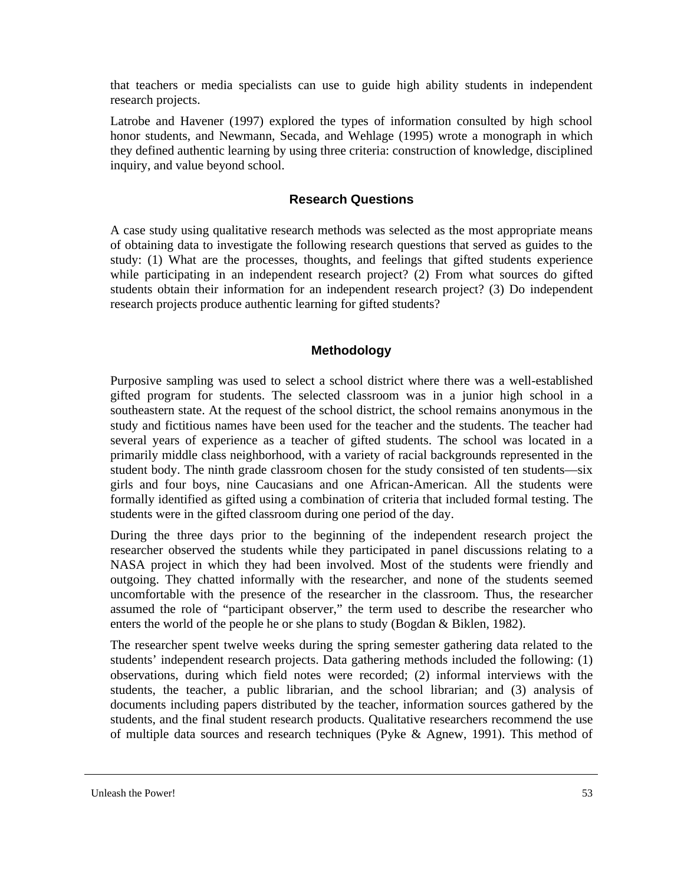that teachers or media specialists can use to guide high ability students in independent research projects.

Latrobe and Havener (1997) explored the types of information consulted by high school honor students, and Newmann, Secada, and Wehlage (1995) wrote a monograph in which they defined authentic learning by using three criteria: construction of knowledge, disciplined inquiry, and value beyond school.

## Research Questions

A case study using qualitative research methods was selected as the most appropriate means of obtaining data to investigate the following research questions that served as guides to the study: (1) What are the processes, thoughts, and feelings that gifted students experience while participating in an independent research project? (2) From what sources do gifted students obtain their information for an independent research project? (3) Do independent research projects produce authentic learning for gifted students?

## Methodology

Purposive sampling was used to select a school district where there was a well-established gifted program for students. The selected classroom was in a junior high school in a southeastern state. At the request of the school district, the school remains anonymous in the study and fictitious names have been used for the teacher and the students. The teacher had several years of experience as a teacher of gifted students. The school was located in a primarily middle class neighborhood, with a variety of racial backgrounds represented in the student body. The ninth grade classroom chosen for the study consisted of ten students—six girls and four boys, nine Caucasians and one African-American. All the students were formally identified as gifted using a combination of criteria that included formal testing. The students were in the gifted classroom during one period of the day.

During the three days prior to the beginning of the independent research project the researcher observed the students while they participated in panel discussions relating to a NASA project in which they had been involved. Most of the students were friendly and outgoing. They chatted informally with the researcher, and none of the students seemed uncomfortable with the presence of the researcher in the classroom. Thus, the researcher assumed the role of "participant observer," the term used to describe the researcher who enters the world of the people he or she plans to study (Bogdan & Biklen, 1982).

The researcher spent twelve weeks during the spring semester gathering data related to the students' independent research projects. Data gathering methods included the following: (1) observations, during which field notes were recorded; (2) informal interviews with the students, the teacher, a public librarian, and the school librarian; and (3) analysis of documents including papers distributed by the teacher, information sources gathered by the students, and the final student research products. Qualitative researchers recommend the use of multiple data sources and research techniques (Pyke & Agnew, 1991). This method of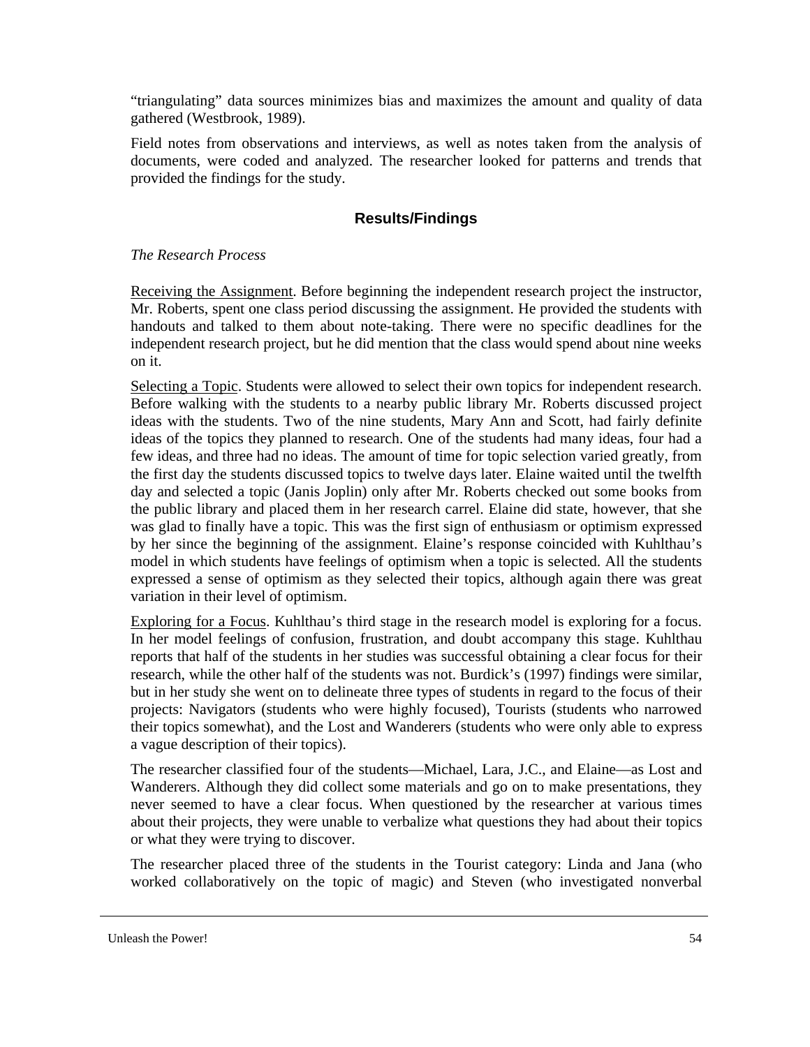"triangulating" data sources minimizes bias and maximizes the amount and quality of data gathered (Westbrook, 1989).

Field notes from observations and interviews, as well as notes taken from the analysis of documents, were coded and analyzed. The researcher looked for patterns and trends that provided the findings for the study.

## Results/Findings

*The Research Process*

<u>Receiving the Assignment</u>. Before beginning the independent research project the instructor, Mr. Roberts, spent one class period discussing the assignment. He provided the students with handouts and talked to them about note-taking. There were no specific deadlines for the independent research project, but he did mention that the class would spend about nine weeks on it.

<u>Selecting a Topic</u>. Students were allowed to select their own topics for independent research. Before walking with the students to a nearby public library Mr. Roberts discussed project ideas with the students. Two of the nine students, Mary Ann and Scott, had fairly definite ideas of the topics they planned to research. One of the students had many ideas, four had a few ideas, and three had no ideas. The amount of time for topic selection varied greatly, from the first day the students discussed topics to twelve days later. Elaine waited until the twelfth day and selected a topic (Janis Joplin) only after Mr. Roberts checked out some books from the public library and placed them in her research carrel. Elaine did state, however, that she was glad to finally have a topic. This was the first sign of enthusiasm or optimism expressed by her since the beginning of the assignment. Elaine's response coincided with Kuhlthau's model in which students have feelings of optimism when a topic is selected. All the students expressed a sense of optimism as they selected their topics, although again there was great variation in their level of optimism.

<u>Exploring for a Focus</u>. Kuhlthau's third stage in the research model is exploring for a focus. In her model feelings of confusion, frustration, and doubt accompany this stage. Kuhlthau reports that half of the students in her studies was successful obtaining a clear focus for their research, while the other half of the students was not. Burdick's (1997) findings were similar, but in her study she went on to delineate three types of students in regard to the focus of their projects: Navigators (students who were highly focused), Tourists (students who narrowed their topics somewhat), and the Lost and Wanderers (students who were only able to express a vague description of their topics).

The researcher classified four of the students—Michael, Lara, J.C., and Elaine—as Lost and Wanderers. Although they did collect some materials and go on to make presentations, they never seemed to have a clear focus. When questioned by the researcher at various times about their projects, they were unable to verbalize what questions they had about their topics or what they were trying to discover.

The researcher placed three of the students in the Tourist category: Linda and Jana (who worked collaboratively on the topic of magic) and Steven (who investigated nonverbal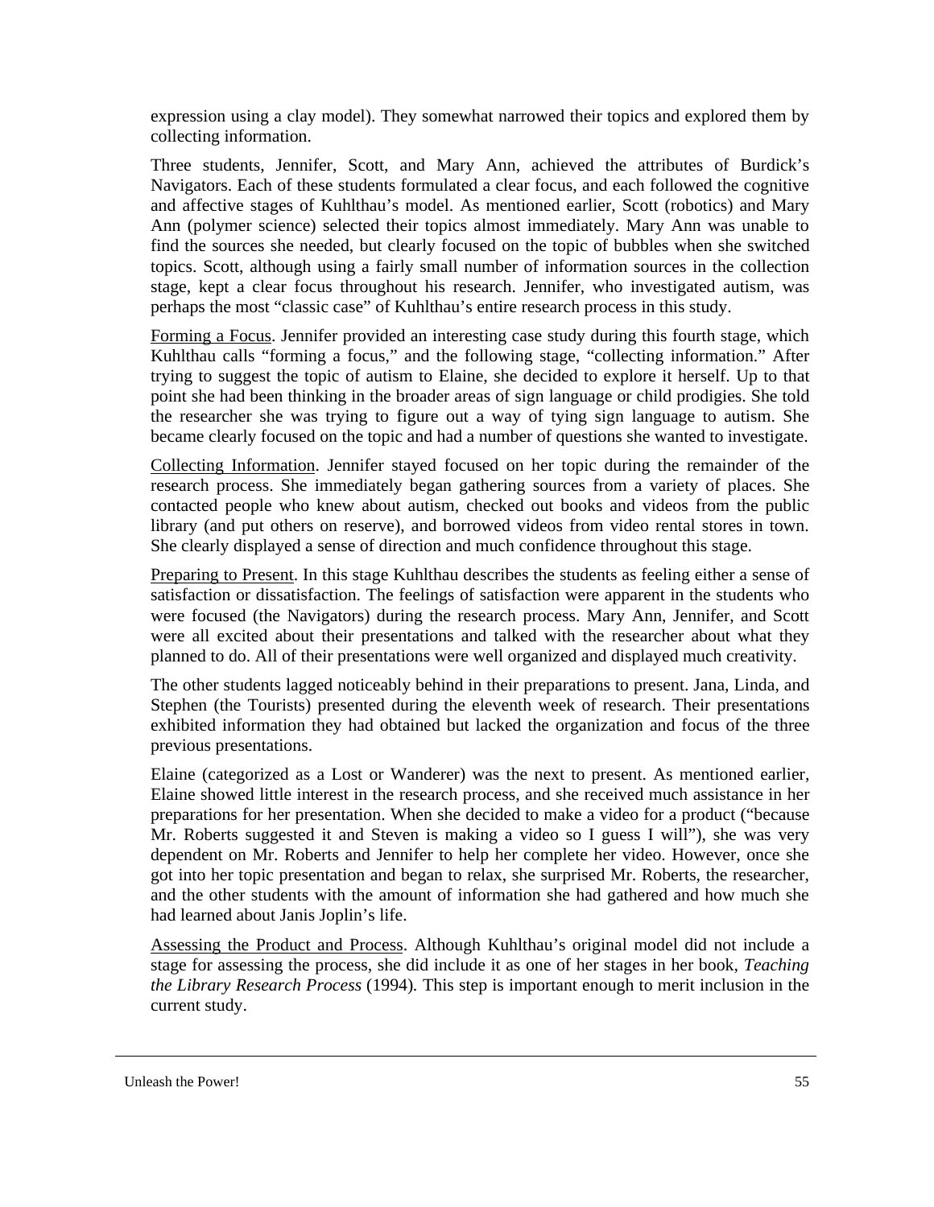expression using a clay model). They somewhat narrowed their topics and explored them by collecting information.

Three students, Jennifer, Scott, and Mary Ann, achieved the attributes of Burdick's Navigators. Each of these students formulated a clear focus, and each followed the cognitive and affective stages of Kuhlthau's model. As mentioned earlier, Scott (robotics) and Mary Ann (polymer science) selected their topics almost immediately. Mary Ann was unable to find the sources she needed, but clearly focused on the topic of bubbles when she switched topics. Scott, although using a fairly small number of information sources in the collection stage, kept a clear focus throughout his research. Jennifer, who investigated autism, was perhaps the most "classic case" of Kuhlthau's entire research process in this study.

<u>Forming a Focus</u>. Jennifer provided an interesting case study during this fourth stage, which Kuhlthau calls "forming a focus," and the following stage, "collecting information." After trying to suggest the topic of autism to Elaine, she decided to explore it herself. Up to that point she had been thinking in the broader areas of sign language or child prodigies. She told the researcher she was trying to figure out a way of tying sign language to autism. She became clearly focused on the topic and had a number of questions she wanted to investigate.

<u>Collecting Information</u>. Jennifer stayed focused on her topic during the remainder of the research process. She immediately began gathering sources from a variety of places. She contacted people who knew about autism, checked out books and videos from the public library (and put others on reserve), and borrowed videos from video rental stores in town. She clearly displayed a sense of direction and much confidence throughout this stage.

<u>Preparing to Present</u>. In this stage Kuhlthau describes the students as feeling either a sense of satisfaction or dissatisfaction. The feelings of satisfaction were apparent in the students who were focused (the Navigators) during the research process. Mary Ann, Jennifer, and Scott were all excited about their presentations and talked with the researcher about what they planned to do. All of their presentations were well organized and displayed much creativity.

The other students lagged noticeably behind in their preparations to present. Jana, Linda, and Stephen (the Tourists) presented during the eleventh week of research. Their presentations exhibited information they had obtained but lacked the organization and focus of the three previous presentations.

Elaine (categorized as a Lost or Wanderer) was the next to present. As mentioned earlier, Elaine showed little interest in the research process, and she received much assistance in her preparations for her presentation. When she decided to make a video for a product ("because Mr. Roberts suggested it and Steven is making a video so I guess I will"), she was very dependent on Mr. Roberts and Jennifer to help her complete her video. However, once she got into her topic presentation and began to relax, she surprised Mr. Roberts, the researcher, and the other students with the amount of information she had gathered and how much she had learned about Janis Joplin's life.

<u>Assessing the Product and Process</u>. Although Kuhlthau's original model did not include a stage for assessing the process, she did include it as one of her stages in her book, *Teaching the Library Research Process* (1994). This step is important enough to merit inclusion in the current study.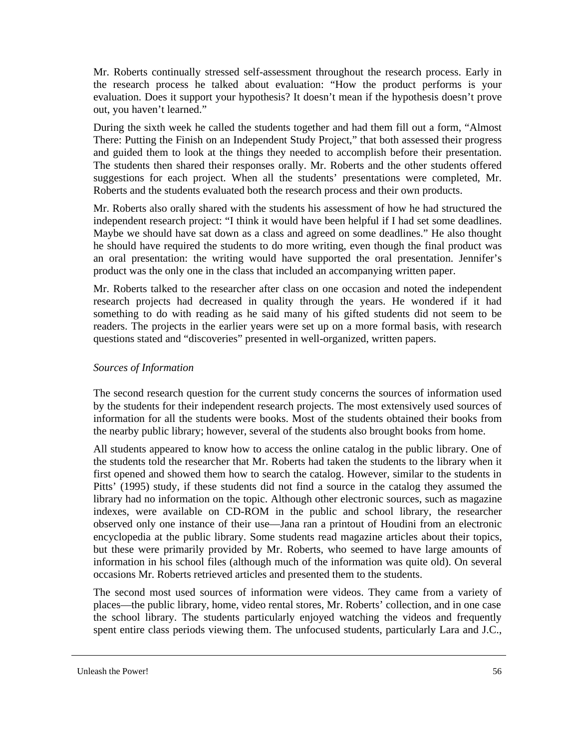Mr. Roberts continually stressed self-assessment throughout the research process. Early in the research process he talked about evaluation: "How the product performs is your evaluation. Does it support your hypothesis? It doesn't mean if the hypothesis doesn't prove out, you haven't learned."

During the sixth week he called the students together and had them fill out a form, "Almost There: Putting the Finish on an Independent Study Project," that both assessed their progress and guided them to look at the things they needed to accomplish before their presentation. The students then shared their responses orally. Mr. Roberts and the other students offered suggestions for each project. When all the students' presentations were completed, Mr. Roberts and the students evaluated both the research process and their own products.

Mr. Roberts also orally shared with the students his assessment of how he had structured the independent research project: "I think it would have been helpful if I had set some deadlines. Maybe we should have sat down as a class and agreed on some deadlines." He also thought he should have required the students to do more writing, even though the final product was an oral presentation: the writing would have supported the oral presentation. Jennifer's product was the only one in the class that included an accompanying written paper.

Mr. Roberts talked to the researcher after class on one occasion and noted the independent research projects had decreased in quality through the years. He wondered if it had something to do with reading as he said many of his gifted students did not seem to be readers. The projects in the earlier years were set up on a more formal basis, with research questions stated and "discoveries" presented in well-organized, written papers.

*Sources of Information*

The second research question for the current study concerns the sources of information used by the students for their independent research projects. The most extensively used sources of information for all the students were books. Most of the students obtained their books from the nearby public library; however, several of the students also brought books from home.

All students appeared to know how to access the online catalog in the public library. One of the students told the researcher that Mr. Roberts had taken the students to the library when it first opened and showed them how to search the catalog. However, similar to the students in Pitts' (1995) study, if these students did not find a source in the catalog they assumed the library had no information on the topic. Although other electronic sources, such as magazine indexes, were available on CD-ROM in the public and school library, the researcher observed only one instance of their use—Jana ran a printout of Houdini from an electronic encyclopedia at the public library. Some students read magazine articles about their topics, but these were primarily provided by Mr. Roberts, who seemed to have large amounts of information in his school files (although much of the information was quite old). On several occasions Mr. Roberts retrieved articles and presented them to the students.

The second most used sources of information were videos. They came from a variety of places—the public library, home, video rental stores, Mr. Roberts' collection, and in one case the school library. The students particularly enjoyed watching the videos and frequently spent entire class periods viewing them. The unfocused students, particularly Lara and J.C.,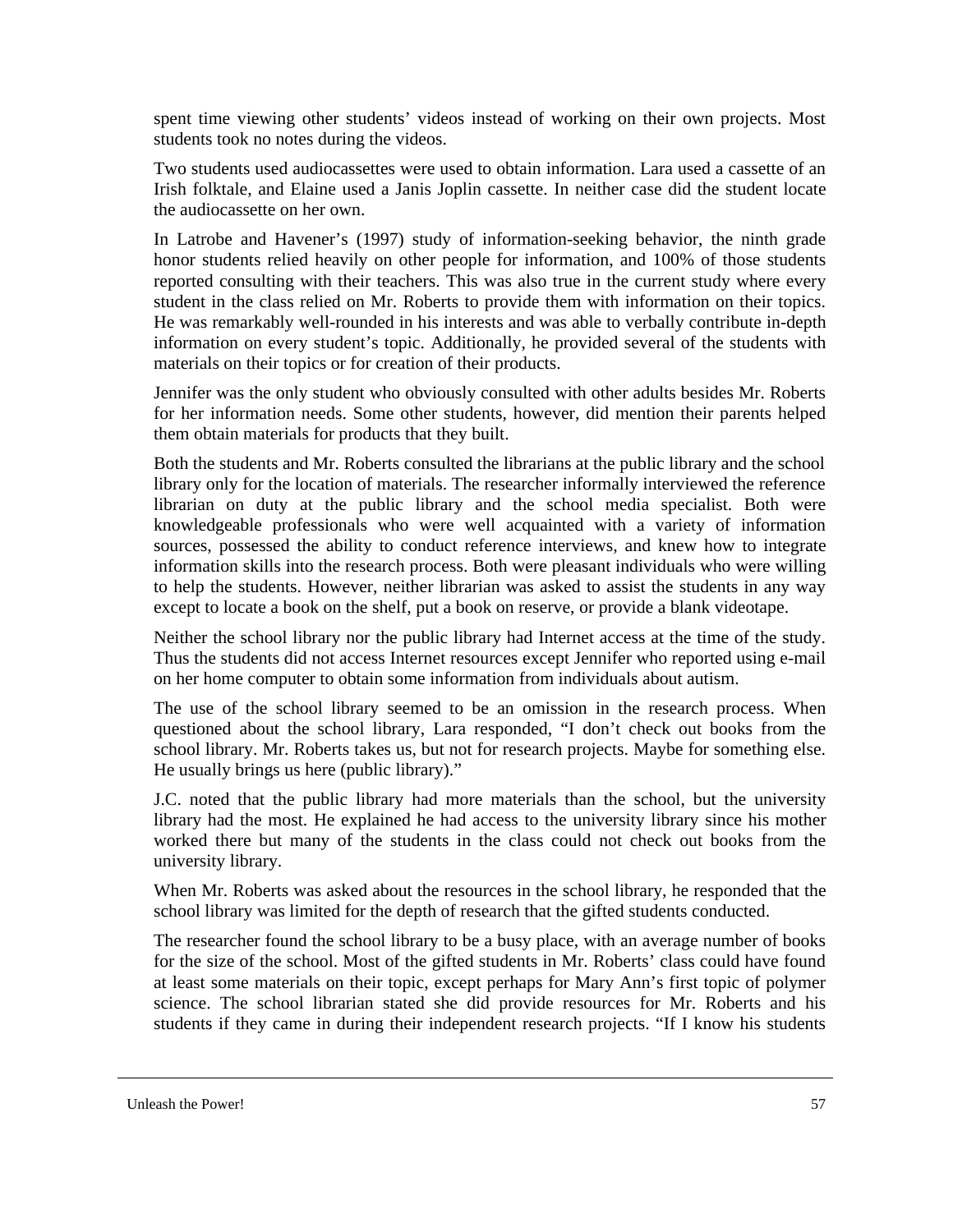spent time viewing other students' videos instead of working on their own projects. Most students took no notes during the videos.

Two students used audiocassettes were used to obtain information. Lara used a cassette of an Irish folktale, and Elaine used a Janis Joplin cassette. In neither case did the student locate the audiocassette on her own.

In Latrobe and Havener's (1997) study of information-seeking behavior, the ninth grade honor students relied heavily on other people for information, and 100% of those students reported consulting with their teachers. This was also true in the current study where every student in the class relied on Mr. Roberts to provide them with information on their topics. He was remarkably well-rounded in his interests and was able to verbally contribute in-depth information on every student's topic. Additionally, he provided several of the students with materials on their topics or for creation of their products.

Jennifer was the only student who obviously consulted with other adults besides Mr. Roberts for her information needs. Some other students, however, did mention their parents helped them obtain materials for products that they built.

Both the students and Mr. Roberts consulted the librarians at the public library and the school library only for the location of materials. The researcher informally interviewed the reference librarian on duty at the public library and the school media specialist. Both were knowledgeable professionals who were well acquainted with a variety of information sources, possessed the ability to conduct reference interviews, and knew how to integrate information skills into the research process. Both were pleasant individuals who were willing to help the students. However, neither librarian was asked to assist the students in any way except to locate a book on the shelf, put a book on reserve, or provide a blank videotape.

Neither the school library nor the public library had Internet access at the time of the study. Thus the students did not access Internet resources except Jennifer who reported using e-mail on her home computer to obtain some information from individuals about autism.

The use of the school library seemed to be an omission in the research process. When questioned about the school library, Lara responded, "I don't check out books from the school library. Mr. Roberts takes us, but not for research projects. Maybe for something else. He usually brings us here (public library)."

J.C. noted that the public library had more materials than the school, but the university library had the most. He explained he had access to the university library since his mother worked there but many of the students in the class could not check out books from the university library.

When Mr. Roberts was asked about the resources in the school library, he responded that the school library was limited for the depth of research that the gifted students conducted.

The researcher found the school library to be a busy place, with an average number of books for the size of the school. Most of the gifted students in Mr. Roberts' class could have found at least some materials on their topic, except perhaps for Mary Ann's first topic of polymer science. The school librarian stated she did provide resources for Mr. Roberts and his students if they came in during their independent research projects. "If I know his students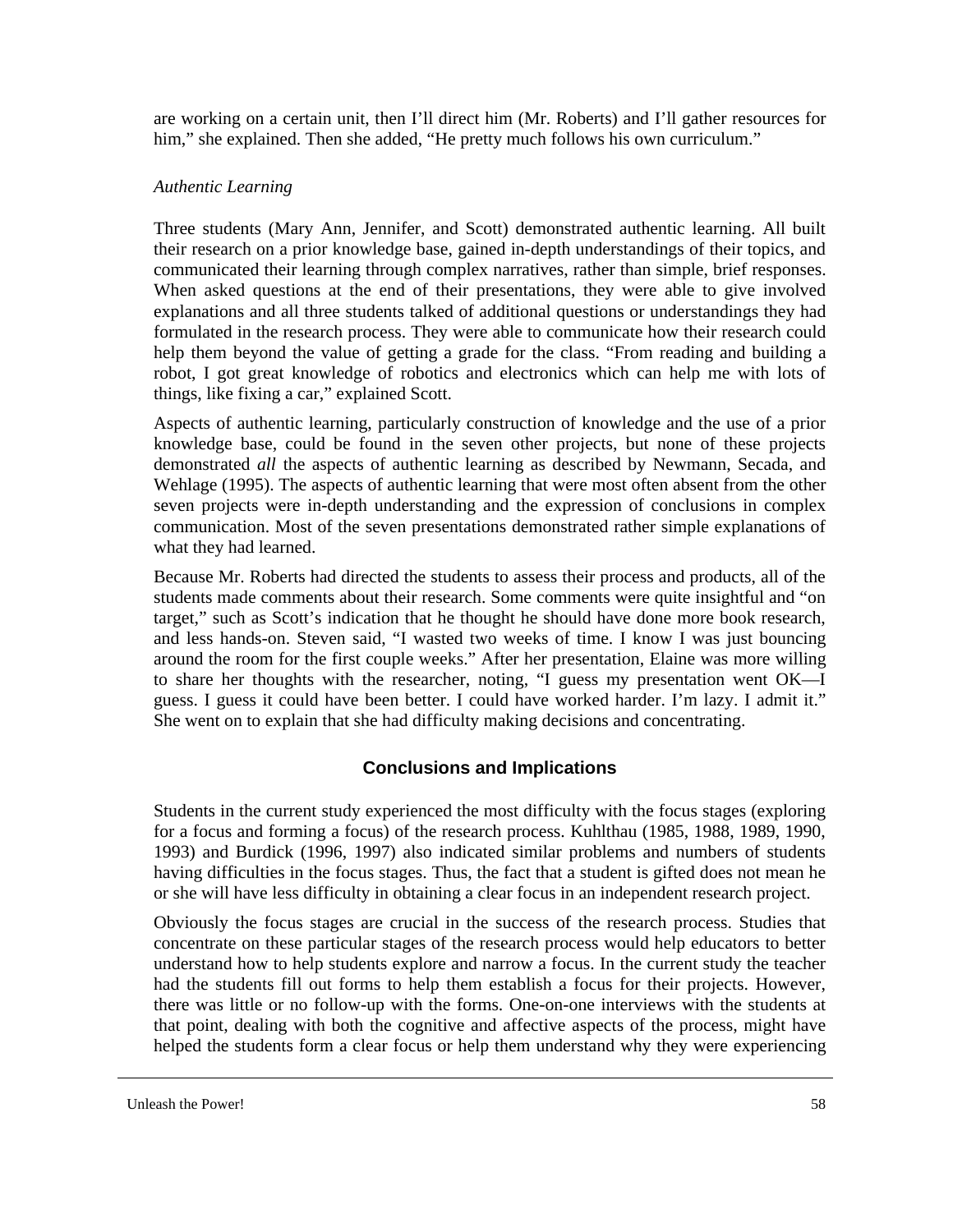are working on a certain unit, then I'll direct him (Mr. Roberts) and I'll gather resources for him," she explained. Then she added, "He pretty much follows his own curriculum."

*Authentic Learning*

Three students (Mary Ann, Jennifer, and Scott) demonstrated authentic learning. All built their research on a prior knowledge base, gained in-depth understandings of their topics, and communicated their learning through complex narratives, rather than simple, brief responses. When asked questions at the end of their presentations, they were able to give involved explanations and all three students talked of additional questions or understandings they had formulated in the research process. They were able to communicate how their research could help them beyond the value of getting a grade for the class. "From reading and building a robot, I got great knowledge of robotics and electronics which can help me with lots of things, like fixing a car," explained Scott.

Aspects of authentic learning, particularly construction of knowledge and the use of a prior knowledge base, could be found in the seven other projects, but none of these projects demonstrated *all* the aspects of authentic learning as described by Newmann, Secada, and Wehlage (1995). The aspects of authentic learning that were most often absent from the other seven projects were in-depth understanding and the expression of conclusions in complex communication. Most of the seven presentations demonstrated rather simple explanations of what they had learned.

Because Mr. Roberts had directed the students to assess their process and products, all of the students made comments about their research. Some comments were quite insightful and "on target," such as Scott's indication that he thought he should have done more book research, and less hands-on. Steven said, "I wasted two weeks of time. I know I was just bouncing around the room for the first couple weeks." After her presentation, Elaine was more willing to share her thoughts with the researcher, noting, "I guess my presentation went OK—I guess. I guess it could have been better. I could have worked harder. I'm lazy. I admit it." She went on to explain that she had difficulty making decisions and concentrating.

## Conclusions and Implications

Students in the current study experienced the most difficulty with the focus stages (exploring for a focus and forming a focus) of the research process. Kuhlthau (1985, 1988, 1989, 1990, 1993) and Burdick (1996, 1997) also indicated similar problems and numbers of students having difficulties in the focus stages. Thus, the fact that a student is gifted does not mean he or she will have less difficulty in obtaining a clear focus in an independent research project.

Obviously the focus stages are crucial in the success of the research process. Studies that concentrate on these particular stages of the research process would help educators to better understand how to help students explore and narrow a focus. In the current study the teacher had the students fill out forms to help them establish a focus for their projects. However, there was little or no follow-up with the forms. One-on-one interviews with the students at that point, dealing with both the cognitive and affective aspects of the process, might have helped the students form a clear focus or help them understand why they were experiencing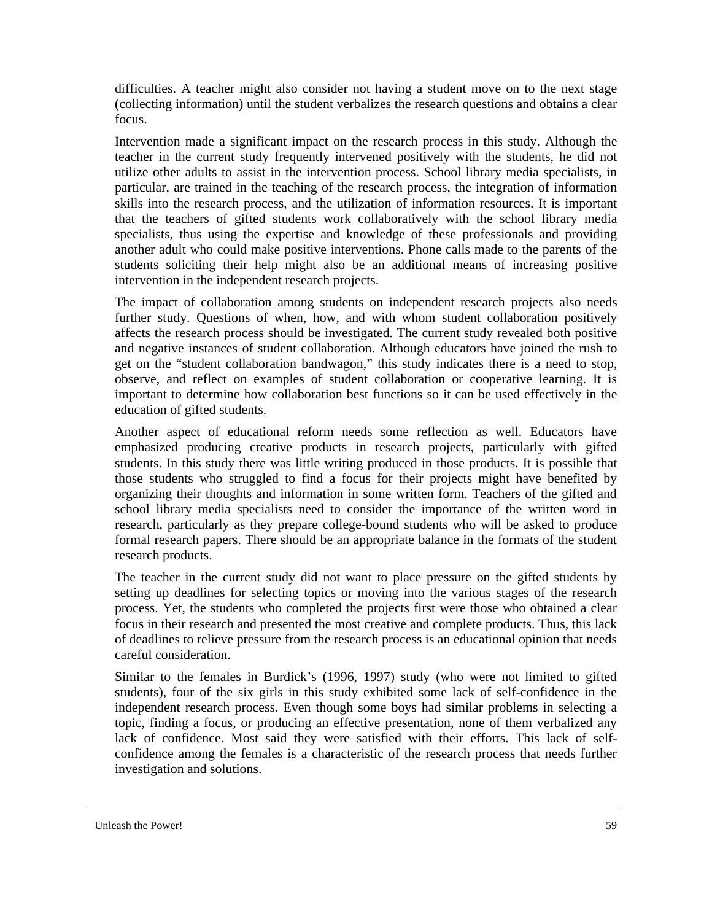difficulties. A teacher might also consider not having a student move on to the next stage (collecting information) until the student verbalizes the research questions and obtains a clear focus.

Intervention made a significant impact on the research process in this study. Although the teacher in the current study frequently intervened positively with the students, he did not utilize other adults to assist in the intervention process. School library media specialists, in particular, are trained in the teaching of the research process, the integration of information skills into the research process, and the utilization of information resources. It is important that the teachers of gifted students work collaboratively with the school library media specialists, thus using the expertise and knowledge of these professionals and providing another adult who could make positive interventions. Phone calls made to the parents of the students soliciting their help might also be an additional means of increasing positive intervention in the independent research projects.

The impact of collaboration among students on independent research projects also needs further study. Questions of when, how, and with whom student collaboration positively affects the research process should be investigated. The current study revealed both positive and negative instances of student collaboration. Although educators have joined the rush to get on the "student collaboration bandwagon," this study indicates there is a need to stop, observe, and reflect on examples of student collaboration or cooperative learning. It is important to determine how collaboration best functions so it can be used effectively in the education of gifted students.

Another aspect of educational reform needs some reflection as well. Educators have emphasized producing creative products in research projects, particularly with gifted students. In this study there was little writing produced in those products. It is possible that those students who struggled to find a focus for their projects might have benefited by organizing their thoughts and information in some written form. Teachers of the gifted and school library media specialists need to consider the importance of the written word in research, particularly as they prepare college-bound students who will be asked to produce formal research papers. There should be an appropriate balance in the formats of the student research products.

The teacher in the current study did not want to place pressure on the gifted students by setting up deadlines for selecting topics or moving into the various stages of the research process. Yet, the students who completed the projects first were those who obtained a clear focus in their research and presented the most creative and complete products. Thus, this lack of deadlines to relieve pressure from the research process is an educational opinion that needs careful consideration.

Similar to the females in Burdick's (1996, 1997) study (who were not limited to gifted students), four of the six girls in this study exhibited some lack of self-confidence in the independent research process. Even though some boys had similar problems in selecting a topic, finding a focus, or producing an effective presentation, none of them verbalized any lack of confidence. Most said they were satisfied with their efforts. This lack of self-confidence among the females is a characteristic of the research process that needs further investigation and solutions.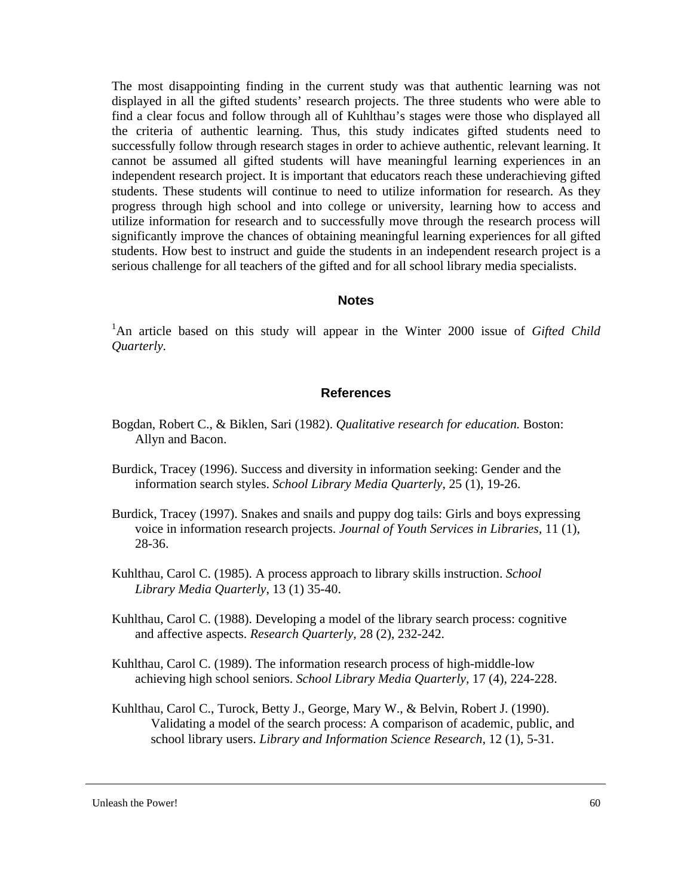The most disappointing finding in the current study was that authentic learning was not displayed in all the gifted students' research projects. The three students who were able to find a clear focus and follow through all of Kuhlthau's stages were those who displayed all the criteria of authentic learning. Thus, this study indicates gifted students need to successfully follow through research stages in order to achieve authentic, relevant learning. It cannot be assumed all gifted students will have meaningful learning experiences in an independent research project. It is important that educators reach these underachieving gifted students. These students will continue to need to utilize information for research. As they progress through high school and into college or university, learning how to access and utilize information for research and to successfully move through the research process will significantly improve the chances of obtaining meaningful learning experiences for all gifted students. How best to instruct and guide the students in an independent research project is a serious challenge for all teachers of the gifted and for all school library media specialists.

## Notes

[1]An article based on this study will appear in the Winter 2000 issue of *Gifted Child Quarterly*.

## References

Bogdan, Robert C., & Biklen, Sari (1982). *Qualitative research for education.* Boston: Allyn and Bacon.

Burdick, Tracey (1996). Success and diversity in information seeking: Gender and the information search styles. *School Library Media Quarterly*, 25 (1), 19-26.

Burdick, Tracey (1997). Snakes and snails and puppy dog tails: Girls and boys expressing voice in information research projects. *Journal of Youth Services in Libraries*, 11 (1), 28-36.

Kuhlthau, Carol C. (1985). A process approach to library skills instruction. *School Library Media Quarterly*, 13 (1) 35-40.

Kuhlthau, Carol C. (1988). Developing a model of the library search process: cognitive and affective aspects. *Research Quarterly*, 28 (2), 232-242.

Kuhlthau, Carol C. (1989). The information research process of high-middle-low achieving high school seniors. *School Library Media Quarterly*, 17 (4), 224-228.

Kuhlthau, Carol C., Turock, Betty J., George, Mary W., & Belvin, Robert J. (1990). Validating a model of the search process: A comparison of academic, public, and school library users. *Library and Information Science Research*, 12 (1), 5-31.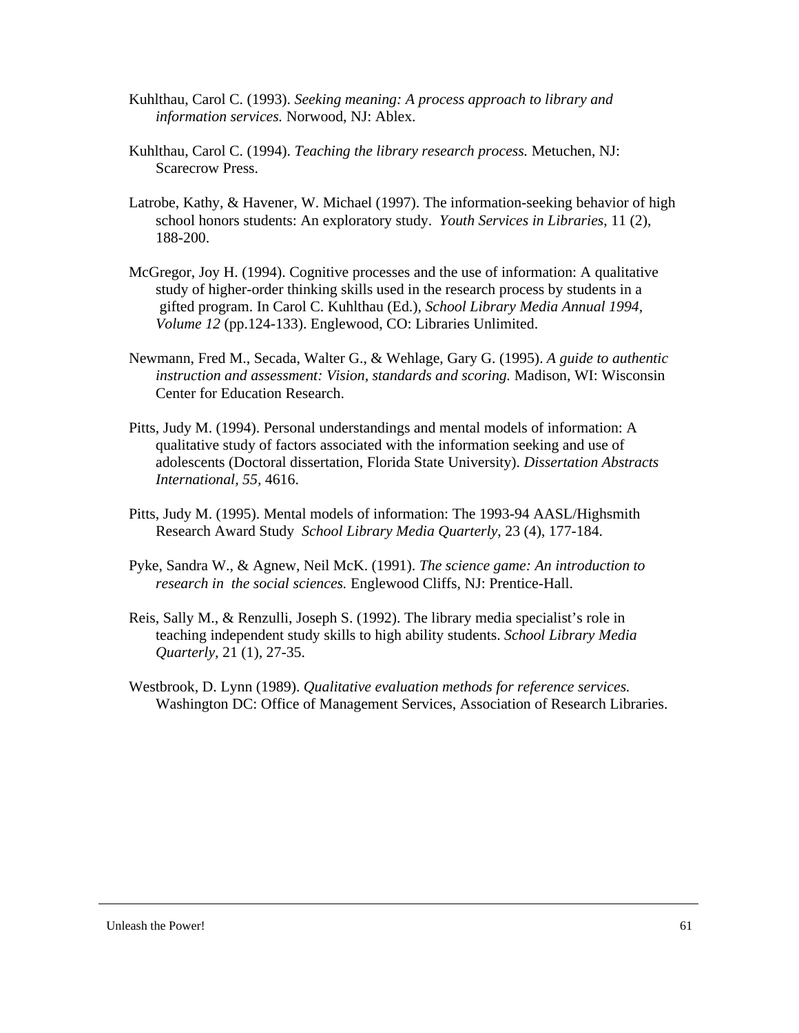Kuhlthau, Carol C. (1993). *Seeking meaning: A process approach to library and information services.* Norwood, NJ: Ablex.

Kuhlthau, Carol C. (1994). *Teaching the library research process.* Metuchen, NJ: Scarecrow Press.

Latrobe, Kathy, & Havener, W. Michael (1997). The information-seeking behavior of high school honors students: An exploratory study. *Youth Services in Libraries*, 11 (2), 188-200.

McGregor, Joy H. (1994). Cognitive processes and the use of information: A qualitative study of higher-order thinking skills used in the research process by students in a gifted program. In Carol C. Kuhlthau (Ed.), *School Library Media Annual 1994, Volume 12* (pp.124-133). Englewood, CO: Libraries Unlimited.

Newmann, Fred M., Secada, Walter G., & Wehlage, Gary G. (1995). *A guide to authentic instruction and assessment: Vision, standards and scoring.* Madison, WI: Wisconsin Center for Education Research.

Pitts, Judy M. (1994). Personal understandings and mental models of information: A qualitative study of factors associated with the information seeking and use of adolescents (Doctoral dissertation, Florida State University). *Dissertation Abstracts International, 55*, 4616.

Pitts, Judy M. (1995). Mental models of information: The 1993-94 AASL/Highsmith Research Award Study *School Library Media Quarterly*, 23 (4), 177-184.

Pyke, Sandra W., & Agnew, Neil McK. (1991). *The science game: An introduction to research in the social sciences.* Englewood Cliffs, NJ: Prentice-Hall.

Reis, Sally M., & Renzulli, Joseph S. (1992). The library media specialist's role in teaching independent study skills to high ability students. *School Library Media Quarterly*, 21 (1), 27-35.

Westbrook, D. Lynn (1989). *Qualitative evaluation methods for reference services.* Washington DC: Office of Management Services, Association of Research Libraries.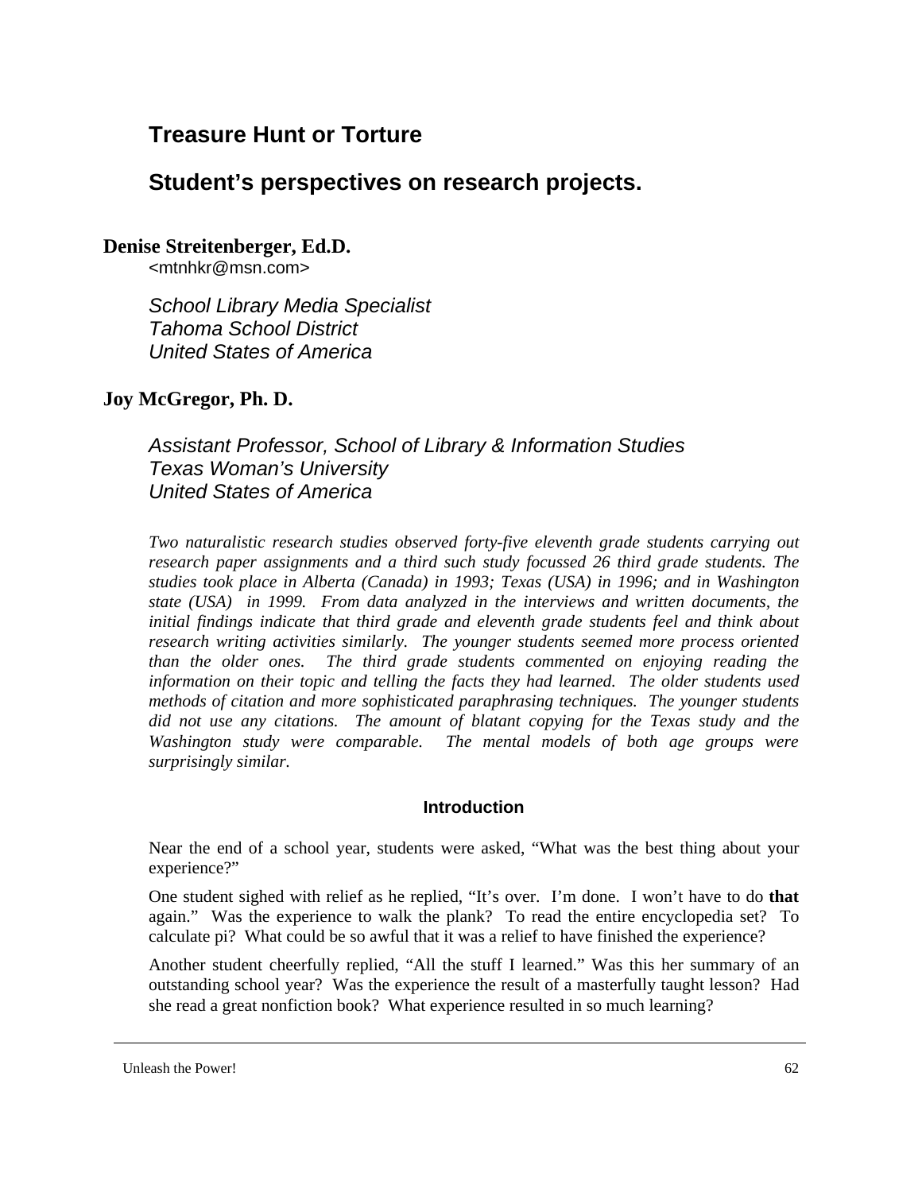# Treasure Hunt or Torture

## Student's perspectives on research projects.

**Denise Streitenberger, Ed.D.**
<mtnhkr@msn.com>

*School Library Media Specialist*
*Tahoma School District*
*United States of America*

**Joy McGregor, Ph. D.**

*Assistant Professor, School of Library & Information Studies*
*Texas Woman's University*
*United States of America*

*Two naturalistic research studies observed forty-five eleventh grade students carrying out research paper assignments and a third such study focussed 26 third grade students. The studies took place in Alberta (Canada) in 1993; Texas (USA) in 1996; and in Washington state (USA) in 1999. From data analyzed in the interviews and written documents, the initial findings indicate that third grade and eleventh grade students feel and think about research writing activities similarly. The younger students seemed more process oriented than the older ones. The third grade students commented on enjoying reading the information on their topic and telling the facts they had learned. The older students used methods of citation and more sophisticated paraphrasing techniques. The younger students did not use any citations. The amount of blatant copying for the Texas study and the Washington study were comparable. The mental models of both age groups were surprisingly similar.*

### Introduction

Near the end of a school year, students were asked, "What was the best thing about your experience?"

One student sighed with relief as he replied, "It's over. I'm done. I won't have to do **that** again." Was the experience to walk the plank? To read the entire encyclopedia set? To calculate pi? What could be so awful that it was a relief to have finished the experience?

Another student cheerfully replied, "All the stuff I learned." Was this her summary of an outstanding school year? Was the experience the result of a masterfully taught lesson? Had she read a great nonfiction book? What experience resulted in so much learning?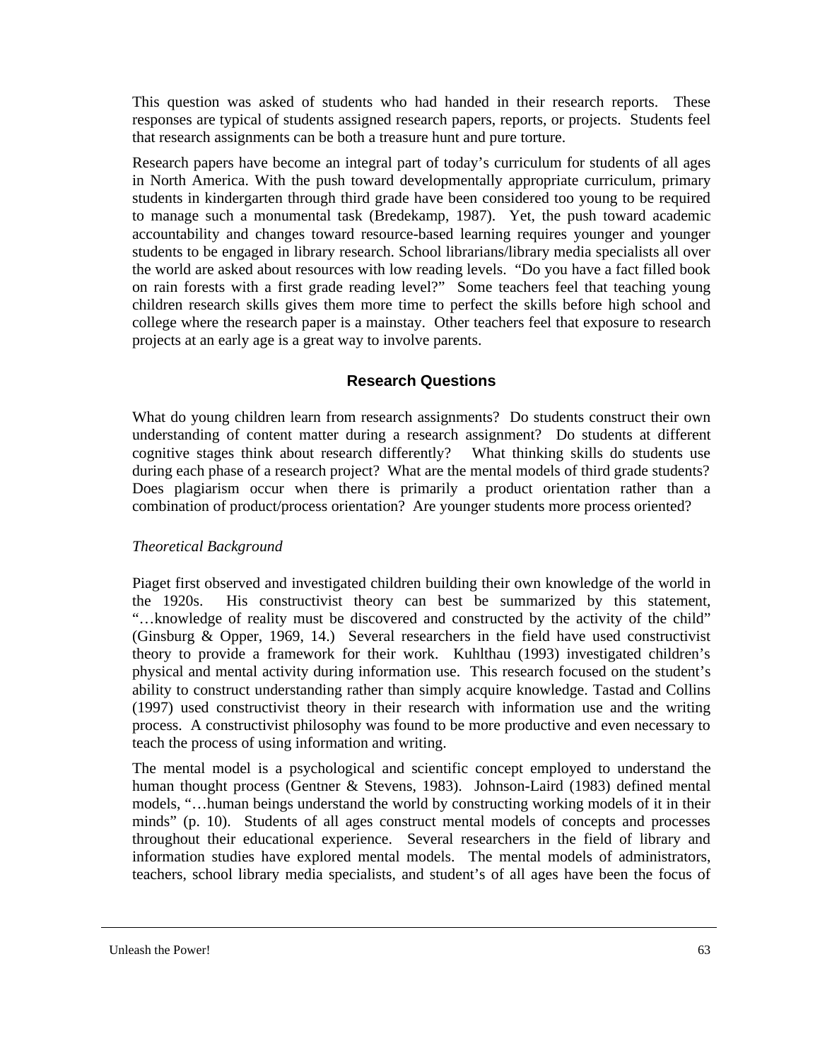This question was asked of students who had handed in their research reports. These responses are typical of students assigned research papers, reports, or projects. Students feel that research assignments can be both a treasure hunt and pure torture.

Research papers have become an integral part of today's curriculum for students of all ages in North America. With the push toward developmentally appropriate curriculum, primary students in kindergarten through third grade have been considered too young to be required to manage such a monumental task (Bredekamp, 1987). Yet, the push toward academic accountability and changes toward resource-based learning requires younger and younger students to be engaged in library research. School librarians/library media specialists all over the world are asked about resources with low reading levels. "Do you have a fact filled book on rain forests with a first grade reading level?" Some teachers feel that teaching young children research skills gives them more time to perfect the skills before high school and college where the research paper is a mainstay. Other teachers feel that exposure to research projects at an early age is a great way to involve parents.

## Research Questions

What do young children learn from research assignments? Do students construct their own understanding of content matter during a research assignment? Do students at different cognitive stages think about research differently? What thinking skills do students use during each phase of a research project? What are the mental models of third grade students? Does plagiarism occur when there is primarily a product orientation rather than a combination of product/process orientation? Are younger students more process oriented?

*Theoretical Background*

Piaget first observed and investigated children building their own knowledge of the world in the 1920s. His constructivist theory can best be summarized by this statement, "…knowledge of reality must be discovered and constructed by the activity of the child" (Ginsburg & Opper, 1969, 14.) Several researchers in the field have used constructivist theory to provide a framework for their work. Kuhlthau (1993) investigated children's physical and mental activity during information use. This research focused on the student's ability to construct understanding rather than simply acquire knowledge. Tastad and Collins (1997) used constructivist theory in their research with information use and the writing process. A constructivist philosophy was found to be more productive and even necessary to teach the process of using information and writing.

The mental model is a psychological and scientific concept employed to understand the human thought process (Gentner & Stevens, 1983). Johnson-Laird (1983) defined mental models, "…human beings understand the world by constructing working models of it in their minds" (p. 10). Students of all ages construct mental models of concepts and processes throughout their educational experience. Several researchers in the field of library and information studies have explored mental models. The mental models of administrators, teachers, school library media specialists, and student's of all ages have been the focus of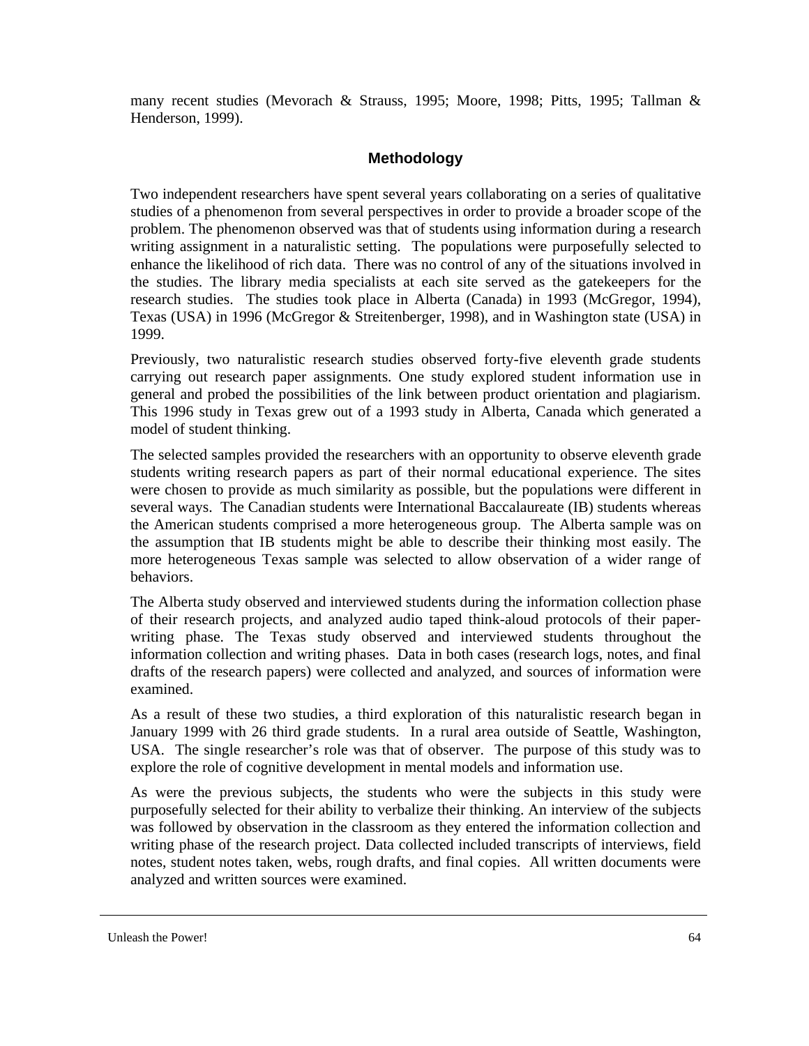many recent studies (Mevorach & Strauss, 1995; Moore, 1998; Pitts, 1995; Tallman & Henderson, 1999).

## Methodology

Two independent researchers have spent several years collaborating on a series of qualitative studies of a phenomenon from several perspectives in order to provide a broader scope of the problem. The phenomenon observed was that of students using information during a research writing assignment in a naturalistic setting. The populations were purposefully selected to enhance the likelihood of rich data. There was no control of any of the situations involved in the studies. The library media specialists at each site served as the gatekeepers for the research studies. The studies took place in Alberta (Canada) in 1993 (McGregor, 1994), Texas (USA) in 1996 (McGregor & Streitenberger, 1998), and in Washington state (USA) in 1999.

Previously, two naturalistic research studies observed forty-five eleventh grade students carrying out research paper assignments. One study explored student information use in general and probed the possibilities of the link between product orientation and plagiarism. This 1996 study in Texas grew out of a 1993 study in Alberta, Canada which generated a model of student thinking.

The selected samples provided the researchers with an opportunity to observe eleventh grade students writing research papers as part of their normal educational experience. The sites were chosen to provide as much similarity as possible, but the populations were different in several ways. The Canadian students were International Baccalaureate (IB) students whereas the American students comprised a more heterogeneous group. The Alberta sample was on the assumption that IB students might be able to describe their thinking most easily. The more heterogeneous Texas sample was selected to allow observation of a wider range of behaviors.

The Alberta study observed and interviewed students during the information collection phase of their research projects, and analyzed audio taped think-aloud protocols of their paper-writing phase. The Texas study observed and interviewed students throughout the information collection and writing phases. Data in both cases (research logs, notes, and final drafts of the research papers) were collected and analyzed, and sources of information were examined.

As a result of these two studies, a third exploration of this naturalistic research began in January 1999 with 26 third grade students. In a rural area outside of Seattle, Washington, USA. The single researcher's role was that of observer. The purpose of this study was to explore the role of cognitive development in mental models and information use.

As were the previous subjects, the students who were the subjects in this study were purposefully selected for their ability to verbalize their thinking. An interview of the subjects was followed by observation in the classroom as they entered the information collection and writing phase of the research project. Data collected included transcripts of interviews, field notes, student notes taken, webs, rough drafts, and final copies. All written documents were analyzed and written sources were examined.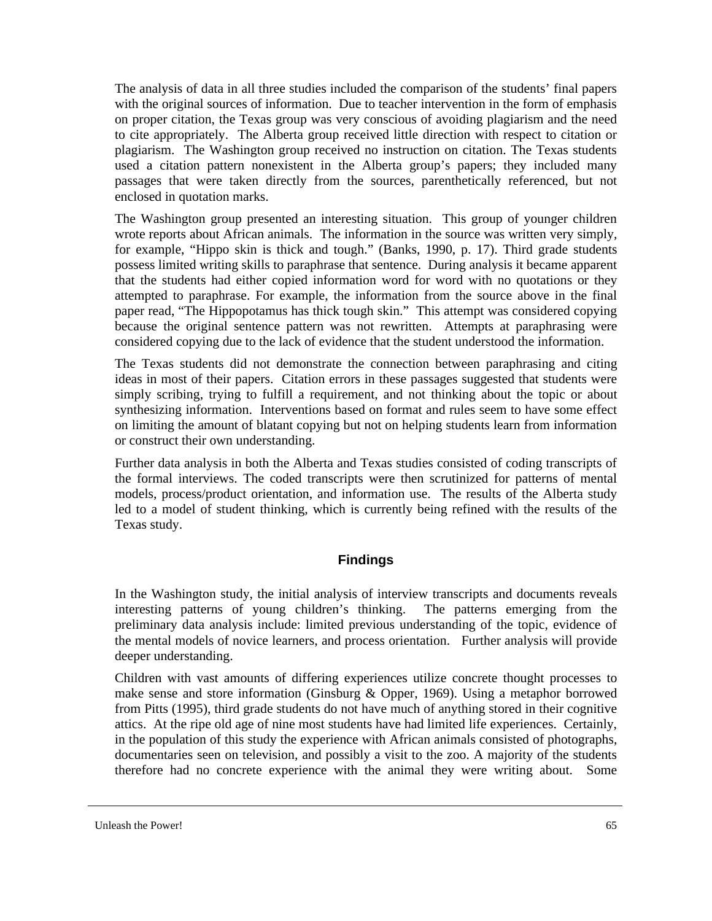The analysis of data in all three studies included the comparison of the students' final papers with the original sources of information. Due to teacher intervention in the form of emphasis on proper citation, the Texas group was very conscious of avoiding plagiarism and the need to cite appropriately. The Alberta group received little direction with respect to citation or plagiarism. The Washington group received no instruction on citation. The Texas students used a citation pattern nonexistent in the Alberta group's papers; they included many passages that were taken directly from the sources, parenthetically referenced, but not enclosed in quotation marks.

The Washington group presented an interesting situation. This group of younger children wrote reports about African animals. The information in the source was written very simply, for example, "Hippo skin is thick and tough." (Banks, 1990, p. 17). Third grade students possess limited writing skills to paraphrase that sentence. During analysis it became apparent that the students had either copied information word for word with no quotations or they attempted to paraphrase. For example, the information from the source above in the final paper read, "The Hippopotamus has thick tough skin." This attempt was considered copying because the original sentence pattern was not rewritten. Attempts at paraphrasing were considered copying due to the lack of evidence that the student understood the information.

The Texas students did not demonstrate the connection between paraphrasing and citing ideas in most of their papers. Citation errors in these passages suggested that students were simply scribing, trying to fulfill a requirement, and not thinking about the topic or about synthesizing information. Interventions based on format and rules seem to have some effect on limiting the amount of blatant copying but not on helping students learn from information or construct their own understanding.

Further data analysis in both the Alberta and Texas studies consisted of coding transcripts of the formal interviews. The coded transcripts were then scrutinized for patterns of mental models, process/product orientation, and information use. The results of the Alberta study led to a model of student thinking, which is currently being refined with the results of the Texas study.

## Findings

In the Washington study, the initial analysis of interview transcripts and documents reveals interesting patterns of young children's thinking. The patterns emerging from the preliminary data analysis include: limited previous understanding of the topic, evidence of the mental models of novice learners, and process orientation. Further analysis will provide deeper understanding.

Children with vast amounts of differing experiences utilize concrete thought processes to make sense and store information (Ginsburg & Opper, 1969). Using a metaphor borrowed from Pitts (1995), third grade students do not have much of anything stored in their cognitive attics. At the ripe old age of nine most students have had limited life experiences. Certainly, in the population of this study the experience with African animals consisted of photographs, documentaries seen on television, and possibly a visit to the zoo. A majority of the students therefore had no concrete experience with the animal they were writing about. Some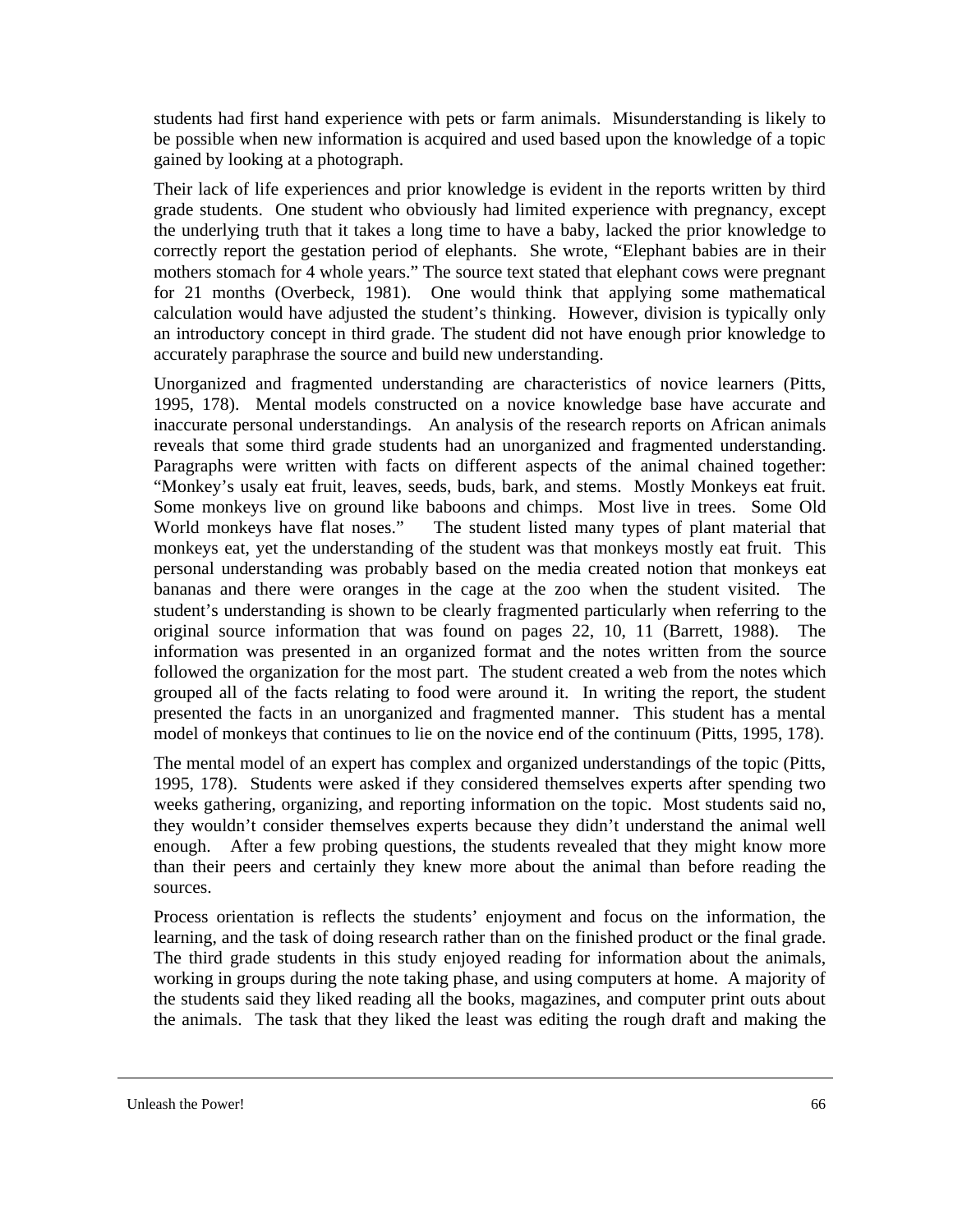students had first hand experience with pets or farm animals. Misunderstanding is likely to be possible when new information is acquired and used based upon the knowledge of a topic gained by looking at a photograph.

Their lack of life experiences and prior knowledge is evident in the reports written by third grade students. One student who obviously had limited experience with pregnancy, except the underlying truth that it takes a long time to have a baby, lacked the prior knowledge to correctly report the gestation period of elephants. She wrote, "Elephant babies are in their mothers stomach for 4 whole years." The source text stated that elephant cows were pregnant for 21 months (Overbeck, 1981). One would think that applying some mathematical calculation would have adjusted the student's thinking. However, division is typically only an introductory concept in third grade. The student did not have enough prior knowledge to accurately paraphrase the source and build new understanding.

Unorganized and fragmented understanding are characteristics of novice learners (Pitts, 1995, 178). Mental models constructed on a novice knowledge base have accurate and inaccurate personal understandings. An analysis of the research reports on African animals reveals that some third grade students had an unorganized and fragmented understanding. Paragraphs were written with facts on different aspects of the animal chained together: "Monkey's usaly eat fruit, leaves, seeds, buds, bark, and stems. Mostly Monkeys eat fruit. Some monkeys live on ground like baboons and chimps. Most live in trees. Some Old World monkeys have flat noses." The student listed many types of plant material that monkeys eat, yet the understanding of the student was that monkeys mostly eat fruit. This personal understanding was probably based on the media created notion that monkeys eat bananas and there were oranges in the cage at the zoo when the student visited. The student's understanding is shown to be clearly fragmented particularly when referring to the original source information that was found on pages 22, 10, 11 (Barrett, 1988). The information was presented in an organized format and the notes written from the source followed the organization for the most part. The student created a web from the notes which grouped all of the facts relating to food were around it. In writing the report, the student presented the facts in an unorganized and fragmented manner. This student has a mental model of monkeys that continues to lie on the novice end of the continuum (Pitts, 1995, 178).

The mental model of an expert has complex and organized understandings of the topic (Pitts, 1995, 178). Students were asked if they considered themselves experts after spending two weeks gathering, organizing, and reporting information on the topic. Most students said no, they wouldn't consider themselves experts because they didn't understand the animal well enough. After a few probing questions, the students revealed that they might know more than their peers and certainly they knew more about the animal than before reading the sources.

Process orientation is reflects the students' enjoyment and focus on the information, the learning, and the task of doing research rather than on the finished product or the final grade. The third grade students in this study enjoyed reading for information about the animals, working in groups during the note taking phase, and using computers at home. A majority of the students said they liked reading all the books, magazines, and computer print outs about the animals. The task that they liked the least was editing the rough draft and making the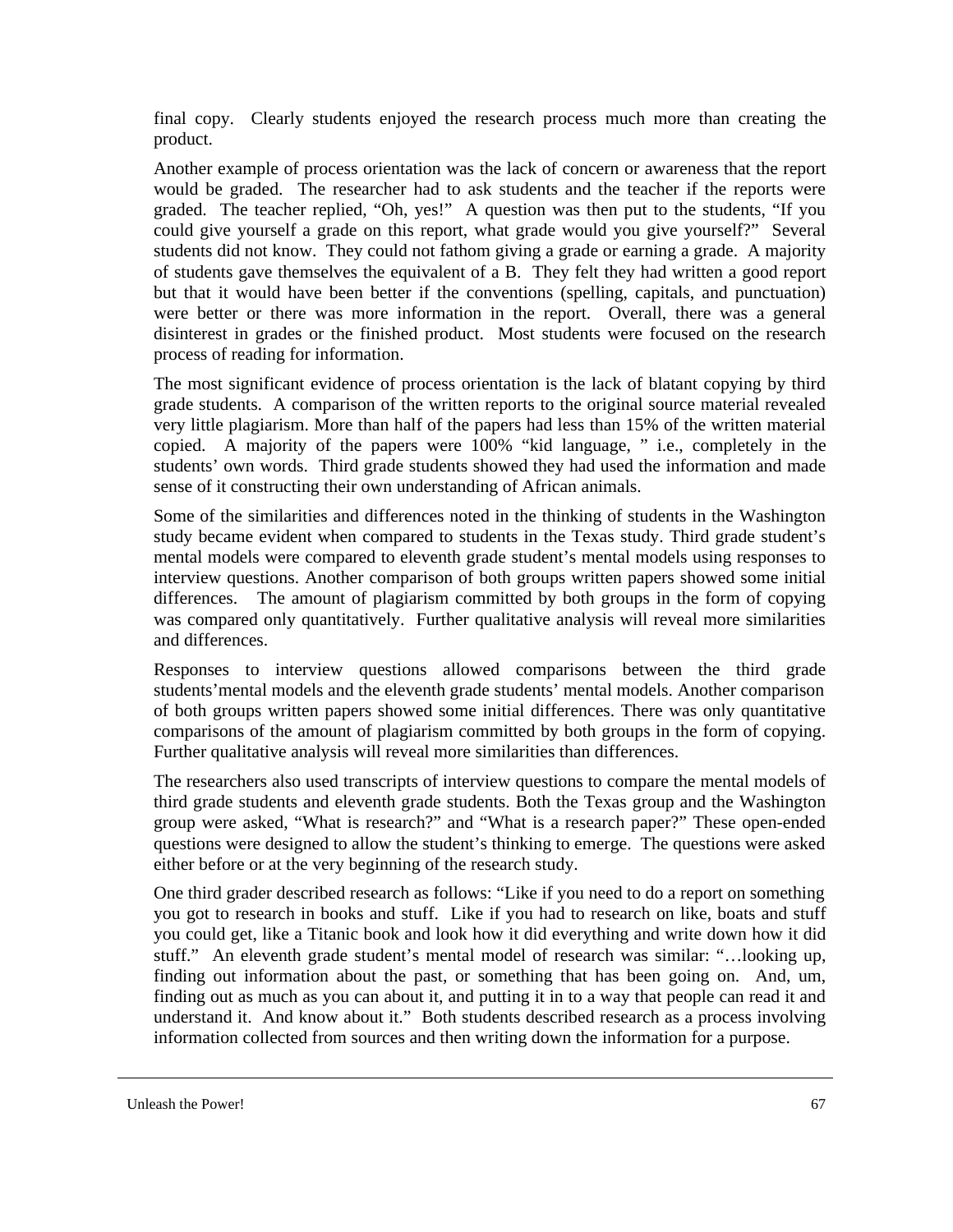final copy. Clearly students enjoyed the research process much more than creating the product.

Another example of process orientation was the lack of concern or awareness that the report would be graded. The researcher had to ask students and the teacher if the reports were graded. The teacher replied, "Oh, yes!" A question was then put to the students, "If you could give yourself a grade on this report, what grade would you give yourself?" Several students did not know. They could not fathom giving a grade or earning a grade. A majority of students gave themselves the equivalent of a B. They felt they had written a good report but that it would have been better if the conventions (spelling, capitals, and punctuation) were better or there was more information in the report. Overall, there was a general disinterest in grades or the finished product. Most students were focused on the research process of reading for information.

The most significant evidence of process orientation is the lack of blatant copying by third grade students. A comparison of the written reports to the original source material revealed very little plagiarism. More than half of the papers had less than 15% of the written material copied. A majority of the papers were 100% "kid language, " i.e., completely in the students' own words. Third grade students showed they had used the information and made sense of it constructing their own understanding of African animals.

Some of the similarities and differences noted in the thinking of students in the Washington study became evident when compared to students in the Texas study. Third grade student's mental models were compared to eleventh grade student's mental models using responses to interview questions. Another comparison of both groups written papers showed some initial differences. The amount of plagiarism committed by both groups in the form of copying was compared only quantitatively. Further qualitative analysis will reveal more similarities and differences.

Responses to interview questions allowed comparisons between the third grade students'mental models and the eleventh grade students' mental models. Another comparison of both groups written papers showed some initial differences. There was only quantitative comparisons of the amount of plagiarism committed by both groups in the form of copying. Further qualitative analysis will reveal more similarities than differences.

The researchers also used transcripts of interview questions to compare the mental models of third grade students and eleventh grade students. Both the Texas group and the Washington group were asked, "What is research?" and "What is a research paper?" These open-ended questions were designed to allow the student's thinking to emerge. The questions were asked either before or at the very beginning of the research study.

One third grader described research as follows: "Like if you need to do a report on something you got to research in books and stuff. Like if you had to research on like, boats and stuff you could get, like a Titanic book and look how it did everything and write down how it did stuff." An eleventh grade student's mental model of research was similar: "…looking up, finding out information about the past, or something that has been going on. And, um, finding out as much as you can about it, and putting it in to a way that people can read it and understand it. And know about it." Both students described research as a process involving information collected from sources and then writing down the information for a purpose.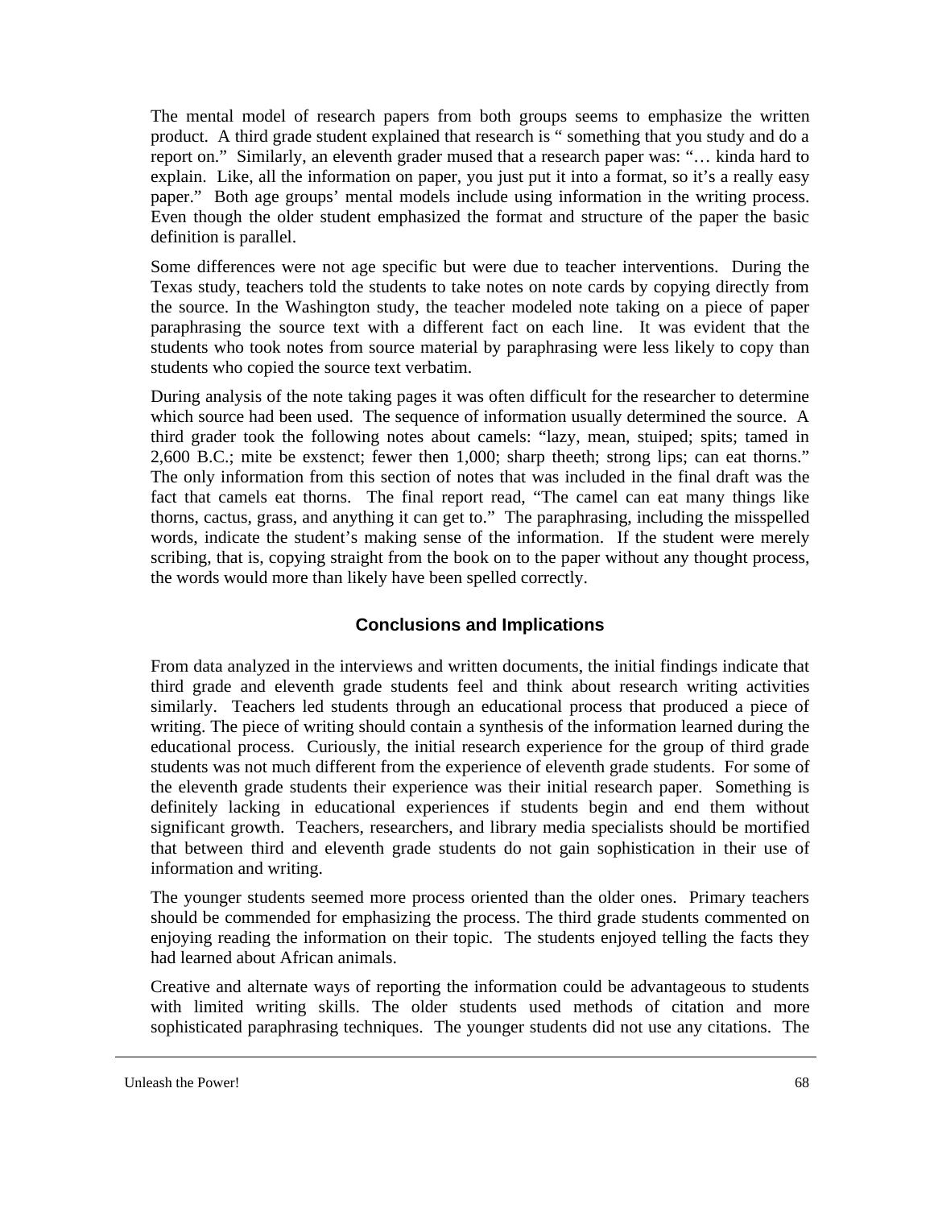The mental model of research papers from both groups seems to emphasize the written product. A third grade student explained that research is " something that you study and do a report on." Similarly, an eleventh grader mused that a research paper was: "… kinda hard to explain. Like, all the information on paper, you just put it into a format, so it's a really easy paper." Both age groups' mental models include using information in the writing process. Even though the older student emphasized the format and structure of the paper the basic definition is parallel.

Some differences were not age specific but were due to teacher interventions. During the Texas study, teachers told the students to take notes on note cards by copying directly from the source. In the Washington study, the teacher modeled note taking on a piece of paper paraphrasing the source text with a different fact on each line. It was evident that the students who took notes from source material by paraphrasing were less likely to copy than students who copied the source text verbatim.

During analysis of the note taking pages it was often difficult for the researcher to determine which source had been used. The sequence of information usually determined the source. A third grader took the following notes about camels: "lazy, mean, stuiped; spits; tamed in 2,600 B.C.; mite be exstenct; fewer then 1,000; sharp theeth; strong lips; can eat thorns." The only information from this section of notes that was included in the final draft was the fact that camels eat thorns. The final report read, "The camel can eat many things like thorns, cactus, grass, and anything it can get to." The paraphrasing, including the misspelled words, indicate the student's making sense of the information. If the student were merely scribing, that is, copying straight from the book on to the paper without any thought process, the words would more than likely have been spelled correctly.

## Conclusions and Implications

From data analyzed in the interviews and written documents, the initial findings indicate that third grade and eleventh grade students feel and think about research writing activities similarly. Teachers led students through an educational process that produced a piece of writing. The piece of writing should contain a synthesis of the information learned during the educational process. Curiously, the initial research experience for the group of third grade students was not much different from the experience of eleventh grade students. For some of the eleventh grade students their experience was their initial research paper. Something is definitely lacking in educational experiences if students begin and end them without significant growth. Teachers, researchers, and library media specialists should be mortified that between third and eleventh grade students do not gain sophistication in their use of information and writing.

The younger students seemed more process oriented than the older ones. Primary teachers should be commended for emphasizing the process. The third grade students commented on enjoying reading the information on their topic. The students enjoyed telling the facts they had learned about African animals.

Creative and alternate ways of reporting the information could be advantageous to students with limited writing skills. The older students used methods of citation and more sophisticated paraphrasing techniques. The younger students did not use any citations. The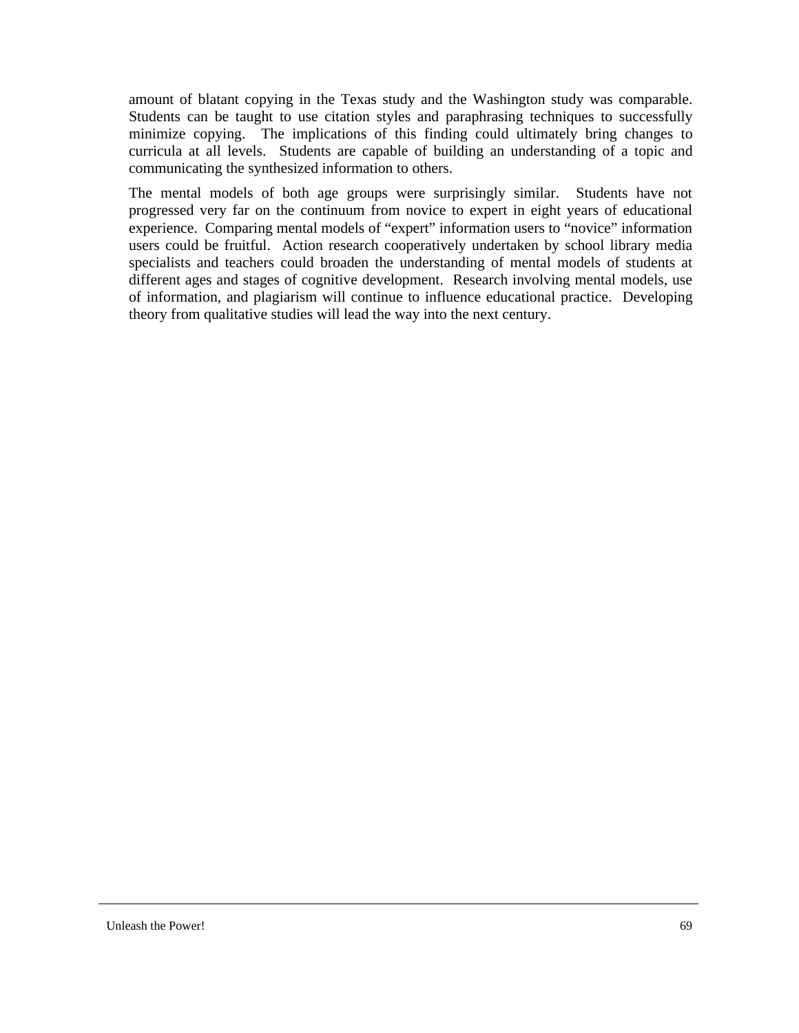amount of blatant copying in the Texas study and the Washington study was comparable. Students can be taught to use citation styles and paraphrasing techniques to successfully minimize copying. The implications of this finding could ultimately bring changes to curricula at all levels. Students are capable of building an understanding of a topic and communicating the synthesized information to others.

The mental models of both age groups were surprisingly similar. Students have not progressed very far on the continuum from novice to expert in eight years of educational experience. Comparing mental models of "expert" information users to "novice" information users could be fruitful. Action research cooperatively undertaken by school library media specialists and teachers could broaden the understanding of mental models of students at different ages and stages of cognitive development. Research involving mental models, use of information, and plagiarism will continue to influence educational practice. Developing theory from qualitative studies will lead the way into the next century.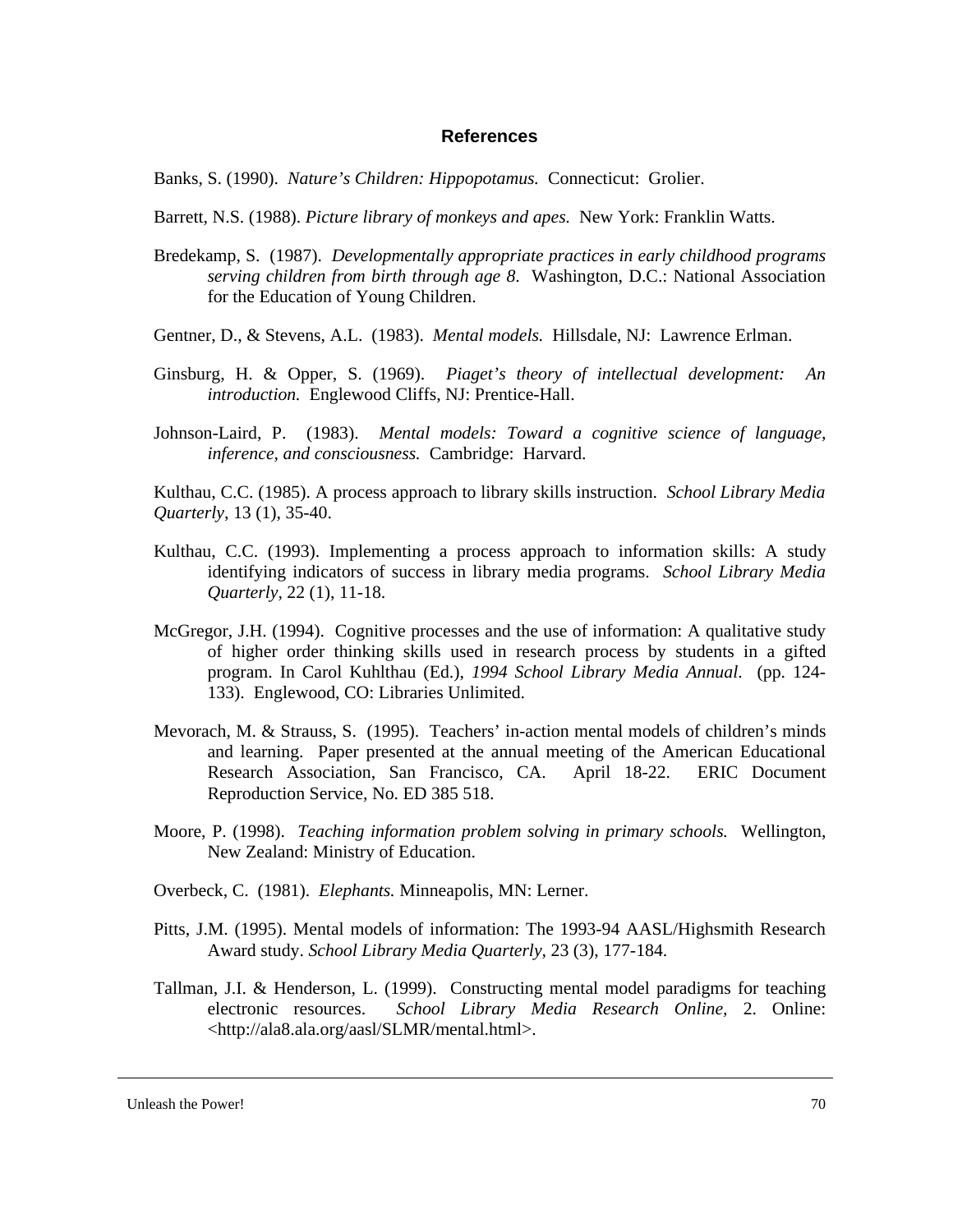## References

Banks, S. (1990). *Nature's Children: Hippopotamus.* Connecticut: Grolier.

Barrett, N.S. (1988). *Picture library of monkeys and apes.* New York: Franklin Watts.

Bredekamp, S. (1987). *Developmentally appropriate practices in early childhood programs serving children from birth through age 8*. Washington, D.C.: National Association for the Education of Young Children.

Gentner, D., & Stevens, A.L. (1983). *Mental models.* Hillsdale, NJ: Lawrence Erlman.

Ginsburg, H. & Opper, S. (1969). *Piaget's theory of intellectual development: An introduction.* Englewood Cliffs, NJ: Prentice-Hall.

Johnson-Laird, P. (1983). *Mental models: Toward a cognitive science of language, inference, and consciousness.* Cambridge: Harvard.

Kulthau, C.C. (1985). A process approach to library skills instruction. *School Library Media Quarterly*, 13 (1), 35-40.

Kulthau, C.C. (1993). Implementing a process approach to information skills: A study identifying indicators of success in library media programs. *School Library Media Quarterly,* 22 (1), 11-18.

McGregor, J.H. (1994). Cognitive processes and the use of information: A qualitative study of higher order thinking skills used in research process by students in a gifted program. In Carol Kuhlthau (Ed.), *1994 School Library Media Annual*. (pp. 124-133). Englewood, CO: Libraries Unlimited.

Mevorach, M. & Strauss, S. (1995). Teachers' in-action mental models of children's minds and learning. Paper presented at the annual meeting of the American Educational Research Association, San Francisco, CA. April 18-22. ERIC Document Reproduction Service, No. ED 385 518.

Moore, P. (1998). *Teaching information problem solving in primary schools.* Wellington, New Zealand: Ministry of Education.

Overbeck, C. (1981). *Elephants.* Minneapolis, MN: Lerner.

Pitts, J.M. (1995). Mental models of information: The 1993-94 AASL/Highsmith Research Award study. *School Library Media Quarterly,* 23 (3), 177-184.

Tallman, J.I. & Henderson, L. (1999). Constructing mental model paradigms for teaching electronic resources. *School Library Media Research Online,* 2. Online: <http://ala8.ala.org/aasl/SLMR/mental.html>.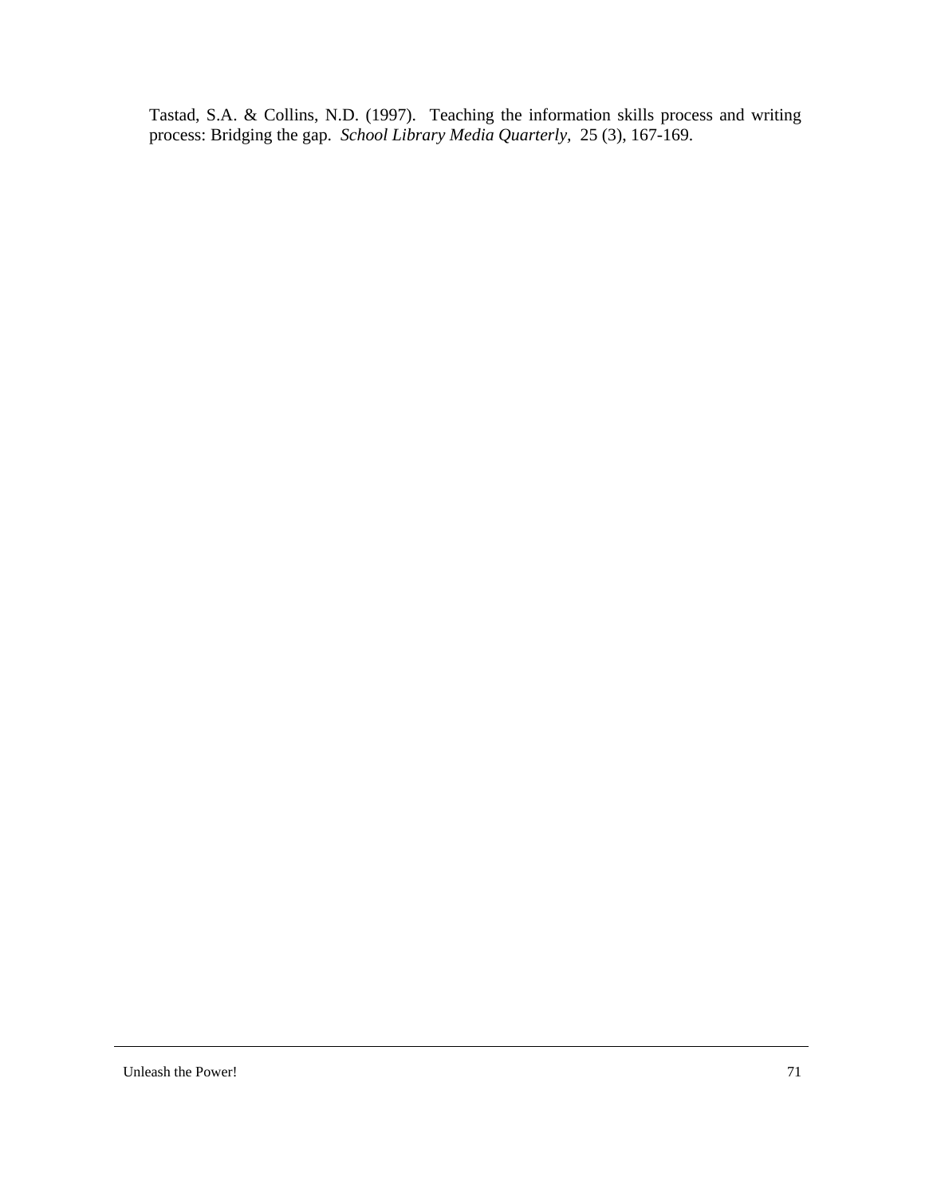Tastad, S.A. & Collins, N.D. (1997). Teaching the information skills process and writing process: Bridging the gap. *School Library Media Quarterly*, 25 (3), 167-169.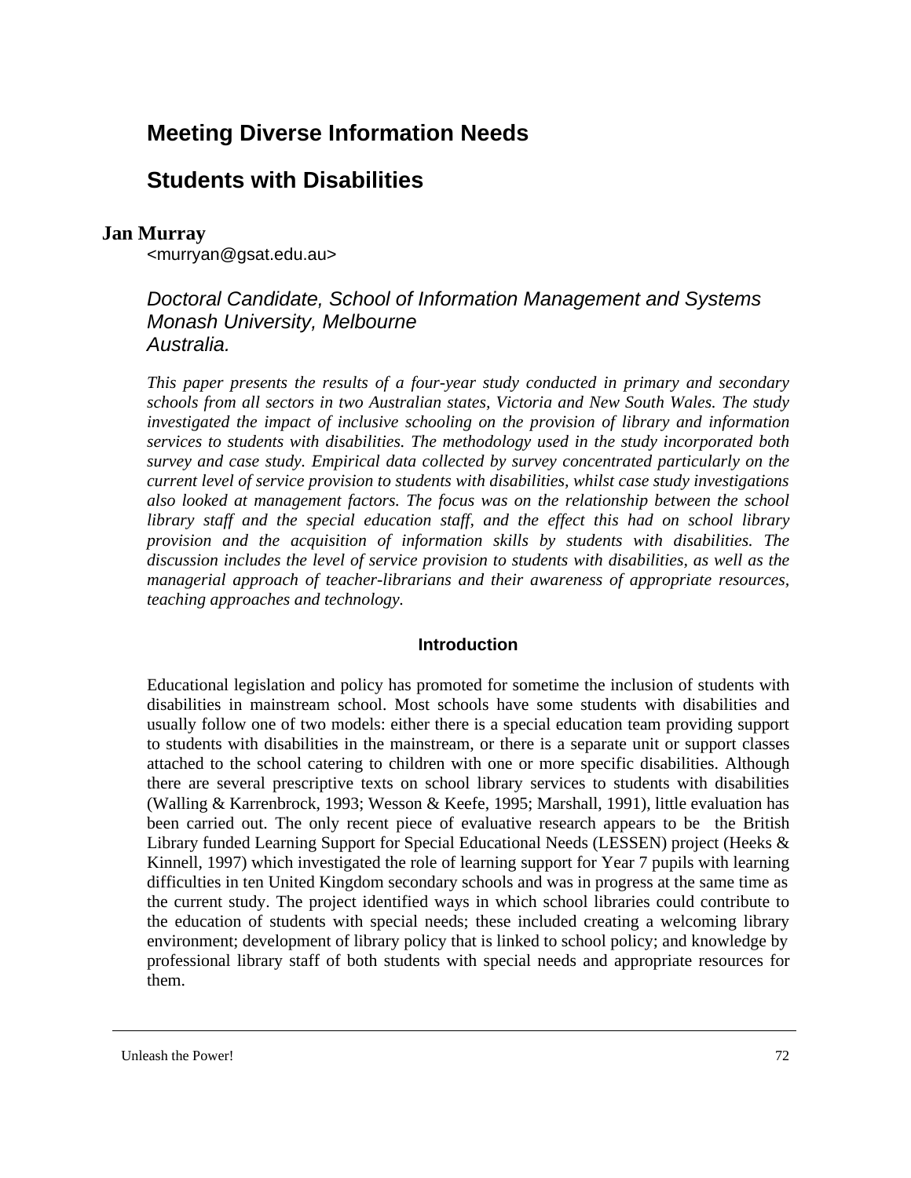# Meeting Diverse Information Needs

# Students with Disabilities

**Jan Murray**
<murryan@gsat.edu.au>

*Doctoral Candidate, School of Information Management and Systems*
*Monash University, Melbourne*
*Australia.*

*This paper presents the results of a four-year study conducted in primary and secondary schools from all sectors in two Australian states, Victoria and New South Wales. The study investigated the impact of inclusive schooling on the provision of library and information services to students with disabilities. The methodology used in the study incorporated both survey and case study. Empirical data collected by survey concentrated particularly on the current level of service provision to students with disabilities, whilst case study investigations also looked at management factors. The focus was on the relationship between the school library staff and the special education staff, and the effect this had on school library provision and the acquisition of information skills by students with disabilities. The discussion includes the level of service provision to students with disabilities, as well as the managerial approach of teacher-librarians and their awareness of appropriate resources, teaching approaches and technology.*

## Introduction

Educational legislation and policy has promoted for sometime the inclusion of students with disabilities in mainstream school. Most schools have some students with disabilities and usually follow one of two models: either there is a special education team providing support to students with disabilities in the mainstream, or there is a separate unit or support classes attached to the school catering to children with one or more specific disabilities. Although there are several prescriptive texts on school library services to students with disabilities (Walling & Karrenbrock, 1993; Wesson & Keefe, 1995; Marshall, 1991), little evaluation has been carried out. The only recent piece of evaluative research appears to be the British Library funded Learning Support for Special Educational Needs (LESSEN) project (Heeks & Kinnell, 1997) which investigated the role of learning support for Year 7 pupils with learning difficulties in ten United Kingdom secondary schools and was in progress at the same time as the current study. The project identified ways in which school libraries could contribute to the education of students with special needs; these included creating a welcoming library environment; development of library policy that is linked to school policy; and knowledge by professional library staff of both students with special needs and appropriate resources for them.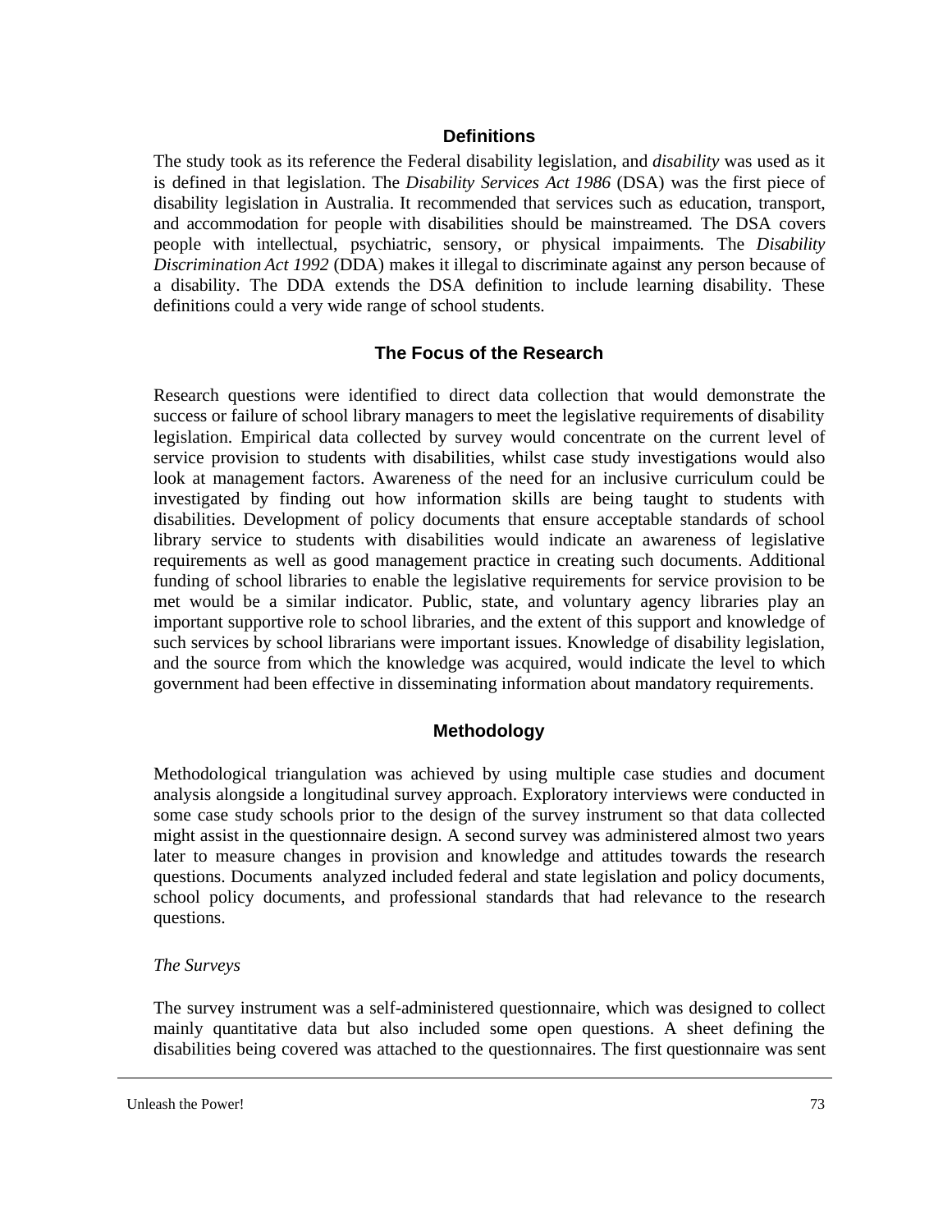## Definitions

The study took as its reference the Federal disability legislation, and *disability* was used as it is defined in that legislation. The *Disability Services Act 1986* (DSA) was the first piece of disability legislation in Australia. It recommended that services such as education, transport, and accommodation for people with disabilities should be mainstreamed. The DSA covers people with intellectual, psychiatric, sensory, or physical impairments. The *Disability Discrimination Act 1992* (DDA) makes it illegal to discriminate against any person because of a disability. The DDA extends the DSA definition to include learning disability. These definitions could a very wide range of school students.

## The Focus of the Research

Research questions were identified to direct data collection that would demonstrate the success or failure of school library managers to meet the legislative requirements of disability legislation. Empirical data collected by survey would concentrate on the current level of service provision to students with disabilities, whilst case study investigations would also look at management factors. Awareness of the need for an inclusive curriculum could be investigated by finding out how information skills are being taught to students with disabilities. Development of policy documents that ensure acceptable standards of school library service to students with disabilities would indicate an awareness of legislative requirements as well as good management practice in creating such documents. Additional funding of school libraries to enable the legislative requirements for service provision to be met would be a similar indicator. Public, state, and voluntary agency libraries play an important supportive role to school libraries, and the extent of this support and knowledge of such services by school librarians were important issues. Knowledge of disability legislation, and the source from which the knowledge was acquired, would indicate the level to which government had been effective in disseminating information about mandatory requirements.

## Methodology

Methodological triangulation was achieved by using multiple case studies and document analysis alongside a longitudinal survey approach. Exploratory interviews were conducted in some case study schools prior to the design of the survey instrument so that data collected might assist in the questionnaire design. A second survey was administered almost two years later to measure changes in provision and knowledge and attitudes towards the research questions. Documents analyzed included federal and state legislation and policy documents, school policy documents, and professional standards that had relevance to the research questions.

*The Surveys*

The survey instrument was a self-administered questionnaire, which was designed to collect mainly quantitative data but also included some open questions. A sheet defining the disabilities being covered was attached to the questionnaires. The first questionnaire was sent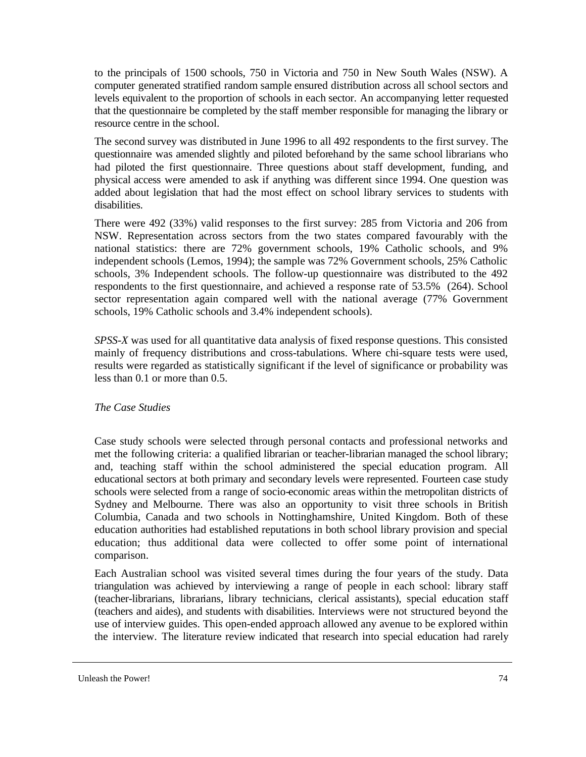to the principals of 1500 schools, 750 in Victoria and 750 in New South Wales (NSW). A computer generated stratified random sample ensured distribution across all school sectors and levels equivalent to the proportion of schools in each sector. An accompanying letter requested that the questionnaire be completed by the staff member responsible for managing the library or resource centre in the school.

The second survey was distributed in June 1996 to all 492 respondents to the first survey. The questionnaire was amended slightly and piloted beforehand by the same school librarians who had piloted the first questionnaire. Three questions about staff development, funding, and physical access were amended to ask if anything was different since 1994. One question was added about legislation that had the most effect on school library services to students with disabilities.

There were 492 (33%) valid responses to the first survey: 285 from Victoria and 206 from NSW. Representation across sectors from the two states compared favourably with the national statistics: there are 72% government schools, 19% Catholic schools, and 9% independent schools (Lemos, 1994); the sample was 72% Government schools, 25% Catholic schools, 3% Independent schools. The follow-up questionnaire was distributed to the 492 respondents to the first questionnaire, and achieved a response rate of 53.5% (264). School sector representation again compared well with the national average (77% Government schools, 19% Catholic schools and 3.4% independent schools).

*SPSS-X* was used for all quantitative data analysis of fixed response questions. This consisted mainly of frequency distributions and cross-tabulations. Where chi-square tests were used, results were regarded as statistically significant if the level of significance or probability was less than 0.1 or more than 0.5.

*The Case Studies*

Case study schools were selected through personal contacts and professional networks and met the following criteria: a qualified librarian or teacher-librarian managed the school library; and, teaching staff within the school administered the special education program. All educational sectors at both primary and secondary levels were represented. Fourteen case study schools were selected from a range of socio-economic areas within the metropolitan districts of Sydney and Melbourne. There was also an opportunity to visit three schools in British Columbia, Canada and two schools in Nottinghamshire, United Kingdom. Both of these education authorities had established reputations in both school library provision and special education; thus additional data were collected to offer some point of international comparison.

Each Australian school was visited several times during the four years of the study. Data triangulation was achieved by interviewing a range of people in each school: library staff (teacher-librarians, librarians, library technicians, clerical assistants), special education staff (teachers and aides), and students with disabilities. Interviews were not structured beyond the use of interview guides. This open-ended approach allowed any avenue to be explored within the interview. The literature review indicated that research into special education had rarely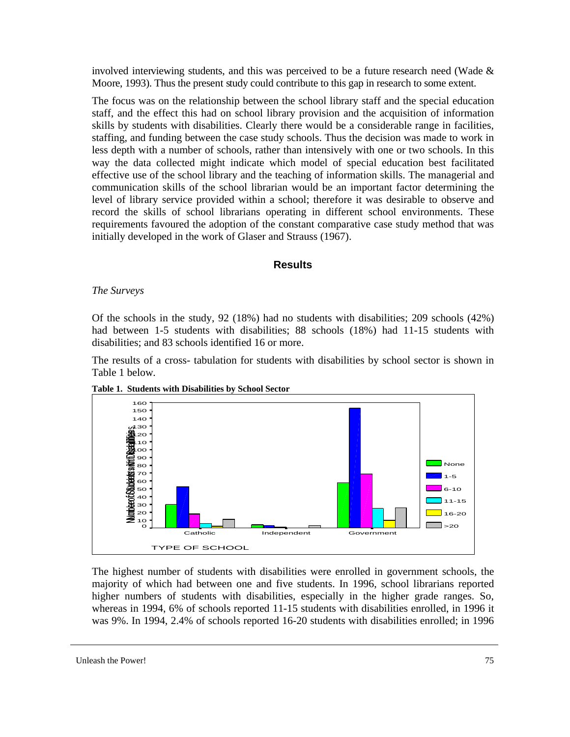involved interviewing students, and this was perceived to be a future research need (Wade & Moore, 1993). Thus the present study could contribute to this gap in research to some extent.

The focus was on the relationship between the school library staff and the special education staff, and the effect this had on school library provision and the acquisition of information skills by students with disabilities. Clearly there would be a considerable range in facilities, staffing, and funding between the case study schools. Thus the decision was made to work in less depth with a number of schools, rather than intensively with one or two schools. In this way the data collected might indicate which model of special education best facilitated effective use of the school library and the teaching of information skills. The managerial and communication skills of the school librarian would be an important factor determining the level of library service provided within a school; therefore it was desirable to observe and record the skills of school librarians operating in different school environments. These requirements favoured the adoption of the constant comparative case study method that was initially developed in the work of Glaser and Strauss (1967).

## Results

*The Surveys*

Of the schools in the study, 92 (18%) had no students with disabilities; 209 schools (42%) had between 1-5 students with disabilities; 88 schools (18%) had 11-15 students with disabilities; and 83 schools identified 16 or more.

The results of a cross- tabulation for students with disabilities by school sector is shown in Table 1 below.

**Table 1. Students with Disabilities by School Sector**

The highest number of students with disabilities were enrolled in government schools, the majority of which had between one and five students. In 1996, school librarians reported higher numbers of students with disabilities, especially in the higher grade ranges. So, whereas in 1994, 6% of schools reported 11-15 students with disabilities enrolled, in 1996 it was 9%. In 1994, 2.4% of schools reported 16-20 students with disabilities enrolled; in 1996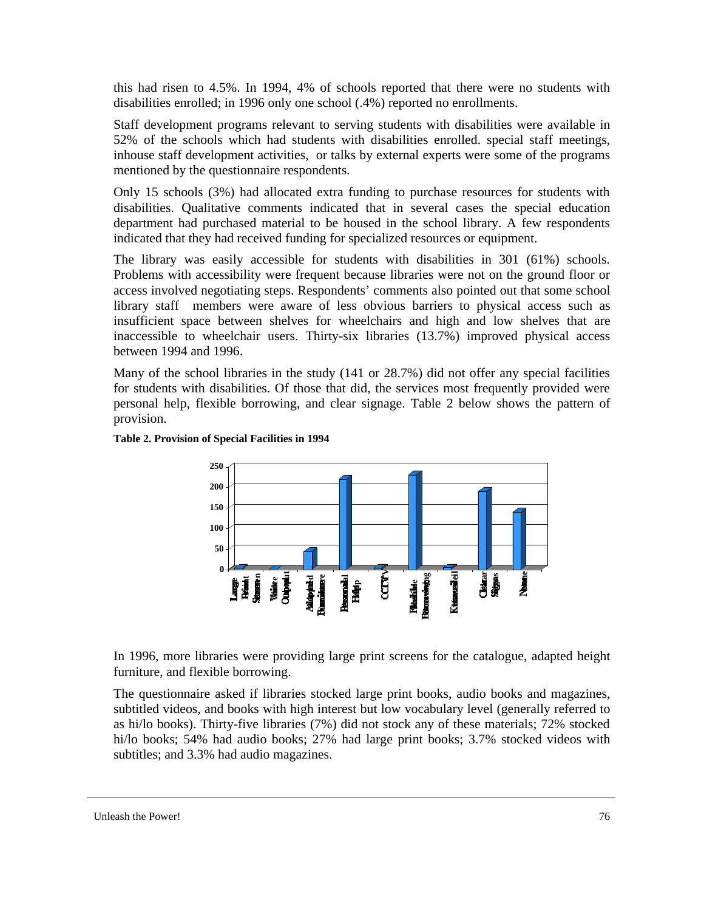this had risen to 4.5%. In 1994, 4% of schools reported that there were no students with disabilities enrolled; in 1996 only one school (.4%) reported no enrollments.

Staff development programs relevant to serving students with disabilities were available in 52% of the schools which had students with disabilities enrolled. special staff meetings, inhouse staff development activities, or talks by external experts were some of the programs mentioned by the questionnaire respondents.

Only 15 schools (3%) had allocated extra funding to purchase resources for students with disabilities. Qualitative comments indicated that in several cases the special education department had purchased material to be housed in the school library. A few respondents indicated that they had received funding for specialized resources or equipment.

The library was easily accessible for students with disabilities in 301 (61%) schools. Problems with accessibility were frequent because libraries were not on the ground floor or access involved negotiating steps. Respondents' comments also pointed out that some school library staff members were aware of less obvious barriers to physical access such as insufficient space between shelves for wheelchairs and high and low shelves that are inaccessible to wheelchair users. Thirty-six libraries (13.7%) improved physical access between 1994 and 1996.

Many of the school libraries in the study (141 or 28.7%) did not offer any special facilities for students with disabilities. Of those that did, the services most frequently provided were personal help, flexible borrowing, and clear signage. Table 2 below shows the pattern of provision.

**Table 2. Provision of Special Facilities in 1994**

In 1996, more libraries were providing large print screens for the catalogue, adapted height furniture, and flexible borrowing.

The questionnaire asked if libraries stocked large print books, audio books and magazines, subtitled videos, and books with high interest but low vocabulary level (generally referred to as hi/lo books). Thirty-five libraries (7%) did not stock any of these materials; 72% stocked hi/lo books; 54% had audio books; 27% had large print books; 3.7% stocked videos with subtitles; and 3.3% had audio magazines.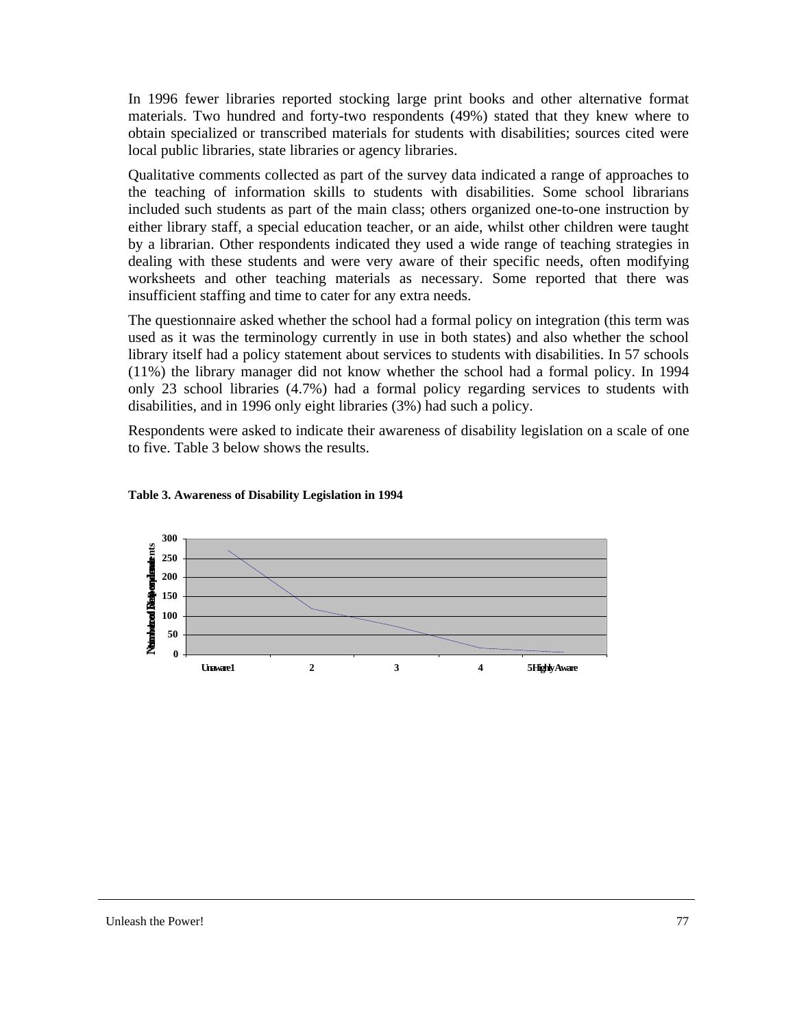In 1996 fewer libraries reported stocking large print books and other alternative format materials. Two hundred and forty-two respondents (49%) stated that they knew where to obtain specialized or transcribed materials for students with disabilities; sources cited were local public libraries, state libraries or agency libraries.

Qualitative comments collected as part of the survey data indicated a range of approaches to the teaching of information skills to students with disabilities. Some school librarians included such students as part of the main class; others organized one-to-one instruction by either library staff, a special education teacher, or an aide, whilst other children were taught by a librarian. Other respondents indicated they used a wide range of teaching strategies in dealing with these students and were very aware of their specific needs, often modifying worksheets and other teaching materials as necessary. Some reported that there was insufficient staffing and time to cater for any extra needs.

The questionnaire asked whether the school had a formal policy on integration (this term was used as it was the terminology currently in use in both states) and also whether the school library itself had a policy statement about services to students with disabilities. In 57 schools (11%) the library manager did not know whether the school had a formal policy. In 1994 only 23 school libraries (4.7%) had a formal policy regarding services to students with disabilities, and in 1996 only eight libraries (3%) had such a policy.

Respondents were asked to indicate their awareness of disability legislation on a scale of one to five. Table 3 below shows the results.

**Table 3. Awareness of Disability Legislation in 1994**

Number of Respondents (y-axis: 0, 50, 100, 150, 200, 250, 300)

x-axis: Unaware 1, 2, 3, 4, 5 Highly Aware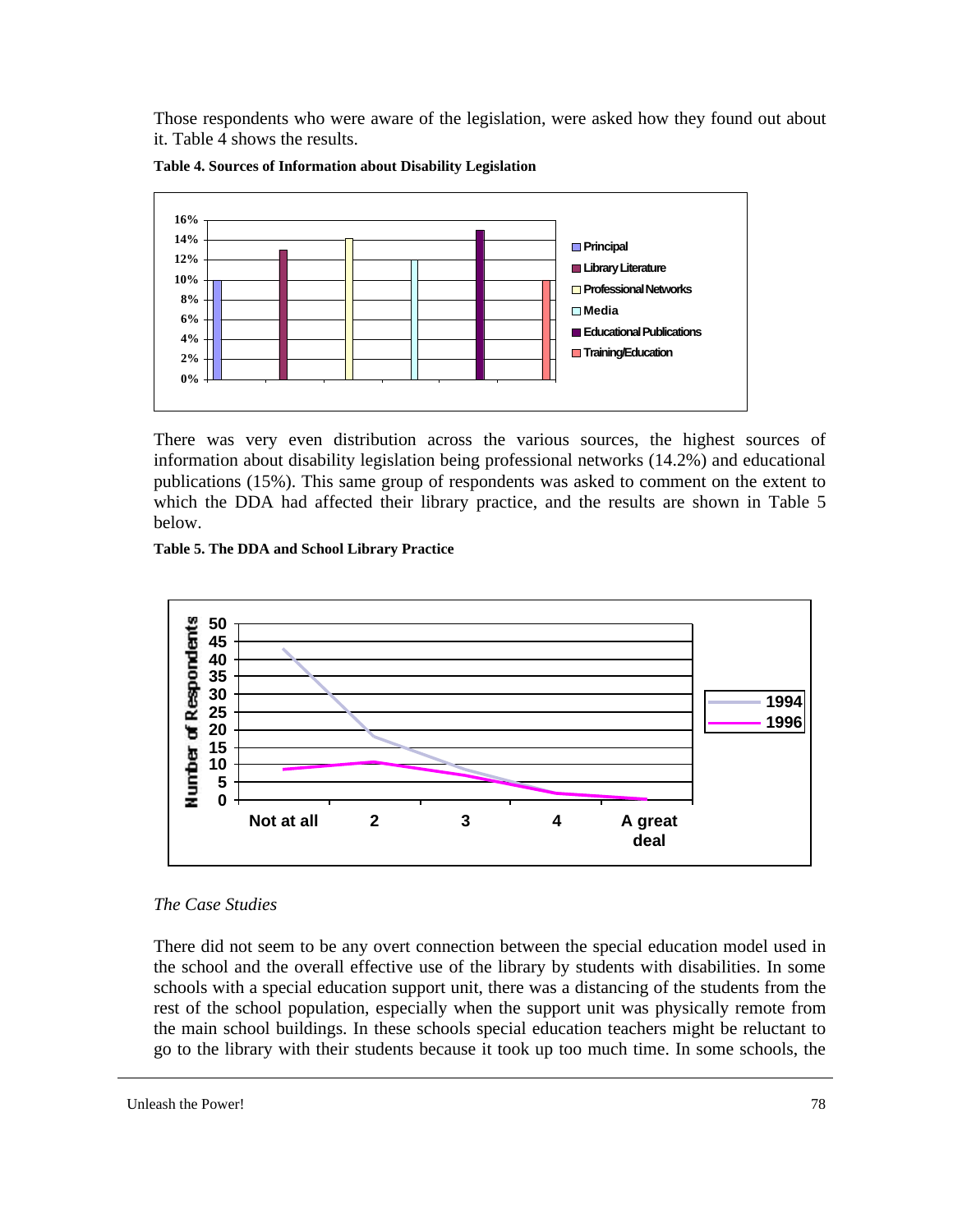Those respondents who were aware of the legislation, were asked how they found out about it. Table 4 shows the results.

**Table 4. Sources of Information about Disability Legislation**

There was very even distribution across the various sources, the highest sources of information about disability legislation being professional networks (14.2%) and educational publications (15%). This same group of respondents was asked to comment on the extent to which the DDA had affected their library practice, and the results are shown in Table 5 below.

**Table 5. The DDA and School Library Practice**

*The Case Studies*

There did not seem to be any overt connection between the special education model used in the school and the overall effective use of the library by students with disabilities. In some schools with a special education support unit, there was a distancing of the students from the rest of the school population, especially when the support unit was physically remote from the main school buildings. In these schools special education teachers might be reluctant to go to the library with their students because it took up too much time. In some schools, the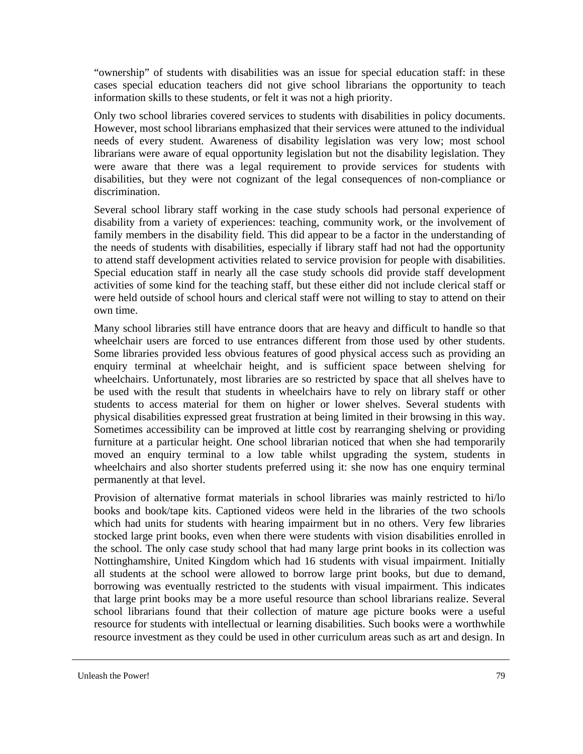"ownership" of students with disabilities was an issue for special education staff: in these cases special education teachers did not give school librarians the opportunity to teach information skills to these students, or felt it was not a high priority.

Only two school libraries covered services to students with disabilities in policy documents. However, most school librarians emphasized that their services were attuned to the individual needs of every student. Awareness of disability legislation was very low; most school librarians were aware of equal opportunity legislation but not the disability legislation. They were aware that there was a legal requirement to provide services for students with disabilities, but they were not cognizant of the legal consequences of non-compliance or discrimination.

Several school library staff working in the case study schools had personal experience of disability from a variety of experiences: teaching, community work, or the involvement of family members in the disability field. This did appear to be a factor in the understanding of the needs of students with disabilities, especially if library staff had not had the opportunity to attend staff development activities related to service provision for people with disabilities. Special education staff in nearly all the case study schools did provide staff development activities of some kind for the teaching staff, but these either did not include clerical staff or were held outside of school hours and clerical staff were not willing to stay to attend on their own time.

Many school libraries still have entrance doors that are heavy and difficult to handle so that wheelchair users are forced to use entrances different from those used by other students. Some libraries provided less obvious features of good physical access such as providing an enquiry terminal at wheelchair height, and is sufficient space between shelving for wheelchairs. Unfortunately, most libraries are so restricted by space that all shelves have to be used with the result that students in wheelchairs have to rely on library staff or other students to access material for them on higher or lower shelves. Several students with physical disabilities expressed great frustration at being limited in their browsing in this way. Sometimes accessibility can be improved at little cost by rearranging shelving or providing furniture at a particular height. One school librarian noticed that when she had temporarily moved an enquiry terminal to a low table whilst upgrading the system, students in wheelchairs and also shorter students preferred using it: she now has one enquiry terminal permanently at that level.

Provision of alternative format materials in school libraries was mainly restricted to hi/lo books and book/tape kits. Captioned videos were held in the libraries of the two schools which had units for students with hearing impairment but in no others. Very few libraries stocked large print books, even when there were students with vision disabilities enrolled in the school. The only case study school that had many large print books in its collection was Nottinghamshire, United Kingdom which had 16 students with visual impairment. Initially all students at the school were allowed to borrow large print books, but due to demand, borrowing was eventually restricted to the students with visual impairment. This indicates that large print books may be a more useful resource than school librarians realize. Several school librarians found that their collection of mature age picture books were a useful resource for students with intellectual or learning disabilities. Such books were a worthwhile resource investment as they could be used in other curriculum areas such as art and design. In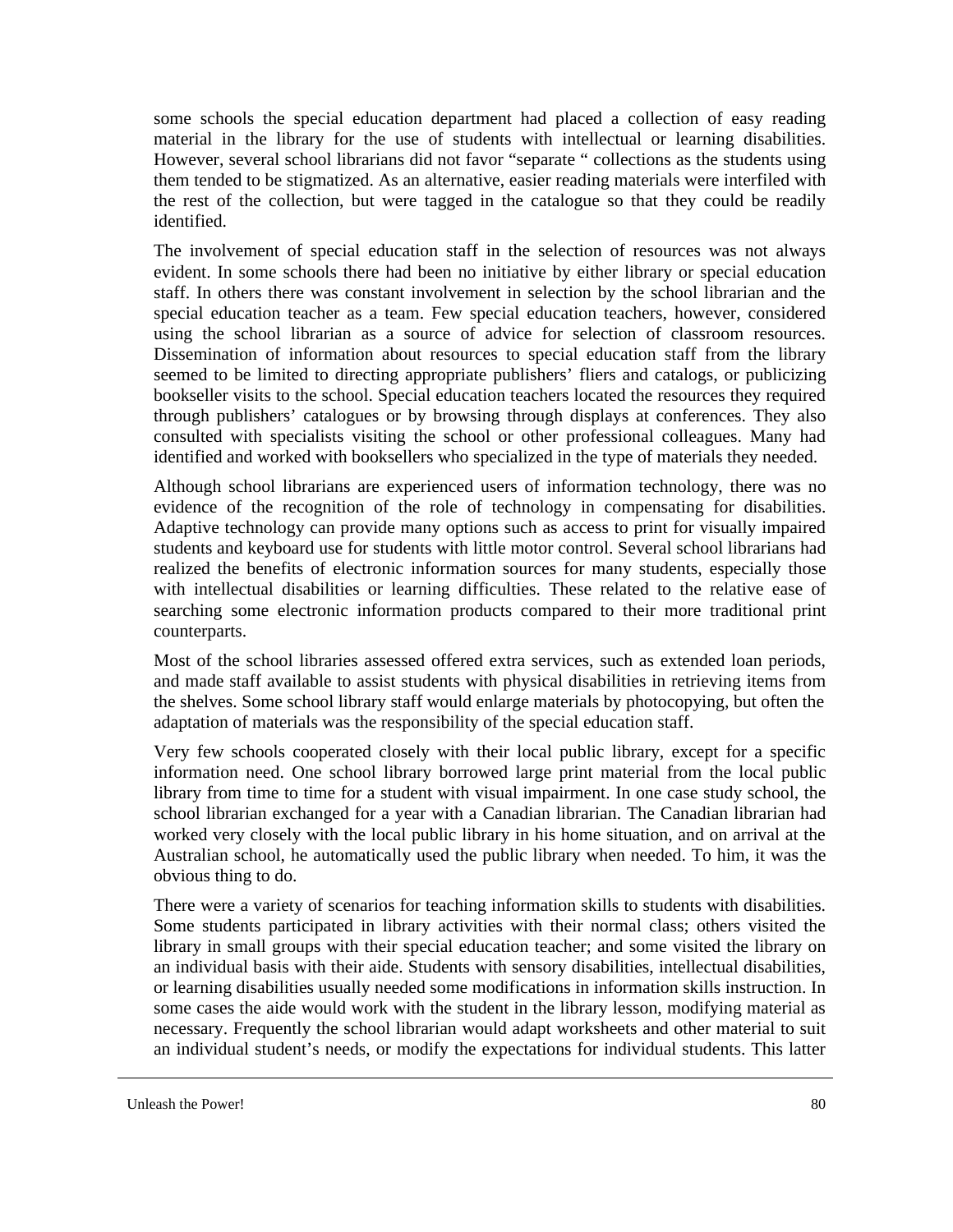some schools the special education department had placed a collection of easy reading material in the library for the use of students with intellectual or learning disabilities. However, several school librarians did not favor "separate " collections as the students using them tended to be stigmatized. As an alternative, easier reading materials were interfiled with the rest of the collection, but were tagged in the catalogue so that they could be readily identified.

The involvement of special education staff in the selection of resources was not always evident. In some schools there had been no initiative by either library or special education staff. In others there was constant involvement in selection by the school librarian and the special education teacher as a team. Few special education teachers, however, considered using the school librarian as a source of advice for selection of classroom resources. Dissemination of information about resources to special education staff from the library seemed to be limited to directing appropriate publishers' fliers and catalogs, or publicizing bookseller visits to the school. Special education teachers located the resources they required through publishers' catalogues or by browsing through displays at conferences. They also consulted with specialists visiting the school or other professional colleagues. Many had identified and worked with booksellers who specialized in the type of materials they needed.

Although school librarians are experienced users of information technology, there was no evidence of the recognition of the role of technology in compensating for disabilities. Adaptive technology can provide many options such as access to print for visually impaired students and keyboard use for students with little motor control. Several school librarians had realized the benefits of electronic information sources for many students, especially those with intellectual disabilities or learning difficulties. These related to the relative ease of searching some electronic information products compared to their more traditional print counterparts.

Most of the school libraries assessed offered extra services, such as extended loan periods, and made staff available to assist students with physical disabilities in retrieving items from the shelves. Some school library staff would enlarge materials by photocopying, but often the adaptation of materials was the responsibility of the special education staff.

Very few schools cooperated closely with their local public library, except for a specific information need. One school library borrowed large print material from the local public library from time to time for a student with visual impairment. In one case study school, the school librarian exchanged for a year with a Canadian librarian. The Canadian librarian had worked very closely with the local public library in his home situation, and on arrival at the Australian school, he automatically used the public library when needed. To him, it was the obvious thing to do.

There were a variety of scenarios for teaching information skills to students with disabilities. Some students participated in library activities with their normal class; others visited the library in small groups with their special education teacher; and some visited the library on an individual basis with their aide. Students with sensory disabilities, intellectual disabilities, or learning disabilities usually needed some modifications in information skills instruction. In some cases the aide would work with the student in the library lesson, modifying material as necessary. Frequently the school librarian would adapt worksheets and other material to suit an individual student's needs, or modify the expectations for individual students. This latter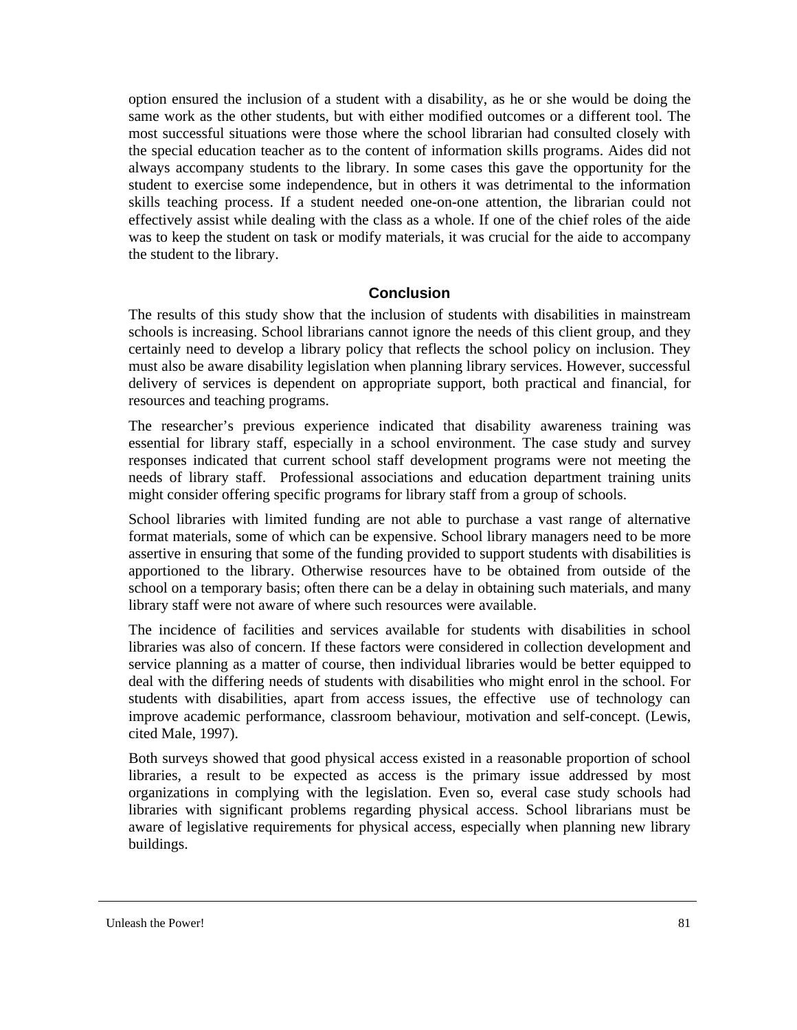option ensured the inclusion of a student with a disability, as he or she would be doing the same work as the other students, but with either modified outcomes or a different tool. The most successful situations were those where the school librarian had consulted closely with the special education teacher as to the content of information skills programs. Aides did not always accompany students to the library. In some cases this gave the opportunity for the student to exercise some independence, but in others it was detrimental to the information skills teaching process. If a student needed one-on-one attention, the librarian could not effectively assist while dealing with the class as a whole. If one of the chief roles of the aide was to keep the student on task or modify materials, it was crucial for the aide to accompany the student to the library.

## Conclusion

The results of this study show that the inclusion of students with disabilities in mainstream schools is increasing. School librarians cannot ignore the needs of this client group, and they certainly need to develop a library policy that reflects the school policy on inclusion. They must also be aware disability legislation when planning library services. However, successful delivery of services is dependent on appropriate support, both practical and financial, for resources and teaching programs.

The researcher's previous experience indicated that disability awareness training was essential for library staff, especially in a school environment. The case study and survey responses indicated that current school staff development programs were not meeting the needs of library staff. Professional associations and education department training units might consider offering specific programs for library staff from a group of schools.

School libraries with limited funding are not able to purchase a vast range of alternative format materials, some of which can be expensive. School library managers need to be more assertive in ensuring that some of the funding provided to support students with disabilities is apportioned to the library. Otherwise resources have to be obtained from outside of the school on a temporary basis; often there can be a delay in obtaining such materials, and many library staff were not aware of where such resources were available.

The incidence of facilities and services available for students with disabilities in school libraries was also of concern. If these factors were considered in collection development and service planning as a matter of course, then individual libraries would be better equipped to deal with the differing needs of students with disabilities who might enrol in the school. For students with disabilities, apart from access issues, the effective use of technology can improve academic performance, classroom behaviour, motivation and self-concept. (Lewis, cited Male, 1997).

Both surveys showed that good physical access existed in a reasonable proportion of school libraries, a result to be expected as access is the primary issue addressed by most organizations in complying with the legislation. Even so, everal case study schools had libraries with significant problems regarding physical access. School librarians must be aware of legislative requirements for physical access, especially when planning new library buildings.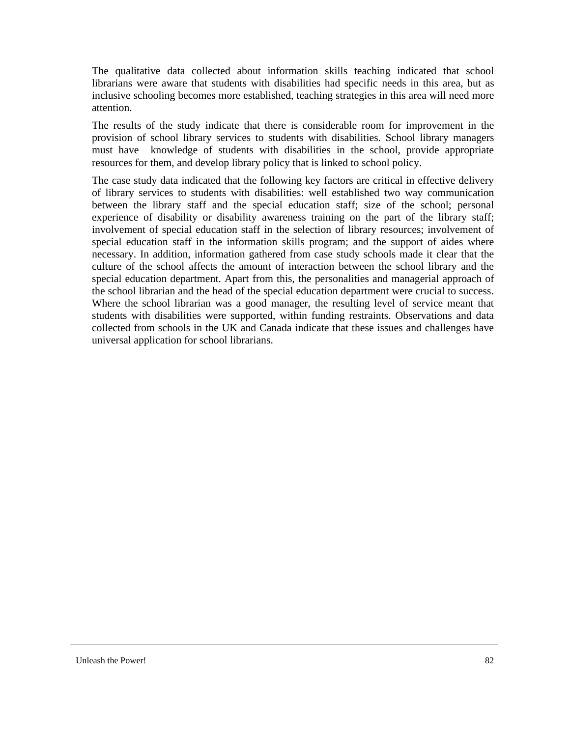The qualitative data collected about information skills teaching indicated that school librarians were aware that students with disabilities had specific needs in this area, but as inclusive schooling becomes more established, teaching strategies in this area will need more attention.

The results of the study indicate that there is considerable room for improvement in the provision of school library services to students with disabilities. School library managers must have knowledge of students with disabilities in the school, provide appropriate resources for them, and develop library policy that is linked to school policy.

The case study data indicated that the following key factors are critical in effective delivery of library services to students with disabilities: well established two way communication between the library staff and the special education staff; size of the school; personal experience of disability or disability awareness training on the part of the library staff; involvement of special education staff in the selection of library resources; involvement of special education staff in the information skills program; and the support of aides where necessary. In addition, information gathered from case study schools made it clear that the culture of the school affects the amount of interaction between the school library and the special education department. Apart from this, the personalities and managerial approach of the school librarian and the head of the special education department were crucial to success. Where the school librarian was a good manager, the resulting level of service meant that students with disabilities were supported, within funding restraints. Observations and data collected from schools in the UK and Canada indicate that these issues and challenges have universal application for school librarians.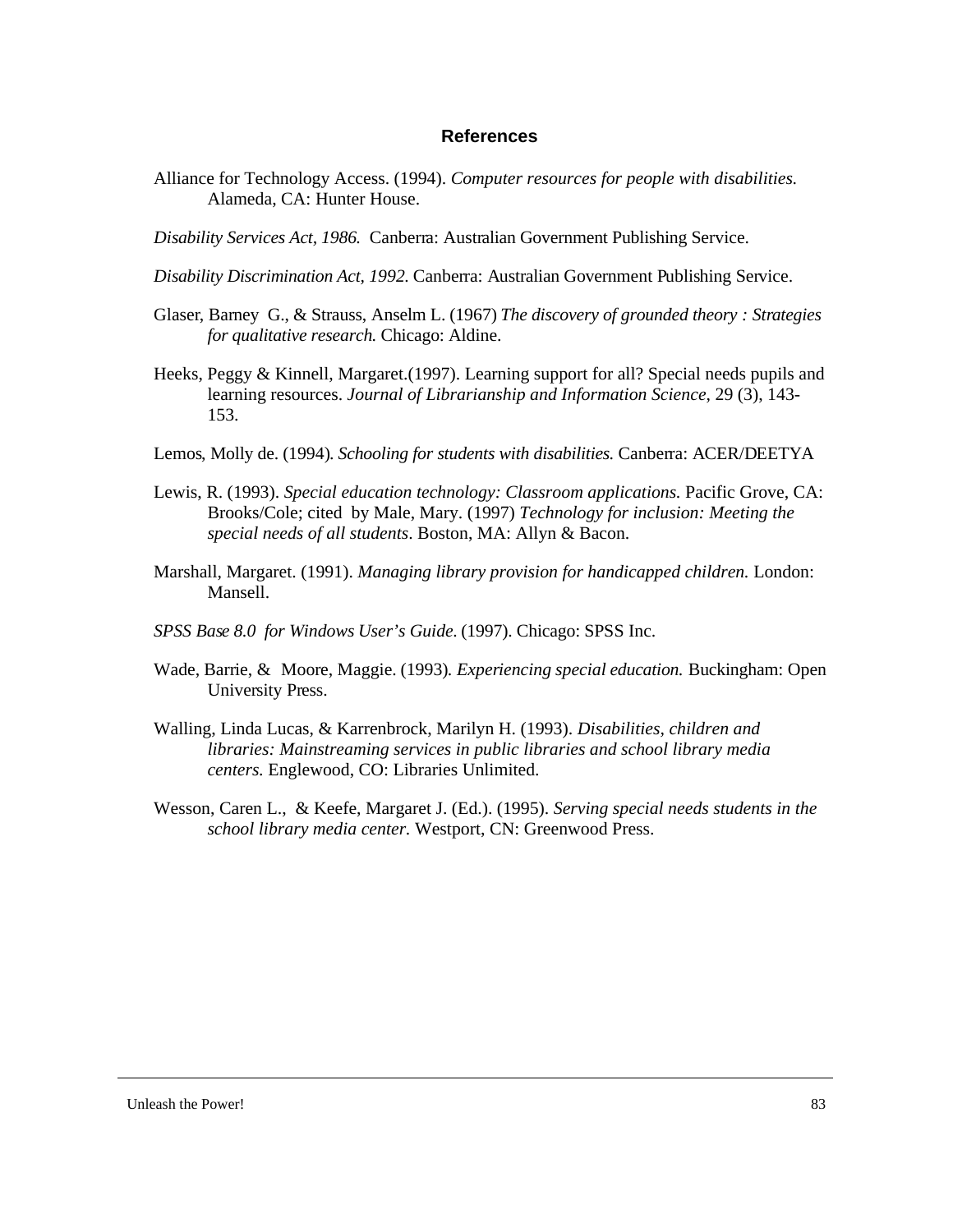## References

Alliance for Technology Access. (1994). *Computer resources for people with disabilities.* Alameda, CA: Hunter House.

*Disability Services Act, 1986.* Canberra: Australian Government Publishing Service.

*Disability Discrimination Act, 1992.* Canberra: Australian Government Publishing Service.

Glaser, Barney G., & Strauss, Anselm L. (1967) *The discovery of grounded theory : Strategies for qualitative research.* Chicago: Aldine.

Heeks, Peggy & Kinnell, Margaret.(1997). Learning support for all? Special needs pupils and learning resources. *Journal of Librarianship and Information Science*, 29 (3), 143-153.

Lemos, Molly de. (1994). *Schooling for students with disabilities.* Canberra: ACER/DEETYA

Lewis, R. (1993). *Special education technology: Classroom applications.* Pacific Grove, CA: Brooks/Cole; cited by Male, Mary. (1997) *Technology for inclusion: Meeting the special needs of all students*. Boston, MA: Allyn & Bacon.

Marshall, Margaret. (1991). *Managing library provision for handicapped children.* London: Mansell.

*SPSS Base 8.0 for Windows User's Guide.* (1997). Chicago: SPSS Inc.

Wade, Barrie, & Moore, Maggie. (1993). *Experiencing special education.* Buckingham: Open University Press.

Walling, Linda Lucas, & Karrenbrock, Marilyn H. (1993). *Disabilities, children and libraries: Mainstreaming services in public libraries and school library media centers.* Englewood, CO: Libraries Unlimited.

Wesson, Caren L., & Keefe, Margaret J. (Ed.). (1995). *Serving special needs students in the school library media center.* Westport, CN: Greenwood Press.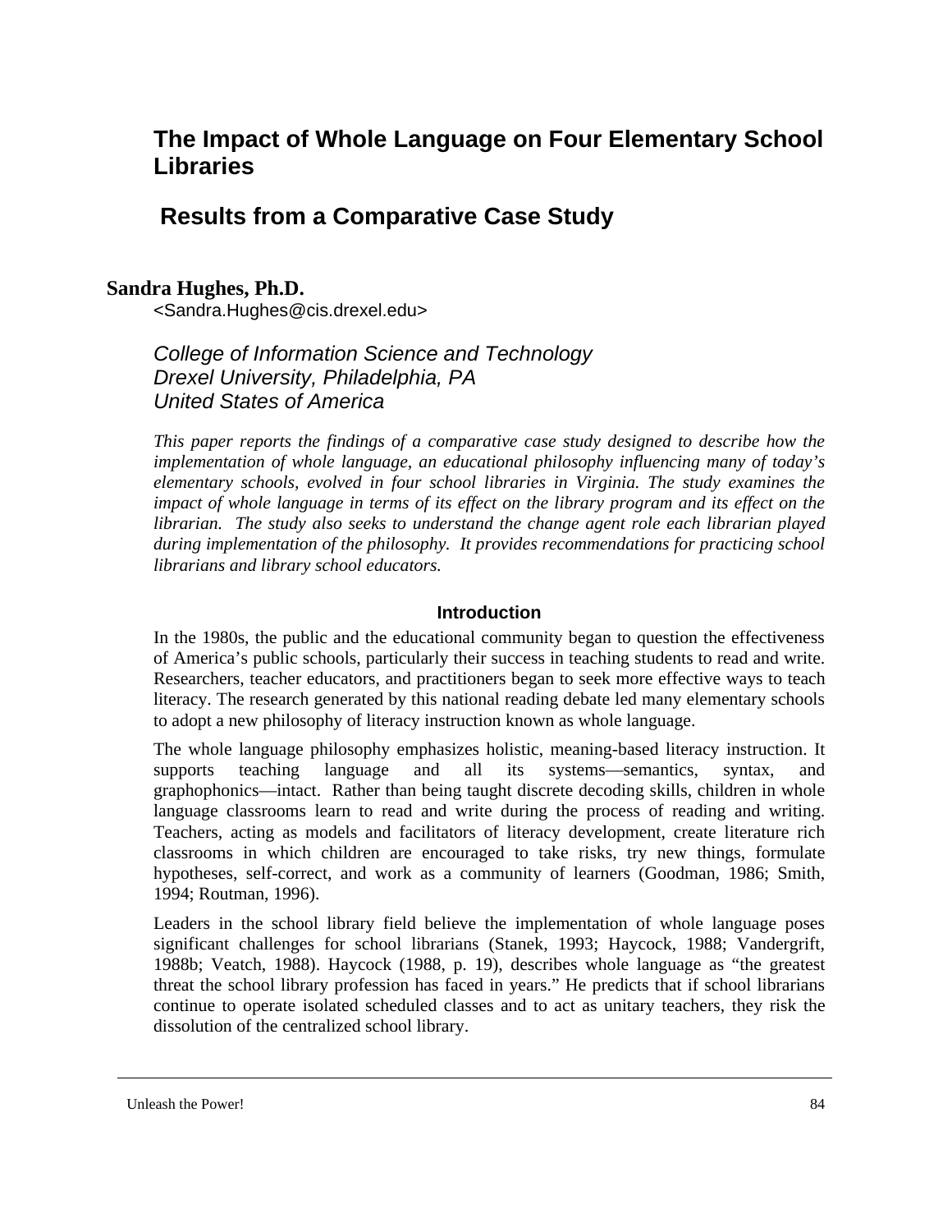# The Impact of Whole Language on Four Elementary School Libraries

## Results from a Comparative Case Study

**Sandra Hughes, Ph.D.**
<Sandra.Hughes@cis.drexel.edu>

*College of Information Science and Technology*
*Drexel University, Philadelphia, PA*
*United States of America*

*This paper reports the findings of a comparative case study designed to describe how the implementation of whole language, an educational philosophy influencing many of today's elementary schools, evolved in four school libraries in Virginia. The study examines the impact of whole language in terms of its effect on the library program and its effect on the librarian. The study also seeks to understand the change agent role each librarian played during implementation of the philosophy. It provides recommendations for practicing school librarians and library school educators.*

### Introduction

In the 1980s, the public and the educational community began to question the effectiveness of America's public schools, particularly their success in teaching students to read and write. Researchers, teacher educators, and practitioners began to seek more effective ways to teach literacy. The research generated by this national reading debate led many elementary schools to adopt a new philosophy of literacy instruction known as whole language.

The whole language philosophy emphasizes holistic, meaning-based literacy instruction. It supports teaching language and all its systems—semantics, syntax, and graphophonics—intact. Rather than being taught discrete decoding skills, children in whole language classrooms learn to read and write during the process of reading and writing. Teachers, acting as models and facilitators of literacy development, create literature rich classrooms in which children are encouraged to take risks, try new things, formulate hypotheses, self-correct, and work as a community of learners (Goodman, 1986; Smith, 1994; Routman, 1996).

Leaders in the school library field believe the implementation of whole language poses significant challenges for school librarians (Stanek, 1993; Haycock, 1988; Vandergrift, 1988b; Veatch, 1988). Haycock (1988, p. 19), describes whole language as "the greatest threat the school library profession has faced in years." He predicts that if school librarians continue to operate isolated scheduled classes and to act as unitary teachers, they risk the dissolution of the centralized school library.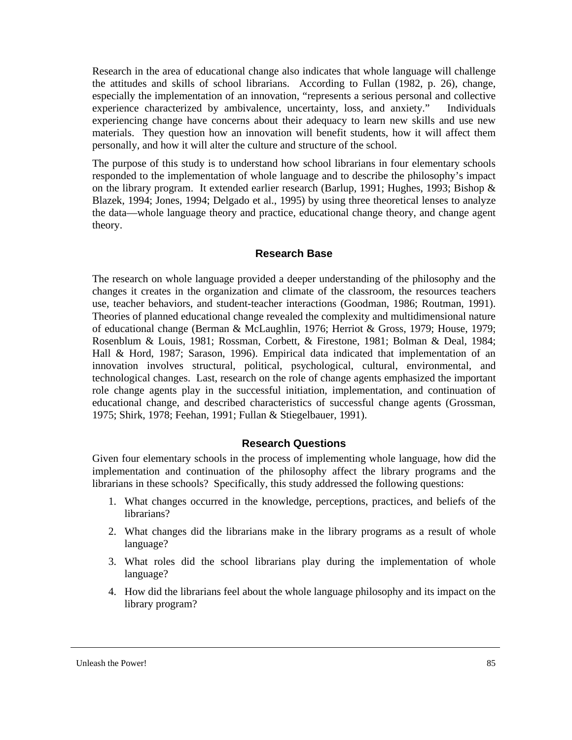Research in the area of educational change also indicates that whole language will challenge the attitudes and skills of school librarians. According to Fullan (1982, p. 26), change, especially the implementation of an innovation, "represents a serious personal and collective experience characterized by ambivalence, uncertainty, loss, and anxiety." Individuals experiencing change have concerns about their adequacy to learn new skills and use new materials. They question how an innovation will benefit students, how it will affect them personally, and how it will alter the culture and structure of the school.

The purpose of this study is to understand how school librarians in four elementary schools responded to the implementation of whole language and to describe the philosophy's impact on the library program. It extended earlier research (Barlup, 1991; Hughes, 1993; Bishop & Blazek, 1994; Jones, 1994; Delgado et al., 1995) by using three theoretical lenses to analyze the data—whole language theory and practice, educational change theory, and change agent theory.

## Research Base

The research on whole language provided a deeper understanding of the philosophy and the changes it creates in the organization and climate of the classroom, the resources teachers use, teacher behaviors, and student-teacher interactions (Goodman, 1986; Routman, 1991). Theories of planned educational change revealed the complexity and multidimensional nature of educational change (Berman & McLaughlin, 1976; Herriot & Gross, 1979; House, 1979; Rosenblum & Louis, 1981; Rossman, Corbett, & Firestone, 1981; Bolman & Deal, 1984; Hall & Hord, 1987; Sarason, 1996). Empirical data indicated that implementation of an innovation involves structural, political, psychological, cultural, environmental, and technological changes. Last, research on the role of change agents emphasized the important role change agents play in the successful initiation, implementation, and continuation of educational change, and described characteristics of successful change agents (Grossman, 1975; Shirk, 1978; Feehan, 1991; Fullan & Stiegelbauer, 1991).

## Research Questions

Given four elementary schools in the process of implementing whole language, how did the implementation and continuation of the philosophy affect the library programs and the librarians in these schools? Specifically, this study addressed the following questions:

1. What changes occurred in the knowledge, perceptions, practices, and beliefs of the librarians?
2. What changes did the librarians make in the library programs as a result of whole language?
3. What roles did the school librarians play during the implementation of whole language?
4. How did the librarians feel about the whole language philosophy and its impact on the library program?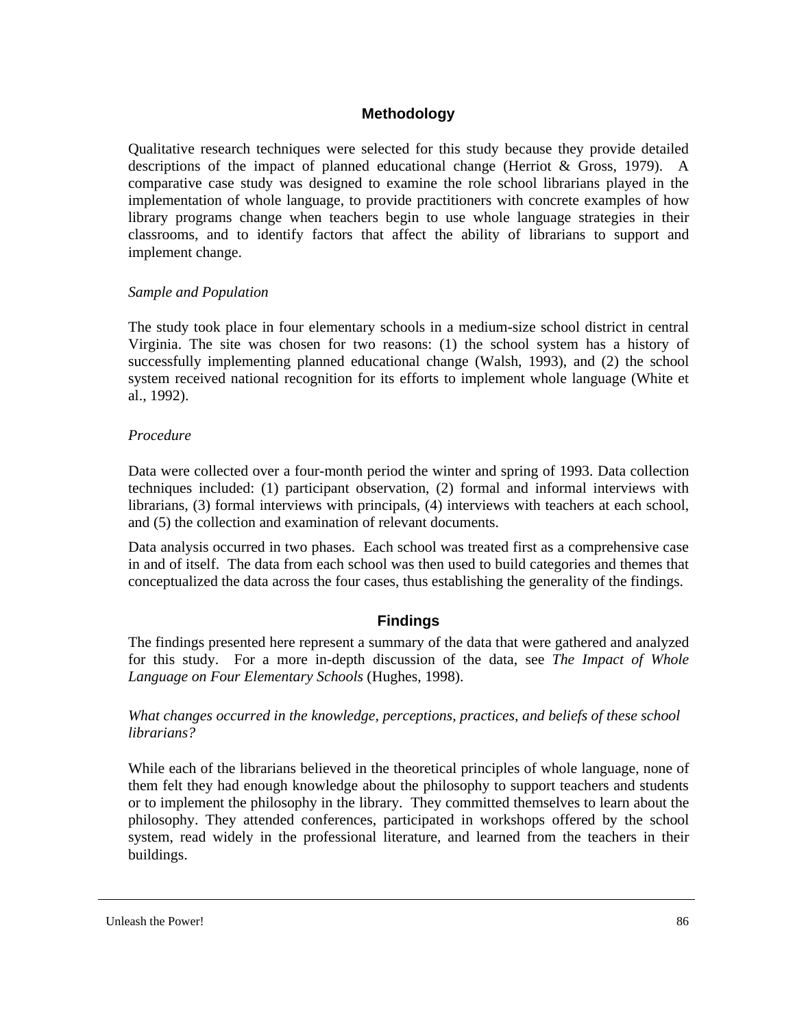## Methodology

Qualitative research techniques were selected for this study because they provide detailed descriptions of the impact of planned educational change (Herriot & Gross, 1979). A comparative case study was designed to examine the role school librarians played in the implementation of whole language, to provide practitioners with concrete examples of how library programs change when teachers begin to use whole language strategies in their classrooms, and to identify factors that affect the ability of librarians to support and implement change.

### *Sample and Population*

The study took place in four elementary schools in a medium-size school district in central Virginia. The site was chosen for two reasons: (1) the school system has a history of successfully implementing planned educational change (Walsh, 1993), and (2) the school system received national recognition for its efforts to implement whole language (White et al., 1992).

### *Procedure*

Data were collected over a four-month period the winter and spring of 1993. Data collection techniques included: (1) participant observation, (2) formal and informal interviews with librarians, (3) formal interviews with principals, (4) interviews with teachers at each school, and (5) the collection and examination of relevant documents.

Data analysis occurred in two phases. Each school was treated first as a comprehensive case in and of itself. The data from each school was then used to build categories and themes that conceptualized the data across the four cases, thus establishing the generality of the findings.

## Findings

The findings presented here represent a summary of the data that were gathered and analyzed for this study. For a more in-depth discussion of the data, see *The Impact of Whole Language on Four Elementary Schools* (Hughes, 1998).

### *What changes occurred in the knowledge, perceptions, practices, and beliefs of these school librarians?*

While each of the librarians believed in the theoretical principles of whole language, none of them felt they had enough knowledge about the philosophy to support teachers and students or to implement the philosophy in the library. They committed themselves to learn about the philosophy. They attended conferences, participated in workshops offered by the school system, read widely in the professional literature, and learned from the teachers in their buildings.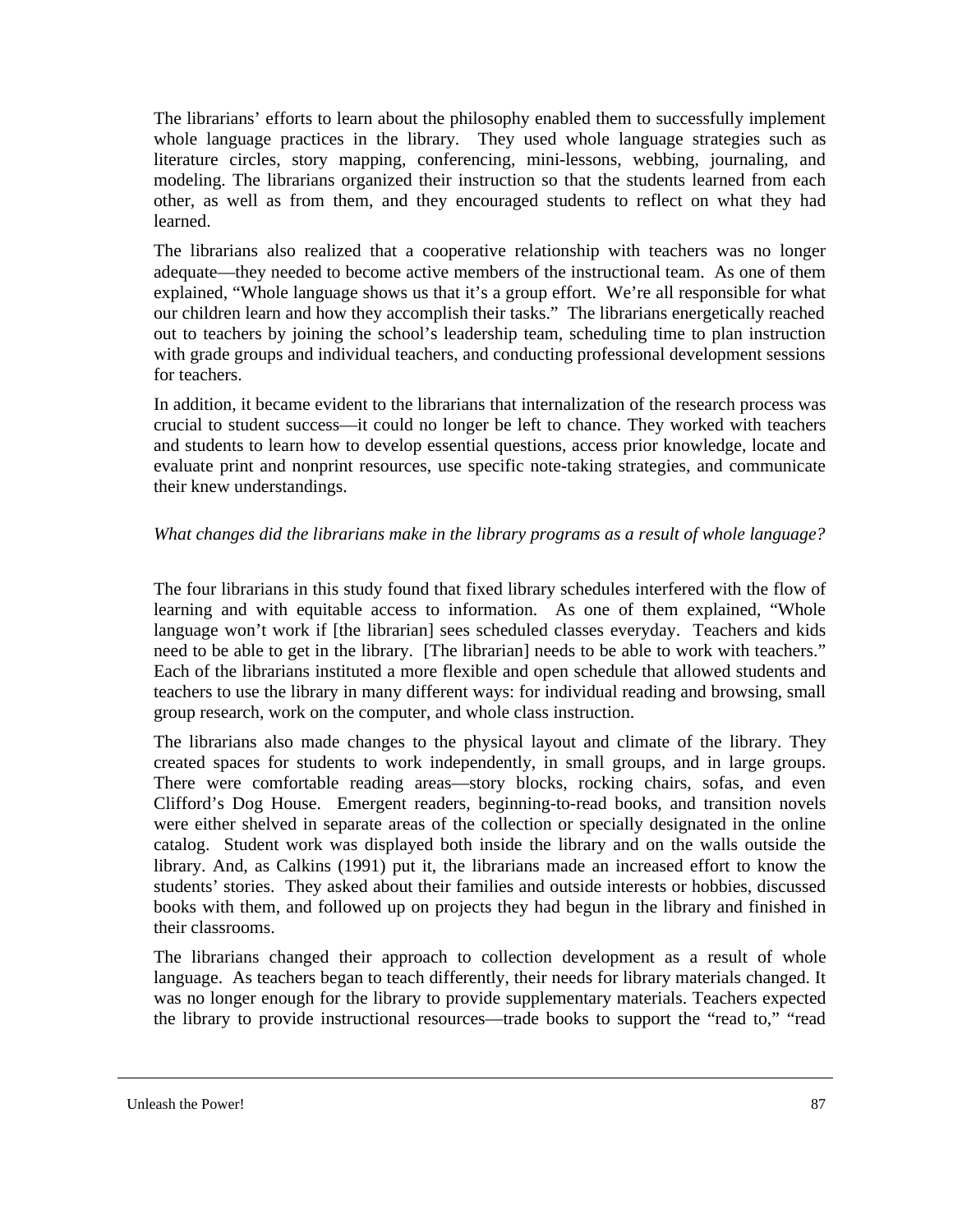The librarians' efforts to learn about the philosophy enabled them to successfully implement whole language practices in the library. They used whole language strategies such as literature circles, story mapping, conferencing, mini-lessons, webbing, journaling, and modeling. The librarians organized their instruction so that the students learned from each other, as well as from them, and they encouraged students to reflect on what they had learned.

The librarians also realized that a cooperative relationship with teachers was no longer adequate—they needed to become active members of the instructional team. As one of them explained, "Whole language shows us that it's a group effort. We're all responsible for what our children learn and how they accomplish their tasks." The librarians energetically reached out to teachers by joining the school's leadership team, scheduling time to plan instruction with grade groups and individual teachers, and conducting professional development sessions for teachers.

In addition, it became evident to the librarians that internalization of the research process was crucial to student success—it could no longer be left to chance. They worked with teachers and students to learn how to develop essential questions, access prior knowledge, locate and evaluate print and nonprint resources, use specific note-taking strategies, and communicate their knew understandings.

*What changes did the librarians make in the library programs as a result of whole language?*

The four librarians in this study found that fixed library schedules interfered with the flow of learning and with equitable access to information. As one of them explained, "Whole language won't work if [the librarian] sees scheduled classes everyday. Teachers and kids need to be able to get in the library. [The librarian] needs to be able to work with teachers." Each of the librarians instituted a more flexible and open schedule that allowed students and teachers to use the library in many different ways: for individual reading and browsing, small group research, work on the computer, and whole class instruction.

The librarians also made changes to the physical layout and climate of the library. They created spaces for students to work independently, in small groups, and in large groups. There were comfortable reading areas—story blocks, rocking chairs, sofas, and even Clifford's Dog House. Emergent readers, beginning-to-read books, and transition novels were either shelved in separate areas of the collection or specially designated in the online catalog. Student work was displayed both inside the library and on the walls outside the library. And, as Calkins (1991) put it, the librarians made an increased effort to know the students' stories. They asked about their families and outside interests or hobbies, discussed books with them, and followed up on projects they had begun in the library and finished in their classrooms.

The librarians changed their approach to collection development as a result of whole language. As teachers began to teach differently, their needs for library materials changed. It was no longer enough for the library to provide supplementary materials. Teachers expected the library to provide instructional resources—trade books to support the "read to," "read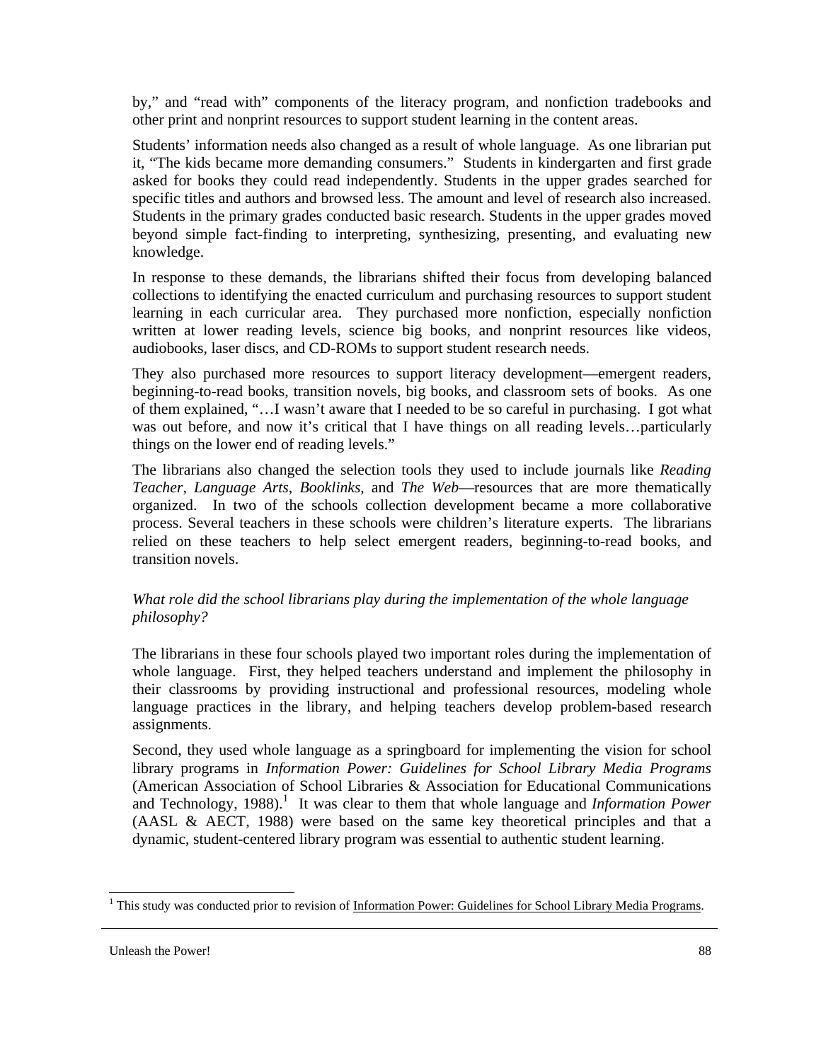by," and "read with" components of the literacy program, and nonfiction tradebooks and other print and nonprint resources to support student learning in the content areas.

Students' information needs also changed as a result of whole language. As one librarian put it, "The kids became more demanding consumers." Students in kindergarten and first grade asked for books they could read independently. Students in the upper grades searched for specific titles and authors and browsed less. The amount and level of research also increased. Students in the primary grades conducted basic research. Students in the upper grades moved beyond simple fact-finding to interpreting, synthesizing, presenting, and evaluating new knowledge.

In response to these demands, the librarians shifted their focus from developing balanced collections to identifying the enacted curriculum and purchasing resources to support student learning in each curricular area. They purchased more nonfiction, especially nonfiction written at lower reading levels, science big books, and nonprint resources like videos, audiobooks, laser discs, and CD-ROMs to support student research needs.

They also purchased more resources to support literacy development—emergent readers, beginning-to-read books, transition novels, big books, and classroom sets of books. As one of them explained, "…I wasn't aware that I needed to be so careful in purchasing. I got what was out before, and now it's critical that I have things on all reading levels…particularly things on the lower end of reading levels."

The librarians also changed the selection tools they used to include journals like *Reading Teacher*, *Language Arts*, *Booklinks*, and *The Web*—resources that are more thematically organized. In two of the schools collection development became a more collaborative process. Several teachers in these schools were children's literature experts. The librarians relied on these teachers to help select emergent readers, beginning-to-read books, and transition novels.

*What role did the school librarians play during the implementation of the whole language philosophy?*

The librarians in these four schools played two important roles during the implementation of whole language. First, they helped teachers understand and implement the philosophy in their classrooms by providing instructional and professional resources, modeling whole language practices in the library, and helping teachers develop problem-based research assignments.

Second, they used whole language as a springboard for implementing the vision for school library programs in *Information Power: Guidelines for School Library Media Programs* (American Association of School Libraries & Association for Educational Communications and Technology, 1988).[1] It was clear to them that whole language and *Information Power* (AASL & AECT, 1988) were based on the same key theoretical principles and that a dynamic, student-centered library program was essential to authentic student learning.

[1] This study was conducted prior to revision of Information Power: Guidelines for School Library Media Programs.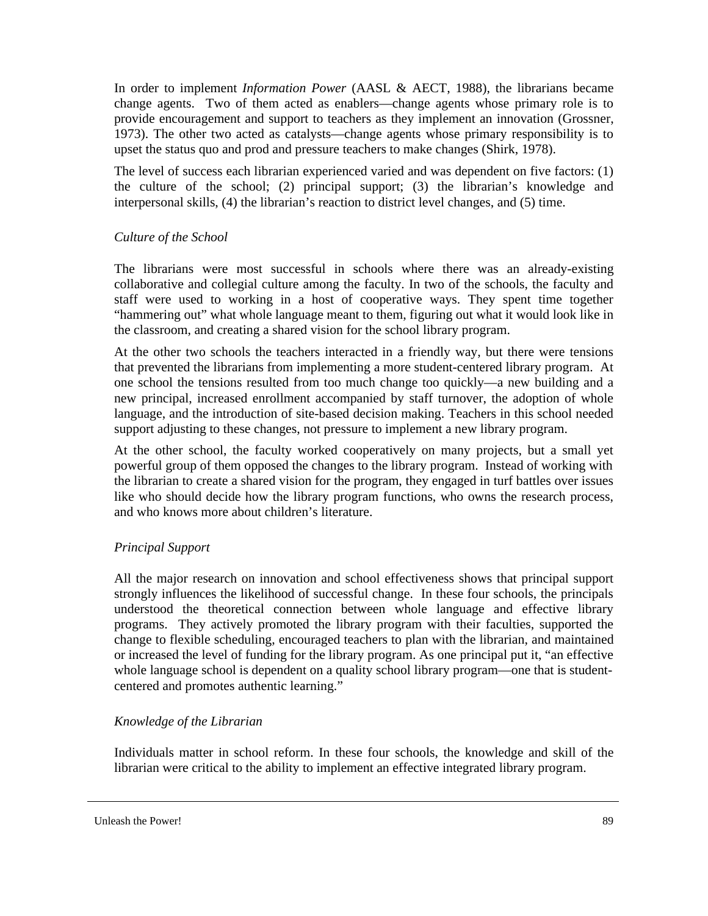In order to implement *Information Power* (AASL & AECT, 1988), the librarians became change agents. Two of them acted as enablers—change agents whose primary role is to provide encouragement and support to teachers as they implement an innovation (Grossner, 1973). The other two acted as catalysts—change agents whose primary responsibility is to upset the status quo and prod and pressure teachers to make changes (Shirk, 1978).

The level of success each librarian experienced varied and was dependent on five factors: (1) the culture of the school; (2) principal support; (3) the librarian's knowledge and interpersonal skills, (4) the librarian's reaction to district level changes, and (5) time.

### *Culture of the School*

The librarians were most successful in schools where there was an already-existing collaborative and collegial culture among the faculty. In two of the schools, the faculty and staff were used to working in a host of cooperative ways. They spent time together "hammering out" what whole language meant to them, figuring out what it would look like in the classroom, and creating a shared vision for the school library program.

At the other two schools the teachers interacted in a friendly way, but there were tensions that prevented the librarians from implementing a more student-centered library program. At one school the tensions resulted from too much change too quickly—a new building and a new principal, increased enrollment accompanied by staff turnover, the adoption of whole language, and the introduction of site-based decision making. Teachers in this school needed support adjusting to these changes, not pressure to implement a new library program.

At the other school, the faculty worked cooperatively on many projects, but a small yet powerful group of them opposed the changes to the library program. Instead of working with the librarian to create a shared vision for the program, they engaged in turf battles over issues like who should decide how the library program functions, who owns the research process, and who knows more about children's literature.

### *Principal Support*

All the major research on innovation and school effectiveness shows that principal support strongly influences the likelihood of successful change. In these four schools, the principals understood the theoretical connection between whole language and effective library programs. They actively promoted the library program with their faculties, supported the change to flexible scheduling, encouraged teachers to plan with the librarian, and maintained or increased the level of funding for the library program. As one principal put it, "an effective whole language school is dependent on a quality school library program—one that is student-centered and promotes authentic learning."

### *Knowledge of the Librarian*

Individuals matter in school reform. In these four schools, the knowledge and skill of the librarian were critical to the ability to implement an effective integrated library program.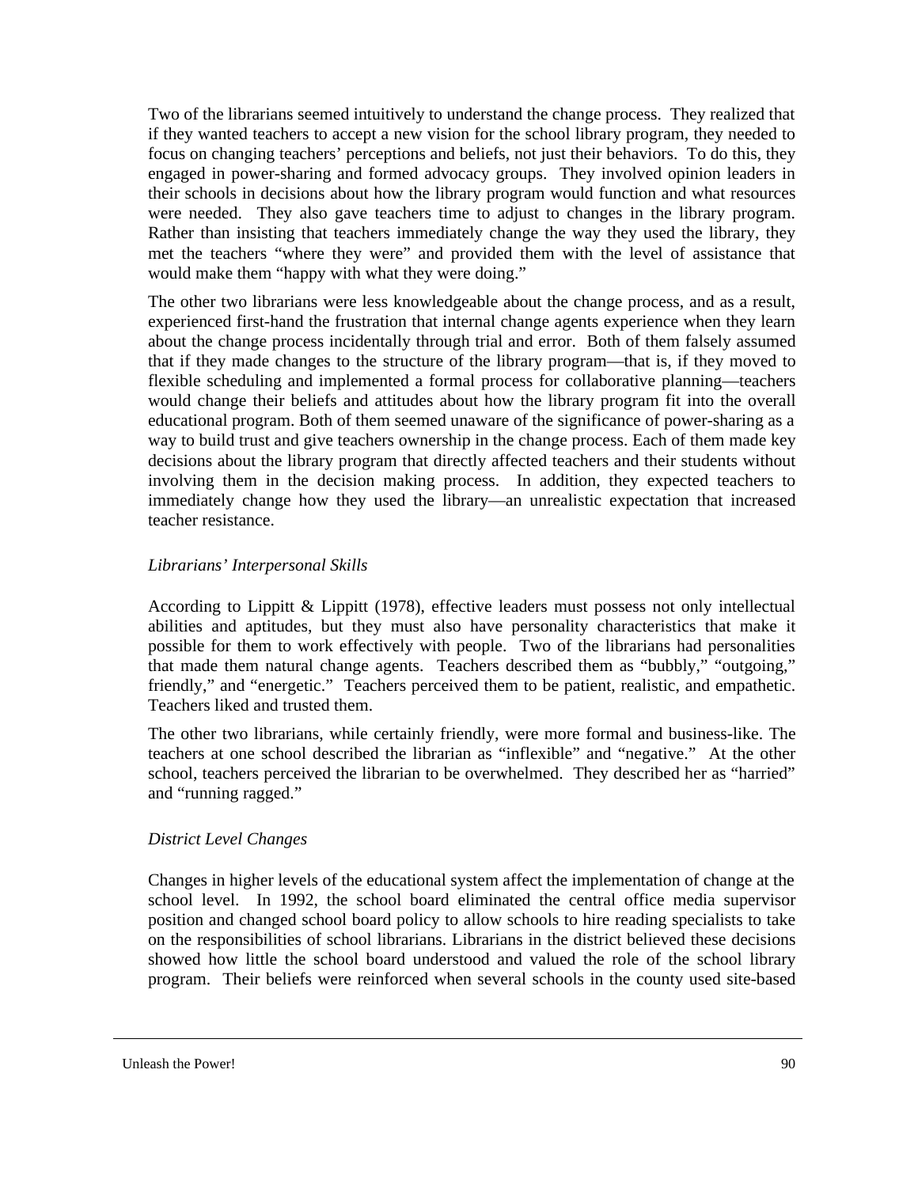Two of the librarians seemed intuitively to understand the change process. They realized that if they wanted teachers to accept a new vision for the school library program, they needed to focus on changing teachers' perceptions and beliefs, not just their behaviors. To do this, they engaged in power-sharing and formed advocacy groups. They involved opinion leaders in their schools in decisions about how the library program would function and what resources were needed. They also gave teachers time to adjust to changes in the library program. Rather than insisting that teachers immediately change the way they used the library, they met the teachers "where they were" and provided them with the level of assistance that would make them "happy with what they were doing."

The other two librarians were less knowledgeable about the change process, and as a result, experienced first-hand the frustration that internal change agents experience when they learn about the change process incidentally through trial and error. Both of them falsely assumed that if they made changes to the structure of the library program—that is, if they moved to flexible scheduling and implemented a formal process for collaborative planning—teachers would change their beliefs and attitudes about how the library program fit into the overall educational program. Both of them seemed unaware of the significance of power-sharing as a way to build trust and give teachers ownership in the change process. Each of them made key decisions about the library program that directly affected teachers and their students without involving them in the decision making process. In addition, they expected teachers to immediately change how they used the library—an unrealistic expectation that increased teacher resistance.

*Librarians' Interpersonal Skills*

According to Lippitt & Lippitt (1978), effective leaders must possess not only intellectual abilities and aptitudes, but they must also have personality characteristics that make it possible for them to work effectively with people. Two of the librarians had personalities that made them natural change agents. Teachers described them as "bubbly," "outgoing," friendly," and "energetic." Teachers perceived them to be patient, realistic, and empathetic. Teachers liked and trusted them.

The other two librarians, while certainly friendly, were more formal and business-like. The teachers at one school described the librarian as "inflexible" and "negative." At the other school, teachers perceived the librarian to be overwhelmed. They described her as "harried" and "running ragged."

*District Level Changes*

Changes in higher levels of the educational system affect the implementation of change at the school level. In 1992, the school board eliminated the central office media supervisor position and changed school board policy to allow schools to hire reading specialists to take on the responsibilities of school librarians. Librarians in the district believed these decisions showed how little the school board understood and valued the role of the school library program. Their beliefs were reinforced when several schools in the county used site-based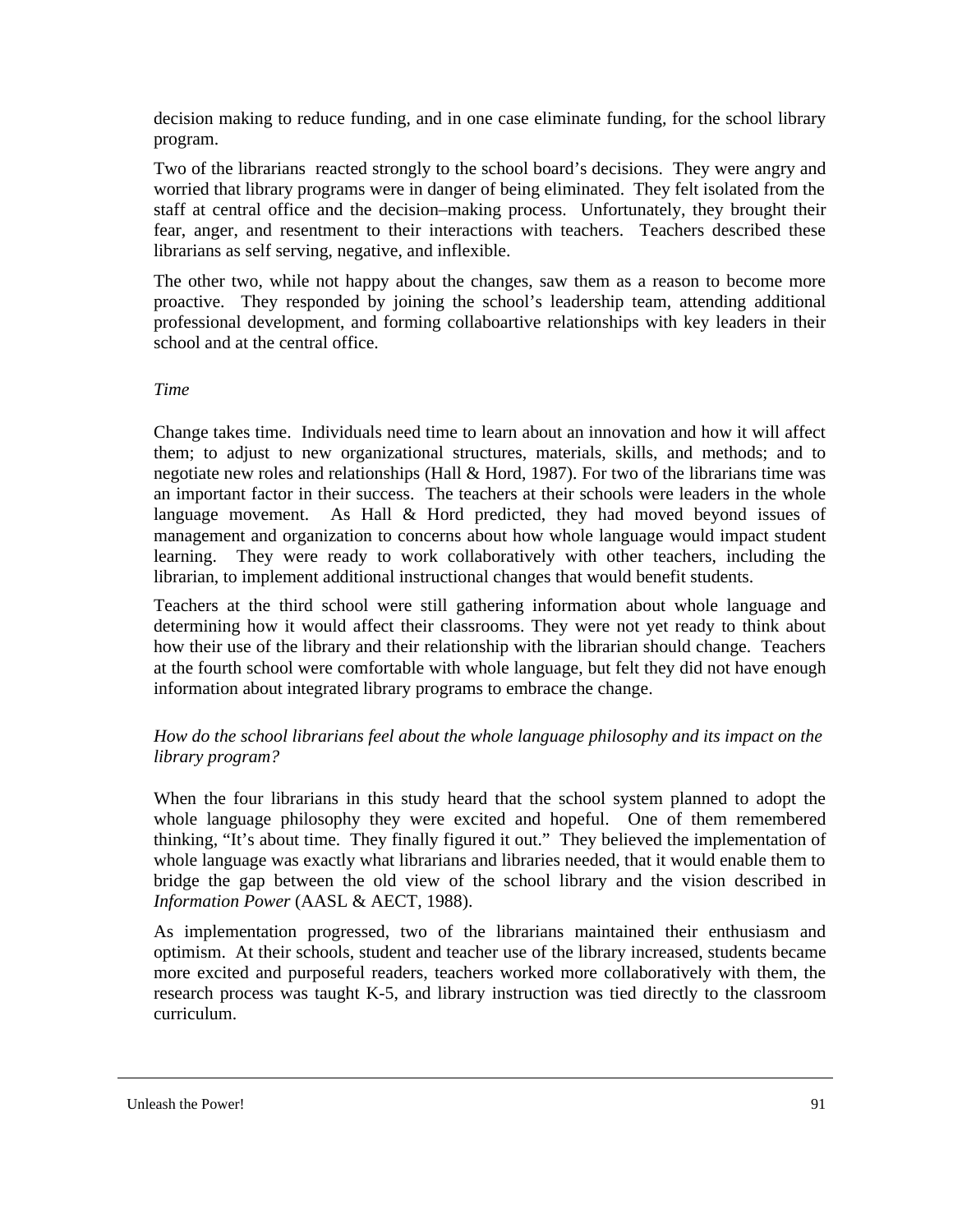decision making to reduce funding, and in one case eliminate funding, for the school library program.

Two of the librarians reacted strongly to the school board's decisions. They were angry and worried that library programs were in danger of being eliminated. They felt isolated from the staff at central office and the decision–making process. Unfortunately, they brought their fear, anger, and resentment to their interactions with teachers. Teachers described these librarians as self serving, negative, and inflexible.

The other two, while not happy about the changes, saw them as a reason to become more proactive. They responded by joining the school's leadership team, attending additional professional development, and forming collaboartive relationships with key leaders in their school and at the central office.

*Time*

Change takes time. Individuals need time to learn about an innovation and how it will affect them; to adjust to new organizational structures, materials, skills, and methods; and to negotiate new roles and relationships (Hall & Hord, 1987). For two of the librarians time was an important factor in their success. The teachers at their schools were leaders in the whole language movement. As Hall & Hord predicted, they had moved beyond issues of management and organization to concerns about how whole language would impact student learning. They were ready to work collaboratively with other teachers, including the librarian, to implement additional instructional changes that would benefit students.

Teachers at the third school were still gathering information about whole language and determining how it would affect their classrooms. They were not yet ready to think about how their use of the library and their relationship with the librarian should change. Teachers at the fourth school were comfortable with whole language, but felt they did not have enough information about integrated library programs to embrace the change.

*How do the school librarians feel about the whole language philosophy and its impact on the library program?*

When the four librarians in this study heard that the school system planned to adopt the whole language philosophy they were excited and hopeful. One of them remembered thinking, "It's about time. They finally figured it out." They believed the implementation of whole language was exactly what librarians and libraries needed, that it would enable them to bridge the gap between the old view of the school library and the vision described in *Information Power* (AASL & AECT, 1988).

As implementation progressed, two of the librarians maintained their enthusiasm and optimism. At their schools, student and teacher use of the library increased, students became more excited and purposeful readers, teachers worked more collaboratively with them, the research process was taught K-5, and library instruction was tied directly to the classroom curriculum.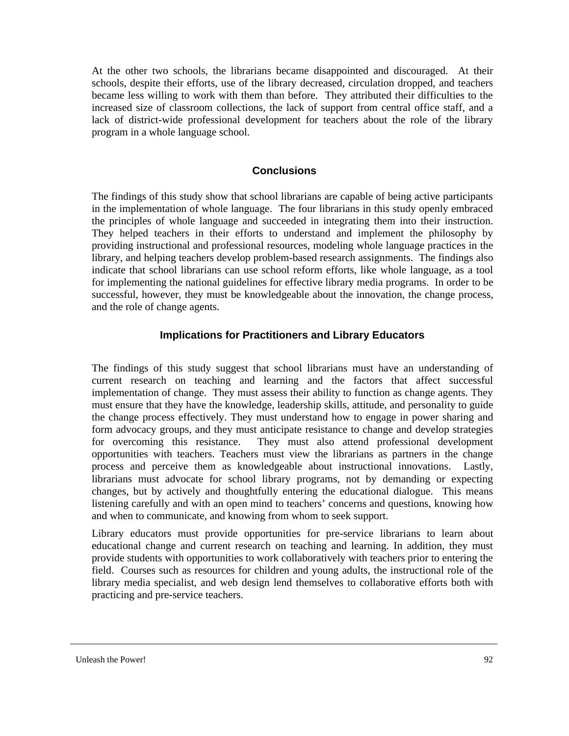At the other two schools, the librarians became disappointed and discouraged. At their schools, despite their efforts, use of the library decreased, circulation dropped, and teachers became less willing to work with them than before. They attributed their difficulties to the increased size of classroom collections, the lack of support from central office staff, and a lack of district-wide professional development for teachers about the role of the library program in a whole language school.

## Conclusions

The findings of this study show that school librarians are capable of being active participants in the implementation of whole language. The four librarians in this study openly embraced the principles of whole language and succeeded in integrating them into their instruction. They helped teachers in their efforts to understand and implement the philosophy by providing instructional and professional resources, modeling whole language practices in the library, and helping teachers develop problem-based research assignments. The findings also indicate that school librarians can use school reform efforts, like whole language, as a tool for implementing the national guidelines for effective library media programs. In order to be successful, however, they must be knowledgeable about the innovation, the change process, and the role of change agents.

## Implications for Practitioners and Library Educators

The findings of this study suggest that school librarians must have an understanding of current research on teaching and learning and the factors that affect successful implementation of change. They must assess their ability to function as change agents. They must ensure that they have the knowledge, leadership skills, attitude, and personality to guide the change process effectively. They must understand how to engage in power sharing and form advocacy groups, and they must anticipate resistance to change and develop strategies for overcoming this resistance. They must also attend professional development opportunities with teachers. Teachers must view the librarians as partners in the change process and perceive them as knowledgeable about instructional innovations. Lastly, librarians must advocate for school library programs, not by demanding or expecting changes, but by actively and thoughtfully entering the educational dialogue. This means listening carefully and with an open mind to teachers' concerns and questions, knowing how and when to communicate, and knowing from whom to seek support.

Library educators must provide opportunities for pre-service librarians to learn about educational change and current research on teaching and learning. In addition, they must provide students with opportunities to work collaboratively with teachers prior to entering the field. Courses such as resources for children and young adults, the instructional role of the library media specialist, and web design lend themselves to collaborative efforts both with practicing and pre-service teachers.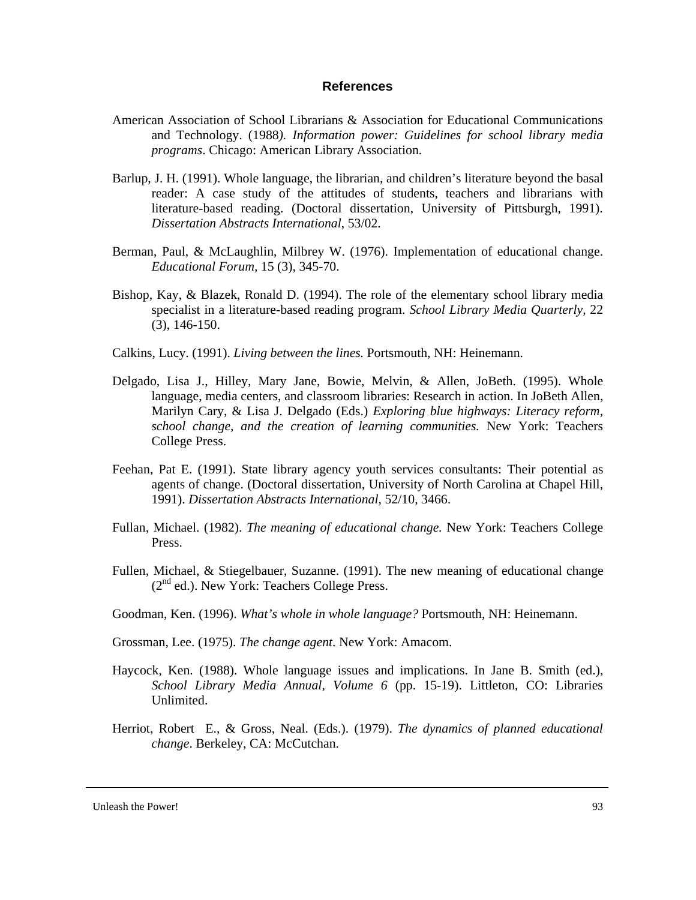## References

American Association of School Librarians & Association for Educational Communications and Technology. (1988*). Information power: Guidelines for school library media programs*. Chicago: American Library Association.

Barlup, J. H. (1991). Whole language, the librarian, and children's literature beyond the basal reader: A case study of the attitudes of students, teachers and librarians with literature-based reading. (Doctoral dissertation, University of Pittsburgh, 1991). *Dissertation Abstracts International*, 53/02.

Berman, Paul, & McLaughlin, Milbrey W. (1976). Implementation of educational change. *Educational Forum,* 15 (3), 345-70.

Bishop, Kay, & Blazek, Ronald D. (1994). The role of the elementary school library media specialist in a literature-based reading program. *School Library Media Quarterly,* 22 (3), 146-150.

Calkins, Lucy. (1991). *Living between the lines.* Portsmouth, NH: Heinemann.

Delgado, Lisa J., Hilley, Mary Jane, Bowie, Melvin, & Allen, JoBeth. (1995). Whole language, media centers, and classroom libraries: Research in action. In JoBeth Allen, Marilyn Cary, & Lisa J. Delgado (Eds.) *Exploring blue highways: Literacy reform, school change, and the creation of learning communities.* New York: Teachers College Press.

Feehan, Pat E. (1991). State library agency youth services consultants: Their potential as agents of change. (Doctoral dissertation, University of North Carolina at Chapel Hill, 1991). *Dissertation Abstracts International*, 52/10, 3466.

Fullan, Michael. (1982). *The meaning of educational change.* New York: Teachers College Press.

Fullen, Michael, & Stiegelbauer, Suzanne. (1991). The new meaning of educational change (2nd ed.). New York: Teachers College Press.

Goodman, Ken. (1996). *What's whole in whole language?* Portsmouth, NH: Heinemann.

Grossman, Lee. (1975). *The change agent*. New York: Amacom.

Haycock, Ken. (1988). Whole language issues and implications. In Jane B. Smith (ed.), *School Library Media Annual, Volume 6* (pp. 15-19). Littleton, CO: Libraries Unlimited.

Herriot, Robert E., & Gross, Neal. (Eds.). (1979). *The dynamics of planned educational change*. Berkeley, CA: McCutchan.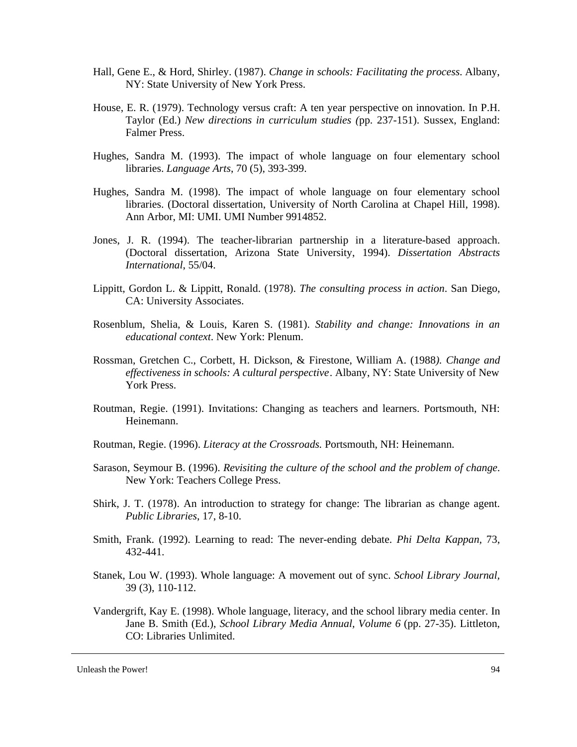Hall, Gene E., & Hord, Shirley. (1987). *Change in schools: Facilitating the process*. Albany, NY: State University of New York Press.

House, E. R. (1979). Technology versus craft: A ten year perspective on innovation. In P.H. Taylor (Ed.) *New directions in curriculum studies (*pp. 237-151). Sussex, England: Falmer Press.

Hughes, Sandra M. (1993). The impact of whole language on four elementary school libraries. *Language Arts*, 70 (5), 393-399.

Hughes, Sandra M. (1998). The impact of whole language on four elementary school libraries. (Doctoral dissertation, University of North Carolina at Chapel Hill, 1998). Ann Arbor, MI: UMI. UMI Number 9914852.

Jones, J. R. (1994). The teacher-librarian partnership in a literature-based approach. (Doctoral dissertation, Arizona State University, 1994). *Dissertation Abstracts International*, 55/04.

Lippitt, Gordon L. & Lippitt, Ronald. (1978). *The consulting process in action*. San Diego, CA: University Associates.

Rosenblum, Shelia, & Louis, Karen S. (1981). *Stability and change: Innovations in an educational context*. New York: Plenum.

Rossman, Gretchen C., Corbett, H. Dickson, & Firestone, William A. (1988*). Change and effectiveness in schools: A cultural perspective*. Albany, NY: State University of New York Press.

Routman, Regie. (1991). Invitations: Changing as teachers and learners. Portsmouth, NH: Heinemann.

Routman, Regie. (1996). *Literacy at the Crossroads.* Portsmouth, NH: Heinemann.

Sarason, Seymour B. (1996). *Revisiting the culture of the school and the problem of change*. New York: Teachers College Press.

Shirk, J. T. (1978). An introduction to strategy for change: The librarian as change agent. *Public Libraries*, 17, 8-10.

Smith, Frank. (1992). Learning to read: The never-ending debate. *Phi Delta Kappan*, 73, 432-441.

Stanek, Lou W. (1993). Whole language: A movement out of sync. *School Library Journal,* 39 (3), 110-112.

Vandergrift, Kay E. (1998). Whole language, literacy, and the school library media center. In Jane B. Smith (Ed.), *School Library Media Annual, Volume 6* (pp. 27-35). Littleton, CO: Libraries Unlimited.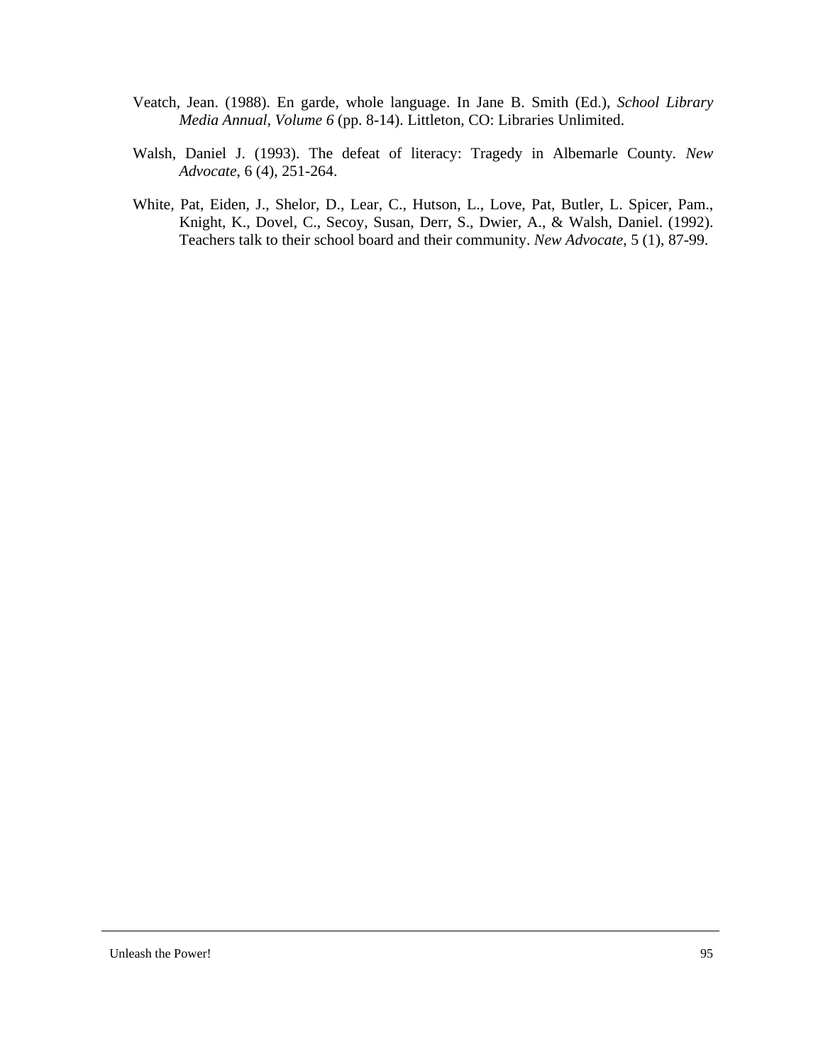Veatch, Jean. (1988). En garde, whole language. In Jane B. Smith (Ed.), *School Library Media Annual, Volume 6* (pp. 8-14). Littleton, CO: Libraries Unlimited.

Walsh, Daniel J. (1993). The defeat of literacy: Tragedy in Albemarle County. *New Advocate*, 6 (4), 251-264.

White, Pat, Eiden, J., Shelor, D., Lear, C., Hutson, L., Love, Pat, Butler, L. Spicer, Pam., Knight, K., Dovel, C., Secoy, Susan, Derr, S., Dwier, A., & Walsh, Daniel. (1992). Teachers talk to their school board and their community. *New Advocate*, 5 (1), 87-99.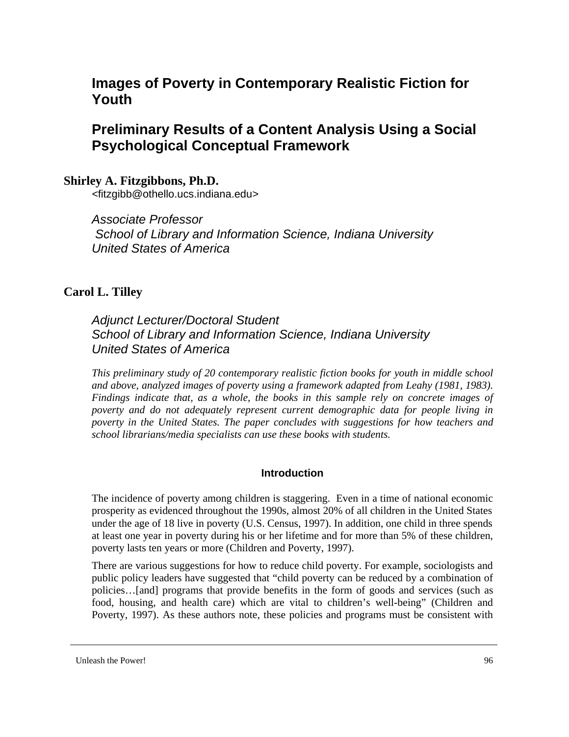# Images of Poverty in Contemporary Realistic Fiction for Youth

## Preliminary Results of a Content Analysis Using a Social Psychological Conceptual Framework

**Shirley A. Fitzgibbons, Ph.D.**
<fitzgibb@othello.ucs.indiana.edu>

*Associate Professor*
*School of Library and Information Science, Indiana University*
*United States of America*

**Carol L. Tilley**

*Adjunct Lecturer/Doctoral Student*
*School of Library and Information Science, Indiana University*
*United States of America*

*This preliminary study of 20 contemporary realistic fiction books for youth in middle school and above, analyzed images of poverty using a framework adapted from Leahy (1981, 1983). Findings indicate that, as a whole, the books in this sample rely on concrete images of poverty and do not adequately represent current demographic data for people living in poverty in the United States. The paper concludes with suggestions for how teachers and school librarians/media specialists can use these books with students.*

### Introduction

The incidence of poverty among children is staggering. Even in a time of national economic prosperity as evidenced throughout the 1990s, almost 20% of all children in the United States under the age of 18 live in poverty (U.S. Census, 1997). In addition, one child in three spends at least one year in poverty during his or her lifetime and for more than 5% of these children, poverty lasts ten years or more (Children and Poverty, 1997).

There are various suggestions for how to reduce child poverty. For example, sociologists and public policy leaders have suggested that "child poverty can be reduced by a combination of policies…[and] programs that provide benefits in the form of goods and services (such as food, housing, and health care) which are vital to children's well-being" (Children and Poverty, 1997). As these authors note, these policies and programs must be consistent with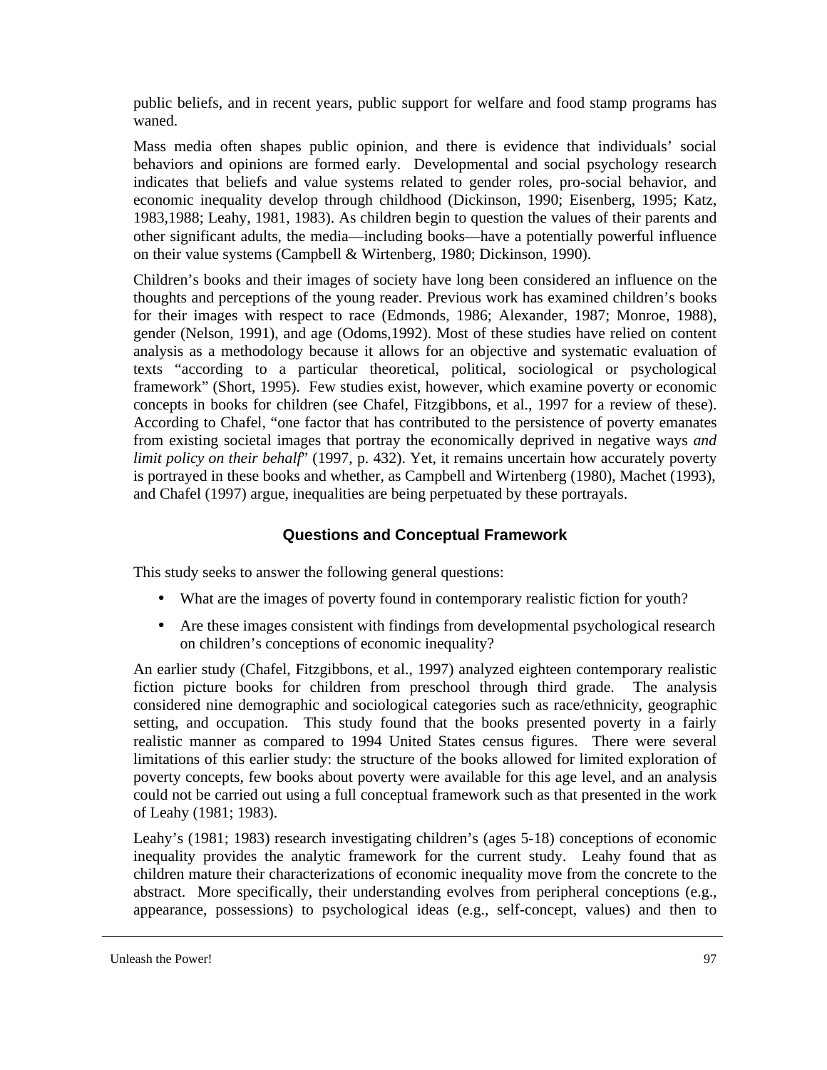public beliefs, and in recent years, public support for welfare and food stamp programs has waned.

Mass media often shapes public opinion, and there is evidence that individuals' social behaviors and opinions are formed early. Developmental and social psychology research indicates that beliefs and value systems related to gender roles, pro-social behavior, and economic inequality develop through childhood (Dickinson, 1990; Eisenberg, 1995; Katz, 1983,1988; Leahy, 1981, 1983). As children begin to question the values of their parents and other significant adults, the media—including books—have a potentially powerful influence on their value systems (Campbell & Wirtenberg, 1980; Dickinson, 1990).

Children's books and their images of society have long been considered an influence on the thoughts and perceptions of the young reader. Previous work has examined children's books for their images with respect to race (Edmonds, 1986; Alexander, 1987; Monroe, 1988), gender (Nelson, 1991), and age (Odoms,1992). Most of these studies have relied on content analysis as a methodology because it allows for an objective and systematic evaluation of texts "according to a particular theoretical, political, sociological or psychological framework" (Short, 1995). Few studies exist, however, which examine poverty or economic concepts in books for children (see Chafel, Fitzgibbons, et al., 1997 for a review of these). According to Chafel, "one factor that has contributed to the persistence of poverty emanates from existing societal images that portray the economically deprived in negative ways *and limit policy on their behalf*" (1997, p. 432). Yet, it remains uncertain how accurately poverty is portrayed in these books and whether, as Campbell and Wirtenberg (1980), Machet (1993), and Chafel (1997) argue, inequalities are being perpetuated by these portrayals.

## Questions and Conceptual Framework

This study seeks to answer the following general questions:

- What are the images of poverty found in contemporary realistic fiction for youth?
- Are these images consistent with findings from developmental psychological research on children's conceptions of economic inequality?

An earlier study (Chafel, Fitzgibbons, et al., 1997) analyzed eighteen contemporary realistic fiction picture books for children from preschool through third grade. The analysis considered nine demographic and sociological categories such as race/ethnicity, geographic setting, and occupation. This study found that the books presented poverty in a fairly realistic manner as compared to 1994 United States census figures. There were several limitations of this earlier study: the structure of the books allowed for limited exploration of poverty concepts, few books about poverty were available for this age level, and an analysis could not be carried out using a full conceptual framework such as that presented in the work of Leahy (1981; 1983).

Leahy's (1981; 1983) research investigating children's (ages 5-18) conceptions of economic inequality provides the analytic framework for the current study. Leahy found that as children mature their characterizations of economic inequality move from the concrete to the abstract. More specifically, their understanding evolves from peripheral conceptions (e.g., appearance, possessions) to psychological ideas (e.g., self-concept, values) and then to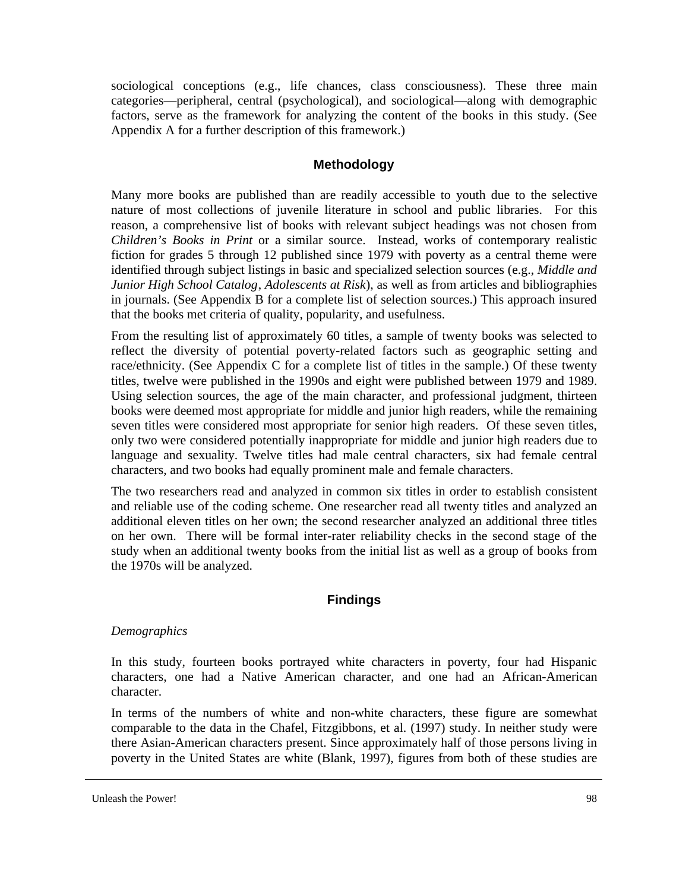sociological conceptions (e.g., life chances, class consciousness). These three main categories—peripheral, central (psychological), and sociological—along with demographic factors, serve as the framework for analyzing the content of the books in this study. (See Appendix A for a further description of this framework.)

## Methodology

Many more books are published than are readily accessible to youth due to the selective nature of most collections of juvenile literature in school and public libraries. For this reason, a comprehensive list of books with relevant subject headings was not chosen from *Children's Books in Print* or a similar source. Instead, works of contemporary realistic fiction for grades 5 through 12 published since 1979 with poverty as a central theme were identified through subject listings in basic and specialized selection sources (e.g., *Middle and Junior High School Catalog*, *Adolescents at Risk*), as well as from articles and bibliographies in journals. (See Appendix B for a complete list of selection sources.) This approach insured that the books met criteria of quality, popularity, and usefulness.

From the resulting list of approximately 60 titles, a sample of twenty books was selected to reflect the diversity of potential poverty-related factors such as geographic setting and race/ethnicity. (See Appendix C for a complete list of titles in the sample.) Of these twenty titles, twelve were published in the 1990s and eight were published between 1979 and 1989. Using selection sources, the age of the main character, and professional judgment, thirteen books were deemed most appropriate for middle and junior high readers, while the remaining seven titles were considered most appropriate for senior high readers. Of these seven titles, only two were considered potentially inappropriate for middle and junior high readers due to language and sexuality. Twelve titles had male central characters, six had female central characters, and two books had equally prominent male and female characters.

The two researchers read and analyzed in common six titles in order to establish consistent and reliable use of the coding scheme. One researcher read all twenty titles and analyzed an additional eleven titles on her own; the second researcher analyzed an additional three titles on her own. There will be formal inter-rater reliability checks in the second stage of the study when an additional twenty books from the initial list as well as a group of books from the 1970s will be analyzed.

## Findings

*Demographics*

In this study, fourteen books portrayed white characters in poverty, four had Hispanic characters, one had a Native American character, and one had an African-American character.

In terms of the numbers of white and non-white characters, these figure are somewhat comparable to the data in the Chafel, Fitzgibbons, et al. (1997) study. In neither study were there Asian-American characters present. Since approximately half of those persons living in poverty in the United States are white (Blank, 1997), figures from both of these studies are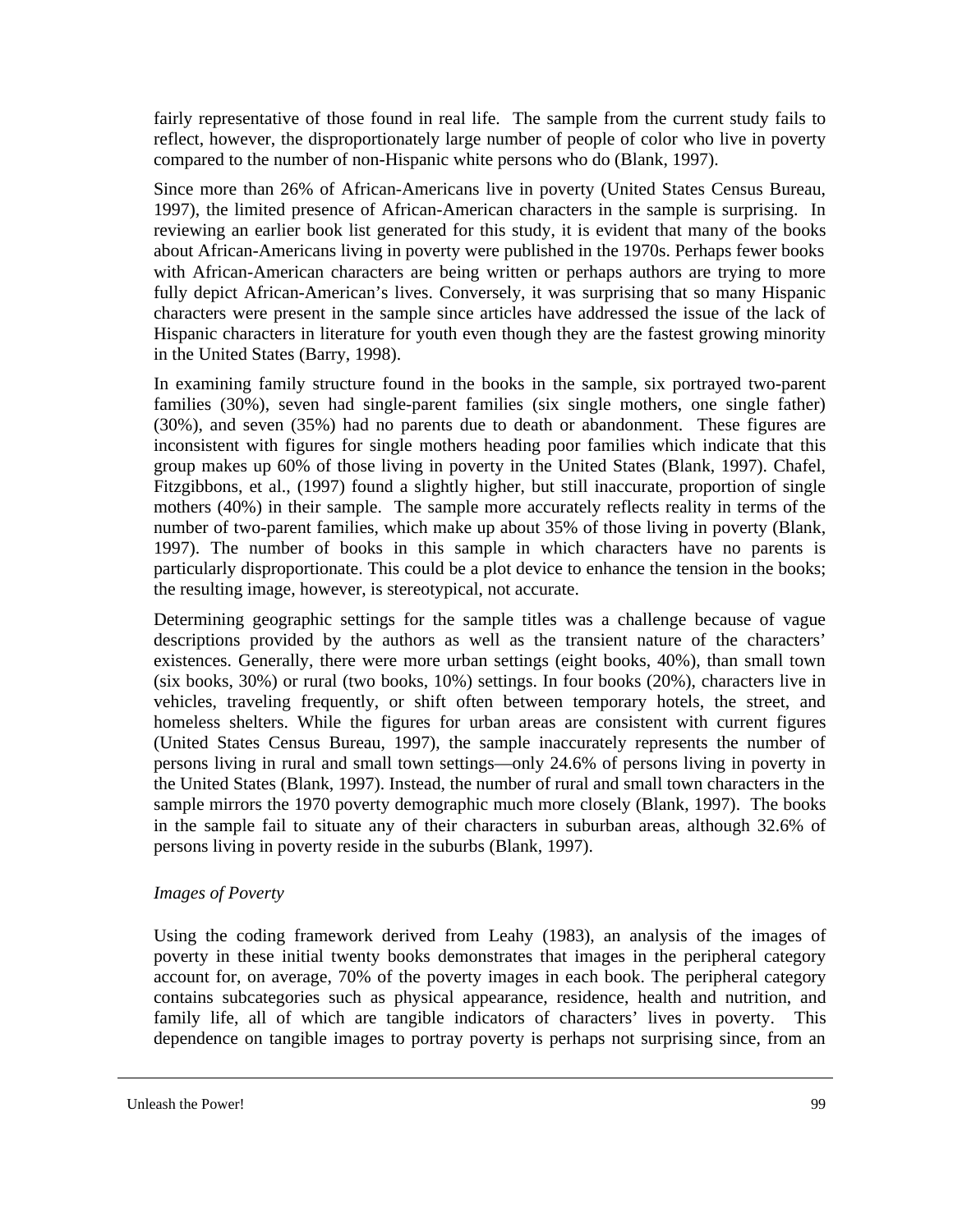fairly representative of those found in real life. The sample from the current study fails to reflect, however, the disproportionately large number of people of color who live in poverty compared to the number of non-Hispanic white persons who do (Blank, 1997).

Since more than 26% of African-Americans live in poverty (United States Census Bureau, 1997), the limited presence of African-American characters in the sample is surprising. In reviewing an earlier book list generated for this study, it is evident that many of the books about African-Americans living in poverty were published in the 1970s. Perhaps fewer books with African-American characters are being written or perhaps authors are trying to more fully depict African-American's lives. Conversely, it was surprising that so many Hispanic characters were present in the sample since articles have addressed the issue of the lack of Hispanic characters in literature for youth even though they are the fastest growing minority in the United States (Barry, 1998).

In examining family structure found in the books in the sample, six portrayed two-parent families (30%), seven had single-parent families (six single mothers, one single father) (30%), and seven (35%) had no parents due to death or abandonment. These figures are inconsistent with figures for single mothers heading poor families which indicate that this group makes up 60% of those living in poverty in the United States (Blank, 1997). Chafel, Fitzgibbons, et al., (1997) found a slightly higher, but still inaccurate, proportion of single mothers (40%) in their sample. The sample more accurately reflects reality in terms of the number of two-parent families, which make up about 35% of those living in poverty (Blank, 1997). The number of books in this sample in which characters have no parents is particularly disproportionate. This could be a plot device to enhance the tension in the books; the resulting image, however, is stereotypical, not accurate.

Determining geographic settings for the sample titles was a challenge because of vague descriptions provided by the authors as well as the transient nature of the characters' existences. Generally, there were more urban settings (eight books, 40%), than small town (six books, 30%) or rural (two books, 10%) settings. In four books (20%), characters live in vehicles, traveling frequently, or shift often between temporary hotels, the street, and homeless shelters. While the figures for urban areas are consistent with current figures (United States Census Bureau, 1997), the sample inaccurately represents the number of persons living in rural and small town settings—only 24.6% of persons living in poverty in the United States (Blank, 1997). Instead, the number of rural and small town characters in the sample mirrors the 1970 poverty demographic much more closely (Blank, 1997). The books in the sample fail to situate any of their characters in suburban areas, although 32.6% of persons living in poverty reside in the suburbs (Blank, 1997).

### *Images of Poverty*

Using the coding framework derived from Leahy (1983), an analysis of the images of poverty in these initial twenty books demonstrates that images in the peripheral category account for, on average, 70% of the poverty images in each book. The peripheral category contains subcategories such as physical appearance, residence, health and nutrition, and family life, all of which are tangible indicators of characters' lives in poverty. This dependence on tangible images to portray poverty is perhaps not surprising since, from an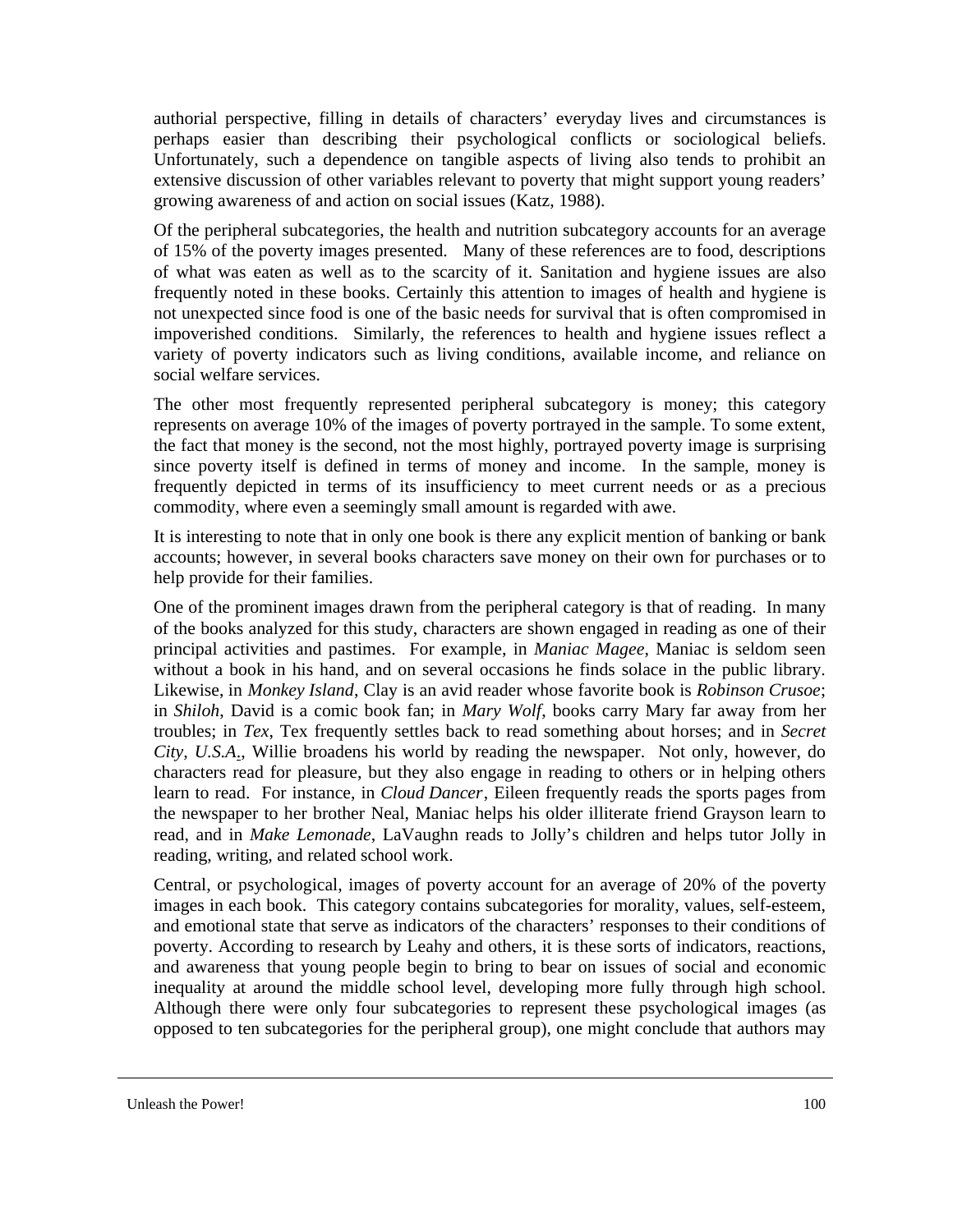authorial perspective, filling in details of characters' everyday lives and circumstances is perhaps easier than describing their psychological conflicts or sociological beliefs. Unfortunately, such a dependence on tangible aspects of living also tends to prohibit an extensive discussion of other variables relevant to poverty that might support young readers' growing awareness of and action on social issues (Katz, 1988).

Of the peripheral subcategories, the health and nutrition subcategory accounts for an average of 15% of the poverty images presented. Many of these references are to food, descriptions of what was eaten as well as to the scarcity of it. Sanitation and hygiene issues are also frequently noted in these books. Certainly this attention to images of health and hygiene is not unexpected since food is one of the basic needs for survival that is often compromised in impoverished conditions. Similarly, the references to health and hygiene issues reflect a variety of poverty indicators such as living conditions, available income, and reliance on social welfare services.

The other most frequently represented peripheral subcategory is money; this category represents on average 10% of the images of poverty portrayed in the sample. To some extent, the fact that money is the second, not the most highly, portrayed poverty image is surprising since poverty itself is defined in terms of money and income. In the sample, money is frequently depicted in terms of its insufficiency to meet current needs or as a precious commodity, where even a seemingly small amount is regarded with awe.

It is interesting to note that in only one book is there any explicit mention of banking or bank accounts; however, in several books characters save money on their own for purchases or to help provide for their families.

One of the prominent images drawn from the peripheral category is that of reading. In many of the books analyzed for this study, characters are shown engaged in reading as one of their principal activities and pastimes. For example, in *Maniac Magee*, Maniac is seldom seen without a book in his hand, and on several occasions he finds solace in the public library. Likewise, in *Monkey Island*, Clay is an avid reader whose favorite book is *Robinson Crusoe*; in *Shiloh*, David is a comic book fan; in *Mary Wolf*, books carry Mary far away from her troubles; in *Tex*, Tex frequently settles back to read something about horses; and in *Secret City, U.S.A.*, Willie broadens his world by reading the newspaper. Not only, however, do characters read for pleasure, but they also engage in reading to others or in helping others learn to read. For instance, in *Cloud Dancer*, Eileen frequently reads the sports pages from the newspaper to her brother Neal, Maniac helps his older illiterate friend Grayson learn to read, and in *Make Lemonade*, LaVaughn reads to Jolly's children and helps tutor Jolly in reading, writing, and related school work.

Central, or psychological, images of poverty account for an average of 20% of the poverty images in each book. This category contains subcategories for morality, values, self-esteem, and emotional state that serve as indicators of the characters' responses to their conditions of poverty. According to research by Leahy and others, it is these sorts of indicators, reactions, and awareness that young people begin to bring to bear on issues of social and economic inequality at around the middle school level, developing more fully through high school. Although there were only four subcategories to represent these psychological images (as opposed to ten subcategories for the peripheral group), one might conclude that authors may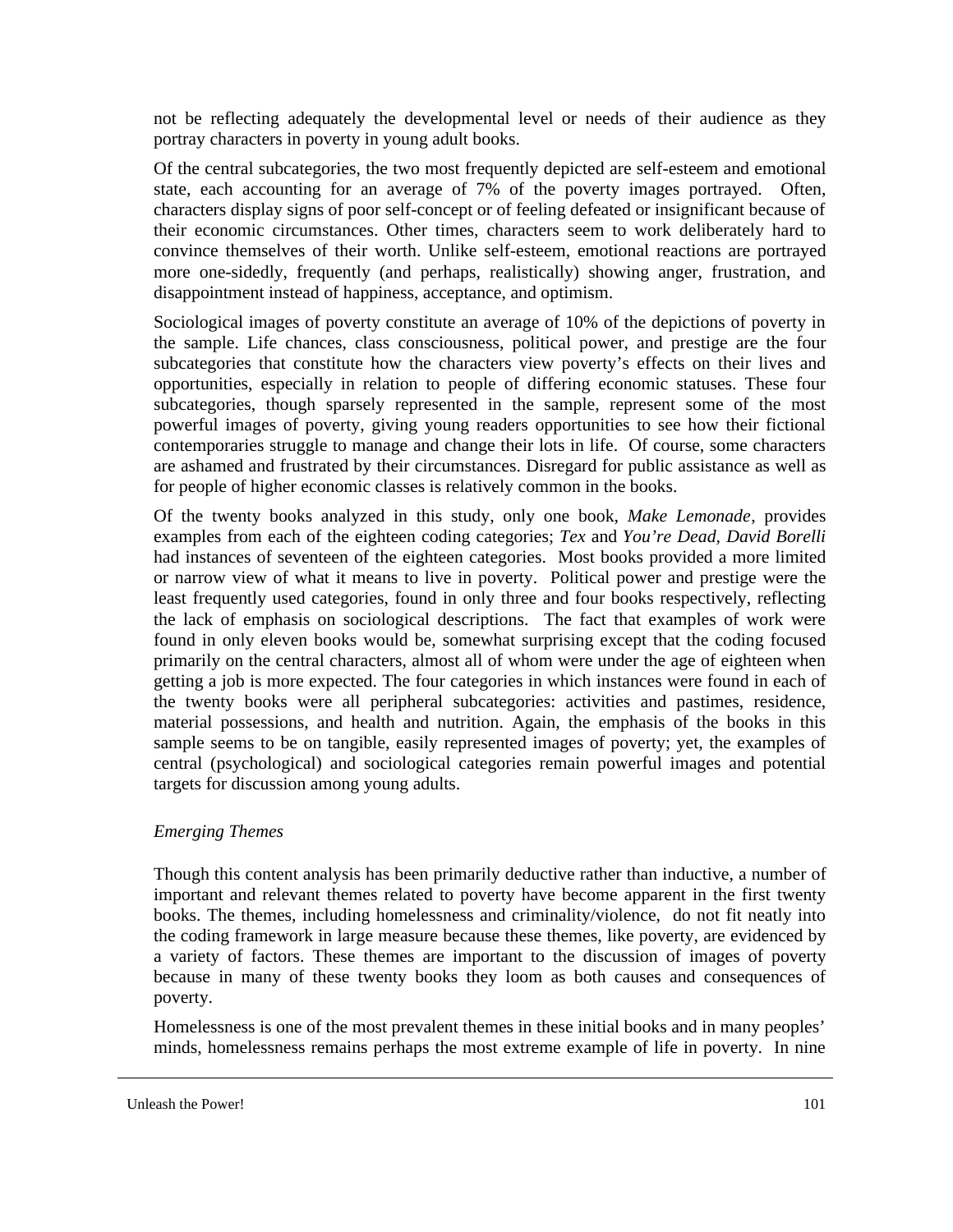not be reflecting adequately the developmental level or needs of their audience as they portray characters in poverty in young adult books.

Of the central subcategories, the two most frequently depicted are self-esteem and emotional state, each accounting for an average of 7% of the poverty images portrayed. Often, characters display signs of poor self-concept or of feeling defeated or insignificant because of their economic circumstances. Other times, characters seem to work deliberately hard to convince themselves of their worth. Unlike self-esteem, emotional reactions are portrayed more one-sidedly, frequently (and perhaps, realistically) showing anger, frustration, and disappointment instead of happiness, acceptance, and optimism.

Sociological images of poverty constitute an average of 10% of the depictions of poverty in the sample. Life chances, class consciousness, political power, and prestige are the four subcategories that constitute how the characters view poverty's effects on their lives and opportunities, especially in relation to people of differing economic statuses. These four subcategories, though sparsely represented in the sample, represent some of the most powerful images of poverty, giving young readers opportunities to see how their fictional contemporaries struggle to manage and change their lots in life. Of course, some characters are ashamed and frustrated by their circumstances. Disregard for public assistance as well as for people of higher economic classes is relatively common in the books.

Of the twenty books analyzed in this study, only one book, *Make Lemonade*, provides examples from each of the eighteen coding categories; *Tex* and *You're Dead, David Borelli* had instances of seventeen of the eighteen categories. Most books provided a more limited or narrow view of what it means to live in poverty. Political power and prestige were the least frequently used categories, found in only three and four books respectively, reflecting the lack of emphasis on sociological descriptions. The fact that examples of work were found in only eleven books would be, somewhat surprising except that the coding focused primarily on the central characters, almost all of whom were under the age of eighteen when getting a job is more expected. The four categories in which instances were found in each of the twenty books were all peripheral subcategories: activities and pastimes, residence, material possessions, and health and nutrition. Again, the emphasis of the books in this sample seems to be on tangible, easily represented images of poverty; yet, the examples of central (psychological) and sociological categories remain powerful images and potential targets for discussion among young adults.

*Emerging Themes*

Though this content analysis has been primarily deductive rather than inductive, a number of important and relevant themes related to poverty have become apparent in the first twenty books. The themes, including homelessness and criminality/violence, do not fit neatly into the coding framework in large measure because these themes, like poverty, are evidenced by a variety of factors. These themes are important to the discussion of images of poverty because in many of these twenty books they loom as both causes and consequences of poverty.

Homelessness is one of the most prevalent themes in these initial books and in many peoples' minds, homelessness remains perhaps the most extreme example of life in poverty. In nine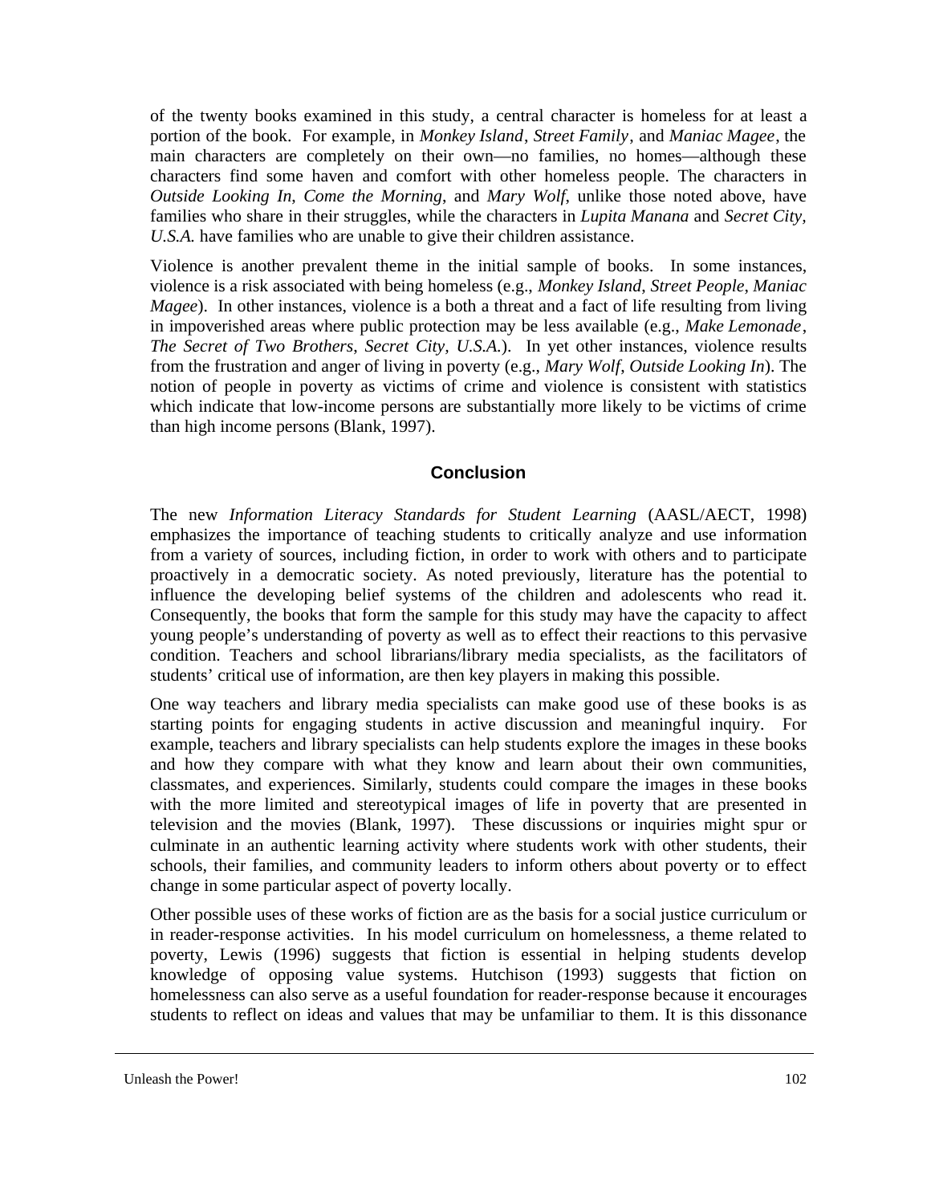of the twenty books examined in this study, a central character is homeless for at least a portion of the book. For example, in *Monkey Island*, *Street Family*, and *Maniac Magee*, the main characters are completely on their own—no families, no homes—although these characters find some haven and comfort with other homeless people. The characters in *Outside Looking In*, *Come the Morning*, and *Mary Wolf*, unlike those noted above, have families who share in their struggles, while the characters in *Lupita Manana* and *Secret City, U.S.A.* have families who are unable to give their children assistance.

Violence is another prevalent theme in the initial sample of books. In some instances, violence is a risk associated with being homeless (e.g., *Monkey Island*, *Street People*, *Maniac Magee*). In other instances, violence is a both a threat and a fact of life resulting from living in impoverished areas where public protection may be less available (e.g., *Make Lemonade*, *The Secret of Two Brothers*, *Secret City, U.S.A.*). In yet other instances, violence results from the frustration and anger of living in poverty (e.g., *Mary Wolf*, *Outside Looking In*). The notion of people in poverty as victims of crime and violence is consistent with statistics which indicate that low-income persons are substantially more likely to be victims of crime than high income persons (Blank, 1997).

## Conclusion

The new *Information Literacy Standards for Student Learning* (AASL/AECT, 1998) emphasizes the importance of teaching students to critically analyze and use information from a variety of sources, including fiction, in order to work with others and to participate proactively in a democratic society. As noted previously, literature has the potential to influence the developing belief systems of the children and adolescents who read it. Consequently, the books that form the sample for this study may have the capacity to affect young people's understanding of poverty as well as to effect their reactions to this pervasive condition. Teachers and school librarians/library media specialists, as the facilitators of students' critical use of information, are then key players in making this possible.

One way teachers and library media specialists can make good use of these books is as starting points for engaging students in active discussion and meaningful inquiry. For example, teachers and library specialists can help students explore the images in these books and how they compare with what they know and learn about their own communities, classmates, and experiences. Similarly, students could compare the images in these books with the more limited and stereotypical images of life in poverty that are presented in television and the movies (Blank, 1997). These discussions or inquiries might spur or culminate in an authentic learning activity where students work with other students, their schools, their families, and community leaders to inform others about poverty or to effect change in some particular aspect of poverty locally.

Other possible uses of these works of fiction are as the basis for a social justice curriculum or in reader-response activities. In his model curriculum on homelessness, a theme related to poverty, Lewis (1996) suggests that fiction is essential in helping students develop knowledge of opposing value systems. Hutchison (1993) suggests that fiction on homelessness can also serve as a useful foundation for reader-response because it encourages students to reflect on ideas and values that may be unfamiliar to them. It is this dissonance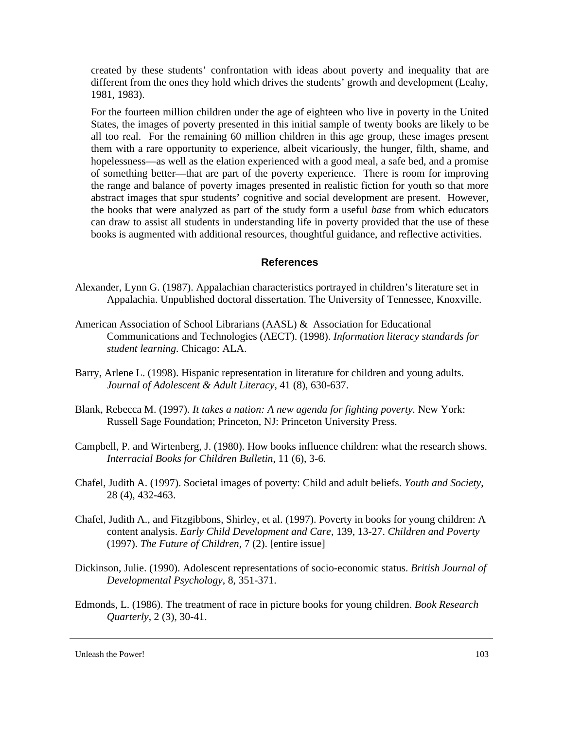created by these students' confrontation with ideas about poverty and inequality that are different from the ones they hold which drives the students' growth and development (Leahy, 1981, 1983).

For the fourteen million children under the age of eighteen who live in poverty in the United States, the images of poverty presented in this initial sample of twenty books are likely to be all too real. For the remaining 60 million children in this age group, these images present them with a rare opportunity to experience, albeit vicariously, the hunger, filth, shame, and hopelessness—as well as the elation experienced with a good meal, a safe bed, and a promise of something better—that are part of the poverty experience. There is room for improving the range and balance of poverty images presented in realistic fiction for youth so that more abstract images that spur students' cognitive and social development are present. However, the books that were analyzed as part of the study form a useful *base* from which educators can draw to assist all students in understanding life in poverty provided that the use of these books is augmented with additional resources, thoughtful guidance, and reflective activities.

## References

Alexander, Lynn G. (1987). Appalachian characteristics portrayed in children's literature set in Appalachia. Unpublished doctoral dissertation. The University of Tennessee, Knoxville.

American Association of School Librarians (AASL) & Association for Educational Communications and Technologies (AECT). (1998). *Information literacy standards for student learning*. Chicago: ALA.

Barry, Arlene L. (1998). Hispanic representation in literature for children and young adults. *Journal of Adolescent & Adult Literacy*, 41 (8), 630-637.

Blank, Rebecca M. (1997). *It takes a nation: A new agenda for fighting poverty*. New York: Russell Sage Foundation; Princeton, NJ: Princeton University Press.

Campbell, P. and Wirtenberg, J. (1980). How books influence children: what the research shows. *Interracial Books for Children Bulletin*, 11 (6), 3-6.

Chafel, Judith A. (1997). Societal images of poverty: Child and adult beliefs. *Youth and Society*, 28 (4), 432-463.

Chafel, Judith A., and Fitzgibbons, Shirley, et al. (1997). Poverty in books for young children: A content analysis. *Early Child Development and Care*, 139, 13-27. *Children and Poverty* (1997). *The Future of Children*, 7 (2). [entire issue]

Dickinson, Julie. (1990). Adolescent representations of socio-economic status. *British Journal of Developmental Psychology*, 8, 351-371.

Edmonds, L. (1986). The treatment of race in picture books for young children. *Book Research Quarterly*, 2 (3), 30-41.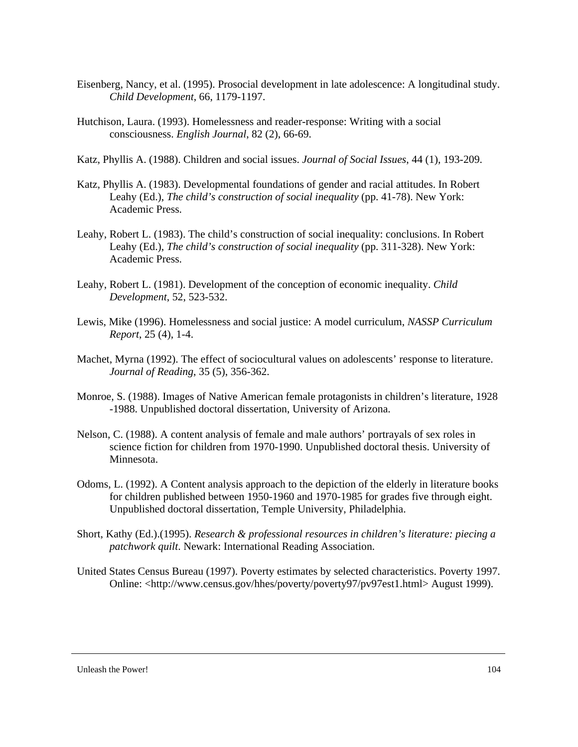Eisenberg, Nancy, et al. (1995). Prosocial development in late adolescence: A longitudinal study. *Child Development*, 66, 1179-1197.

Hutchison, Laura. (1993). Homelessness and reader-response: Writing with a social consciousness. *English Journal*, 82 (2), 66-69.

Katz, Phyllis A. (1988). Children and social issues. *Journal of Social Issues*, 44 (1), 193-209.

Katz, Phyllis A. (1983). Developmental foundations of gender and racial attitudes. In Robert Leahy (Ed.), *The child's construction of social inequality* (pp. 41-78). New York: Academic Press.

Leahy, Robert L. (1983). The child's construction of social inequality: conclusions. In Robert Leahy (Ed.), *The child's construction of social inequality* (pp. 311-328). New York: Academic Press.

Leahy, Robert L. (1981). Development of the conception of economic inequality. *Child Development*, 52, 523-532.

Lewis, Mike (1996). Homelessness and social justice: A model curriculum, *NASSP Curriculum Report*, 25 (4), 1-4.

Machet, Myrna (1992). The effect of sociocultural values on adolescents' response to literature. *Journal of Reading*, 35 (5), 356-362.

Monroe, S. (1988). Images of Native American female protagonists in children's literature, 1928 -1988. Unpublished doctoral dissertation, University of Arizona.

Nelson, C. (1988). A content analysis of female and male authors' portrayals of sex roles in science fiction for children from 1970-1990. Unpublished doctoral thesis. University of Minnesota.

Odoms, L. (1992). A Content analysis approach to the depiction of the elderly in literature books for children published between 1950-1960 and 1970-1985 for grades five through eight. Unpublished doctoral dissertation, Temple University, Philadelphia.

Short, Kathy (Ed.).(1995). *Research & professional resources in children's literature: piecing a patchwork quilt*. Newark: International Reading Association.

United States Census Bureau (1997). Poverty estimates by selected characteristics. Poverty 1997. Online: <http://www.census.gov/hhes/poverty/poverty97/pv97est1.html> August 1999).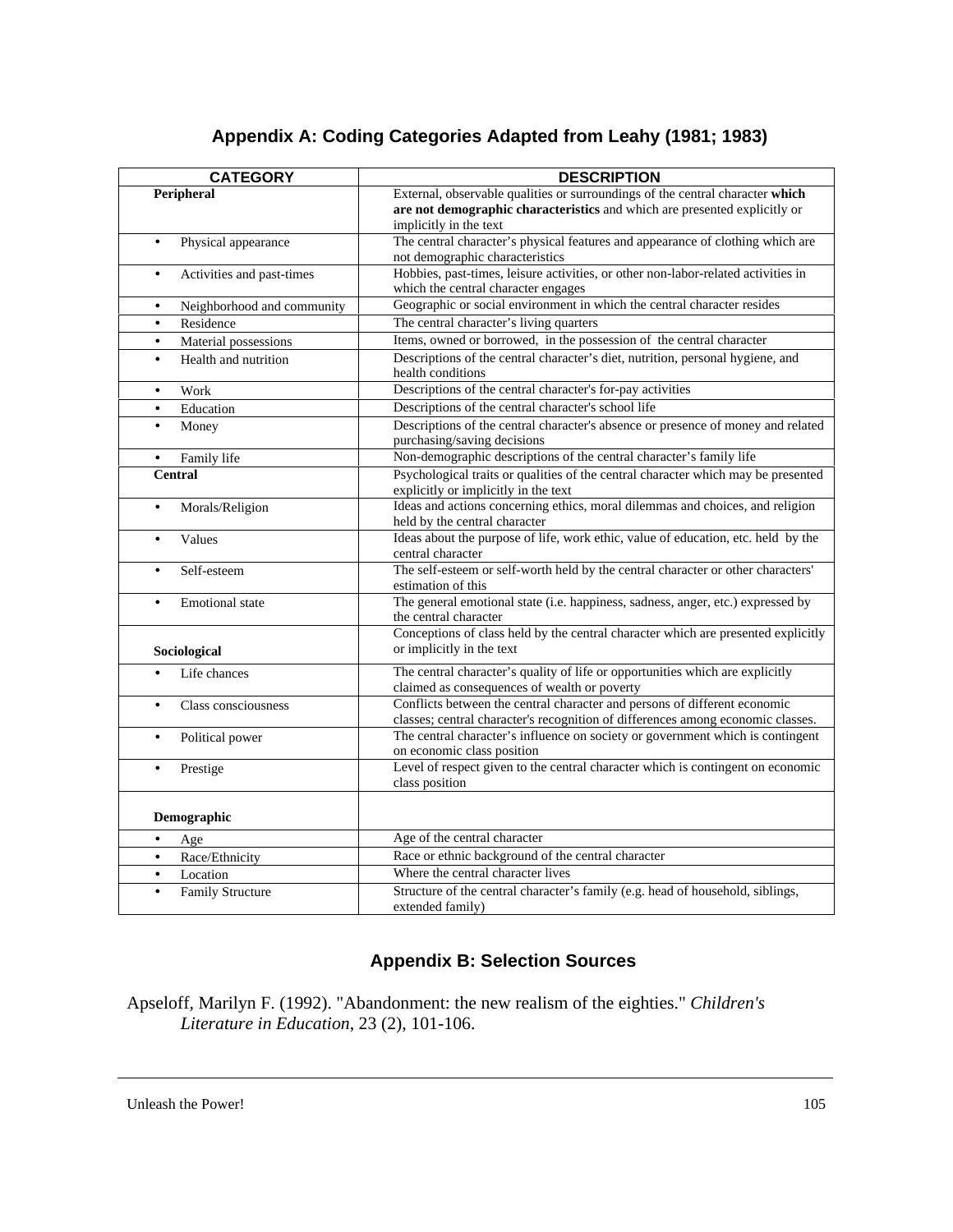## Appendix A: Coding Categories Adapted from Leahy (1981; 1983)

| CATEGORY | DESCRIPTION |
|---|---|
| **Peripheral** | External, observable qualities or surroundings of the central character **which are not demographic characteristics** and which are presented explicitly or implicitly in the text |
| • Physical appearance | The central character's physical features and appearance of clothing which are not demographic characteristics |
| • Activities and past-times | Hobbies, past-times, leisure activities, or other non-labor-related activities in which the central character engages |
| • Neighborhood and community | Geographic or social environment in which the central character resides |
| • Residence | The central character's living quarters |
| • Material possessions | Items, owned or borrowed, in the possession of the central character |
| • Health and nutrition | Descriptions of the central character's diet, nutrition, personal hygiene, and health conditions |
| • Work | Descriptions of the central character's for-pay activities |
| • Education | Descriptions of the central character's school life |
| • Money | Descriptions of the central character's absence or presence of money and related purchasing/saving decisions |
| • Family life | Non-demographic descriptions of the central character's family life |
| **Central** | Psychological traits or qualities of the central character which may be presented explicitly or implicitly in the text |
| • Morals/Religion | Ideas and actions concerning ethics, moral dilemmas and choices, and religion held by the central character |
| • Values | Ideas about the purpose of life, work ethic, value of education, etc. held by the central character |
| • Self-esteem | The self-esteem or self-worth held by the central character or other characters' estimation of this |
| • Emotional state | The general emotional state (i.e. happiness, sadness, anger, etc.) expressed by the central character |
| **Sociological** | Conceptions of class held by the central character which are presented explicitly or implicitly in the text |
| • Life chances | The central character's quality of life or opportunities which are explicitly claimed as consequences of wealth or poverty |
| • Class consciousness | Conflicts between the central character and persons of different economic classes; central character's recognition of differences among economic classes. |
| • Political power | The central character's influence on society or government which is contingent on economic class position |
| • Prestige | Level of respect given to the central character which is contingent on economic class position |
| **Demographic** | |
| • Age | Age of the central character |
| • Race/Ethnicity | Race or ethnic background of the central character |
| • Location | Where the central character lives |
| • Family Structure | Structure of the central character's family (e.g. head of household, siblings, extended family) |

## Appendix B: Selection Sources

Apseloff, Marilyn F. (1992). "Abandonment: the new realism of the eighties." *Children's Literature in Education*, 23 (2), 101-106.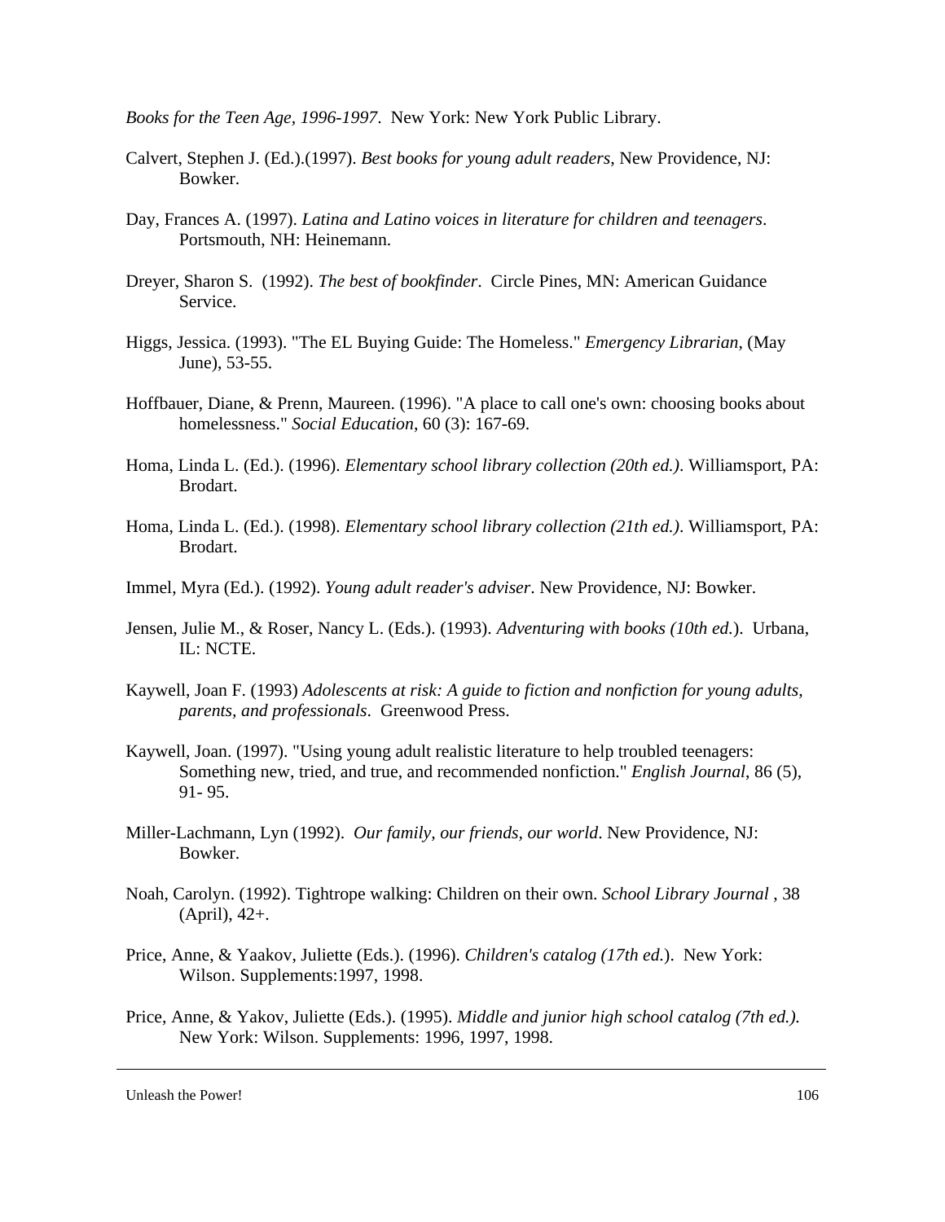*Books for the Teen Age, 1996-1997*. New York: New York Public Library.

Calvert, Stephen J. (Ed.).(1997). *Best books for young adult readers*, New Providence, NJ: Bowker.

Day, Frances A. (1997). *Latina and Latino voices in literature for children and teenagers*. Portsmouth, NH: Heinemann.

Dreyer, Sharon S. (1992). *The best of bookfinder*. Circle Pines, MN: American Guidance Service.

Higgs, Jessica. (1993). "The EL Buying Guide: The Homeless." *Emergency Librarian*, (May June), 53-55.

Hoffbauer, Diane, & Prenn, Maureen. (1996). "A place to call one's own: choosing books about homelessness." *Social Education*, 60 (3): 167-69.

Homa, Linda L. (Ed.). (1996). *Elementary school library collection (20th ed.)*. Williamsport, PA: Brodart.

Homa, Linda L. (Ed.). (1998). *Elementary school library collection (21th ed.)*. Williamsport, PA: Brodart.

Immel, Myra (Ed.). (1992). *Young adult reader's adviser*. New Providence, NJ: Bowker.

Jensen, Julie M., & Roser, Nancy L. (Eds.). (1993). *Adventuring with books (10th ed.*). Urbana, IL: NCTE.

Kaywell, Joan F. (1993) *Adolescents at risk: A guide to fiction and nonfiction for young adults, parents, and professionals*. Greenwood Press.

Kaywell, Joan. (1997). "Using young adult realistic literature to help troubled teenagers: Something new, tried, and true, and recommended nonfiction." *English Journal*, 86 (5), 91- 95.

Miller-Lachmann, Lyn (1992). *Our family, our friends, our world*. New Providence, NJ: Bowker.

Noah, Carolyn. (1992). Tightrope walking: Children on their own. *School Library Journal* , 38 (April), 42+.

Price, Anne, & Yaakov, Juliette (Eds.). (1996). *Children's catalog (17th ed.*). New York: Wilson. Supplements:1997, 1998.

Price, Anne, & Yakov, Juliette (Eds.). (1995). *Middle and junior high school catalog (7th ed.).* New York: Wilson. Supplements: 1996, 1997, 1998.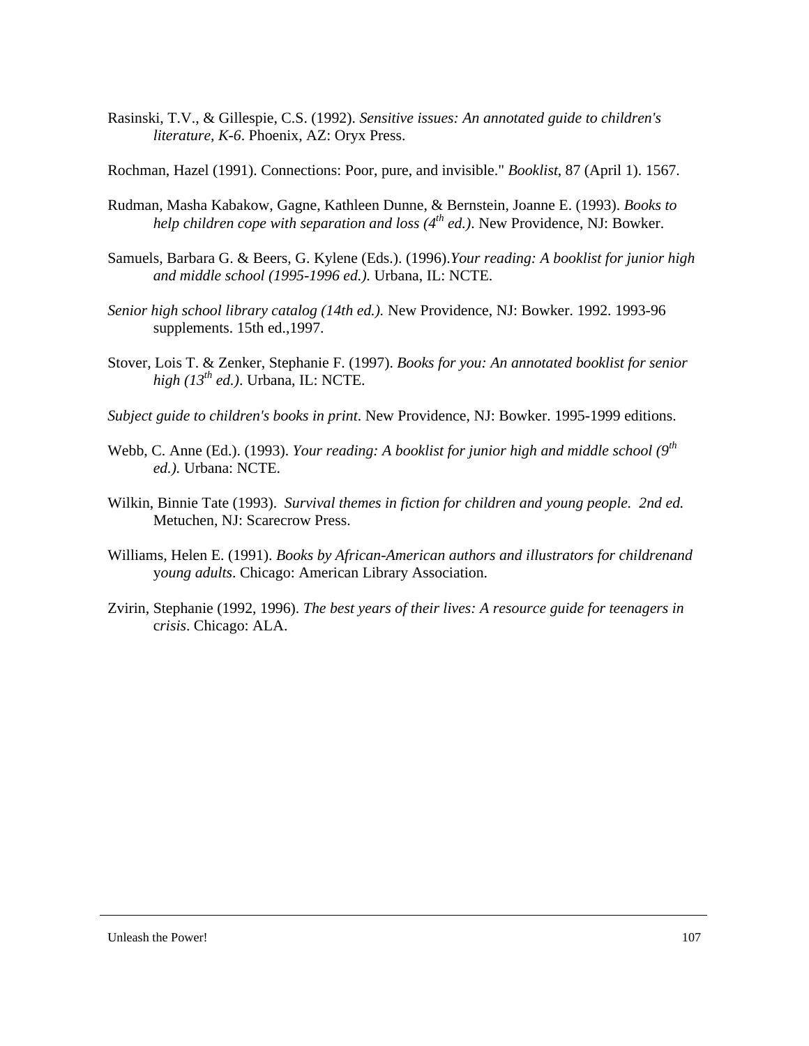Rasinski, T.V., & Gillespie, C.S. (1992). *Sensitive issues: An annotated guide to children's literature, K-6*. Phoenix, AZ: Oryx Press.

Rochman, Hazel (1991). Connections: Poor, pure, and invisible." *Booklist*, 87 (April 1). 1567.

Rudman, Masha Kabakow, Gagne, Kathleen Dunne, & Bernstein, Joanne E. (1993). *Books to help children cope with separation and loss (4th ed.)*. New Providence, NJ: Bowker.

Samuels, Barbara G. & Beers, G. Kylene (Eds.). (1996).*Your reading: A booklist for junior high and middle school (1995-1996 ed.).* Urbana, IL: NCTE.

*Senior high school library catalog (14th ed.).* New Providence, NJ: Bowker. 1992. 1993-96 supplements. 15th ed.,1997.

Stover, Lois T. & Zenker, Stephanie F. (1997). *Books for you: An annotated booklist for senior high (13th ed.)*. Urbana, IL: NCTE.

*Subject guide to children's books in print*. New Providence, NJ: Bowker. 1995-1999 editions.

Webb, C. Anne (Ed.). (1993). *Your reading: A booklist for junior high and middle school (9th ed.).* Urbana: NCTE.

Wilkin, Binnie Tate (1993). *Survival themes in fiction for children and young people. 2nd ed.* Metuchen, NJ: Scarecrow Press.

Williams, Helen E. (1991). *Books by African-American authors and illustrators for childrenand young adults*. Chicago: American Library Association.

Zvirin, Stephanie (1992, 1996). *The best years of their lives: A resource guide for teenagers in crisis*. Chicago: ALA.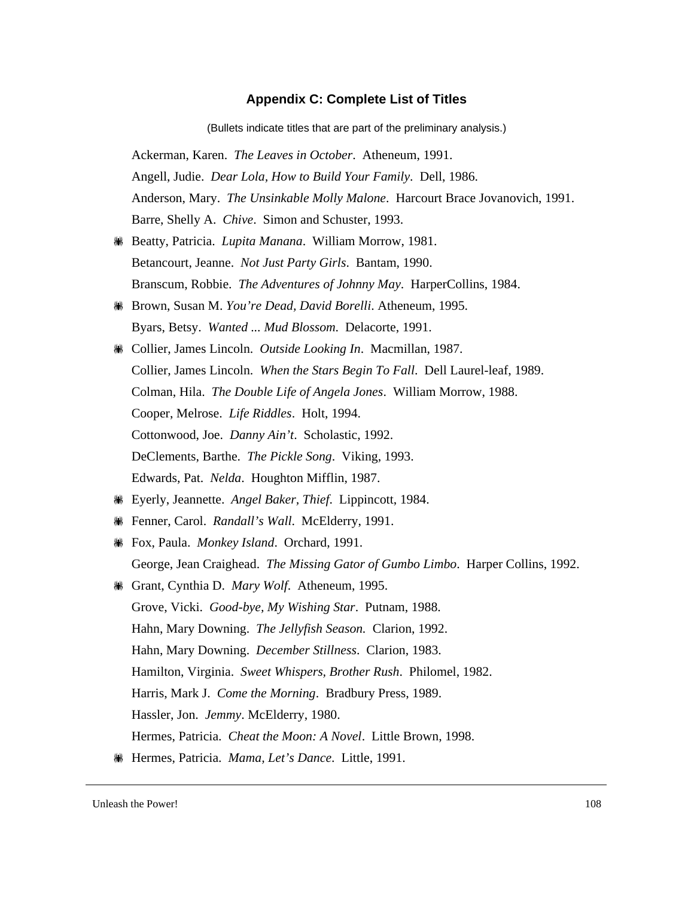## Appendix C: Complete List of Titles

(Bullets indicate titles that are part of the preliminary analysis.)

Ackerman, Karen. *The Leaves in October*. Atheneum, 1991.

Angell, Judie. *Dear Lola, How to Build Your Family*. Dell, 1986.

Anderson, Mary. *The Unsinkable Molly Malone*. Harcourt Brace Jovanovich, 1991.

Barre, Shelly A. *Chive*. Simon and Schuster, 1993.

- Beatty, Patricia. *Lupita Manana*. William Morrow, 1981.

Betancourt, Jeanne. *Not Just Party Girls*. Bantam, 1990.

Branscum, Robbie. *The Adventures of Johnny May*. HarperCollins, 1984.

- Brown, Susan M. *You're Dead, David Borelli*. Atheneum, 1995.

Byars, Betsy. *Wanted ... Mud Blossom*. Delacorte, 1991.

- Collier, James Lincoln. *Outside Looking In*. Macmillan, 1987.

Collier, James Lincoln. *When the Stars Begin To Fall*. Dell Laurel-leaf, 1989.

Colman, Hila. *The Double Life of Angela Jones*. William Morrow, 1988.

Cooper, Melrose. *Life Riddles*. Holt, 1994.

Cottonwood, Joe. *Danny Ain't*. Scholastic, 1992.

DeClements, Barthe. *The Pickle Song*. Viking, 1993.

Edwards, Pat. *Nelda*. Houghton Mifflin, 1987.

- Eyerly, Jeannette. *Angel Baker, Thief*. Lippincott, 1984.
- Fenner, Carol. *Randall's Wall*. McElderry, 1991.
- Fox, Paula. *Monkey Island*. Orchard, 1991.

George, Jean Craighead. *The Missing Gator of Gumbo Limbo*. Harper Collins, 1992.

- Grant, Cynthia D. *Mary Wolf*. Atheneum, 1995.

Grove, Vicki. *Good-bye, My Wishing Star*. Putnam, 1988.

Hahn, Mary Downing. *The Jellyfish Season.* Clarion, 1992.

Hahn, Mary Downing. *December Stillness*. Clarion, 1983.

Hamilton, Virginia. *Sweet Whispers, Brother Rush*. Philomel, 1982.

Harris, Mark J. *Come the Morning*. Bradbury Press, 1989.

Hassler, Jon. *Jemmy*. McElderry, 1980.

Hermes, Patricia. *Cheat the Moon: A Novel*. Little Brown, 1998.

- Hermes, Patricia. *Mama, Let's Dance*. Little, 1991.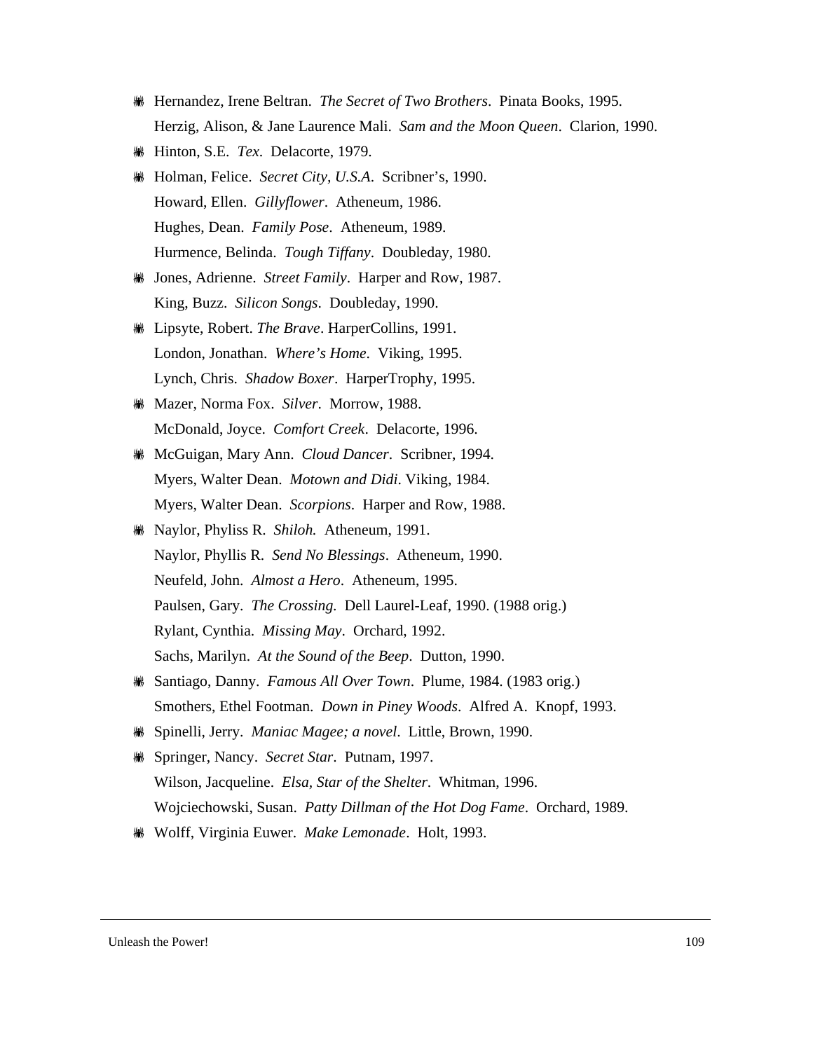- ☙ Hernandez, Irene Beltran. *The Secret of Two Brothers*. Pinata Books, 1995.
- Herzig, Alison, & Jane Laurence Mali. *Sam and the Moon Queen*. Clarion, 1990.
- ☙ Hinton, S.E. *Tex*. Delacorte, 1979.
- ☙ Holman, Felice. *Secret City, U.S.A*. Scribner's, 1990.
- Howard, Ellen. *Gillyflower*. Atheneum, 1986.
- Hughes, Dean. *Family Pose*. Atheneum, 1989.
- Hurmence, Belinda. *Tough Tiffany*. Doubleday, 1980.
- ☙ Jones, Adrienne. *Street Family*. Harper and Row, 1987.
- King, Buzz. *Silicon Songs*. Doubleday, 1990.
- ☙ Lipsyte, Robert. *The Brave*. HarperCollins, 1991.
- London, Jonathan. *Where's Home*. Viking, 1995.
- Lynch, Chris. *Shadow Boxer*. HarperTrophy, 1995.
- ☙ Mazer, Norma Fox. *Silver*. Morrow, 1988.
- McDonald, Joyce. *Comfort Creek*. Delacorte, 1996.
- ☙ McGuigan, Mary Ann. *Cloud Dancer*. Scribner, 1994.
- Myers, Walter Dean. *Motown and Didi*. Viking, 1984.
- Myers, Walter Dean. *Scorpions*. Harper and Row, 1988.
- ☙ Naylor, Phyliss R. *Shiloh.* Atheneum, 1991.
- Naylor, Phyllis R. *Send No Blessings*. Atheneum, 1990.
- Neufeld, John. *Almost a Hero*. Atheneum, 1995.
- Paulsen, Gary. *The Crossing.* Dell Laurel-Leaf, 1990. (1988 orig.)
- Rylant, Cynthia. *Missing May*. Orchard, 1992.
- Sachs, Marilyn. *At the Sound of the Beep*. Dutton, 1990.
- ☙ Santiago, Danny. *Famous All Over Town*. Plume, 1984. (1983 orig.)
- Smothers, Ethel Footman. *Down in Piney Woods*. Alfred A. Knopf, 1993.
- ☙ Spinelli, Jerry. *Maniac Magee; a novel*. Little, Brown, 1990.
- ☙ Springer, Nancy. *Secret Star*. Putnam, 1997.
- Wilson, Jacqueline. *Elsa, Star of the Shelter*. Whitman, 1996.
- Wojciechowski, Susan. *Patty Dillman of the Hot Dog Fame*. Orchard, 1989.
- ☙ Wolff, Virginia Euwer. *Make Lemonade*. Holt, 1993.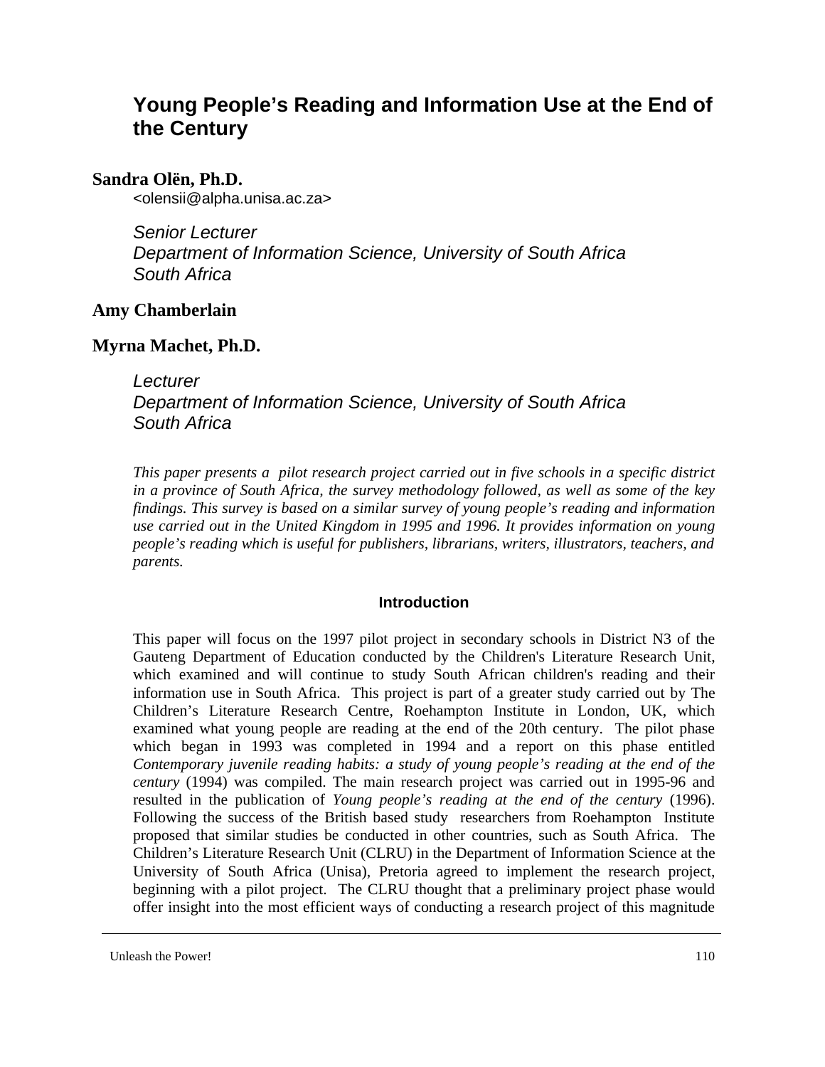# Young People's Reading and Information Use at the End of the Century

**Sandra Olën, Ph.D.**
<olensii@alpha.unisa.ac.za>

*Senior Lecturer*
*Department of Information Science, University of South Africa*
*South Africa*

**Amy Chamberlain**

**Myrna Machet, Ph.D.**

*Lecturer*
*Department of Information Science, University of South Africa*
*South Africa*

*This paper presents a pilot research project carried out in five schools in a specific district in a province of South Africa, the survey methodology followed, as well as some of the key findings. This survey is based on a similar survey of young people's reading and information use carried out in the United Kingdom in 1995 and 1996. It provides information on young people's reading which is useful for publishers, librarians, writers, illustrators, teachers, and parents.*

## Introduction

This paper will focus on the 1997 pilot project in secondary schools in District N3 of the Gauteng Department of Education conducted by the Children's Literature Research Unit, which examined and will continue to study South African children's reading and their information use in South Africa. This project is part of a greater study carried out by The Children's Literature Research Centre, Roehampton Institute in London, UK, which examined what young people are reading at the end of the 20th century. The pilot phase which began in 1993 was completed in 1994 and a report on this phase entitled *Contemporary juvenile reading habits: a study of young people's reading at the end of the century* (1994) was compiled. The main research project was carried out in 1995-96 and resulted in the publication of *Young people's reading at the end of the century* (1996). Following the success of the British based study researchers from Roehampton Institute proposed that similar studies be conducted in other countries, such as South Africa. The Children's Literature Research Unit (CLRU) in the Department of Information Science at the University of South Africa (Unisa), Pretoria agreed to implement the research project, beginning with a pilot project. The CLRU thought that a preliminary project phase would offer insight into the most efficient ways of conducting a research project of this magnitude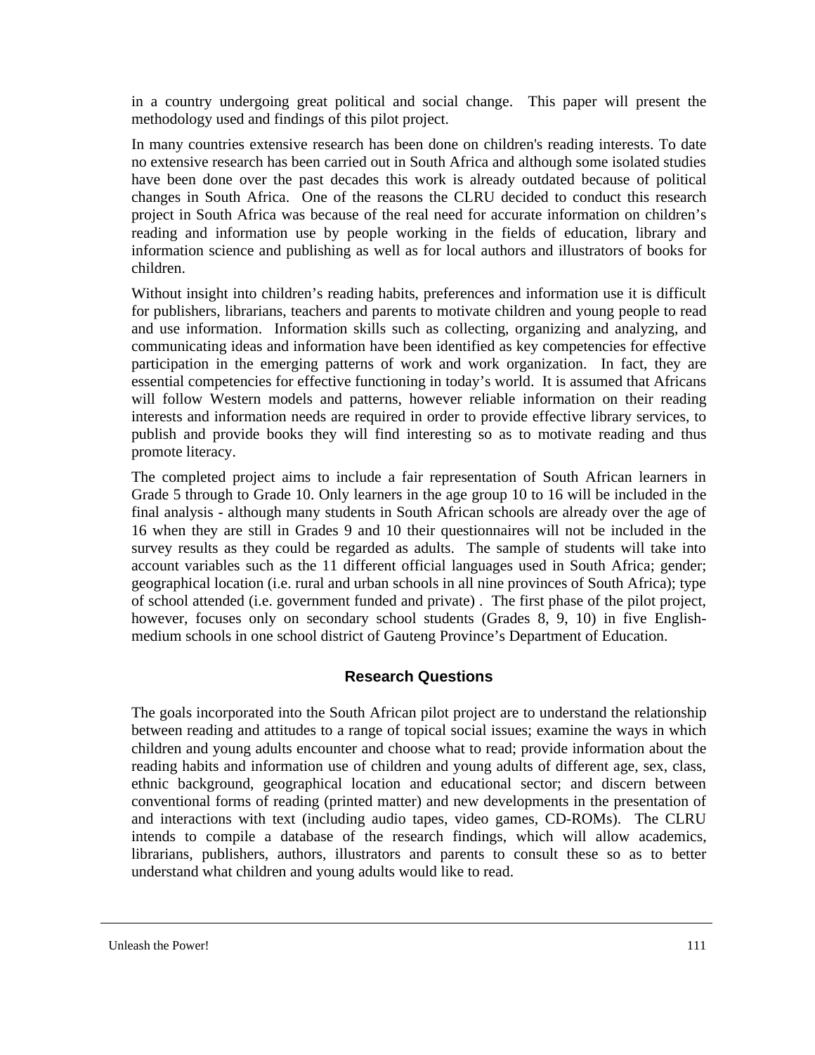in a country undergoing great political and social change. This paper will present the methodology used and findings of this pilot project.

In many countries extensive research has been done on children's reading interests. To date no extensive research has been carried out in South Africa and although some isolated studies have been done over the past decades this work is already outdated because of political changes in South Africa. One of the reasons the CLRU decided to conduct this research project in South Africa was because of the real need for accurate information on children's reading and information use by people working in the fields of education, library and information science and publishing as well as for local authors and illustrators of books for children.

Without insight into children's reading habits, preferences and information use it is difficult for publishers, librarians, teachers and parents to motivate children and young people to read and use information. Information skills such as collecting, organizing and analyzing, and communicating ideas and information have been identified as key competencies for effective participation in the emerging patterns of work and work organization. In fact, they are essential competencies for effective functioning in today's world. It is assumed that Africans will follow Western models and patterns, however reliable information on their reading interests and information needs are required in order to provide effective library services, to publish and provide books they will find interesting so as to motivate reading and thus promote literacy.

The completed project aims to include a fair representation of South African learners in Grade 5 through to Grade 10. Only learners in the age group 10 to 16 will be included in the final analysis - although many students in South African schools are already over the age of 16 when they are still in Grades 9 and 10 their questionnaires will not be included in the survey results as they could be regarded as adults. The sample of students will take into account variables such as the 11 different official languages used in South Africa; gender; geographical location (i.e. rural and urban schools in all nine provinces of South Africa); type of school attended (i.e. government funded and private) . The first phase of the pilot project, however, focuses only on secondary school students (Grades 8, 9, 10) in five English-medium schools in one school district of Gauteng Province's Department of Education.

## Research Questions

The goals incorporated into the South African pilot project are to understand the relationship between reading and attitudes to a range of topical social issues; examine the ways in which children and young adults encounter and choose what to read; provide information about the reading habits and information use of children and young adults of different age, sex, class, ethnic background, geographical location and educational sector; and discern between conventional forms of reading (printed matter) and new developments in the presentation of and interactions with text (including audio tapes, video games, CD-ROMs). The CLRU intends to compile a database of the research findings, which will allow academics, librarians, publishers, authors, illustrators and parents to consult these so as to better understand what children and young adults would like to read.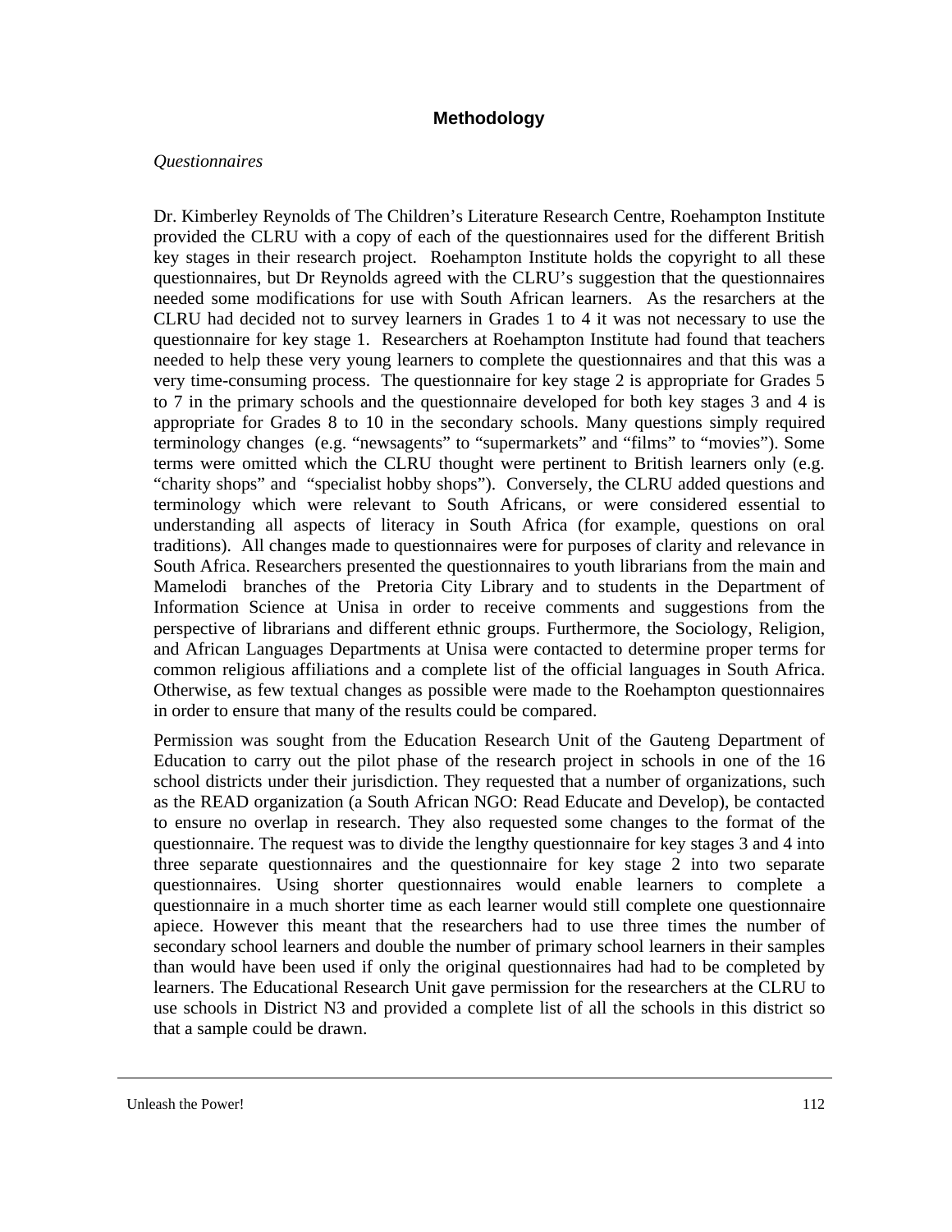## Methodology

*Questionnaires*

Dr. Kimberley Reynolds of The Children's Literature Research Centre, Roehampton Institute provided the CLRU with a copy of each of the questionnaires used for the different British key stages in their research project. Roehampton Institute holds the copyright to all these questionnaires, but Dr Reynolds agreed with the CLRU's suggestion that the questionnaires needed some modifications for use with South African learners. As the resarchers at the CLRU had decided not to survey learners in Grades 1 to 4 it was not necessary to use the questionnaire for key stage 1. Researchers at Roehampton Institute had found that teachers needed to help these very young learners to complete the questionnaires and that this was a very time-consuming process. The questionnaire for key stage 2 is appropriate for Grades 5 to 7 in the primary schools and the questionnaire developed for both key stages 3 and 4 is appropriate for Grades 8 to 10 in the secondary schools. Many questions simply required terminology changes (e.g. "newsagents" to "supermarkets" and "films" to "movies"). Some terms were omitted which the CLRU thought were pertinent to British learners only (e.g. "charity shops" and "specialist hobby shops"). Conversely, the CLRU added questions and terminology which were relevant to South Africans, or were considered essential to understanding all aspects of literacy in South Africa (for example, questions on oral traditions). All changes made to questionnaires were for purposes of clarity and relevance in South Africa. Researchers presented the questionnaires to youth librarians from the main and Mamelodi branches of the Pretoria City Library and to students in the Department of Information Science at Unisa in order to receive comments and suggestions from the perspective of librarians and different ethnic groups. Furthermore, the Sociology, Religion, and African Languages Departments at Unisa were contacted to determine proper terms for common religious affiliations and a complete list of the official languages in South Africa. Otherwise, as few textual changes as possible were made to the Roehampton questionnaires in order to ensure that many of the results could be compared.

Permission was sought from the Education Research Unit of the Gauteng Department of Education to carry out the pilot phase of the research project in schools in one of the 16 school districts under their jurisdiction. They requested that a number of organizations, such as the READ organization (a South African NGO: Read Educate and Develop), be contacted to ensure no overlap in research. They also requested some changes to the format of the questionnaire. The request was to divide the lengthy questionnaire for key stages 3 and 4 into three separate questionnaires and the questionnaire for key stage 2 into two separate questionnaires. Using shorter questionnaires would enable learners to complete a questionnaire in a much shorter time as each learner would still complete one questionnaire apiece. However this meant that the researchers had to use three times the number of secondary school learners and double the number of primary school learners in their samples than would have been used if only the original questionnaires had had to be completed by learners. The Educational Research Unit gave permission for the researchers at the CLRU to use schools in District N3 and provided a complete list of all the schools in this district so that a sample could be drawn.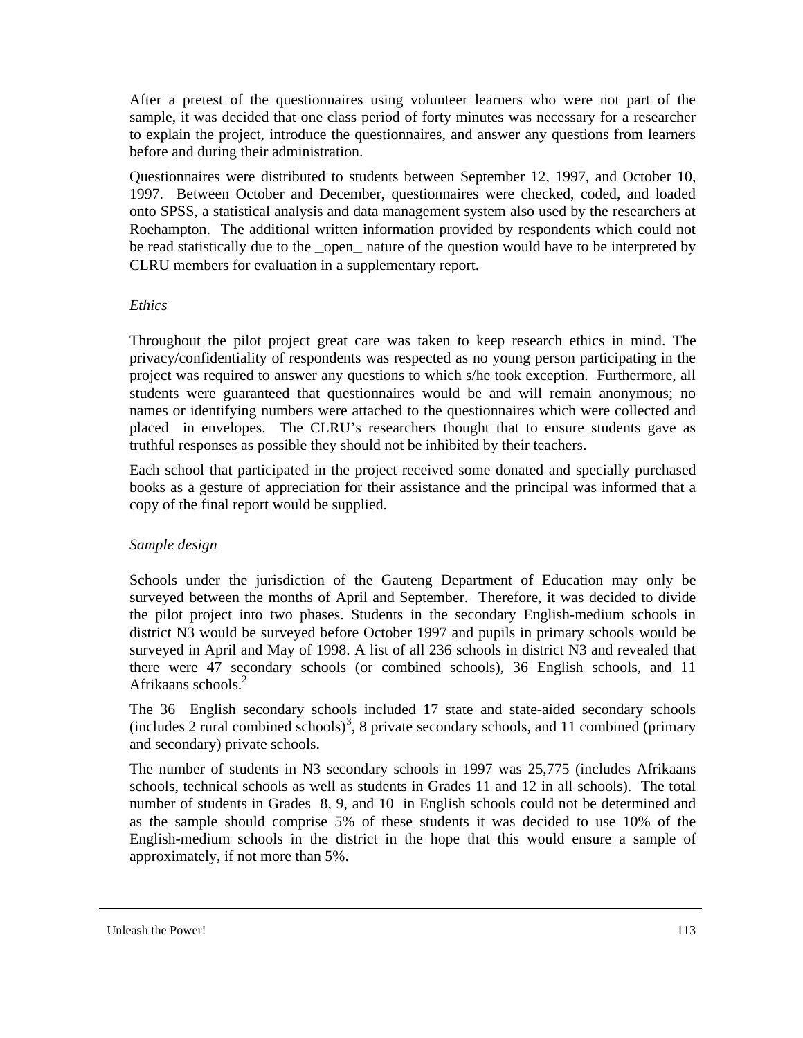After a pretest of the questionnaires using volunteer learners who were not part of the sample, it was decided that one class period of forty minutes was necessary for a researcher to explain the project, introduce the questionnaires, and answer any questions from learners before and during their administration.

Questionnaires were distributed to students between September 12, 1997, and October 10, 1997. Between October and December, questionnaires were checked, coded, and loaded onto SPSS, a statistical analysis and data management system also used by the researchers at Roehampton. The additional written information provided by respondents which could not be read statistically due to the _open_ nature of the question would have to be interpreted by CLRU members for evaluation in a supplementary report.

*Ethics*

Throughout the pilot project great care was taken to keep research ethics in mind. The privacy/confidentiality of respondents was respected as no young person participating in the project was required to answer any questions to which s/he took exception. Furthermore, all students were guaranteed that questionnaires would be and will remain anonymous; no names or identifying numbers were attached to the questionnaires which were collected and placed in envelopes. The CLRU's researchers thought that to ensure students gave as truthful responses as possible they should not be inhibited by their teachers.

Each school that participated in the project received some donated and specially purchased books as a gesture of appreciation for their assistance and the principal was informed that a copy of the final report would be supplied.

*Sample design*

Schools under the jurisdiction of the Gauteng Department of Education may only be surveyed between the months of April and September. Therefore, it was decided to divide the pilot project into two phases. Students in the secondary English-medium schools in district N3 would be surveyed before October 1997 and pupils in primary schools would be surveyed in April and May of 1998. A list of all 236 schools in district N3 and revealed that there were 47 secondary schools (or combined schools), 36 English schools, and 11 Afrikaans schools.[2]

The 36 English secondary schools included 17 state and state-aided secondary schools (includes 2 rural combined schools)[3], 8 private secondary schools, and 11 combined (primary and secondary) private schools.

The number of students in N3 secondary schools in 1997 was 25,775 (includes Afrikaans schools, technical schools as well as students in Grades 11 and 12 in all schools). The total number of students in Grades 8, 9, and 10 in English schools could not be determined and as the sample should comprise 5% of these students it was decided to use 10% of the English-medium schools in the district in the hope that this would ensure a sample of approximately, if not more than 5%.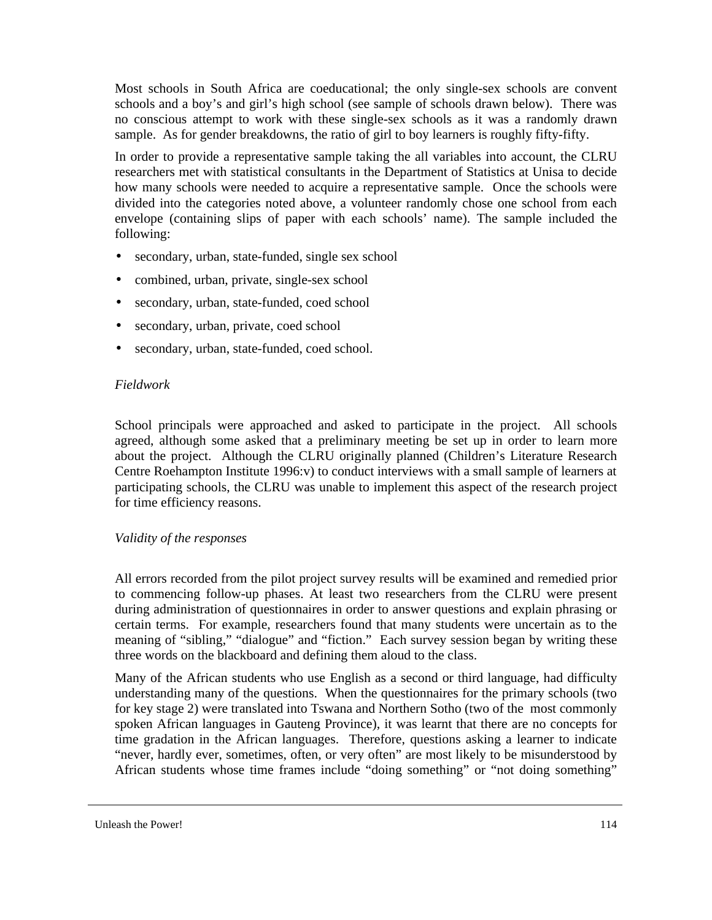Most schools in South Africa are coeducational; the only single-sex schools are convent schools and a boy's and girl's high school (see sample of schools drawn below). There was no conscious attempt to work with these single-sex schools as it was a randomly drawn sample. As for gender breakdowns, the ratio of girl to boy learners is roughly fifty-fifty.

In order to provide a representative sample taking the all variables into account, the CLRU researchers met with statistical consultants in the Department of Statistics at Unisa to decide how many schools were needed to acquire a representative sample. Once the schools were divided into the categories noted above, a volunteer randomly chose one school from each envelope (containing slips of paper with each schools' name). The sample included the following:

- secondary, urban, state-funded, single sex school
- combined, urban, private, single-sex school
- secondary, urban, state-funded, coed school
- secondary, urban, private, coed school
- secondary, urban, state-funded, coed school.

*Fieldwork*

School principals were approached and asked to participate in the project. All schools agreed, although some asked that a preliminary meeting be set up in order to learn more about the project. Although the CLRU originally planned (Children's Literature Research Centre Roehampton Institute 1996:v) to conduct interviews with a small sample of learners at participating schools, the CLRU was unable to implement this aspect of the research project for time efficiency reasons.

*Validity of the responses*

All errors recorded from the pilot project survey results will be examined and remedied prior to commencing follow-up phases. At least two researchers from the CLRU were present during administration of questionnaires in order to answer questions and explain phrasing or certain terms. For example, researchers found that many students were uncertain as to the meaning of "sibling," "dialogue" and "fiction." Each survey session began by writing these three words on the blackboard and defining them aloud to the class.

Many of the African students who use English as a second or third language, had difficulty understanding many of the questions. When the questionnaires for the primary schools (two for key stage 2) were translated into Tswana and Northern Sotho (two of the most commonly spoken African languages in Gauteng Province), it was learnt that there are no concepts for time gradation in the African languages. Therefore, questions asking a learner to indicate "never, hardly ever, sometimes, often, or very often" are most likely to be misunderstood by African students whose time frames include "doing something" or "not doing something"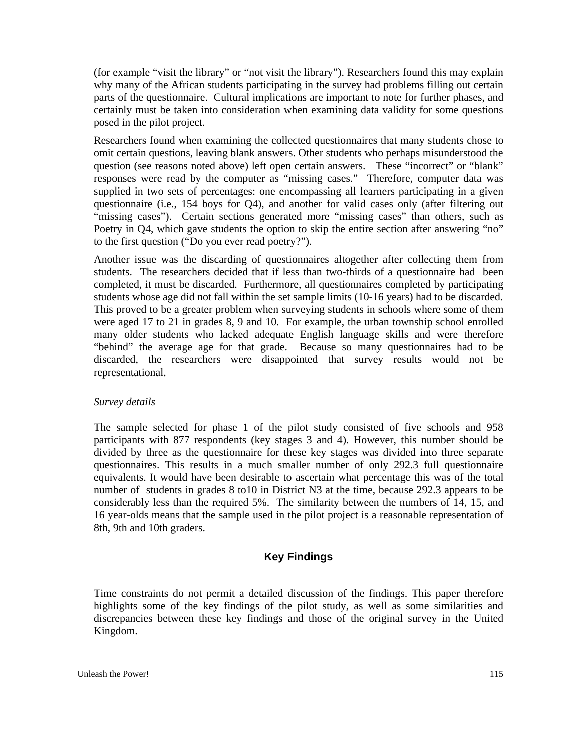(for example “visit the library” or “not visit the library”). Researchers found this may explain why many of the African students participating in the survey had problems filling out certain parts of the questionnaire. Cultural implications are important to note for further phases, and certainly must be taken into consideration when examining data validity for some questions posed in the pilot project.

Researchers found when examining the collected questionnaires that many students chose to omit certain questions, leaving blank answers. Other students who perhaps misunderstood the question (see reasons noted above) left open certain answers. These “incorrect” or “blank” responses were read by the computer as “missing cases.” Therefore, computer data was supplied in two sets of percentages: one encompassing all learners participating in a given questionnaire (i.e., 154 boys for Q4), and another for valid cases only (after filtering out “missing cases”). Certain sections generated more “missing cases” than others, such as Poetry in Q4, which gave students the option to skip the entire section after answering “no” to the first question (“Do you ever read poetry?”).

Another issue was the discarding of questionnaires altogether after collecting them from students. The researchers decided that if less than two-thirds of a questionnaire had been completed, it must be discarded. Furthermore, all questionnaires completed by participating students whose age did not fall within the set sample limits (10-16 years) had to be discarded. This proved to be a greater problem when surveying students in schools where some of them were aged 17 to 21 in grades 8, 9 and 10. For example, the urban township school enrolled many older students who lacked adequate English language skills and were therefore “behind” the average age for that grade. Because so many questionnaires had to be discarded, the researchers were disappointed that survey results would not be representational.

*Survey details*

The sample selected for phase 1 of the pilot study consisted of five schools and 958 participants with 877 respondents (key stages 3 and 4). However, this number should be divided by three as the questionnaire for these key stages was divided into three separate questionnaires. This results in a much smaller number of only 292.3 full questionnaire equivalents. It would have been desirable to ascertain what percentage this was of the total number of students in grades 8 to10 in District N3 at the time, because 292.3 appears to be considerably less than the required 5%. The similarity between the numbers of 14, 15, and 16 year-olds means that the sample used in the pilot project is a reasonable representation of 8th, 9th and 10th graders.

## Key Findings

Time constraints do not permit a detailed discussion of the findings. This paper therefore highlights some of the key findings of the pilot study, as well as some similarities and discrepancies between these key findings and those of the original survey in the United Kingdom.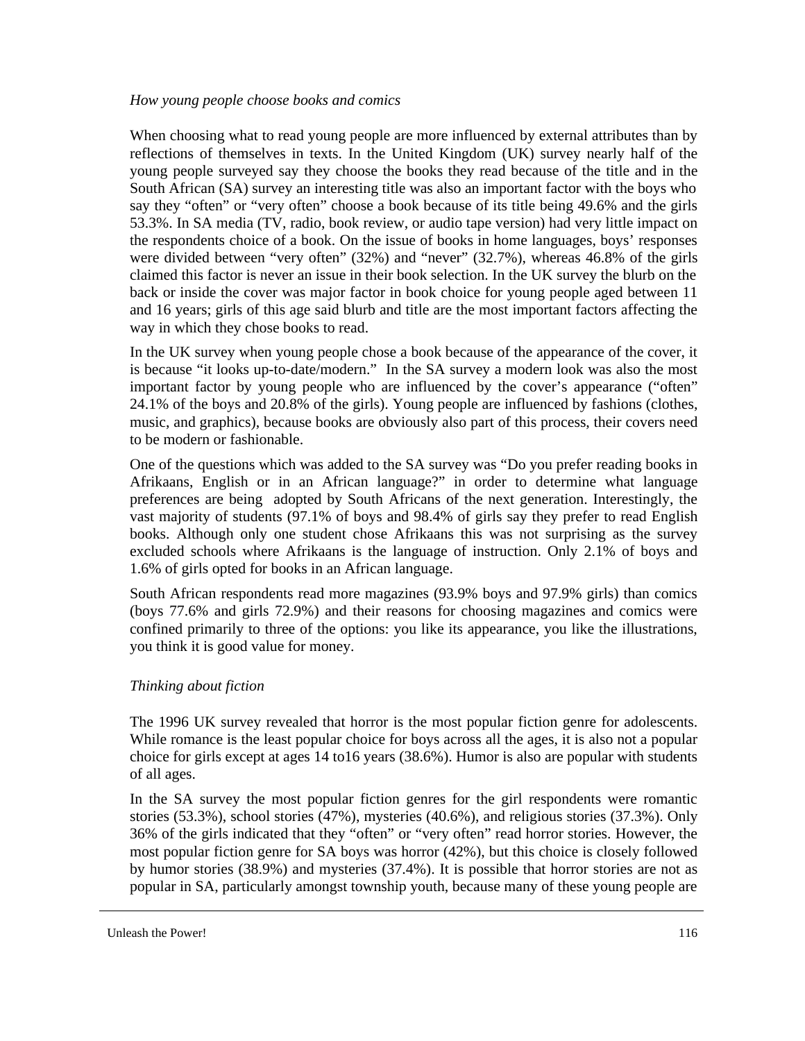*How young people choose books and comics*

When choosing what to read young people are more influenced by external attributes than by reflections of themselves in texts. In the United Kingdom (UK) survey nearly half of the young people surveyed say they choose the books they read because of the title and in the South African (SA) survey an interesting title was also an important factor with the boys who say they "often" or "very often" choose a book because of its title being 49.6% and the girls 53.3%. In SA media (TV, radio, book review, or audio tape version) had very little impact on the respondents choice of a book. On the issue of books in home languages, boys' responses were divided between "very often" (32%) and "never" (32.7%), whereas 46.8% of the girls claimed this factor is never an issue in their book selection. In the UK survey the blurb on the back or inside the cover was major factor in book choice for young people aged between 11 and 16 years; girls of this age said blurb and title are the most important factors affecting the way in which they chose books to read.

In the UK survey when young people chose a book because of the appearance of the cover, it is because "it looks up-to-date/modern." In the SA survey a modern look was also the most important factor by young people who are influenced by the cover's appearance ("often" 24.1% of the boys and 20.8% of the girls). Young people are influenced by fashions (clothes, music, and graphics), because books are obviously also part of this process, their covers need to be modern or fashionable.

One of the questions which was added to the SA survey was "Do you prefer reading books in Afrikaans, English or in an African language?" in order to determine what language preferences are being adopted by South Africans of the next generation. Interestingly, the vast majority of students (97.1% of boys and 98.4% of girls say they prefer to read English books. Although only one student chose Afrikaans this was not surprising as the survey excluded schools where Afrikaans is the language of instruction. Only 2.1% of boys and 1.6% of girls opted for books in an African language.

South African respondents read more magazines (93.9% boys and 97.9% girls) than comics (boys 77.6% and girls 72.9%) and their reasons for choosing magazines and comics were confined primarily to three of the options: you like its appearance, you like the illustrations, you think it is good value for money.

*Thinking about fiction*

The 1996 UK survey revealed that horror is the most popular fiction genre for adolescents. While romance is the least popular choice for boys across all the ages, it is also not a popular choice for girls except at ages 14 to16 years (38.6%). Humor is also are popular with students of all ages.

In the SA survey the most popular fiction genres for the girl respondents were romantic stories (53.3%), school stories (47%), mysteries (40.6%), and religious stories (37.3%). Only 36% of the girls indicated that they "often" or "very often" read horror stories. However, the most popular fiction genre for SA boys was horror (42%), but this choice is closely followed by humor stories (38.9%) and mysteries (37.4%). It is possible that horror stories are not as popular in SA, particularly amongst township youth, because many of these young people are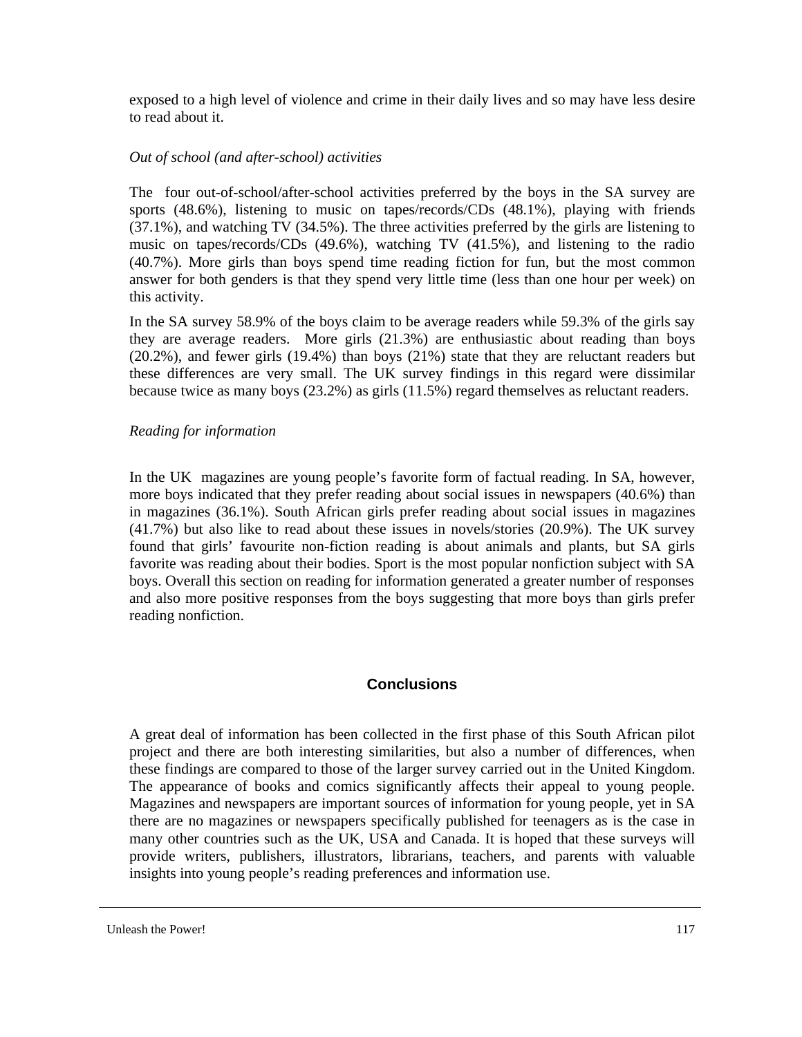exposed to a high level of violence and crime in their daily lives and so may have less desire to read about it.

*Out of school (and after-school) activities*

The four out-of-school/after-school activities preferred by the boys in the SA survey are sports (48.6%), listening to music on tapes/records/CDs (48.1%), playing with friends (37.1%), and watching TV (34.5%). The three activities preferred by the girls are listening to music on tapes/records/CDs (49.6%), watching TV (41.5%), and listening to the radio (40.7%). More girls than boys spend time reading fiction for fun, but the most common answer for both genders is that they spend very little time (less than one hour per week) on this activity.

In the SA survey 58.9% of the boys claim to be average readers while 59.3% of the girls say they are average readers. More girls (21.3%) are enthusiastic about reading than boys (20.2%), and fewer girls (19.4%) than boys (21%) state that they are reluctant readers but these differences are very small. The UK survey findings in this regard were dissimilar because twice as many boys (23.2%) as girls (11.5%) regard themselves as reluctant readers.

*Reading for information*

In the UK magazines are young people's favorite form of factual reading. In SA, however, more boys indicated that they prefer reading about social issues in newspapers (40.6%) than in magazines (36.1%). South African girls prefer reading about social issues in magazines (41.7%) but also like to read about these issues in novels/stories (20.9%). The UK survey found that girls' favourite non-fiction reading is about animals and plants, but SA girls favorite was reading about their bodies. Sport is the most popular nonfiction subject with SA boys. Overall this section on reading for information generated a greater number of responses and also more positive responses from the boys suggesting that more boys than girls prefer reading nonfiction.

## Conclusions

A great deal of information has been collected in the first phase of this South African pilot project and there are both interesting similarities, but also a number of differences, when these findings are compared to those of the larger survey carried out in the United Kingdom. The appearance of books and comics significantly affects their appeal to young people. Magazines and newspapers are important sources of information for young people, yet in SA there are no magazines or newspapers specifically published for teenagers as is the case in many other countries such as the UK, USA and Canada. It is hoped that these surveys will provide writers, publishers, illustrators, librarians, teachers, and parents with valuable insights into young people's reading preferences and information use.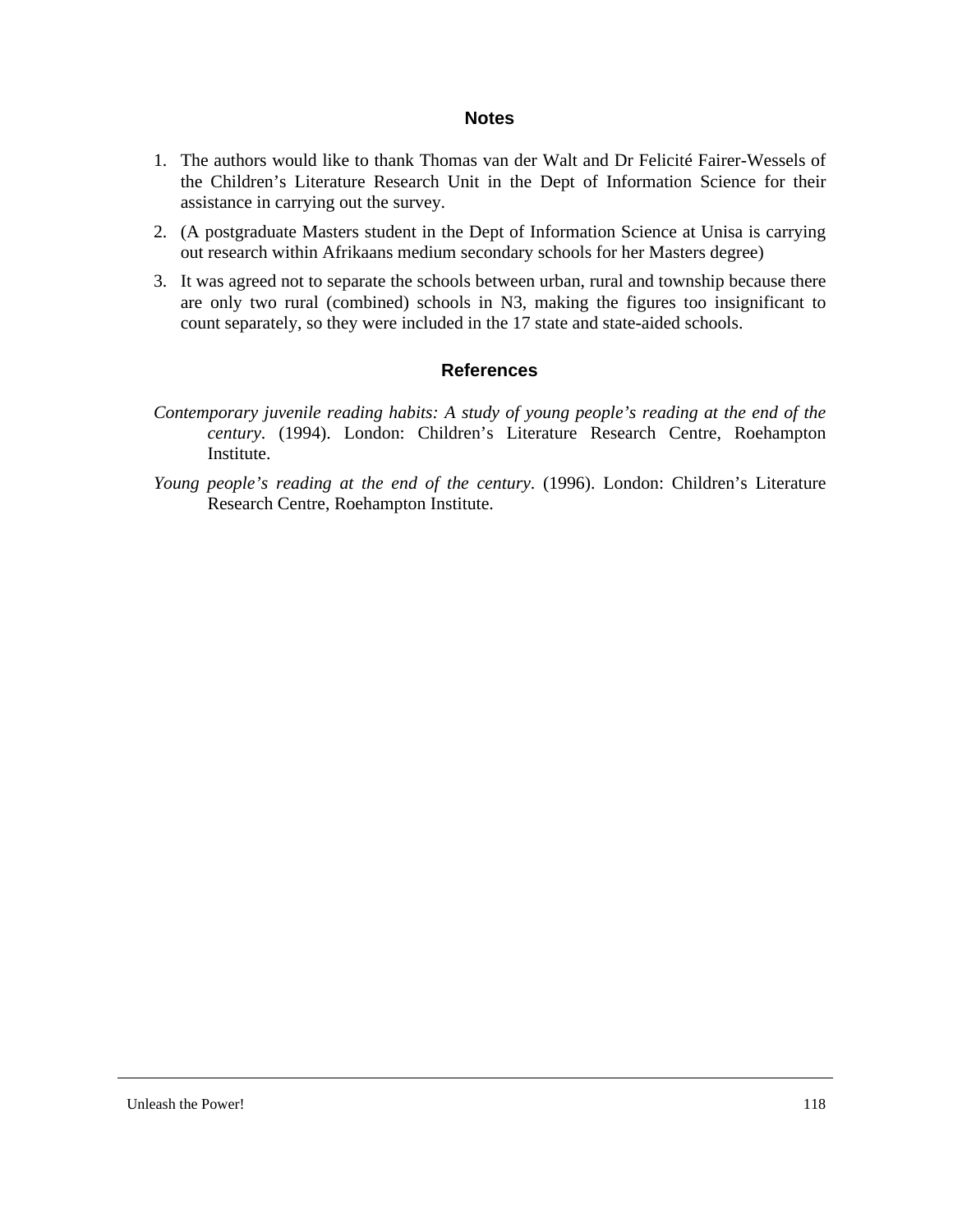## Notes

1. The authors would like to thank Thomas van der Walt and Dr Felicité Fairer-Wessels of the Children's Literature Research Unit in the Dept of Information Science for their assistance in carrying out the survey.
2. (A postgraduate Masters student in the Dept of Information Science at Unisa is carrying out research within Afrikaans medium secondary schools for her Masters degree)
3. It was agreed not to separate the schools between urban, rural and township because there are only two rural (combined) schools in N3, making the figures too insignificant to count separately, so they were included in the 17 state and state-aided schools.

## References

*Contemporary juvenile reading habits: A study of young people's reading at the end of the century*. (1994). London: Children's Literature Research Centre, Roehampton Institute.

*Young people's reading at the end of the century*. (1996). London: Children's Literature Research Centre, Roehampton Institute.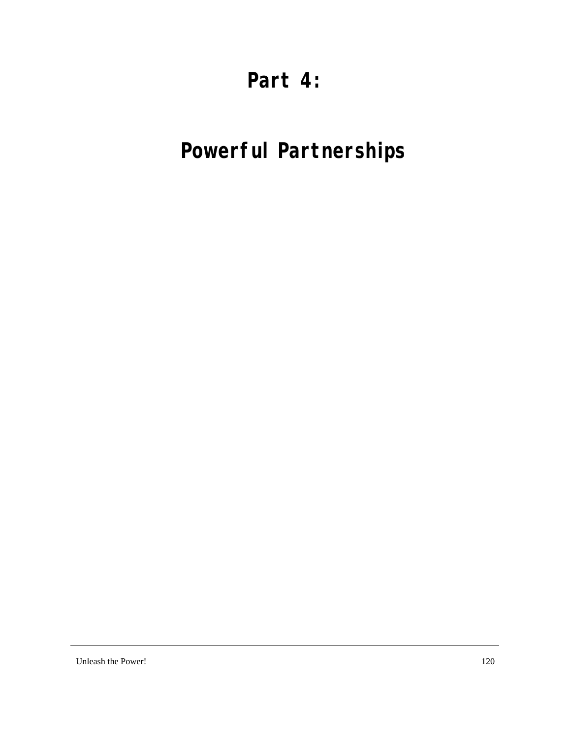# Part 4:

# Powerful Partnerships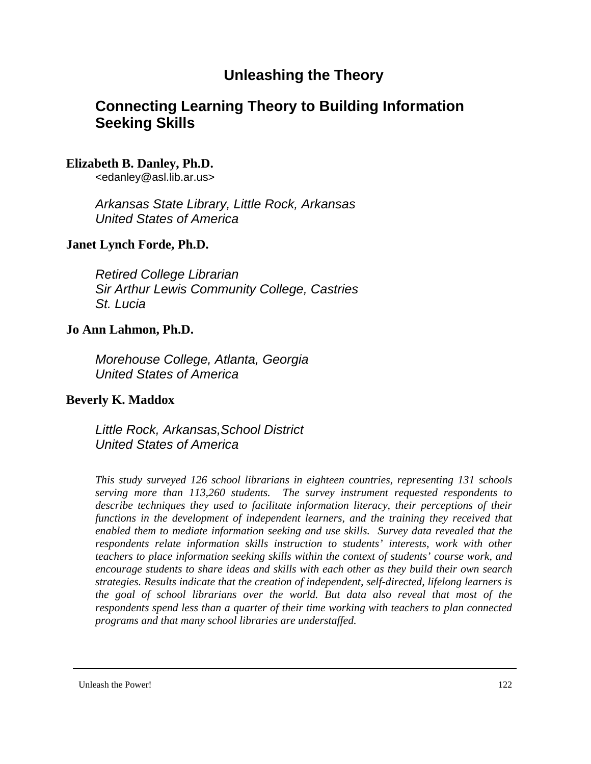# Unleashing the Theory

## Connecting Learning Theory to Building Information Seeking Skills

**Elizabeth B. Danley, Ph.D.**
<edanley@asl.lib.ar.us>

*Arkansas State Library, Little Rock, Arkansas*
*United States of America*

**Janet Lynch Forde, Ph.D.**

*Retired College Librarian*
*Sir Arthur Lewis Community College, Castries*
*St. Lucia*

**Jo Ann Lahmon, Ph.D.**

*Morehouse College, Atlanta, Georgia*
*United States of America*

**Beverly K. Maddox**

*Little Rock, Arkansas,School District*
*United States of America*

*This study surveyed 126 school librarians in eighteen countries, representing 131 schools serving more than 113,260 students. The survey instrument requested respondents to describe techniques they used to facilitate information literacy, their perceptions of their functions in the development of independent learners, and the training they received that enabled them to mediate information seeking and use skills. Survey data revealed that the respondents relate information skills instruction to students' interests, work with other teachers to place information seeking skills within the context of students' course work, and encourage students to share ideas and skills with each other as they build their own search strategies. Results indicate that the creation of independent, self-directed, lifelong learners is the goal of school librarians over the world. But data also reveal that most of the respondents spend less than a quarter of their time working with teachers to plan connected programs and that many school libraries are understaffed.*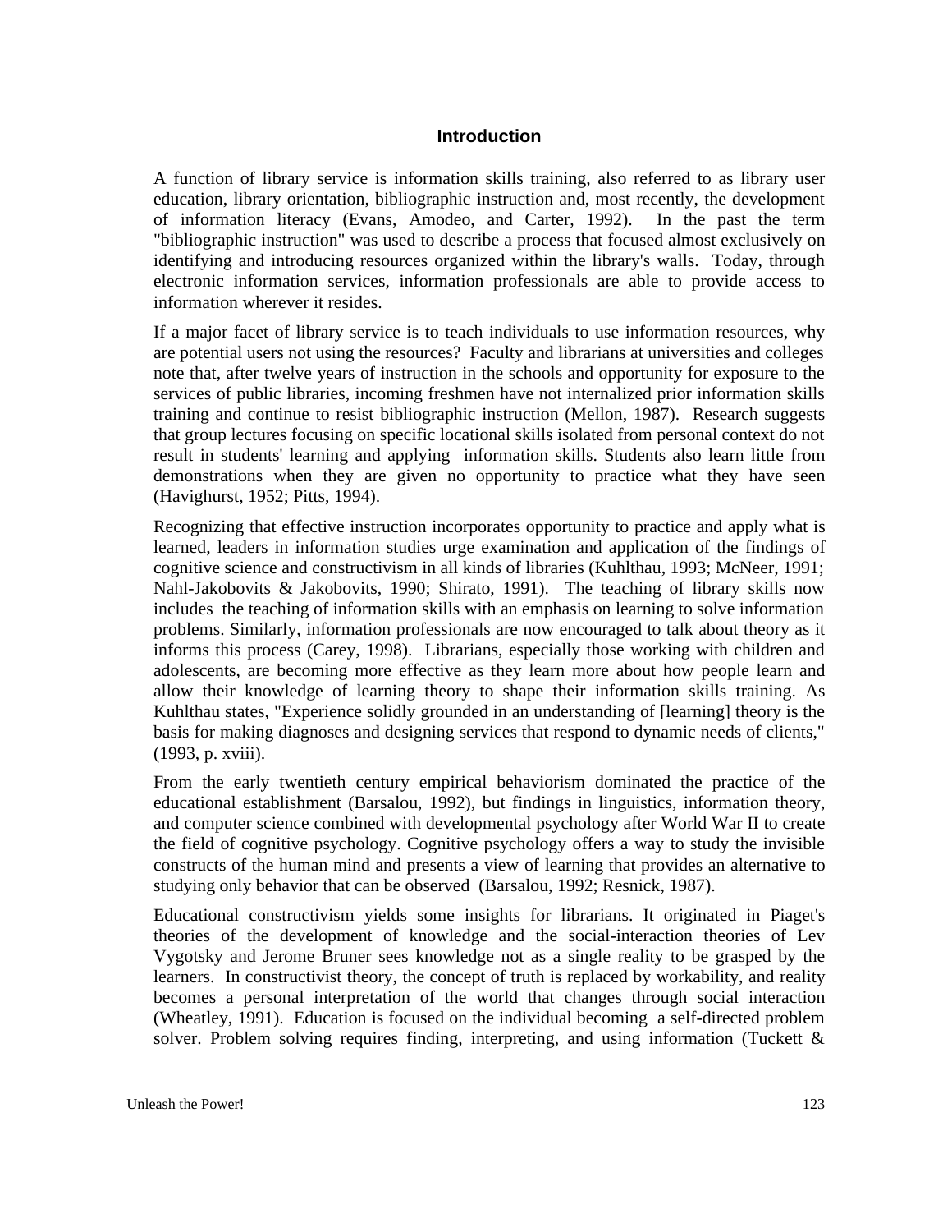## Introduction

A function of library service is information skills training, also referred to as library user education, library orientation, bibliographic instruction and, most recently, the development of information literacy (Evans, Amodeo, and Carter, 1992). In the past the term "bibliographic instruction" was used to describe a process that focused almost exclusively on identifying and introducing resources organized within the library's walls. Today, through electronic information services, information professionals are able to provide access to information wherever it resides.

If a major facet of library service is to teach individuals to use information resources, why are potential users not using the resources? Faculty and librarians at universities and colleges note that, after twelve years of instruction in the schools and opportunity for exposure to the services of public libraries, incoming freshmen have not internalized prior information skills training and continue to resist bibliographic instruction (Mellon, 1987). Research suggests that group lectures focusing on specific locational skills isolated from personal context do not result in students' learning and applying information skills. Students also learn little from demonstrations when they are given no opportunity to practice what they have seen (Havighurst, 1952; Pitts, 1994).

Recognizing that effective instruction incorporates opportunity to practice and apply what is learned, leaders in information studies urge examination and application of the findings of cognitive science and constructivism in all kinds of libraries (Kuhlthau, 1993; McNeer, 1991; Nahl-Jakobovits & Jakobovits, 1990; Shirato, 1991). The teaching of library skills now includes the teaching of information skills with an emphasis on learning to solve information problems. Similarly, information professionals are now encouraged to talk about theory as it informs this process (Carey, 1998). Librarians, especially those working with children and adolescents, are becoming more effective as they learn more about how people learn and allow their knowledge of learning theory to shape their information skills training. As Kuhlthau states, "Experience solidly grounded in an understanding of [learning] theory is the basis for making diagnoses and designing services that respond to dynamic needs of clients," (1993, p. xviii).

From the early twentieth century empirical behaviorism dominated the practice of the educational establishment (Barsalou, 1992), but findings in linguistics, information theory, and computer science combined with developmental psychology after World War II to create the field of cognitive psychology. Cognitive psychology offers a way to study the invisible constructs of the human mind and presents a view of learning that provides an alternative to studying only behavior that can be observed (Barsalou, 1992; Resnick, 1987).

Educational constructivism yields some insights for librarians. It originated in Piaget's theories of the development of knowledge and the social-interaction theories of Lev Vygotsky and Jerome Bruner sees knowledge not as a single reality to be grasped by the learners. In constructivist theory, the concept of truth is replaced by workability, and reality becomes a personal interpretation of the world that changes through social interaction (Wheatley, 1991). Education is focused on the individual becoming a self-directed problem solver. Problem solving requires finding, interpreting, and using information (Tuckett &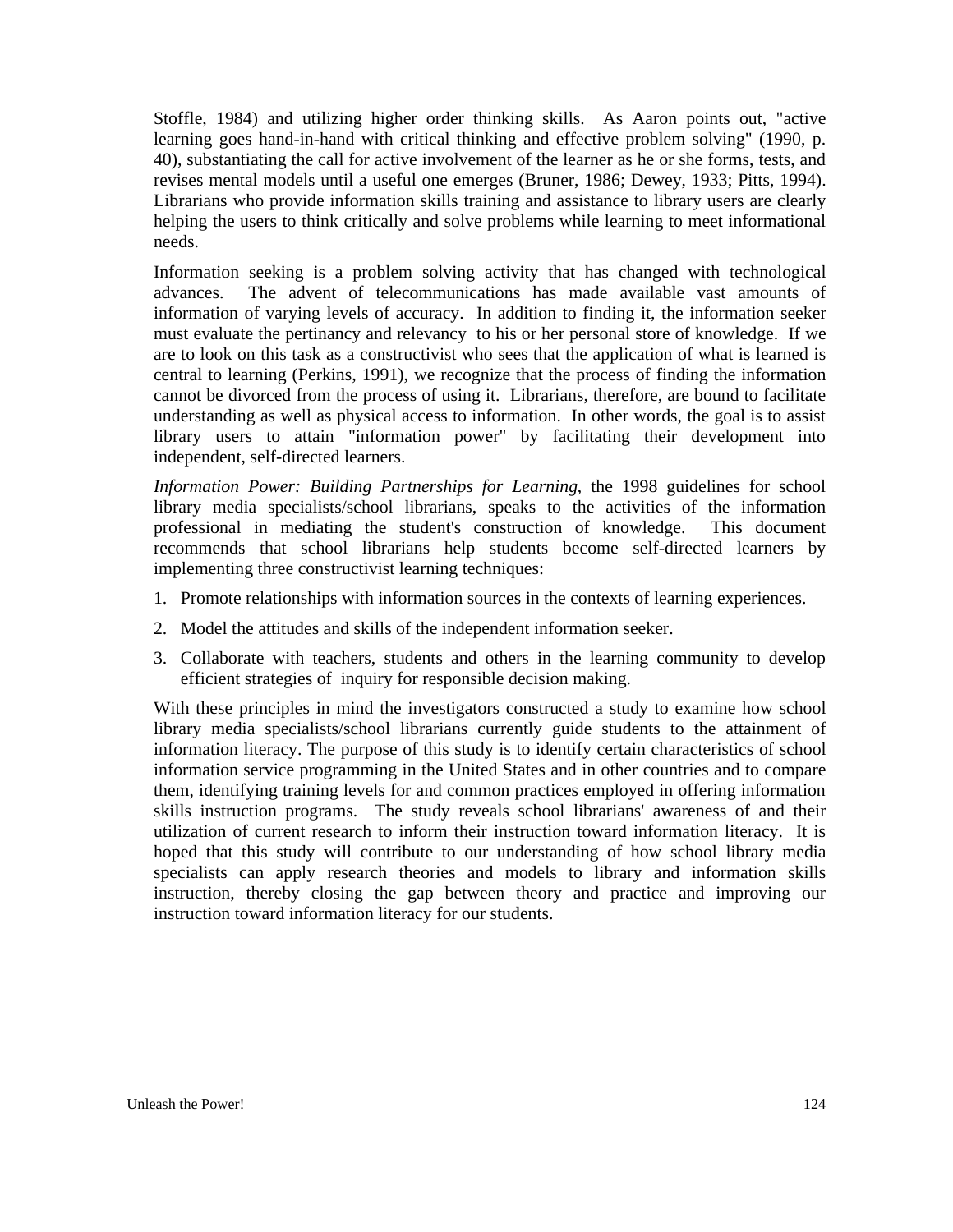Stoffle, 1984) and utilizing higher order thinking skills. As Aaron points out, "active learning goes hand-in-hand with critical thinking and effective problem solving" (1990, p. 40), substantiating the call for active involvement of the learner as he or she forms, tests, and revises mental models until a useful one emerges (Bruner, 1986; Dewey, 1933; Pitts, 1994). Librarians who provide information skills training and assistance to library users are clearly helping the users to think critically and solve problems while learning to meet informational needs.

Information seeking is a problem solving activity that has changed with technological advances. The advent of telecommunications has made available vast amounts of information of varying levels of accuracy. In addition to finding it, the information seeker must evaluate the pertinancy and relevancy to his or her personal store of knowledge. If we are to look on this task as a constructivist who sees that the application of what is learned is central to learning (Perkins, 1991), we recognize that the process of finding the information cannot be divorced from the process of using it. Librarians, therefore, are bound to facilitate understanding as well as physical access to information. In other words, the goal is to assist library users to attain "information power" by facilitating their development into independent, self-directed learners.

*Information Power: Building Partnerships for Learning*, the 1998 guidelines for school library media specialists/school librarians, speaks to the activities of the information professional in mediating the student's construction of knowledge. This document recommends that school librarians help students become self-directed learners by implementing three constructivist learning techniques:

1. Promote relationships with information sources in the contexts of learning experiences.
2. Model the attitudes and skills of the independent information seeker.
3. Collaborate with teachers, students and others in the learning community to develop efficient strategies of inquiry for responsible decision making.

With these principles in mind the investigators constructed a study to examine how school library media specialists/school librarians currently guide students to the attainment of information literacy. The purpose of this study is to identify certain characteristics of school information service programming in the United States and in other countries and to compare them, identifying training levels for and common practices employed in offering information skills instruction programs. The study reveals school librarians' awareness of and their utilization of current research to inform their instruction toward information literacy. It is hoped that this study will contribute to our understanding of how school library media specialists can apply research theories and models to library and information skills instruction, thereby closing the gap between theory and practice and improving our instruction toward information literacy for our students.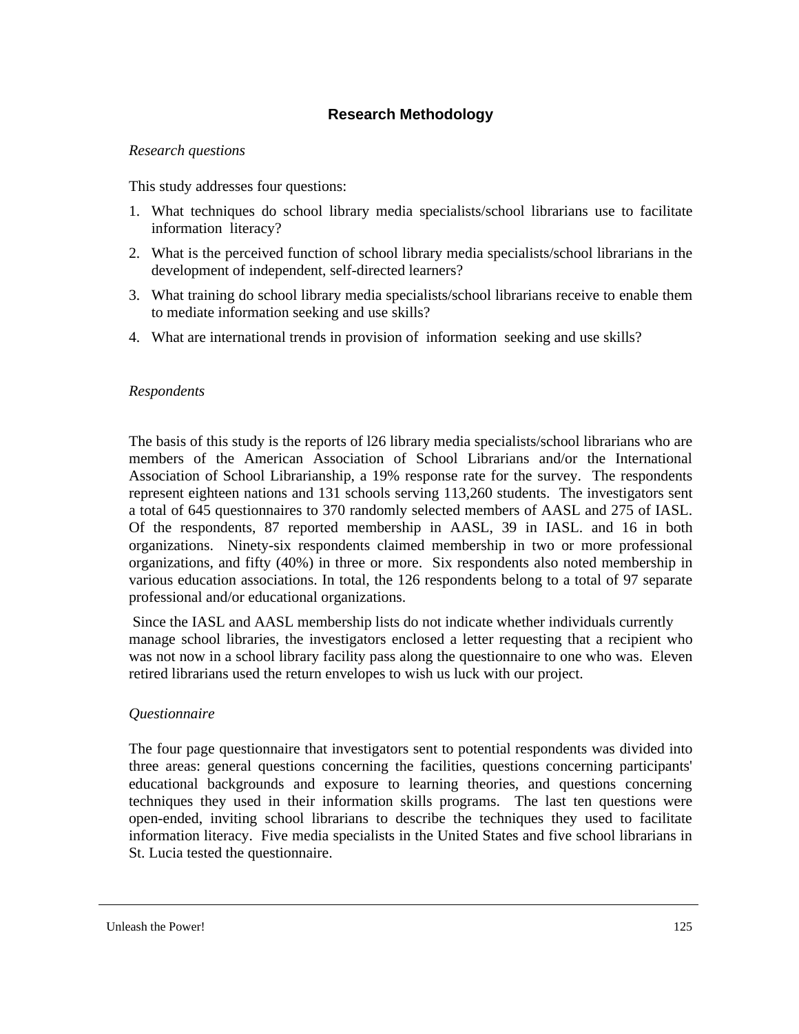## Research Methodology

*Research questions*

This study addresses four questions:

1. What techniques do school library media specialists/school librarians use to facilitate information literacy?
2. What is the perceived function of school library media specialists/school librarians in the development of independent, self-directed learners?
3. What training do school library media specialists/school librarians receive to enable them to mediate information seeking and use skills?
4. What are international trends in provision of information seeking and use skills?

*Respondents*

The basis of this study is the reports of l26 library media specialists/school librarians who are members of the American Association of School Librarians and/or the International Association of School Librarianship, a 19% response rate for the survey. The respondents represent eighteen nations and 131 schools serving 113,260 students. The investigators sent a total of 645 questionnaires to 370 randomly selected members of AASL and 275 of IASL. Of the respondents, 87 reported membership in AASL, 39 in IASL. and 16 in both organizations. Ninety-six respondents claimed membership in two or more professional organizations, and fifty (40%) in three or more. Six respondents also noted membership in various education associations. In total, the 126 respondents belong to a total of 97 separate professional and/or educational organizations.

Since the IASL and AASL membership lists do not indicate whether individuals currently manage school libraries, the investigators enclosed a letter requesting that a recipient who was not now in a school library facility pass along the questionnaire to one who was. Eleven retired librarians used the return envelopes to wish us luck with our project.

*Questionnaire*

The four page questionnaire that investigators sent to potential respondents was divided into three areas: general questions concerning the facilities, questions concerning participants' educational backgrounds and exposure to learning theories, and questions concerning techniques they used in their information skills programs. The last ten questions were open-ended, inviting school librarians to describe the techniques they used to facilitate information literacy. Five media specialists in the United States and five school librarians in St. Lucia tested the questionnaire.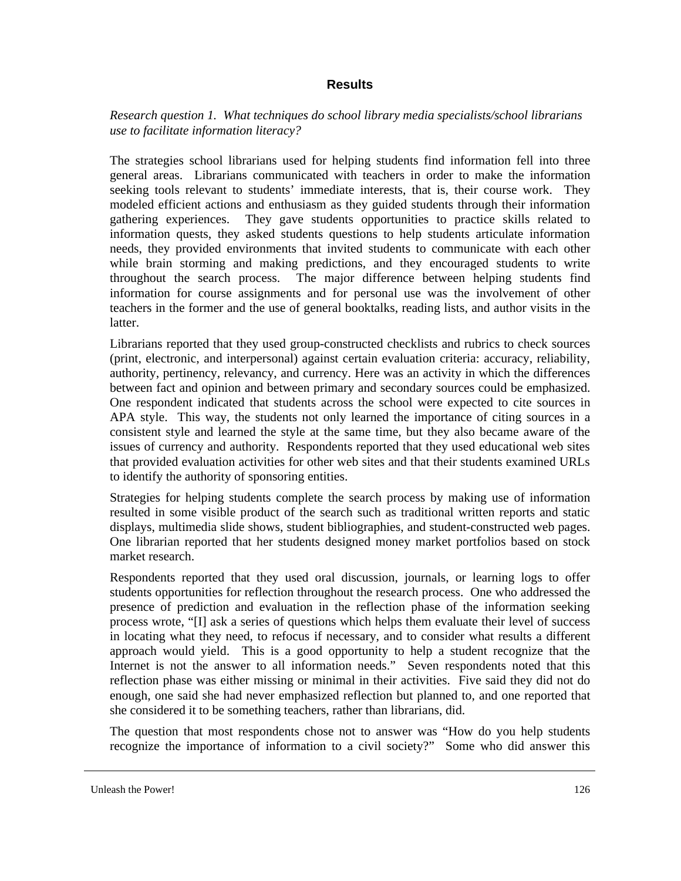## Results

*Research question 1. What techniques do school library media specialists/school librarians use to facilitate information literacy?*

The strategies school librarians used for helping students find information fell into three general areas. Librarians communicated with teachers in order to make the information seeking tools relevant to students' immediate interests, that is, their course work. They modeled efficient actions and enthusiasm as they guided students through their information gathering experiences. They gave students opportunities to practice skills related to information quests, they asked students questions to help students articulate information needs, they provided environments that invited students to communicate with each other while brain storming and making predictions, and they encouraged students to write throughout the search process. The major difference between helping students find information for course assignments and for personal use was the involvement of other teachers in the former and the use of general booktalks, reading lists, and author visits in the latter.

Librarians reported that they used group-constructed checklists and rubrics to check sources (print, electronic, and interpersonal) against certain evaluation criteria: accuracy, reliability, authority, pertinency, relevancy, and currency. Here was an activity in which the differences between fact and opinion and between primary and secondary sources could be emphasized. One respondent indicated that students across the school were expected to cite sources in APA style. This way, the students not only learned the importance of citing sources in a consistent style and learned the style at the same time, but they also became aware of the issues of currency and authority. Respondents reported that they used educational web sites that provided evaluation activities for other web sites and that their students examined URLs to identify the authority of sponsoring entities.

Strategies for helping students complete the search process by making use of information resulted in some visible product of the search such as traditional written reports and static displays, multimedia slide shows, student bibliographies, and student-constructed web pages. One librarian reported that her students designed money market portfolios based on stock market research.

Respondents reported that they used oral discussion, journals, or learning logs to offer students opportunities for reflection throughout the research process. One who addressed the presence of prediction and evaluation in the reflection phase of the information seeking process wrote, "[I] ask a series of questions which helps them evaluate their level of success in locating what they need, to refocus if necessary, and to consider what results a different approach would yield. This is a good opportunity to help a student recognize that the Internet is not the answer to all information needs." Seven respondents noted that this reflection phase was either missing or minimal in their activities. Five said they did not do enough, one said she had never emphasized reflection but planned to, and one reported that she considered it to be something teachers, rather than librarians, did.

The question that most respondents chose not to answer was "How do you help students recognize the importance of information to a civil society?" Some who did answer this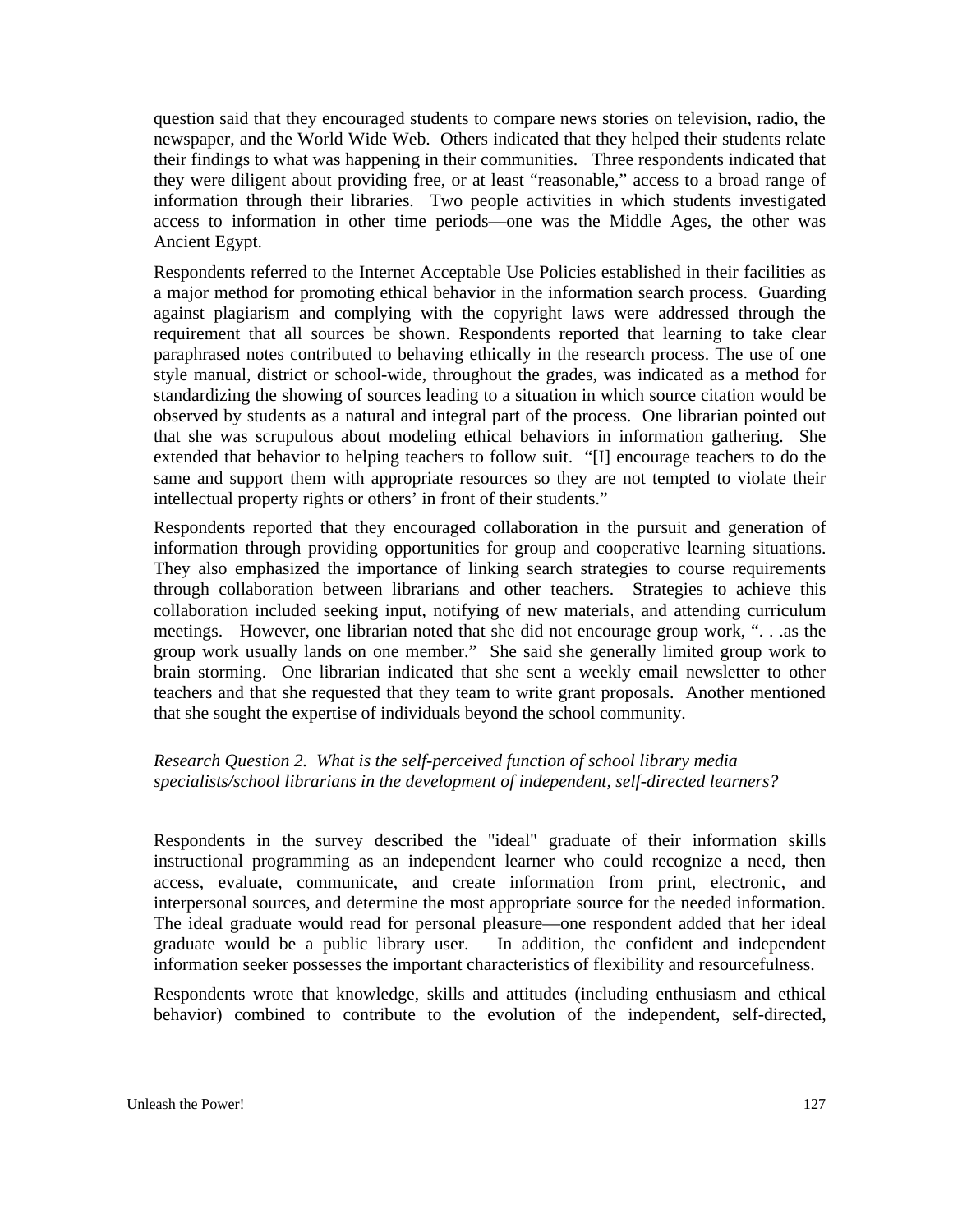question said that they encouraged students to compare news stories on television, radio, the newspaper, and the World Wide Web. Others indicated that they helped their students relate their findings to what was happening in their communities. Three respondents indicated that they were diligent about providing free, or at least "reasonable," access to a broad range of information through their libraries. Two people activities in which students investigated access to information in other time periods—one was the Middle Ages, the other was Ancient Egypt.

Respondents referred to the Internet Acceptable Use Policies established in their facilities as a major method for promoting ethical behavior in the information search process. Guarding against plagiarism and complying with the copyright laws were addressed through the requirement that all sources be shown. Respondents reported that learning to take clear paraphrased notes contributed to behaving ethically in the research process. The use of one style manual, district or school-wide, throughout the grades, was indicated as a method for standardizing the showing of sources leading to a situation in which source citation would be observed by students as a natural and integral part of the process. One librarian pointed out that she was scrupulous about modeling ethical behaviors in information gathering. She extended that behavior to helping teachers to follow suit. "[I] encourage teachers to do the same and support them with appropriate resources so they are not tempted to violate their intellectual property rights or others' in front of their students."

Respondents reported that they encouraged collaboration in the pursuit and generation of information through providing opportunities for group and cooperative learning situations. They also emphasized the importance of linking search strategies to course requirements through collaboration between librarians and other teachers. Strategies to achieve this collaboration included seeking input, notifying of new materials, and attending curriculum meetings. However, one librarian noted that she did not encourage group work, ". . .as the group work usually lands on one member." She said she generally limited group work to brain storming. One librarian indicated that she sent a weekly email newsletter to other teachers and that she requested that they team to write grant proposals. Another mentioned that she sought the expertise of individuals beyond the school community.

*Research Question 2. What is the self-perceived function of school library media specialists/school librarians in the development of independent, self-directed learners?*

Respondents in the survey described the "ideal" graduate of their information skills instructional programming as an independent learner who could recognize a need, then access, evaluate, communicate, and create information from print, electronic, and interpersonal sources, and determine the most appropriate source for the needed information. The ideal graduate would read for personal pleasure—one respondent added that her ideal graduate would be a public library user. In addition, the confident and independent information seeker possesses the important characteristics of flexibility and resourcefulness.

Respondents wrote that knowledge, skills and attitudes (including enthusiasm and ethical behavior) combined to contribute to the evolution of the independent, self-directed,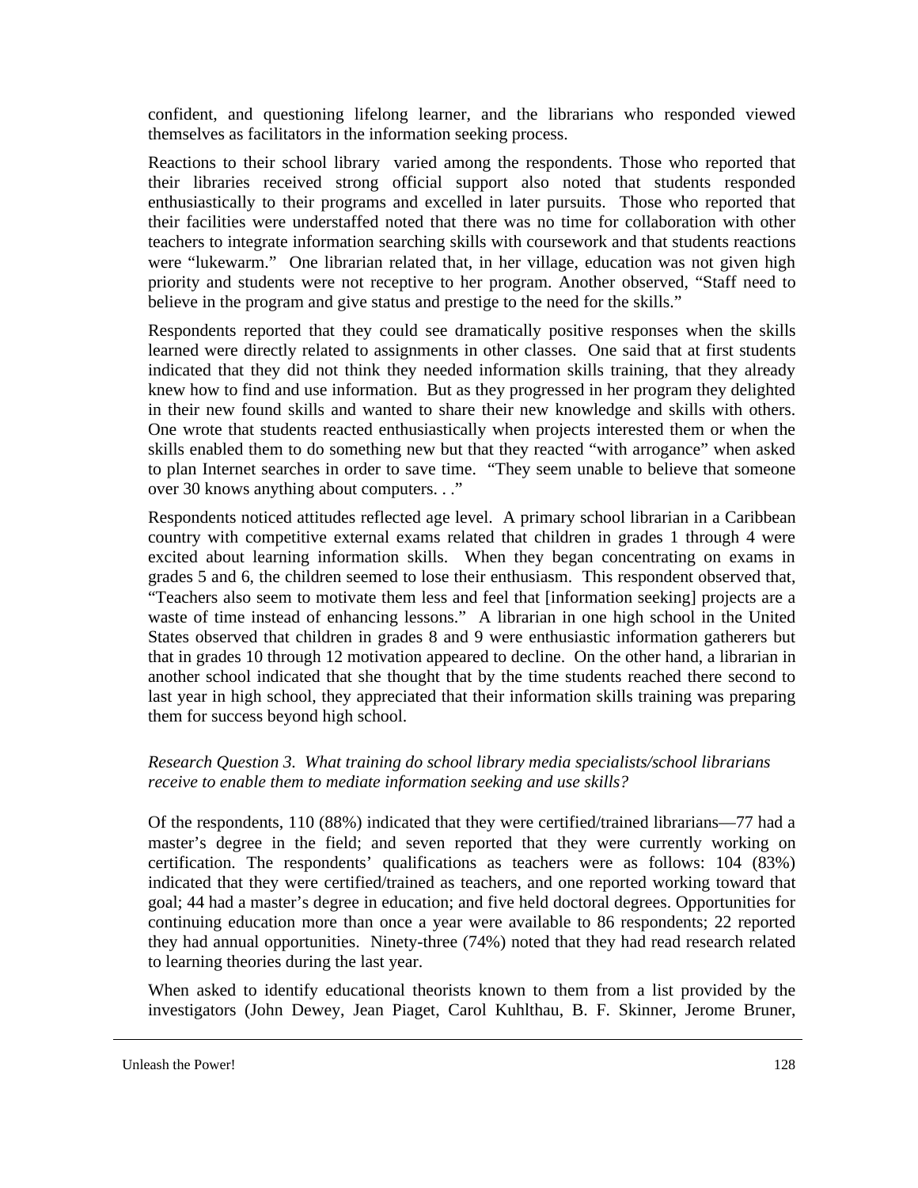confident, and questioning lifelong learner, and the librarians who responded viewed themselves as facilitators in the information seeking process.

Reactions to their school library varied among the respondents. Those who reported that their libraries received strong official support also noted that students responded enthusiastically to their programs and excelled in later pursuits. Those who reported that their facilities were understaffed noted that there was no time for collaboration with other teachers to integrate information searching skills with coursework and that students reactions were "lukewarm." One librarian related that, in her village, education was not given high priority and students were not receptive to her program. Another observed, "Staff need to believe in the program and give status and prestige to the need for the skills."

Respondents reported that they could see dramatically positive responses when the skills learned were directly related to assignments in other classes. One said that at first students indicated that they did not think they needed information skills training, that they already knew how to find and use information. But as they progressed in her program they delighted in their new found skills and wanted to share their new knowledge and skills with others. One wrote that students reacted enthusiastically when projects interested them or when the skills enabled them to do something new but that they reacted "with arrogance" when asked to plan Internet searches in order to save time. "They seem unable to believe that someone over 30 knows anything about computers. . ."

Respondents noticed attitudes reflected age level. A primary school librarian in a Caribbean country with competitive external exams related that children in grades 1 through 4 were excited about learning information skills. When they began concentrating on exams in grades 5 and 6, the children seemed to lose their enthusiasm. This respondent observed that, "Teachers also seem to motivate them less and feel that [information seeking] projects are a waste of time instead of enhancing lessons." A librarian in one high school in the United States observed that children in grades 8 and 9 were enthusiastic information gatherers but that in grades 10 through 12 motivation appeared to decline. On the other hand, a librarian in another school indicated that she thought that by the time students reached there second to last year in high school, they appreciated that their information skills training was preparing them for success beyond high school.

*Research Question 3. What training do school library media specialists/school librarians receive to enable them to mediate information seeking and use skills?*

Of the respondents, 110 (88%) indicated that they were certified/trained librarians—77 had a master's degree in the field; and seven reported that they were currently working on certification. The respondents' qualifications as teachers were as follows: 104 (83%) indicated that they were certified/trained as teachers, and one reported working toward that goal; 44 had a master's degree in education; and five held doctoral degrees. Opportunities for continuing education more than once a year were available to 86 respondents; 22 reported they had annual opportunities. Ninety-three (74%) noted that they had read research related to learning theories during the last year.

When asked to identify educational theorists known to them from a list provided by the investigators (John Dewey, Jean Piaget, Carol Kuhlthau, B. F. Skinner, Jerome Bruner,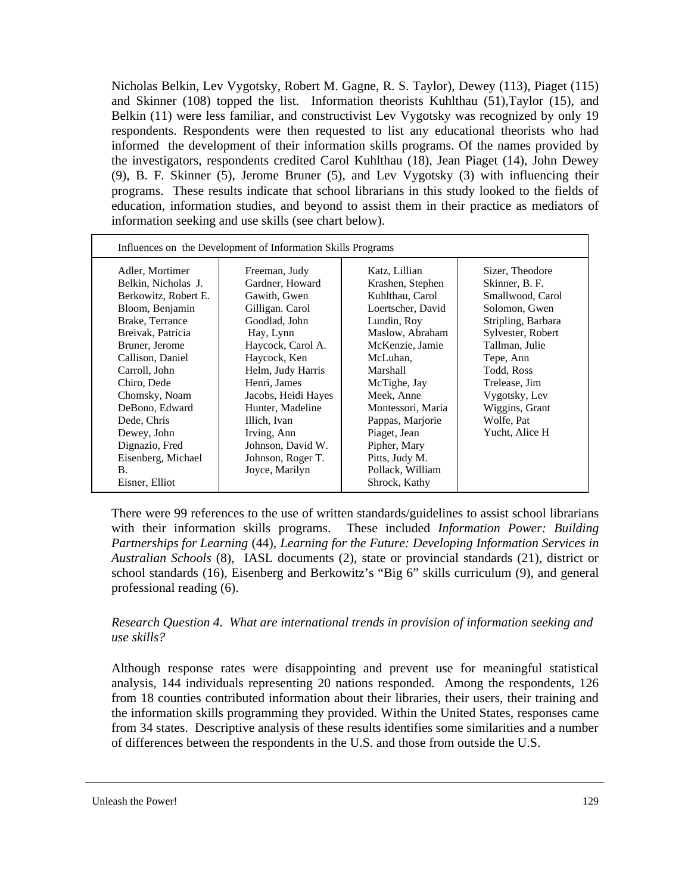Nicholas Belkin, Lev Vygotsky, Robert M. Gagne, R. S. Taylor), Dewey (113), Piaget (115) and Skinner (108) topped the list. Information theorists Kuhlthau (51),Taylor (15), and Belkin (11) were less familiar, and constructivist Lev Vygotsky was recognized by only 19 respondents. Respondents were then requested to list any educational theorists who had informed the development of their information skills programs. Of the names provided by the investigators, respondents credited Carol Kuhlthau (18), Jean Piaget (14), John Dewey (9), B. F. Skinner (5), Jerome Bruner (5), and Lev Vygotsky (3) with influencing their programs. These results indicate that school librarians in this study looked to the fields of education, information studies, and beyond to assist them in their practice as mediators of information seeking and use skills (see chart below).

| Influences on the Development of Information Skills Programs | | | |
|---|---|---|---|
| Adler, Mortimer<br>Belkin, Nicholas J.<br>Berkowitz, Robert E.<br>Bloom, Benjamin<br>Brake, Terrance<br>Breivak, Patricia<br>Bruner, Jerome<br>Callison, Daniel<br>Carroll, John<br>Chiro, Dede<br>Chomsky, Noam<br>DeBono, Edward<br>Dede, Chris<br>Dewey, John<br>Dignazio, Fred<br>Eisenberg, Michael B.<br>Eisner, Elliot | Freeman, Judy<br>Gardner, Howard<br>Gawith, Gwen<br>Gilligan. Carol<br>Goodlad, John<br>Hay, Lynn<br>Haycock, Carol A.<br>Haycock, Ken<br>Helm, Judy Harris<br>Henri, James<br>Jacobs, Heidi Hayes<br>Hunter, Madeline<br>Illich, Ivan<br>Irving, Ann<br>Johnson, David W.<br>Johnson, Roger T.<br>Joyce, Marilyn | Katz, Lillian<br>Krashen, Stephen<br>Kuhlthau, Carol<br>Loertscher, David<br>Lundin, Roy<br>Maslow, Abraham<br>McKenzie, Jamie<br>McLuhan, Marshall<br>McTighe, Jay<br>Meek, Anne<br>Montessori, Maria<br>Pappas, Marjorie<br>Piaget, Jean<br>Pipher, Mary<br>Pitts, Judy M.<br>Pollack, William<br>Shrock, Kathy | Sizer, Theodore<br>Skinner, B. F.<br>Smallwood, Carol<br>Solomon, Gwen<br>Stripling, Barbara<br>Sylvester, Robert<br>Tallman, Julie<br>Tepe, Ann<br>Todd, Ross<br>Trelease, Jim<br>Vygotsky, Lev<br>Wiggins, Grant<br>Wolfe, Pat<br>Yucht, Alice H |

There were 99 references to the use of written standards/guidelines to assist school librarians with their information skills programs. These included *Information Power: Building Partnerships for Learning* (44), *Learning for the Future: Developing Information Services in Australian Schools* (8), IASL documents (2), state or provincial standards (21), district or school standards (16), Eisenberg and Berkowitz's "Big 6" skills curriculum (9), and general professional reading (6).

*Research Question 4. What are international trends in provision of information seeking and use skills?*

Although response rates were disappointing and prevent use for meaningful statistical analysis, 144 individuals representing 20 nations responded. Among the respondents, 126 from 18 counties contributed information about their libraries, their users, their training and the information skills programming they provided. Within the United States, responses came from 34 states. Descriptive analysis of these results identifies some similarities and a number of differences between the respondents in the U.S. and those from outside the U.S.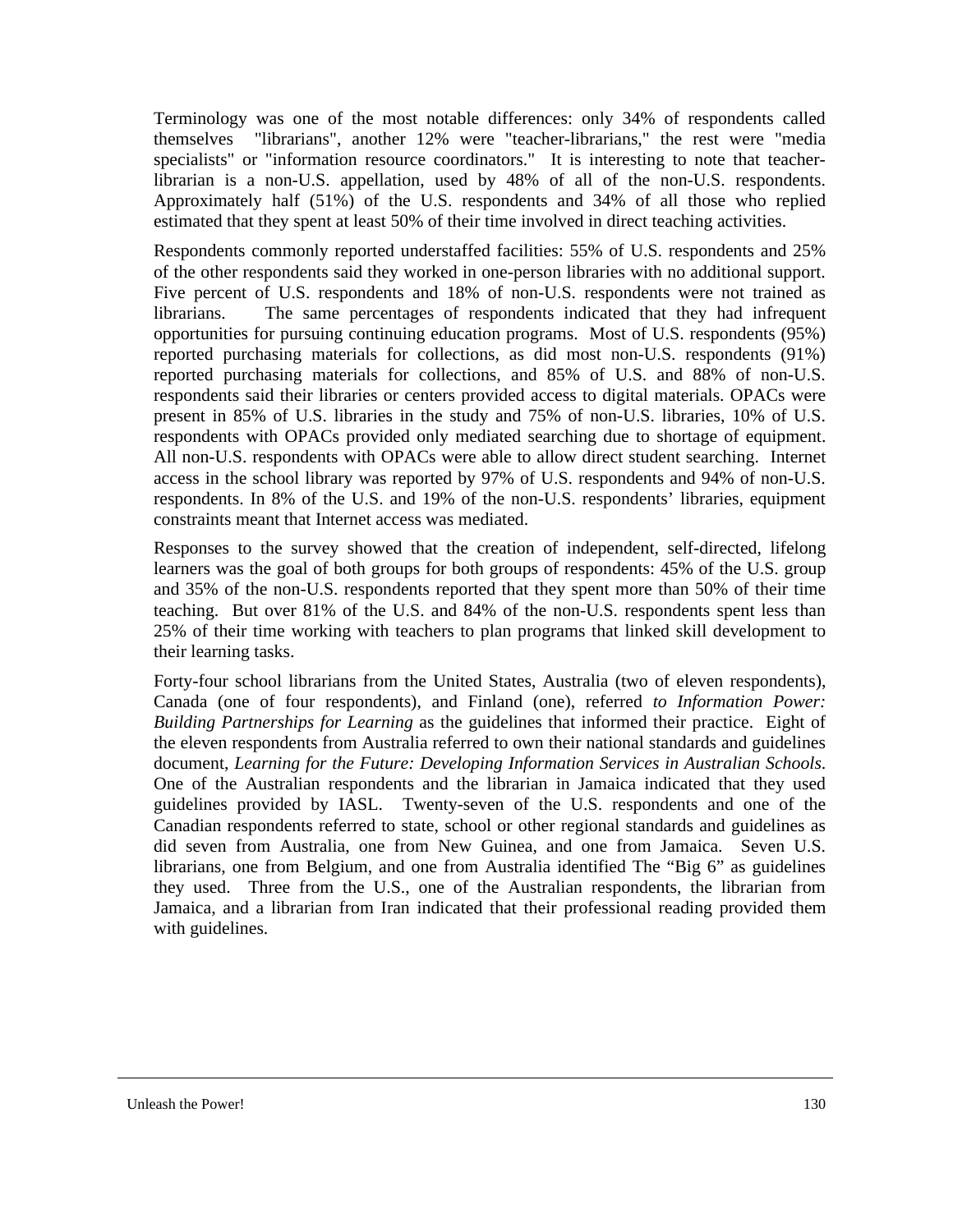Terminology was one of the most notable differences: only 34% of respondents called themselves "librarians", another 12% were "teacher-librarians," the rest were "media specialists" or "information resource coordinators." It is interesting to note that teacher-librarian is a non-U.S. appellation, used by 48% of all of the non-U.S. respondents. Approximately half (51%) of the U.S. respondents and 34% of all those who replied estimated that they spent at least 50% of their time involved in direct teaching activities.

Respondents commonly reported understaffed facilities: 55% of U.S. respondents and 25% of the other respondents said they worked in one-person libraries with no additional support. Five percent of U.S. respondents and 18% of non-U.S. respondents were not trained as librarians. The same percentages of respondents indicated that they had infrequent opportunities for pursuing continuing education programs. Most of U.S. respondents (95%) reported purchasing materials for collections, as did most non-U.S. respondents (91%) reported purchasing materials for collections, and 85% of U.S. and 88% of non-U.S. respondents said their libraries or centers provided access to digital materials. OPACs were present in 85% of U.S. libraries in the study and 75% of non-U.S. libraries, 10% of U.S. respondents with OPACs provided only mediated searching due to shortage of equipment. All non-U.S. respondents with OPACs were able to allow direct student searching. Internet access in the school library was reported by 97% of U.S. respondents and 94% of non-U.S. respondents. In 8% of the U.S. and 19% of the non-U.S. respondents' libraries, equipment constraints meant that Internet access was mediated.

Responses to the survey showed that the creation of independent, self-directed, lifelong learners was the goal of both groups for both groups of respondents: 45% of the U.S. group and 35% of the non-U.S. respondents reported that they spent more than 50% of their time teaching. But over 81% of the U.S. and 84% of the non-U.S. respondents spent less than 25% of their time working with teachers to plan programs that linked skill development to their learning tasks.

Forty-four school librarians from the United States, Australia (two of eleven respondents), Canada (one of four respondents), and Finland (one), referred *to Information Power: Building Partnerships for Learning* as the guidelines that informed their practice. Eight of the eleven respondents from Australia referred to own their national standards and guidelines document, *Learning for the Future: Developing Information Services in Australian Schools*. One of the Australian respondents and the librarian in Jamaica indicated that they used guidelines provided by IASL. Twenty-seven of the U.S. respondents and one of the Canadian respondents referred to state, school or other regional standards and guidelines as did seven from Australia, one from New Guinea, and one from Jamaica. Seven U.S. librarians, one from Belgium, and one from Australia identified The "Big 6" as guidelines they used. Three from the U.S., one of the Australian respondents, the librarian from Jamaica, and a librarian from Iran indicated that their professional reading provided them with guidelines.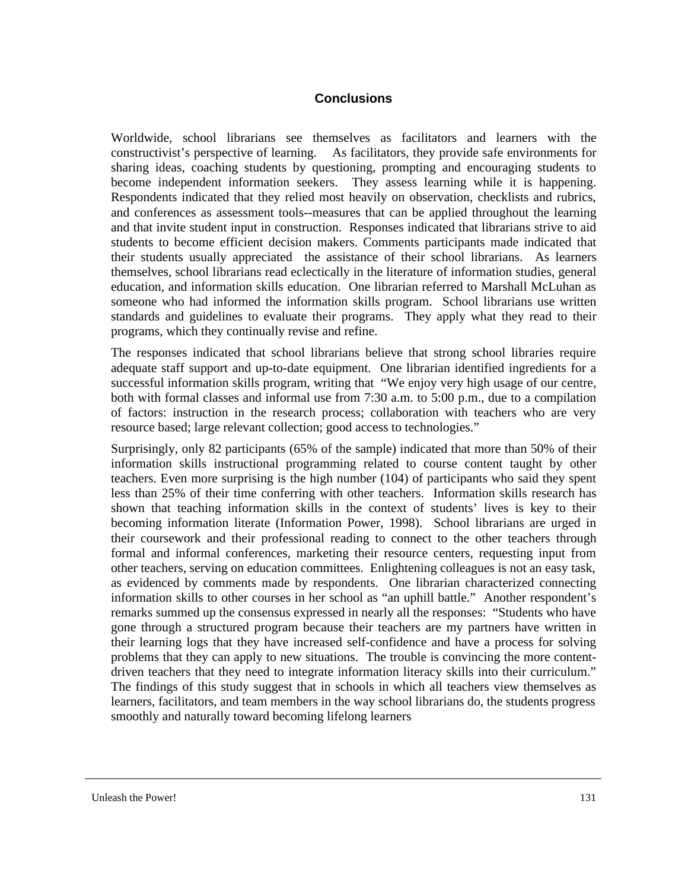## Conclusions

Worldwide, school librarians see themselves as facilitators and learners with the constructivist's perspective of learning. As facilitators, they provide safe environments for sharing ideas, coaching students by questioning, prompting and encouraging students to become independent information seekers. They assess learning while it is happening. Respondents indicated that they relied most heavily on observation, checklists and rubrics, and conferences as assessment tools--measures that can be applied throughout the learning and that invite student input in construction. Responses indicated that librarians strive to aid students to become efficient decision makers. Comments participants made indicated that their students usually appreciated the assistance of their school librarians. As learners themselves, school librarians read eclectically in the literature of information studies, general education, and information skills education. One librarian referred to Marshall McLuhan as someone who had informed the information skills program. School librarians use written standards and guidelines to evaluate their programs. They apply what they read to their programs, which they continually revise and refine.

The responses indicated that school librarians believe that strong school libraries require adequate staff support and up-to-date equipment. One librarian identified ingredients for a successful information skills program, writing that "We enjoy very high usage of our centre, both with formal classes and informal use from 7:30 a.m. to 5:00 p.m., due to a compilation of factors: instruction in the research process; collaboration with teachers who are very resource based; large relevant collection; good access to technologies."

Surprisingly, only 82 participants (65% of the sample) indicated that more than 50% of their information skills instructional programming related to course content taught by other teachers. Even more surprising is the high number (104) of participants who said they spent less than 25% of their time conferring with other teachers. Information skills research has shown that teaching information skills in the context of students' lives is key to their becoming information literate (Information Power, 1998). School librarians are urged in their coursework and their professional reading to connect to the other teachers through formal and informal conferences, marketing their resource centers, requesting input from other teachers, serving on education committees. Enlightening colleagues is not an easy task, as evidenced by comments made by respondents. One librarian characterized connecting information skills to other courses in her school as "an uphill battle." Another respondent's remarks summed up the consensus expressed in nearly all the responses: "Students who have gone through a structured program because their teachers are my partners have written in their learning logs that they have increased self-confidence and have a process for solving problems that they can apply to new situations. The trouble is convincing the more content-driven teachers that they need to integrate information literacy skills into their curriculum." The findings of this study suggest that in schools in which all teachers view themselves as learners, facilitators, and team members in the way school librarians do, the students progress smoothly and naturally toward becoming lifelong learners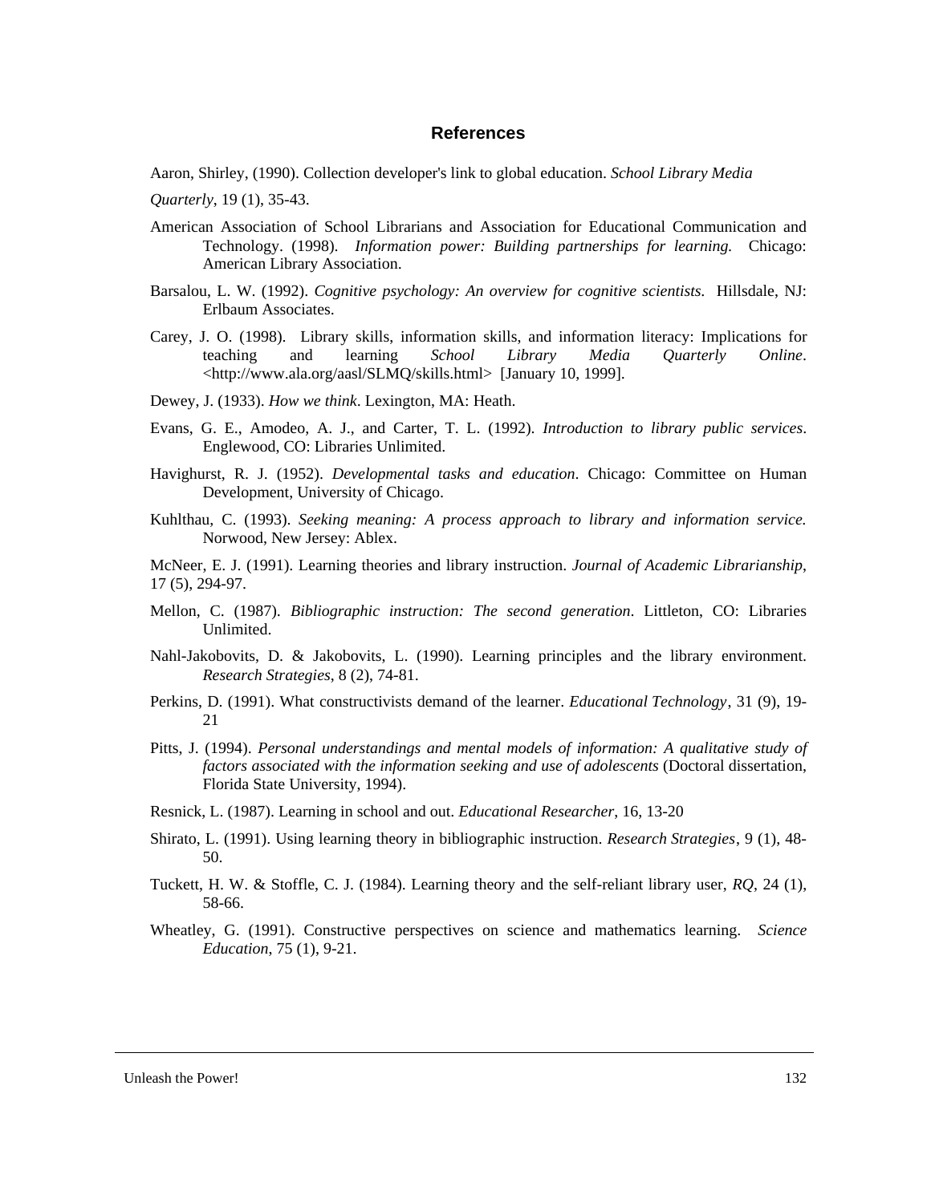## References

Aaron, Shirley, (1990). Collection developer's link to global education. *School Library Media Quarterly*, 19 (1), 35-43.

American Association of School Librarians and Association for Educational Communication and Technology. (1998). *Information power: Building partnerships for learning.* Chicago: American Library Association.

Barsalou, L. W. (1992). *Cognitive psychology: An overview for cognitive scientists.* Hillsdale, NJ: Erlbaum Associates.

Carey, J. O. (1998). Library skills, information skills, and information literacy: Implications for teaching and learning *School Library Media Quarterly Online*. <http://www.ala.org/aasl/SLMQ/skills.html> [January 10, 1999].

Dewey, J. (1933). *How we think*. Lexington, MA: Heath.

Evans, G. E., Amodeo, A. J., and Carter, T. L. (1992). *Introduction to library public services*. Englewood, CO: Libraries Unlimited.

Havighurst, R. J. (1952). *Developmental tasks and education*. Chicago: Committee on Human Development, University of Chicago.

Kuhlthau, C. (1993). *Seeking meaning: A process approach to library and information service.* Norwood, New Jersey: Ablex.

McNeer, E. J. (1991). Learning theories and library instruction. *Journal of Academic Librarianship*, 17 (5), 294-97.

Mellon, C. (1987). *Bibliographic instruction: The second generation*. Littleton, CO: Libraries Unlimited.

Nahl-Jakobovits, D. & Jakobovits, L. (1990). Learning principles and the library environment. *Research Strategies*, 8 (2), 74-81.

Perkins, D. (1991). What constructivists demand of the learner. *Educational Technology*, 31 (9), 19-21

Pitts, J. (1994). *Personal understandings and mental models of information: A qualitative study of factors associated with the information seeking and use of adolescents* (Doctoral dissertation, Florida State University, 1994).

Resnick, L. (1987). Learning in school and out. *Educational Researcher*, 16, 13-20

Shirato, L. (1991). Using learning theory in bibliographic instruction. *Research Strategies*, 9 (1), 48-50.

Tuckett, H. W. & Stoffle, C. J. (1984). Learning theory and the self-reliant library user, *RQ*, 24 (1), 58-66.

Wheatley, G. (1991). Constructive perspectives on science and mathematics learning. *Science Education*, 75 (1), 9-21.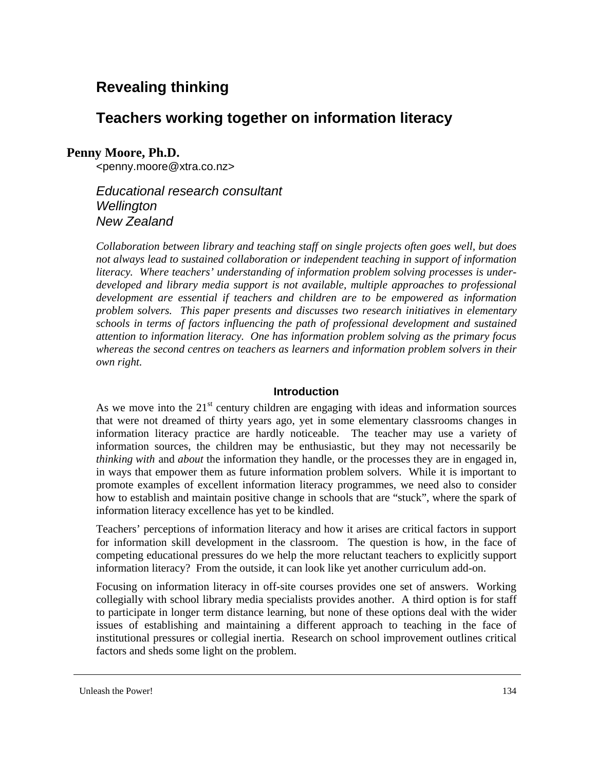# Revealing thinking

## Teachers working together on information literacy

**Penny Moore, Ph.D.**
<penny.moore@xtra.co.nz>

*Educational research consultant*
*Wellington*
*New Zealand*

*Collaboration between library and teaching staff on single projects often goes well, but does not always lead to sustained collaboration or independent teaching in support of information literacy. Where teachers' understanding of information problem solving processes is under-developed and library media support is not available, multiple approaches to professional development are essential if teachers and children are to be empowered as information problem solvers. This paper presents and discusses two research initiatives in elementary schools in terms of factors influencing the path of professional development and sustained attention to information literacy. One has information problem solving as the primary focus whereas the second centres on teachers as learners and information problem solvers in their own right.*

### Introduction

As we move into the 21st century children are engaging with ideas and information sources that were not dreamed of thirty years ago, yet in some elementary classrooms changes in information literacy practice are hardly noticeable. The teacher may use a variety of information sources, the children may be enthusiastic, but they may not necessarily be *thinking with* and *about* the information they handle, or the processes they are in engaged in, in ways that empower them as future information problem solvers. While it is important to promote examples of excellent information literacy programmes, we need also to consider how to establish and maintain positive change in schools that are "stuck", where the spark of information literacy excellence has yet to be kindled.

Teachers' perceptions of information literacy and how it arises are critical factors in support for information skill development in the classroom. The question is how, in the face of competing educational pressures do we help the more reluctant teachers to explicitly support information literacy? From the outside, it can look like yet another curriculum add-on.

Focusing on information literacy in off-site courses provides one set of answers. Working collegially with school library media specialists provides another. A third option is for staff to participate in longer term distance learning, but none of these options deal with the wider issues of establishing and maintaining a different approach to teaching in the face of institutional pressures or collegial inertia. Research on school improvement outlines critical factors and sheds some light on the problem.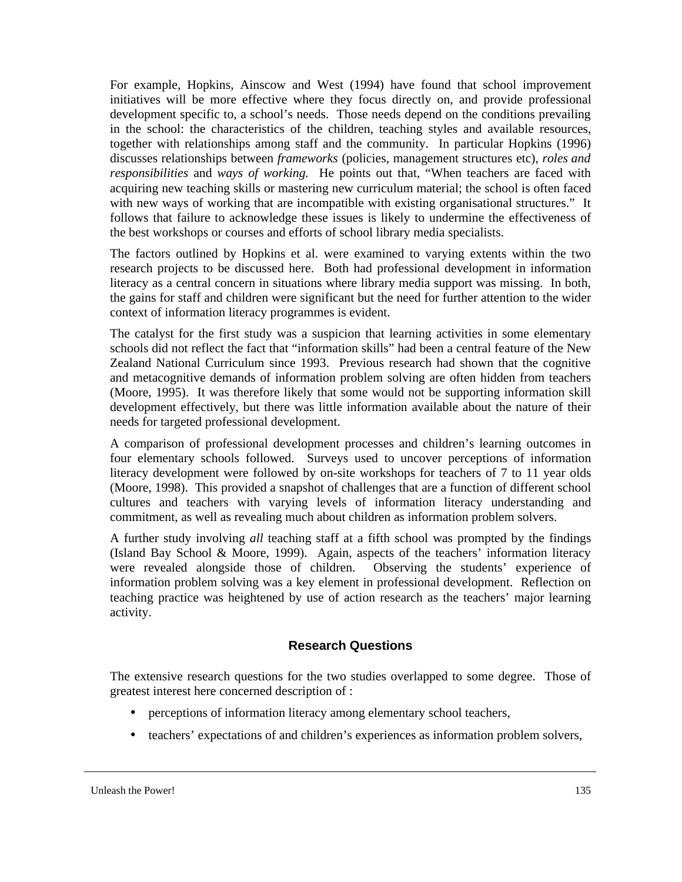For example, Hopkins, Ainscow and West (1994) have found that school improvement initiatives will be more effective where they focus directly on, and provide professional development specific to, a school's needs. Those needs depend on the conditions prevailing in the school: the characteristics of the children, teaching styles and available resources, together with relationships among staff and the community. In particular Hopkins (1996) discusses relationships between *frameworks* (policies, management structures etc), *roles and responsibilities* and *ways of working.* He points out that, "When teachers are faced with acquiring new teaching skills or mastering new curriculum material; the school is often faced with new ways of working that are incompatible with existing organisational structures." It follows that failure to acknowledge these issues is likely to undermine the effectiveness of the best workshops or courses and efforts of school library media specialists.

The factors outlined by Hopkins et al. were examined to varying extents within the two research projects to be discussed here. Both had professional development in information literacy as a central concern in situations where library media support was missing. In both, the gains for staff and children were significant but the need for further attention to the wider context of information literacy programmes is evident.

The catalyst for the first study was a suspicion that learning activities in some elementary schools did not reflect the fact that "information skills" had been a central feature of the New Zealand National Curriculum since 1993. Previous research had shown that the cognitive and metacognitive demands of information problem solving are often hidden from teachers (Moore, 1995). It was therefore likely that some would not be supporting information skill development effectively, but there was little information available about the nature of their needs for targeted professional development.

A comparison of professional development processes and children's learning outcomes in four elementary schools followed. Surveys used to uncover perceptions of information literacy development were followed by on-site workshops for teachers of 7 to 11 year olds (Moore, 1998). This provided a snapshot of challenges that are a function of different school cultures and teachers with varying levels of information literacy understanding and commitment, as well as revealing much about children as information problem solvers.

A further study involving *all* teaching staff at a fifth school was prompted by the findings (Island Bay School & Moore, 1999). Again, aspects of the teachers' information literacy were revealed alongside those of children. Observing the students' experience of information problem solving was a key element in professional development. Reflection on teaching practice was heightened by use of action research as the teachers' major learning activity.

## Research Questions

The extensive research questions for the two studies overlapped to some degree. Those of greatest interest here concerned description of :

- perceptions of information literacy among elementary school teachers,
- teachers' expectations of and children's experiences as information problem solvers,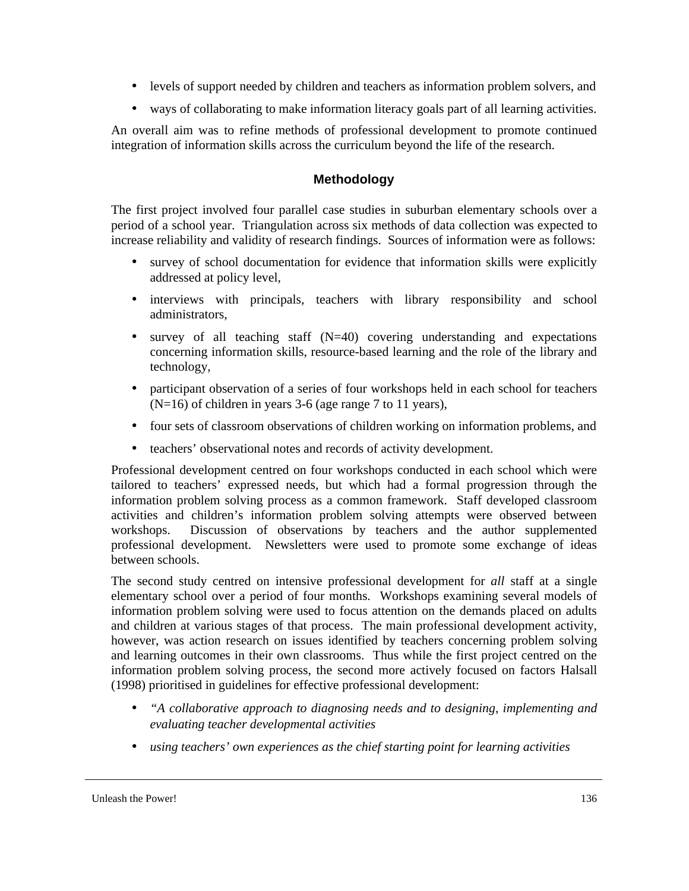- levels of support needed by children and teachers as information problem solvers, and
- ways of collaborating to make information literacy goals part of all learning activities.

An overall aim was to refine methods of professional development to promote continued integration of information skills across the curriculum beyond the life of the research.

## Methodology

The first project involved four parallel case studies in suburban elementary schools over a period of a school year. Triangulation across six methods of data collection was expected to increase reliability and validity of research findings. Sources of information were as follows:

- survey of school documentation for evidence that information skills were explicitly addressed at policy level,
- interviews with principals, teachers with library responsibility and school administrators,
- survey of all teaching staff (N=40) covering understanding and expectations concerning information skills, resource-based learning and the role of the library and technology,
- participant observation of a series of four workshops held in each school for teachers (N=16) of children in years 3-6 (age range 7 to 11 years),
- four sets of classroom observations of children working on information problems, and
- teachers' observational notes and records of activity development.

Professional development centred on four workshops conducted in each school which were tailored to teachers' expressed needs, but which had a formal progression through the information problem solving process as a common framework. Staff developed classroom activities and children's information problem solving attempts were observed between workshops. Discussion of observations by teachers and the author supplemented professional development. Newsletters were used to promote some exchange of ideas between schools.

The second study centred on intensive professional development for *all* staff at a single elementary school over a period of four months. Workshops examining several models of information problem solving were used to focus attention on the demands placed on adults and children at various stages of that process. The main professional development activity, however, was action research on issues identified by teachers concerning problem solving and learning outcomes in their own classrooms. Thus while the first project centred on the information problem solving process, the second more actively focused on factors Halsall (1998) prioritised in guidelines for effective professional development:

- *"A collaborative approach to diagnosing needs and to designing, implementing and evaluating teacher developmental activities*
- *using teachers' own experiences as the chief starting point for learning activities*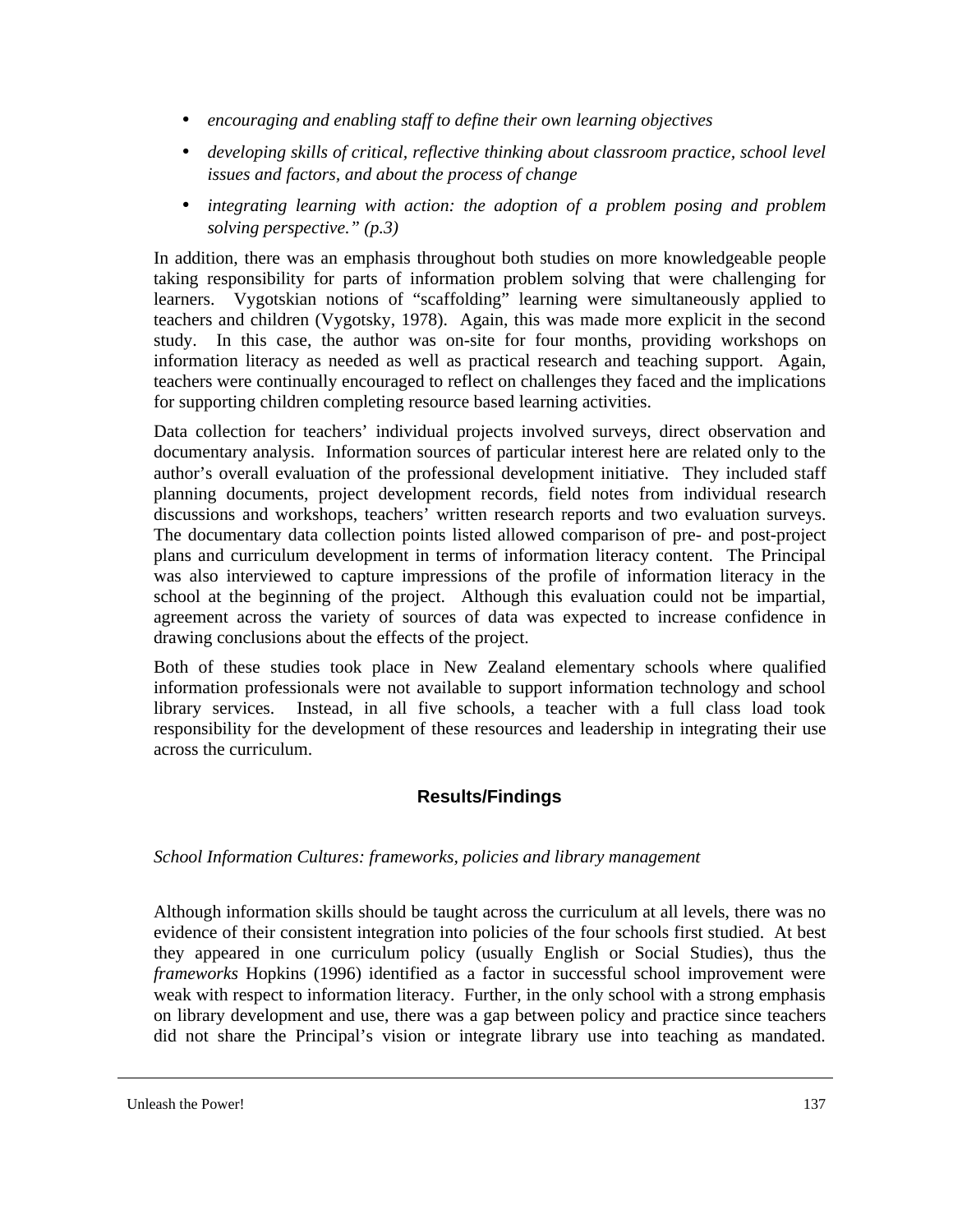- *encouraging and enabling staff to define their own learning objectives*
- *developing skills of critical, reflective thinking about classroom practice, school level issues and factors, and about the process of change*
- *integrating learning with action: the adoption of a problem posing and problem solving perspective." (p.3)*

In addition, there was an emphasis throughout both studies on more knowledgeable people taking responsibility for parts of information problem solving that were challenging for learners. Vygotskian notions of "scaffolding" learning were simultaneously applied to teachers and children (Vygotsky, 1978). Again, this was made more explicit in the second study. In this case, the author was on-site for four months, providing workshops on information literacy as needed as well as practical research and teaching support. Again, teachers were continually encouraged to reflect on challenges they faced and the implications for supporting children completing resource based learning activities.

Data collection for teachers' individual projects involved surveys, direct observation and documentary analysis. Information sources of particular interest here are related only to the author's overall evaluation of the professional development initiative. They included staff planning documents, project development records, field notes from individual research discussions and workshops, teachers' written research reports and two evaluation surveys. The documentary data collection points listed allowed comparison of pre- and post-project plans and curriculum development in terms of information literacy content. The Principal was also interviewed to capture impressions of the profile of information literacy in the school at the beginning of the project. Although this evaluation could not be impartial, agreement across the variety of sources of data was expected to increase confidence in drawing conclusions about the effects of the project.

Both of these studies took place in New Zealand elementary schools where qualified information professionals were not available to support information technology and school library services. Instead, in all five schools, a teacher with a full class load took responsibility for the development of these resources and leadership in integrating their use across the curriculum.

## Results/Findings

*School Information Cultures: frameworks, policies and library management*

Although information skills should be taught across the curriculum at all levels, there was no evidence of their consistent integration into policies of the four schools first studied. At best they appeared in one curriculum policy (usually English or Social Studies), thus the *frameworks* Hopkins (1996) identified as a factor in successful school improvement were weak with respect to information literacy. Further, in the only school with a strong emphasis on library development and use, there was a gap between policy and practice since teachers did not share the Principal's vision or integrate library use into teaching as mandated.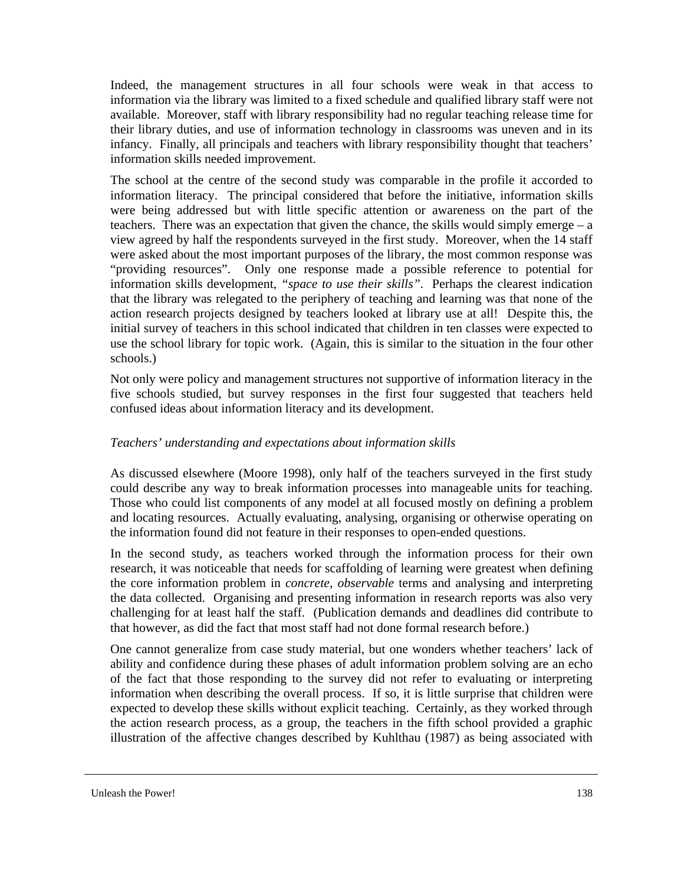Indeed, the management structures in all four schools were weak in that access to information via the library was limited to a fixed schedule and qualified library staff were not available. Moreover, staff with library responsibility had no regular teaching release time for their library duties, and use of information technology in classrooms was uneven and in its infancy. Finally, all principals and teachers with library responsibility thought that teachers' information skills needed improvement.

The school at the centre of the second study was comparable in the profile it accorded to information literacy. The principal considered that before the initiative, information skills were being addressed but with little specific attention or awareness on the part of the teachers. There was an expectation that given the chance, the skills would simply emerge – a view agreed by half the respondents surveyed in the first study. Moreover, when the 14 staff were asked about the most important purposes of the library, the most common response was "providing resources". Only one response made a possible reference to potential for information skills development, *"space to use their skills"*. Perhaps the clearest indication that the library was relegated to the periphery of teaching and learning was that none of the action research projects designed by teachers looked at library use at all! Despite this, the initial survey of teachers in this school indicated that children in ten classes were expected to use the school library for topic work. (Again, this is similar to the situation in the four other schools.)

Not only were policy and management structures not supportive of information literacy in the five schools studied, but survey responses in the first four suggested that teachers held confused ideas about information literacy and its development.

*Teachers' understanding and expectations about information skills*

As discussed elsewhere (Moore 1998), only half of the teachers surveyed in the first study could describe any way to break information processes into manageable units for teaching. Those who could list components of any model at all focused mostly on defining a problem and locating resources. Actually evaluating, analysing, organising or otherwise operating on the information found did not feature in their responses to open-ended questions.

In the second study, as teachers worked through the information process for their own research, it was noticeable that needs for scaffolding of learning were greatest when defining the core information problem in *concrete, observable* terms and analysing and interpreting the data collected. Organising and presenting information in research reports was also very challenging for at least half the staff. (Publication demands and deadlines did contribute to that however, as did the fact that most staff had not done formal research before.)

One cannot generalize from case study material, but one wonders whether teachers' lack of ability and confidence during these phases of adult information problem solving are an echo of the fact that those responding to the survey did not refer to evaluating or interpreting information when describing the overall process. If so, it is little surprise that children were expected to develop these skills without explicit teaching. Certainly, as they worked through the action research process, as a group, the teachers in the fifth school provided a graphic illustration of the affective changes described by Kuhlthau (1987) as being associated with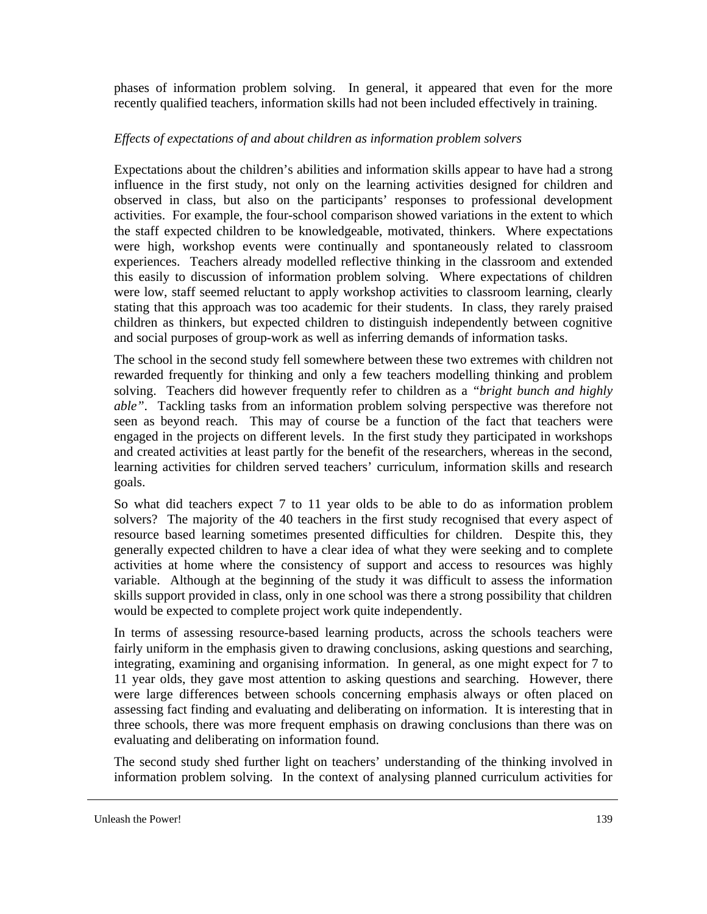phases of information problem solving. In general, it appeared that even for the more recently qualified teachers, information skills had not been included effectively in training.

*Effects of expectations of and about children as information problem solvers*

Expectations about the children's abilities and information skills appear to have had a strong influence in the first study, not only on the learning activities designed for children and observed in class, but also on the participants' responses to professional development activities. For example, the four-school comparison showed variations in the extent to which the staff expected children to be knowledgeable, motivated, thinkers. Where expectations were high, workshop events were continually and spontaneously related to classroom experiences. Teachers already modelled reflective thinking in the classroom and extended this easily to discussion of information problem solving. Where expectations of children were low, staff seemed reluctant to apply workshop activities to classroom learning, clearly stating that this approach was too academic for their students. In class, they rarely praised children as thinkers, but expected children to distinguish independently between cognitive and social purposes of group-work as well as inferring demands of information tasks.

The school in the second study fell somewhere between these two extremes with children not rewarded frequently for thinking and only a few teachers modelling thinking and problem solving. Teachers did however frequently refer to children as a *"bright bunch and highly able"*. Tackling tasks from an information problem solving perspective was therefore not seen as beyond reach. This may of course be a function of the fact that teachers were engaged in the projects on different levels. In the first study they participated in workshops and created activities at least partly for the benefit of the researchers, whereas in the second, learning activities for children served teachers' curriculum, information skills and research goals.

So what did teachers expect 7 to 11 year olds to be able to do as information problem solvers? The majority of the 40 teachers in the first study recognised that every aspect of resource based learning sometimes presented difficulties for children. Despite this, they generally expected children to have a clear idea of what they were seeking and to complete activities at home where the consistency of support and access to resources was highly variable. Although at the beginning of the study it was difficult to assess the information skills support provided in class, only in one school was there a strong possibility that children would be expected to complete project work quite independently.

In terms of assessing resource-based learning products, across the schools teachers were fairly uniform in the emphasis given to drawing conclusions, asking questions and searching, integrating, examining and organising information. In general, as one might expect for 7 to 11 year olds, they gave most attention to asking questions and searching. However, there were large differences between schools concerning emphasis always or often placed on assessing fact finding and evaluating and deliberating on information. It is interesting that in three schools, there was more frequent emphasis on drawing conclusions than there was on evaluating and deliberating on information found.

The second study shed further light on teachers' understanding of the thinking involved in information problem solving. In the context of analysing planned curriculum activities for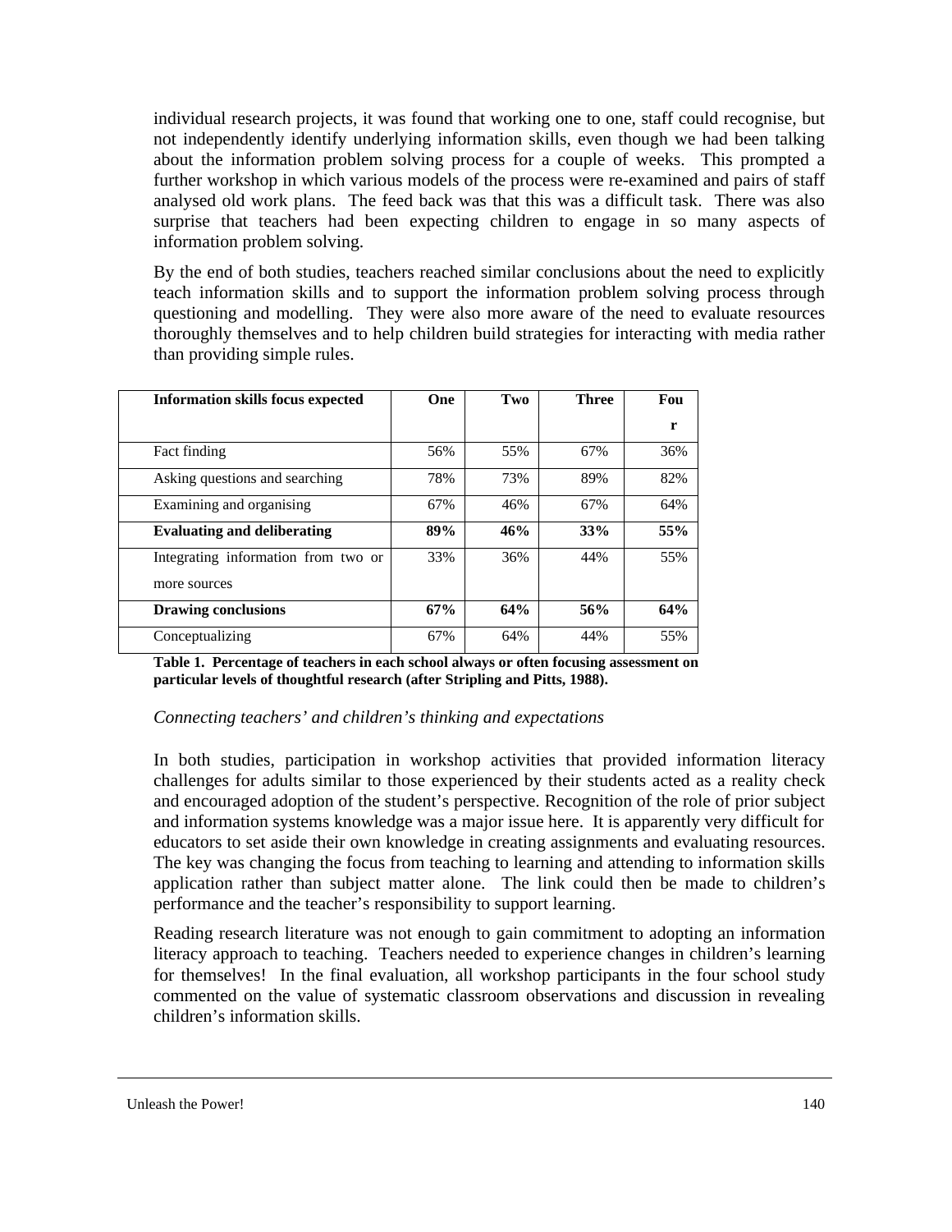individual research projects, it was found that working one to one, staff could recognise, but not independently identify underlying information skills, even though we had been talking about the information problem solving process for a couple of weeks. This prompted a further workshop in which various models of the process were re-examined and pairs of staff analysed old work plans. The feed back was that this was a difficult task. There was also surprise that teachers had been expecting children to engage in so many aspects of information problem solving.

By the end of both studies, teachers reached similar conclusions about the need to explicitly teach information skills and to support the information problem solving process through questioning and modelling. They were also more aware of the need to evaluate resources thoroughly themselves and to help children build strategies for interacting with media rather than providing simple rules.

| **Information skills focus expected** | **One** | **Two** | **Three** | **Four** |
|---|---|---|---|---|
| Fact finding | 56% | 55% | 67% | 36% |
| Asking questions and searching | 78% | 73% | 89% | 82% |
| Examining and organising | 67% | 46% | 67% | 64% |
| **Evaluating and deliberating** | **89%** | **46%** | **33%** | **55%** |
| Integrating information from two or more sources | 33% | 36% | 44% | 55% |
| **Drawing conclusions** | **67%** | **64%** | **56%** | **64%** |
| Conceptualizing | 67% | 64% | 44% | 55% |

**Table 1. Percentage of teachers in each school always or often focusing assessment on particular levels of thoughtful research (after Stripling and Pitts, 1988).**

*Connecting teachers' and children's thinking and expectations*

In both studies, participation in workshop activities that provided information literacy challenges for adults similar to those experienced by their students acted as a reality check and encouraged adoption of the student's perspective. Recognition of the role of prior subject and information systems knowledge was a major issue here. It is apparently very difficult for educators to set aside their own knowledge in creating assignments and evaluating resources. The key was changing the focus from teaching to learning and attending to information skills application rather than subject matter alone. The link could then be made to children's performance and the teacher's responsibility to support learning.

Reading research literature was not enough to gain commitment to adopting an information literacy approach to teaching. Teachers needed to experience changes in children's learning for themselves! In the final evaluation, all workshop participants in the four school study commented on the value of systematic classroom observations and discussion in revealing children's information skills.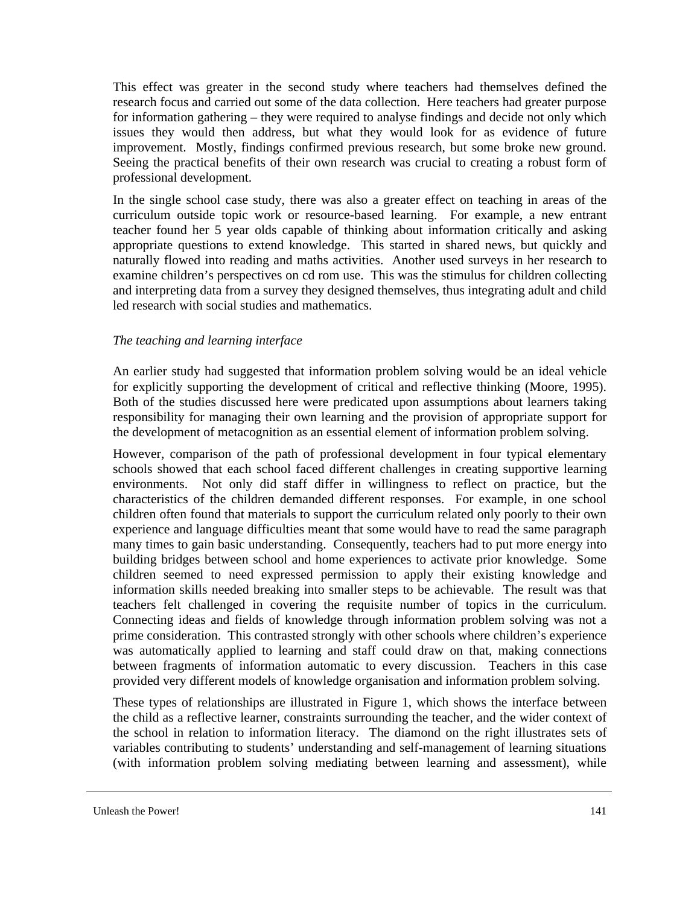This effect was greater in the second study where teachers had themselves defined the research focus and carried out some of the data collection. Here teachers had greater purpose for information gathering – they were required to analyse findings and decide not only which issues they would then address, but what they would look for as evidence of future improvement. Mostly, findings confirmed previous research, but some broke new ground. Seeing the practical benefits of their own research was crucial to creating a robust form of professional development.

In the single school case study, there was also a greater effect on teaching in areas of the curriculum outside topic work or resource-based learning. For example, a new entrant teacher found her 5 year olds capable of thinking about information critically and asking appropriate questions to extend knowledge. This started in shared news, but quickly and naturally flowed into reading and maths activities. Another used surveys in her research to examine children's perspectives on cd rom use. This was the stimulus for children collecting and interpreting data from a survey they designed themselves, thus integrating adult and child led research with social studies and mathematics.

*The teaching and learning interface*

An earlier study had suggested that information problem solving would be an ideal vehicle for explicitly supporting the development of critical and reflective thinking (Moore, 1995). Both of the studies discussed here were predicated upon assumptions about learners taking responsibility for managing their own learning and the provision of appropriate support for the development of metacognition as an essential element of information problem solving.

However, comparison of the path of professional development in four typical elementary schools showed that each school faced different challenges in creating supportive learning environments. Not only did staff differ in willingness to reflect on practice, but the characteristics of the children demanded different responses. For example, in one school children often found that materials to support the curriculum related only poorly to their own experience and language difficulties meant that some would have to read the same paragraph many times to gain basic understanding. Consequently, teachers had to put more energy into building bridges between school and home experiences to activate prior knowledge. Some children seemed to need expressed permission to apply their existing knowledge and information skills needed breaking into smaller steps to be achievable. The result was that teachers felt challenged in covering the requisite number of topics in the curriculum. Connecting ideas and fields of knowledge through information problem solving was not a prime consideration. This contrasted strongly with other schools where children's experience was automatically applied to learning and staff could draw on that, making connections between fragments of information automatic to every discussion. Teachers in this case provided very different models of knowledge organisation and information problem solving.

These types of relationships are illustrated in Figure 1, which shows the interface between the child as a reflective learner, constraints surrounding the teacher, and the wider context of the school in relation to information literacy. The diamond on the right illustrates sets of variables contributing to students' understanding and self-management of learning situations (with information problem solving mediating between learning and assessment), while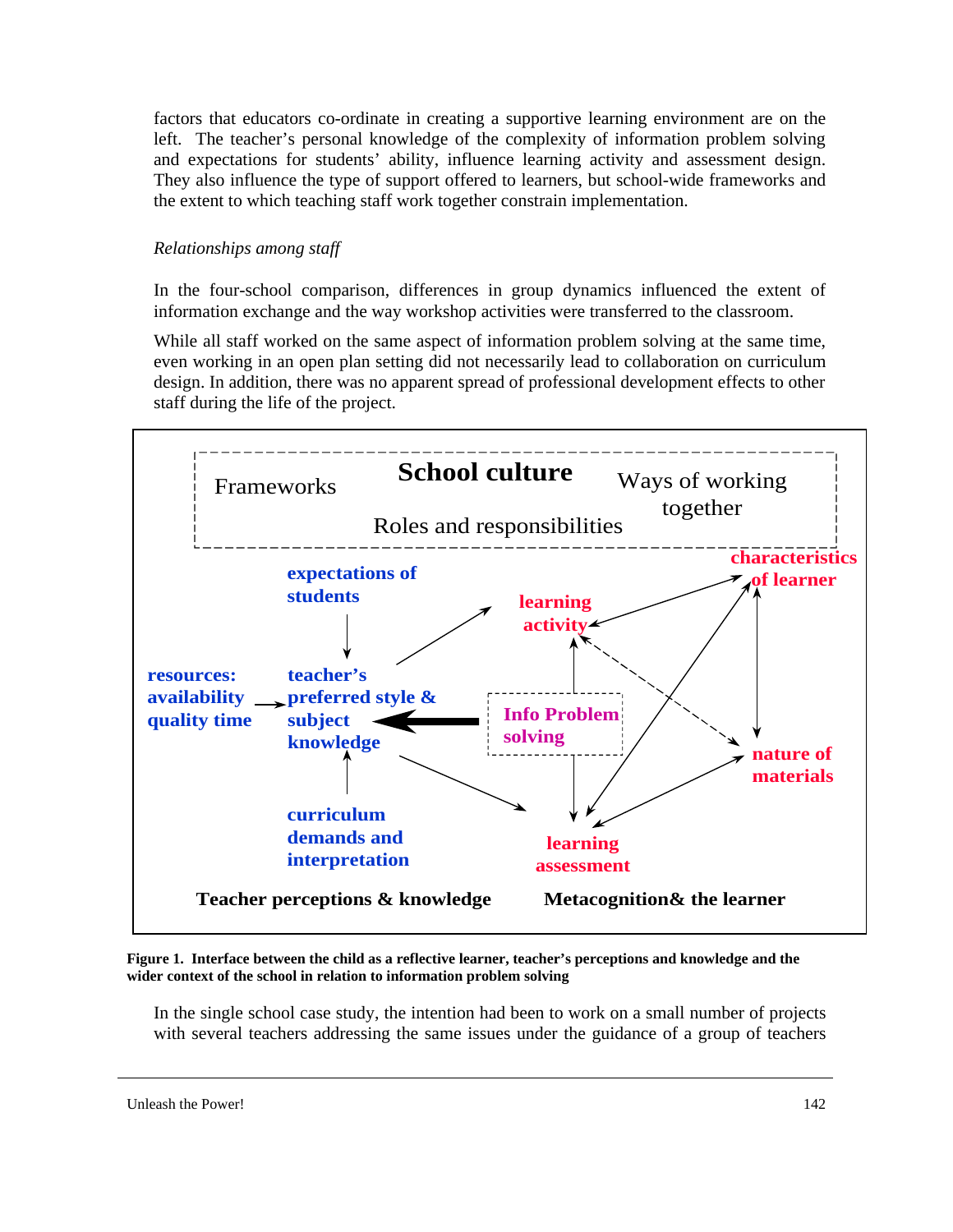factors that educators co-ordinate in creating a supportive learning environment are on the left. The teacher's personal knowledge of the complexity of information problem solving and expectations for students' ability, influence learning activity and assessment design. They also influence the type of support offered to learners, but school-wide frameworks and the extent to which teaching staff work together constrain implementation.

*Relationships among staff*

In the four-school comparison, differences in group dynamics influenced the extent of information exchange and the way workshop activities were transferred to the classroom.

While all staff worked on the same aspect of information problem solving at the same time, even working in an open plan setting did not necessarily lead to collaboration on curriculum design. In addition, there was no apparent spread of professional development effects to other staff during the life of the project.

School culture
Frameworks
Ways of working together
Roles and responsibilities

expectations of students
resources: availability quality time
teacher's preferred style & subject knowledge
curriculum demands and interpretation
Info Problem solving
learning activity
characteristics of learner
nature of materials
learning assessment

Teacher perceptions & knowledge
Metacognition& the learner

**Figure 1. Interface between the child as a reflective learner, teacher's perceptions and knowledge and the wider context of the school in relation to information problem solving**

In the single school case study, the intention had been to work on a small number of projects with several teachers addressing the same issues under the guidance of a group of teachers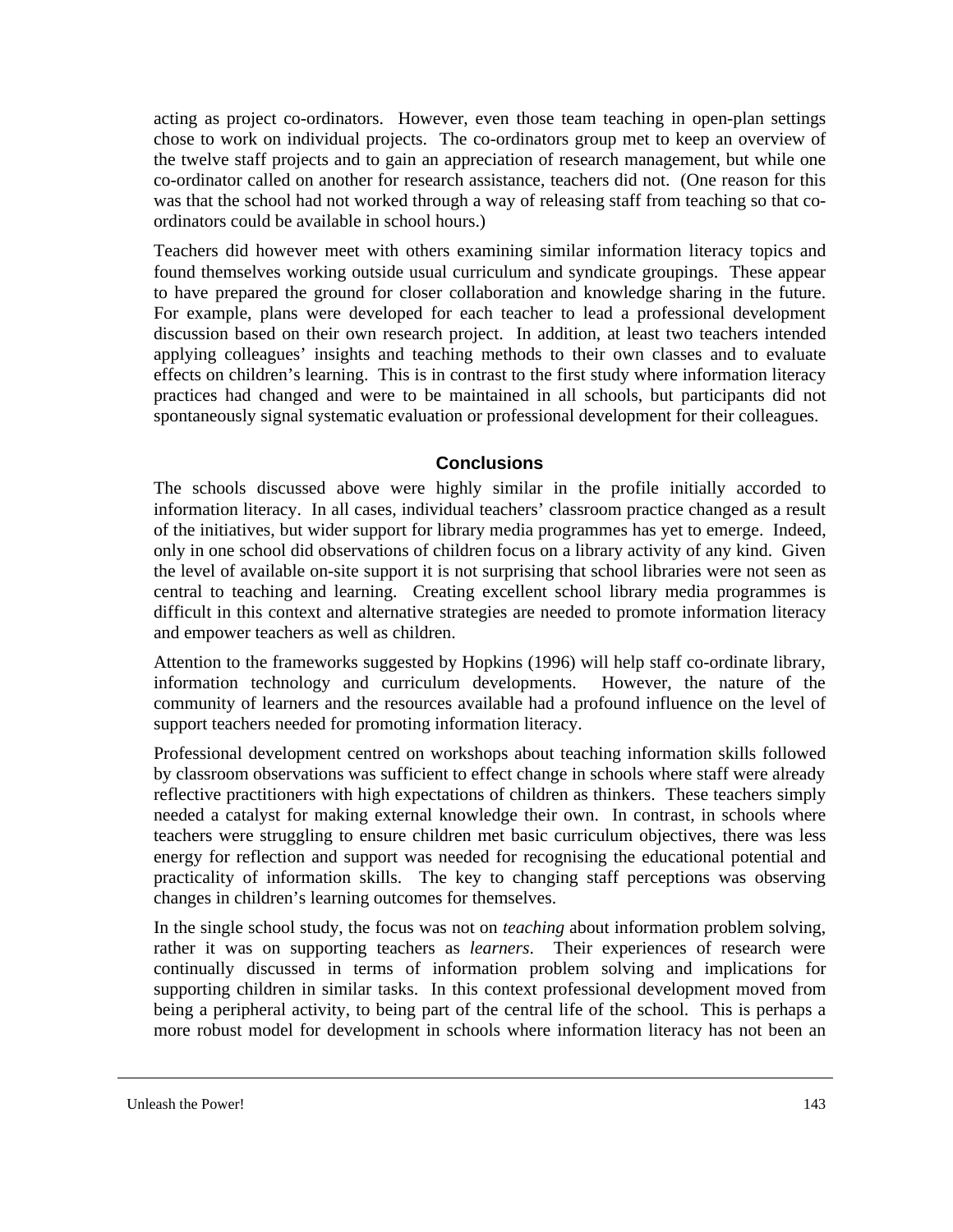acting as project co-ordinators. However, even those team teaching in open-plan settings chose to work on individual projects. The co-ordinators group met to keep an overview of the twelve staff projects and to gain an appreciation of research management, but while one co-ordinator called on another for research assistance, teachers did not. (One reason for this was that the school had not worked through a way of releasing staff from teaching so that co-ordinators could be available in school hours.)

Teachers did however meet with others examining similar information literacy topics and found themselves working outside usual curriculum and syndicate groupings. These appear to have prepared the ground for closer collaboration and knowledge sharing in the future. For example, plans were developed for each teacher to lead a professional development discussion based on their own research project. In addition, at least two teachers intended applying colleagues' insights and teaching methods to their own classes and to evaluate effects on children's learning. This is in contrast to the first study where information literacy practices had changed and were to be maintained in all schools, but participants did not spontaneously signal systematic evaluation or professional development for their colleagues.

## Conclusions

The schools discussed above were highly similar in the profile initially accorded to information literacy. In all cases, individual teachers' classroom practice changed as a result of the initiatives, but wider support for library media programmes has yet to emerge. Indeed, only in one school did observations of children focus on a library activity of any kind. Given the level of available on-site support it is not surprising that school libraries were not seen as central to teaching and learning. Creating excellent school library media programmes is difficult in this context and alternative strategies are needed to promote information literacy and empower teachers as well as children.

Attention to the frameworks suggested by Hopkins (1996) will help staff co-ordinate library, information technology and curriculum developments. However, the nature of the community of learners and the resources available had a profound influence on the level of support teachers needed for promoting information literacy.

Professional development centred on workshops about teaching information skills followed by classroom observations was sufficient to effect change in schools where staff were already reflective practitioners with high expectations of children as thinkers. These teachers simply needed a catalyst for making external knowledge their own. In contrast, in schools where teachers were struggling to ensure children met basic curriculum objectives, there was less energy for reflection and support was needed for recognising the educational potential and practicality of information skills. The key to changing staff perceptions was observing changes in children's learning outcomes for themselves.

In the single school study, the focus was not on *teaching* about information problem solving, rather it was on supporting teachers as *learners*. Their experiences of research were continually discussed in terms of information problem solving and implications for supporting children in similar tasks. In this context professional development moved from being a peripheral activity, to being part of the central life of the school. This is perhaps a more robust model for development in schools where information literacy has not been an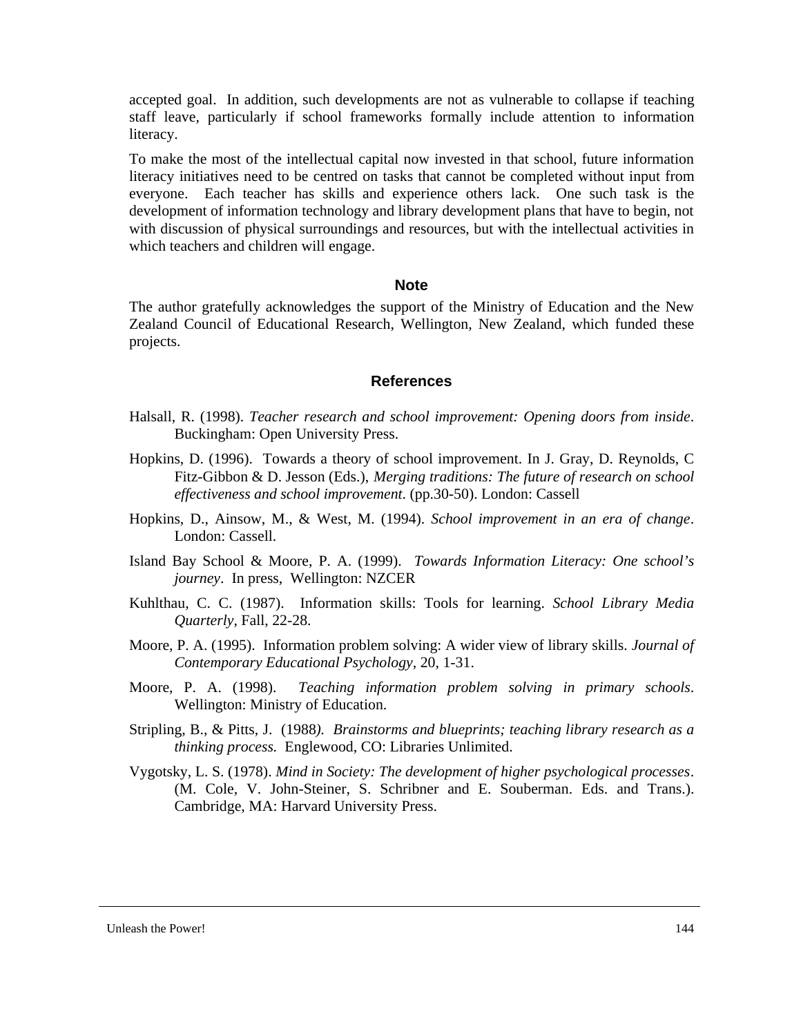accepted goal. In addition, such developments are not as vulnerable to collapse if teaching staff leave, particularly if school frameworks formally include attention to information literacy.

To make the most of the intellectual capital now invested in that school, future information literacy initiatives need to be centred on tasks that cannot be completed without input from everyone. Each teacher has skills and experience others lack. One such task is the development of information technology and library development plans that have to begin, not with discussion of physical surroundings and resources, but with the intellectual activities in which teachers and children will engage.

## Note

The author gratefully acknowledges the support of the Ministry of Education and the New Zealand Council of Educational Research, Wellington, New Zealand, which funded these projects.

## References

Halsall, R. (1998). *Teacher research and school improvement: Opening doors from inside*. Buckingham: Open University Press.

Hopkins, D. (1996). Towards a theory of school improvement. In J. Gray, D. Reynolds, C Fitz-Gibbon & D. Jesson (Eds.), *Merging traditions: The future of research on school effectiveness and school improvement*. (pp.30-50). London: Cassell

Hopkins, D., Ainsow, M., & West, M. (1994). *School improvement in an era of change*. London: Cassell.

Island Bay School & Moore, P. A. (1999). *Towards Information Literacy: One school's journey*. In press, Wellington: NZCER

Kuhlthau, C. C. (1987). Information skills: Tools for learning. *School Library Media Quarterly*, Fall, 22-28.

Moore, P. A. (1995). Information problem solving: A wider view of library skills. *Journal of Contemporary Educational Psychology*, 20, 1-31.

Moore, P. A. (1998). *Teaching information problem solving in primary schools*. Wellington: Ministry of Education.

Stripling, B., & Pitts, J. (1988*). Brainstorms and blueprints; teaching library research as a thinking process.* Englewood, CO: Libraries Unlimited.

Vygotsky, L. S. (1978). *Mind in Society: The development of higher psychological processes*. (M. Cole, V. John-Steiner, S. Schribner and E. Souberman. Eds. and Trans.). Cambridge, MA: Harvard University Press.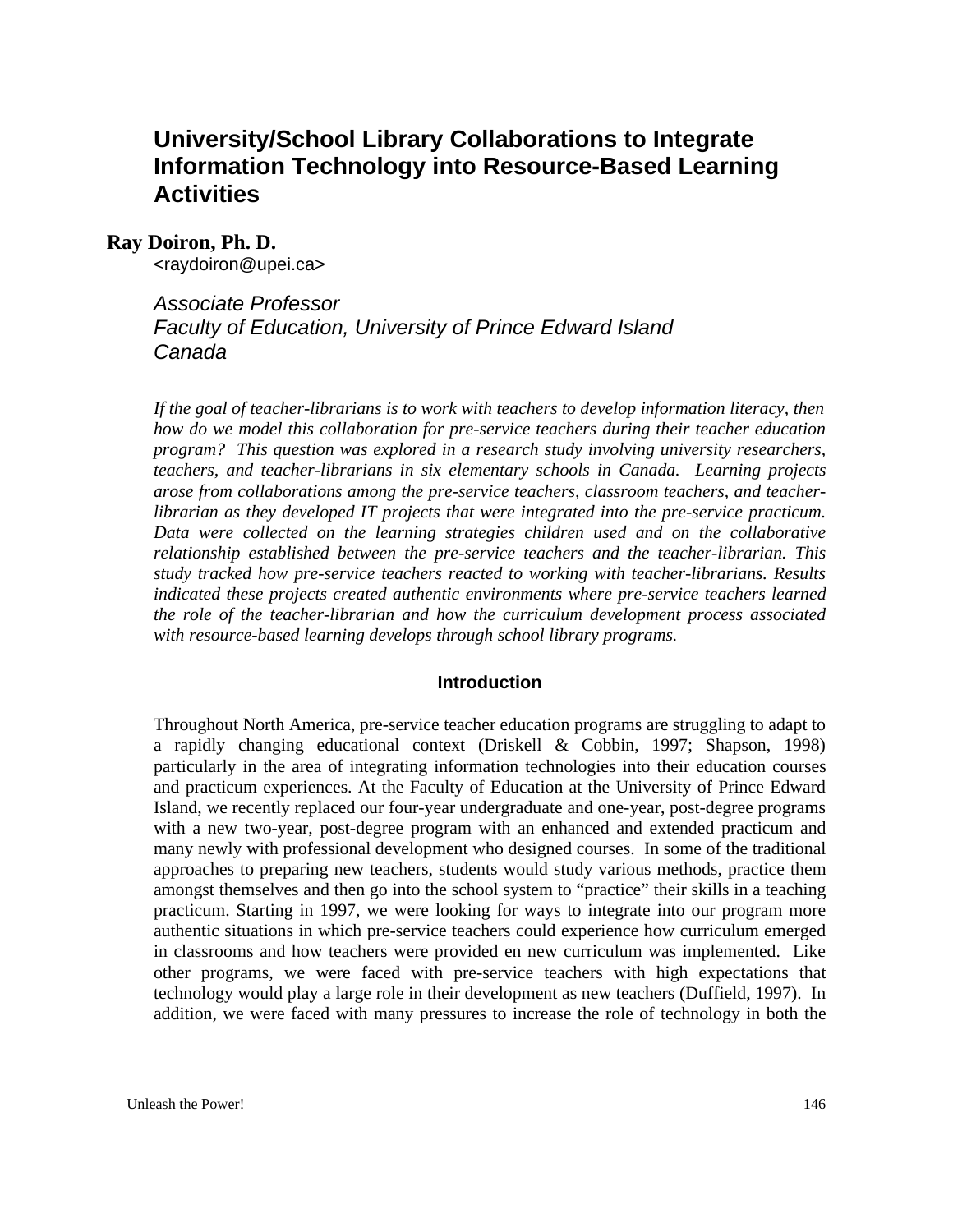# University/School Library Collaborations to Integrate Information Technology into Resource-Based Learning Activities

**Ray Doiron, Ph. D.**
<raydoiron@upei.ca>

*Associate Professor*
*Faculty of Education, University of Prince Edward Island*
*Canada*

*If the goal of teacher-librarians is to work with teachers to develop information literacy, then how do we model this collaboration for pre-service teachers during their teacher education program? This question was explored in a research study involving university researchers, teachers, and teacher-librarians in six elementary schools in Canada. Learning projects arose from collaborations among the pre-service teachers, classroom teachers, and teacher-librarian as they developed IT projects that were integrated into the pre-service practicum. Data were collected on the learning strategies children used and on the collaborative relationship established between the pre-service teachers and the teacher-librarian. This study tracked how pre-service teachers reacted to working with teacher-librarians. Results indicated these projects created authentic environments where pre-service teachers learned the role of the teacher-librarian and how the curriculum development process associated with resource-based learning develops through school library programs.*

## Introduction

Throughout North America, pre-service teacher education programs are struggling to adapt to a rapidly changing educational context (Driskell & Cobbin, 1997; Shapson, 1998) particularly in the area of integrating information technologies into their education courses and practicum experiences. At the Faculty of Education at the University of Prince Edward Island, we recently replaced our four-year undergraduate and one-year, post-degree programs with a new two-year, post-degree program with an enhanced and extended practicum and many newly with professional development who designed courses. In some of the traditional approaches to preparing new teachers, students would study various methods, practice them amongst themselves and then go into the school system to "practice" their skills in a teaching practicum. Starting in 1997, we were looking for ways to integrate into our program more authentic situations in which pre-service teachers could experience how curriculum emerged in classrooms and how teachers were provided en new curriculum was implemented. Like other programs, we were faced with pre-service teachers with high expectations that technology would play a large role in their development as new teachers (Duffield, 1997). In addition, we were faced with many pressures to increase the role of technology in both the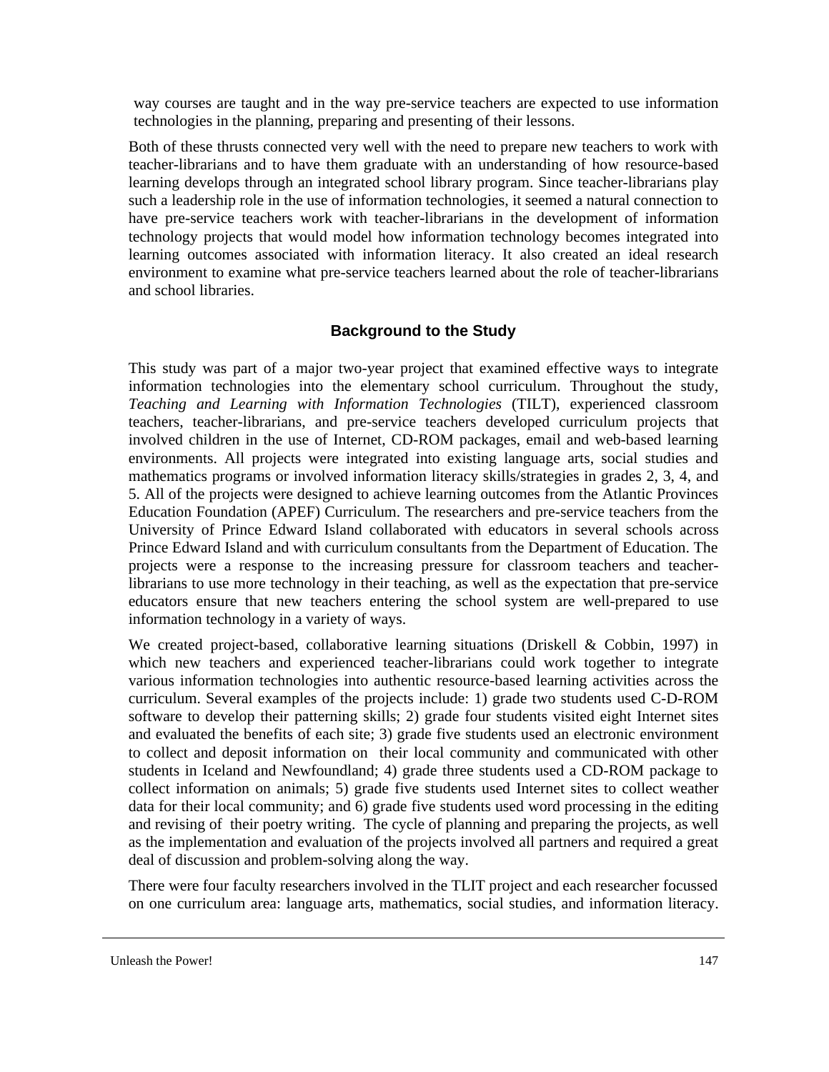way courses are taught and in the way pre-service teachers are expected to use information technologies in the planning, preparing and presenting of their lessons.

Both of these thrusts connected very well with the need to prepare new teachers to work with teacher-librarians and to have them graduate with an understanding of how resource-based learning develops through an integrated school library program. Since teacher-librarians play such a leadership role in the use of information technologies, it seemed a natural connection to have pre-service teachers work with teacher-librarians in the development of information technology projects that would model how information technology becomes integrated into learning outcomes associated with information literacy. It also created an ideal research environment to examine what pre-service teachers learned about the role of teacher-librarians and school libraries.

## Background to the Study

This study was part of a major two-year project that examined effective ways to integrate information technologies into the elementary school curriculum. Throughout the study, *Teaching and Learning with Information Technologies* (TILT), experienced classroom teachers, teacher-librarians, and pre-service teachers developed curriculum projects that involved children in the use of Internet, CD-ROM packages, email and web-based learning environments. All projects were integrated into existing language arts, social studies and mathematics programs or involved information literacy skills/strategies in grades 2, 3, 4, and 5. All of the projects were designed to achieve learning outcomes from the Atlantic Provinces Education Foundation (APEF) Curriculum. The researchers and pre-service teachers from the University of Prince Edward Island collaborated with educators in several schools across Prince Edward Island and with curriculum consultants from the Department of Education. The projects were a response to the increasing pressure for classroom teachers and teacher-librarians to use more technology in their teaching, as well as the expectation that pre-service educators ensure that new teachers entering the school system are well-prepared to use information technology in a variety of ways.

We created project-based, collaborative learning situations (Driskell & Cobbin, 1997) in which new teachers and experienced teacher-librarians could work together to integrate various information technologies into authentic resource-based learning activities across the curriculum. Several examples of the projects include: 1) grade two students used C-D-ROM software to develop their patterning skills; 2) grade four students visited eight Internet sites and evaluated the benefits of each site; 3) grade five students used an electronic environment to collect and deposit information on their local community and communicated with other students in Iceland and Newfoundland; 4) grade three students used a CD-ROM package to collect information on animals; 5) grade five students used Internet sites to collect weather data for their local community; and 6) grade five students used word processing in the editing and revising of their poetry writing. The cycle of planning and preparing the projects, as well as the implementation and evaluation of the projects involved all partners and required a great deal of discussion and problem-solving along the way.

There were four faculty researchers involved in the TLIT project and each researcher focussed on one curriculum area: language arts, mathematics, social studies, and information literacy.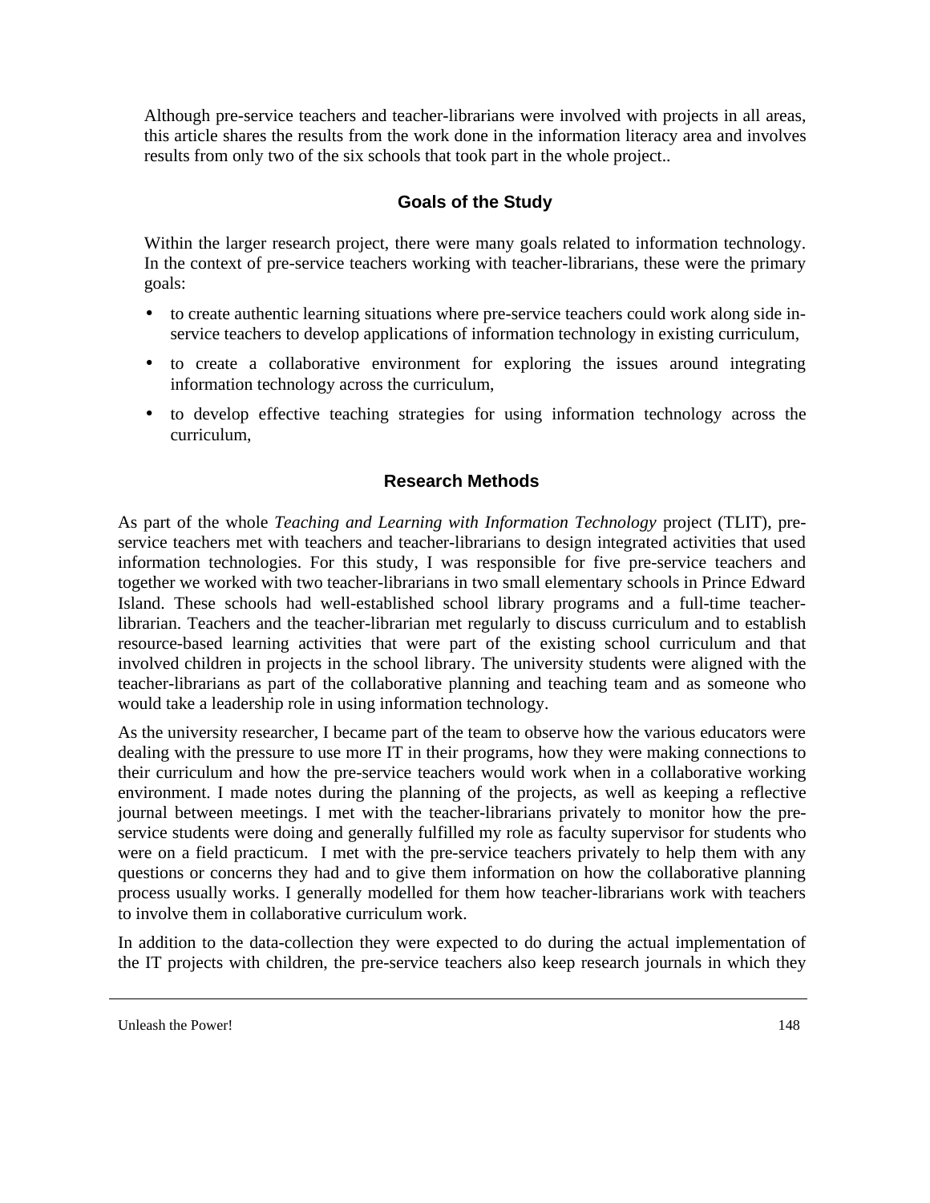Although pre-service teachers and teacher-librarians were involved with projects in all areas, this article shares the results from the work done in the information literacy area and involves results from only two of the six schools that took part in the whole project..

## Goals of the Study

Within the larger research project, there were many goals related to information technology. In the context of pre-service teachers working with teacher-librarians, these were the primary goals:

- to create authentic learning situations where pre-service teachers could work along side in-service teachers to develop applications of information technology in existing curriculum,
- to create a collaborative environment for exploring the issues around integrating information technology across the curriculum,
- to develop effective teaching strategies for using information technology across the curriculum,

## Research Methods

As part of the whole *Teaching and Learning with Information Technology* project (TLIT), pre-service teachers met with teachers and teacher-librarians to design integrated activities that used information technologies. For this study, I was responsible for five pre-service teachers and together we worked with two teacher-librarians in two small elementary schools in Prince Edward Island. These schools had well-established school library programs and a full-time teacher-librarian. Teachers and the teacher-librarian met regularly to discuss curriculum and to establish resource-based learning activities that were part of the existing school curriculum and that involved children in projects in the school library. The university students were aligned with the teacher-librarians as part of the collaborative planning and teaching team and as someone who would take a leadership role in using information technology.

As the university researcher, I became part of the team to observe how the various educators were dealing with the pressure to use more IT in their programs, how they were making connections to their curriculum and how the pre-service teachers would work when in a collaborative working environment. I made notes during the planning of the projects, as well as keeping a reflective journal between meetings. I met with the teacher-librarians privately to monitor how the pre-service students were doing and generally fulfilled my role as faculty supervisor for students who were on a field practicum. I met with the pre-service teachers privately to help them with any questions or concerns they had and to give them information on how the collaborative planning process usually works. I generally modelled for them how teacher-librarians work with teachers to involve them in collaborative curriculum work.

In addition to the data-collection they were expected to do during the actual implementation of the IT projects with children, the pre-service teachers also keep research journals in which they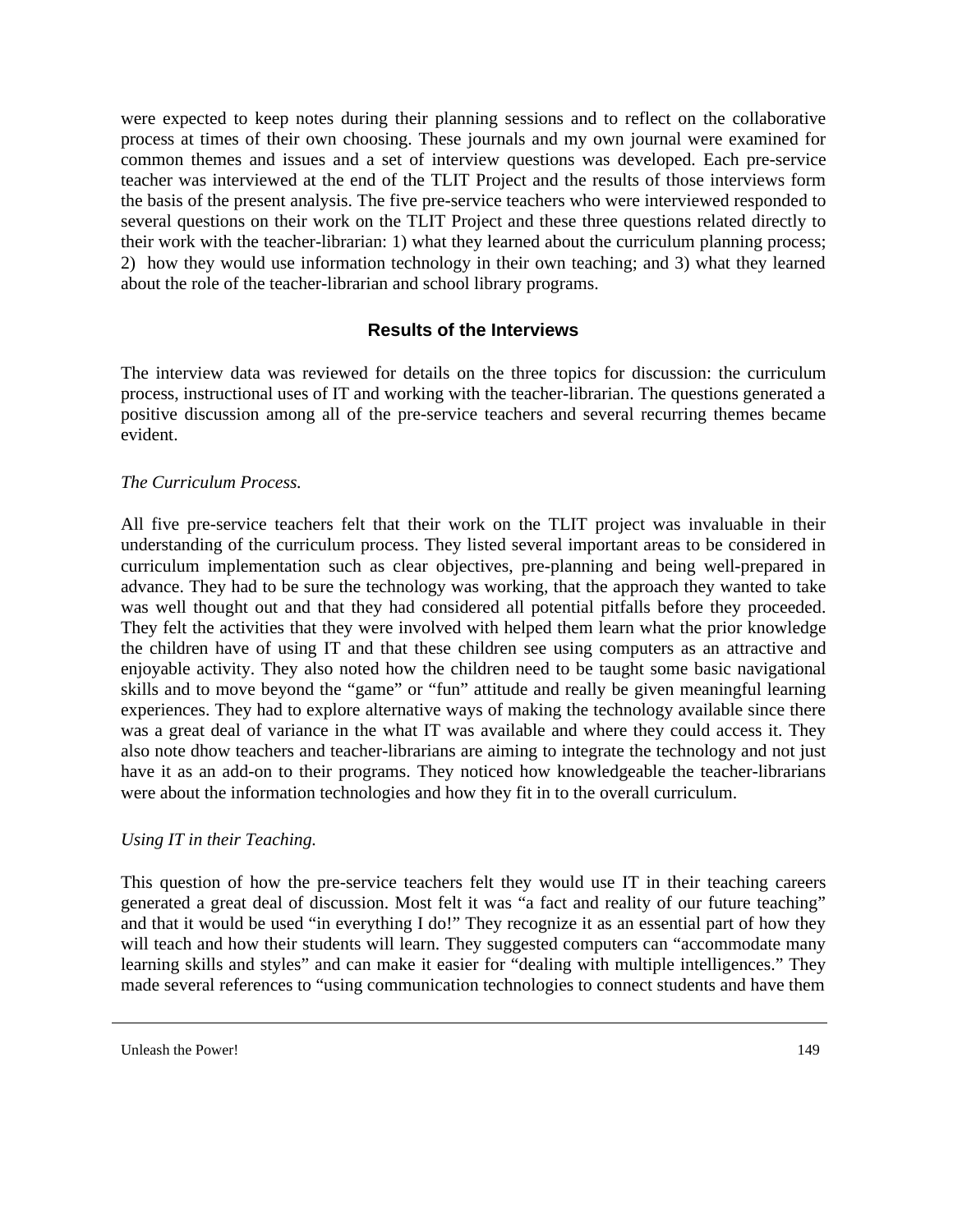were expected to keep notes during their planning sessions and to reflect on the collaborative process at times of their own choosing. These journals and my own journal were examined for common themes and issues and a set of interview questions was developed. Each pre-service teacher was interviewed at the end of the TLIT Project and the results of those interviews form the basis of the present analysis. The five pre-service teachers who were interviewed responded to several questions on their work on the TLIT Project and these three questions related directly to their work with the teacher-librarian: 1) what they learned about the curriculum planning process; 2) how they would use information technology in their own teaching; and 3) what they learned about the role of the teacher-librarian and school library programs.

## Results of the Interviews

The interview data was reviewed for details on the three topics for discussion: the curriculum process, instructional uses of IT and working with the teacher-librarian. The questions generated a positive discussion among all of the pre-service teachers and several recurring themes became evident.

*The Curriculum Process.*

All five pre-service teachers felt that their work on the TLIT project was invaluable in their understanding of the curriculum process. They listed several important areas to be considered in curriculum implementation such as clear objectives, pre-planning and being well-prepared in advance. They had to be sure the technology was working, that the approach they wanted to take was well thought out and that they had considered all potential pitfalls before they proceeded. They felt the activities that they were involved with helped them learn what the prior knowledge the children have of using IT and that these children see using computers as an attractive and enjoyable activity. They also noted how the children need to be taught some basic navigational skills and to move beyond the "game" or "fun" attitude and really be given meaningful learning experiences. They had to explore alternative ways of making the technology available since there was a great deal of variance in the what IT was available and where they could access it. They also note dhow teachers and teacher-librarians are aiming to integrate the technology and not just have it as an add-on to their programs. They noticed how knowledgeable the teacher-librarians were about the information technologies and how they fit in to the overall curriculum.

*Using IT in their Teaching.*

This question of how the pre-service teachers felt they would use IT in their teaching careers generated a great deal of discussion. Most felt it was "a fact and reality of our future teaching" and that it would be used "in everything I do!" They recognize it as an essential part of how they will teach and how their students will learn. They suggested computers can "accommodate many learning skills and styles" and can make it easier for "dealing with multiple intelligences." They made several references to "using communication technologies to connect students and have them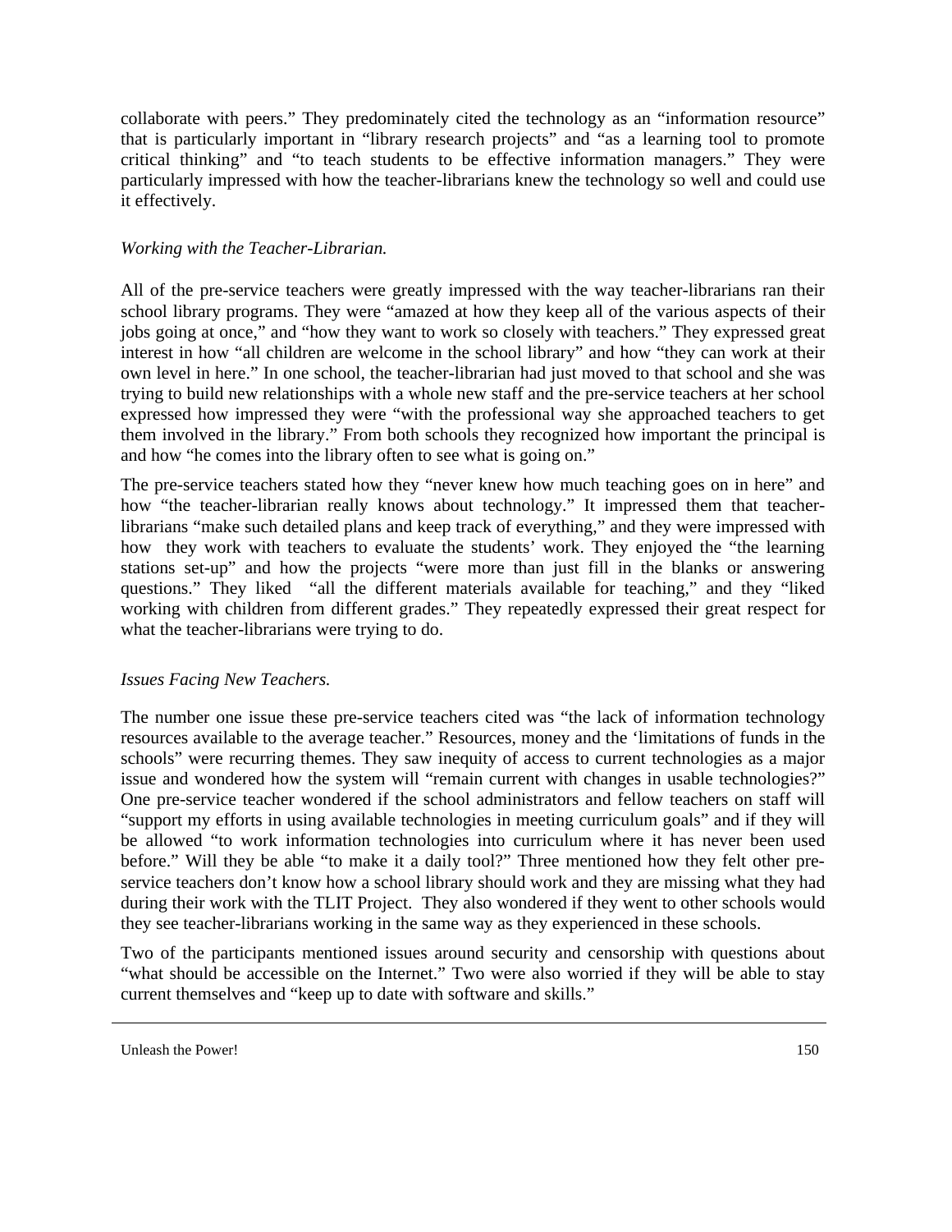collaborate with peers." They predominately cited the technology as an "information resource" that is particularly important in "library research projects" and "as a learning tool to promote critical thinking" and "to teach students to be effective information managers." They were particularly impressed with how the teacher-librarians knew the technology so well and could use it effectively.

*Working with the Teacher-Librarian.*

All of the pre-service teachers were greatly impressed with the way teacher-librarians ran their school library programs. They were "amazed at how they keep all of the various aspects of their jobs going at once," and "how they want to work so closely with teachers." They expressed great interest in how "all children are welcome in the school library" and how "they can work at their own level in here." In one school, the teacher-librarian had just moved to that school and she was trying to build new relationships with a whole new staff and the pre-service teachers at her school expressed how impressed they were "with the professional way she approached teachers to get them involved in the library." From both schools they recognized how important the principal is and how "he comes into the library often to see what is going on."

The pre-service teachers stated how they "never knew how much teaching goes on in here" and how "the teacher-librarian really knows about technology." It impressed them that teacher-librarians "make such detailed plans and keep track of everything," and they were impressed with how they work with teachers to evaluate the students' work. They enjoyed the "the learning stations set-up" and how the projects "were more than just fill in the blanks or answering questions." They liked "all the different materials available for teaching," and they "liked working with children from different grades." They repeatedly expressed their great respect for what the teacher-librarians were trying to do.

*Issues Facing New Teachers.*

The number one issue these pre-service teachers cited was "the lack of information technology resources available to the average teacher." Resources, money and the 'limitations of funds in the schools" were recurring themes. They saw inequity of access to current technologies as a major issue and wondered how the system will "remain current with changes in usable technologies?" One pre-service teacher wondered if the school administrators and fellow teachers on staff will "support my efforts in using available technologies in meeting curriculum goals" and if they will be allowed "to work information technologies into curriculum where it has never been used before." Will they be able "to make it a daily tool?" Three mentioned how they felt other pre-service teachers don't know how a school library should work and they are missing what they had during their work with the TLIT Project. They also wondered if they went to other schools would they see teacher-librarians working in the same way as they experienced in these schools.

Two of the participants mentioned issues around security and censorship with questions about "what should be accessible on the Internet." Two were also worried if they will be able to stay current themselves and "keep up to date with software and skills."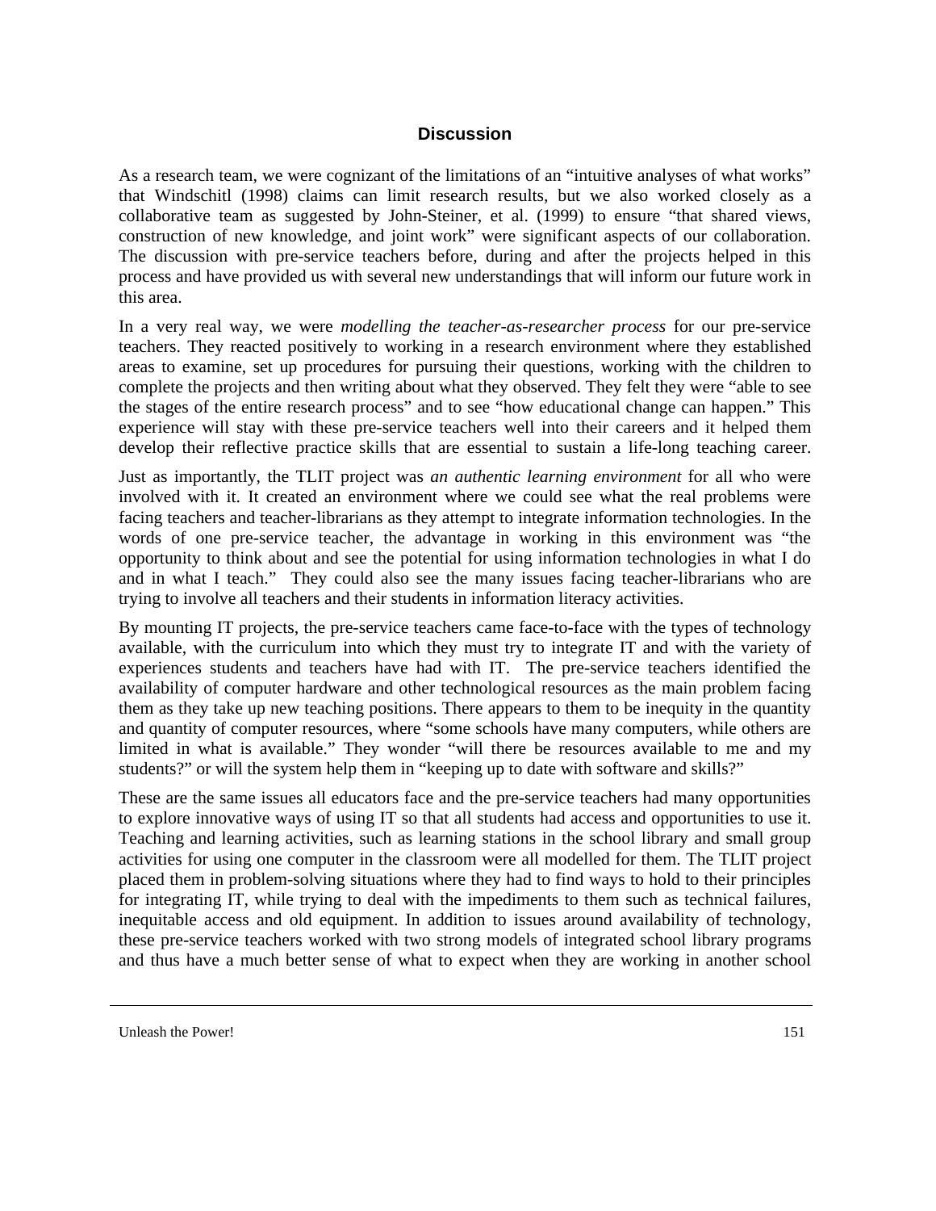## Discussion

As a research team, we were cognizant of the limitations of an "intuitive analyses of what works" that Windschitl (1998) claims can limit research results, but we also worked closely as a collaborative team as suggested by John-Steiner, et al. (1999) to ensure "that shared views, construction of new knowledge, and joint work" were significant aspects of our collaboration. The discussion with pre-service teachers before, during and after the projects helped in this process and have provided us with several new understandings that will inform our future work in this area.

In a very real way, we were *modelling the teacher-as-researcher process* for our pre-service teachers. They reacted positively to working in a research environment where they established areas to examine, set up procedures for pursuing their questions, working with the children to complete the projects and then writing about what they observed. They felt they were "able to see the stages of the entire research process" and to see "how educational change can happen." This experience will stay with these pre-service teachers well into their careers and it helped them develop their reflective practice skills that are essential to sustain a life-long teaching career.

Just as importantly, the TLIT project was *an authentic learning environment* for all who were involved with it. It created an environment where we could see what the real problems were facing teachers and teacher-librarians as they attempt to integrate information technologies. In the words of one pre-service teacher, the advantage in working in this environment was "the opportunity to think about and see the potential for using information technologies in what I do and in what I teach." They could also see the many issues facing teacher-librarians who are trying to involve all teachers and their students in information literacy activities.

By mounting IT projects, the pre-service teachers came face-to-face with the types of technology available, with the curriculum into which they must try to integrate IT and with the variety of experiences students and teachers have had with IT. The pre-service teachers identified the availability of computer hardware and other technological resources as the main problem facing them as they take up new teaching positions. There appears to them to be inequity in the quantity and quantity of computer resources, where "some schools have many computers, while others are limited in what is available." They wonder "will there be resources available to me and my students?" or will the system help them in "keeping up to date with software and skills?"

These are the same issues all educators face and the pre-service teachers had many opportunities to explore innovative ways of using IT so that all students had access and opportunities to use it. Teaching and learning activities, such as learning stations in the school library and small group activities for using one computer in the classroom were all modelled for them. The TLIT project placed them in problem-solving situations where they had to find ways to hold to their principles for integrating IT, while trying to deal with the impediments to them such as technical failures, inequitable access and old equipment. In addition to issues around availability of technology, these pre-service teachers worked with two strong models of integrated school library programs and thus have a much better sense of what to expect when they are working in another school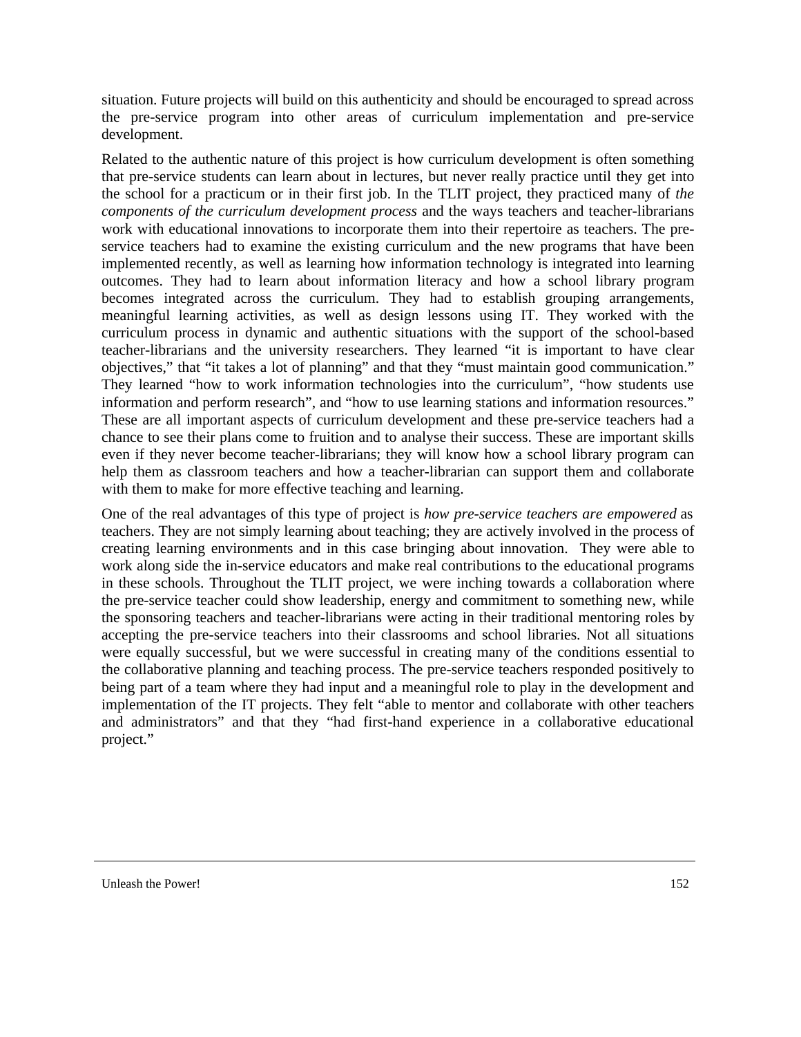situation. Future projects will build on this authenticity and should be encouraged to spread across the pre-service program into other areas of curriculum implementation and pre-service development.

Related to the authentic nature of this project is how curriculum development is often something that pre-service students can learn about in lectures, but never really practice until they get into the school for a practicum or in their first job. In the TLIT project, they practiced many of *the components of the curriculum development process* and the ways teachers and teacher-librarians work with educational innovations to incorporate them into their repertoire as teachers. The pre-service teachers had to examine the existing curriculum and the new programs that have been implemented recently, as well as learning how information technology is integrated into learning outcomes. They had to learn about information literacy and how a school library program becomes integrated across the curriculum. They had to establish grouping arrangements, meaningful learning activities, as well as design lessons using IT. They worked with the curriculum process in dynamic and authentic situations with the support of the school-based teacher-librarians and the university researchers. They learned "it is important to have clear objectives," that "it takes a lot of planning" and that they "must maintain good communication." They learned "how to work information technologies into the curriculum", "how students use information and perform research", and "how to use learning stations and information resources." These are all important aspects of curriculum development and these pre-service teachers had a chance to see their plans come to fruition and to analyse their success. These are important skills even if they never become teacher-librarians; they will know how a school library program can help them as classroom teachers and how a teacher-librarian can support them and collaborate with them to make for more effective teaching and learning.

One of the real advantages of this type of project is *how pre-service teachers are empowered* as teachers. They are not simply learning about teaching; they are actively involved in the process of creating learning environments and in this case bringing about innovation. They were able to work along side the in-service educators and make real contributions to the educational programs in these schools. Throughout the TLIT project, we were inching towards a collaboration where the pre-service teacher could show leadership, energy and commitment to something new, while the sponsoring teachers and teacher-librarians were acting in their traditional mentoring roles by accepting the pre-service teachers into their classrooms and school libraries. Not all situations were equally successful, but we were successful in creating many of the conditions essential to the collaborative planning and teaching process. The pre-service teachers responded positively to being part of a team where they had input and a meaningful role to play in the development and implementation of the IT projects. They felt "able to mentor and collaborate with other teachers and administrators" and that they "had first-hand experience in a collaborative educational project."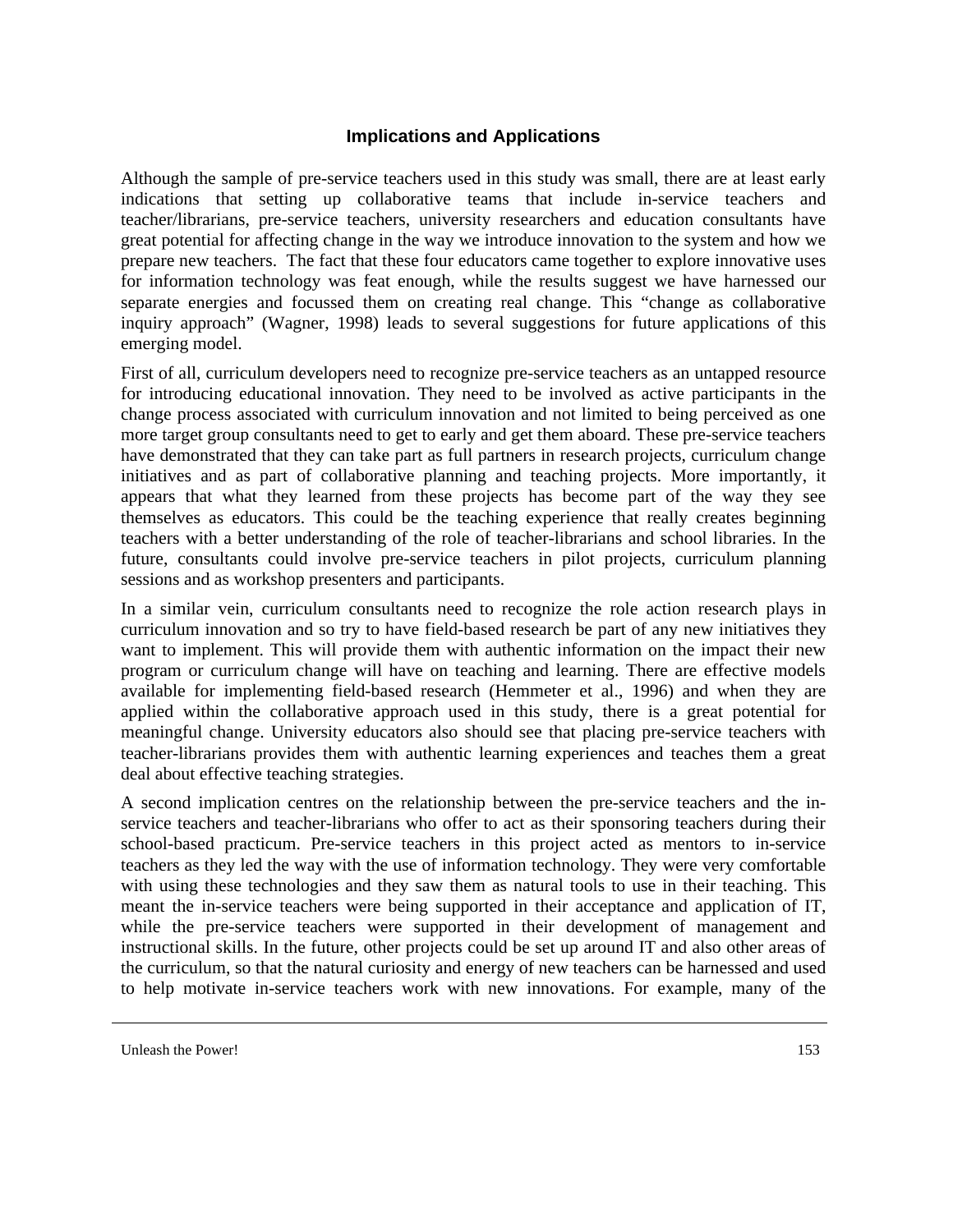## Implications and Applications

Although the sample of pre-service teachers used in this study was small, there are at least early indications that setting up collaborative teams that include in-service teachers and teacher/librarians, pre-service teachers, university researchers and education consultants have great potential for affecting change in the way we introduce innovation to the system and how we prepare new teachers. The fact that these four educators came together to explore innovative uses for information technology was feat enough, while the results suggest we have harnessed our separate energies and focussed them on creating real change. This "change as collaborative inquiry approach" (Wagner, 1998) leads to several suggestions for future applications of this emerging model.

First of all, curriculum developers need to recognize pre-service teachers as an untapped resource for introducing educational innovation. They need to be involved as active participants in the change process associated with curriculum innovation and not limited to being perceived as one more target group consultants need to get to early and get them aboard. These pre-service teachers have demonstrated that they can take part as full partners in research projects, curriculum change initiatives and as part of collaborative planning and teaching projects. More importantly, it appears that what they learned from these projects has become part of the way they see themselves as educators. This could be the teaching experience that really creates beginning teachers with a better understanding of the role of teacher-librarians and school libraries. In the future, consultants could involve pre-service teachers in pilot projects, curriculum planning sessions and as workshop presenters and participants.

In a similar vein, curriculum consultants need to recognize the role action research plays in curriculum innovation and so try to have field-based research be part of any new initiatives they want to implement. This will provide them with authentic information on the impact their new program or curriculum change will have on teaching and learning. There are effective models available for implementing field-based research (Hemmeter et al., 1996) and when they are applied within the collaborative approach used in this study, there is a great potential for meaningful change. University educators also should see that placing pre-service teachers with teacher-librarians provides them with authentic learning experiences and teaches them a great deal about effective teaching strategies.

A second implication centres on the relationship between the pre-service teachers and the in-service teachers and teacher-librarians who offer to act as their sponsoring teachers during their school-based practicum. Pre-service teachers in this project acted as mentors to in-service teachers as they led the way with the use of information technology. They were very comfortable with using these technologies and they saw them as natural tools to use in their teaching. This meant the in-service teachers were being supported in their acceptance and application of IT, while the pre-service teachers were supported in their development of management and instructional skills. In the future, other projects could be set up around IT and also other areas of the curriculum, so that the natural curiosity and energy of new teachers can be harnessed and used to help motivate in-service teachers work with new innovations. For example, many of the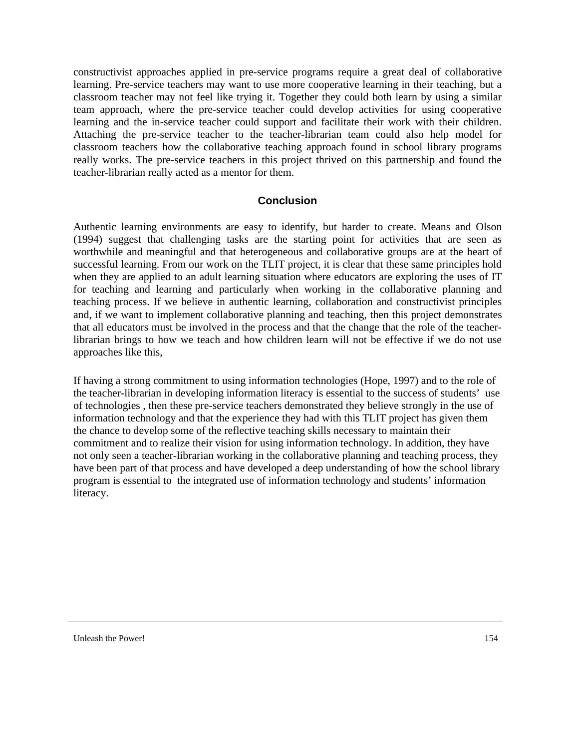constructivist approaches applied in pre-service programs require a great deal of collaborative learning. Pre-service teachers may want to use more cooperative learning in their teaching, but a classroom teacher may not feel like trying it. Together they could both learn by using a similar team approach, where the pre-service teacher could develop activities for using cooperative learning and the in-service teacher could support and facilitate their work with their children. Attaching the pre-service teacher to the teacher-librarian team could also help model for classroom teachers how the collaborative teaching approach found in school library programs really works. The pre-service teachers in this project thrived on this partnership and found the teacher-librarian really acted as a mentor for them.

## Conclusion

Authentic learning environments are easy to identify, but harder to create. Means and Olson (1994) suggest that challenging tasks are the starting point for activities that are seen as worthwhile and meaningful and that heterogeneous and collaborative groups are at the heart of successful learning. From our work on the TLIT project, it is clear that these same principles hold when they are applied to an adult learning situation where educators are exploring the uses of IT for teaching and learning and particularly when working in the collaborative planning and teaching process. If we believe in authentic learning, collaboration and constructivist principles and, if we want to implement collaborative planning and teaching, then this project demonstrates that all educators must be involved in the process and that the change that the role of the teacher-librarian brings to how we teach and how children learn will not be effective if we do not use approaches like this,

If having a strong commitment to using information technologies (Hope, 1997) and to the role of the teacher-librarian in developing information literacy is essential to the success of students' use of technologies , then these pre-service teachers demonstrated they believe strongly in the use of information technology and that the experience they had with this TLIT project has given them the chance to develop some of the reflective teaching skills necessary to maintain their commitment and to realize their vision for using information technology. In addition, they have not only seen a teacher-librarian working in the collaborative planning and teaching process, they have been part of that process and have developed a deep understanding of how the school library program is essential to the integrated use of information technology and students' information literacy.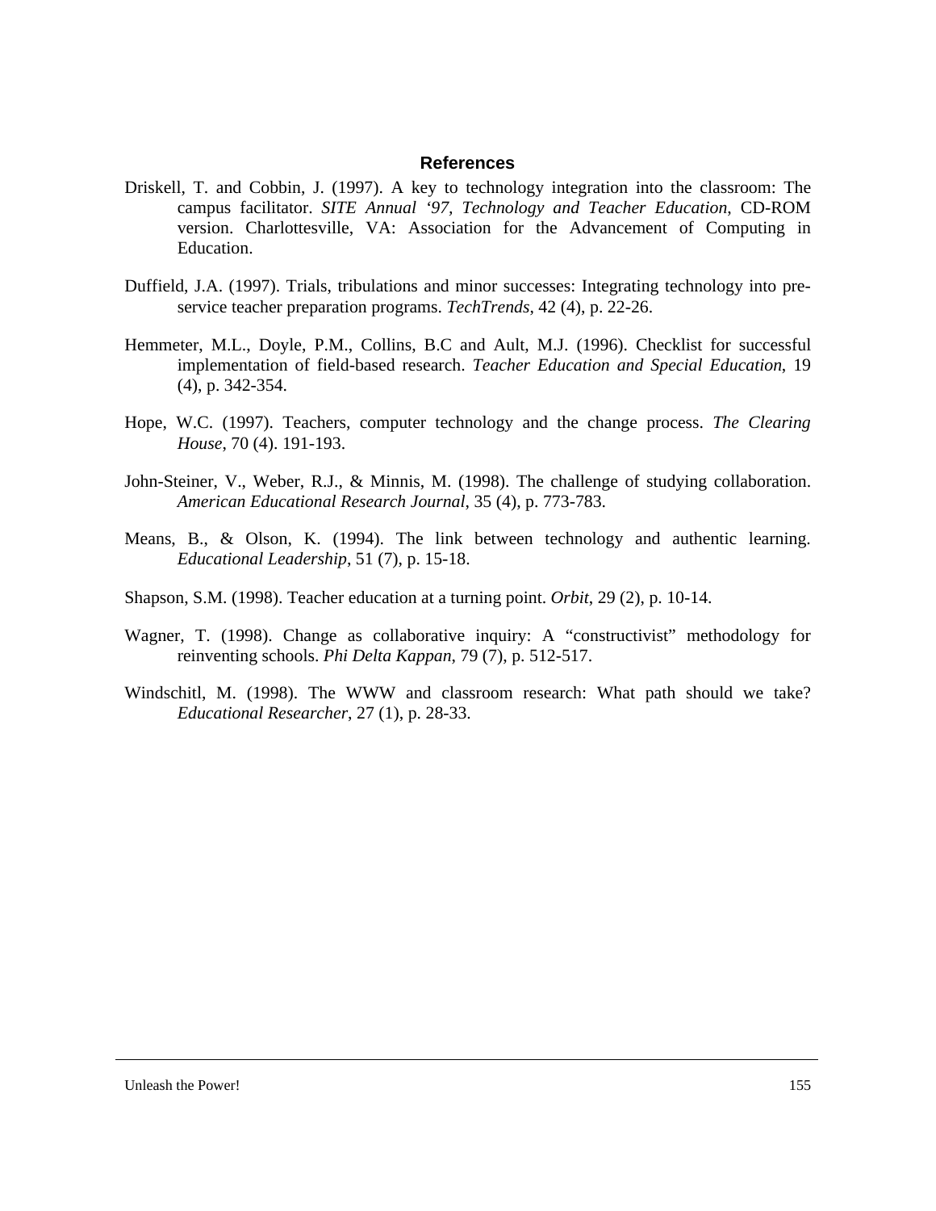## References

Driskell, T. and Cobbin, J. (1997). A key to technology integration into the classroom: The campus facilitator. *SITE Annual '97, Technology and Teacher Education*, CD-ROM version. Charlottesville, VA: Association for the Advancement of Computing in Education.

Duffield, J.A. (1997). Trials, tribulations and minor successes: Integrating technology into pre-service teacher preparation programs. *TechTrends*, 42 (4), p. 22-26.

Hemmeter, M.L., Doyle, P.M., Collins, B.C and Ault, M.J. (1996). Checklist for successful implementation of field-based research. *Teacher Education and Special Education*, 19 (4), p. 342-354.

Hope, W.C. (1997). Teachers, computer technology and the change process. *The Clearing House*, 70 (4). 191-193.

John-Steiner, V., Weber, R.J., & Minnis, M. (1998). The challenge of studying collaboration. *American Educational Research Journal*, 35 (4), p. 773-783.

Means, B., & Olson, K. (1994). The link between technology and authentic learning. *Educational Leadership*, 51 (7), p. 15-18.

Shapson, S.M. (1998). Teacher education at a turning point. *Orbit*, 29 (2), p. 10-14.

Wagner, T. (1998). Change as collaborative inquiry: A "constructivist" methodology for reinventing schools. *Phi Delta Kappan*, 79 (7), p. 512-517.

Windschitl, M. (1998). The WWW and classroom research: What path should we take? *Educational Researcher*, 27 (1), p. 28-33.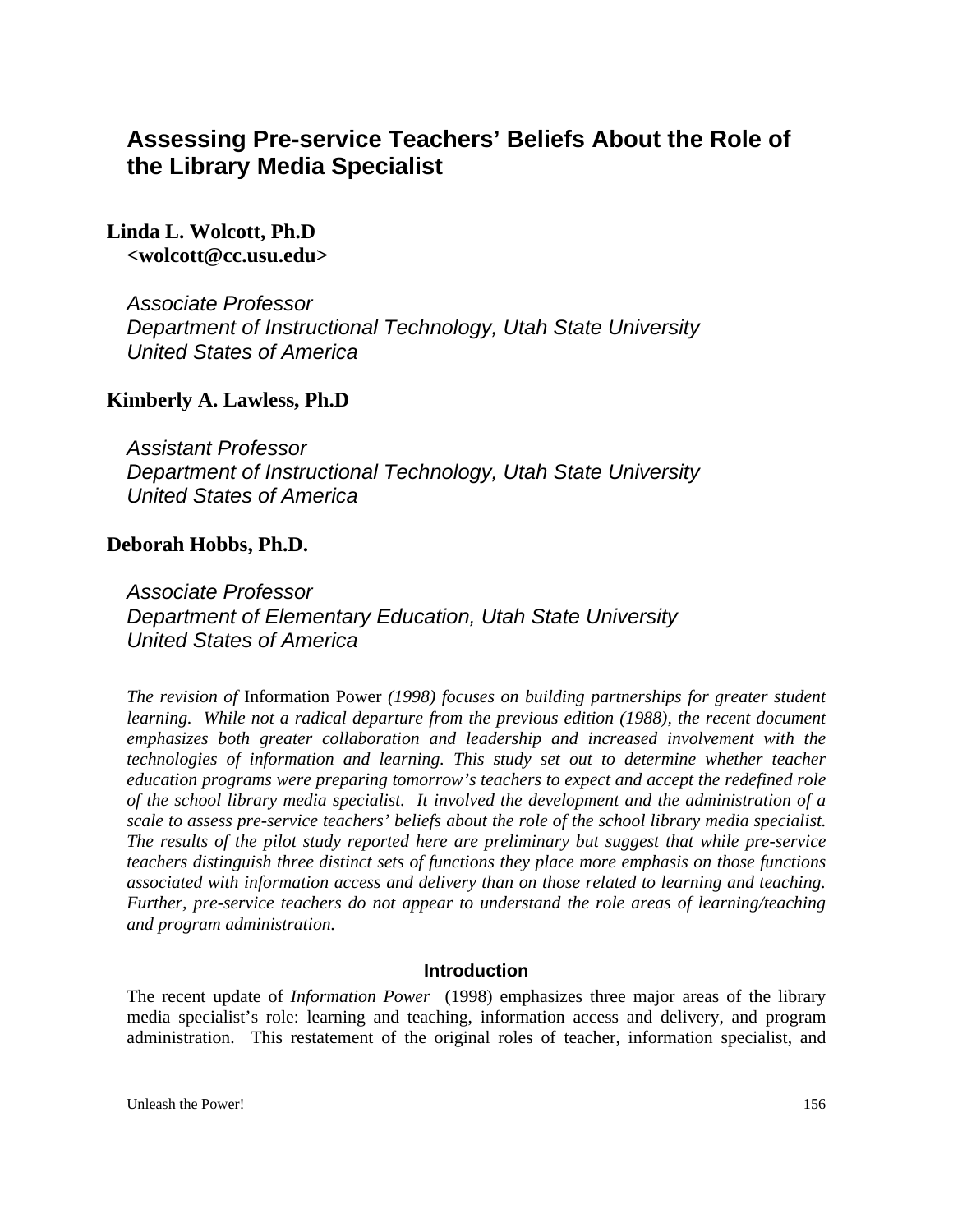# Assessing Pre-service Teachers' Beliefs About the Role of the Library Media Specialist

**Linda L. Wolcott, Ph.D**
**<wolcott@cc.usu.edu>**

*Associate Professor*
*Department of Instructional Technology, Utah State University*
*United States of America*

**Kimberly A. Lawless, Ph.D**

*Assistant Professor*
*Department of Instructional Technology, Utah State University*
*United States of America*

**Deborah Hobbs, Ph.D.**

*Associate Professor*
*Department of Elementary Education, Utah State University*
*United States of America*

*The revision of* Information Power *(1998) focuses on building partnerships for greater student learning. While not a radical departure from the previous edition (1988), the recent document emphasizes both greater collaboration and leadership and increased involvement with the technologies of information and learning. This study set out to determine whether teacher education programs were preparing tomorrow's teachers to expect and accept the redefined role of the school library media specialist. It involved the development and the administration of a scale to assess pre-service teachers' beliefs about the role of the school library media specialist. The results of the pilot study reported here are preliminary but suggest that while pre-service teachers distinguish three distinct sets of functions they place more emphasis on those functions associated with information access and delivery than on those related to learning and teaching. Further, pre-service teachers do not appear to understand the role areas of learning/teaching and program administration.*

## Introduction

The recent update of *Information Power* (1998) emphasizes three major areas of the library media specialist's role: learning and teaching, information access and delivery, and program administration. This restatement of the original roles of teacher, information specialist, and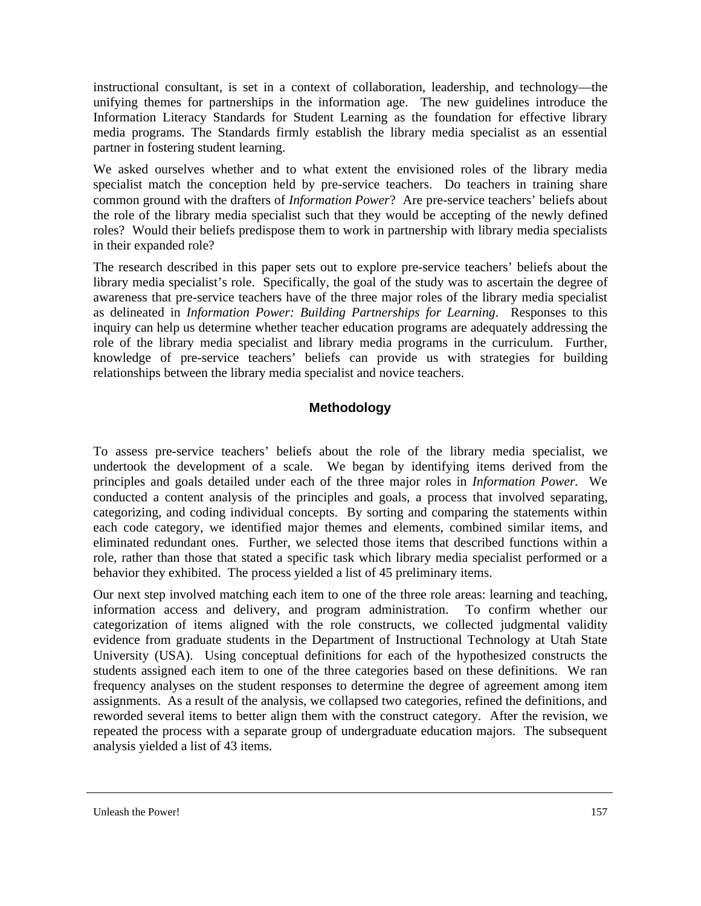instructional consultant, is set in a context of collaboration, leadership, and technology—the unifying themes for partnerships in the information age. The new guidelines introduce the Information Literacy Standards for Student Learning as the foundation for effective library media programs. The Standards firmly establish the library media specialist as an essential partner in fostering student learning.

We asked ourselves whether and to what extent the envisioned roles of the library media specialist match the conception held by pre-service teachers. Do teachers in training share common ground with the drafters of *Information Power*? Are pre-service teachers' beliefs about the role of the library media specialist such that they would be accepting of the newly defined roles? Would their beliefs predispose them to work in partnership with library media specialists in their expanded role?

The research described in this paper sets out to explore pre-service teachers' beliefs about the library media specialist's role. Specifically, the goal of the study was to ascertain the degree of awareness that pre-service teachers have of the three major roles of the library media specialist as delineated in *Information Power: Building Partnerships for Learning*. Responses to this inquiry can help us determine whether teacher education programs are adequately addressing the role of the library media specialist and library media programs in the curriculum. Further, knowledge of pre-service teachers' beliefs can provide us with strategies for building relationships between the library media specialist and novice teachers.

## Methodology

To assess pre-service teachers' beliefs about the role of the library media specialist, we undertook the development of a scale. We began by identifying items derived from the principles and goals detailed under each of the three major roles in *Information Power*. We conducted a content analysis of the principles and goals, a process that involved separating, categorizing, and coding individual concepts. By sorting and comparing the statements within each code category, we identified major themes and elements, combined similar items, and eliminated redundant ones. Further, we selected those items that described functions within a role, rather than those that stated a specific task which library media specialist performed or a behavior they exhibited. The process yielded a list of 45 preliminary items.

Our next step involved matching each item to one of the three role areas: learning and teaching, information access and delivery, and program administration. To confirm whether our categorization of items aligned with the role constructs, we collected judgmental validity evidence from graduate students in the Department of Instructional Technology at Utah State University (USA). Using conceptual definitions for each of the hypothesized constructs the students assigned each item to one of the three categories based on these definitions. We ran frequency analyses on the student responses to determine the degree of agreement among item assignments. As a result of the analysis, we collapsed two categories, refined the definitions, and reworded several items to better align them with the construct category. After the revision, we repeated the process with a separate group of undergraduate education majors. The subsequent analysis yielded a list of 43 items.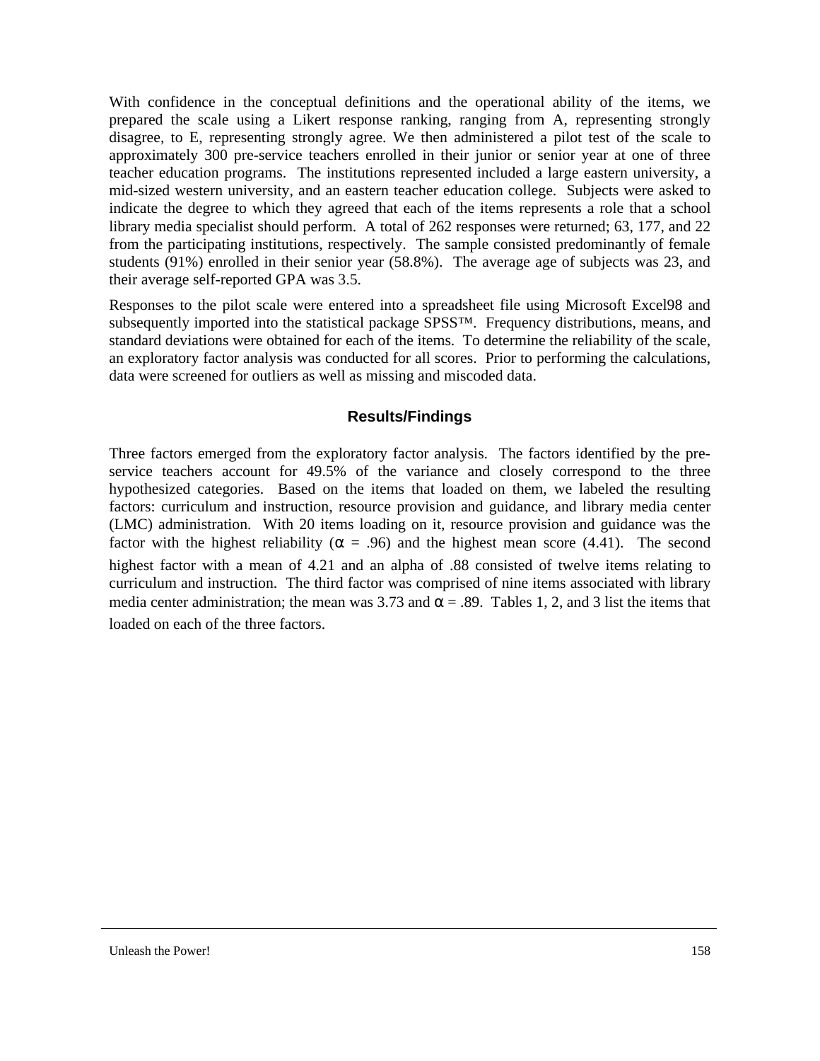With confidence in the conceptual definitions and the operational ability of the items, we prepared the scale using a Likert response ranking, ranging from A, representing strongly disagree, to E, representing strongly agree. We then administered a pilot test of the scale to approximately 300 pre-service teachers enrolled in their junior or senior year at one of three teacher education programs. The institutions represented included a large eastern university, a mid-sized western university, and an eastern teacher education college. Subjects were asked to indicate the degree to which they agreed that each of the items represents a role that a school library media specialist should perform. A total of 262 responses were returned; 63, 177, and 22 from the participating institutions, respectively. The sample consisted predominantly of female students (91%) enrolled in their senior year (58.8%). The average age of subjects was 23, and their average self-reported GPA was 3.5.

Responses to the pilot scale were entered into a spreadsheet file using Microsoft Excel98 and subsequently imported into the statistical package SPSS™. Frequency distributions, means, and standard deviations were obtained for each of the items. To determine the reliability of the scale, an exploratory factor analysis was conducted for all scores. Prior to performing the calculations, data were screened for outliers as well as missing and miscoded data.

## Results/Findings

Three factors emerged from the exploratory factor analysis. The factors identified by the pre-service teachers account for 49.5% of the variance and closely correspond to the three hypothesized categories. Based on the items that loaded on them, we labeled the resulting factors: curriculum and instruction, resource provision and guidance, and library media center (LMC) administration. With 20 items loading on it, resource provision and guidance was the factor with the highest reliability ($\alpha = .96$) and the highest mean score (4.41). The second highest factor with a mean of 4.21 and an alpha of .88 consisted of twelve items relating to curriculum and instruction. The third factor was comprised of nine items associated with library media center administration; the mean was 3.73 and $\alpha = .89$. Tables 1, 2, and 3 list the items that loaded on each of the three factors.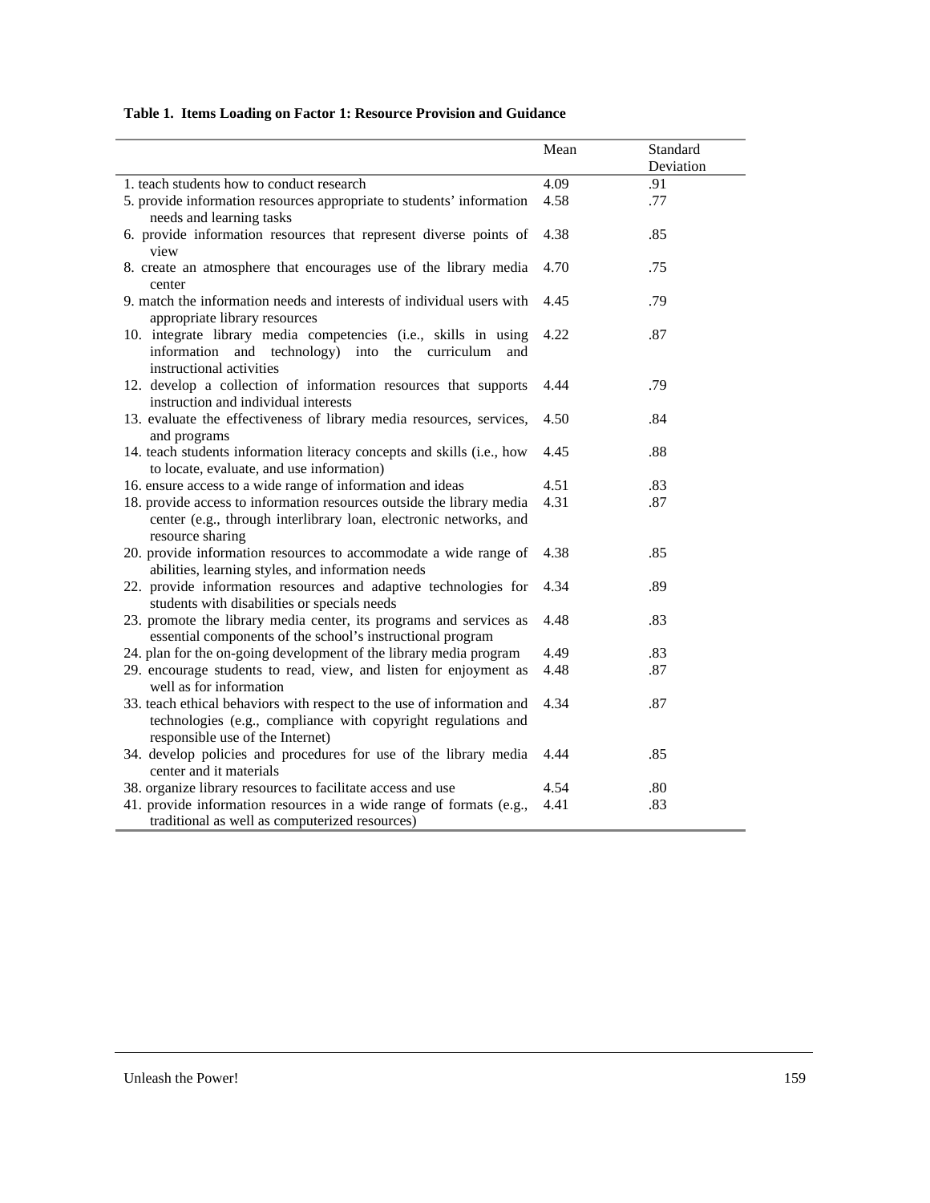**Table 1. Items Loading on Factor 1: Resource Provision and Guidance**

| | Mean | Standard Deviation |
|---|---|---|
| 1. teach students how to conduct research | 4.09 | .91 |
| 5. provide information resources appropriate to students' information needs and learning tasks | 4.58 | .77 |
| 6. provide information resources that represent diverse points of view | 4.38 | .85 |
| 8. create an atmosphere that encourages use of the library media center | 4.70 | .75 |
| 9. match the information needs and interests of individual users with appropriate library resources | 4.45 | .79 |
| 10. integrate library media competencies (i.e., skills in using information and technology) into the curriculum and instructional activities | 4.22 | .87 |
| 12. develop a collection of information resources that supports instruction and individual interests | 4.44 | .79 |
| 13. evaluate the effectiveness of library media resources, services, and programs | 4.50 | .84 |
| 14. teach students information literacy concepts and skills (i.e., how to locate, evaluate, and use information) | 4.45 | .88 |
| 16. ensure access to a wide range of information and ideas | 4.51 | .83 |
| 18. provide access to information resources outside the library media center (e.g., through interlibrary loan, electronic networks, and resource sharing | 4.31 | .87 |
| 20. provide information resources to accommodate a wide range of abilities, learning styles, and information needs | 4.38 | .85 |
| 22. provide information resources and adaptive technologies for students with disabilities or specials needs | 4.34 | .89 |
| 23. promote the library media center, its programs and services as essential components of the school's instructional program | 4.48 | .83 |
| 24. plan for the on-going development of the library media program | 4.49 | .83 |
| 29. encourage students to read, view, and listen for enjoyment as well as for information | 4.48 | .87 |
| 33. teach ethical behaviors with respect to the use of information and technologies (e.g., compliance with copyright regulations and responsible use of the Internet) | 4.34 | .87 |
| 34. develop policies and procedures for use of the library media center and it materials | 4.44 | .85 |
| 38. organize library resources to facilitate access and use | 4.54 | .80 |
| 41. provide information resources in a wide range of formats (e.g., traditional as well as computerized resources) | 4.41 | .83 |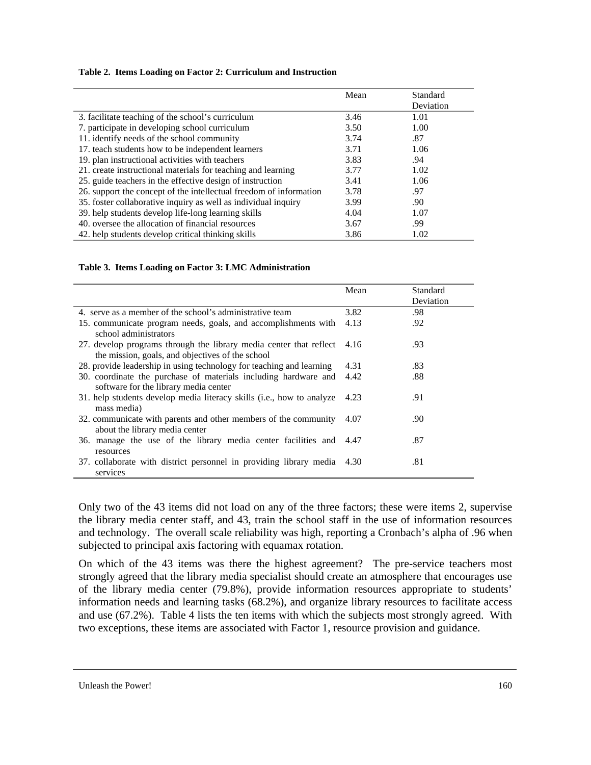**Table 2. Items Loading on Factor 2: Curriculum and Instruction**

| | Mean | Standard Deviation |
|---|---|---|
| 3. facilitate teaching of the school's curriculum | 3.46 | 1.01 |
| 7. participate in developing school curriculum | 3.50 | 1.00 |
| 11. identify needs of the school community | 3.74 | .87 |
| 17. teach students how to be independent learners | 3.71 | 1.06 |
| 19. plan instructional activities with teachers | 3.83 | .94 |
| 21. create instructional materials for teaching and learning | 3.77 | 1.02 |
| 25. guide teachers in the effective design of instruction | 3.41 | 1.06 |
| 26. support the concept of the intellectual freedom of information | 3.78 | .97 |
| 35. foster collaborative inquiry as well as individual inquiry | 3.99 | .90 |
| 39. help students develop life-long learning skills | 4.04 | 1.07 |
| 40. oversee the allocation of financial resources | 3.67 | .99 |
| 42. help students develop critical thinking skills | 3.86 | 1.02 |

**Table 3. Items Loading on Factor 3: LMC Administration**

| | Mean | Standard Deviation |
|---|---|---|
| 4. serve as a member of the school's administrative team | 3.82 | .98 |
| 15. communicate program needs, goals, and accomplishments with school administrators | 4.13 | .92 |
| 27. develop programs through the library media center that reflect the mission, goals, and objectives of the school | 4.16 | .93 |
| 28. provide leadership in using technology for teaching and learning | 4.31 | .83 |
| 30. coordinate the purchase of materials including hardware and software for the library media center | 4.42 | .88 |
| 31. help students develop media literacy skills (i.e., how to analyze mass media) | 4.23 | .91 |
| 32. communicate with parents and other members of the community about the library media center | 4.07 | .90 |
| 36. manage the use of the library media center facilities and resources | 4.47 | .87 |
| 37. collaborate with district personnel in providing library media services | 4.30 | .81 |

Only two of the 43 items did not load on any of the three factors; these were items 2, supervise the library media center staff, and 43, train the school staff in the use of information resources and technology. The overall scale reliability was high, reporting a Cronbach's alpha of .96 when subjected to principal axis factoring with equamax rotation.

On which of the 43 items was there the highest agreement? The pre-service teachers most strongly agreed that the library media specialist should create an atmosphere that encourages use of the library media center (79.8%), provide information resources appropriate to students' information needs and learning tasks (68.2%), and organize library resources to facilitate access and use (67.2%). Table 4 lists the ten items with which the subjects most strongly agreed. With two exceptions, these items are associated with Factor 1, resource provision and guidance.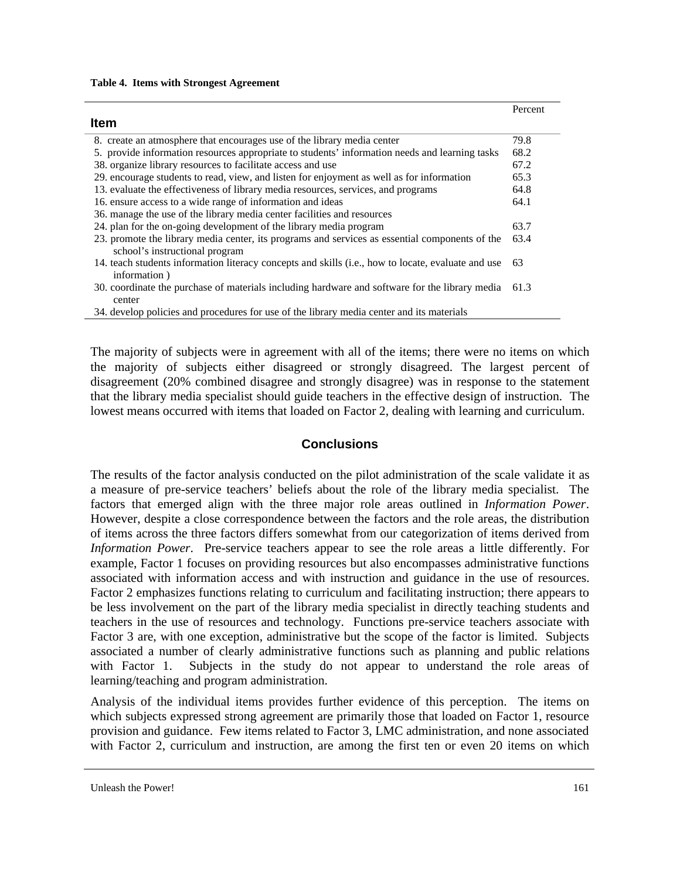**Table 4. Items with Strongest Agreement**

| Item | Percent |
|---|---|
| 8. create an atmosphere that encourages use of the library media center | 79.8 |
| 5. provide information resources appropriate to students' information needs and learning tasks | 68.2 |
| 38. organize library resources to facilitate access and use | 67.2 |
| 29. encourage students to read, view, and listen for enjoyment as well as for information | 65.3 |
| 13. evaluate the effectiveness of library media resources, services, and programs | 64.8 |
| 16. ensure access to a wide range of information and ideas | 64.1 |
| 36. manage the use of the library media center facilities and resources | |
| 24. plan for the on-going development of the library media program | 63.7 |
| 23. promote the library media center, its programs and services as essential components of the school's instructional program | 63.4 |
| 14. teach students information literacy concepts and skills (i.e., how to locate, evaluate and use information ) | 63 |
| 30. coordinate the purchase of materials including hardware and software for the library media center | 61.3 |
| 34. develop policies and procedures for use of the library media center and its materials | |

The majority of subjects were in agreement with all of the items; there were no items on which the majority of subjects either disagreed or strongly disagreed. The largest percent of disagreement (20% combined disagree and strongly disagree) was in response to the statement that the library media specialist should guide teachers in the effective design of instruction. The lowest means occurred with items that loaded on Factor 2, dealing with learning and curriculum.

## Conclusions

The results of the factor analysis conducted on the pilot administration of the scale validate it as a measure of pre-service teachers' beliefs about the role of the library media specialist. The factors that emerged align with the three major role areas outlined in *Information Power*. However, despite a close correspondence between the factors and the role areas, the distribution of items across the three factors differs somewhat from our categorization of items derived from *Information Power*. Pre-service teachers appear to see the role areas a little differently. For example, Factor 1 focuses on providing resources but also encompasses administrative functions associated with information access and with instruction and guidance in the use of resources. Factor 2 emphasizes functions relating to curriculum and facilitating instruction; there appears to be less involvement on the part of the library media specialist in directly teaching students and teachers in the use of resources and technology. Functions pre-service teachers associate with Factor 3 are, with one exception, administrative but the scope of the factor is limited. Subjects associated a number of clearly administrative functions such as planning and public relations with Factor 1. Subjects in the study do not appear to understand the role areas of learning/teaching and program administration.

Analysis of the individual items provides further evidence of this perception. The items on which subjects expressed strong agreement are primarily those that loaded on Factor 1, resource provision and guidance. Few items related to Factor 3, LMC administration, and none associated with Factor 2, curriculum and instruction, are among the first ten or even 20 items on which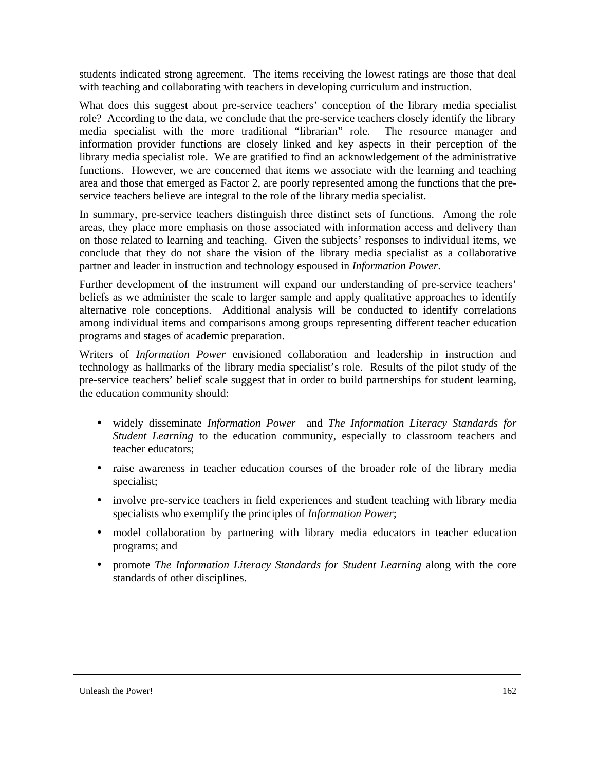students indicated strong agreement. The items receiving the lowest ratings are those that deal with teaching and collaborating with teachers in developing curriculum and instruction.

What does this suggest about pre-service teachers' conception of the library media specialist role? According to the data, we conclude that the pre-service teachers closely identify the library media specialist with the more traditional "librarian" role. The resource manager and information provider functions are closely linked and key aspects in their perception of the library media specialist role. We are gratified to find an acknowledgement of the administrative functions. However, we are concerned that items we associate with the learning and teaching area and those that emerged as Factor 2, are poorly represented among the functions that the pre-service teachers believe are integral to the role of the library media specialist.

In summary, pre-service teachers distinguish three distinct sets of functions. Among the role areas, they place more emphasis on those associated with information access and delivery than on those related to learning and teaching. Given the subjects' responses to individual items, we conclude that they do not share the vision of the library media specialist as a collaborative partner and leader in instruction and technology espoused in *Information Power*.

Further development of the instrument will expand our understanding of pre-service teachers' beliefs as we administer the scale to larger sample and apply qualitative approaches to identify alternative role conceptions. Additional analysis will be conducted to identify correlations among individual items and comparisons among groups representing different teacher education programs and stages of academic preparation.

Writers of *Information Power* envisioned collaboration and leadership in instruction and technology as hallmarks of the library media specialist's role. Results of the pilot study of the pre-service teachers' belief scale suggest that in order to build partnerships for student learning, the education community should:

- widely disseminate *Information Power* and *The Information Literacy Standards for Student Learning* to the education community, especially to classroom teachers and teacher educators;
- raise awareness in teacher education courses of the broader role of the library media specialist;
- involve pre-service teachers in field experiences and student teaching with library media specialists who exemplify the principles of *Information Power*;
- model collaboration by partnering with library media educators in teacher education programs; and
- promote *The Information Literacy Standards for Student Learning* along with the core standards of other disciplines.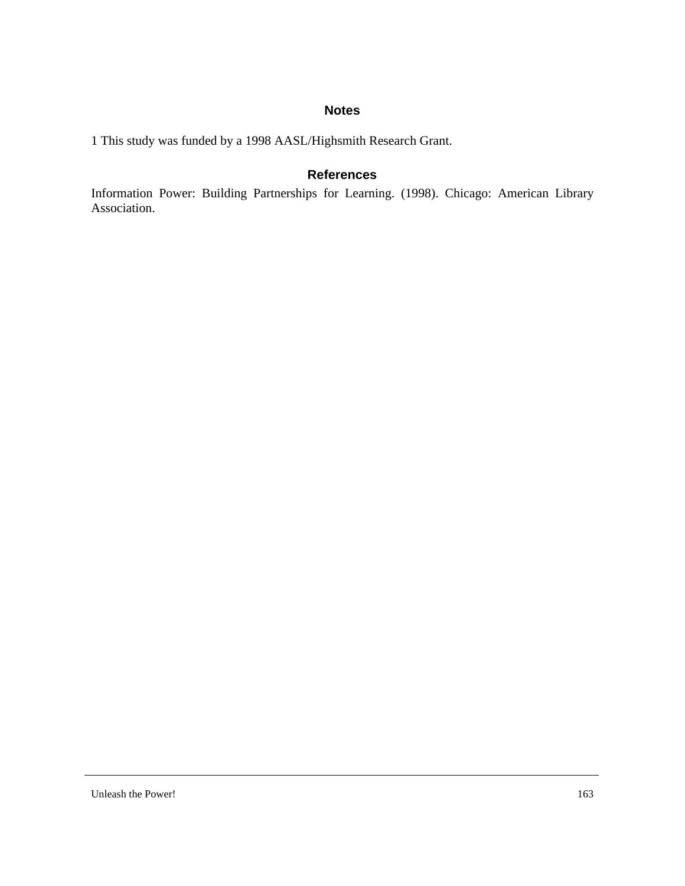## Notes

1 This study was funded by a 1998 AASL/Highsmith Research Grant.

## References

Information Power: Building Partnerships for Learning. (1998). Chicago: American Library Association.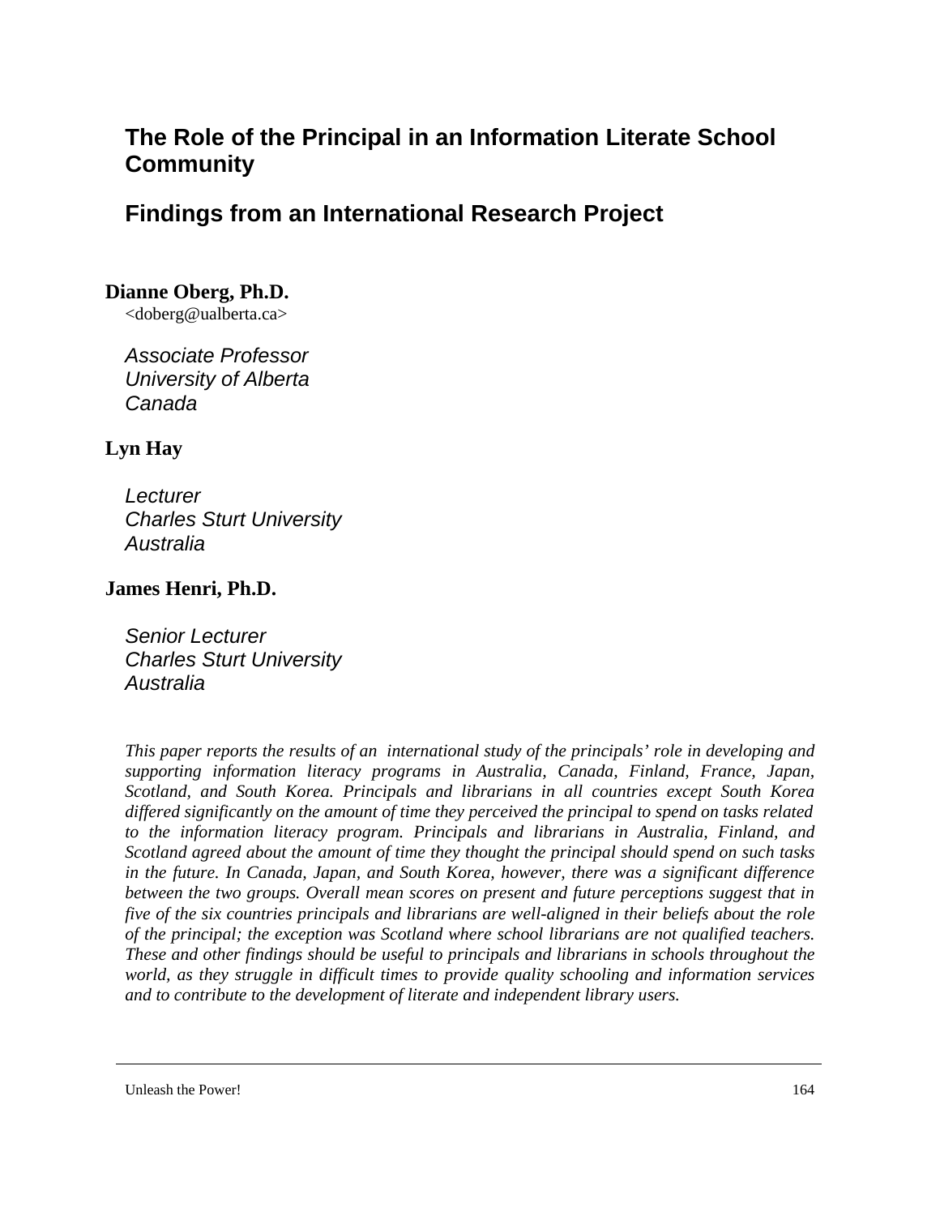# The Role of the Principal in an Information Literate School Community

## Findings from an International Research Project

**Dianne Oberg, Ph.D.**
<doberg@ualberta.ca>

*Associate Professor*
*University of Alberta*
*Canada*

**Lyn Hay**

*Lecturer*
*Charles Sturt University*
*Australia*

**James Henri, Ph.D.**

*Senior Lecturer*
*Charles Sturt University*
*Australia*

*This paper reports the results of an international study of the principals' role in developing and supporting information literacy programs in Australia, Canada, Finland, France, Japan, Scotland, and South Korea. Principals and librarians in all countries except South Korea differed significantly on the amount of time they perceived the principal to spend on tasks related to the information literacy program. Principals and librarians in Australia, Finland, and Scotland agreed about the amount of time they thought the principal should spend on such tasks in the future. In Canada, Japan, and South Korea, however, there was a significant difference between the two groups. Overall mean scores on present and future perceptions suggest that in five of the six countries principals and librarians are well-aligned in their beliefs about the role of the principal; the exception was Scotland where school librarians are not qualified teachers. These and other findings should be useful to principals and librarians in schools throughout the world, as they struggle in difficult times to provide quality schooling and information services and to contribute to the development of literate and independent library users.*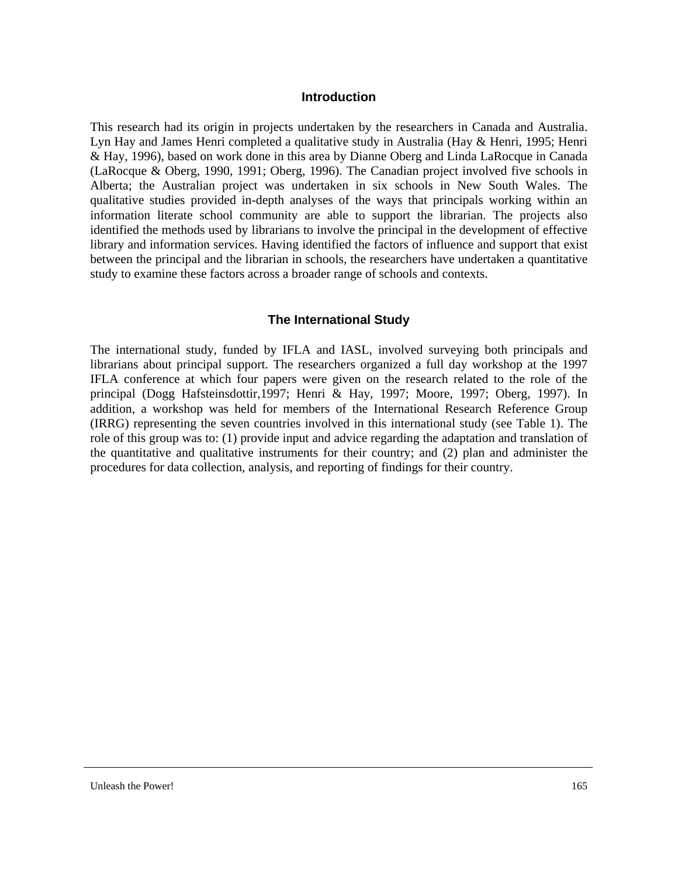## Introduction

This research had its origin in projects undertaken by the researchers in Canada and Australia. Lyn Hay and James Henri completed a qualitative study in Australia (Hay & Henri, 1995; Henri & Hay, 1996), based on work done in this area by Dianne Oberg and Linda LaRocque in Canada (LaRocque & Oberg, 1990, 1991; Oberg, 1996). The Canadian project involved five schools in Alberta; the Australian project was undertaken in six schools in New South Wales. The qualitative studies provided in-depth analyses of the ways that principals working within an information literate school community are able to support the librarian. The projects also identified the methods used by librarians to involve the principal in the development of effective library and information services. Having identified the factors of influence and support that exist between the principal and the librarian in schools, the researchers have undertaken a quantitative study to examine these factors across a broader range of schools and contexts.

## The International Study

The international study, funded by IFLA and IASL, involved surveying both principals and librarians about principal support. The researchers organized a full day workshop at the 1997 IFLA conference at which four papers were given on the research related to the role of the principal (Dogg Hafsteinsdottir,1997; Henri & Hay, 1997; Moore, 1997; Oberg, 1997). In addition, a workshop was held for members of the International Research Reference Group (IRRG) representing the seven countries involved in this international study (see Table 1). The role of this group was to: (1) provide input and advice regarding the adaptation and translation of the quantitative and qualitative instruments for their country; and (2) plan and administer the procedures for data collection, analysis, and reporting of findings for their country.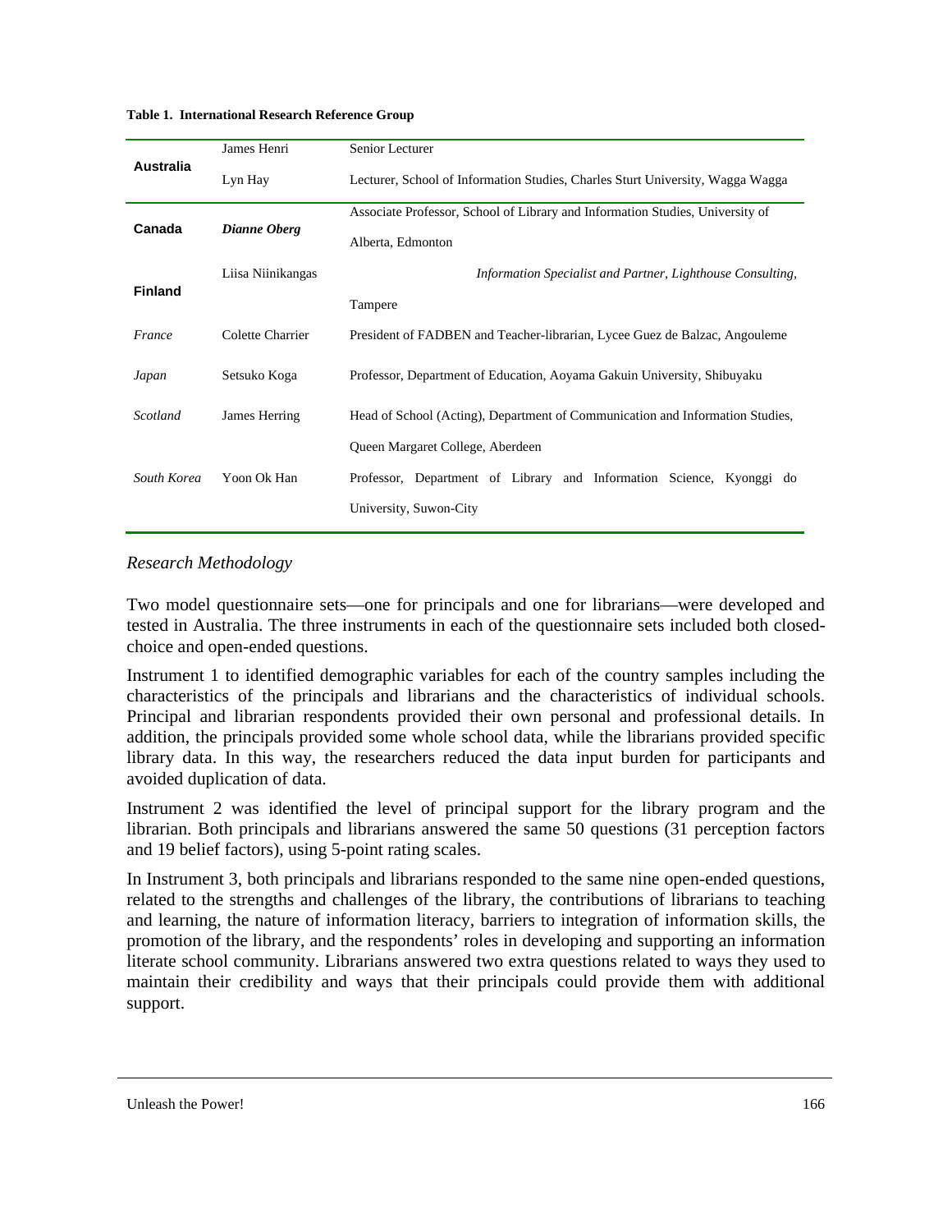**Table 1. International Research Reference Group**

| | | |
|---|---|---|
| **Australia** | James Henri | Senior Lecturer |
| | Lyn Hay | Lecturer, School of Information Studies, Charles Sturt University, Wagga Wagga |
| **Canada** | ***Dianne Oberg*** | Associate Professor, School of Library and Information Studies, University of Alberta, Edmonton |
| **Finland** | Liisa Niinikangas | *Information Specialist and Partner, Lighthouse Consulting,* Tampere |
| *France* | Colette Charrier | President of FADBEN and Teacher-librarian, Lycee Guez de Balzac, Angouleme |
| *Japan* | Setsuko Koga | Professor, Department of Education, Aoyama Gakuin University, Shibuyaku |
| *Scotland* | James Herring | Head of School (Acting), Department of Communication and Information Studies, Queen Margaret College, Aberdeen |
| *South Korea* | Yoon Ok Han | Professor, Department of Library and Information Science, Kyonggi do University, Suwon-City |

*Research Methodology*

Two model questionnaire sets—one for principals and one for librarians—were developed and tested in Australia. The three instruments in each of the questionnaire sets included both closed-choice and open-ended questions.

Instrument 1 to identified demographic variables for each of the country samples including the characteristics of the principals and librarians and the characteristics of individual schools. Principal and librarian respondents provided their own personal and professional details. In addition, the principals provided some whole school data, while the librarians provided specific library data. In this way, the researchers reduced the data input burden for participants and avoided duplication of data.

Instrument 2 was identified the level of principal support for the library program and the librarian. Both principals and librarians answered the same 50 questions (31 perception factors and 19 belief factors), using 5-point rating scales.

In Instrument 3, both principals and librarians responded to the same nine open-ended questions, related to the strengths and challenges of the library, the contributions of librarians to teaching and learning, the nature of information literacy, barriers to integration of information skills, the promotion of the library, and the respondents' roles in developing and supporting an information literate school community. Librarians answered two extra questions related to ways they used to maintain their credibility and ways that their principals could provide them with additional support.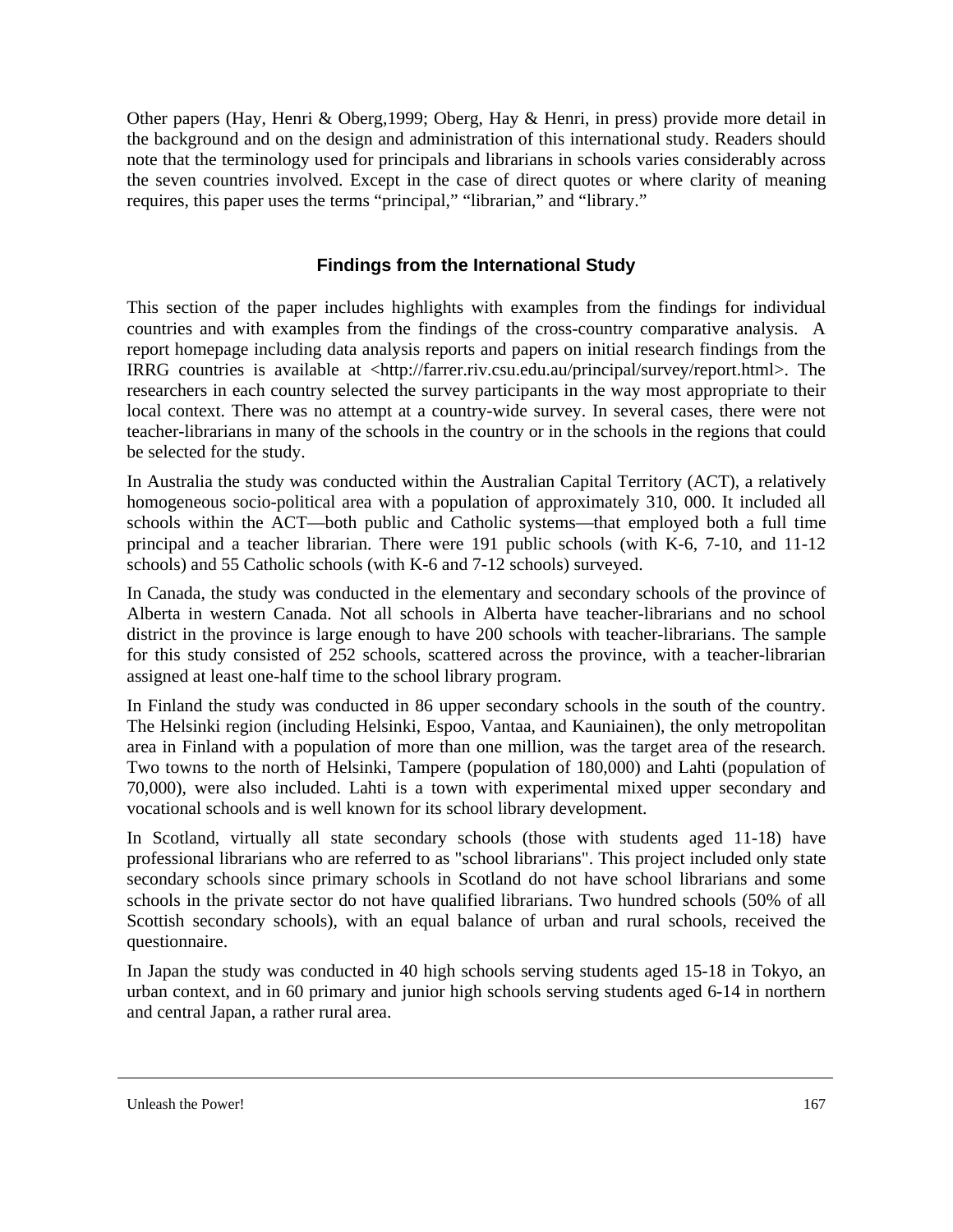Other papers (Hay, Henri & Oberg,1999; Oberg, Hay & Henri, in press) provide more detail in the background and on the design and administration of this international study. Readers should note that the terminology used for principals and librarians in schools varies considerably across the seven countries involved. Except in the case of direct quotes or where clarity of meaning requires, this paper uses the terms "principal," "librarian," and "library."

## Findings from the International Study

This section of the paper includes highlights with examples from the findings for individual countries and with examples from the findings of the cross-country comparative analysis. A report homepage including data analysis reports and papers on initial research findings from the IRRG countries is available at <http://farrer.riv.csu.edu.au/principal/survey/report.html>. The researchers in each country selected the survey participants in the way most appropriate to their local context. There was no attempt at a country-wide survey. In several cases, there were not teacher-librarians in many of the schools in the country or in the schools in the regions that could be selected for the study.

In Australia the study was conducted within the Australian Capital Territory (ACT), a relatively homogeneous socio-political area with a population of approximately 310, 000. It included all schools within the ACT—both public and Catholic systems—that employed both a full time principal and a teacher librarian. There were 191 public schools (with K-6, 7-10, and 11-12 schools) and 55 Catholic schools (with K-6 and 7-12 schools) surveyed.

In Canada, the study was conducted in the elementary and secondary schools of the province of Alberta in western Canada. Not all schools in Alberta have teacher-librarians and no school district in the province is large enough to have 200 schools with teacher-librarians. The sample for this study consisted of 252 schools, scattered across the province, with a teacher-librarian assigned at least one-half time to the school library program.

In Finland the study was conducted in 86 upper secondary schools in the south of the country. The Helsinki region (including Helsinki, Espoo, Vantaa, and Kauniainen), the only metropolitan area in Finland with a population of more than one million, was the target area of the research. Two towns to the north of Helsinki, Tampere (population of 180,000) and Lahti (population of 70,000), were also included. Lahti is a town with experimental mixed upper secondary and vocational schools and is well known for its school library development.

In Scotland, virtually all state secondary schools (those with students aged 11-18) have professional librarians who are referred to as "school librarians". This project included only state secondary schools since primary schools in Scotland do not have school librarians and some schools in the private sector do not have qualified librarians. Two hundred schools (50% of all Scottish secondary schools), with an equal balance of urban and rural schools, received the questionnaire.

In Japan the study was conducted in 40 high schools serving students aged 15-18 in Tokyo, an urban context, and in 60 primary and junior high schools serving students aged 6-14 in northern and central Japan, a rather rural area.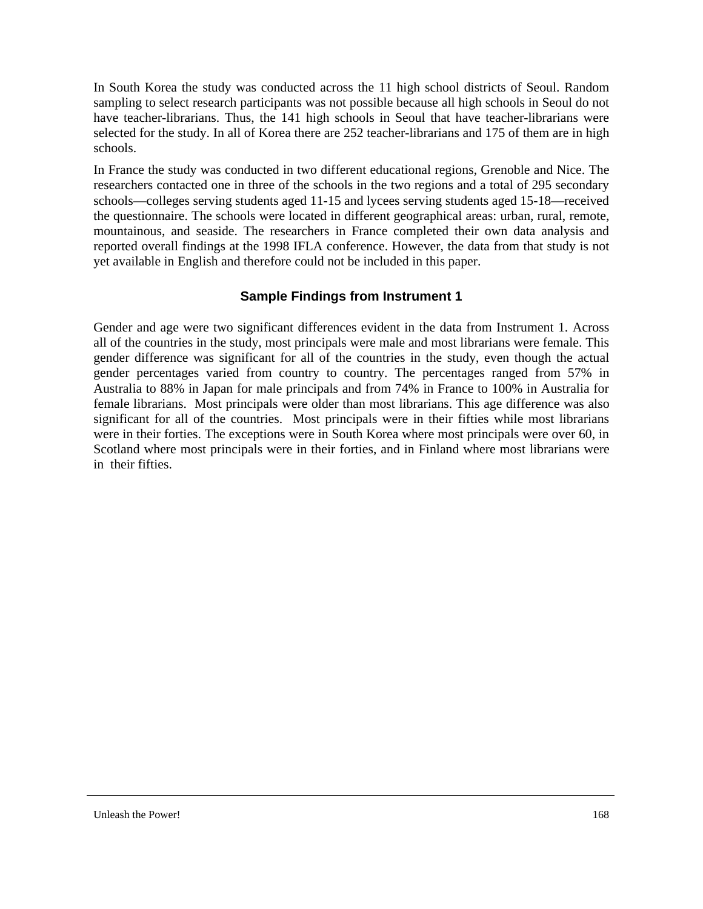In South Korea the study was conducted across the 11 high school districts of Seoul. Random sampling to select research participants was not possible because all high schools in Seoul do not have teacher-librarians. Thus, the 141 high schools in Seoul that have teacher-librarians were selected for the study. In all of Korea there are 252 teacher-librarians and 175 of them are in high schools.

In France the study was conducted in two different educational regions, Grenoble and Nice. The researchers contacted one in three of the schools in the two regions and a total of 295 secondary schools—colleges serving students aged 11-15 and lycees serving students aged 15-18—received the questionnaire. The schools were located in different geographical areas: urban, rural, remote, mountainous, and seaside. The researchers in France completed their own data analysis and reported overall findings at the 1998 IFLA conference. However, the data from that study is not yet available in English and therefore could not be included in this paper.

## Sample Findings from Instrument 1

Gender and age were two significant differences evident in the data from Instrument 1. Across all of the countries in the study, most principals were male and most librarians were female. This gender difference was significant for all of the countries in the study, even though the actual gender percentages varied from country to country. The percentages ranged from 57% in Australia to 88% in Japan for male principals and from 74% in France to 100% in Australia for female librarians. Most principals were older than most librarians. This age difference was also significant for all of the countries. Most principals were in their fifties while most librarians were in their forties. The exceptions were in South Korea where most principals were over 60, in Scotland where most principals were in their forties, and in Finland where most librarians were in their fifties.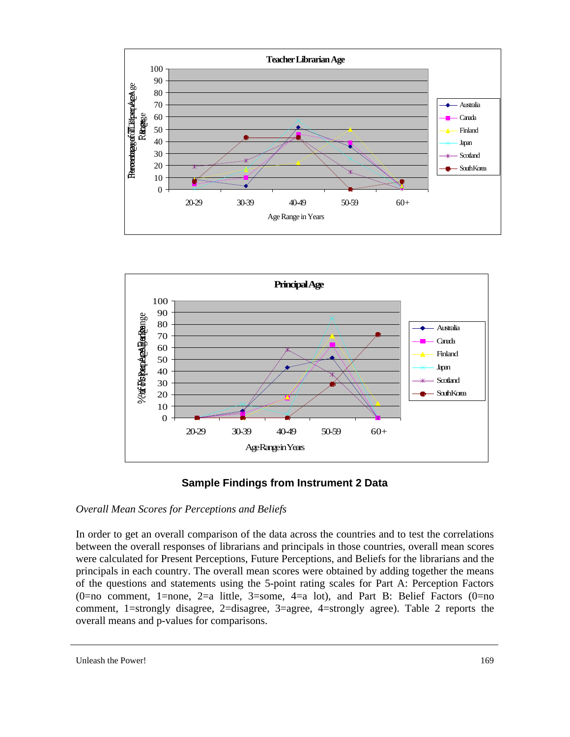## Sample Findings from Instrument 2 Data

*Overall Mean Scores for Perceptions and Beliefs*

In order to get an overall comparison of the data across the countries and to test the correlations between the overall responses of librarians and principals in those countries, overall mean scores were calculated for Present Perceptions, Future Perceptions, and Beliefs for the librarians and the principals in each country. The overall mean scores were obtained by adding together the means of the questions and statements using the 5-point rating scales for Part A: Perception Factors (0=no comment, 1=none, 2=a little, 3=some, 4=a lot), and Part B: Belief Factors (0=no comment, 1=strongly disagree, 2=disagree, 3=agree, 4=strongly agree). Table 2 reports the overall means and p-values for comparisons.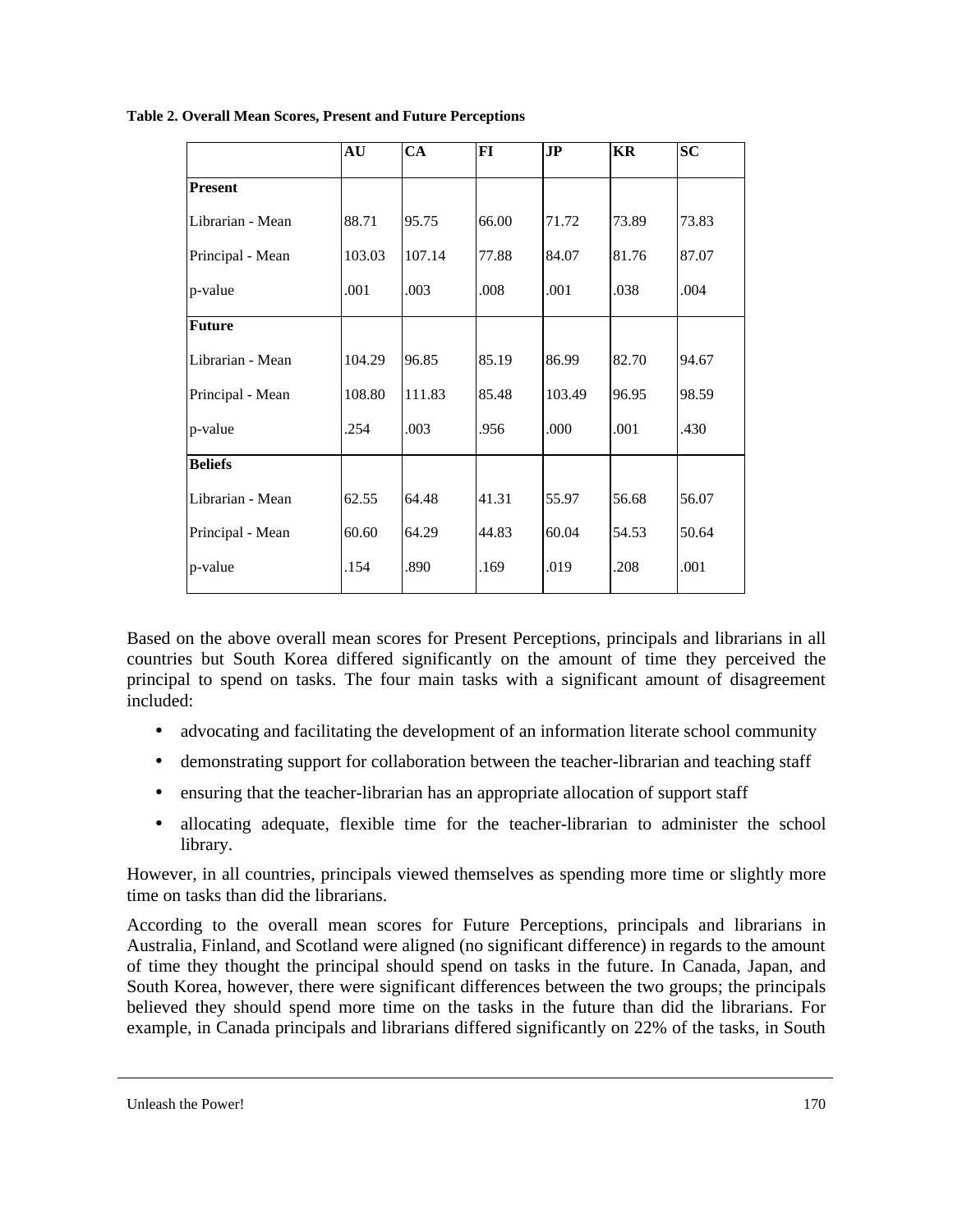**Table 2. Overall Mean Scores, Present and Future Perceptions**

| | AU | CA | FI | JP | KR | SC |
|---|---|---|---|---|---|---|
| **Present** | | | | | | |
| Librarian - Mean | 88.71 | 95.75 | 66.00 | 71.72 | 73.89 | 73.83 |
| Principal - Mean | 103.03 | 107.14 | 77.88 | 84.07 | 81.76 | 87.07 |
| p-value | .001 | .003 | .008 | .001 | .038 | .004 |
| **Future** | | | | | | |
| Librarian - Mean | 104.29 | 96.85 | 85.19 | 86.99 | 82.70 | 94.67 |
| Principal - Mean | 108.80 | 111.83 | 85.48 | 103.49 | 96.95 | 98.59 |
| p-value | .254 | .003 | .956 | .000 | .001 | .430 |
| **Beliefs** | | | | | | |
| Librarian - Mean | 62.55 | 64.48 | 41.31 | 55.97 | 56.68 | 56.07 |
| Principal - Mean | 60.60 | 64.29 | 44.83 | 60.04 | 54.53 | 50.64 |
| p-value | .154 | .890 | .169 | .019 | .208 | .001 |

Based on the above overall mean scores for Present Perceptions, principals and librarians in all countries but South Korea differed significantly on the amount of time they perceived the principal to spend on tasks. The four main tasks with a significant amount of disagreement included:

- advocating and facilitating the development of an information literate school community
- demonstrating support for collaboration between the teacher-librarian and teaching staff
- ensuring that the teacher-librarian has an appropriate allocation of support staff
- allocating adequate, flexible time for the teacher-librarian to administer the school library.

However, in all countries, principals viewed themselves as spending more time or slightly more time on tasks than did the librarians.

According to the overall mean scores for Future Perceptions, principals and librarians in Australia, Finland, and Scotland were aligned (no significant difference) in regards to the amount of time they thought the principal should spend on tasks in the future. In Canada, Japan, and South Korea, however, there were significant differences between the two groups; the principals believed they should spend more time on the tasks in the future than did the librarians. For example, in Canada principals and librarians differed significantly on 22% of the tasks, in South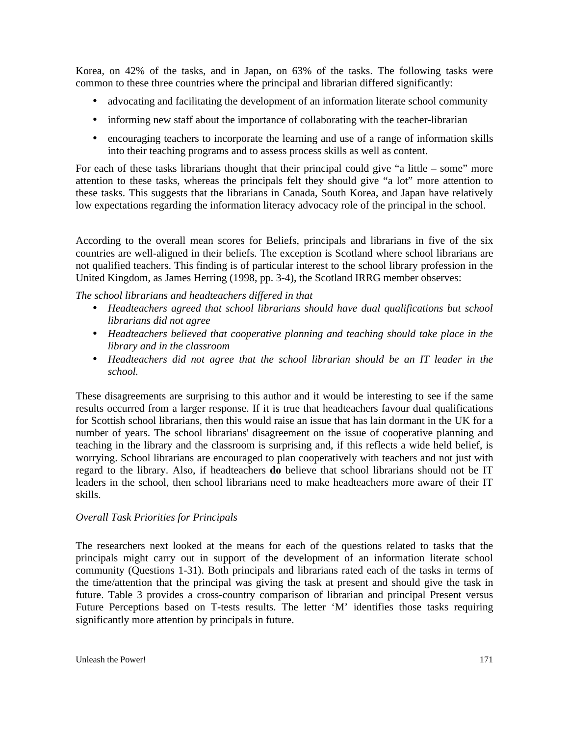Korea, on 42% of the tasks, and in Japan, on 63% of the tasks. The following tasks were common to these three countries where the principal and librarian differed significantly:

- advocating and facilitating the development of an information literate school community
- informing new staff about the importance of collaborating with the teacher-librarian
- encouraging teachers to incorporate the learning and use of a range of information skills into their teaching programs and to assess process skills as well as content.

For each of these tasks librarians thought that their principal could give "a little – some" more attention to these tasks, whereas the principals felt they should give "a lot" more attention to these tasks. This suggests that the librarians in Canada, South Korea, and Japan have relatively low expectations regarding the information literacy advocacy role of the principal in the school.

According to the overall mean scores for Beliefs, principals and librarians in five of the six countries are well-aligned in their beliefs. The exception is Scotland where school librarians are not qualified teachers. This finding is of particular interest to the school library profession in the United Kingdom, as James Herring (1998, pp. 3-4), the Scotland IRRG member observes:

*The school librarians and headteachers differed in that*

- *Headteachers agreed that school librarians should have dual qualifications but school librarians did not agree*
- *Headteachers believed that cooperative planning and teaching should take place in the library and in the classroom*
- *Headteachers did not agree that the school librarian should be an IT leader in the school.*

These disagreements are surprising to this author and it would be interesting to see if the same results occurred from a larger response. If it is true that headteachers favour dual qualifications for Scottish school librarians, then this would raise an issue that has lain dormant in the UK for a number of years. The school librarians' disagreement on the issue of cooperative planning and teaching in the library and the classroom is surprising and, if this reflects a wide held belief, is worrying. School librarians are encouraged to plan cooperatively with teachers and not just with regard to the library. Also, if headteachers **do** believe that school librarians should not be IT leaders in the school, then school librarians need to make headteachers more aware of their IT skills.

*Overall Task Priorities for Principals*

The researchers next looked at the means for each of the questions related to tasks that the principals might carry out in support of the development of an information literate school community (Questions 1-31). Both principals and librarians rated each of the tasks in terms of the time/attention that the principal was giving the task at present and should give the task in future. Table 3 provides a cross-country comparison of librarian and principal Present versus Future Perceptions based on T-tests results. The letter 'M' identifies those tasks requiring significantly more attention by principals in future.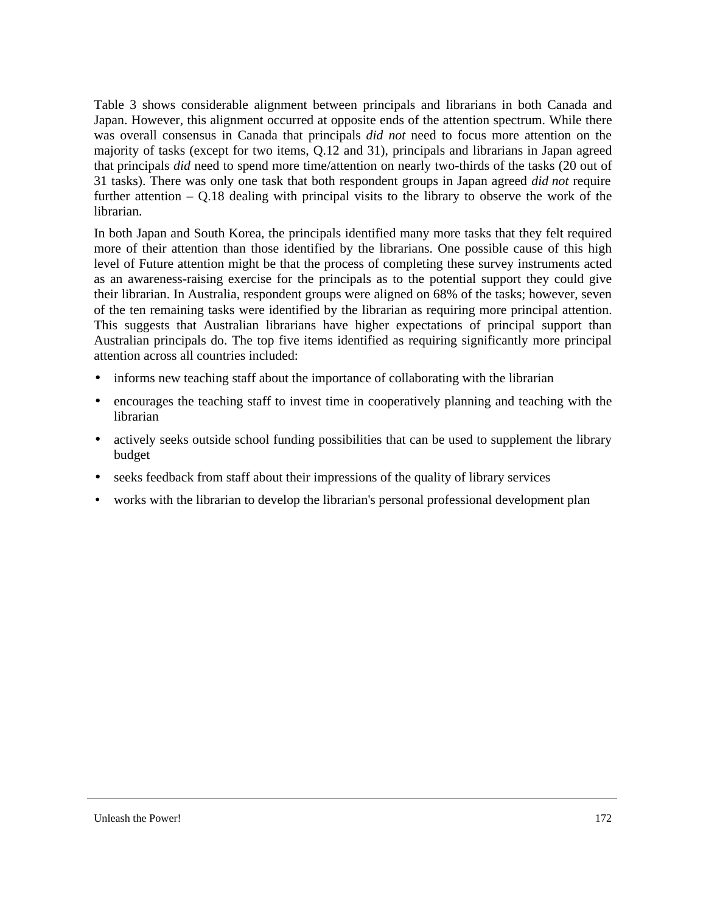Table 3 shows considerable alignment between principals and librarians in both Canada and Japan. However, this alignment occurred at opposite ends of the attention spectrum. While there was overall consensus in Canada that principals *did not* need to focus more attention on the majority of tasks (except for two items, Q.12 and 31), principals and librarians in Japan agreed that principals *did* need to spend more time/attention on nearly two-thirds of the tasks (20 out of 31 tasks). There was only one task that both respondent groups in Japan agreed *did not* require further attention – Q.18 dealing with principal visits to the library to observe the work of the librarian.

In both Japan and South Korea, the principals identified many more tasks that they felt required more of their attention than those identified by the librarians. One possible cause of this high level of Future attention might be that the process of completing these survey instruments acted as an awareness-raising exercise for the principals as to the potential support they could give their librarian. In Australia, respondent groups were aligned on 68% of the tasks; however, seven of the ten remaining tasks were identified by the librarian as requiring more principal attention. This suggests that Australian librarians have higher expectations of principal support than Australian principals do. The top five items identified as requiring significantly more principal attention across all countries included:

- informs new teaching staff about the importance of collaborating with the librarian
- encourages the teaching staff to invest time in cooperatively planning and teaching with the librarian
- actively seeks outside school funding possibilities that can be used to supplement the library budget
- seeks feedback from staff about their impressions of the quality of library services
- works with the librarian to develop the librarian's personal professional development plan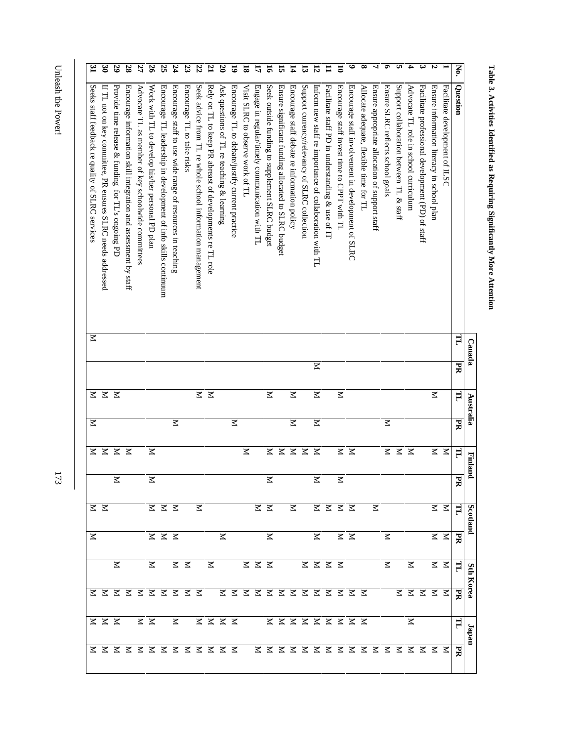**Table 3. Activities Identified as Requiring Significantly More Attention**

| No. | Question | Canada | | Australia | | Finland | | Scotland | | Sth Korea | | Japan | |
|---|---|---|---|---|---|---|---|---|---|---|---|---|---|
| | | TL | PR | TL | PR | TL | PR | TL | PR | TL | PR | TL | PR |
| 1 | Facilitate development of ILSC | | | | | M | | M | M | M | M | | M |
| 2 | Ensure information literacy in school plan | | | M | | M | | M | M | M | M | | M |
| 3 | Facilitate professional development (PD) of staff | | | | | | | | | | M | | M |
| 4 | Advocate TL role in school curriculum | | | | | M | | | | M | M | M | M |
| 5 | Support collaboration between TL & staff | | | | | M | | | | | M | | M |
| 6 | Ensure SLRC reflects school goals | | | | M | M | | | M | M | | | M |
| 7 | Ensure appropriate allocation of support staff | | | | | | | M | | | | | M |
| 8 | Allocate adequate, flexible time for TL | | | | | | | | | | M | M | M |
| 9 | Encourage staff involvement in development of SLRC | | | | | M | | M | M | | M | M | M |
| 10 | Encourage staff invest time to CPPT with TL | | | M | | M | M | M | M | M | M | M | M |
| 11 | Facilitate staff PD in understanding & use of IT | | | | | | | M | | M | M | M | M |
| 12 | Inform new staff re importance of collaboration with TL | | M | M | M | M | M | M | M | M | M | M | M |
| 13 | Support currency/relevancy of SLRC collection | | | | | M | | | | M | M | M | M |
| 14 | Encourage staff debate re information policy | | | M | M | M | | M | | | M | M | M |
| 15 | Ensure significant funding allocated to SLRC budget | | | | | M | | | | | M | M | M |
| 16 | Seek outside funding to supplement SLRC budget | | | M | | M | M | M | M | M | M | M | M |
| 17 | Engage in regular/timely communication with TL | | | | | | | M | | M | M | | M |
| 18 | Visit SLRC to observe work of TL | | | | | M | | | | M | M | | |
| 19 | Encourage TL to debate/justify current practice | | | | M | | | | | | M | M | M |
| 20 | Ask questions of TL re teaching & learning | | | | | | | | M | | M | M | M |
| 21 | Rely on TL to keep PR abreast of developments re TL role | | | M | | | | | | M | | M | M |
| 22 | Seek advice from TL re whole school information management | | | M | | | | M | | | M | M | M |
| 23 | Encourage TL to take risks | | | | | | | | | M | M | | M |
| 24 | Encourage staff to use wide range of resources in teaching | | | | M | | | M | M | M | M | M | M |
| 25 | Encourage TL leadership in development of info skills continuum | | | | | | | M | M | M | M | | M |
| 26 | Work with TL to develop his/her personal PD plan | | | | | M | M | M | M | M | M | M | M |
| 27 | Advocate TL as member of key schoolwide committees | | | | | | | | | | M | M | M |
| 28 | Encourage information skill integration and assessment by staff | | | | | M | | | | | M | | M |
| 29 | Provide time release & funding for TL's ongoing PD | | | M | | M | M | | | M | M | M | M |
| 30 | If TL not on key committee, PR ensures SLRC needs addressed | | | M | | M | | M | | | M | M | M |
| 31 | Seeks staff feedback re quality of SLRC services | M | | M | M | M | | M | M | | M | M | M |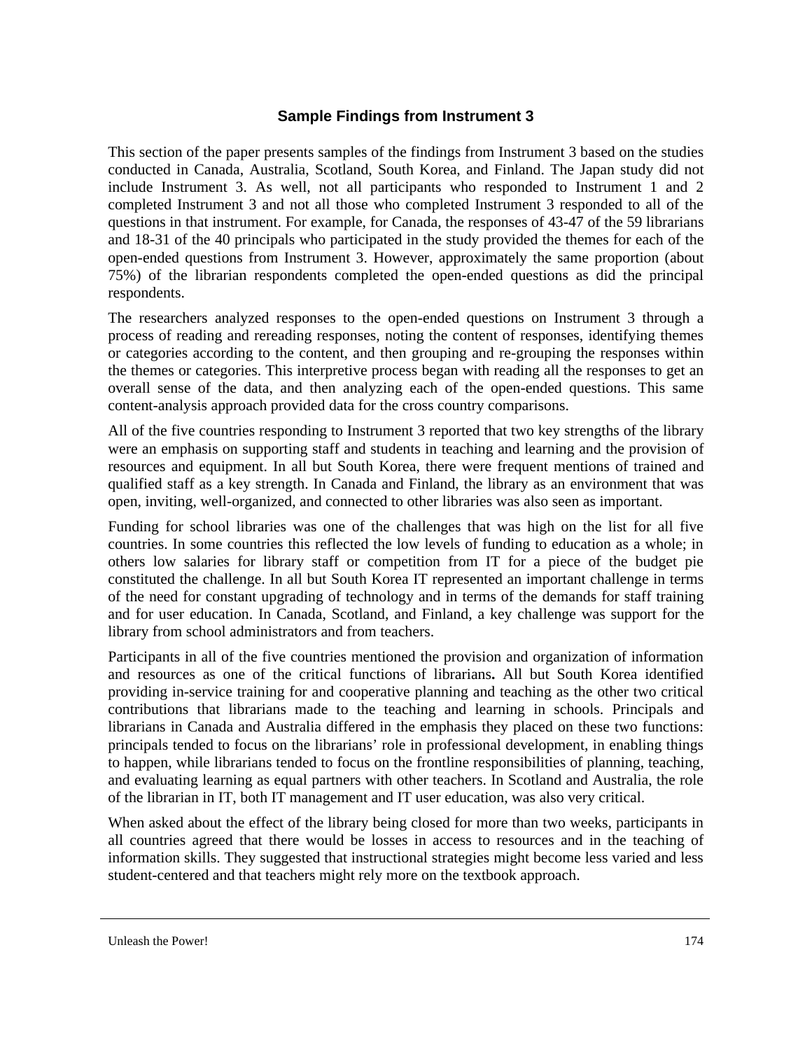## Sample Findings from Instrument 3

This section of the paper presents samples of the findings from Instrument 3 based on the studies conducted in Canada, Australia, Scotland, South Korea, and Finland. The Japan study did not include Instrument 3. As well, not all participants who responded to Instrument 1 and 2 completed Instrument 3 and not all those who completed Instrument 3 responded to all of the questions in that instrument. For example, for Canada, the responses of 43-47 of the 59 librarians and 18-31 of the 40 principals who participated in the study provided the themes for each of the open-ended questions from Instrument 3. However, approximately the same proportion (about 75%) of the librarian respondents completed the open-ended questions as did the principal respondents.

The researchers analyzed responses to the open-ended questions on Instrument 3 through a process of reading and rereading responses, noting the content of responses, identifying themes or categories according to the content, and then grouping and re-grouping the responses within the themes or categories. This interpretive process began with reading all the responses to get an overall sense of the data, and then analyzing each of the open-ended questions. This same content-analysis approach provided data for the cross country comparisons.

All of the five countries responding to Instrument 3 reported that two key strengths of the library were an emphasis on supporting staff and students in teaching and learning and the provision of resources and equipment. In all but South Korea, there were frequent mentions of trained and qualified staff as a key strength. In Canada and Finland, the library as an environment that was open, inviting, well-organized, and connected to other libraries was also seen as important.

Funding for school libraries was one of the challenges that was high on the list for all five countries. In some countries this reflected the low levels of funding to education as a whole; in others low salaries for library staff or competition from IT for a piece of the budget pie constituted the challenge. In all but South Korea IT represented an important challenge in terms of the need for constant upgrading of technology and in terms of the demands for staff training and for user education. In Canada, Scotland, and Finland, a key challenge was support for the library from school administrators and from teachers.

Participants in all of the five countries mentioned the provision and organization of information and resources as one of the critical functions of librarians**.** All but South Korea identified providing in-service training for and cooperative planning and teaching as the other two critical contributions that librarians made to the teaching and learning in schools. Principals and librarians in Canada and Australia differed in the emphasis they placed on these two functions: principals tended to focus on the librarians' role in professional development, in enabling things to happen, while librarians tended to focus on the frontline responsibilities of planning, teaching, and evaluating learning as equal partners with other teachers. In Scotland and Australia, the role of the librarian in IT, both IT management and IT user education, was also very critical.

When asked about the effect of the library being closed for more than two weeks, participants in all countries agreed that there would be losses in access to resources and in the teaching of information skills. They suggested that instructional strategies might become less varied and less student-centered and that teachers might rely more on the textbook approach.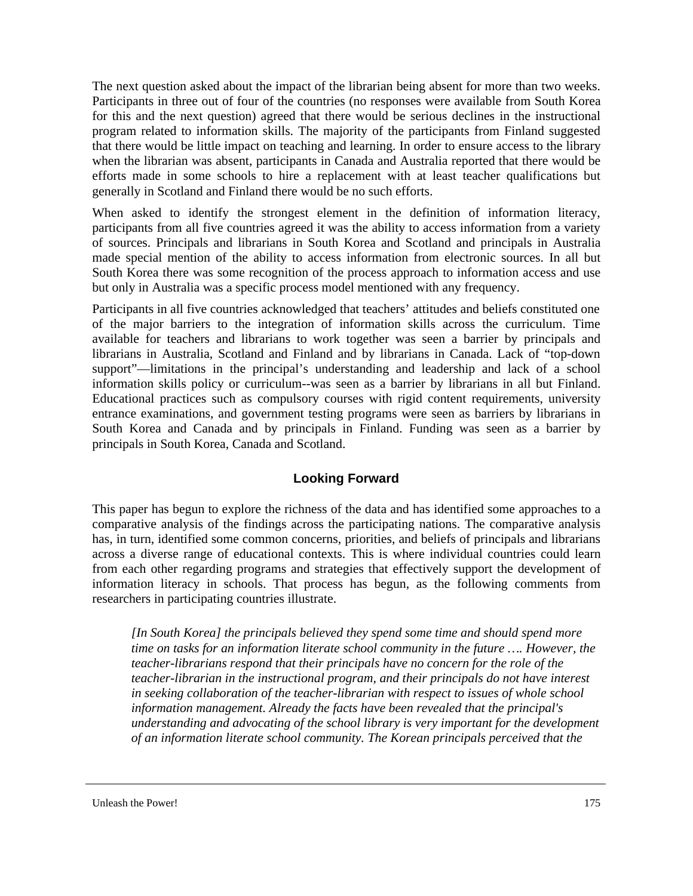The next question asked about the impact of the librarian being absent for more than two weeks. Participants in three out of four of the countries (no responses were available from South Korea for this and the next question) agreed that there would be serious declines in the instructional program related to information skills. The majority of the participants from Finland suggested that there would be little impact on teaching and learning. In order to ensure access to the library when the librarian was absent, participants in Canada and Australia reported that there would be efforts made in some schools to hire a replacement with at least teacher qualifications but generally in Scotland and Finland there would be no such efforts.

When asked to identify the strongest element in the definition of information literacy, participants from all five countries agreed it was the ability to access information from a variety of sources. Principals and librarians in South Korea and Scotland and principals in Australia made special mention of the ability to access information from electronic sources. In all but South Korea there was some recognition of the process approach to information access and use but only in Australia was a specific process model mentioned with any frequency.

Participants in all five countries acknowledged that teachers' attitudes and beliefs constituted one of the major barriers to the integration of information skills across the curriculum. Time available for teachers and librarians to work together was seen a barrier by principals and librarians in Australia, Scotland and Finland and by librarians in Canada. Lack of "top-down support"—limitations in the principal's understanding and leadership and lack of a school information skills policy or curriculum--was seen as a barrier by librarians in all but Finland. Educational practices such as compulsory courses with rigid content requirements, university entrance examinations, and government testing programs were seen as barriers by librarians in South Korea and Canada and by principals in Finland. Funding was seen as a barrier by principals in South Korea, Canada and Scotland.

## Looking Forward

This paper has begun to explore the richness of the data and has identified some approaches to a comparative analysis of the findings across the participating nations. The comparative analysis has, in turn, identified some common concerns, priorities, and beliefs of principals and librarians across a diverse range of educational contexts. This is where individual countries could learn from each other regarding programs and strategies that effectively support the development of information literacy in schools. That process has begun, as the following comments from researchers in participating countries illustrate.

> *[In South Korea] the principals believed they spend some time and should spend more time on tasks for an information literate school community in the future …. However, the teacher-librarians respond that their principals have no concern for the role of the teacher-librarian in the instructional program, and their principals do not have interest in seeking collaboration of the teacher-librarian with respect to issues of whole school information management. Already the facts have been revealed that the principal's understanding and advocating of the school library is very important for the development of an information literate school community. The Korean principals perceived that the*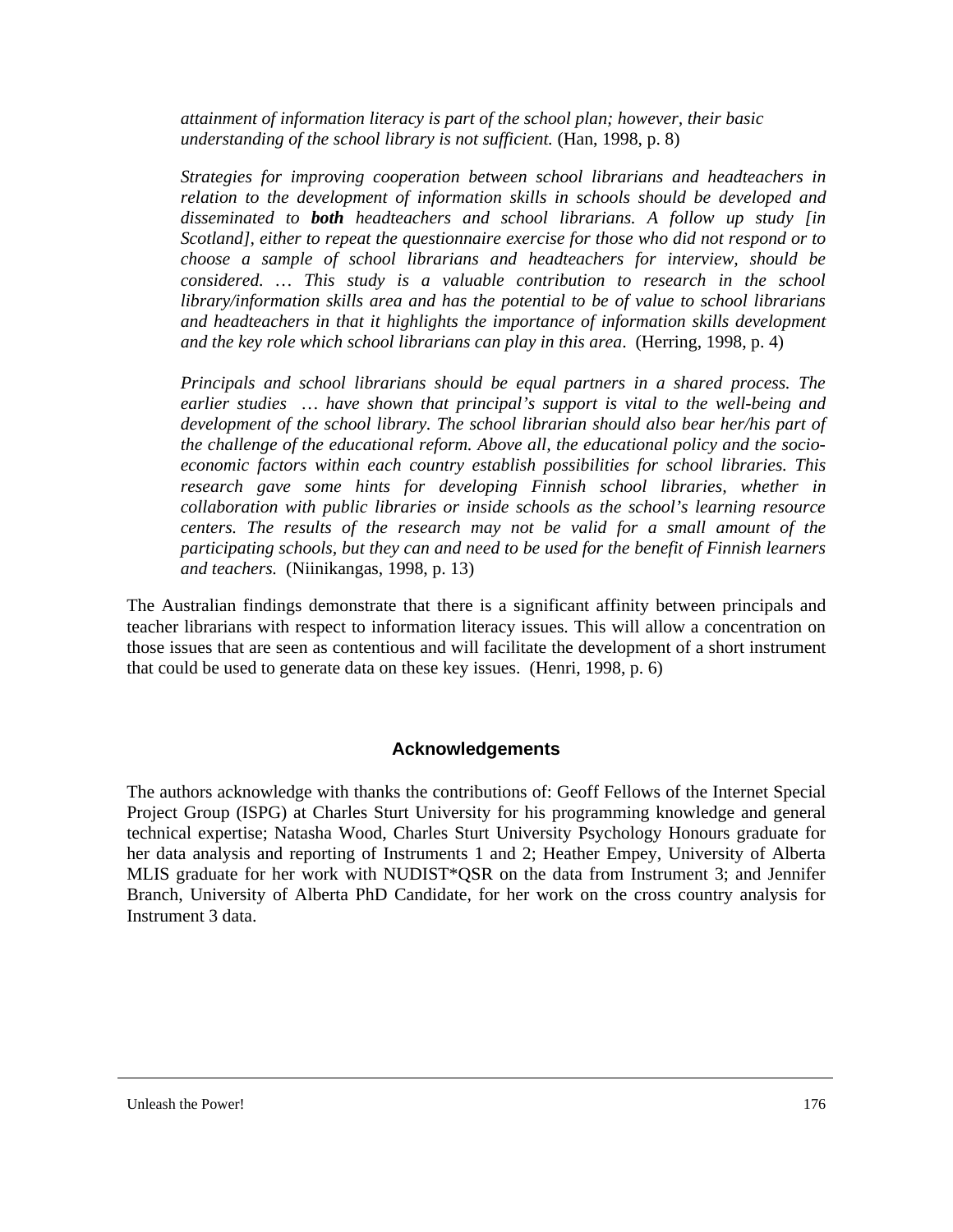*attainment of information literacy is part of the school plan; however, their basic understanding of the school library is not sufficient.* (Han, 1998, p. 8)

*Strategies for improving cooperation between school librarians and headteachers in relation to the development of information skills in schools should be developed and disseminated to **both** headteachers and school librarians. A follow up study [in Scotland], either to repeat the questionnaire exercise for those who did not respond or to choose a sample of school librarians and headteachers for interview, should be considered. … This study is a valuable contribution to research in the school library/information skills area and has the potential to be of value to school librarians and headteachers in that it highlights the importance of information skills development and the key role which school librarians can play in this area*. (Herring, 1998, p. 4)

*Principals and school librarians should be equal partners in a shared process. The earlier studies … have shown that principal's support is vital to the well-being and development of the school library. The school librarian should also bear her/his part of the challenge of the educational reform. Above all, the educational policy and the socio-economic factors within each country establish possibilities for school libraries. This research gave some hints for developing Finnish school libraries, whether in collaboration with public libraries or inside schools as the school's learning resource centers. The results of the research may not be valid for a small amount of the participating schools, but they can and need to be used for the benefit of Finnish learners and teachers.* (Niinikangas, 1998, p. 13)

The Australian findings demonstrate that there is a significant affinity between principals and teacher librarians with respect to information literacy issues. This will allow a concentration on those issues that are seen as contentious and will facilitate the development of a short instrument that could be used to generate data on these key issues. (Henri, 1998, p. 6)

## Acknowledgements

The authors acknowledge with thanks the contributions of: Geoff Fellows of the Internet Special Project Group (ISPG) at Charles Sturt University for his programming knowledge and general technical expertise; Natasha Wood, Charles Sturt University Psychology Honours graduate for her data analysis and reporting of Instruments 1 and 2; Heather Empey, University of Alberta MLIS graduate for her work with NUDIST*QSR on the data from Instrument 3; and Jennifer Branch, University of Alberta PhD Candidate, for her work on the cross country analysis for Instrument 3 data.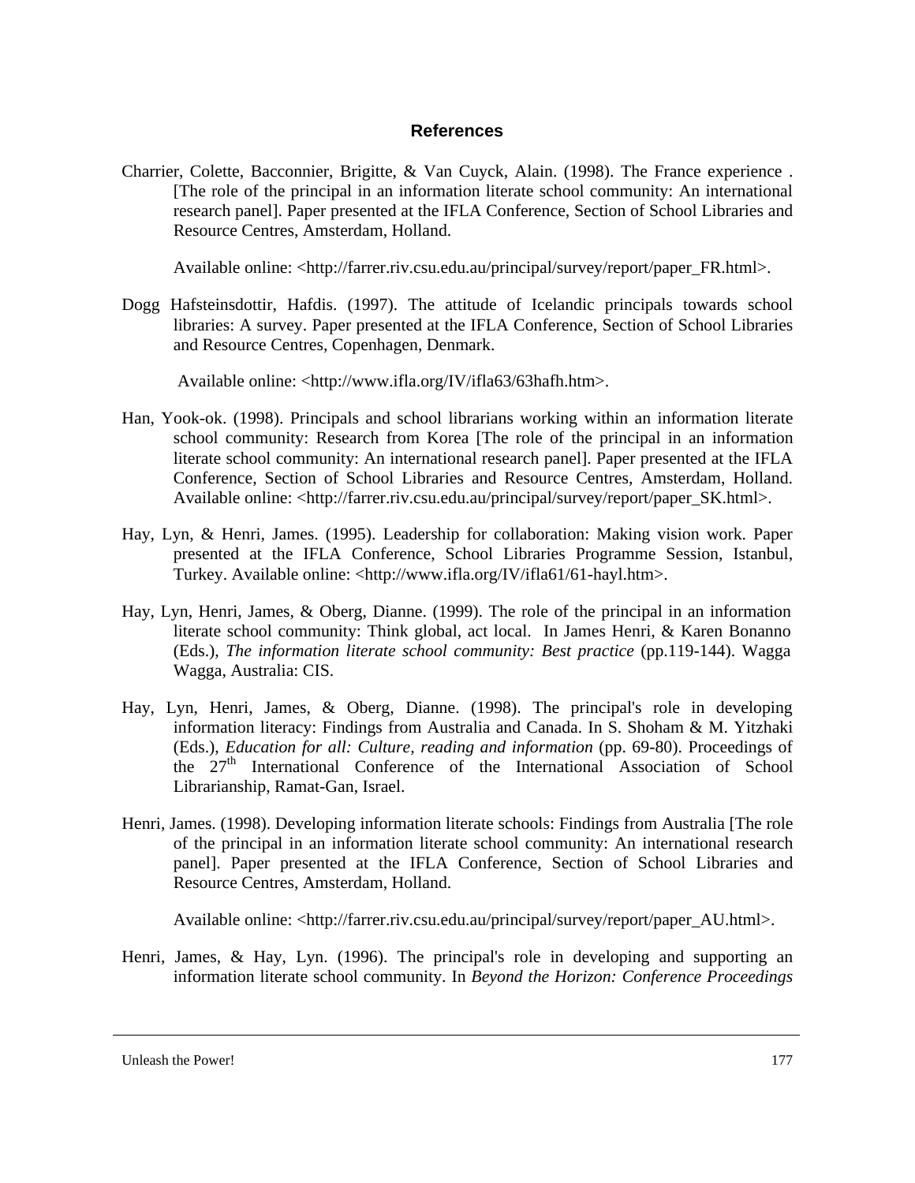## References

Charrier, Colette, Bacconnier, Brigitte, & Van Cuyck, Alain. (1998). The France experience . [The role of the principal in an information literate school community: An international research panel]. Paper presented at the IFLA Conference, Section of School Libraries and Resource Centres, Amsterdam, Holland.

Available online: <http://farrer.riv.csu.edu.au/principal/survey/report/paper_FR.html>.

Dogg Hafsteinsdottir, Hafdis. (1997). The attitude of Icelandic principals towards school libraries: A survey. Paper presented at the IFLA Conference, Section of School Libraries and Resource Centres, Copenhagen, Denmark.

Available online: <http://www.ifla.org/IV/ifla63/63hafh.htm>.

Han, Yook-ok. (1998). Principals and school librarians working within an information literate school community: Research from Korea [The role of the principal in an information literate school community: An international research panel]. Paper presented at the IFLA Conference, Section of School Libraries and Resource Centres, Amsterdam, Holland. Available online: <http://farrer.riv.csu.edu.au/principal/survey/report/paper_SK.html>.

Hay, Lyn, & Henri, James. (1995). Leadership for collaboration: Making vision work. Paper presented at the IFLA Conference, School Libraries Programme Session, Istanbul, Turkey. Available online: <http://www.ifla.org/IV/ifla61/61-hayl.htm>.

Hay, Lyn, Henri, James, & Oberg, Dianne. (1999). The role of the principal in an information literate school community: Think global, act local. In James Henri, & Karen Bonanno (Eds.), *The information literate school community: Best practice* (pp.119-144). Wagga Wagga, Australia: CIS.

Hay, Lyn, Henri, James, & Oberg, Dianne. (1998). The principal's role in developing information literacy: Findings from Australia and Canada. In S. Shoham & M. Yitzhaki (Eds.), *Education for all: Culture, reading and information* (pp. 69-80). Proceedings of the 27th International Conference of the International Association of School Librarianship, Ramat-Gan, Israel.

Henri, James. (1998). Developing information literate schools: Findings from Australia [The role of the principal in an information literate school community: An international research panel]. Paper presented at the IFLA Conference, Section of School Libraries and Resource Centres, Amsterdam, Holland.

Available online: <http://farrer.riv.csu.edu.au/principal/survey/report/paper_AU.html>.

Henri, James, & Hay, Lyn. (1996). The principal's role in developing and supporting an information literate school community. In *Beyond the Horizon: Conference Proceedings*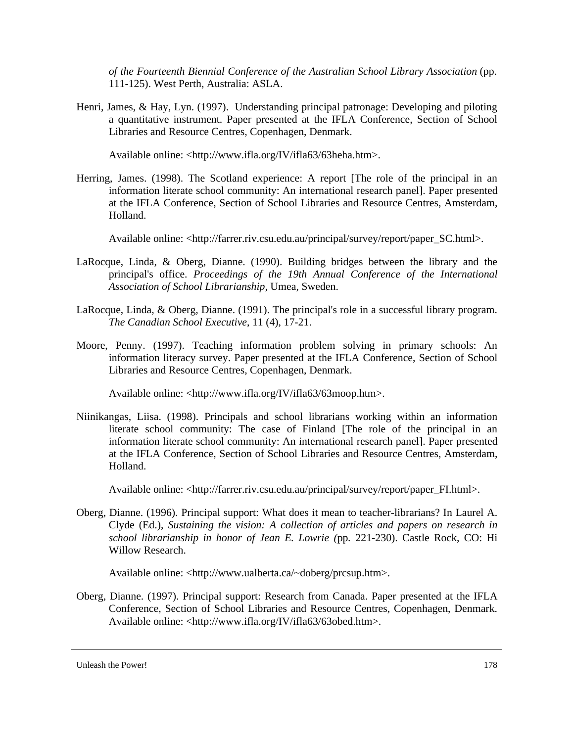*of the Fourteenth Biennial Conference of the Australian School Library Association* (pp. 111-125). West Perth, Australia: ASLA.

Henri, James, & Hay, Lyn. (1997). Understanding principal patronage: Developing and piloting a quantitative instrument. Paper presented at the IFLA Conference, Section of School Libraries and Resource Centres, Copenhagen, Denmark.

Available online: <http://www.ifla.org/IV/ifla63/63heha.htm>.

Herring, James. (1998). The Scotland experience: A report [The role of the principal in an information literate school community: An international research panel]. Paper presented at the IFLA Conference, Section of School Libraries and Resource Centres, Amsterdam, Holland.

Available online: <http://farrer.riv.csu.edu.au/principal/survey/report/paper_SC.html>.

LaRocque, Linda, & Oberg, Dianne. (1990). Building bridges between the library and the principal's office. *Proceedings of the 19th Annual Conference of the International Association of School Librarianship*, Umea, Sweden.

LaRocque, Linda, & Oberg, Dianne. (1991). The principal's role in a successful library program. *The Canadian School Executive*, 11 (4), 17-21.

Moore, Penny. (1997). Teaching information problem solving in primary schools: An information literacy survey. Paper presented at the IFLA Conference, Section of School Libraries and Resource Centres, Copenhagen, Denmark.

Available online: <http://www.ifla.org/IV/ifla63/63moop.htm>.

Niinikangas, Liisa. (1998). Principals and school librarians working within an information literate school community: The case of Finland [The role of the principal in an information literate school community: An international research panel]. Paper presented at the IFLA Conference, Section of School Libraries and Resource Centres, Amsterdam, Holland.

Available online: <http://farrer.riv.csu.edu.au/principal/survey/report/paper_FI.html>.

Oberg, Dianne. (1996). Principal support: What does it mean to teacher-librarians? In Laurel A. Clyde (Ed.), *Sustaining the vision: A collection of articles and papers on research in school librarianship in honor of Jean E. Lowrie (*pp. 221-230). Castle Rock, CO: Hi Willow Research.

Available online: <http://www.ualberta.ca/~doberg/prcsup.htm>.

Oberg, Dianne. (1997). Principal support: Research from Canada. Paper presented at the IFLA Conference, Section of School Libraries and Resource Centres, Copenhagen, Denmark. Available online: <http://www.ifla.org/IV/ifla63/63obed.htm>.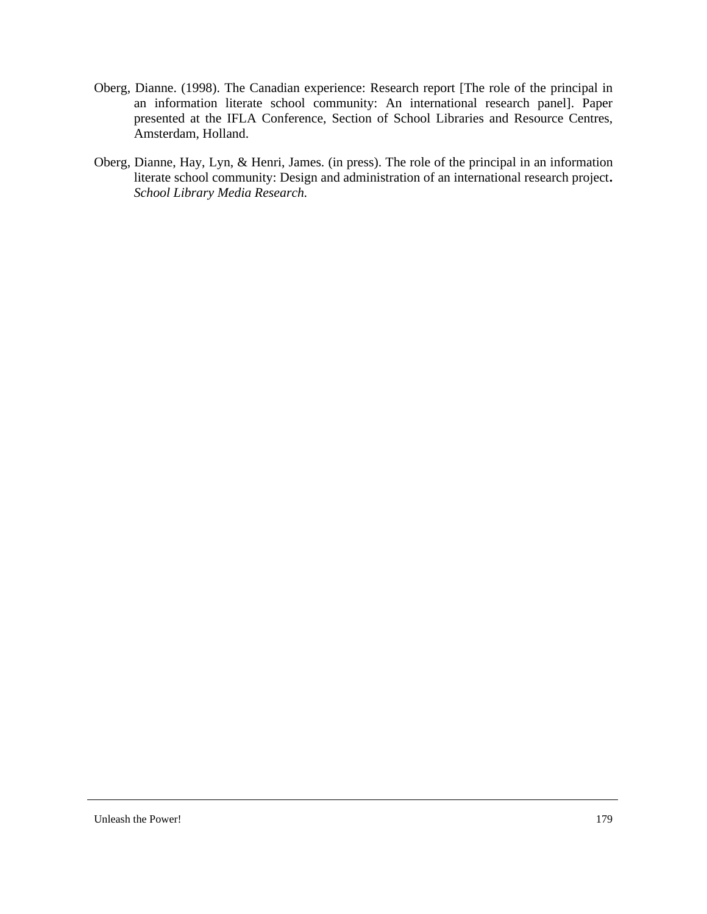Oberg, Dianne. (1998). The Canadian experience: Research report [The role of the principal in an information literate school community: An international research panel]. Paper presented at the IFLA Conference, Section of School Libraries and Resource Centres, Amsterdam, Holland.

Oberg, Dianne, Hay, Lyn, & Henri, James. (in press). The role of the principal in an information literate school community: Design and administration of an international research project**.** *School Library Media Research.*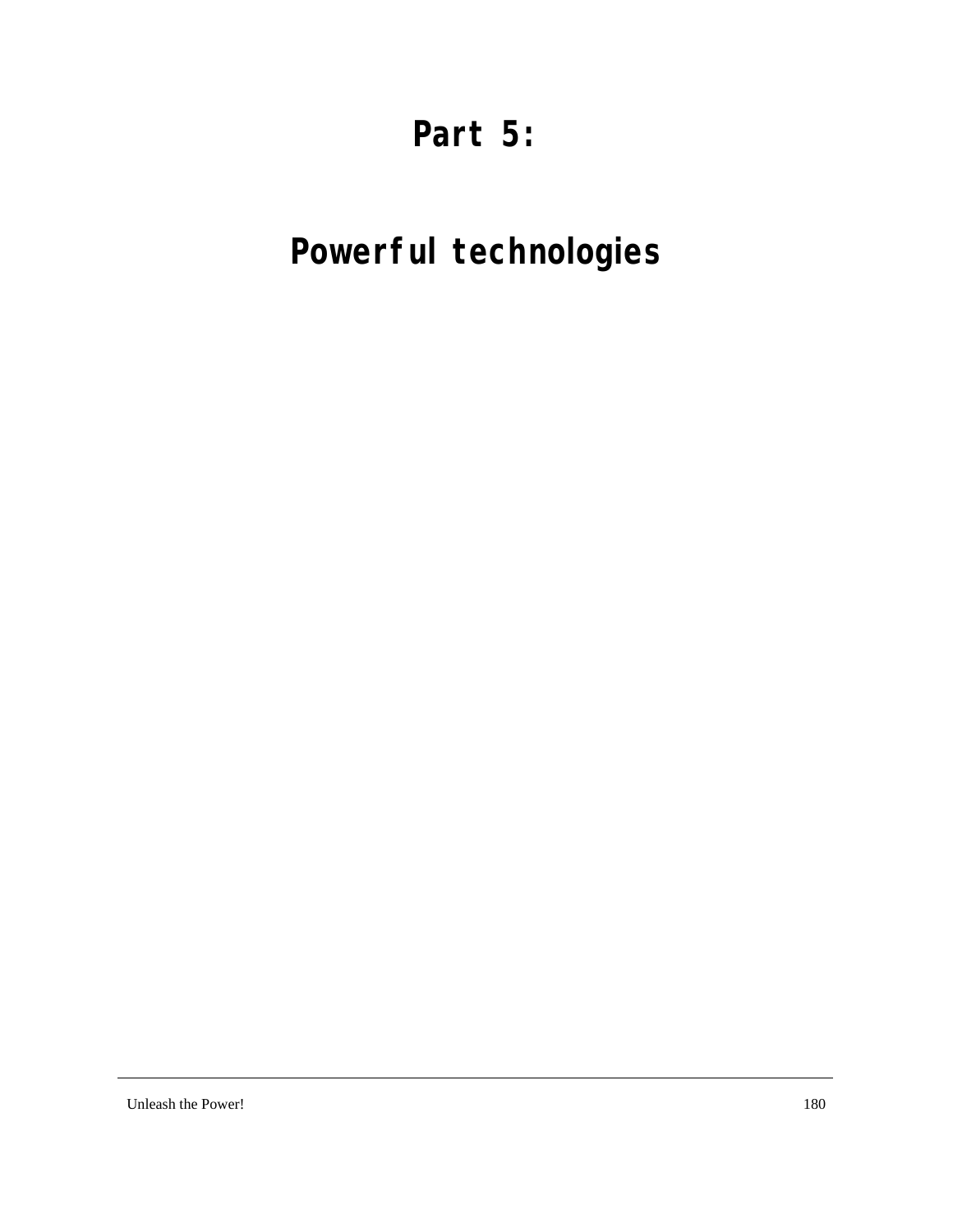# Part 5:

# Powerful technologies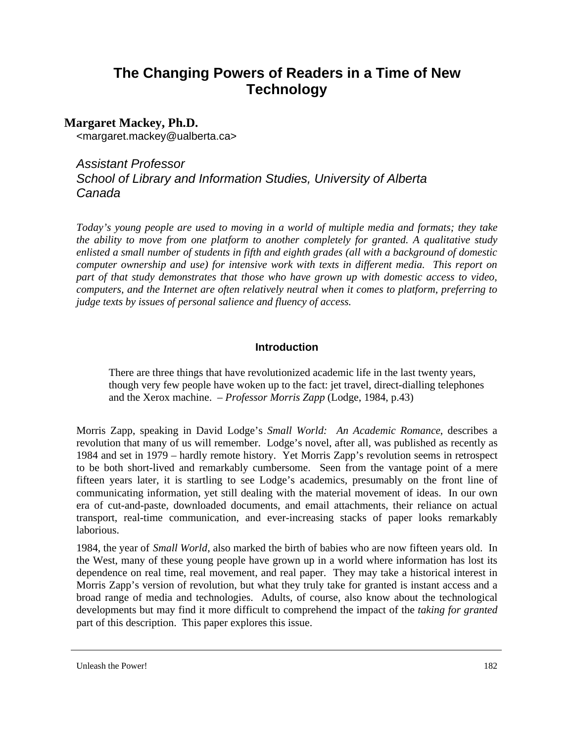# The Changing Powers of Readers in a Time of New Technology

**Margaret Mackey, Ph.D.**
<margaret.mackey@ualberta.ca>

*Assistant Professor*
*School of Library and Information Studies, University of Alberta*
*Canada*

*Today's young people are used to moving in a world of multiple media and formats; they take the ability to move from one platform to another completely for granted. A qualitative study enlisted a small number of students in fifth and eighth grades (all with a background of domestic computer ownership and use) for intensive work with texts in different media. This report on part of that study demonstrates that those who have grown up with domestic access to video, computers, and the Internet are often relatively neutral when it comes to platform, preferring to judge texts by issues of personal salience and fluency of access.*

## Introduction

> There are three things that have revolutionized academic life in the last twenty years, though very few people have woken up to the fact: jet travel, direct-dialling telephones and the Xerox machine. – *Professor Morris Zapp* (Lodge, 1984, p.43)

Morris Zapp, speaking in David Lodge's *Small World: An Academic Romance*, describes a revolution that many of us will remember. Lodge's novel, after all, was published as recently as 1984 and set in 1979 – hardly remote history. Yet Morris Zapp's revolution seems in retrospect to be both short-lived and remarkably cumbersome. Seen from the vantage point of a mere fifteen years later, it is startling to see Lodge's academics, presumably on the front line of communicating information, yet still dealing with the material movement of ideas. In our own era of cut-and-paste, downloaded documents, and email attachments, their reliance on actual transport, real-time communication, and ever-increasing stacks of paper looks remarkably laborious.

1984, the year of *Small World*, also marked the birth of babies who are now fifteen years old. In the West, many of these young people have grown up in a world where information has lost its dependence on real time, real movement, and real paper. They may take a historical interest in Morris Zapp's version of revolution, but what they truly take for granted is instant access and a broad range of media and technologies. Adults, of course, also know about the technological developments but may find it more difficult to comprehend the impact of the *taking for granted* part of this description. This paper explores this issue.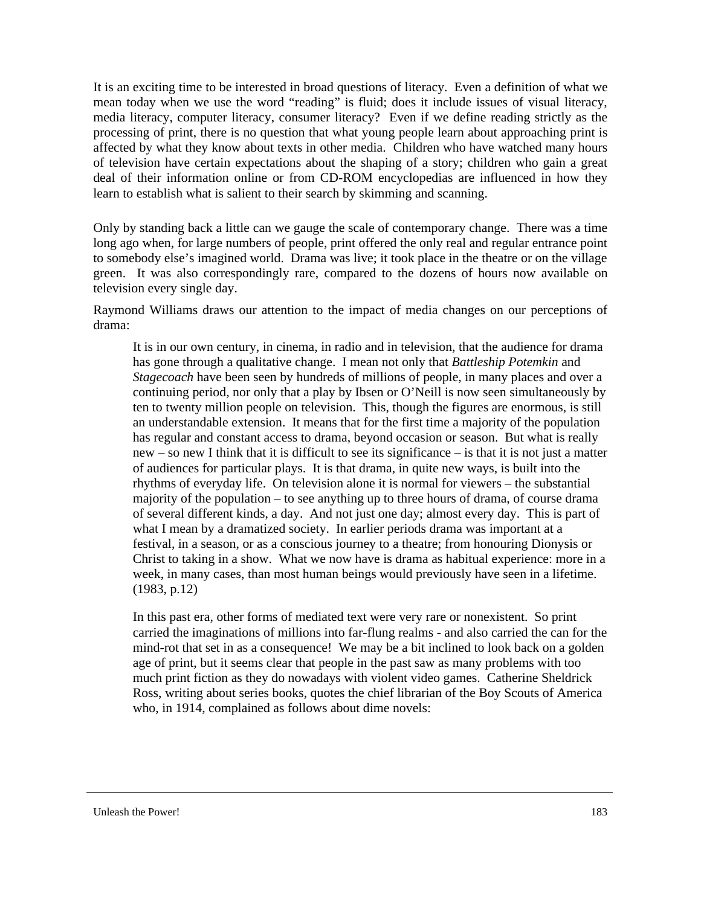It is an exciting time to be interested in broad questions of literacy. Even a definition of what we mean today when we use the word "reading" is fluid; does it include issues of visual literacy, media literacy, computer literacy, consumer literacy? Even if we define reading strictly as the processing of print, there is no question that what young people learn about approaching print is affected by what they know about texts in other media. Children who have watched many hours of television have certain expectations about the shaping of a story; children who gain a great deal of their information online or from CD-ROM encyclopedias are influenced in how they learn to establish what is salient to their search by skimming and scanning.

Only by standing back a little can we gauge the scale of contemporary change. There was a time long ago when, for large numbers of people, print offered the only real and regular entrance point to somebody else's imagined world. Drama was live; it took place in the theatre or on the village green. It was also correspondingly rare, compared to the dozens of hours now available on television every single day.

Raymond Williams draws our attention to the impact of media changes on our perceptions of drama:

> It is in our own century, in cinema, in radio and in television, that the audience for drama has gone through a qualitative change. I mean not only that *Battleship Potemkin* and *Stagecoach* have been seen by hundreds of millions of people, in many places and over a continuing period, nor only that a play by Ibsen or O'Neill is now seen simultaneously by ten to twenty million people on television. This, though the figures are enormous, is still an understandable extension. It means that for the first time a majority of the population has regular and constant access to drama, beyond occasion or season. But what is really new – so new I think that it is difficult to see its significance – is that it is not just a matter of audiences for particular plays. It is that drama, in quite new ways, is built into the rhythms of everyday life. On television alone it is normal for viewers – the substantial majority of the population – to see anything up to three hours of drama, of course drama of several different kinds, a day. And not just one day; almost every day. This is part of what I mean by a dramatized society. In earlier periods drama was important at a festival, in a season, or as a conscious journey to a theatre; from honouring Dionysis or Christ to taking in a show. What we now have is drama as habitual experience: more in a week, in many cases, than most human beings would previously have seen in a lifetime. (1983, p.12)

In this past era, other forms of mediated text were very rare or nonexistent. So print carried the imaginations of millions into far-flung realms - and also carried the can for the mind-rot that set in as a consequence! We may be a bit inclined to look back on a golden age of print, but it seems clear that people in the past saw as many problems with too much print fiction as they do nowadays with violent video games. Catherine Sheldrick Ross, writing about series books, quotes the chief librarian of the Boy Scouts of America who, in 1914, complained as follows about dime novels: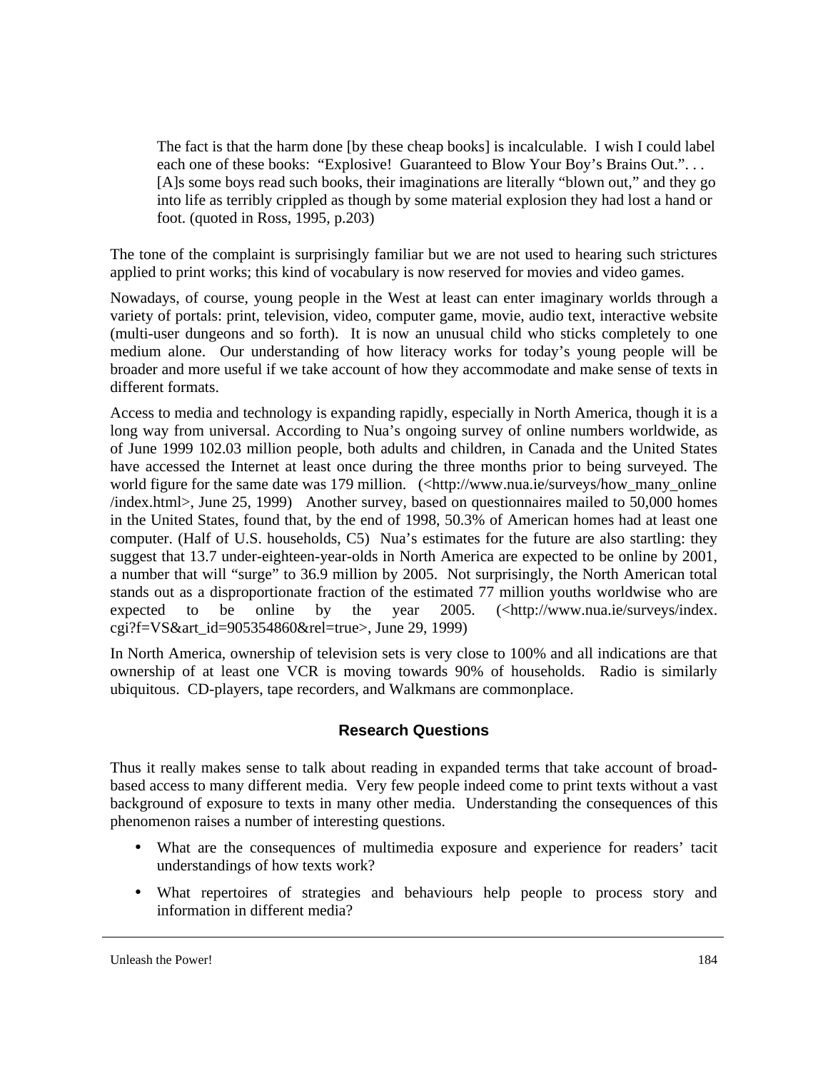> The fact is that the harm done [by these cheap books] is incalculable. I wish I could label each one of these books: "Explosive! Guaranteed to Blow Your Boy's Brains Out.". . . [A]s some boys read such books, their imaginations are literally "blown out," and they go into life as terribly crippled as though by some material explosion they had lost a hand or foot. (quoted in Ross, 1995, p.203)

The tone of the complaint is surprisingly familiar but we are not used to hearing such strictures applied to print works; this kind of vocabulary is now reserved for movies and video games.

Nowadays, of course, young people in the West at least can enter imaginary worlds through a variety of portals: print, television, video, computer game, movie, audio text, interactive website (multi-user dungeons and so forth). It is now an unusual child who sticks completely to one medium alone. Our understanding of how literacy works for today's young people will be broader and more useful if we take account of how they accommodate and make sense of texts in different formats.

Access to media and technology is expanding rapidly, especially in North America, though it is a long way from universal. According to Nua's ongoing survey of online numbers worldwide, as of June 1999 102.03 million people, both adults and children, in Canada and the United States have accessed the Internet at least once during the three months prior to being surveyed. The world figure for the same date was 179 million. (<http://www.nua.ie/surveys/how_many_online/index.html>, June 25, 1999) Another survey, based on questionnaires mailed to 50,000 homes in the United States, found that, by the end of 1998, 50.3% of American homes had at least one computer. (Half of U.S. households, C5) Nua's estimates for the future are also startling: they suggest that 13.7 under-eighteen-year-olds in North America are expected to be online by 2001, a number that will "surge" to 36.9 million by 2005. Not surprisingly, the North American total stands out as a disproportionate fraction of the estimated 77 million youths worldwise who are expected to be online by the year 2005. (<http://www.nua.ie/surveys/index.cgi?f=VS&art_id=905354860&rel=true>, June 29, 1999)

In North America, ownership of television sets is very close to 100% and all indications are that ownership of at least one VCR is moving towards 90% of households. Radio is similarly ubiquitous. CD-players, tape recorders, and Walkmans are commonplace.

## Research Questions

Thus it really makes sense to talk about reading in expanded terms that take account of broad-based access to many different media. Very few people indeed come to print texts without a vast background of exposure to texts in many other media. Understanding the consequences of this phenomenon raises a number of interesting questions.

- What are the consequences of multimedia exposure and experience for readers' tacit understandings of how texts work?
- What repertoires of strategies and behaviours help people to process story and information in different media?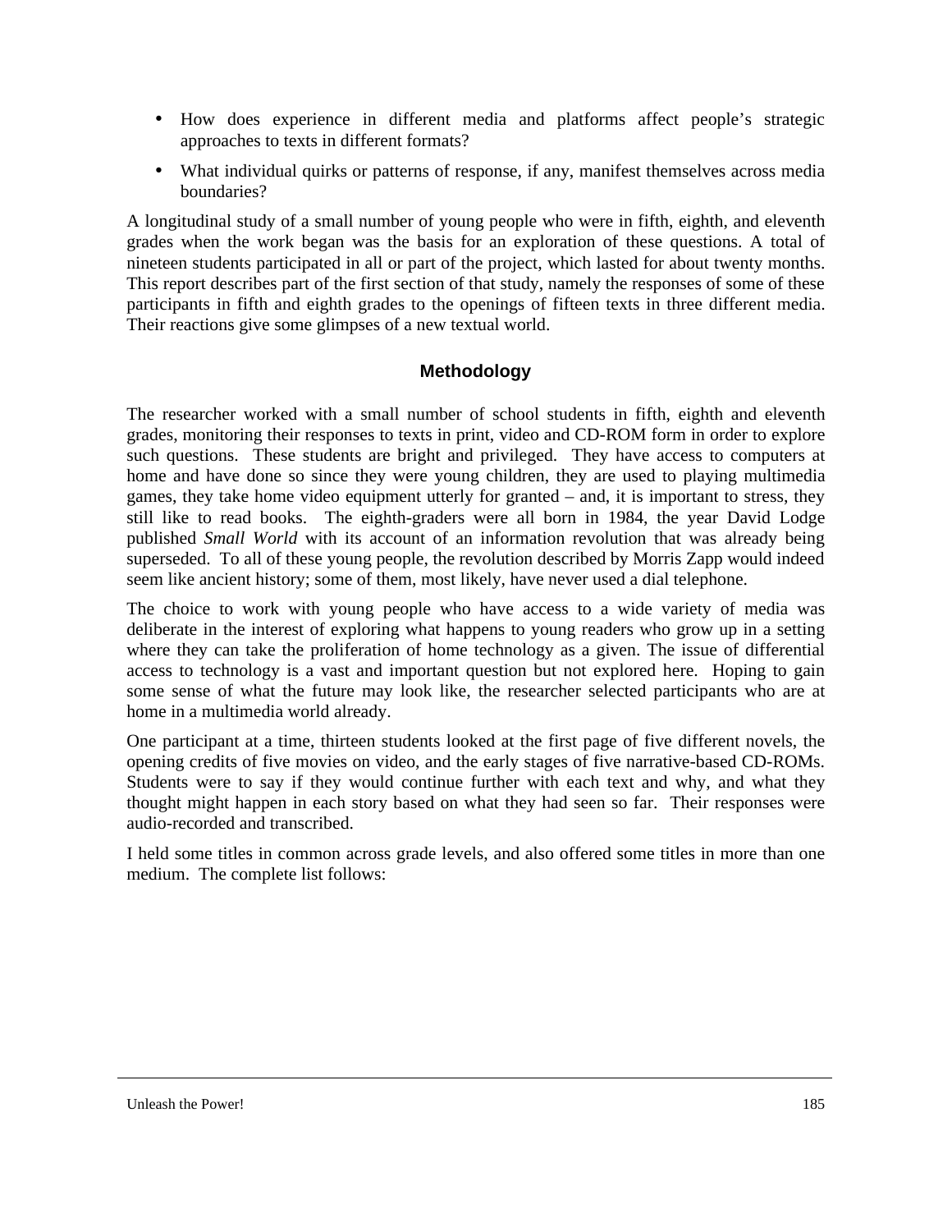- How does experience in different media and platforms affect people's strategic approaches to texts in different formats?
- What individual quirks or patterns of response, if any, manifest themselves across media boundaries?

A longitudinal study of a small number of young people who were in fifth, eighth, and eleventh grades when the work began was the basis for an exploration of these questions. A total of nineteen students participated in all or part of the project, which lasted for about twenty months. This report describes part of the first section of that study, namely the responses of some of these participants in fifth and eighth grades to the openings of fifteen texts in three different media. Their reactions give some glimpses of a new textual world.

## Methodology

The researcher worked with a small number of school students in fifth, eighth and eleventh grades, monitoring their responses to texts in print, video and CD-ROM form in order to explore such questions. These students are bright and privileged. They have access to computers at home and have done so since they were young children, they are used to playing multimedia games, they take home video equipment utterly for granted – and, it is important to stress, they still like to read books. The eighth-graders were all born in 1984, the year David Lodge published *Small World* with its account of an information revolution that was already being superseded. To all of these young people, the revolution described by Morris Zapp would indeed seem like ancient history; some of them, most likely, have never used a dial telephone.

The choice to work with young people who have access to a wide variety of media was deliberate in the interest of exploring what happens to young readers who grow up in a setting where they can take the proliferation of home technology as a given. The issue of differential access to technology is a vast and important question but not explored here. Hoping to gain some sense of what the future may look like, the researcher selected participants who are at home in a multimedia world already.

One participant at a time, thirteen students looked at the first page of five different novels, the opening credits of five movies on video, and the early stages of five narrative-based CD-ROMs. Students were to say if they would continue further with each text and why, and what they thought might happen in each story based on what they had seen so far. Their responses were audio-recorded and transcribed.

I held some titles in common across grade levels, and also offered some titles in more than one medium. The complete list follows: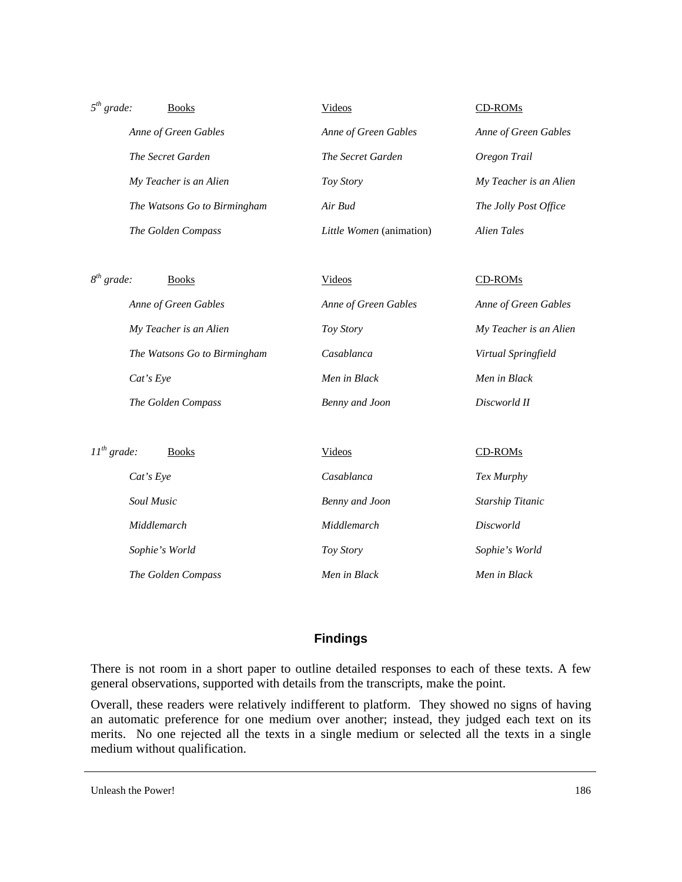| *5th grade:* | Books | Videos | CD-ROMs |
|---|---|---|---|
| | *Anne of Green Gables* | *Anne of Green Gables* | *Anne of Green Gables* |
| | *The Secret Garden* | *The Secret Garden* | *Oregon Trail* |
| | *My Teacher is an Alien* | *Toy Story* | *My Teacher is an Alien* |
| | *The Watsons Go to Birmingham* | *Air Bud* | *The Jolly Post Office* |
| | *The Golden Compass* | *Little Women* (animation) | *Alien Tales* |

| *8th grade:* | Books | Videos | CD-ROMs |
|---|---|---|---|
| | *Anne of Green Gables* | *Anne of Green Gables* | *Anne of Green Gables* |
| | *My Teacher is an Alien* | *Toy Story* | *My Teacher is an Alien* |
| | *The Watsons Go to Birmingham* | *Casablanca* | *Virtual Springfield* |
| | *Cat's Eye* | *Men in Black* | *Men in Black* |
| | *The Golden Compass* | *Benny and Joon* | *Discworld II* |

| *11th grade:* | Books | Videos | CD-ROMs |
|---|---|---|---|
| | *Cat's Eye* | *Casablanca* | *Tex Murphy* |
| | *Soul Music* | *Benny and Joon* | *Starship Titanic* |
| | *Middlemarch* | *Middlemarch* | *Discworld* |
| | *Sophie's World* | *Toy Story* | *Sophie's World* |
| | *The Golden Compass* | *Men in Black* | *Men in Black* |

## Findings

There is not room in a short paper to outline detailed responses to each of these texts. A few general observations, supported with details from the transcripts, make the point.

Overall, these readers were relatively indifferent to platform. They showed no signs of having an automatic preference for one medium over another; instead, they judged each text on its merits. No one rejected all the texts in a single medium or selected all the texts in a single medium without qualification.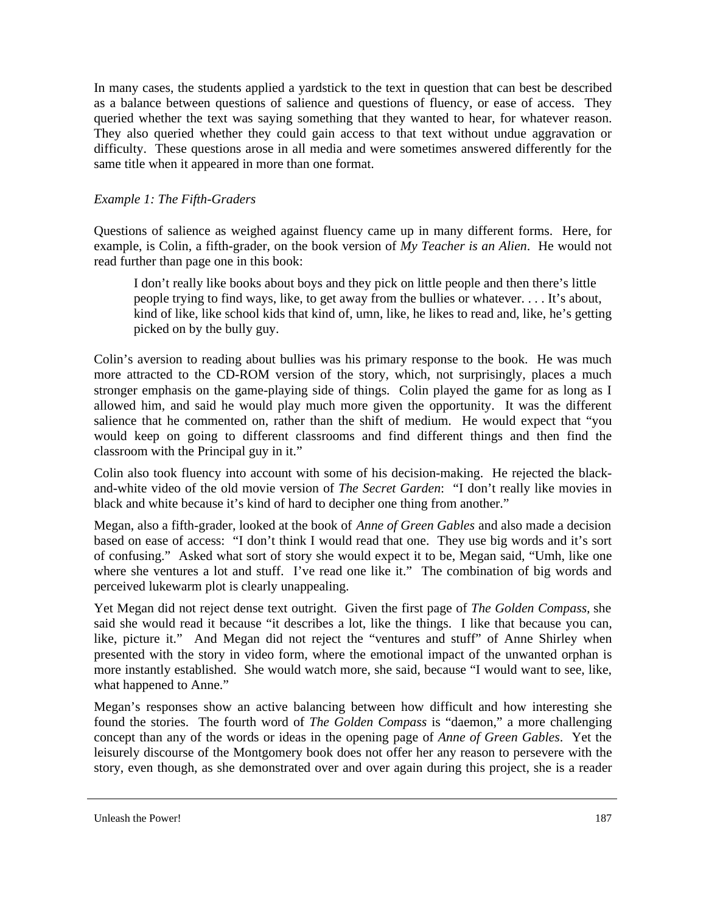In many cases, the students applied a yardstick to the text in question that can best be described as a balance between questions of salience and questions of fluency, or ease of access. They queried whether the text was saying something that they wanted to hear, for whatever reason. They also queried whether they could gain access to that text without undue aggravation or difficulty. These questions arose in all media and were sometimes answered differently for the same title when it appeared in more than one format.

*Example 1: The Fifth-Graders*

Questions of salience as weighed against fluency came up in many different forms. Here, for example, is Colin, a fifth-grader, on the book version of *My Teacher is an Alien*. He would not read further than page one in this book:

> I don't really like books about boys and they pick on little people and then there's little people trying to find ways, like, to get away from the bullies or whatever. . . . It's about, kind of like, like school kids that kind of, umn, like, he likes to read and, like, he's getting picked on by the bully guy.

Colin's aversion to reading about bullies was his primary response to the book. He was much more attracted to the CD-ROM version of the story, which, not surprisingly, places a much stronger emphasis on the game-playing side of things. Colin played the game for as long as I allowed him, and said he would play much more given the opportunity. It was the different salience that he commented on, rather than the shift of medium. He would expect that "you would keep on going to different classrooms and find different things and then find the classroom with the Principal guy in it."

Colin also took fluency into account with some of his decision-making. He rejected the black-and-white video of the old movie version of *The Secret Garden*: "I don't really like movies in black and white because it's kind of hard to decipher one thing from another."

Megan, also a fifth-grader, looked at the book of *Anne of Green Gables* and also made a decision based on ease of access: "I don't think I would read that one. They use big words and it's sort of confusing." Asked what sort of story she would expect it to be, Megan said, "Umh, like one where she ventures a lot and stuff. I've read one like it." The combination of big words and perceived lukewarm plot is clearly unappealing.

Yet Megan did not reject dense text outright. Given the first page of *The Golden Compass,* she said she would read it because "it describes a lot, like the things. I like that because you can, like, picture it." And Megan did not reject the "ventures and stuff" of Anne Shirley when presented with the story in video form, where the emotional impact of the unwanted orphan is more instantly established. She would watch more, she said, because "I would want to see, like, what happened to Anne."

Megan's responses show an active balancing between how difficult and how interesting she found the stories. The fourth word of *The Golden Compass* is "daemon," a more challenging concept than any of the words or ideas in the opening page of *Anne of Green Gables*. Yet the leisurely discourse of the Montgomery book does not offer her any reason to persevere with the story, even though, as she demonstrated over and over again during this project, she is a reader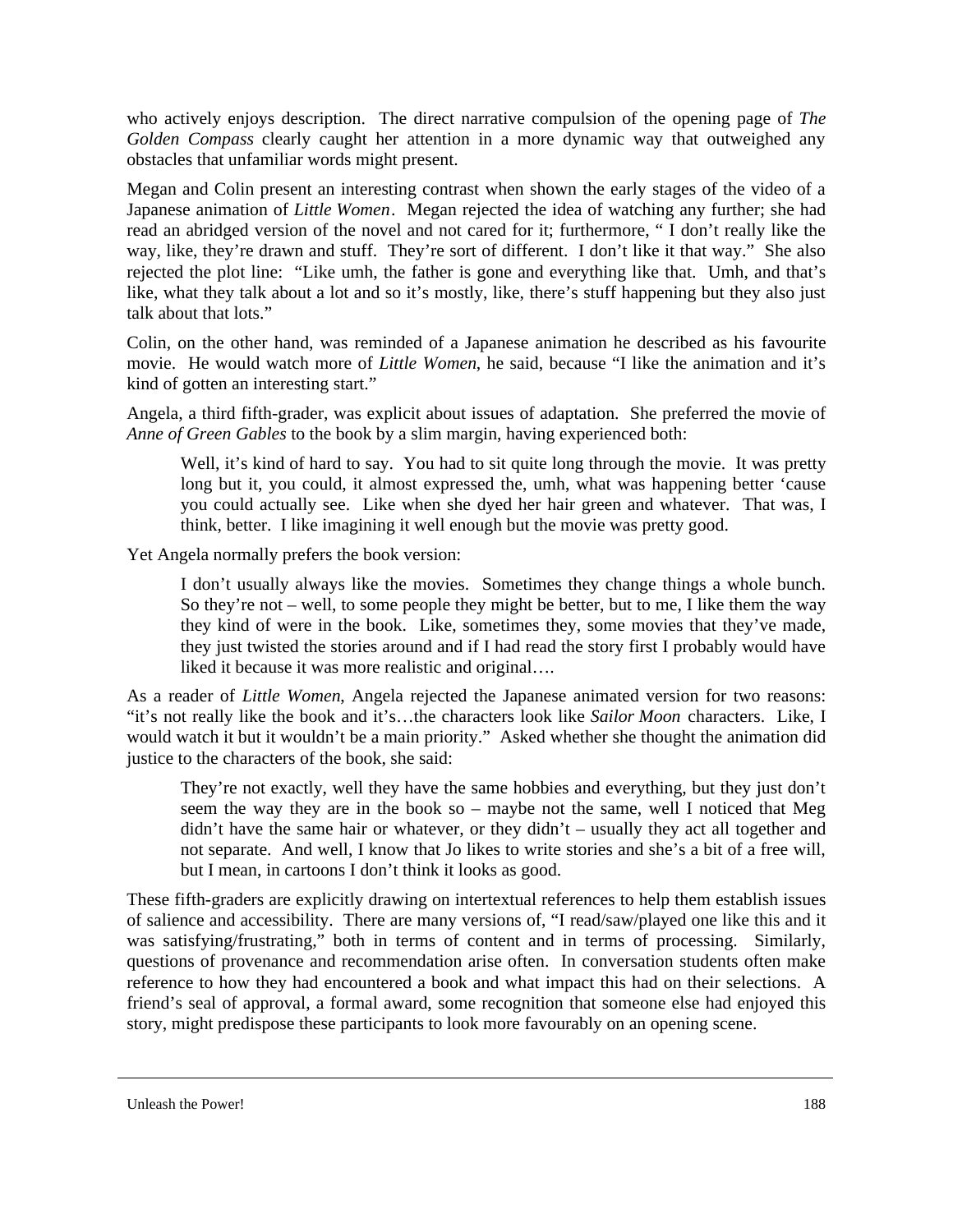who actively enjoys description. The direct narrative compulsion of the opening page of *The Golden Compass* clearly caught her attention in a more dynamic way that outweighed any obstacles that unfamiliar words might present.

Megan and Colin present an interesting contrast when shown the early stages of the video of a Japanese animation of *Little Women*. Megan rejected the idea of watching any further; she had read an abridged version of the novel and not cared for it; furthermore, " I don't really like the way, like, they're drawn and stuff. They're sort of different. I don't like it that way." She also rejected the plot line: "Like umh, the father is gone and everything like that. Umh, and that's like, what they talk about a lot and so it's mostly, like, there's stuff happening but they also just talk about that lots."

Colin, on the other hand, was reminded of a Japanese animation he described as his favourite movie. He would watch more of *Little Women*, he said, because "I like the animation and it's kind of gotten an interesting start."

Angela, a third fifth-grader, was explicit about issues of adaptation. She preferred the movie of *Anne of Green Gables* to the book by a slim margin, having experienced both:

> Well, it's kind of hard to say. You had to sit quite long through the movie. It was pretty long but it, you could, it almost expressed the, umh, what was happening better 'cause you could actually see. Like when she dyed her hair green and whatever. That was, I think, better. I like imagining it well enough but the movie was pretty good.

Yet Angela normally prefers the book version:

> I don't usually always like the movies. Sometimes they change things a whole bunch. So they're not – well, to some people they might be better, but to me, I like them the way they kind of were in the book. Like, sometimes they, some movies that they've made, they just twisted the stories around and if I had read the story first I probably would have liked it because it was more realistic and original….

As a reader of *Little Women*, Angela rejected the Japanese animated version for two reasons: "it's not really like the book and it's…the characters look like *Sailor Moon* characters. Like, I would watch it but it wouldn't be a main priority." Asked whether she thought the animation did justice to the characters of the book, she said:

> They're not exactly, well they have the same hobbies and everything, but they just don't seem the way they are in the book so – maybe not the same, well I noticed that Meg didn't have the same hair or whatever, or they didn't – usually they act all together and not separate. And well, I know that Jo likes to write stories and she's a bit of a free will, but I mean, in cartoons I don't think it looks as good.

These fifth-graders are explicitly drawing on intertextual references to help them establish issues of salience and accessibility. There are many versions of, "I read/saw/played one like this and it was satisfying/frustrating," both in terms of content and in terms of processing. Similarly, questions of provenance and recommendation arise often. In conversation students often make reference to how they had encountered a book and what impact this had on their selections. A friend's seal of approval, a formal award, some recognition that someone else had enjoyed this story, might predispose these participants to look more favourably on an opening scene.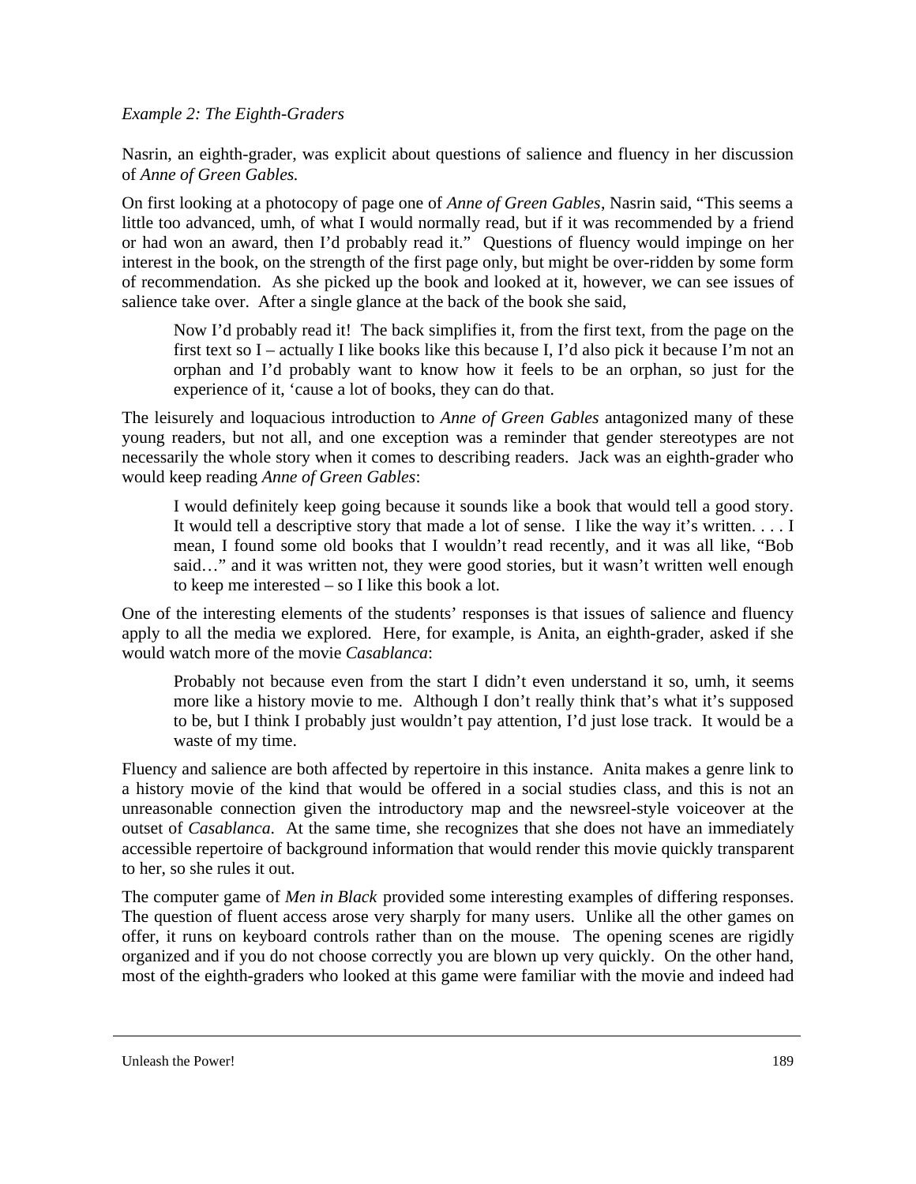*Example 2: The Eighth-Graders*

Nasrin, an eighth-grader, was explicit about questions of salience and fluency in her discussion of *Anne of Green Gables.*

On first looking at a photocopy of page one of *Anne of Green Gables*, Nasrin said, "This seems a little too advanced, umh, of what I would normally read, but if it was recommended by a friend or had won an award, then I'd probably read it." Questions of fluency would impinge on her interest in the book, on the strength of the first page only, but might be over-ridden by some form of recommendation. As she picked up the book and looked at it, however, we can see issues of salience take over. After a single glance at the back of the book she said,

> Now I'd probably read it! The back simplifies it, from the first text, from the page on the first text so I – actually I like books like this because I, I'd also pick it because I'm not an orphan and I'd probably want to know how it feels to be an orphan, so just for the experience of it, 'cause a lot of books, they can do that.

The leisurely and loquacious introduction to *Anne of Green Gables* antagonized many of these young readers, but not all, and one exception was a reminder that gender stereotypes are not necessarily the whole story when it comes to describing readers. Jack was an eighth-grader who would keep reading *Anne of Green Gables*:

> I would definitely keep going because it sounds like a book that would tell a good story. It would tell a descriptive story that made a lot of sense. I like the way it's written. . . . I mean, I found some old books that I wouldn't read recently, and it was all like, "Bob said…" and it was written not, they were good stories, but it wasn't written well enough to keep me interested – so I like this book a lot.

One of the interesting elements of the students' responses is that issues of salience and fluency apply to all the media we explored. Here, for example, is Anita, an eighth-grader, asked if she would watch more of the movie *Casablanca*:

> Probably not because even from the start I didn't even understand it so, umh, it seems more like a history movie to me. Although I don't really think that's what it's supposed to be, but I think I probably just wouldn't pay attention, I'd just lose track. It would be a waste of my time.

Fluency and salience are both affected by repertoire in this instance. Anita makes a genre link to a history movie of the kind that would be offered in a social studies class, and this is not an unreasonable connection given the introductory map and the newsreel-style voiceover at the outset of *Casablanca*. At the same time, she recognizes that she does not have an immediately accessible repertoire of background information that would render this movie quickly transparent to her, so she rules it out.

The computer game of *Men in Black* provided some interesting examples of differing responses. The question of fluent access arose very sharply for many users. Unlike all the other games on offer, it runs on keyboard controls rather than on the mouse. The opening scenes are rigidly organized and if you do not choose correctly you are blown up very quickly. On the other hand, most of the eighth-graders who looked at this game were familiar with the movie and indeed had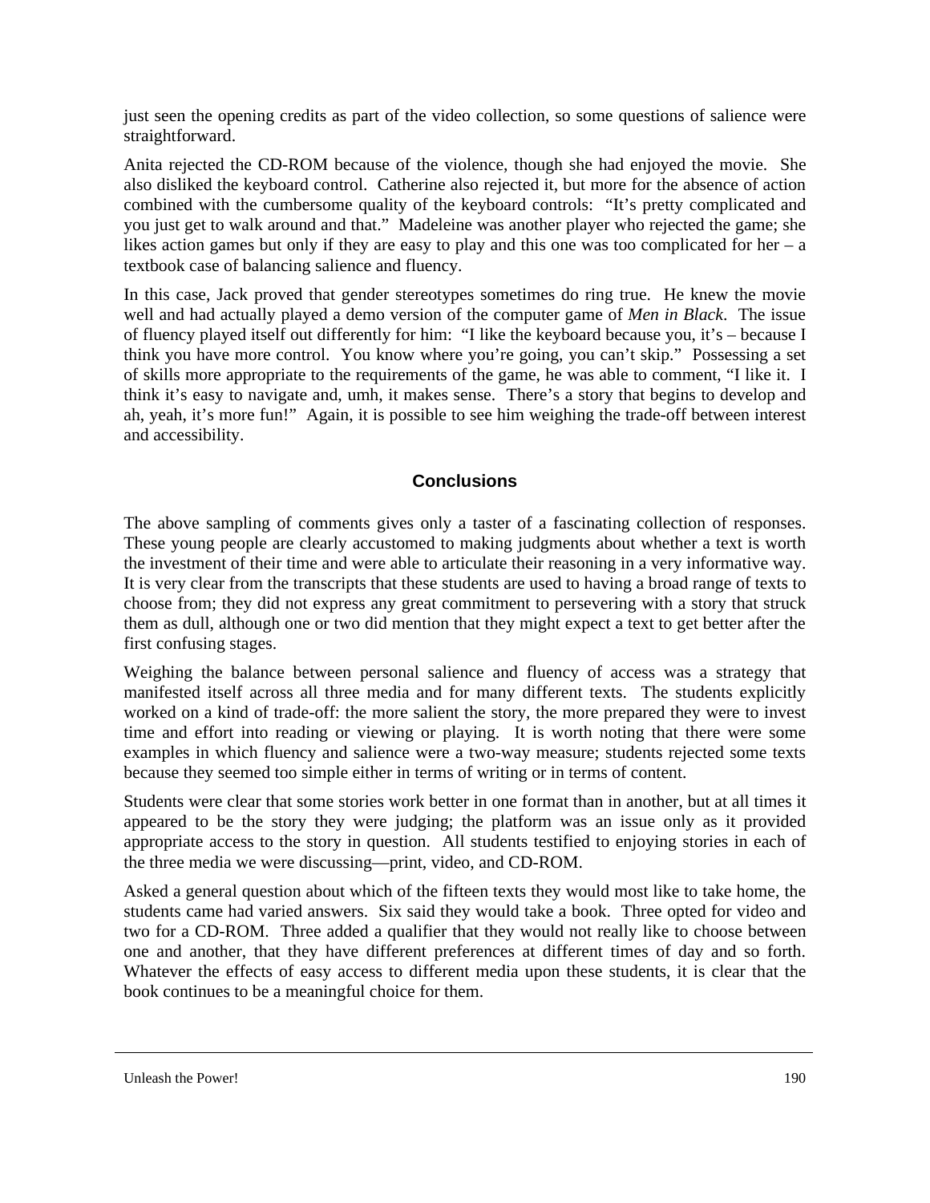just seen the opening credits as part of the video collection, so some questions of salience were straightforward.

Anita rejected the CD-ROM because of the violence, though she had enjoyed the movie. She also disliked the keyboard control. Catherine also rejected it, but more for the absence of action combined with the cumbersome quality of the keyboard controls: "It's pretty complicated and you just get to walk around and that." Madeleine was another player who rejected the game; she likes action games but only if they are easy to play and this one was too complicated for her – a textbook case of balancing salience and fluency.

In this case, Jack proved that gender stereotypes sometimes do ring true. He knew the movie well and had actually played a demo version of the computer game of *Men in Black*. The issue of fluency played itself out differently for him: "I like the keyboard because you, it's – because I think you have more control. You know where you're going, you can't skip." Possessing a set of skills more appropriate to the requirements of the game, he was able to comment, "I like it. I think it's easy to navigate and, umh, it makes sense. There's a story that begins to develop and ah, yeah, it's more fun!" Again, it is possible to see him weighing the trade-off between interest and accessibility.

## Conclusions

The above sampling of comments gives only a taster of a fascinating collection of responses. These young people are clearly accustomed to making judgments about whether a text is worth the investment of their time and were able to articulate their reasoning in a very informative way. It is very clear from the transcripts that these students are used to having a broad range of texts to choose from; they did not express any great commitment to persevering with a story that struck them as dull, although one or two did mention that they might expect a text to get better after the first confusing stages.

Weighing the balance between personal salience and fluency of access was a strategy that manifested itself across all three media and for many different texts. The students explicitly worked on a kind of trade-off: the more salient the story, the more prepared they were to invest time and effort into reading or viewing or playing. It is worth noting that there were some examples in which fluency and salience were a two-way measure; students rejected some texts because they seemed too simple either in terms of writing or in terms of content.

Students were clear that some stories work better in one format than in another, but at all times it appeared to be the story they were judging; the platform was an issue only as it provided appropriate access to the story in question. All students testified to enjoying stories in each of the three media we were discussing—print, video, and CD-ROM.

Asked a general question about which of the fifteen texts they would most like to take home, the students came had varied answers. Six said they would take a book. Three opted for video and two for a CD-ROM. Three added a qualifier that they would not really like to choose between one and another, that they have different preferences at different times of day and so forth. Whatever the effects of easy access to different media upon these students, it is clear that the book continues to be a meaningful choice for them.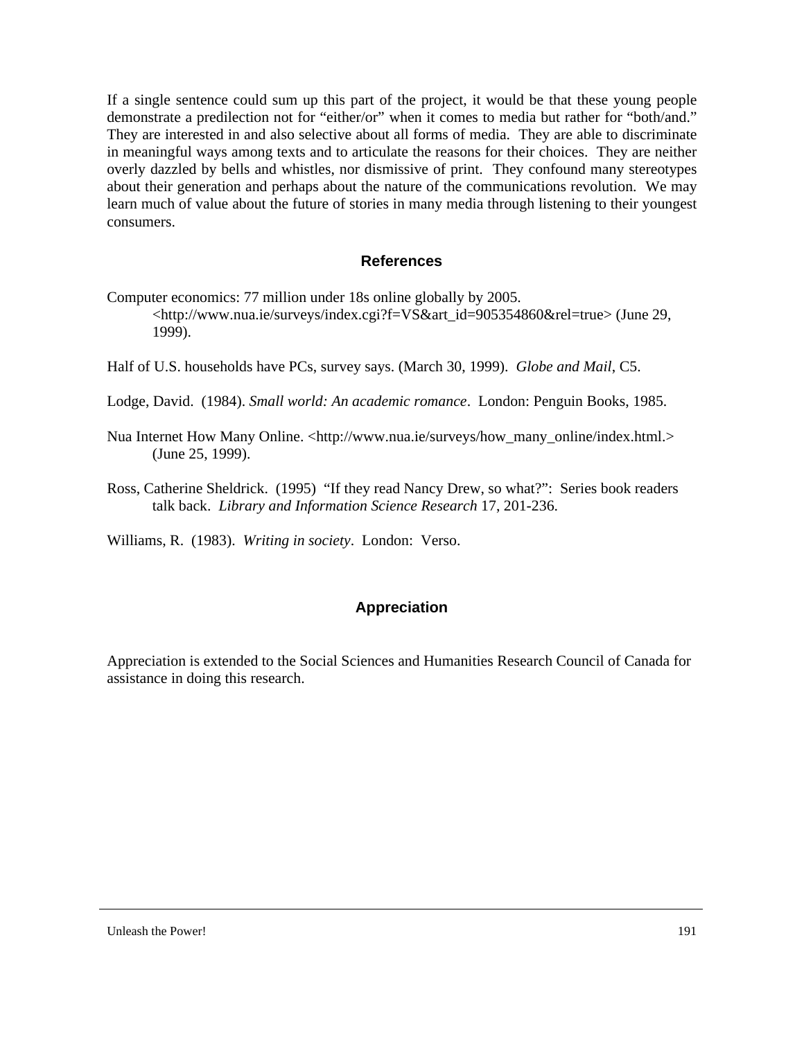If a single sentence could sum up this part of the project, it would be that these young people demonstrate a predilection not for "either/or" when it comes to media but rather for "both/and." They are interested in and also selective about all forms of media. They are able to discriminate in meaningful ways among texts and to articulate the reasons for their choices. They are neither overly dazzled by bells and whistles, nor dismissive of print. They confound many stereotypes about their generation and perhaps about the nature of the communications revolution. We may learn much of value about the future of stories in many media through listening to their youngest consumers.

## References

Computer economics: 77 million under 18s online globally by 2005. <http://www.nua.ie/surveys/index.cgi?f=VS&art_id=905354860&rel=true> (June 29, 1999).

Half of U.S. households have PCs, survey says. (March 30, 1999). *Globe and Mail*, C5.

Lodge, David. (1984). *Small world: An academic romance*. London: Penguin Books, 1985.

Nua Internet How Many Online. <http://www.nua.ie/surveys/how_many_online/index.html.> (June 25, 1999).

Ross, Catherine Sheldrick. (1995) "If they read Nancy Drew, so what?": Series book readers talk back. *Library and Information Science Research* 17, 201-236.

Williams, R. (1983). *Writing in society*. London: Verso.

## Appreciation

Appreciation is extended to the Social Sciences and Humanities Research Council of Canada for assistance in doing this research.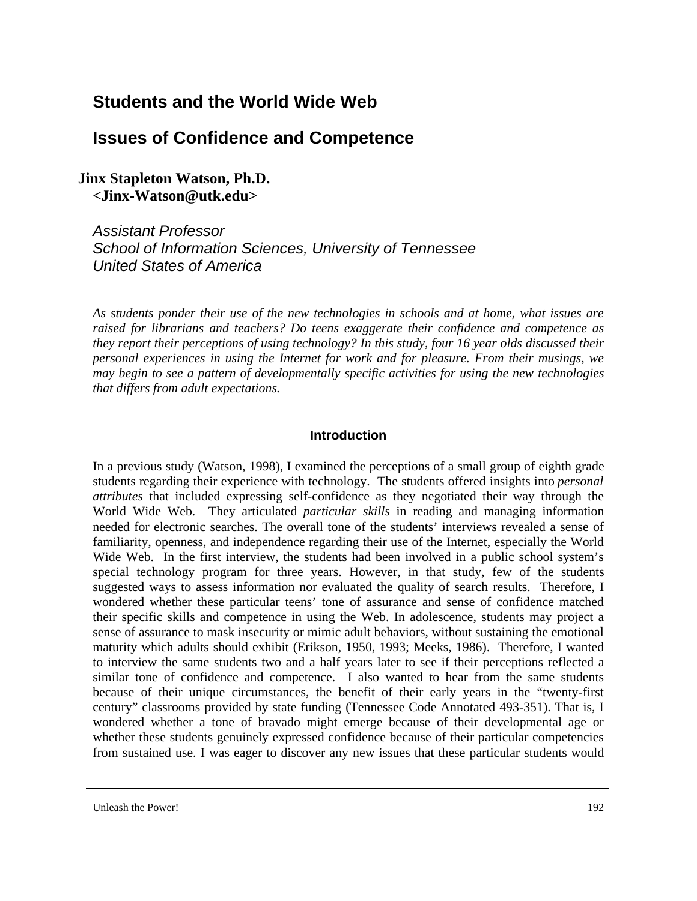# Students and the World Wide Web

## Issues of Confidence and Competence

**Jinx Stapleton Watson, Ph.D.**
**<Jinx-Watson@utk.edu>**

*Assistant Professor*
*School of Information Sciences, University of Tennessee*
*United States of America*

*As students ponder their use of the new technologies in schools and at home, what issues are raised for librarians and teachers? Do teens exaggerate their confidence and competence as they report their perceptions of using technology? In this study, four 16 year olds discussed their personal experiences in using the Internet for work and for pleasure. From their musings, we may begin to see a pattern of developmentally specific activities for using the new technologies that differs from adult expectations.*

### Introduction

In a previous study (Watson, 1998), I examined the perceptions of a small group of eighth grade students regarding their experience with technology. The students offered insights into *personal attributes* that included expressing self-confidence as they negotiated their way through the World Wide Web. They articulated *particular skills* in reading and managing information needed for electronic searches. The overall tone of the students' interviews revealed a sense of familiarity, openness, and independence regarding their use of the Internet, especially the World Wide Web. In the first interview, the students had been involved in a public school system's special technology program for three years. However, in that study, few of the students suggested ways to assess information nor evaluated the quality of search results. Therefore, I wondered whether these particular teens' tone of assurance and sense of confidence matched their specific skills and competence in using the Web. In adolescence, students may project a sense of assurance to mask insecurity or mimic adult behaviors, without sustaining the emotional maturity which adults should exhibit (Erikson, 1950, 1993; Meeks, 1986). Therefore, I wanted to interview the same students two and a half years later to see if their perceptions reflected a similar tone of confidence and competence. I also wanted to hear from the same students because of their unique circumstances, the benefit of their early years in the "twenty-first century" classrooms provided by state funding (Tennessee Code Annotated 493-351). That is, I wondered whether a tone of bravado might emerge because of their developmental age or whether these students genuinely expressed confidence because of their particular competencies from sustained use. I was eager to discover any new issues that these particular students would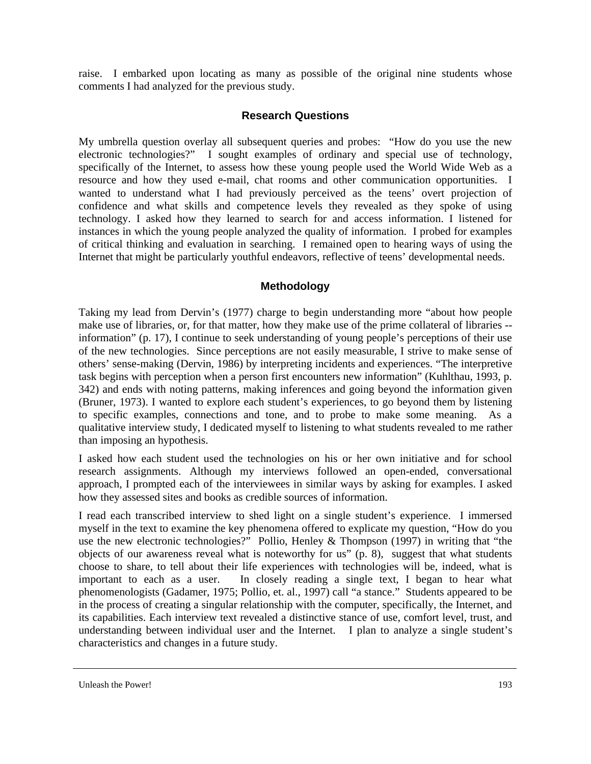raise. I embarked upon locating as many as possible of the original nine students whose comments I had analyzed for the previous study.

## Research Questions

My umbrella question overlay all subsequent queries and probes: "How do you use the new electronic technologies?" I sought examples of ordinary and special use of technology, specifically of the Internet, to assess how these young people used the World Wide Web as a resource and how they used e-mail, chat rooms and other communication opportunities. I wanted to understand what I had previously perceived as the teens' overt projection of confidence and what skills and competence levels they revealed as they spoke of using technology. I asked how they learned to search for and access information. I listened for instances in which the young people analyzed the quality of information. I probed for examples of critical thinking and evaluation in searching. I remained open to hearing ways of using the Internet that might be particularly youthful endeavors, reflective of teens' developmental needs.

## Methodology

Taking my lead from Dervin's (1977) charge to begin understanding more "about how people make use of libraries, or, for that matter, how they make use of the prime collateral of libraries -- information" (p. 17), I continue to seek understanding of young people's perceptions of their use of the new technologies. Since perceptions are not easily measurable, I strive to make sense of others' sense-making (Dervin, 1986) by interpreting incidents and experiences. "The interpretive task begins with perception when a person first encounters new information" (Kuhlthau, 1993, p. 342) and ends with noting patterns, making inferences and going beyond the information given (Bruner, 1973). I wanted to explore each student's experiences, to go beyond them by listening to specific examples, connections and tone, and to probe to make some meaning. As a qualitative interview study, I dedicated myself to listening to what students revealed to me rather than imposing an hypothesis.

I asked how each student used the technologies on his or her own initiative and for school research assignments. Although my interviews followed an open-ended, conversational approach, I prompted each of the interviewees in similar ways by asking for examples. I asked how they assessed sites and books as credible sources of information.

I read each transcribed interview to shed light on a single student's experience. I immersed myself in the text to examine the key phenomena offered to explicate my question, "How do you use the new electronic technologies?" Pollio, Henley & Thompson (1997) in writing that "the objects of our awareness reveal what is noteworthy for us" (p. 8), suggest that what students choose to share, to tell about their life experiences with technologies will be, indeed, what is important to each as a user. In closely reading a single text, I began to hear what phenomenologists (Gadamer, 1975; Pollio, et. al., 1997) call "a stance." Students appeared to be in the process of creating a singular relationship with the computer, specifically, the Internet, and its capabilities. Each interview text revealed a distinctive stance of use, comfort level, trust, and understanding between individual user and the Internet. I plan to analyze a single student's characteristics and changes in a future study.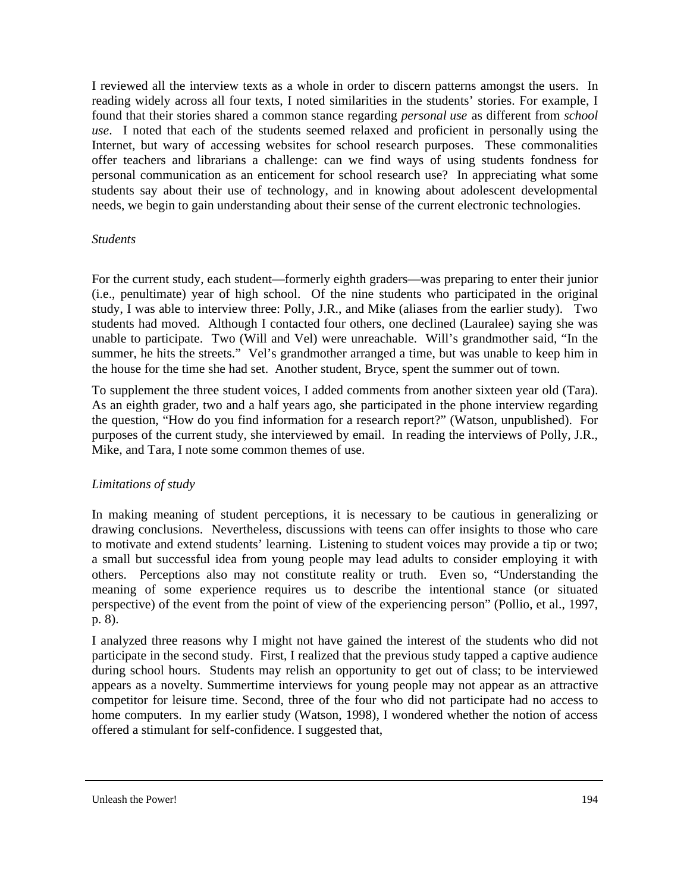I reviewed all the interview texts as a whole in order to discern patterns amongst the users. In reading widely across all four texts, I noted similarities in the students' stories. For example, I found that their stories shared a common stance regarding *personal use* as different from *school use*. I noted that each of the students seemed relaxed and proficient in personally using the Internet, but wary of accessing websites for school research purposes. These commonalities offer teachers and librarians a challenge: can we find ways of using students fondness for personal communication as an enticement for school research use? In appreciating what some students say about their use of technology, and in knowing about adolescent developmental needs, we begin to gain understanding about their sense of the current electronic technologies.

*Students*

For the current study, each student—formerly eighth graders—was preparing to enter their junior (i.e., penultimate) year of high school. Of the nine students who participated in the original study, I was able to interview three: Polly, J.R., and Mike (aliases from the earlier study). Two students had moved. Although I contacted four others, one declined (Lauralee) saying she was unable to participate. Two (Will and Vel) were unreachable. Will's grandmother said, "In the summer, he hits the streets." Vel's grandmother arranged a time, but was unable to keep him in the house for the time she had set. Another student, Bryce, spent the summer out of town.

To supplement the three student voices, I added comments from another sixteen year old (Tara). As an eighth grader, two and a half years ago, she participated in the phone interview regarding the question, "How do you find information for a research report?" (Watson, unpublished). For purposes of the current study, she interviewed by email. In reading the interviews of Polly, J.R., Mike, and Tara, I note some common themes of use.

*Limitations of study*

In making meaning of student perceptions, it is necessary to be cautious in generalizing or drawing conclusions. Nevertheless, discussions with teens can offer insights to those who care to motivate and extend students' learning. Listening to student voices may provide a tip or two; a small but successful idea from young people may lead adults to consider employing it with others. Perceptions also may not constitute reality or truth. Even so, "Understanding the meaning of some experience requires us to describe the intentional stance (or situated perspective) of the event from the point of view of the experiencing person" (Pollio, et al., 1997, p. 8).

I analyzed three reasons why I might not have gained the interest of the students who did not participate in the second study. First, I realized that the previous study tapped a captive audience during school hours. Students may relish an opportunity to get out of class; to be interviewed appears as a novelty. Summertime interviews for young people may not appear as an attractive competitor for leisure time. Second, three of the four who did not participate had no access to home computers. In my earlier study (Watson, 1998), I wondered whether the notion of access offered a stimulant for self-confidence. I suggested that,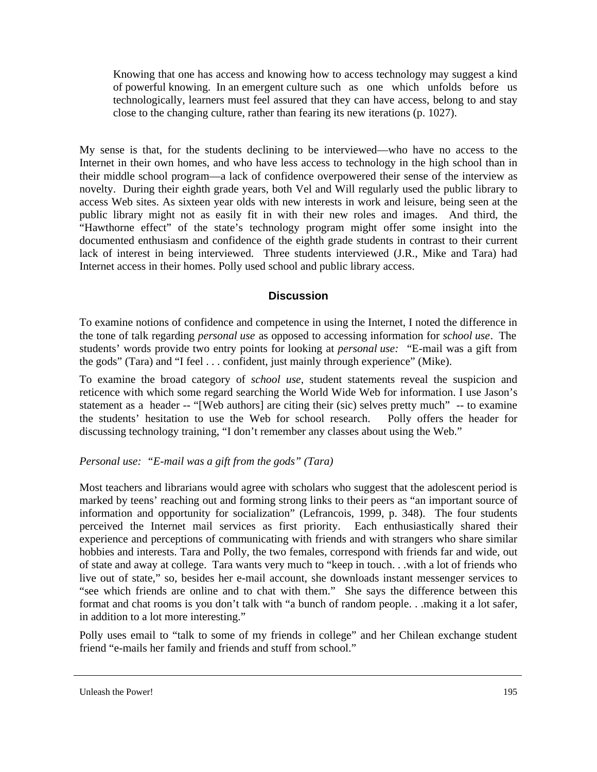> Knowing that one has access and knowing how to access technology may suggest a kind of powerful knowing. In an emergent culture such as one which unfolds before us technologically, learners must feel assured that they can have access, belong to and stay close to the changing culture, rather than fearing its new iterations (p. 1027).

My sense is that, for the students declining to be interviewed—who have no access to the Internet in their own homes, and who have less access to technology in the high school than in their middle school program—a lack of confidence overpowered their sense of the interview as novelty. During their eighth grade years, both Vel and Will regularly used the public library to access Web sites. As sixteen year olds with new interests in work and leisure, being seen at the public library might not as easily fit in with their new roles and images. And third, the "Hawthorne effect" of the state's technology program might offer some insight into the documented enthusiasm and confidence of the eighth grade students in contrast to their current lack of interest in being interviewed. Three students interviewed (J.R., Mike and Tara) had Internet access in their homes. Polly used school and public library access.

## Discussion

To examine notions of confidence and competence in using the Internet, I noted the difference in the tone of talk regarding *personal use* as opposed to accessing information for *school use*. The students' words provide two entry points for looking at *personal use:* "E-mail was a gift from the gods" (Tara) and "I feel . . . confident, just mainly through experience" (Mike).

To examine the broad category of *school use*, student statements reveal the suspicion and reticence with which some regard searching the World Wide Web for information. I use Jason's statement as a header -- "[Web authors] are citing their (sic) selves pretty much" -- to examine the students' hesitation to use the Web for school research. Polly offers the header for discussing technology training, "I don't remember any classes about using the Web."

*Personal use: "E-mail was a gift from the gods" (Tara)*

Most teachers and librarians would agree with scholars who suggest that the adolescent period is marked by teens' reaching out and forming strong links to their peers as "an important source of information and opportunity for socialization" (Lefrancois, 1999, p. 348). The four students perceived the Internet mail services as first priority. Each enthusiastically shared their experience and perceptions of communicating with friends and with strangers who share similar hobbies and interests. Tara and Polly, the two females, correspond with friends far and wide, out of state and away at college. Tara wants very much to "keep in touch. . .with a lot of friends who live out of state," so, besides her e-mail account, she downloads instant messenger services to "see which friends are online and to chat with them." She says the difference between this format and chat rooms is you don't talk with "a bunch of random people. . .making it a lot safer, in addition to a lot more interesting."

Polly uses email to "talk to some of my friends in college" and her Chilean exchange student friend "e-mails her family and friends and stuff from school."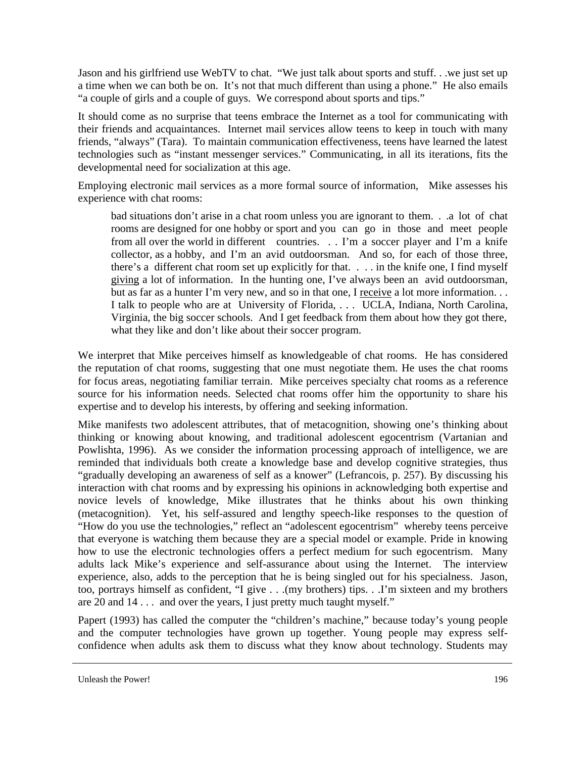Jason and his girlfriend use WebTV to chat. "We just talk about sports and stuff. . .we just set up a time when we can both be on. It's not that much different than using a phone." He also emails "a couple of girls and a couple of guys. We correspond about sports and tips."

It should come as no surprise that teens embrace the Internet as a tool for communicating with their friends and acquaintances. Internet mail services allow teens to keep in touch with many friends, "always" (Tara). To maintain communication effectiveness, teens have learned the latest technologies such as "instant messenger services." Communicating, in all its iterations, fits the developmental need for socialization at this age.

Employing electronic mail services as a more formal source of information, Mike assesses his experience with chat rooms:

> bad situations don't arise in a chat room unless you are ignorant to them. . .a lot of chat rooms are designed for one hobby or sport and you can go in those and meet people from all over the world in different countries. . . I'm a soccer player and I'm a knife collector, as a hobby, and I'm an avid outdoorsman. And so, for each of those three, there's a different chat room set up explicitly for that. . . . in the knife one, I find myself <u>giving</u> a lot of information. In the hunting one, I've always been an avid outdoorsman, but as far as a hunter I'm very new, and so in that one, I <u>receive</u> a lot more information. . . I talk to people who are at University of Florida, . . . UCLA, Indiana, North Carolina, Virginia, the big soccer schools. And I get feedback from them about how they got there, what they like and don't like about their soccer program.

We interpret that Mike perceives himself as knowledgeable of chat rooms. He has considered the reputation of chat rooms, suggesting that one must negotiate them. He uses the chat rooms for focus areas, negotiating familiar terrain. Mike perceives specialty chat rooms as a reference source for his information needs. Selected chat rooms offer him the opportunity to share his expertise and to develop his interests, by offering and seeking information.

Mike manifests two adolescent attributes, that of metacognition, showing one's thinking about thinking or knowing about knowing, and traditional adolescent egocentrism (Vartanian and Powlishta, 1996). As we consider the information processing approach of intelligence, we are reminded that individuals both create a knowledge base and develop cognitive strategies, thus "gradually developing an awareness of self as a knower" (Lefrancois, p. 257). By discussing his interaction with chat rooms and by expressing his opinions in acknowledging both expertise and novice levels of knowledge, Mike illustrates that he thinks about his own thinking (metacognition). Yet, his self-assured and lengthy speech-like responses to the question of "How do you use the technologies," reflect an "adolescent egocentrism" whereby teens perceive that everyone is watching them because they are a special model or example. Pride in knowing how to use the electronic technologies offers a perfect medium for such egocentrism. Many adults lack Mike's experience and self-assurance about using the Internet. The interview experience, also, adds to the perception that he is being singled out for his specialness. Jason, too, portrays himself as confident, "I give . . .(my brothers) tips. . .I'm sixteen and my brothers are 20 and 14 . . . and over the years, I just pretty much taught myself."

Papert (1993) has called the computer the "children's machine," because today's young people and the computer technologies have grown up together. Young people may express self-confidence when adults ask them to discuss what they know about technology. Students may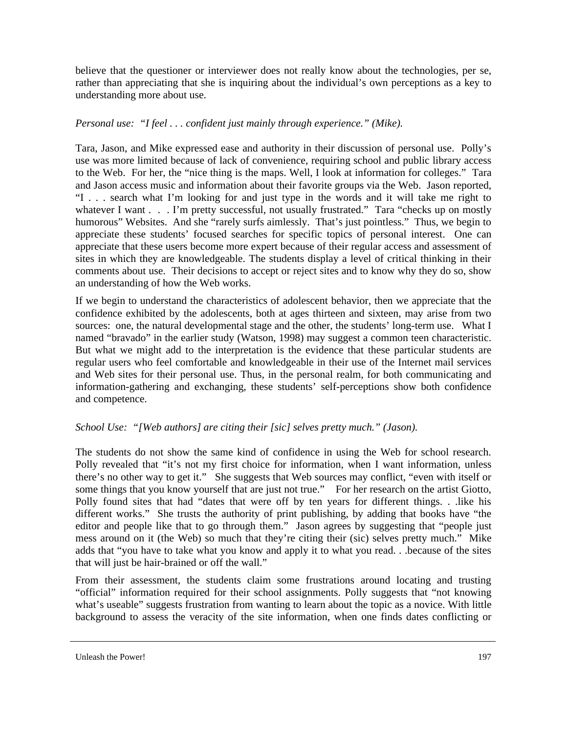believe that the questioner or interviewer does not really know about the technologies, per se, rather than appreciating that she is inquiring about the individual's own perceptions as a key to understanding more about use.

*Personal use: "I feel . . . confident just mainly through experience." (Mike).*

Tara, Jason, and Mike expressed ease and authority in their discussion of personal use. Polly's use was more limited because of lack of convenience, requiring school and public library access to the Web. For her, the "nice thing is the maps. Well, I look at information for colleges." Tara and Jason access music and information about their favorite groups via the Web. Jason reported, "I . . . search what I'm looking for and just type in the words and it will take me right to whatever I want . . . I'm pretty successful, not usually frustrated." Tara "checks up on mostly humorous" Websites. And she "rarely surfs aimlessly. That's just pointless." Thus, we begin to appreciate these students' focused searches for specific topics of personal interest. One can appreciate that these users become more expert because of their regular access and assessment of sites in which they are knowledgeable. The students display a level of critical thinking in their comments about use. Their decisions to accept or reject sites and to know why they do so, show an understanding of how the Web works.

If we begin to understand the characteristics of adolescent behavior, then we appreciate that the confidence exhibited by the adolescents, both at ages thirteen and sixteen, may arise from two sources: one, the natural developmental stage and the other, the students' long-term use. What I named "bravado" in the earlier study (Watson, 1998) may suggest a common teen characteristic. But what we might add to the interpretation is the evidence that these particular students are regular users who feel comfortable and knowledgeable in their use of the Internet mail services and Web sites for their personal use. Thus, in the personal realm, for both communicating and information-gathering and exchanging, these students' self-perceptions show both confidence and competence.

*School Use: "[Web authors] are citing their [sic] selves pretty much." (Jason).*

The students do not show the same kind of confidence in using the Web for school research. Polly revealed that "it's not my first choice for information, when I want information, unless there's no other way to get it." She suggests that Web sources may conflict, "even with itself or some things that you know yourself that are just not true." For her research on the artist Giotto, Polly found sites that had "dates that were off by ten years for different things. . .like his different works." She trusts the authority of print publishing, by adding that books have "the editor and people like that to go through them." Jason agrees by suggesting that "people just mess around on it (the Web) so much that they're citing their (sic) selves pretty much." Mike adds that "you have to take what you know and apply it to what you read. . .because of the sites that will just be hair-brained or off the wall."

From their assessment, the students claim some frustrations around locating and trusting "official" information required for their school assignments. Polly suggests that "not knowing what's useable" suggests frustration from wanting to learn about the topic as a novice. With little background to assess the veracity of the site information, when one finds dates conflicting or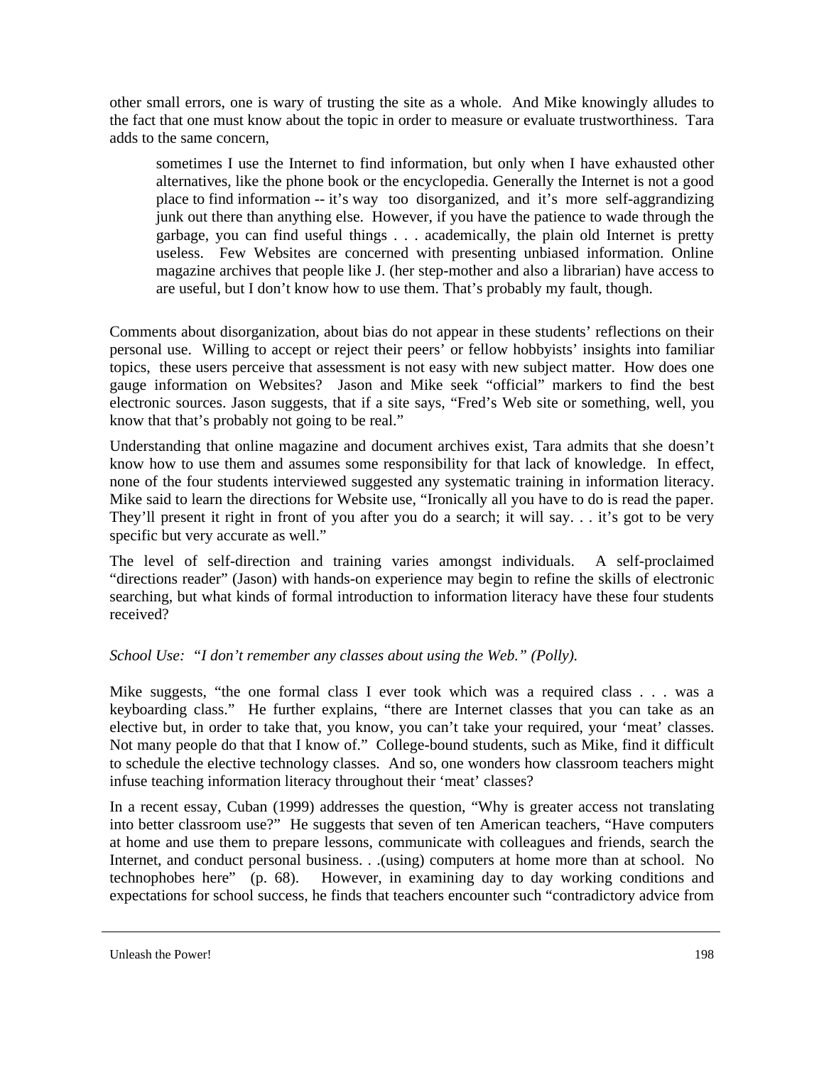other small errors, one is wary of trusting the site as a whole. And Mike knowingly alludes to the fact that one must know about the topic in order to measure or evaluate trustworthiness. Tara adds to the same concern,

> sometimes I use the Internet to find information, but only when I have exhausted other alternatives, like the phone book or the encyclopedia. Generally the Internet is not a good place to find information -- it's way too disorganized, and it's more self-aggrandizing junk out there than anything else. However, if you have the patience to wade through the garbage, you can find useful things . . . academically, the plain old Internet is pretty useless. Few Websites are concerned with presenting unbiased information. Online magazine archives that people like J. (her step-mother and also a librarian) have access to are useful, but I don't know how to use them. That's probably my fault, though.

Comments about disorganization, about bias do not appear in these students' reflections on their personal use. Willing to accept or reject their peers' or fellow hobbyists' insights into familiar topics, these users perceive that assessment is not easy with new subject matter. How does one gauge information on Websites? Jason and Mike seek "official" markers to find the best electronic sources. Jason suggests, that if a site says, "Fred's Web site or something, well, you know that that's probably not going to be real."

Understanding that online magazine and document archives exist, Tara admits that she doesn't know how to use them and assumes some responsibility for that lack of knowledge. In effect, none of the four students interviewed suggested any systematic training in information literacy. Mike said to learn the directions for Website use, "Ironically all you have to do is read the paper. They'll present it right in front of you after you do a search; it will say. . . it's got to be very specific but very accurate as well."

The level of self-direction and training varies amongst individuals. A self-proclaimed "directions reader" (Jason) with hands-on experience may begin to refine the skills of electronic searching, but what kinds of formal introduction to information literacy have these four students received?

*School Use: "I don't remember any classes about using the Web." (Polly).*

Mike suggests, "the one formal class I ever took which was a required class . . . was a keyboarding class." He further explains, "there are Internet classes that you can take as an elective but, in order to take that, you know, you can't take your required, your 'meat' classes. Not many people do that that I know of." College-bound students, such as Mike, find it difficult to schedule the elective technology classes. And so, one wonders how classroom teachers might infuse teaching information literacy throughout their 'meat' classes?

In a recent essay, Cuban (1999) addresses the question, "Why is greater access not translating into better classroom use?" He suggests that seven of ten American teachers, "Have computers at home and use them to prepare lessons, communicate with colleagues and friends, search the Internet, and conduct personal business. . .(using) computers at home more than at school. No technophobes here" (p. 68). However, in examining day to day working conditions and expectations for school success, he finds that teachers encounter such "contradictory advice from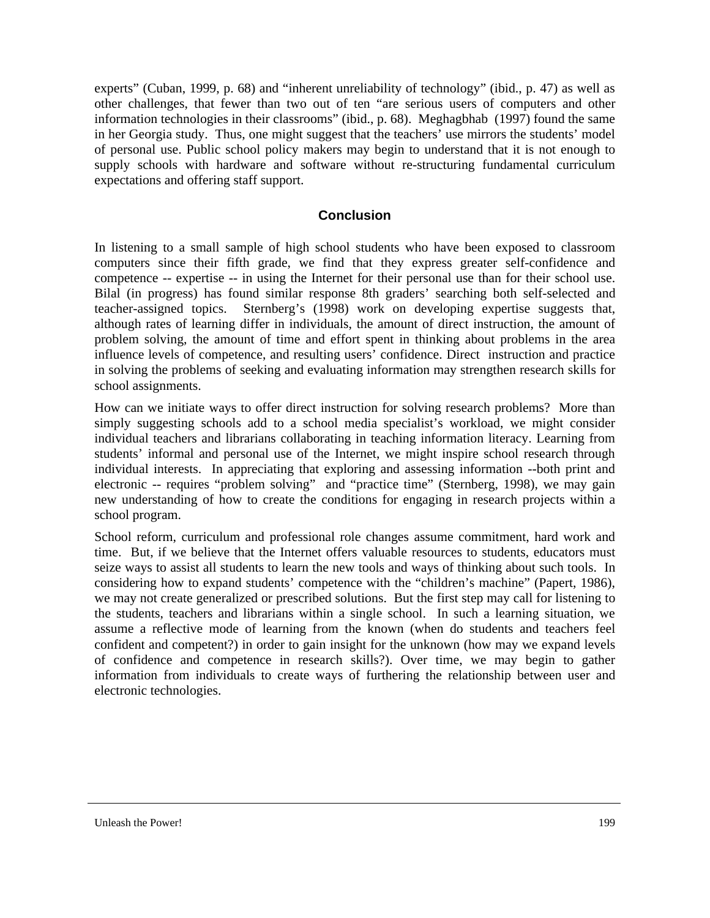experts" (Cuban, 1999, p. 68) and "inherent unreliability of technology" (ibid., p. 47) as well as other challenges, that fewer than two out of ten "are serious users of computers and other information technologies in their classrooms" (ibid., p. 68). Meghagbhab (1997) found the same in her Georgia study. Thus, one might suggest that the teachers' use mirrors the students' model of personal use. Public school policy makers may begin to understand that it is not enough to supply schools with hardware and software without re-structuring fundamental curriculum expectations and offering staff support.

## Conclusion

In listening to a small sample of high school students who have been exposed to classroom computers since their fifth grade, we find that they express greater self-confidence and competence -- expertise -- in using the Internet for their personal use than for their school use. Bilal (in progress) has found similar response 8th graders' searching both self-selected and teacher-assigned topics. Sternberg's (1998) work on developing expertise suggests that, although rates of learning differ in individuals, the amount of direct instruction, the amount of problem solving, the amount of time and effort spent in thinking about problems in the area influence levels of competence, and resulting users' confidence. Direct instruction and practice in solving the problems of seeking and evaluating information may strengthen research skills for school assignments.

How can we initiate ways to offer direct instruction for solving research problems? More than simply suggesting schools add to a school media specialist's workload, we might consider individual teachers and librarians collaborating in teaching information literacy. Learning from students' informal and personal use of the Internet, we might inspire school research through individual interests. In appreciating that exploring and assessing information --both print and electronic -- requires "problem solving" and "practice time" (Sternberg, 1998), we may gain new understanding of how to create the conditions for engaging in research projects within a school program.

School reform, curriculum and professional role changes assume commitment, hard work and time. But, if we believe that the Internet offers valuable resources to students, educators must seize ways to assist all students to learn the new tools and ways of thinking about such tools. In considering how to expand students' competence with the "children's machine" (Papert, 1986), we may not create generalized or prescribed solutions. But the first step may call for listening to the students, teachers and librarians within a single school. In such a learning situation, we assume a reflective mode of learning from the known (when do students and teachers feel confident and competent?) in order to gain insight for the unknown (how may we expand levels of confidence and competence in research skills?). Over time, we may begin to gather information from individuals to create ways of furthering the relationship between user and electronic technologies.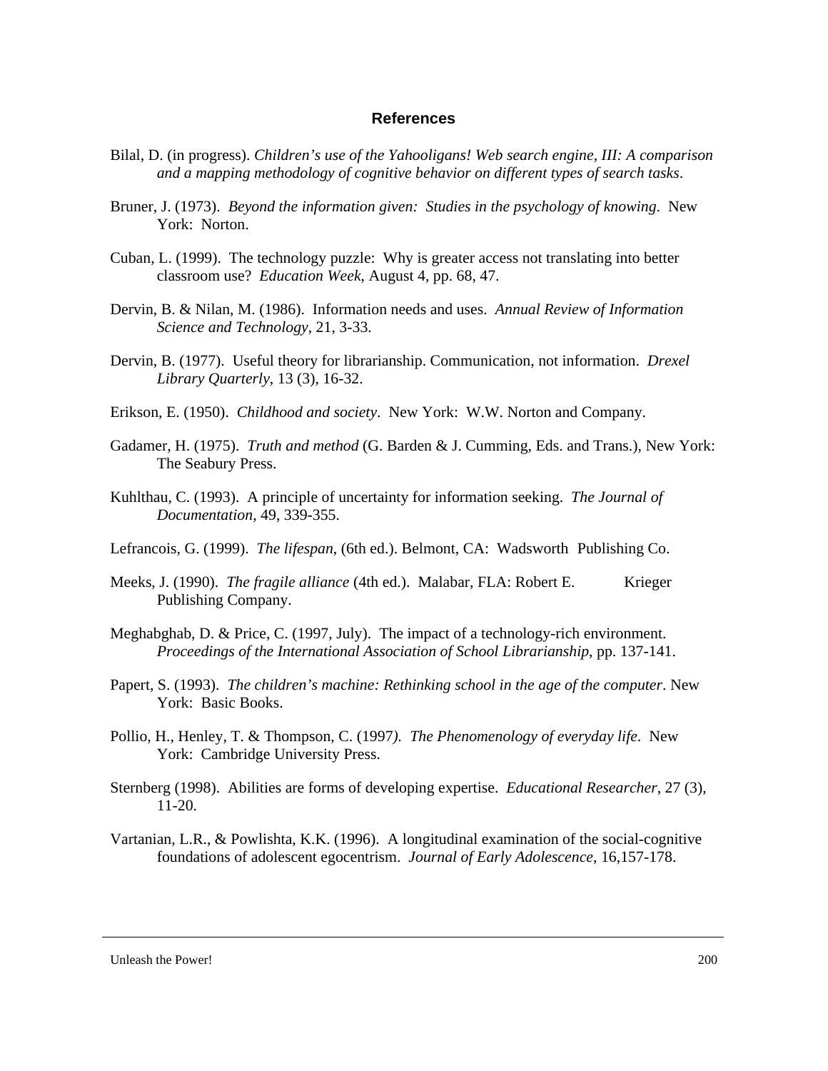## References

Bilal, D. (in progress). *Children's use of the Yahooligans! Web search engine, III: A comparison and a mapping methodology of cognitive behavior on different types of search tasks*.

Bruner, J. (1973). *Beyond the information given: Studies in the psychology of knowing*. New York: Norton.

Cuban, L. (1999). The technology puzzle: Why is greater access not translating into better classroom use? *Education Week*, August 4, pp. 68, 47.

Dervin, B. & Nilan, M. (1986). Information needs and uses. *Annual Review of Information Science and Technology*, 21, 3-33.

Dervin, B. (1977). Useful theory for librarianship. Communication, not information. *Drexel Library Quarterly*, 13 (3), 16-32.

Erikson, E. (1950). *Childhood and society*. New York: W.W. Norton and Company.

Gadamer, H. (1975). *Truth and method* (G. Barden & J. Cumming, Eds. and Trans.), New York: The Seabury Press.

Kuhlthau, C. (1993). A principle of uncertainty for information seeking. *The Journal of Documentation*, 49, 339-355.

Lefrancois, G. (1999). *The lifespan*, (6th ed.). Belmont, CA: Wadsworth Publishing Co.

Meeks, J. (1990). *The fragile alliance* (4th ed.). Malabar, FLA: Robert E. Krieger Publishing Company.

Meghabghab, D. & Price, C. (1997, July). The impact of a technology-rich environment. *Proceedings of the International Association of School Librarianship*, pp. 137-141.

Papert, S. (1993). *The children's machine: Rethinking school in the age of the computer*. New York: Basic Books.

Pollio, H., Henley, T. & Thompson, C. (1997). *The Phenomenology of everyday life*. New York: Cambridge University Press.

Sternberg (1998). Abilities are forms of developing expertise. *Educational Researcher*, 27 (3), 11-20.

Vartanian, L.R., & Powlishta, K.K. (1996). A longitudinal examination of the social-cognitive foundations of adolescent egocentrism. *Journal of Early Adolescence*, 16,157-178.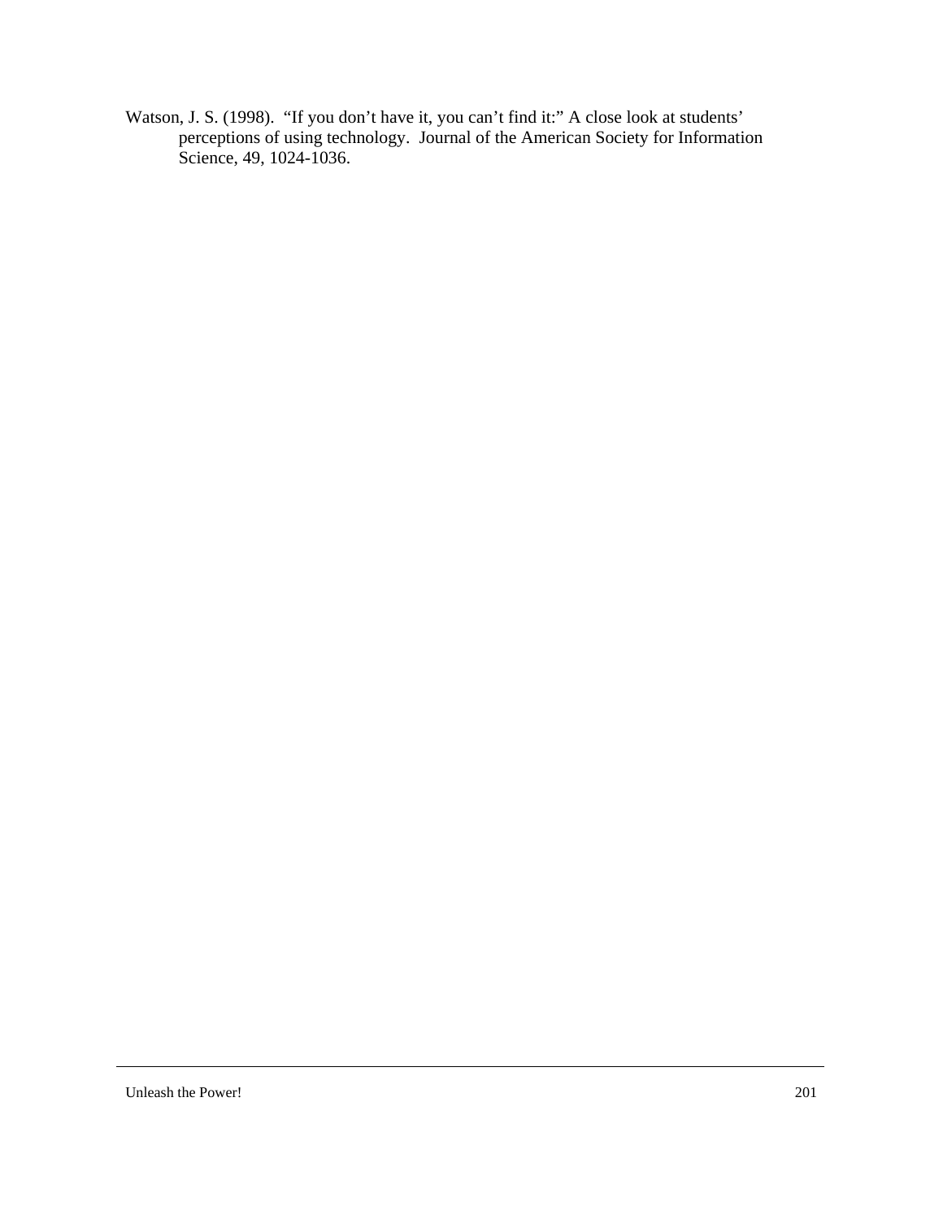Watson, J. S. (1998). "If you don't have it, you can't find it:" A close look at students' perceptions of using technology. Journal of the American Society for Information Science, 49, 1024-1036.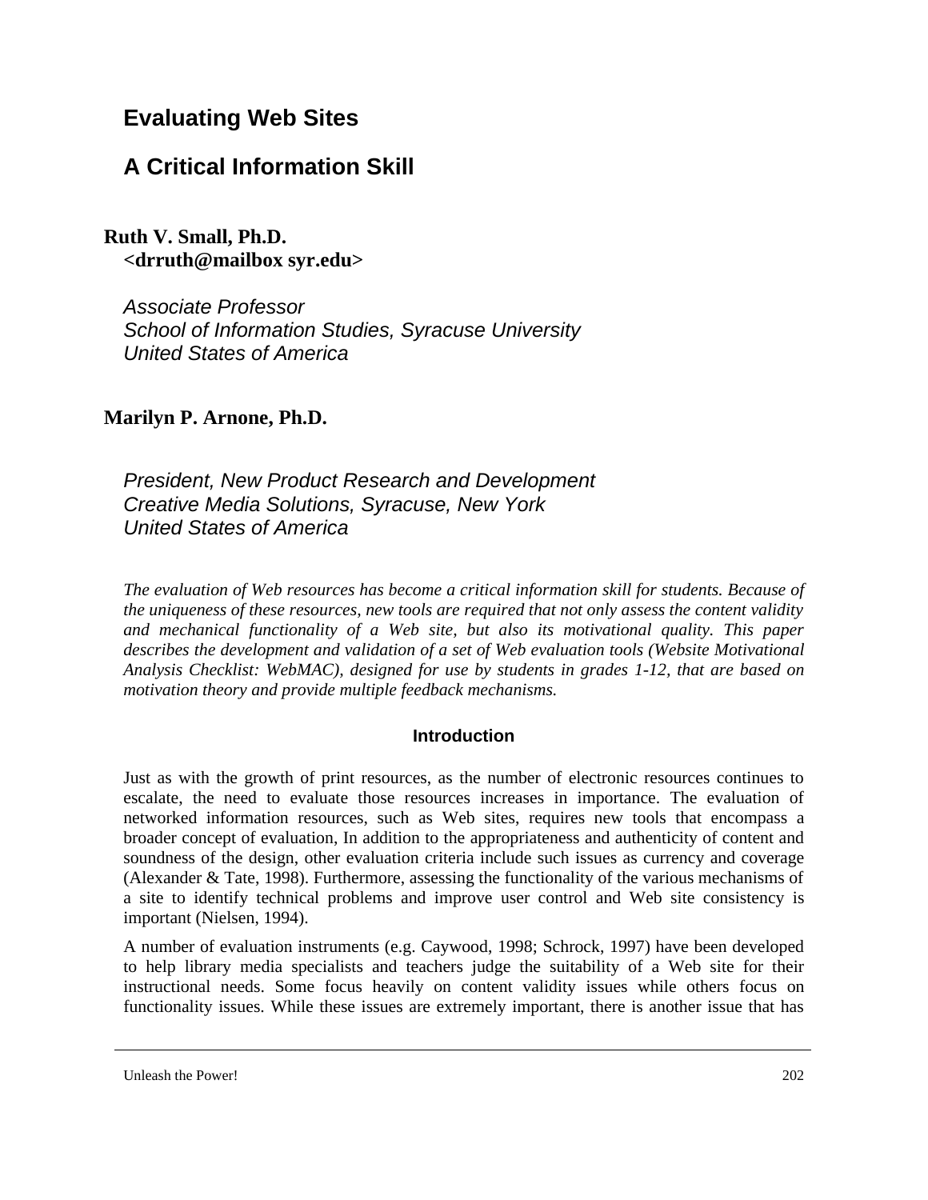# Evaluating Web Sites

# A Critical Information Skill

**Ruth V. Small, Ph.D.**
**<drruth@mailbox syr.edu>**

*Associate Professor*
*School of Information Studies, Syracuse University*
*United States of America*

**Marilyn P. Arnone, Ph.D.**

*President, New Product Research and Development*
*Creative Media Solutions, Syracuse, New York*
*United States of America*

*The evaluation of Web resources has become a critical information skill for students. Because of the uniqueness of these resources, new tools are required that not only assess the content validity and mechanical functionality of a Web site, but also its motivational quality. This paper describes the development and validation of a set of Web evaluation tools (Website Motivational Analysis Checklist: WebMAC), designed for use by students in grades 1-12, that are based on motivation theory and provide multiple feedback mechanisms.*

## Introduction

Just as with the growth of print resources, as the number of electronic resources continues to escalate, the need to evaluate those resources increases in importance. The evaluation of networked information resources, such as Web sites, requires new tools that encompass a broader concept of evaluation, In addition to the appropriateness and authenticity of content and soundness of the design, other evaluation criteria include such issues as currency and coverage (Alexander & Tate, 1998). Furthermore, assessing the functionality of the various mechanisms of a site to identify technical problems and improve user control and Web site consistency is important (Nielsen, 1994).

A number of evaluation instruments (e.g. Caywood, 1998; Schrock, 1997) have been developed to help library media specialists and teachers judge the suitability of a Web site for their instructional needs. Some focus heavily on content validity issues while others focus on functionality issues. While these issues are extremely important, there is another issue that has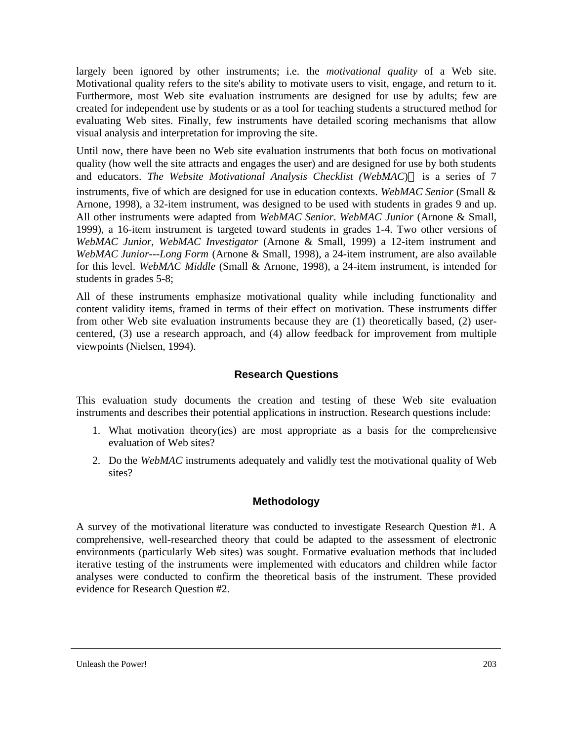largely been ignored by other instruments; i.e. the *motivational quality* of a Web site. Motivational quality refers to the site's ability to motivate users to visit, engage, and return to it. Furthermore, most Web site evaluation instruments are designed for use by adults; few are created for independent use by students or as a tool for teaching students a structured method for evaluating Web sites. Finally, few instruments have detailed scoring mechanisms that allow visual analysis and interpretation for improving the site.

Until now, there have been no Web site evaluation instruments that both focus on motivational quality (how well the site attracts and engages the user) and are designed for use by both students and educators. *The Website Motivational Analysis Checklist (WebMAC)* is a series of 7 instruments, five of which are designed for use in education contexts. *WebMAC Senior* (Small & Arnone, 1998), a 32-item instrument, was designed to be used with students in grades 9 and up. All other instruments were adapted from *WebMAC Senior*. *WebMAC Junior* (Arnone & Small, 1999), a 16-item instrument is targeted toward students in grades 1-4. Two other versions of *WebMAC Junior*, *WebMAC Investigator* (Arnone & Small, 1999) a 12-item instrument and *WebMAC Junior---Long Form* (Arnone & Small, 1998), a 24-item instrument, are also available for this level. *WebMAC Middle* (Small & Arnone, 1998), a 24-item instrument, is intended for students in grades 5-8;

All of these instruments emphasize motivational quality while including functionality and content validity items, framed in terms of their effect on motivation. These instruments differ from other Web site evaluation instruments because they are (1) theoretically based, (2) user-centered, (3) use a research approach, and (4) allow feedback for improvement from multiple viewpoints (Nielsen, 1994).

## Research Questions

This evaluation study documents the creation and testing of these Web site evaluation instruments and describes their potential applications in instruction. Research questions include:

1. What motivation theory(ies) are most appropriate as a basis for the comprehensive evaluation of Web sites?
2. Do the *WebMAC* instruments adequately and validly test the motivational quality of Web sites?

## Methodology

A survey of the motivational literature was conducted to investigate Research Question #1. A comprehensive, well-researched theory that could be adapted to the assessment of electronic environments (particularly Web sites) was sought. Formative evaluation methods that included iterative testing of the instruments were implemented with educators and children while factor analyses were conducted to confirm the theoretical basis of the instrument. These provided evidence for Research Question #2.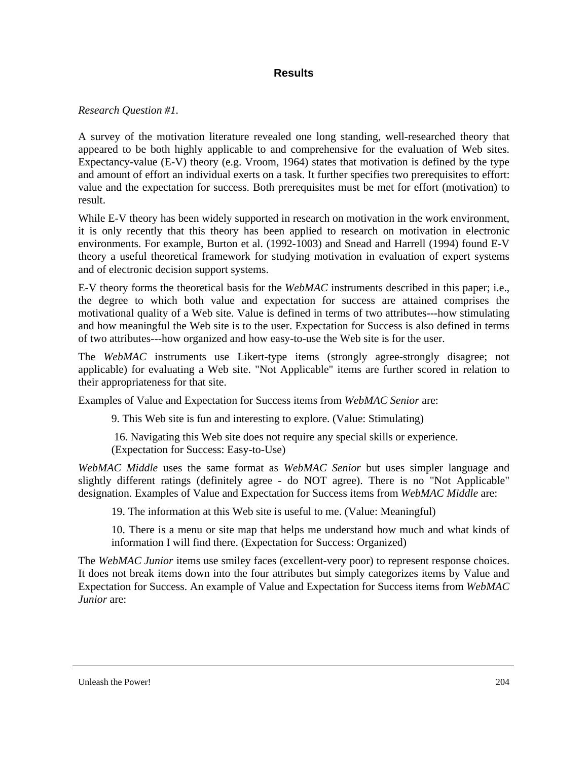## Results

*Research Question #1.*

A survey of the motivation literature revealed one long standing, well-researched theory that appeared to be both highly applicable to and comprehensive for the evaluation of Web sites. Expectancy-value (E-V) theory (e.g. Vroom, 1964) states that motivation is defined by the type and amount of effort an individual exerts on a task. It further specifies two prerequisites to effort: value and the expectation for success. Both prerequisites must be met for effort (motivation) to result.

While E-V theory has been widely supported in research on motivation in the work environment, it is only recently that this theory has been applied to research on motivation in electronic environments. For example, Burton et al. (1992-1003) and Snead and Harrell (1994) found E-V theory a useful theoretical framework for studying motivation in evaluation of expert systems and of electronic decision support systems.

E-V theory forms the theoretical basis for the *WebMAC* instruments described in this paper; i.e., the degree to which both value and expectation for success are attained comprises the motivational quality of a Web site. Value is defined in terms of two attributes---how stimulating and how meaningful the Web site is to the user. Expectation for Success is also defined in terms of two attributes---how organized and how easy-to-use the Web site is for the user.

The *WebMAC* instruments use Likert-type items (strongly agree-strongly disagree; not applicable) for evaluating a Web site. "Not Applicable" items are further scored in relation to their appropriateness for that site.

Examples of Value and Expectation for Success items from *WebMAC Senior* are:

> 9. This Web site is fun and interesting to explore. (Value: Stimulating)
>
> 16. Navigating this Web site does not require any special skills or experience. (Expectation for Success: Easy-to-Use)

*WebMAC Middle* uses the same format as *WebMAC Senior* but uses simpler language and slightly different ratings (definitely agree - do NOT agree). There is no "Not Applicable" designation. Examples of Value and Expectation for Success items from *WebMAC Middle* are:

> 19. The information at this Web site is useful to me. (Value: Meaningful)
>
> 10. There is a menu or site map that helps me understand how much and what kinds of information I will find there. (Expectation for Success: Organized)

The *WebMAC Junior* items use smiley faces (excellent-very poor) to represent response choices. It does not break items down into the four attributes but simply categorizes items by Value and Expectation for Success. An example of Value and Expectation for Success items from *WebMAC Junior* are: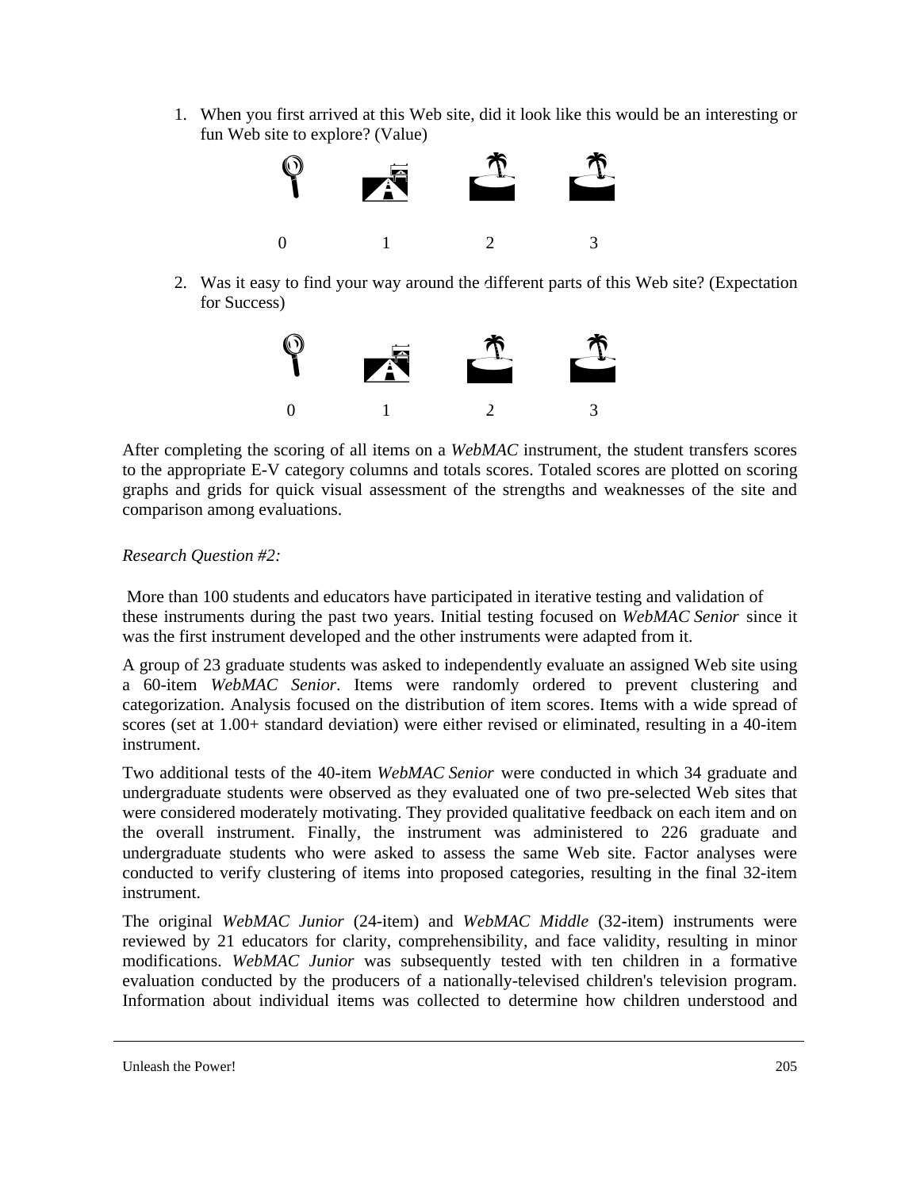1. When you first arrived at this Web site, did it look like this would be an interesting or fun Web site to explore? (Value)

   0 1 2 3

2. Was it easy to find your way around the different parts of this Web site? (Expectation for Success)

   0 1 2 3

After completing the scoring of all items on a *WebMAC* instrument, the student transfers scores to the appropriate E-V category columns and totals scores. Totaled scores are plotted on scoring graphs and grids for quick visual assessment of the strengths and weaknesses of the site and comparison among evaluations.

*Research Question #2:*

More than 100 students and educators have participated in iterative testing and validation of these instruments during the past two years. Initial testing focused on *WebMAC Senior* since it was the first instrument developed and the other instruments were adapted from it.

A group of 23 graduate students was asked to independently evaluate an assigned Web site using a 60-item *WebMAC Senior*. Items were randomly ordered to prevent clustering and categorization. Analysis focused on the distribution of item scores. Items with a wide spread of scores (set at 1.00+ standard deviation) were either revised or eliminated, resulting in a 40-item instrument.

Two additional tests of the 40-item *WebMAC Senior* were conducted in which 34 graduate and undergraduate students were observed as they evaluated one of two pre-selected Web sites that were considered moderately motivating. They provided qualitative feedback on each item and on the overall instrument. Finally, the instrument was administered to 226 graduate and undergraduate students who were asked to assess the same Web site. Factor analyses were conducted to verify clustering of items into proposed categories, resulting in the final 32-item instrument.

The original *WebMAC Junior* (24-item) and *WebMAC Middle* (32-item) instruments were reviewed by 21 educators for clarity, comprehensibility, and face validity, resulting in minor modifications. *WebMAC Junior* was subsequently tested with ten children in a formative evaluation conducted by the producers of a nationally-televised children's television program. Information about individual items was collected to determine how children understood and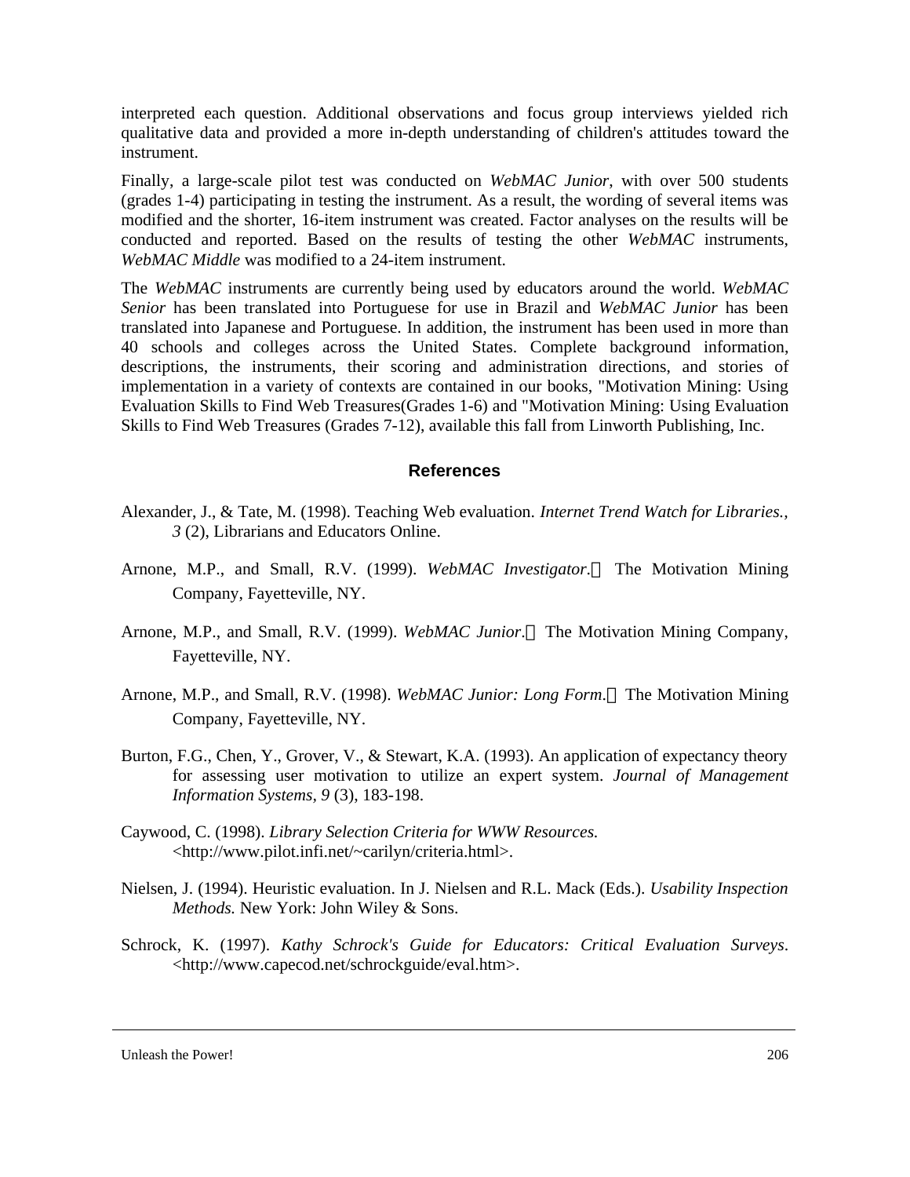interpreted each question. Additional observations and focus group interviews yielded rich qualitative data and provided a more in-depth understanding of children's attitudes toward the instrument.

Finally, a large-scale pilot test was conducted on *WebMAC Junior*, with over 500 students (grades 1-4) participating in testing the instrument. As a result, the wording of several items was modified and the shorter, 16-item instrument was created. Factor analyses on the results will be conducted and reported. Based on the results of testing the other *WebMAC* instruments, *WebMAC Middle* was modified to a 24-item instrument.

The *WebMAC* instruments are currently being used by educators around the world. *WebMAC Senior* has been translated into Portuguese for use in Brazil and *WebMAC Junior* has been translated into Japanese and Portuguese. In addition, the instrument has been used in more than 40 schools and colleges across the United States. Complete background information, descriptions, the instruments, their scoring and administration directions, and stories of implementation in a variety of contexts are contained in our books, "Motivation Mining: Using Evaluation Skills to Find Web Treasures(Grades 1-6) and "Motivation Mining: Using Evaluation Skills to Find Web Treasures (Grades 7-12), available this fall from Linworth Publishing, Inc.

## References

Alexander, J., & Tate, M. (1998). Teaching Web evaluation. *Internet Trend Watch for Libraries., 3* (2), Librarians and Educators Online.

Arnone, M.P., and Small, R.V. (1999). *WebMAC Investigator*. The Motivation Mining Company, Fayetteville, NY.

Arnone, M.P., and Small, R.V. (1999). *WebMAC Junior*. The Motivation Mining Company, Fayetteville, NY.

Arnone, M.P., and Small, R.V. (1998). *WebMAC Junior: Long Form*. The Motivation Mining Company, Fayetteville, NY.

Burton, F.G., Chen, Y., Grover, V., & Stewart, K.A. (1993). An application of expectancy theory for assessing user motivation to utilize an expert system. *Journal of Management Information Systems*, *9* (3), 183-198.

Caywood, C. (1998). *Library Selection Criteria for WWW Resources.* <http://www.pilot.infi.net/~carilyn/criteria.html>.

Nielsen, J. (1994). Heuristic evaluation. In J. Nielsen and R.L. Mack (Eds.). *Usability Inspection Methods.* New York: John Wiley & Sons.

Schrock, K. (1997). *Kathy Schrock's Guide for Educators: Critical Evaluation Surveys*. <http://www.capecod.net/schrockguide/eval.htm>.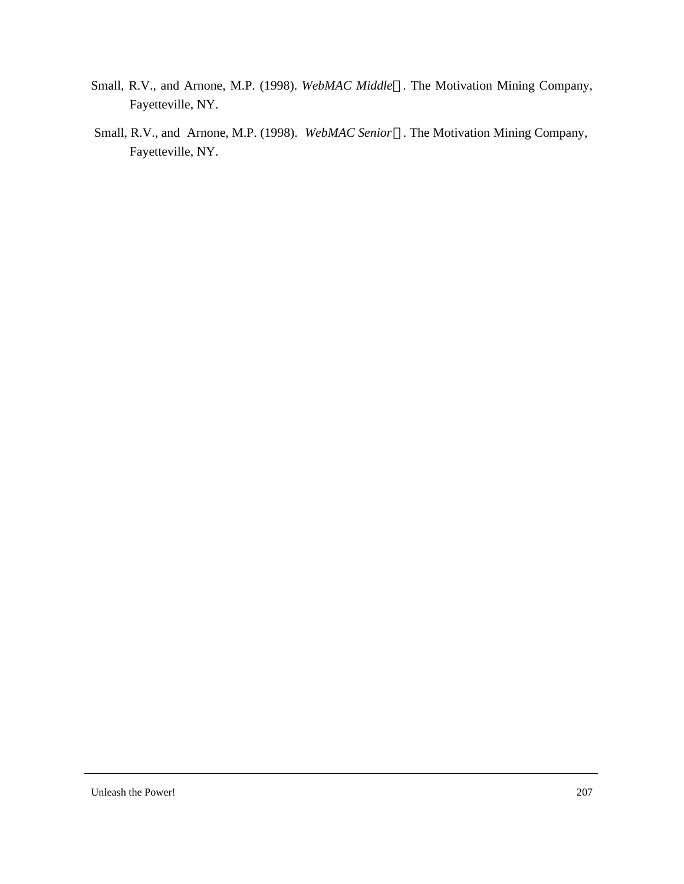Small, R.V., and Arnone, M.P. (1998). *WebMAC Middle*. The Motivation Mining Company, Fayetteville, NY.

Small, R.V., and Arnone, M.P. (1998). *WebMAC Senior*. The Motivation Mining Company, Fayetteville, NY.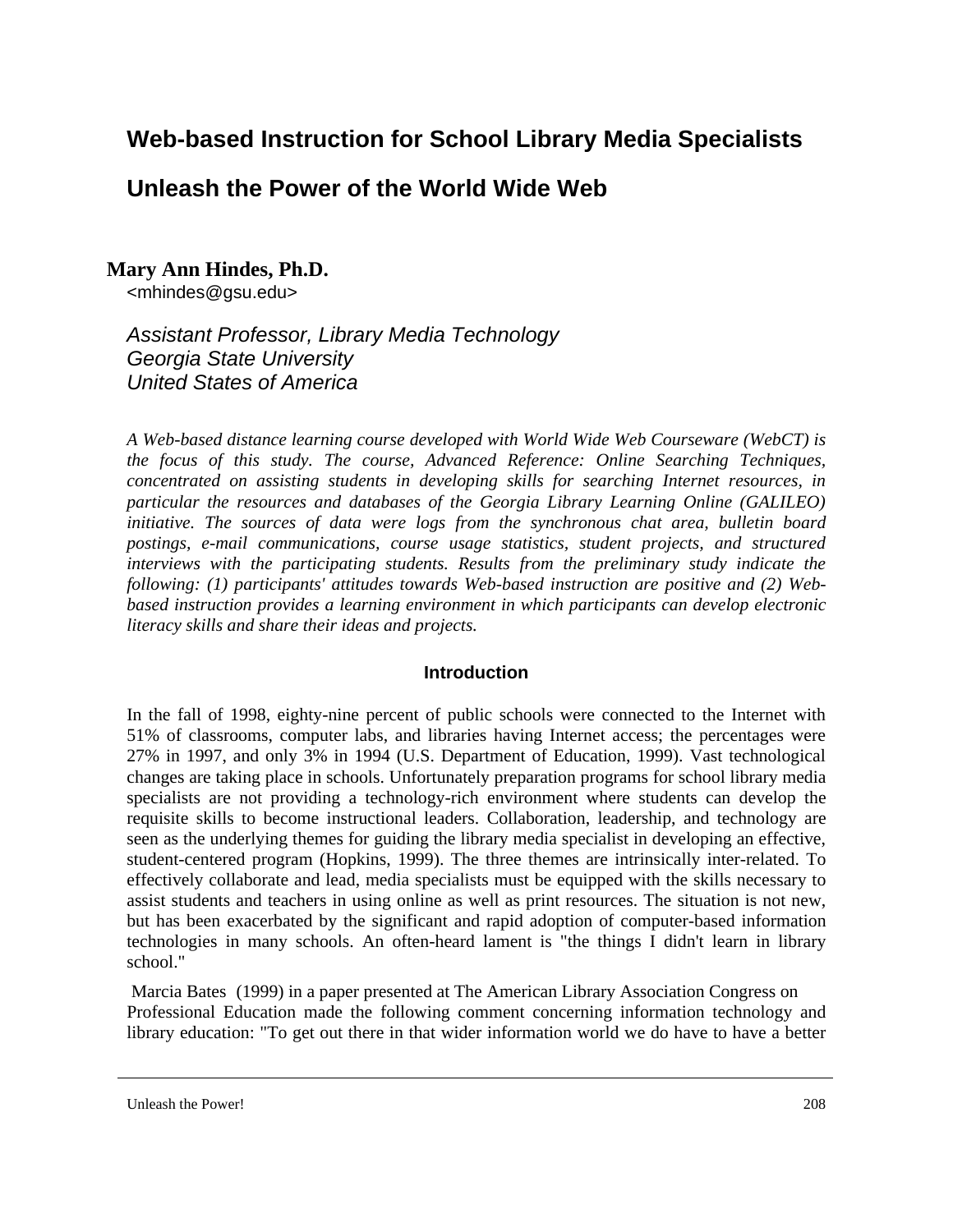# Web-based Instruction for School Library Media Specialists

# Unleash the Power of the World Wide Web

**Mary Ann Hindes, Ph.D.**
<mhindes@gsu.edu>

*Assistant Professor, Library Media Technology*
*Georgia State University*
*United States of America*

*A Web-based distance learning course developed with World Wide Web Courseware (WebCT) is the focus of this study. The course, Advanced Reference: Online Searching Techniques, concentrated on assisting students in developing skills for searching Internet resources, in particular the resources and databases of the Georgia Library Learning Online (GALILEO) initiative. The sources of data were logs from the synchronous chat area, bulletin board postings, e-mail communications, course usage statistics, student projects, and structured interviews with the participating students. Results from the preliminary study indicate the following: (1) participants' attitudes towards Web-based instruction are positive and (2) Web-based instruction provides a learning environment in which participants can develop electronic literacy skills and share their ideas and projects.*

## Introduction

In the fall of 1998, eighty-nine percent of public schools were connected to the Internet with 51% of classrooms, computer labs, and libraries having Internet access; the percentages were 27% in 1997, and only 3% in 1994 (U.S. Department of Education, 1999). Vast technological changes are taking place in schools. Unfortunately preparation programs for school library media specialists are not providing a technology-rich environment where students can develop the requisite skills to become instructional leaders. Collaboration, leadership, and technology are seen as the underlying themes for guiding the library media specialist in developing an effective, student-centered program (Hopkins, 1999). The three themes are intrinsically inter-related. To effectively collaborate and lead, media specialists must be equipped with the skills necessary to assist students and teachers in using online as well as print resources. The situation is not new, but has been exacerbated by the significant and rapid adoption of computer-based information technologies in many schools. An often-heard lament is "the things I didn't learn in library school."

Marcia Bates (1999) in a paper presented at The American Library Association Congress on Professional Education made the following comment concerning information technology and library education: "To get out there in that wider information world we do have to have a better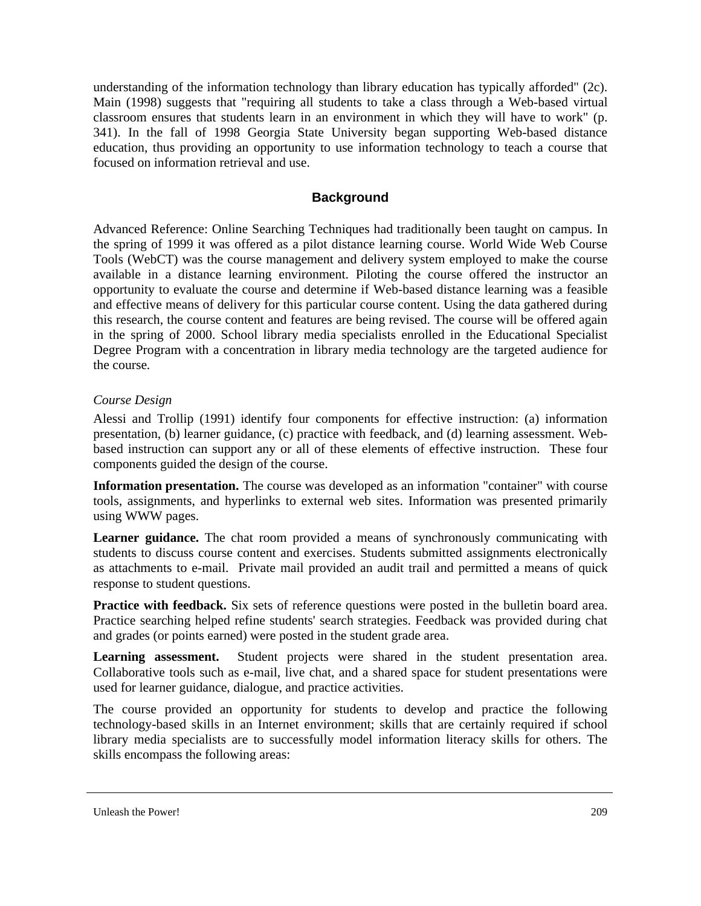understanding of the information technology than library education has typically afforded" (2c). Main (1998) suggests that "requiring all students to take a class through a Web-based virtual classroom ensures that students learn in an environment in which they will have to work" (p. 341). In the fall of 1998 Georgia State University began supporting Web-based distance education, thus providing an opportunity to use information technology to teach a course that focused on information retrieval and use.

## Background

Advanced Reference: Online Searching Techniques had traditionally been taught on campus. In the spring of 1999 it was offered as a pilot distance learning course. World Wide Web Course Tools (WebCT) was the course management and delivery system employed to make the course available in a distance learning environment. Piloting the course offered the instructor an opportunity to evaluate the course and determine if Web-based distance learning was a feasible and effective means of delivery for this particular course content. Using the data gathered during this research, the course content and features are being revised. The course will be offered again in the spring of 2000. School library media specialists enrolled in the Educational Specialist Degree Program with a concentration in library media technology are the targeted audience for the course.

### *Course Design*

Alessi and Trollip (1991) identify four components for effective instruction: (a) information presentation, (b) learner guidance, (c) practice with feedback, and (d) learning assessment. Web-based instruction can support any or all of these elements of effective instruction. These four components guided the design of the course.

**Information presentation.** The course was developed as an information "container" with course tools, assignments, and hyperlinks to external web sites. Information was presented primarily using WWW pages.

**Learner guidance.** The chat room provided a means of synchronously communicating with students to discuss course content and exercises. Students submitted assignments electronically as attachments to e-mail. Private mail provided an audit trail and permitted a means of quick response to student questions.

**Practice with feedback.** Six sets of reference questions were posted in the bulletin board area. Practice searching helped refine students' search strategies. Feedback was provided during chat and grades (or points earned) were posted in the student grade area.

**Learning assessment.** Student projects were shared in the student presentation area. Collaborative tools such as e-mail, live chat, and a shared space for student presentations were used for learner guidance, dialogue, and practice activities.

The course provided an opportunity for students to develop and practice the following technology-based skills in an Internet environment; skills that are certainly required if school library media specialists are to successfully model information literacy skills for others. The skills encompass the following areas: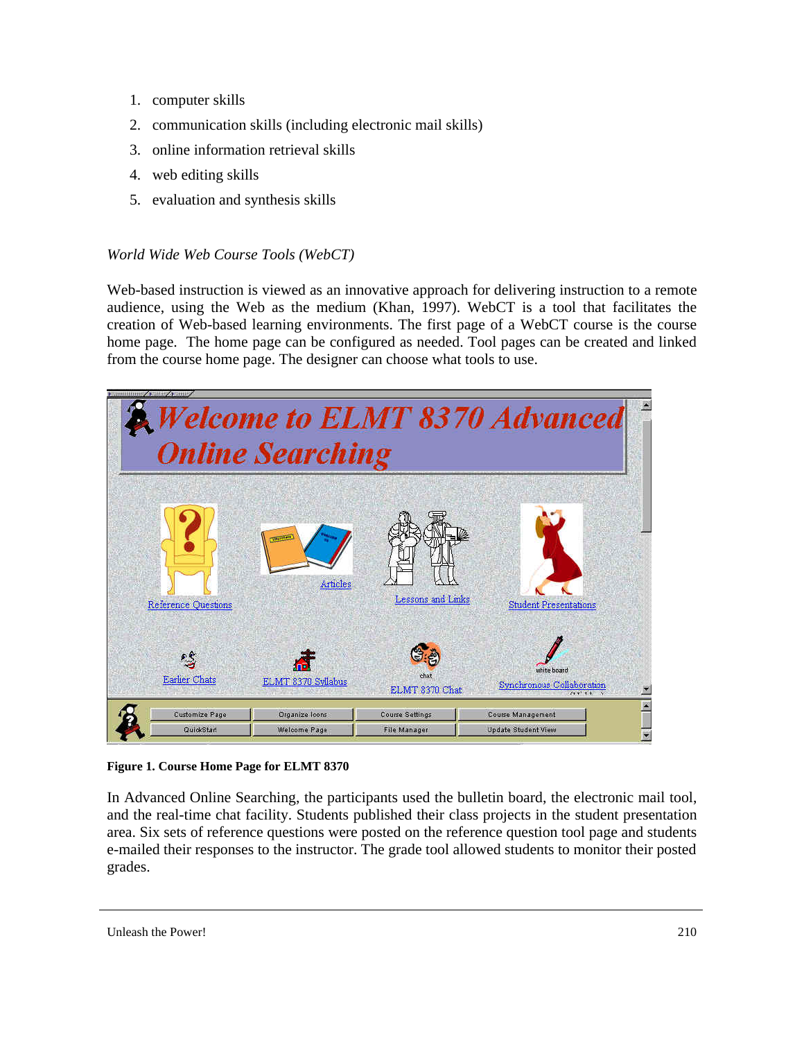1. computer skills
2. communication skills (including electronic mail skills)
3. online information retrieval skills
4. web editing skills
5. evaluation and synthesis skills

*World Wide Web Course Tools (WebCT)*

Web-based instruction is viewed as an innovative approach for delivering instruction to a remote audience, using the Web as the medium (Khan, 1997). WebCT is a tool that facilitates the creation of Web-based learning environments. The first page of a WebCT course is the course home page. The home page can be configured as needed. Tool pages can be created and linked from the course home page. The designer can choose what tools to use.

**Figure 1. Course Home Page for ELMT 8370**

In Advanced Online Searching, the participants used the bulletin board, the electronic mail tool, and the real-time chat facility. Students published their class projects in the student presentation area. Six sets of reference questions were posted on the reference question tool page and students e-mailed their responses to the instructor. The grade tool allowed students to monitor their posted grades.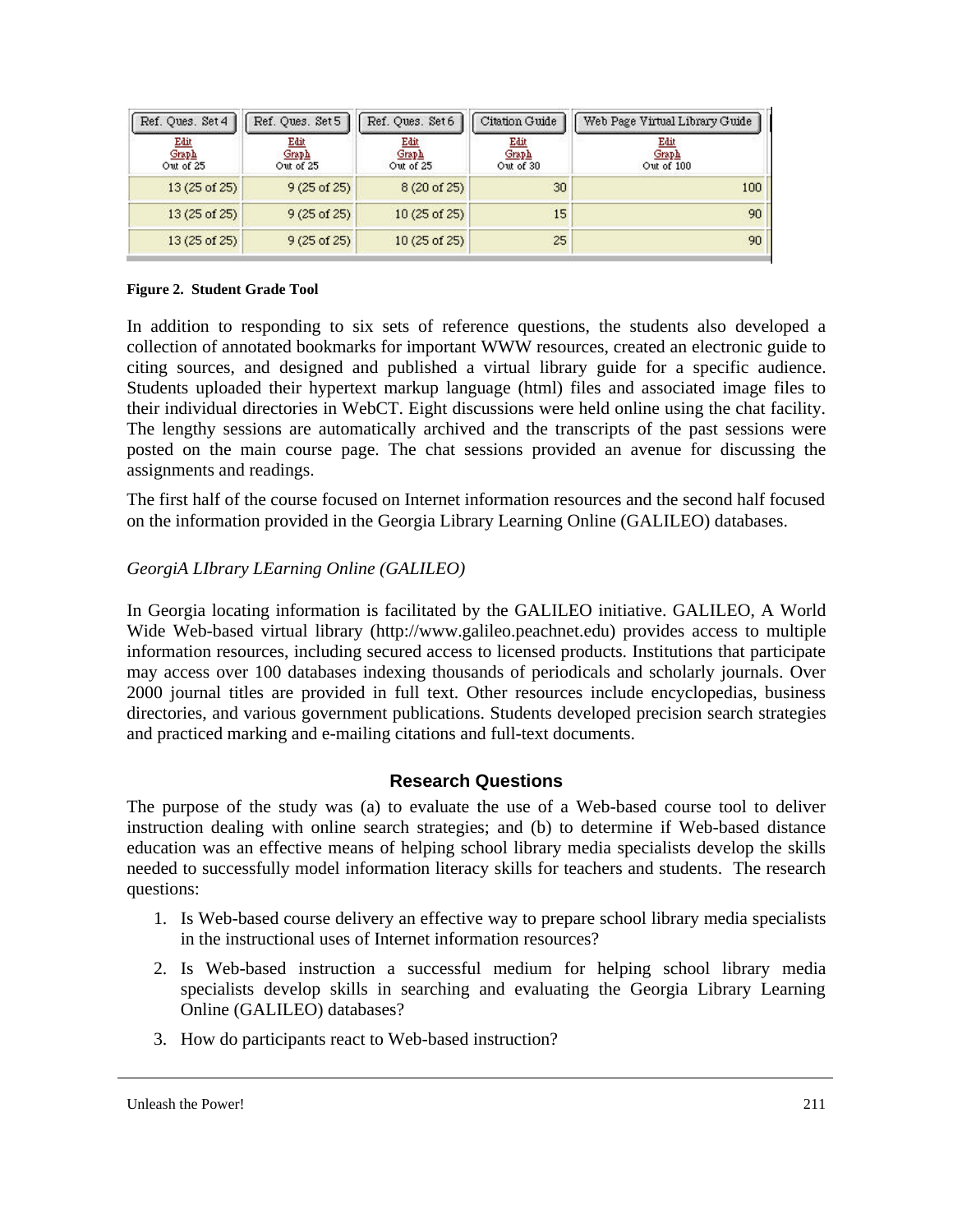| Ref. Ques. Set 4<br>Edit<br>Graph<br>Out of 25 | Ref. Ques. Set 5<br>Edit<br>Graph<br>Out of 25 | Ref. Ques. Set 6<br>Edit<br>Graph<br>Out of 25 | Citation Guide<br>Edit<br>Graph<br>Out of 30 | Web Page Virtual Library Guide<br>Edit<br>Graph<br>Out of 100 |
|---|---|---|---|---|
| 13 (25 of 25) | 9 (25 of 25) | 8 (20 of 25) | 30 | 100 |
| 13 (25 of 25) | 9 (25 of 25) | 10 (25 of 25) | 15 | 90 |
| 13 (25 of 25) | 9 (25 of 25) | 10 (25 of 25) | 25 | 90 |

**Figure 2. Student Grade Tool**

In addition to responding to six sets of reference questions, the students also developed a collection of annotated bookmarks for important WWW resources, created an electronic guide to citing sources, and designed and published a virtual library guide for a specific audience. Students uploaded their hypertext markup language (html) files and associated image files to their individual directories in WebCT. Eight discussions were held online using the chat facility. The lengthy sessions are automatically archived and the transcripts of the past sessions were posted on the main course page. The chat sessions provided an avenue for discussing the assignments and readings.

The first half of the course focused on Internet information resources and the second half focused on the information provided in the Georgia Library Learning Online (GALILEO) databases.

*GeorgiA LIbrary LEarning Online (GALILEO)*

In Georgia locating information is facilitated by the GALILEO initiative. GALILEO, A World Wide Web-based virtual library (http://www.galileo.peachnet.edu) provides access to multiple information resources, including secured access to licensed products. Institutions that participate may access over 100 databases indexing thousands of periodicals and scholarly journals. Over 2000 journal titles are provided in full text. Other resources include encyclopedias, business directories, and various government publications. Students developed precision search strategies and practiced marking and e-mailing citations and full-text documents.

## Research Questions

The purpose of the study was (a) to evaluate the use of a Web-based course tool to deliver instruction dealing with online search strategies; and (b) to determine if Web-based distance education was an effective means of helping school library media specialists develop the skills needed to successfully model information literacy skills for teachers and students. The research questions:

1. Is Web-based course delivery an effective way to prepare school library media specialists in the instructional uses of Internet information resources?
2. Is Web-based instruction a successful medium for helping school library media specialists develop skills in searching and evaluating the Georgia Library Learning Online (GALILEO) databases?
3. How do participants react to Web-based instruction?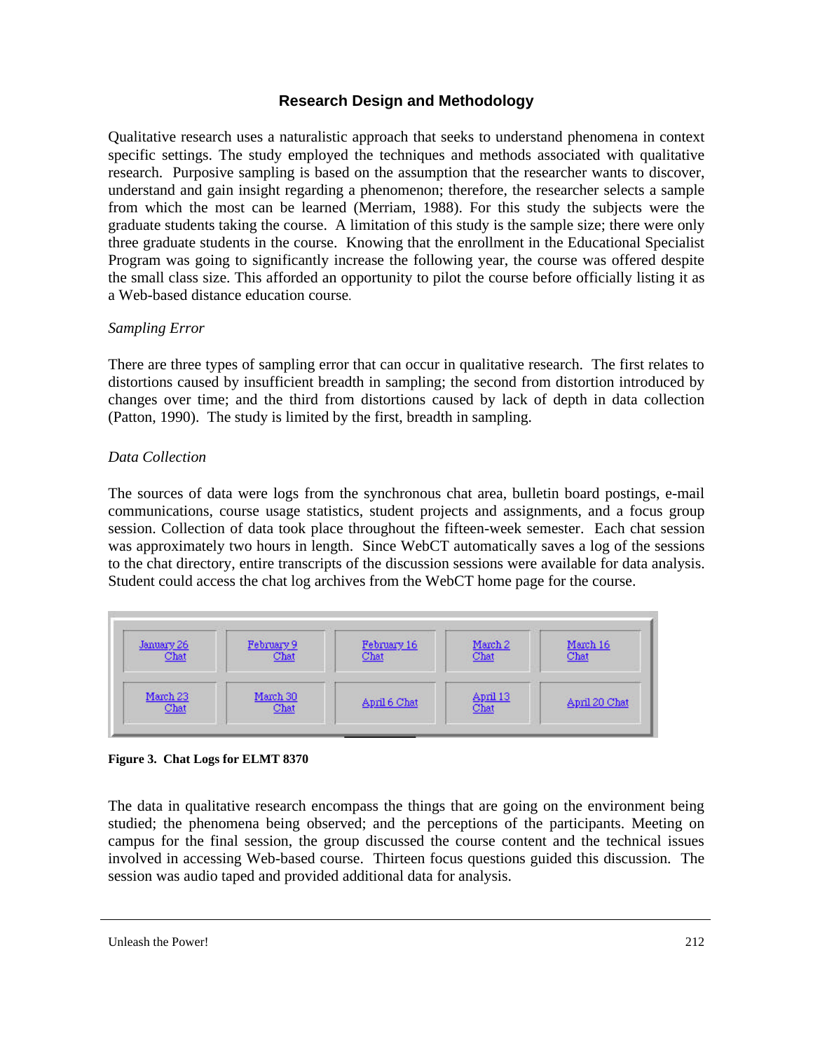## Research Design and Methodology

Qualitative research uses a naturalistic approach that seeks to understand phenomena in context specific settings. The study employed the techniques and methods associated with qualitative research. Purposive sampling is based on the assumption that the researcher wants to discover, understand and gain insight regarding a phenomenon; therefore, the researcher selects a sample from which the most can be learned (Merriam, 1988). For this study the subjects were the graduate students taking the course. A limitation of this study is the sample size; there were only three graduate students in the course. Knowing that the enrollment in the Educational Specialist Program was going to significantly increase the following year, the course was offered despite the small class size. This afforded an opportunity to pilot the course before officially listing it as a Web-based distance education course.

*Sampling Error*

There are three types of sampling error that can occur in qualitative research. The first relates to distortions caused by insufficient breadth in sampling; the second from distortion introduced by changes over time; and the third from distortions caused by lack of depth in data collection (Patton, 1990). The study is limited by the first, breadth in sampling.

*Data Collection*

The sources of data were logs from the synchronous chat area, bulletin board postings, e-mail communications, course usage statistics, student projects and assignments, and a focus group session. Collection of data took place throughout the fifteen-week semester. Each chat session was approximately two hours in length. Since WebCT automatically saves a log of the sessions to the chat directory, entire transcripts of the discussion sessions were available for data analysis. Student could access the chat log archives from the WebCT home page for the course.

| January 26 Chat | February 9 Chat | February 16 Chat | March 2 Chat | March 16 Chat |
|---|---|---|---|---|
| March 23 Chat | March 30 Chat | April 6 Chat | April 13 Chat | April 20 Chat |

**Figure 3. Chat Logs for ELMT 8370**

The data in qualitative research encompass the things that are going on the environment being studied; the phenomena being observed; and the perceptions of the participants. Meeting on campus for the final session, the group discussed the course content and the technical issues involved in accessing Web-based course. Thirteen focus questions guided this discussion. The session was audio taped and provided additional data for analysis.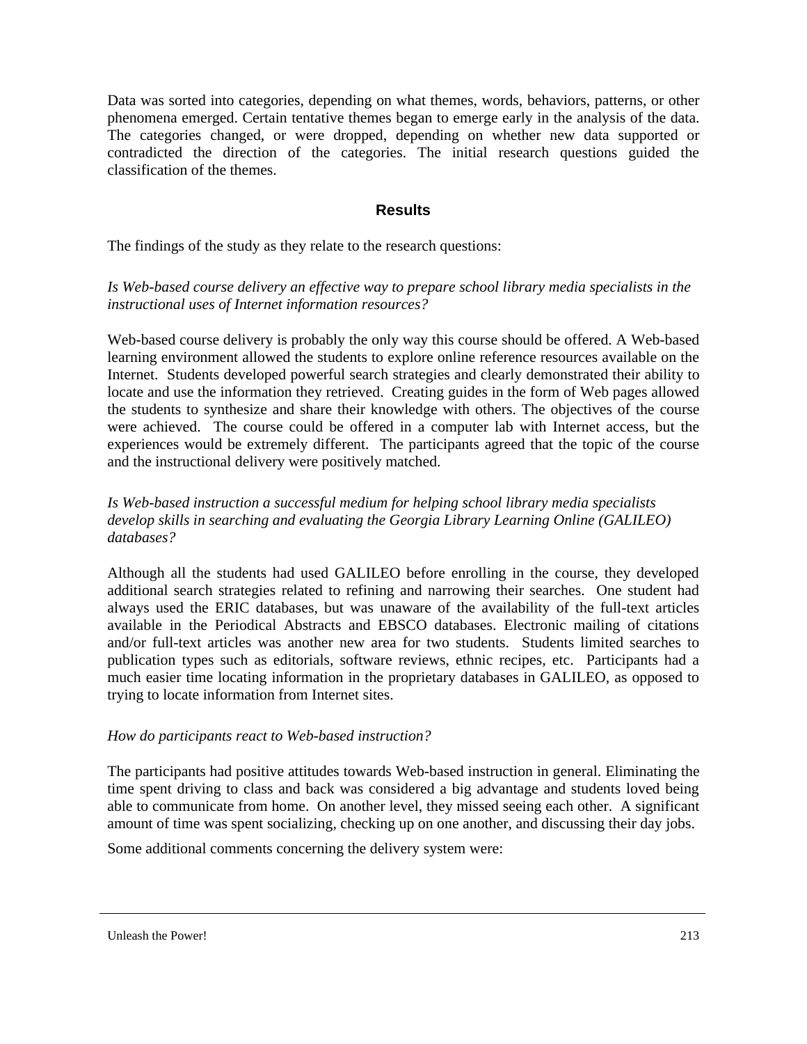Data was sorted into categories, depending on what themes, words, behaviors, patterns, or other phenomena emerged. Certain tentative themes began to emerge early in the analysis of the data. The categories changed, or were dropped, depending on whether new data supported or contradicted the direction of the categories. The initial research questions guided the classification of the themes.

## Results

The findings of the study as they relate to the research questions:

*Is Web-based course delivery an effective way to prepare school library media specialists in the instructional uses of Internet information resources?*

Web-based course delivery is probably the only way this course should be offered. A Web-based learning environment allowed the students to explore online reference resources available on the Internet. Students developed powerful search strategies and clearly demonstrated their ability to locate and use the information they retrieved. Creating guides in the form of Web pages allowed the students to synthesize and share their knowledge with others. The objectives of the course were achieved. The course could be offered in a computer lab with Internet access, but the experiences would be extremely different. The participants agreed that the topic of the course and the instructional delivery were positively matched.

*Is Web-based instruction a successful medium for helping school library media specialists develop skills in searching and evaluating the Georgia Library Learning Online (GALILEO) databases?*

Although all the students had used GALILEO before enrolling in the course, they developed additional search strategies related to refining and narrowing their searches. One student had always used the ERIC databases, but was unaware of the availability of the full-text articles available in the Periodical Abstracts and EBSCO databases. Electronic mailing of citations and/or full-text articles was another new area for two students. Students limited searches to publication types such as editorials, software reviews, ethnic recipes, etc. Participants had a much easier time locating information in the proprietary databases in GALILEO, as opposed to trying to locate information from Internet sites.

*How do participants react to Web-based instruction?*

The participants had positive attitudes towards Web-based instruction in general. Eliminating the time spent driving to class and back was considered a big advantage and students loved being able to communicate from home. On another level, they missed seeing each other. A significant amount of time was spent socializing, checking up on one another, and discussing their day jobs.

Some additional comments concerning the delivery system were: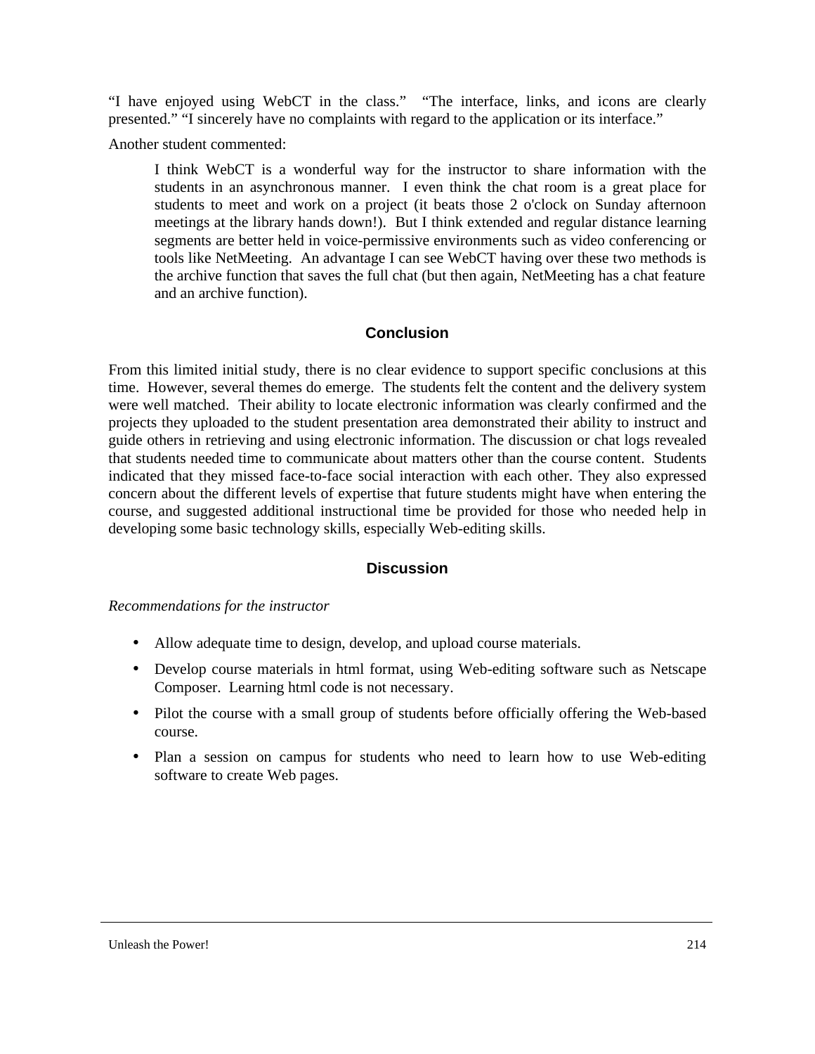“I have enjoyed using WebCT in the class.” “The interface, links, and icons are clearly presented.” “I sincerely have no complaints with regard to the application or its interface.”

Another student commented:

> I think WebCT is a wonderful way for the instructor to share information with the students in an asynchronous manner. I even think the chat room is a great place for students to meet and work on a project (it beats those 2 o'clock on Sunday afternoon meetings at the library hands down!). But I think extended and regular distance learning segments are better held in voice-permissive environments such as video conferencing or tools like NetMeeting. An advantage I can see WebCT having over these two methods is the archive function that saves the full chat (but then again, NetMeeting has a chat feature and an archive function).

## Conclusion

From this limited initial study, there is no clear evidence to support specific conclusions at this time. However, several themes do emerge. The students felt the content and the delivery system were well matched. Their ability to locate electronic information was clearly confirmed and the projects they uploaded to the student presentation area demonstrated their ability to instruct and guide others in retrieving and using electronic information. The discussion or chat logs revealed that students needed time to communicate about matters other than the course content. Students indicated that they missed face-to-face social interaction with each other. They also expressed concern about the different levels of expertise that future students might have when entering the course, and suggested additional instructional time be provided for those who needed help in developing some basic technology skills, especially Web-editing skills.

## Discussion

*Recommendations for the instructor*

- Allow adequate time to design, develop, and upload course materials.
- Develop course materials in html format, using Web-editing software such as Netscape Composer. Learning html code is not necessary.
- Pilot the course with a small group of students before officially offering the Web-based course.
- Plan a session on campus for students who need to learn how to use Web-editing software to create Web pages.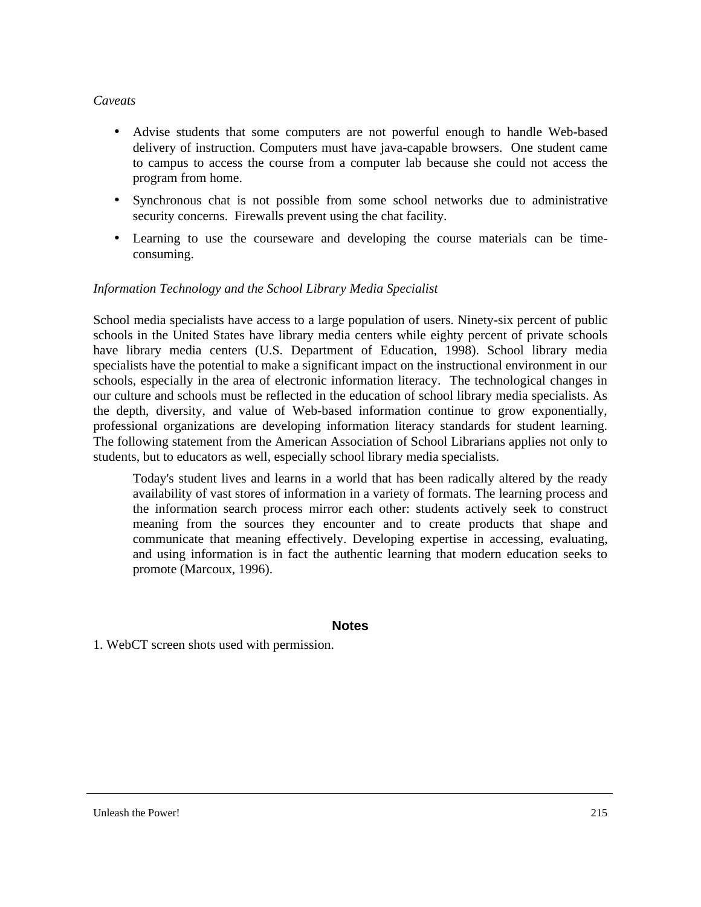*Caveats*

- Advise students that some computers are not powerful enough to handle Web-based delivery of instruction. Computers must have java-capable browsers. One student came to campus to access the course from a computer lab because she could not access the program from home.
- Synchronous chat is not possible from some school networks due to administrative security concerns. Firewalls prevent using the chat facility.
- Learning to use the courseware and developing the course materials can be time-consuming.

*Information Technology and the School Library Media Specialist*

School media specialists have access to a large population of users. Ninety-six percent of public schools in the United States have library media centers while eighty percent of private schools have library media centers (U.S. Department of Education, 1998). School library media specialists have the potential to make a significant impact on the instructional environment in our schools, especially in the area of electronic information literacy. The technological changes in our culture and schools must be reflected in the education of school library media specialists. As the depth, diversity, and value of Web-based information continue to grow exponentially, professional organizations are developing information literacy standards for student learning. The following statement from the American Association of School Librarians applies not only to students, but to educators as well, especially school library media specialists.

> Today's student lives and learns in a world that has been radically altered by the ready availability of vast stores of information in a variety of formats. The learning process and the information search process mirror each other: students actively seek to construct meaning from the sources they encounter and to create products that shape and communicate that meaning effectively. Developing expertise in accessing, evaluating, and using information is in fact the authentic learning that modern education seeks to promote (Marcoux, 1996).

## Notes

1. WebCT screen shots used with permission.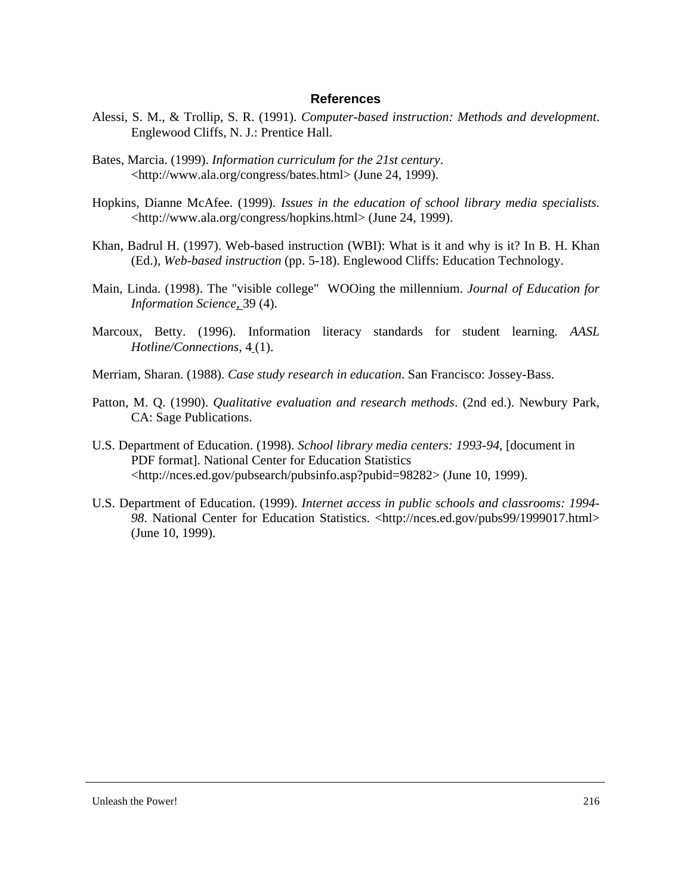## References

Alessi, S. M., & Trollip, S. R. (1991). *Computer-based instruction: Methods and development*. Englewood Cliffs, N. J.: Prentice Hall.

Bates, Marcia. (1999). *Information curriculum for the 21st century*. <http://www.ala.org/congress/bates.html> (June 24, 1999).

Hopkins, Dianne McAfee. (1999). *Issues in the education of school library media specialists.* <http://www.ala.org/congress/hopkins.html> (June 24, 1999).

Khan, Badrul H. (1997). Web-based instruction (WBI): What is it and why is it? In B. H. Khan (Ed.), *Web-based instruction* (pp. 5-18). Englewood Cliffs: Education Technology.

Main, Linda. (1998). The "visible college" WOOing the millennium. *Journal of Education for Information Science*, 39 (4).

Marcoux, Betty. (1996). Information literacy standards for student learning. *AASL Hotline/Connections*, 4 (1).

Merriam, Sharan. (1988). *Case study research in education*. San Francisco: Jossey-Bass.

Patton, M. Q. (1990). *Qualitative evaluation and research methods*. (2nd ed.). Newbury Park, CA: Sage Publications.

U.S. Department of Education. (1998). *School library media centers: 1993-94*, [document in PDF format]. National Center for Education Statistics <http://nces.ed.gov/pubsearch/pubsinfo.asp?pubid=98282> (June 10, 1999).

U.S. Department of Education. (1999). *Internet access in public schools and classrooms: 1994-98*. National Center for Education Statistics. <http://nces.ed.gov/pubs99/1999017.html> (June 10, 1999).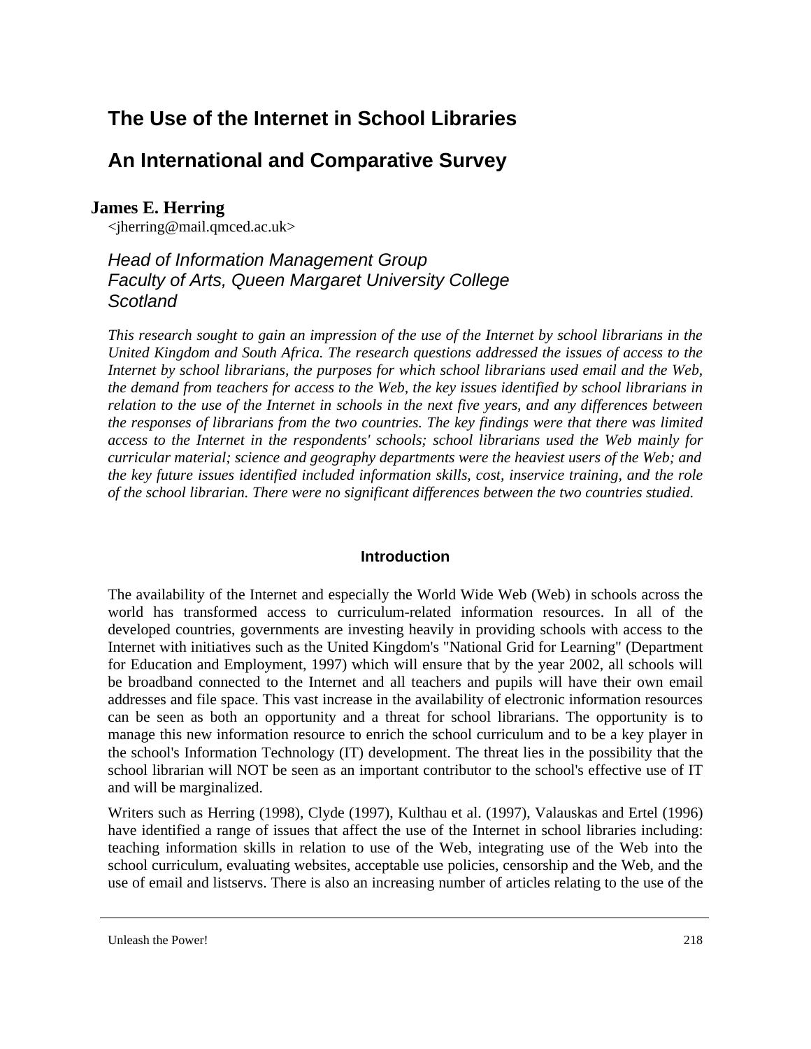# The Use of the Internet in School Libraries

## An International and Comparative Survey

**James E. Herring**
<jherring@mail.qmced.ac.uk>

*Head of Information Management Group*
*Faculty of Arts, Queen Margaret University College*
*Scotland*

*This research sought to gain an impression of the use of the Internet by school librarians in the United Kingdom and South Africa. The research questions addressed the issues of access to the Internet by school librarians, the purposes for which school librarians used email and the Web, the demand from teachers for access to the Web, the key issues identified by school librarians in relation to the use of the Internet in schools in the next five years, and any differences between the responses of librarians from the two countries. The key findings were that there was limited access to the Internet in the respondents' schools; school librarians used the Web mainly for curricular material; science and geography departments were the heaviest users of the Web; and the key future issues identified included information skills, cost, inservice training, and the role of the school librarian. There were no significant differences between the two countries studied.*

### Introduction

The availability of the Internet and especially the World Wide Web (Web) in schools across the world has transformed access to curriculum-related information resources. In all of the developed countries, governments are investing heavily in providing schools with access to the Internet with initiatives such as the United Kingdom's "National Grid for Learning" (Department for Education and Employment, 1997) which will ensure that by the year 2002, all schools will be broadband connected to the Internet and all teachers and pupils will have their own email addresses and file space. This vast increase in the availability of electronic information resources can be seen as both an opportunity and a threat for school librarians. The opportunity is to manage this new information resource to enrich the school curriculum and to be a key player in the school's Information Technology (IT) development. The threat lies in the possibility that the school librarian will NOT be seen as an important contributor to the school's effective use of IT and will be marginalized.

Writers such as Herring (1998), Clyde (1997), Kulthau et al. (1997), Valauskas and Ertel (1996) have identified a range of issues that affect the use of the Internet in school libraries including: teaching information skills in relation to use of the Web, integrating use of the Web into the school curriculum, evaluating websites, acceptable use policies, censorship and the Web, and the use of email and listservs. There is also an increasing number of articles relating to the use of the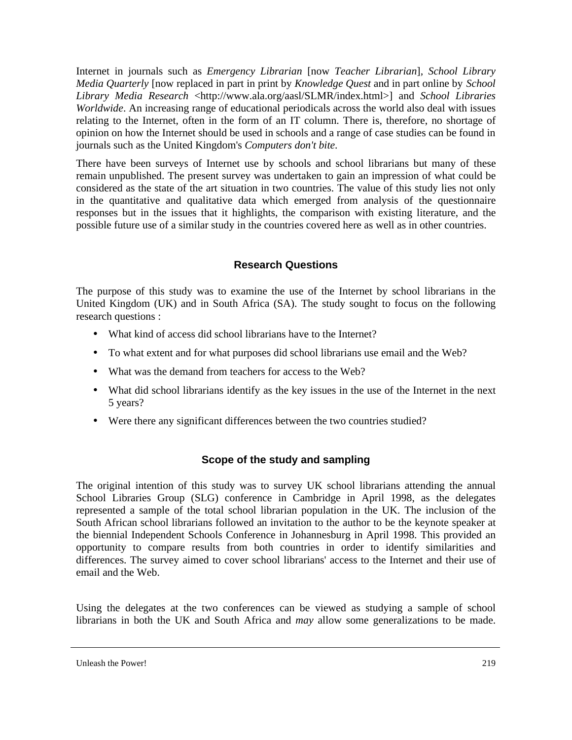Internet in journals such as *Emergency Librarian* [now *Teacher Librarian*], *School Library Media Quarterly* [now replaced in part in print by *Knowledge Quest* and in part online by *School Library Media Research* <http://www.ala.org/aasl/SLMR/index.html>] and *School Libraries Worldwide*. An increasing range of educational periodicals across the world also deal with issues relating to the Internet, often in the form of an IT column. There is, therefore, no shortage of opinion on how the Internet should be used in schools and a range of case studies can be found in journals such as the United Kingdom's *Computers don't bite*.

There have been surveys of Internet use by schools and school librarians but many of these remain unpublished. The present survey was undertaken to gain an impression of what could be considered as the state of the art situation in two countries. The value of this study lies not only in the quantitative and qualitative data which emerged from analysis of the questionnaire responses but in the issues that it highlights, the comparison with existing literature, and the possible future use of a similar study in the countries covered here as well as in other countries.

## Research Questions

The purpose of this study was to examine the use of the Internet by school librarians in the United Kingdom (UK) and in South Africa (SA). The study sought to focus on the following research questions :

- What kind of access did school librarians have to the Internet?
- To what extent and for what purposes did school librarians use email and the Web?
- What was the demand from teachers for access to the Web?
- What did school librarians identify as the key issues in the use of the Internet in the next 5 years?
- Were there any significant differences between the two countries studied?

## Scope of the study and sampling

The original intention of this study was to survey UK school librarians attending the annual School Libraries Group (SLG) conference in Cambridge in April 1998, as the delegates represented a sample of the total school librarian population in the UK. The inclusion of the South African school librarians followed an invitation to the author to be the keynote speaker at the biennial Independent Schools Conference in Johannesburg in April 1998. This provided an opportunity to compare results from both countries in order to identify similarities and differences. The survey aimed to cover school librarians' access to the Internet and their use of email and the Web.

Using the delegates at the two conferences can be viewed as studying a sample of school librarians in both the UK and South Africa and *may* allow some generalizations to be made.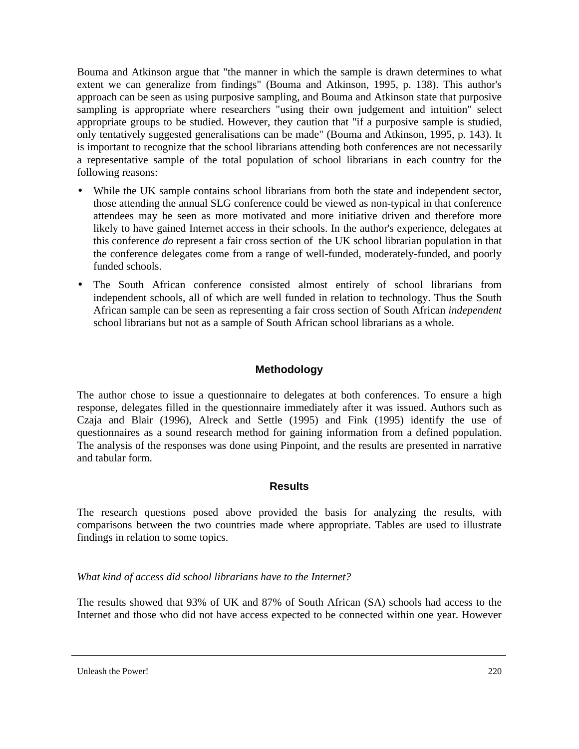Bouma and Atkinson argue that "the manner in which the sample is drawn determines to what extent we can generalize from findings" (Bouma and Atkinson, 1995, p. 138). This author's approach can be seen as using purposive sampling, and Bouma and Atkinson state that purposive sampling is appropriate where researchers "using their own judgement and intuition" select appropriate groups to be studied. However, they caution that "if a purposive sample is studied, only tentatively suggested generalisations can be made" (Bouma and Atkinson, 1995, p. 143). It is important to recognize that the school librarians attending both conferences are not necessarily a representative sample of the total population of school librarians in each country for the following reasons:

- While the UK sample contains school librarians from both the state and independent sector, those attending the annual SLG conference could be viewed as non-typical in that conference attendees may be seen as more motivated and more initiative driven and therefore more likely to have gained Internet access in their schools. In the author's experience, delegates at this conference *do* represent a fair cross section of the UK school librarian population in that the conference delegates come from a range of well-funded, moderately-funded, and poorly funded schools.
- The South African conference consisted almost entirely of school librarians from independent schools, all of which are well funded in relation to technology. Thus the South African sample can be seen as representing a fair cross section of South African *independent* school librarians but not as a sample of South African school librarians as a whole.

## Methodology

The author chose to issue a questionnaire to delegates at both conferences. To ensure a high response, delegates filled in the questionnaire immediately after it was issued. Authors such as Czaja and Blair (1996), Alreck and Settle (1995) and Fink (1995) identify the use of questionnaires as a sound research method for gaining information from a defined population. The analysis of the responses was done using Pinpoint, and the results are presented in narrative and tabular form.

## Results

The research questions posed above provided the basis for analyzing the results, with comparisons between the two countries made where appropriate. Tables are used to illustrate findings in relation to some topics.

*What kind of access did school librarians have to the Internet?*

The results showed that 93% of UK and 87% of South African (SA) schools had access to the Internet and those who did not have access expected to be connected within one year. However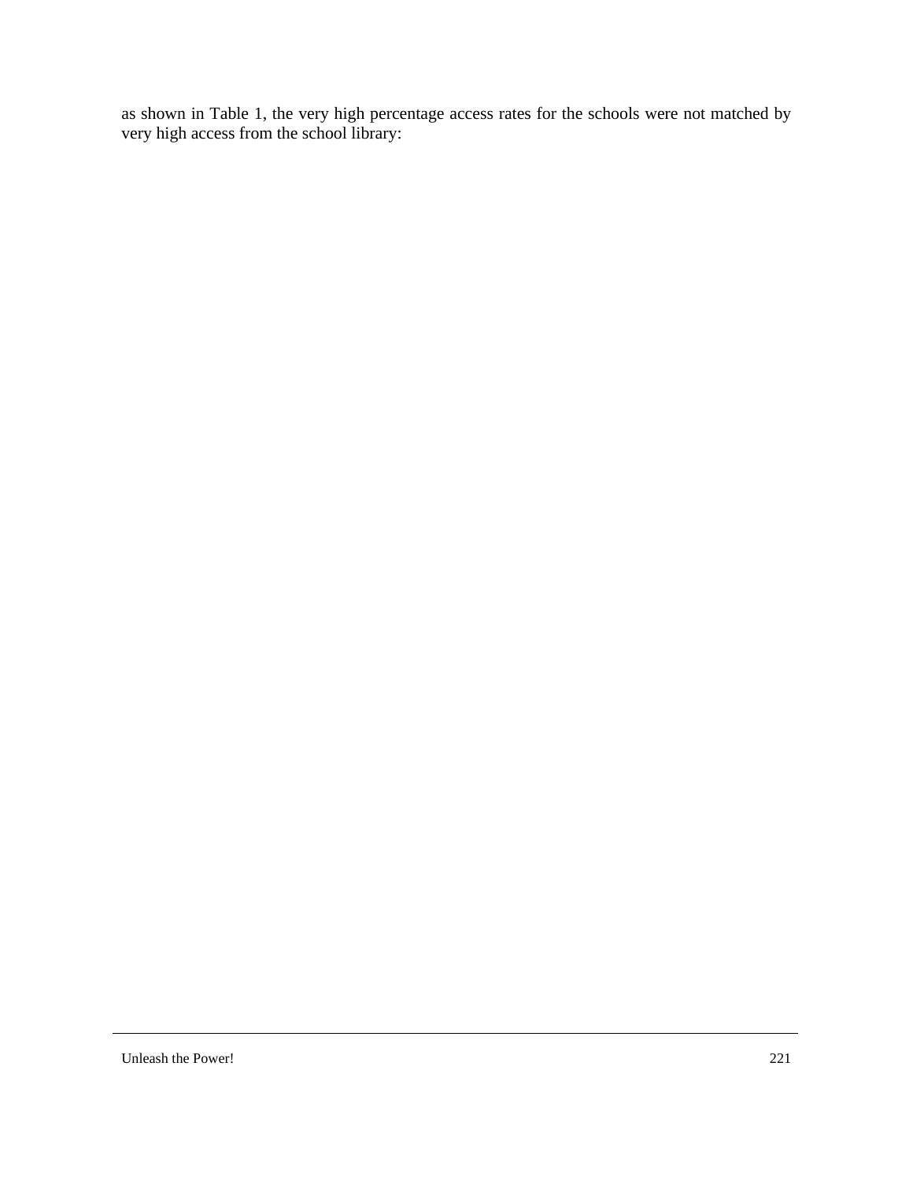as shown in Table 1, the very high percentage access rates for the schools were not matched by very high access from the school library: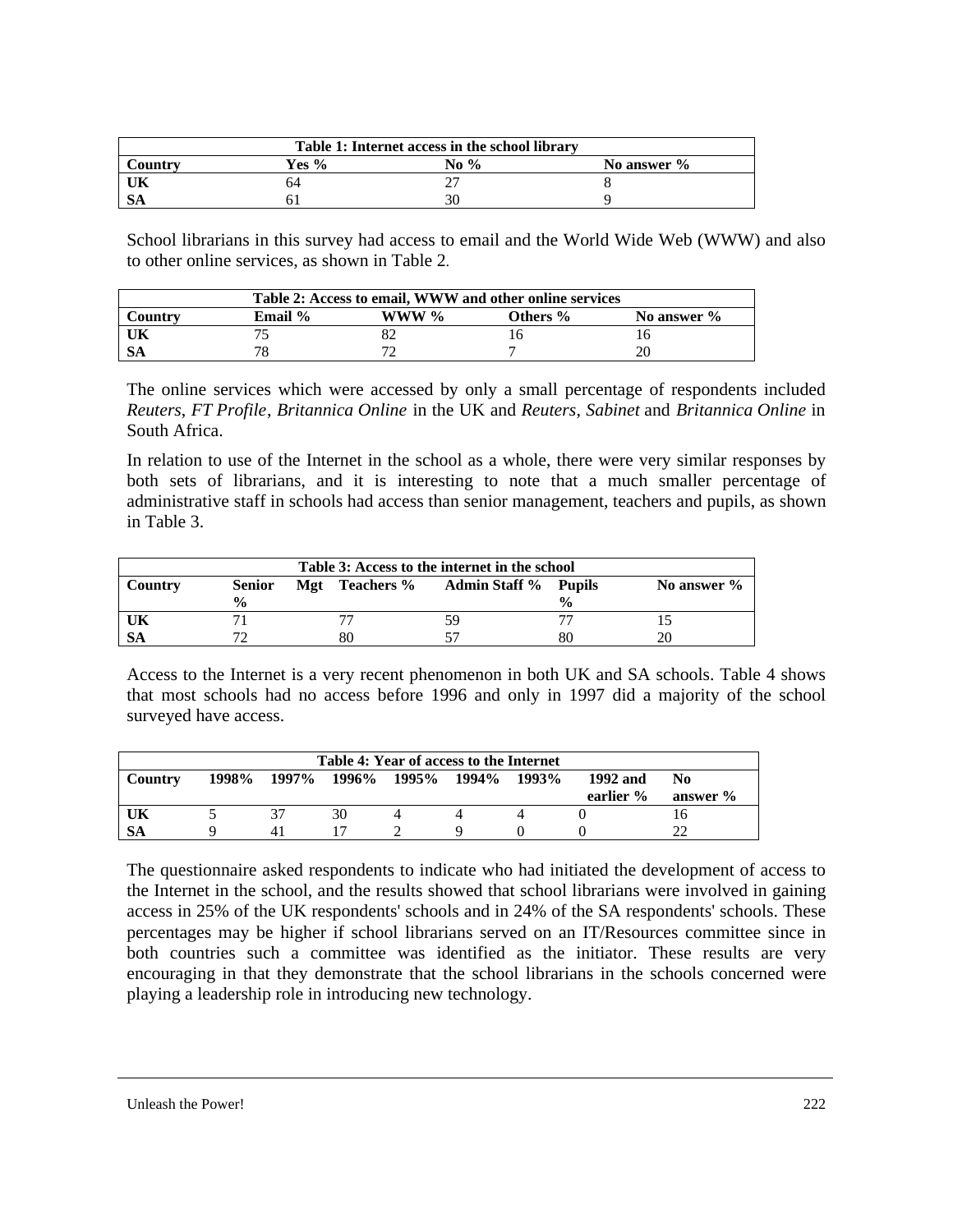| Table 1: Internet access in the school library | | | |
|---|---|---|---|
| **Country** | **Yes %** | **No %** | **No answer %** |
| **UK** | 64 | 27 | 8 |
| **SA** | 61 | 30 | 9 |

School librarians in this survey had access to email and the World Wide Web (WWW) and also to other online services, as shown in Table 2.

| Table 2: Access to email, WWW and other online services | | | | |
|---|---|---|---|---|
| **Country** | **Email %** | **WWW %** | **Others %** | **No answer %** |
| **UK** | 75 | 82 | 16 | 16 |
| **SA** | 78 | 72 | 7 | 20 |

The online services which were accessed by only a small percentage of respondents included *Reuters*, *FT Profile*, *Britannica Online* in the UK and *Reuters*, *Sabinet* and *Britannica Online* in South Africa.

In relation to use of the Internet in the school as a whole, there were very similar responses by both sets of librarians, and it is interesting to note that a much smaller percentage of administrative staff in schools had access than senior management, teachers and pupils, as shown in Table 3.

| Table 3: Access to the internet in the school | | | | | |
|---|---|---|---|---|---|
| **Country** | **Senior Mgt %** | **Teachers %** | **Admin Staff %** | **Pupils %** | **No answer %** |
| **UK** | 71 | 77 | 59 | 77 | 15 |
| **SA** | 72 | 80 | 57 | 80 | 20 |

Access to the Internet is a very recent phenomenon in both UK and SA schools. Table 4 shows that most schools had no access before 1996 and only in 1997 did a majority of the school surveyed have access.

| Table 4: Year of access to the Internet | | | | | | | | |
|---|---|---|---|---|---|---|---|---|
| **Country** | **1998%** | **1997%** | **1996%** | **1995%** | **1994%** | **1993%** | **1992 and earlier %** | **No answer %** |
| **UK** | 5 | 37 | 30 | 4 | 4 | 4 | 0 | 16 |
| **SA** | 9 | 41 | 17 | 2 | 9 | 0 | 0 | 22 |

The questionnaire asked respondents to indicate who had initiated the development of access to the Internet in the school, and the results showed that school librarians were involved in gaining access in 25% of the UK respondents' schools and in 24% of the SA respondents' schools. These percentages may be higher if school librarians served on an IT/Resources committee since in both countries such a committee was identified as the initiator. These results are very encouraging in that they demonstrate that the school librarians in the schools concerned were playing a leadership role in introducing new technology.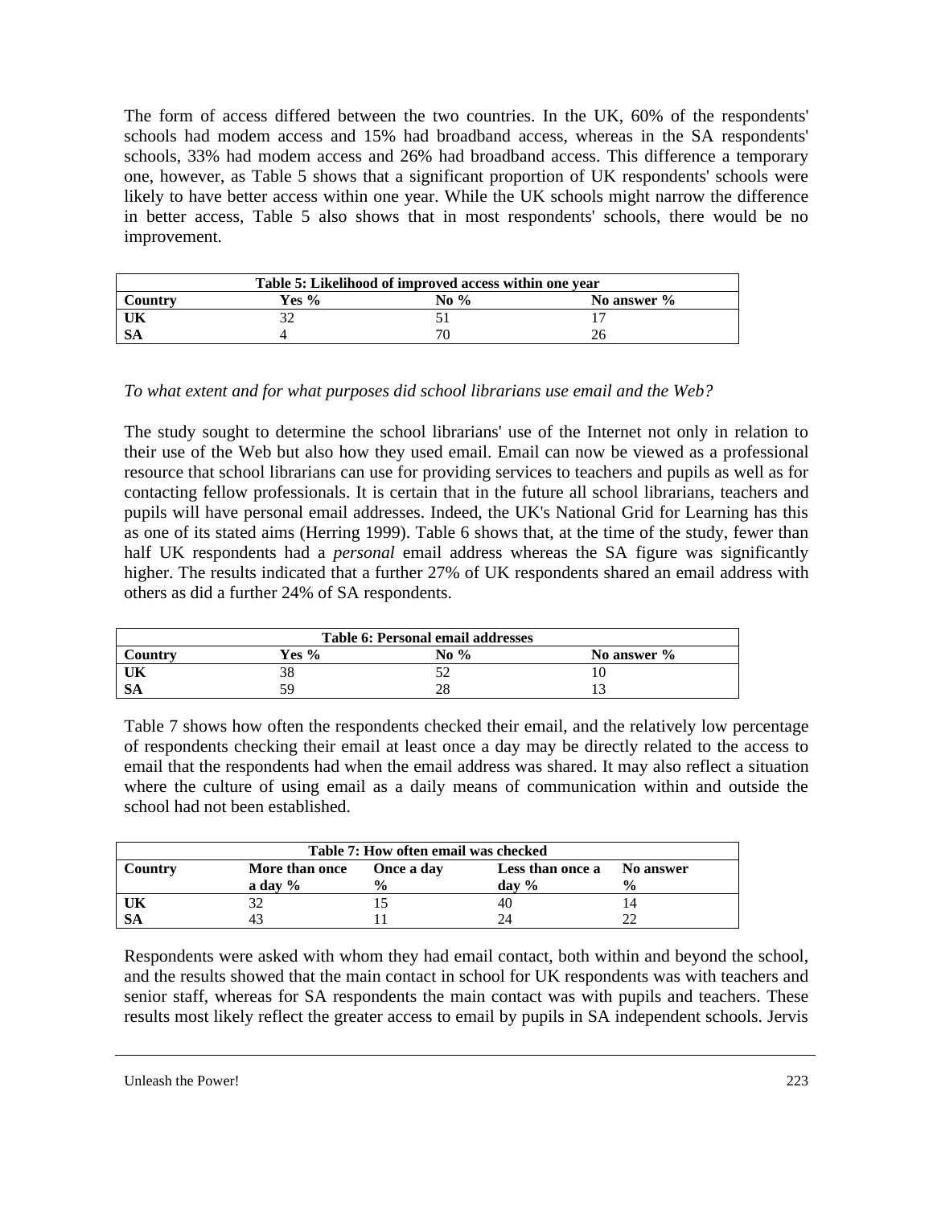The form of access differed between the two countries. In the UK, 60% of the respondents' schools had modem access and 15% had broadband access, whereas in the SA respondents' schools, 33% had modem access and 26% had broadband access. This difference a temporary one, however, as Table 5 shows that a significant proportion of UK respondents' schools were likely to have better access within one year. While the UK schools might narrow the difference in better access, Table 5 also shows that in most respondents' schools, there would be no improvement.

**Table 5: Likelihood of improved access within one year**

| Country | Yes % | No % | No answer % |
|---|---|---|---|
| **UK** | 32 | 51 | 17 |
| **SA** | 4 | 70 | 26 |

*To what extent and for what purposes did school librarians use email and the Web?*

The study sought to determine the school librarians' use of the Internet not only in relation to their use of the Web but also how they used email. Email can now be viewed as a professional resource that school librarians can use for providing services to teachers and pupils as well as for contacting fellow professionals. It is certain that in the future all school librarians, teachers and pupils will have personal email addresses. Indeed, the UK's National Grid for Learning has this as one of its stated aims (Herring 1999). Table 6 shows that, at the time of the study, fewer than half UK respondents had a *personal* email address whereas the SA figure was significantly higher. The results indicated that a further 27% of UK respondents shared an email address with others as did a further 24% of SA respondents.

**Table 6: Personal email addresses**

| Country | Yes % | No % | No answer % |
|---|---|---|---|
| **UK** | 38 | 52 | 10 |
| **SA** | 59 | 28 | 13 |

Table 7 shows how often the respondents checked their email, and the relatively low percentage of respondents checking their email at least once a day may be directly related to the access to email that the respondents had when the email address was shared. It may also reflect a situation where the culture of using email as a daily means of communication within and outside the school had not been established.

**Table 7: How often email was checked**

| Country | More than once a day % | Once a day % | Less than once a day % | No answer % |
|---|---|---|---|---|
| **UK** | 32 | 15 | 40 | 14 |
| **SA** | 43 | 11 | 24 | 22 |

Respondents were asked with whom they had email contact, both within and beyond the school, and the results showed that the main contact in school for UK respondents was with teachers and senior staff, whereas for SA respondents the main contact was with pupils and teachers. These results most likely reflect the greater access to email by pupils in SA independent schools. Jervis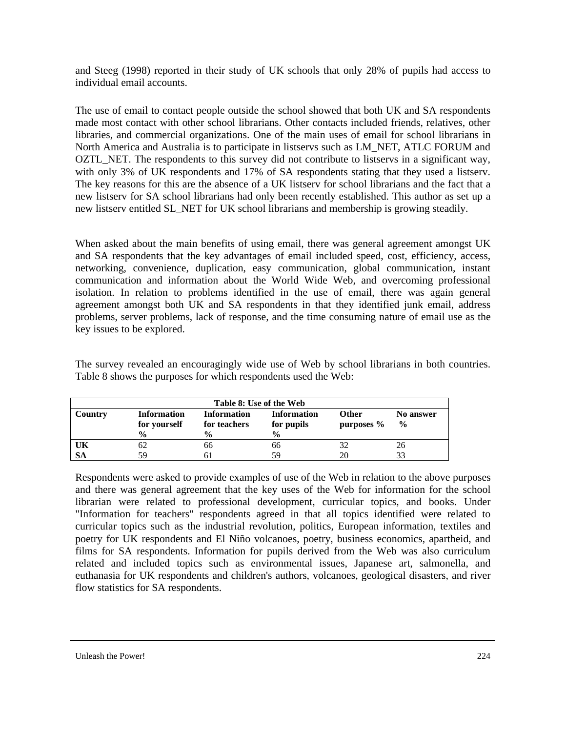and Steeg (1998) reported in their study of UK schools that only 28% of pupils had access to individual email accounts.

The use of email to contact people outside the school showed that both UK and SA respondents made most contact with other school librarians. Other contacts included friends, relatives, other libraries, and commercial organizations. One of the main uses of email for school librarians in North America and Australia is to participate in listservs such as LM_NET, ATLC FORUM and OZTL_NET. The respondents to this survey did not contribute to listservs in a significant way, with only 3% of UK respondents and 17% of SA respondents stating that they used a listserv. The key reasons for this are the absence of a UK listserv for school librarians and the fact that a new listserv for SA school librarians had only been recently established. This author as set up a new listserv entitled SL_NET for UK school librarians and membership is growing steadily.

When asked about the main benefits of using email, there was general agreement amongst UK and SA respondents that the key advantages of email included speed, cost, efficiency, access, networking, convenience, duplication, easy communication, global communication, instant communication and information about the World Wide Web, and overcoming professional isolation. In relation to problems identified in the use of email, there was again general agreement amongst both UK and SA respondents in that they identified junk email, address problems, server problems, lack of response, and the time consuming nature of email use as the key issues to be explored.

The survey revealed an encouragingly wide use of Web by school librarians in both countries. Table 8 shows the purposes for which respondents used the Web:

**Table 8: Use of the Web**

| Country | Information for yourself % | Information for teachers % | Information for pupils % | Other purposes % | No answer % |
|---|---|---|---|---|---|
| UK | 62 | 66 | 66 | 32 | 26 |
| SA | 59 | 61 | 59 | 20 | 33 |

Respondents were asked to provide examples of use of the Web in relation to the above purposes and there was general agreement that the key uses of the Web for information for the school librarian were related to professional development, curricular topics, and books. Under "Information for teachers" respondents agreed in that all topics identified were related to curricular topics such as the industrial revolution, politics, European information, textiles and poetry for UK respondents and El Niño volcanoes, poetry, business economics, apartheid, and films for SA respondents. Information for pupils derived from the Web was also curriculum related and included topics such as environmental issues, Japanese art, salmonella, and euthanasia for UK respondents and children's authors, volcanoes, geological disasters, and river flow statistics for SA respondents.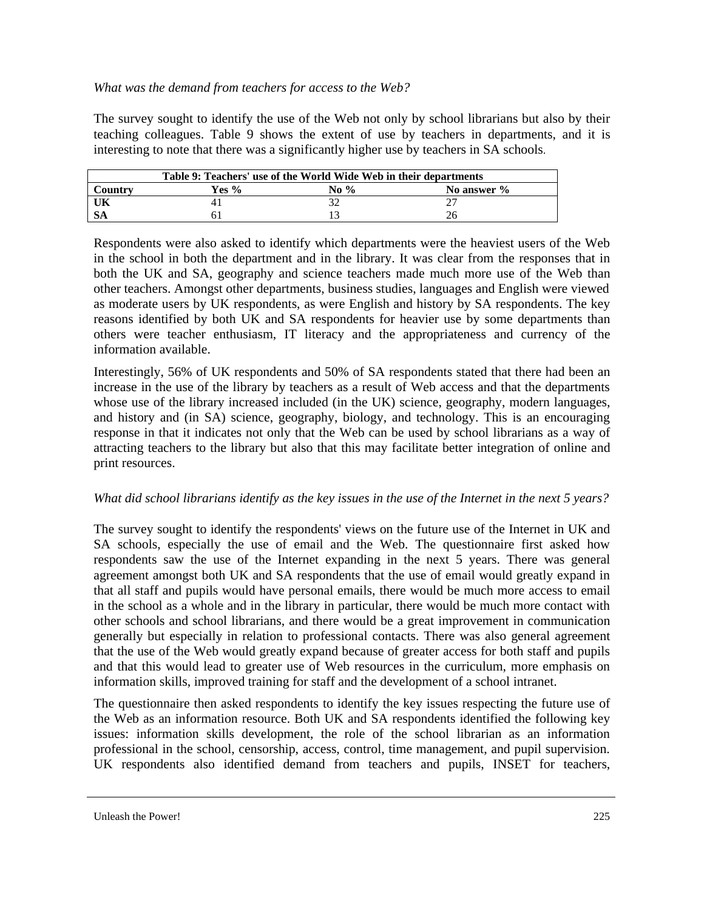*What was the demand from teachers for access to the Web?*

The survey sought to identify the use of the Web not only by school librarians but also by their teaching colleagues. Table 9 shows the extent of use by teachers in departments, and it is interesting to note that there was a significantly higher use by teachers in SA schools.

**Table 9: Teachers' use of the World Wide Web in their departments**

| Country | Yes % | No % | No answer % |
|---|---|---|---|
| **UK** | 41 | 32 | 27 |
| **SA** | 61 | 13 | 26 |

Respondents were also asked to identify which departments were the heaviest users of the Web in the school in both the department and in the library. It was clear from the responses that in both the UK and SA, geography and science teachers made much more use of the Web than other teachers. Amongst other departments, business studies, languages and English were viewed as moderate users by UK respondents, as were English and history by SA respondents. The key reasons identified by both UK and SA respondents for heavier use by some departments than others were teacher enthusiasm, IT literacy and the appropriateness and currency of the information available.

Interestingly, 56% of UK respondents and 50% of SA respondents stated that there had been an increase in the use of the library by teachers as a result of Web access and that the departments whose use of the library increased included (in the UK) science, geography, modern languages, and history and (in SA) science, geography, biology, and technology. This is an encouraging response in that it indicates not only that the Web can be used by school librarians as a way of attracting teachers to the library but also that this may facilitate better integration of online and print resources.

*What did school librarians identify as the key issues in the use of the Internet in the next 5 years?*

The survey sought to identify the respondents' views on the future use of the Internet in UK and SA schools, especially the use of email and the Web. The questionnaire first asked how respondents saw the use of the Internet expanding in the next 5 years. There was general agreement amongst both UK and SA respondents that the use of email would greatly expand in that all staff and pupils would have personal emails, there would be much more access to email in the school as a whole and in the library in particular, there would be much more contact with other schools and school librarians, and there would be a great improvement in communication generally but especially in relation to professional contacts. There was also general agreement that the use of the Web would greatly expand because of greater access for both staff and pupils and that this would lead to greater use of Web resources in the curriculum, more emphasis on information skills, improved training for staff and the development of a school intranet.

The questionnaire then asked respondents to identify the key issues respecting the future use of the Web as an information resource. Both UK and SA respondents identified the following key issues: information skills development, the role of the school librarian as an information professional in the school, censorship, access, control, time management, and pupil supervision. UK respondents also identified demand from teachers and pupils, INSET for teachers,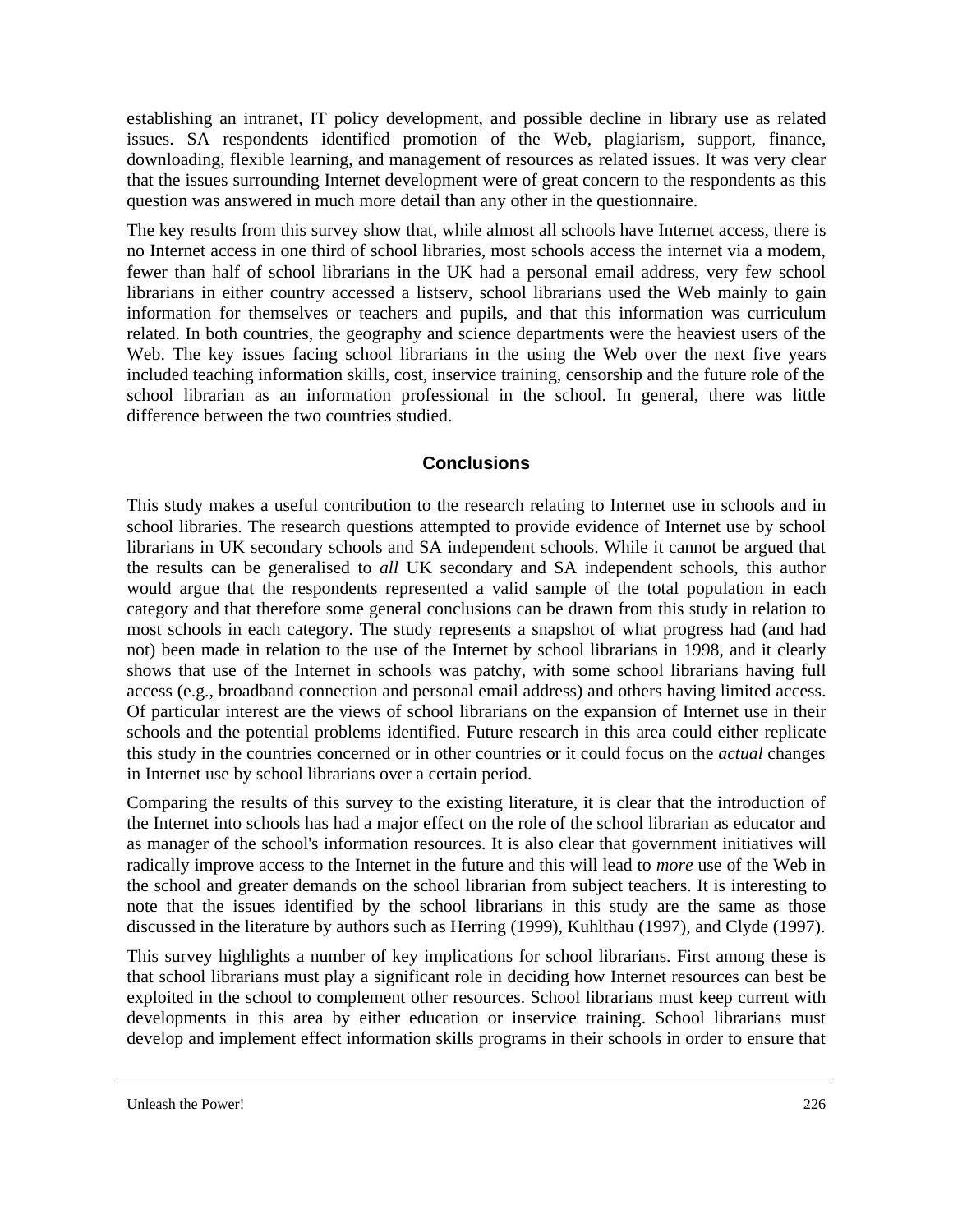establishing an intranet, IT policy development, and possible decline in library use as related issues. SA respondents identified promotion of the Web, plagiarism, support, finance, downloading, flexible learning, and management of resources as related issues. It was very clear that the issues surrounding Internet development were of great concern to the respondents as this question was answered in much more detail than any other in the questionnaire.

The key results from this survey show that, while almost all schools have Internet access, there is no Internet access in one third of school libraries, most schools access the internet via a modem, fewer than half of school librarians in the UK had a personal email address, very few school librarians in either country accessed a listserv, school librarians used the Web mainly to gain information for themselves or teachers and pupils, and that this information was curriculum related. In both countries, the geography and science departments were the heaviest users of the Web. The key issues facing school librarians in the using the Web over the next five years included teaching information skills, cost, inservice training, censorship and the future role of the school librarian as an information professional in the school. In general, there was little difference between the two countries studied.

## Conclusions

This study makes a useful contribution to the research relating to Internet use in schools and in school libraries. The research questions attempted to provide evidence of Internet use by school librarians in UK secondary schools and SA independent schools. While it cannot be argued that the results can be generalised to *all* UK secondary and SA independent schools, this author would argue that the respondents represented a valid sample of the total population in each category and that therefore some general conclusions can be drawn from this study in relation to most schools in each category. The study represents a snapshot of what progress had (and had not) been made in relation to the use of the Internet by school librarians in 1998, and it clearly shows that use of the Internet in schools was patchy, with some school librarians having full access (e.g., broadband connection and personal email address) and others having limited access. Of particular interest are the views of school librarians on the expansion of Internet use in their schools and the potential problems identified. Future research in this area could either replicate this study in the countries concerned or in other countries or it could focus on the *actual* changes in Internet use by school librarians over a certain period.

Comparing the results of this survey to the existing literature, it is clear that the introduction of the Internet into schools has had a major effect on the role of the school librarian as educator and as manager of the school's information resources. It is also clear that government initiatives will radically improve access to the Internet in the future and this will lead to *more* use of the Web in the school and greater demands on the school librarian from subject teachers. It is interesting to note that the issues identified by the school librarians in this study are the same as those discussed in the literature by authors such as Herring (1999), Kuhlthau (1997), and Clyde (1997).

This survey highlights a number of key implications for school librarians. First among these is that school librarians must play a significant role in deciding how Internet resources can best be exploited in the school to complement other resources. School librarians must keep current with developments in this area by either education or inservice training. School librarians must develop and implement effect information skills programs in their schools in order to ensure that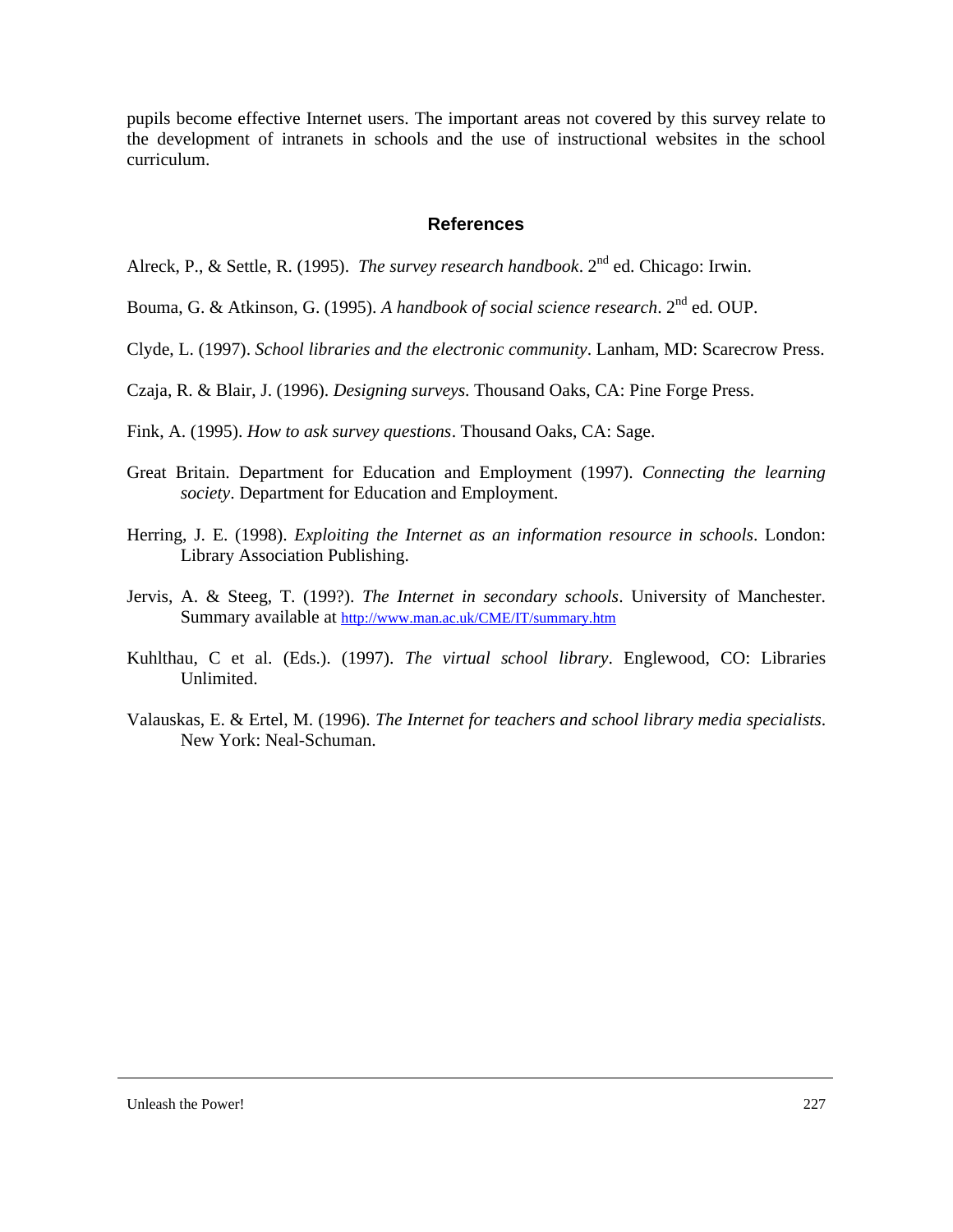pupils become effective Internet users. The important areas not covered by this survey relate to the development of intranets in schools and the use of instructional websites in the school curriculum.

## References

Alreck, P., & Settle, R. (1995). *The survey research handbook*. 2nd ed. Chicago: Irwin.

Bouma, G. & Atkinson, G. (1995). *A handbook of social science research*. 2nd ed. OUP.

Clyde, L. (1997). *School libraries and the electronic community*. Lanham, MD: Scarecrow Press.

Czaja, R. & Blair, J. (1996). *Designing surveys*. Thousand Oaks, CA: Pine Forge Press.

Fink, A. (1995). *How to ask survey questions*. Thousand Oaks, CA: Sage.

Great Britain. Department for Education and Employment (1997). *Connecting the learning society*. Department for Education and Employment.

Herring, J. E. (1998). *Exploiting the Internet as an information resource in schools*. London: Library Association Publishing.

Jervis, A. & Steeg, T. (199?). *The Internet in secondary schools*. University of Manchester. Summary available at http://www.man.ac.uk/CME/IT/summary.htm

Kuhlthau, C et al. (Eds.). (1997). *The virtual school library*. Englewood, CO: Libraries Unlimited.

Valauskas, E. & Ertel, M. (1996). *The Internet for teachers and school library media specialists*. New York: Neal-Schuman.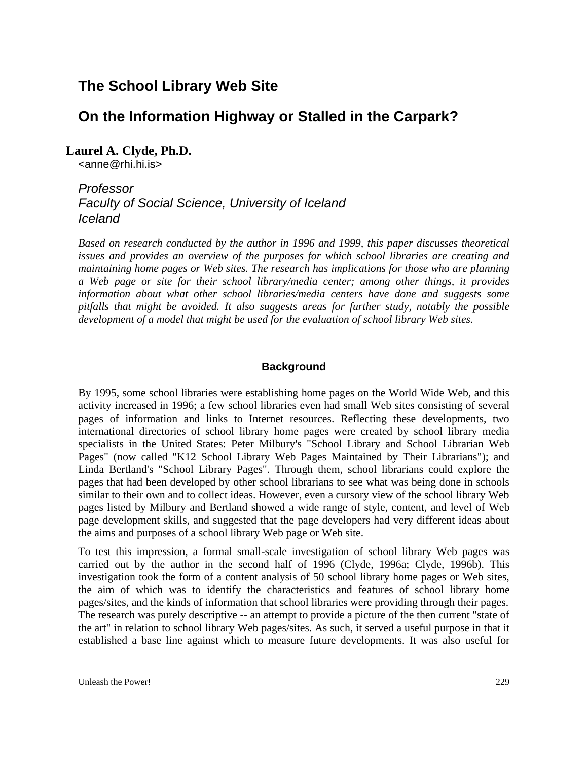# The School Library Web Site

## On the Information Highway or Stalled in the Carpark?

**Laurel A. Clyde, Ph.D.**
<anne@rhi.hi.is>

*Professor*
*Faculty of Social Science, University of Iceland*
*Iceland*

*Based on research conducted by the author in 1996 and 1999, this paper discusses theoretical issues and provides an overview of the purposes for which school libraries are creating and maintaining home pages or Web sites. The research has implications for those who are planning a Web page or site for their school library/media center; among other things, it provides information about what other school libraries/media centers have done and suggests some pitfalls that might be avoided. It also suggests areas for further study, notably the possible development of a model that might be used for the evaluation of school library Web sites.*

### Background

By 1995, some school libraries were establishing home pages on the World Wide Web, and this activity increased in 1996; a few school libraries even had small Web sites consisting of several pages of information and links to Internet resources. Reflecting these developments, two international directories of school library home pages were created by school library media specialists in the United States: Peter Milbury's "School Library and School Librarian Web Pages" (now called "K12 School Library Web Pages Maintained by Their Librarians"); and Linda Bertland's "School Library Pages". Through them, school librarians could explore the pages that had been developed by other school librarians to see what was being done in schools similar to their own and to collect ideas. However, even a cursory view of the school library Web pages listed by Milbury and Bertland showed a wide range of style, content, and level of Web page development skills, and suggested that the page developers had very different ideas about the aims and purposes of a school library Web page or Web site.

To test this impression, a formal small-scale investigation of school library Web pages was carried out by the author in the second half of 1996 (Clyde, 1996a; Clyde, 1996b). This investigation took the form of a content analysis of 50 school library home pages or Web sites, the aim of which was to identify the characteristics and features of school library home pages/sites, and the kinds of information that school libraries were providing through their pages. The research was purely descriptive -- an attempt to provide a picture of the then current "state of the art" in relation to school library Web pages/sites. As such, it served a useful purpose in that it established a base line against which to measure future developments. It was also useful for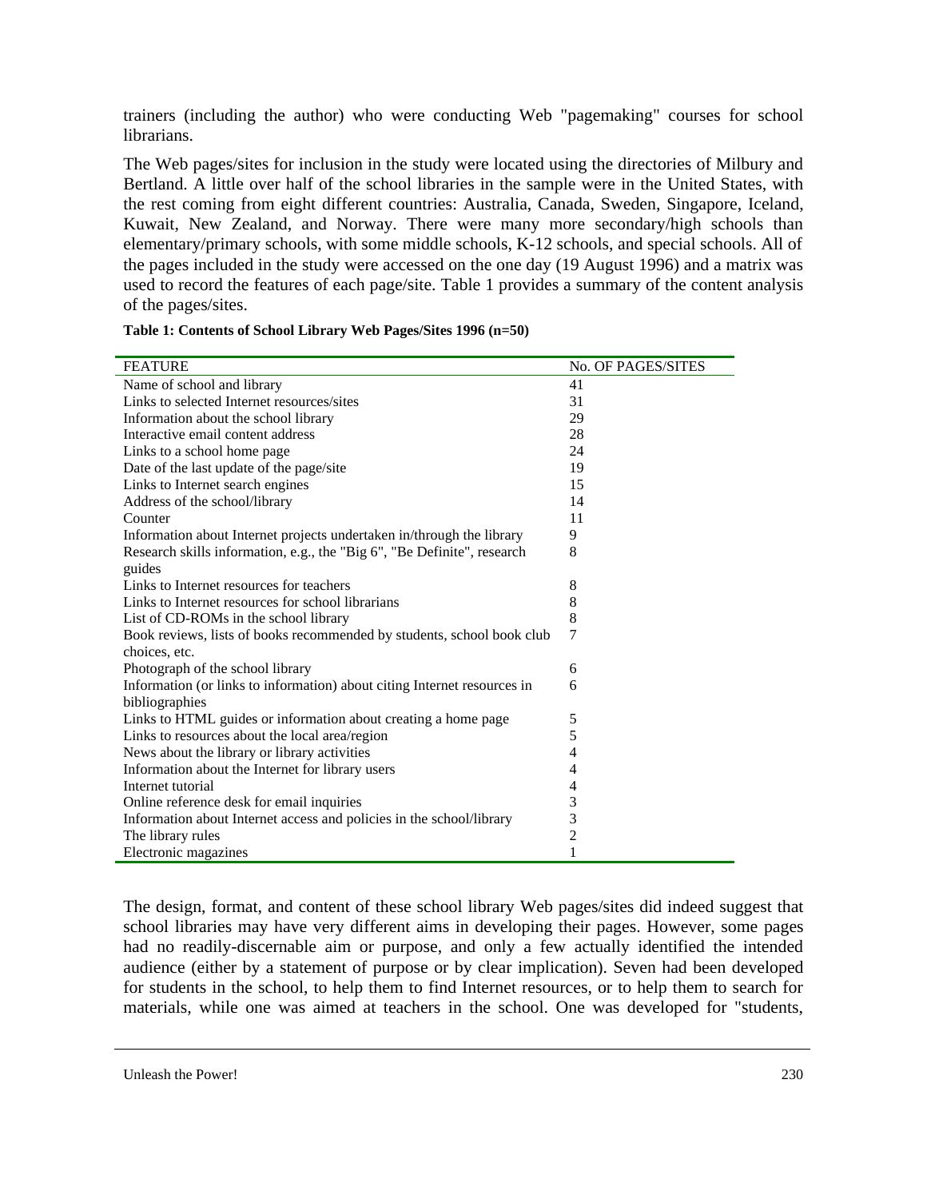trainers (including the author) who were conducting Web "pagemaking" courses for school librarians.

The Web pages/sites for inclusion in the study were located using the directories of Milbury and Bertland. A little over half of the school libraries in the sample were in the United States, with the rest coming from eight different countries: Australia, Canada, Sweden, Singapore, Iceland, Kuwait, New Zealand, and Norway. There were many more secondary/high schools than elementary/primary schools, with some middle schools, K-12 schools, and special schools. All of the pages included in the study were accessed on the one day (19 August 1996) and a matrix was used to record the features of each page/site. Table 1 provides a summary of the content analysis of the pages/sites.

**Table 1: Contents of School Library Web Pages/Sites 1996 (n=50)**

| FEATURE | No. OF PAGES/SITES |
|---|---|
| Name of school and library | 41 |
| Links to selected Internet resources/sites | 31 |
| Information about the school library | 29 |
| Interactive email content address | 28 |
| Links to a school home page | 24 |
| Date of the last update of the page/site | 19 |
| Links to Internet search engines | 15 |
| Address of the school/library | 14 |
| Counter | 11 |
| Information about Internet projects undertaken in/through the library | 9 |
| Research skills information, e.g., the "Big 6", "Be Definite", research guides | 8 |
| Links to Internet resources for teachers | 8 |
| Links to Internet resources for school librarians | 8 |
| List of CD-ROMs in the school library | 8 |
| Book reviews, lists of books recommended by students, school book club choices, etc. | 7 |
| Photograph of the school library | 6 |
| Information (or links to information) about citing Internet resources in bibliographies | 6 |
| Links to HTML guides or information about creating a home page | 5 |
| Links to resources about the local area/region | 5 |
| News about the library or library activities | 4 |
| Information about the Internet for library users | 4 |
| Internet tutorial | 4 |
| Online reference desk for email inquiries | 3 |
| Information about Internet access and policies in the school/library | 3 |
| The library rules | 2 |
| Electronic magazines | 1 |

The design, format, and content of these school library Web pages/sites did indeed suggest that school libraries may have very different aims in developing their pages. However, some pages had no readily-discernable aim or purpose, and only a few actually identified the intended audience (either by a statement of purpose or by clear implication). Seven had been developed for students in the school, to help them to find Internet resources, or to help them to search for materials, while one was aimed at teachers in the school. One was developed for "students,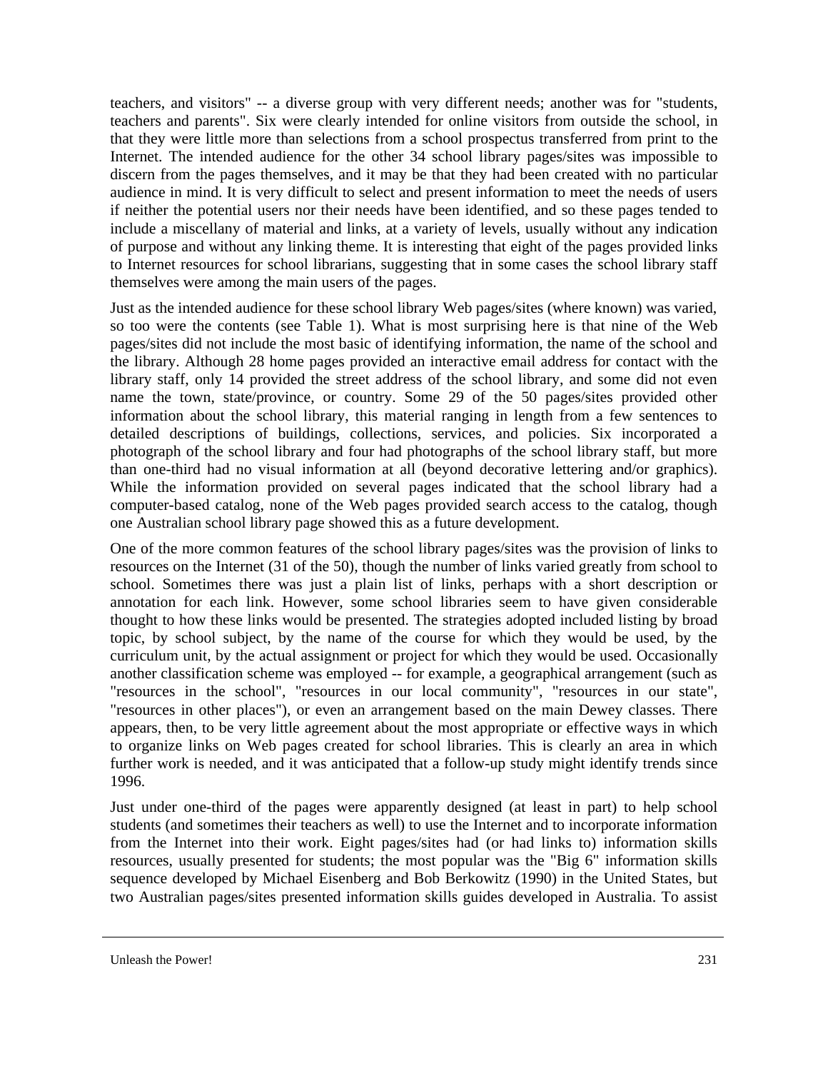teachers, and visitors" -- a diverse group with very different needs; another was for "students, teachers and parents". Six were clearly intended for online visitors from outside the school, in that they were little more than selections from a school prospectus transferred from print to the Internet. The intended audience for the other 34 school library pages/sites was impossible to discern from the pages themselves, and it may be that they had been created with no particular audience in mind. It is very difficult to select and present information to meet the needs of users if neither the potential users nor their needs have been identified, and so these pages tended to include a miscellany of material and links, at a variety of levels, usually without any indication of purpose and without any linking theme. It is interesting that eight of the pages provided links to Internet resources for school librarians, suggesting that in some cases the school library staff themselves were among the main users of the pages.

Just as the intended audience for these school library Web pages/sites (where known) was varied, so too were the contents (see Table 1). What is most surprising here is that nine of the Web pages/sites did not include the most basic of identifying information, the name of the school and the library. Although 28 home pages provided an interactive email address for contact with the library staff, only 14 provided the street address of the school library, and some did not even name the town, state/province, or country. Some 29 of the 50 pages/sites provided other information about the school library, this material ranging in length from a few sentences to detailed descriptions of buildings, collections, services, and policies. Six incorporated a photograph of the school library and four had photographs of the school library staff, but more than one-third had no visual information at all (beyond decorative lettering and/or graphics). While the information provided on several pages indicated that the school library had a computer-based catalog, none of the Web pages provided search access to the catalog, though one Australian school library page showed this as a future development.

One of the more common features of the school library pages/sites was the provision of links to resources on the Internet (31 of the 50), though the number of links varied greatly from school to school. Sometimes there was just a plain list of links, perhaps with a short description or annotation for each link. However, some school libraries seem to have given considerable thought to how these links would be presented. The strategies adopted included listing by broad topic, by school subject, by the name of the course for which they would be used, by the curriculum unit, by the actual assignment or project for which they would be used. Occasionally another classification scheme was employed -- for example, a geographical arrangement (such as "resources in the school", "resources in our local community", "resources in our state", "resources in other places"), or even an arrangement based on the main Dewey classes. There appears, then, to be very little agreement about the most appropriate or effective ways in which to organize links on Web pages created for school libraries. This is clearly an area in which further work is needed, and it was anticipated that a follow-up study might identify trends since 1996.

Just under one-third of the pages were apparently designed (at least in part) to help school students (and sometimes their teachers as well) to use the Internet and to incorporate information from the Internet into their work. Eight pages/sites had (or had links to) information skills resources, usually presented for students; the most popular was the "Big 6" information skills sequence developed by Michael Eisenberg and Bob Berkowitz (1990) in the United States, but two Australian pages/sites presented information skills guides developed in Australia. To assist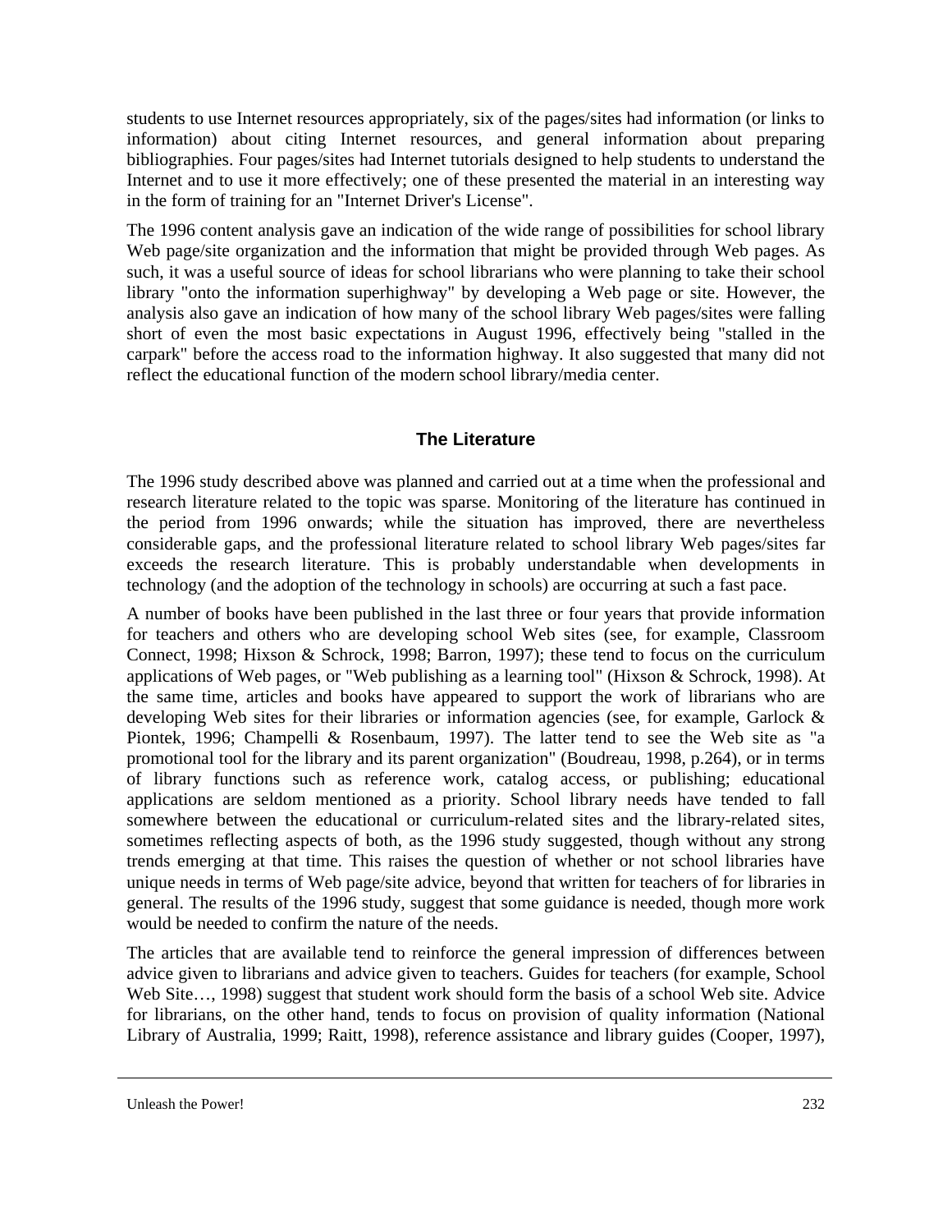students to use Internet resources appropriately, six of the pages/sites had information (or links to information) about citing Internet resources, and general information about preparing bibliographies. Four pages/sites had Internet tutorials designed to help students to understand the Internet and to use it more effectively; one of these presented the material in an interesting way in the form of training for an "Internet Driver's License".

The 1996 content analysis gave an indication of the wide range of possibilities for school library Web page/site organization and the information that might be provided through Web pages. As such, it was a useful source of ideas for school librarians who were planning to take their school library "onto the information superhighway" by developing a Web page or site. However, the analysis also gave an indication of how many of the school library Web pages/sites were falling short of even the most basic expectations in August 1996, effectively being "stalled in the carpark" before the access road to the information highway. It also suggested that many did not reflect the educational function of the modern school library/media center.

## The Literature

The 1996 study described above was planned and carried out at a time when the professional and research literature related to the topic was sparse. Monitoring of the literature has continued in the period from 1996 onwards; while the situation has improved, there are nevertheless considerable gaps, and the professional literature related to school library Web pages/sites far exceeds the research literature. This is probably understandable when developments in technology (and the adoption of the technology in schools) are occurring at such a fast pace.

A number of books have been published in the last three or four years that provide information for teachers and others who are developing school Web sites (see, for example, Classroom Connect, 1998; Hixson & Schrock, 1998; Barron, 1997); these tend to focus on the curriculum applications of Web pages, or "Web publishing as a learning tool" (Hixson & Schrock, 1998). At the same time, articles and books have appeared to support the work of librarians who are developing Web sites for their libraries or information agencies (see, for example, Garlock & Piontek, 1996; Champelli & Rosenbaum, 1997). The latter tend to see the Web site as "a promotional tool for the library and its parent organization" (Boudreau, 1998, p.264), or in terms of library functions such as reference work, catalog access, or publishing; educational applications are seldom mentioned as a priority. School library needs have tended to fall somewhere between the educational or curriculum-related sites and the library-related sites, sometimes reflecting aspects of both, as the 1996 study suggested, though without any strong trends emerging at that time. This raises the question of whether or not school libraries have unique needs in terms of Web page/site advice, beyond that written for teachers of for libraries in general. The results of the 1996 study, suggest that some guidance is needed, though more work would be needed to confirm the nature of the needs.

The articles that are available tend to reinforce the general impression of differences between advice given to librarians and advice given to teachers. Guides for teachers (for example, School Web Site…, 1998) suggest that student work should form the basis of a school Web site. Advice for librarians, on the other hand, tends to focus on provision of quality information (National Library of Australia, 1999; Raitt, 1998), reference assistance and library guides (Cooper, 1997),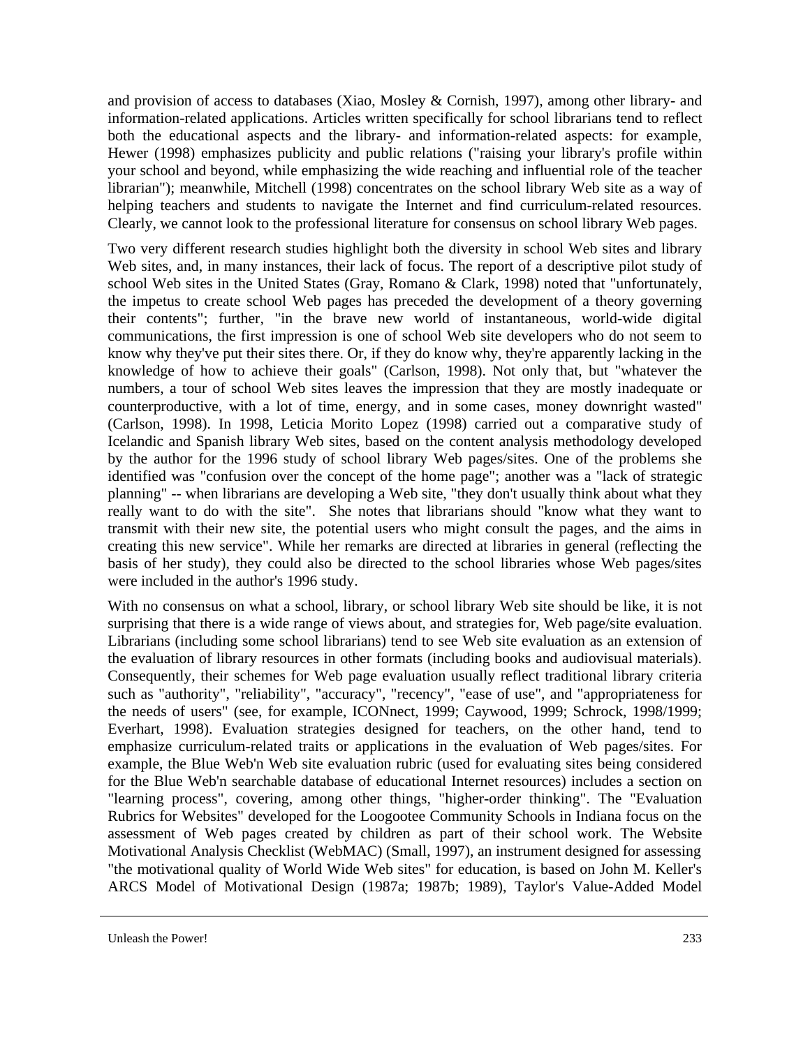and provision of access to databases (Xiao, Mosley & Cornish, 1997), among other library- and information-related applications. Articles written specifically for school librarians tend to reflect both the educational aspects and the library- and information-related aspects: for example, Hewer (1998) emphasizes publicity and public relations ("raising your library's profile within your school and beyond, while emphasizing the wide reaching and influential role of the teacher librarian"); meanwhile, Mitchell (1998) concentrates on the school library Web site as a way of helping teachers and students to navigate the Internet and find curriculum-related resources. Clearly, we cannot look to the professional literature for consensus on school library Web pages.

Two very different research studies highlight both the diversity in school Web sites and library Web sites, and, in many instances, their lack of focus. The report of a descriptive pilot study of school Web sites in the United States (Gray, Romano & Clark, 1998) noted that "unfortunately, the impetus to create school Web pages has preceded the development of a theory governing their contents"; further, "in the brave new world of instantaneous, world-wide digital communications, the first impression is one of school Web site developers who do not seem to know why they've put their sites there. Or, if they do know why, they're apparently lacking in the knowledge of how to achieve their goals" (Carlson, 1998). Not only that, but "whatever the numbers, a tour of school Web sites leaves the impression that they are mostly inadequate or counterproductive, with a lot of time, energy, and in some cases, money downright wasted" (Carlson, 1998). In 1998, Leticia Morito Lopez (1998) carried out a comparative study of Icelandic and Spanish library Web sites, based on the content analysis methodology developed by the author for the 1996 study of school library Web pages/sites. One of the problems she identified was "confusion over the concept of the home page"; another was a "lack of strategic planning" -- when librarians are developing a Web site, "they don't usually think about what they really want to do with the site". She notes that librarians should "know what they want to transmit with their new site, the potential users who might consult the pages, and the aims in creating this new service". While her remarks are directed at libraries in general (reflecting the basis of her study), they could also be directed to the school libraries whose Web pages/sites were included in the author's 1996 study.

With no consensus on what a school, library, or school library Web site should be like, it is not surprising that there is a wide range of views about, and strategies for, Web page/site evaluation. Librarians (including some school librarians) tend to see Web site evaluation as an extension of the evaluation of library resources in other formats (including books and audiovisual materials). Consequently, their schemes for Web page evaluation usually reflect traditional library criteria such as "authority", "reliability", "accuracy", "recency", "ease of use", and "appropriateness for the needs of users" (see, for example, ICONnect, 1999; Caywood, 1999; Schrock, 1998/1999; Everhart, 1998). Evaluation strategies designed for teachers, on the other hand, tend to emphasize curriculum-related traits or applications in the evaluation of Web pages/sites. For example, the Blue Web'n Web site evaluation rubric (used for evaluating sites being considered for the Blue Web'n searchable database of educational Internet resources) includes a section on "learning process", covering, among other things, "higher-order thinking". The "Evaluation Rubrics for Websites" developed for the Loogootee Community Schools in Indiana focus on the assessment of Web pages created by children as part of their school work. The Website Motivational Analysis Checklist (WebMAC) (Small, 1997), an instrument designed for assessing "the motivational quality of World Wide Web sites" for education, is based on John M. Keller's ARCS Model of Motivational Design (1987a; 1987b; 1989), Taylor's Value-Added Model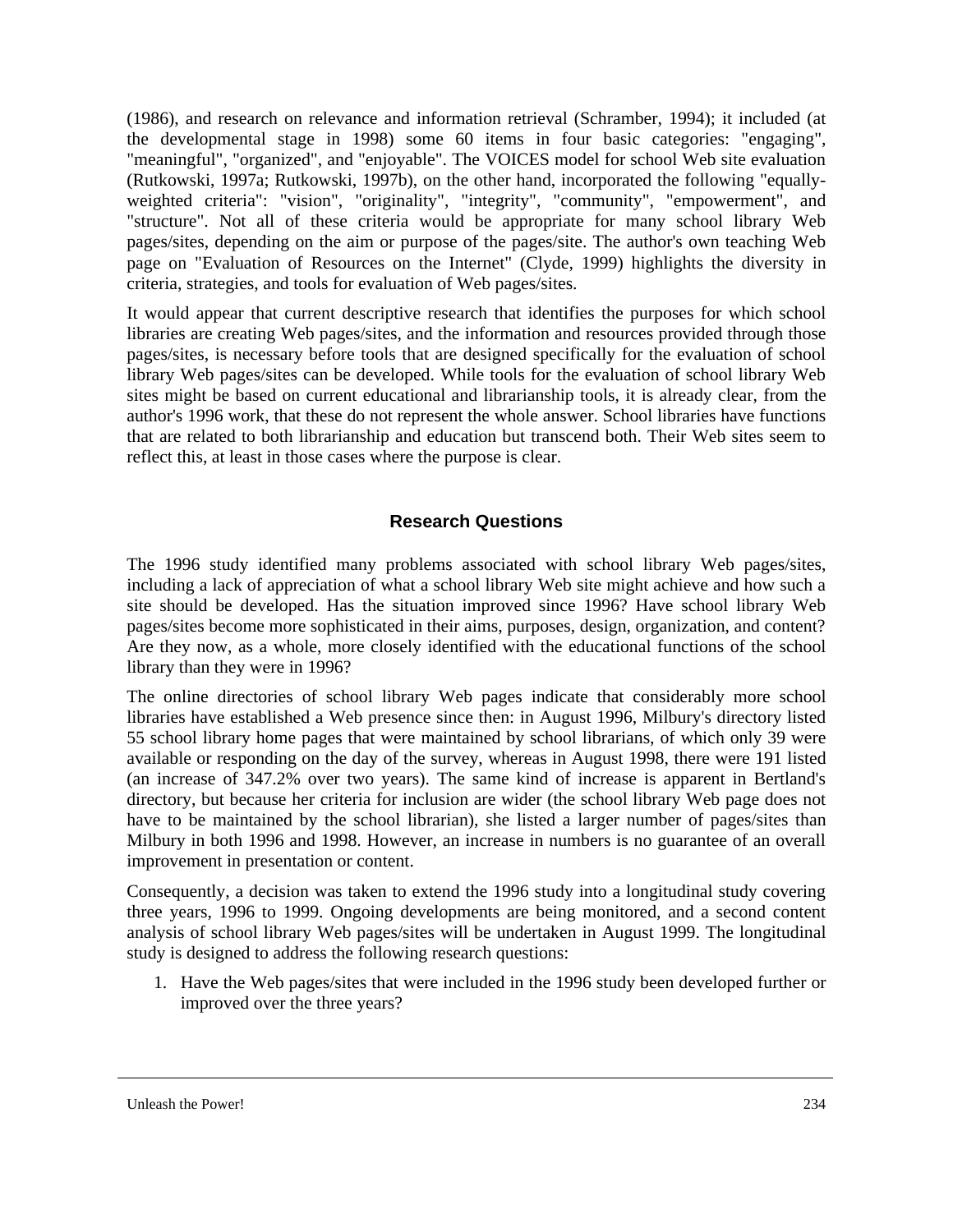(1986), and research on relevance and information retrieval (Schramber, 1994); it included (at the developmental stage in 1998) some 60 items in four basic categories: "engaging", "meaningful", "organized", and "enjoyable". The VOICES model for school Web site evaluation (Rutkowski, 1997a; Rutkowski, 1997b), on the other hand, incorporated the following "equally-weighted criteria": "vision", "originality", "integrity", "community", "empowerment", and "structure". Not all of these criteria would be appropriate for many school library Web pages/sites, depending on the aim or purpose of the pages/site. The author's own teaching Web page on "Evaluation of Resources on the Internet" (Clyde, 1999) highlights the diversity in criteria, strategies, and tools for evaluation of Web pages/sites.

It would appear that current descriptive research that identifies the purposes for which school libraries are creating Web pages/sites, and the information and resources provided through those pages/sites, is necessary before tools that are designed specifically for the evaluation of school library Web pages/sites can be developed. While tools for the evaluation of school library Web sites might be based on current educational and librarianship tools, it is already clear, from the author's 1996 work, that these do not represent the whole answer. School libraries have functions that are related to both librarianship and education but transcend both. Their Web sites seem to reflect this, at least in those cases where the purpose is clear.

## Research Questions

The 1996 study identified many problems associated with school library Web pages/sites, including a lack of appreciation of what a school library Web site might achieve and how such a site should be developed. Has the situation improved since 1996? Have school library Web pages/sites become more sophisticated in their aims, purposes, design, organization, and content? Are they now, as a whole, more closely identified with the educational functions of the school library than they were in 1996?

The online directories of school library Web pages indicate that considerably more school libraries have established a Web presence since then: in August 1996, Milbury's directory listed 55 school library home pages that were maintained by school librarians, of which only 39 were available or responding on the day of the survey, whereas in August 1998, there were 191 listed (an increase of 347.2% over two years). The same kind of increase is apparent in Bertland's directory, but because her criteria for inclusion are wider (the school library Web page does not have to be maintained by the school librarian), she listed a larger number of pages/sites than Milbury in both 1996 and 1998. However, an increase in numbers is no guarantee of an overall improvement in presentation or content.

Consequently, a decision was taken to extend the 1996 study into a longitudinal study covering three years, 1996 to 1999. Ongoing developments are being monitored, and a second content analysis of school library Web pages/sites will be undertaken in August 1999. The longitudinal study is designed to address the following research questions:

1. Have the Web pages/sites that were included in the 1996 study been developed further or improved over the three years?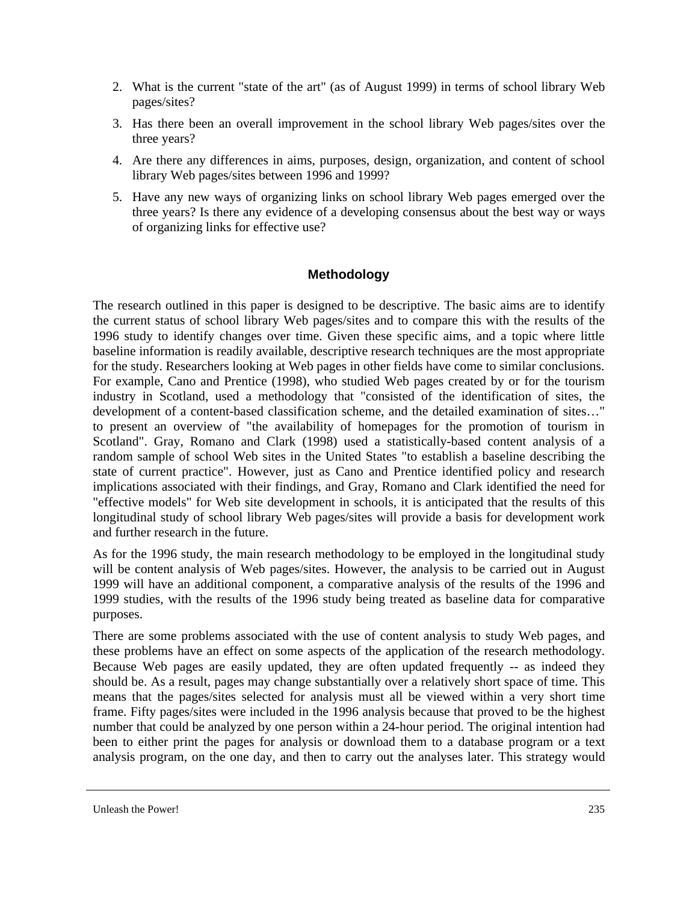2. What is the current "state of the art" (as of August 1999) in terms of school library Web pages/sites?
3. Has there been an overall improvement in the school library Web pages/sites over the three years?
4. Are there any differences in aims, purposes, design, organization, and content of school library Web pages/sites between 1996 and 1999?
5. Have any new ways of organizing links on school library Web pages emerged over the three years? Is there any evidence of a developing consensus about the best way or ways of organizing links for effective use?

## Methodology

The research outlined in this paper is designed to be descriptive. The basic aims are to identify the current status of school library Web pages/sites and to compare this with the results of the 1996 study to identify changes over time. Given these specific aims, and a topic where little baseline information is readily available, descriptive research techniques are the most appropriate for the study. Researchers looking at Web pages in other fields have come to similar conclusions. For example, Cano and Prentice (1998), who studied Web pages created by or for the tourism industry in Scotland, used a methodology that "consisted of the identification of sites, the development of a content-based classification scheme, and the detailed examination of sites…" to present an overview of "the availability of homepages for the promotion of tourism in Scotland". Gray, Romano and Clark (1998) used a statistically-based content analysis of a random sample of school Web sites in the United States "to establish a baseline describing the state of current practice". However, just as Cano and Prentice identified policy and research implications associated with their findings, and Gray, Romano and Clark identified the need for "effective models" for Web site development in schools, it is anticipated that the results of this longitudinal study of school library Web pages/sites will provide a basis for development work and further research in the future.

As for the 1996 study, the main research methodology to be employed in the longitudinal study will be content analysis of Web pages/sites. However, the analysis to be carried out in August 1999 will have an additional component, a comparative analysis of the results of the 1996 and 1999 studies, with the results of the 1996 study being treated as baseline data for comparative purposes.

There are some problems associated with the use of content analysis to study Web pages, and these problems have an effect on some aspects of the application of the research methodology. Because Web pages are easily updated, they are often updated frequently -- as indeed they should be. As a result, pages may change substantially over a relatively short space of time. This means that the pages/sites selected for analysis must all be viewed within a very short time frame. Fifty pages/sites were included in the 1996 analysis because that proved to be the highest number that could be analyzed by one person within a 24-hour period. The original intention had been to either print the pages for analysis or download them to a database program or a text analysis program, on the one day, and then to carry out the analyses later. This strategy would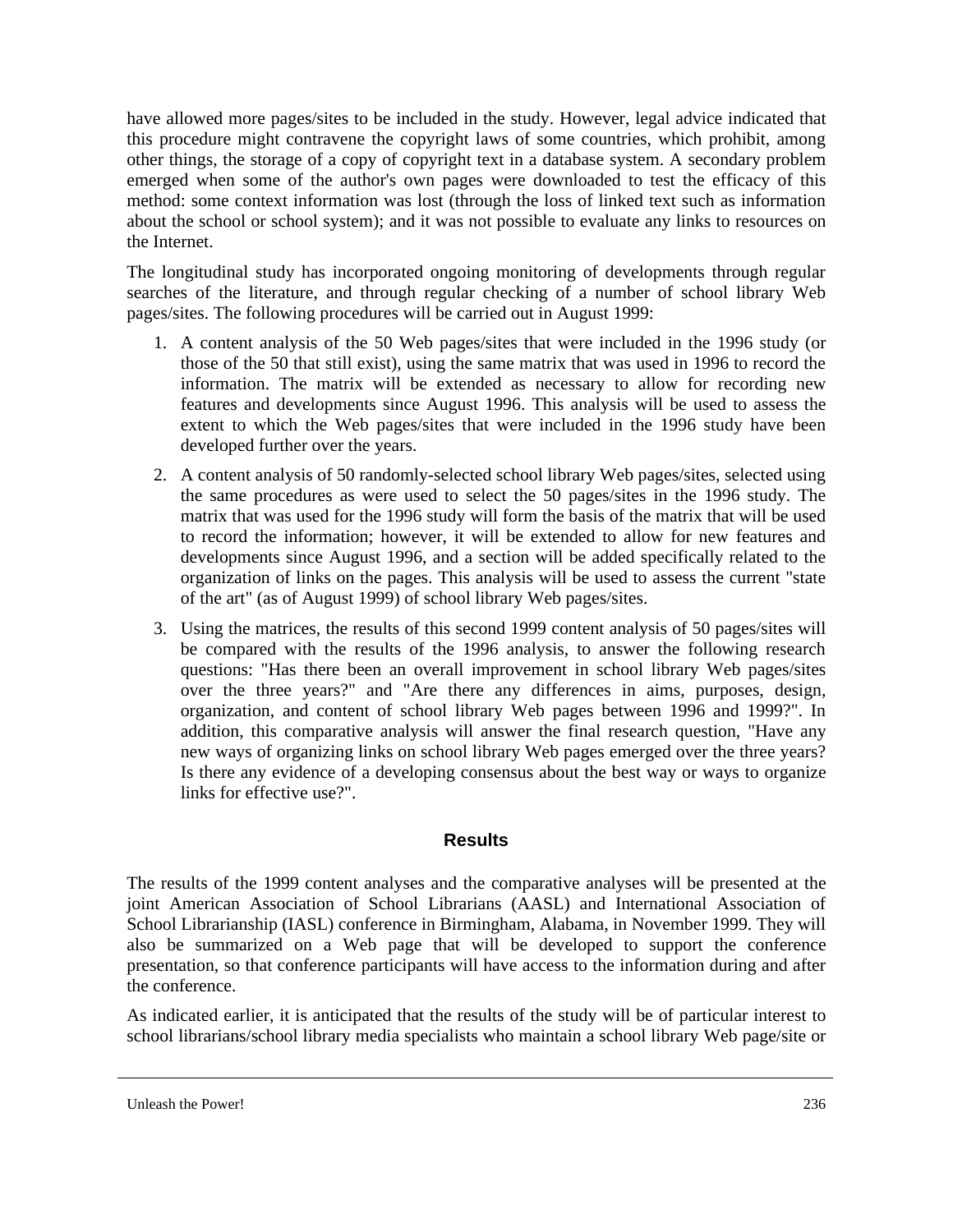have allowed more pages/sites to be included in the study. However, legal advice indicated that this procedure might contravene the copyright laws of some countries, which prohibit, among other things, the storage of a copy of copyright text in a database system. A secondary problem emerged when some of the author's own pages were downloaded to test the efficacy of this method: some context information was lost (through the loss of linked text such as information about the school or school system); and it was not possible to evaluate any links to resources on the Internet.

The longitudinal study has incorporated ongoing monitoring of developments through regular searches of the literature, and through regular checking of a number of school library Web pages/sites. The following procedures will be carried out in August 1999:

1. A content analysis of the 50 Web pages/sites that were included in the 1996 study (or those of the 50 that still exist), using the same matrix that was used in 1996 to record the information. The matrix will be extended as necessary to allow for recording new features and developments since August 1996. This analysis will be used to assess the extent to which the Web pages/sites that were included in the 1996 study have been developed further over the years.
2. A content analysis of 50 randomly-selected school library Web pages/sites, selected using the same procedures as were used to select the 50 pages/sites in the 1996 study. The matrix that was used for the 1996 study will form the basis of the matrix that will be used to record the information; however, it will be extended to allow for new features and developments since August 1996, and a section will be added specifically related to the organization of links on the pages. This analysis will be used to assess the current "state of the art" (as of August 1999) of school library Web pages/sites.
3. Using the matrices, the results of this second 1999 content analysis of 50 pages/sites will be compared with the results of the 1996 analysis, to answer the following research questions: "Has there been an overall improvement in school library Web pages/sites over the three years?" and "Are there any differences in aims, purposes, design, organization, and content of school library Web pages between 1996 and 1999?". In addition, this comparative analysis will answer the final research question, "Have any new ways of organizing links on school library Web pages emerged over the three years? Is there any evidence of a developing consensus about the best way or ways to organize links for effective use?".

## Results

The results of the 1999 content analyses and the comparative analyses will be presented at the joint American Association of School Librarians (AASL) and International Association of School Librarianship (IASL) conference in Birmingham, Alabama, in November 1999. They will also be summarized on a Web page that will be developed to support the conference presentation, so that conference participants will have access to the information during and after the conference.

As indicated earlier, it is anticipated that the results of the study will be of particular interest to school librarians/school library media specialists who maintain a school library Web page/site or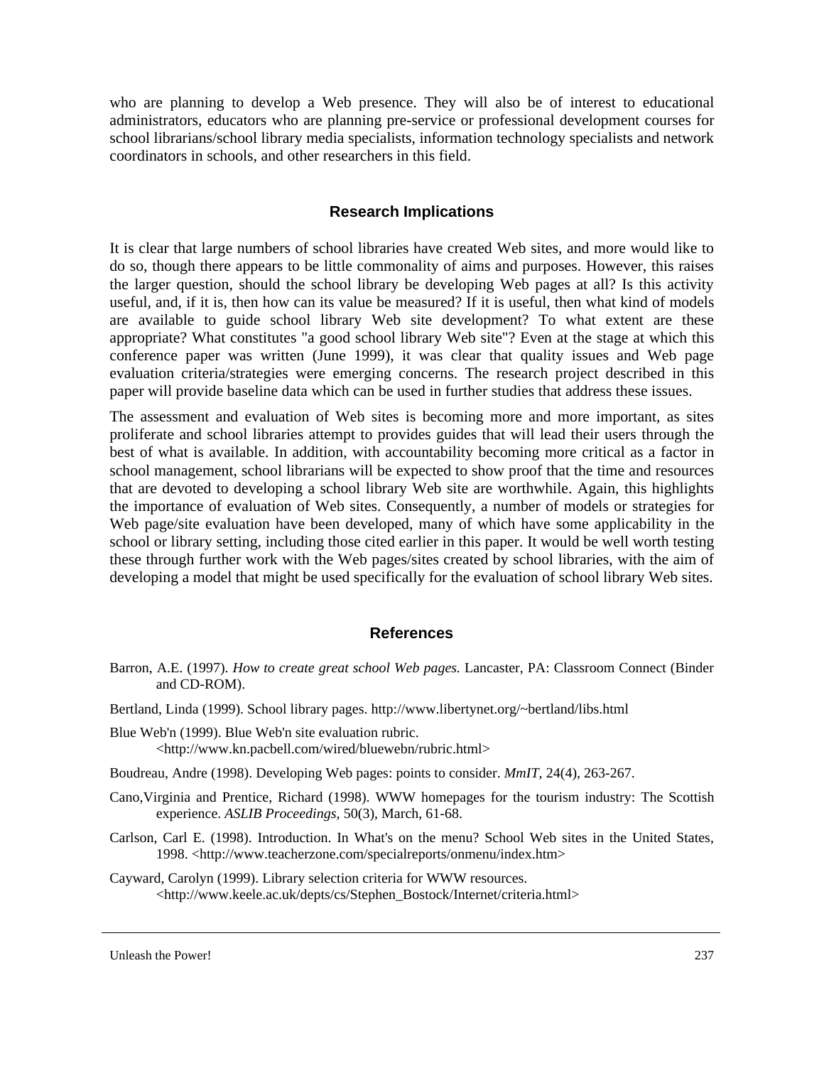who are planning to develop a Web presence. They will also be of interest to educational administrators, educators who are planning pre-service or professional development courses for school librarians/school library media specialists, information technology specialists and network coordinators in schools, and other researchers in this field.

## Research Implications

It is clear that large numbers of school libraries have created Web sites, and more would like to do so, though there appears to be little commonality of aims and purposes. However, this raises the larger question, should the school library be developing Web pages at all? Is this activity useful, and, if it is, then how can its value be measured? If it is useful, then what kind of models are available to guide school library Web site development? To what extent are these appropriate? What constitutes "a good school library Web site"? Even at the stage at which this conference paper was written (June 1999), it was clear that quality issues and Web page evaluation criteria/strategies were emerging concerns. The research project described in this paper will provide baseline data which can be used in further studies that address these issues.

The assessment and evaluation of Web sites is becoming more and more important, as sites proliferate and school libraries attempt to provides guides that will lead their users through the best of what is available. In addition, with accountability becoming more critical as a factor in school management, school librarians will be expected to show proof that the time and resources that are devoted to developing a school library Web site are worthwhile. Again, this highlights the importance of evaluation of Web sites. Consequently, a number of models or strategies for Web page/site evaluation have been developed, many of which have some applicability in the school or library setting, including those cited earlier in this paper. It would be well worth testing these through further work with the Web pages/sites created by school libraries, with the aim of developing a model that might be used specifically for the evaluation of school library Web sites.

## References

Barron, A.E. (1997). *How to create great school Web pages.* Lancaster, PA: Classroom Connect (Binder and CD-ROM).

Bertland, Linda (1999). School library pages. http://www.libertynet.org/~bertland/libs.html

Blue Web'n (1999). Blue Web'n site evaluation rubric. <http://www.kn.pacbell.com/wired/bluewebn/rubric.html>

Boudreau, Andre (1998). Developing Web pages: points to consider. *MmIT,* 24(4), 263-267.

Cano,Virginia and Prentice, Richard (1998). WWW homepages for the tourism industry: The Scottish experience. *ASLIB Proceedings,* 50(3), March, 61-68.

Carlson, Carl E. (1998). Introduction. In What's on the menu? School Web sites in the United States, 1998. <http://www.teacherzone.com/specialreports/onmenu/index.htm>

Cayward, Carolyn (1999). Library selection criteria for WWW resources. <http://www.keele.ac.uk/depts/cs/Stephen_Bostock/Internet/criteria.html>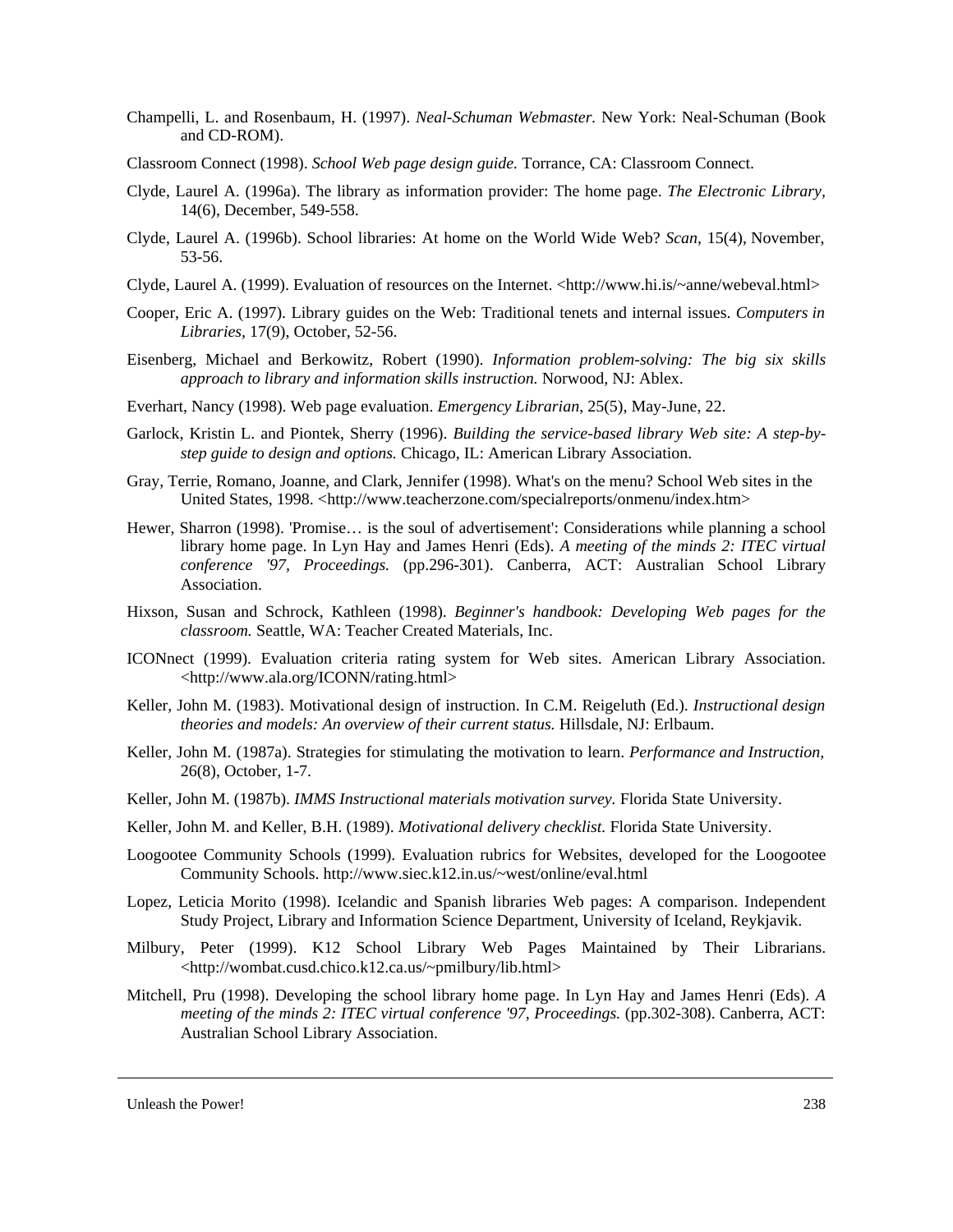Champelli, L. and Rosenbaum, H. (1997). *Neal-Schuman Webmaster.* New York: Neal-Schuman (Book and CD-ROM).

Classroom Connect (1998). *School Web page design guide.* Torrance, CA: Classroom Connect.

Clyde, Laurel A. (1996a). The library as information provider: The home page. *The Electronic Library*, 14(6), December, 549-558.

Clyde, Laurel A. (1996b). School libraries: At home on the World Wide Web? *Scan*, 15(4), November, 53-56.

Clyde, Laurel A. (1999). Evaluation of resources on the Internet. <http://www.hi.is/~anne/webeval.html>

Cooper, Eric A. (1997). Library guides on the Web: Traditional tenets and internal issues. *Computers in Libraries*, 17(9), October, 52-56.

Eisenberg, Michael and Berkowitz, Robert (1990). *Information problem-solving: The big six skills approach to library and information skills instruction.* Norwood, NJ: Ablex.

Everhart, Nancy (1998). Web page evaluation. *Emergency Librarian*, 25(5), May-June, 22.

Garlock, Kristin L. and Piontek, Sherry (1996). *Building the service-based library Web site: A step-by-step guide to design and options.* Chicago, IL: American Library Association.

Gray, Terrie, Romano, Joanne, and Clark, Jennifer (1998). What's on the menu? School Web sites in the United States, 1998. <http://www.teacherzone.com/specialreports/onmenu/index.htm>

Hewer, Sharron (1998). 'Promise… is the soul of advertisement': Considerations while planning a school library home page. In Lyn Hay and James Henri (Eds). *A meeting of the minds 2: ITEC virtual conference '97, Proceedings.* (pp.296-301). Canberra, ACT: Australian School Library Association.

Hixson, Susan and Schrock, Kathleen (1998). *Beginner's handbook: Developing Web pages for the classroom.* Seattle, WA: Teacher Created Materials, Inc.

ICONnect (1999). Evaluation criteria rating system for Web sites. American Library Association. <http://www.ala.org/ICONN/rating.html>

Keller, John M. (1983). Motivational design of instruction. In C.M. Reigeluth (Ed.). *Instructional design theories and models: An overview of their current status.* Hillsdale, NJ: Erlbaum.

Keller, John M. (1987a). Strategies for stimulating the motivation to learn. *Performance and Instruction,* 26(8), October, 1-7.

Keller, John M. (1987b). *IMMS Instructional materials motivation survey.* Florida State University.

Keller, John M. and Keller, B.H. (1989). *Motivational delivery checklist.* Florida State University.

Loogootee Community Schools (1999). Evaluation rubrics for Websites, developed for the Loogootee Community Schools. http://www.siec.k12.in.us/~west/online/eval.html

Lopez, Leticia Morito (1998). Icelandic and Spanish libraries Web pages: A comparison. Independent Study Project, Library and Information Science Department, University of Iceland, Reykjavik.

Milbury, Peter (1999). K12 School Library Web Pages Maintained by Their Librarians. <http://wombat.cusd.chico.k12.ca.us/~pmilbury/lib.html>

Mitchell, Pru (1998). Developing the school library home page. In Lyn Hay and James Henri (Eds). *A meeting of the minds 2: ITEC virtual conference '97, Proceedings.* (pp.302-308). Canberra, ACT: Australian School Library Association.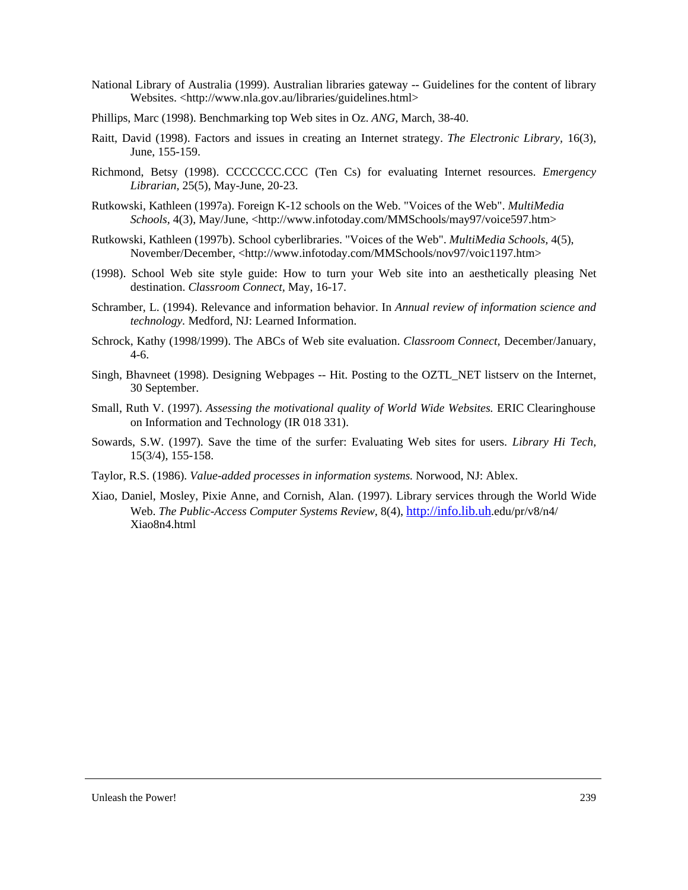National Library of Australia (1999). Australian libraries gateway -- Guidelines for the content of library Websites. <http://www.nla.gov.au/libraries/guidelines.html>

Phillips, Marc (1998). Benchmarking top Web sites in Oz. *ANG,* March, 38-40.

Raitt, David (1998). Factors and issues in creating an Internet strategy. *The Electronic Library*, 16(3), June, 155-159.

Richmond, Betsy (1998). CCCCCCC.CCC (Ten Cs) for evaluating Internet resources. *Emergency Librarian,* 25(5), May-June, 20-23.

Rutkowski, Kathleen (1997a). Foreign K-12 schools on the Web. "Voices of the Web". *MultiMedia Schools*, 4(3), May/June, <http://www.infotoday.com/MMSchools/may97/voice597.htm>

Rutkowski, Kathleen (1997b). School cyberlibraries. "Voices of the Web". *MultiMedia Schools*, 4(5), November/December, <http://www.infotoday.com/MMSchools/nov97/voic1197.htm>

(1998). School Web site style guide: How to turn your Web site into an aesthetically pleasing Net destination. *Classroom Connect*, May, 16-17.

Schramber, L. (1994). Relevance and information behavior. In *Annual review of information science and technology*. Medford, NJ: Learned Information.

Schrock, Kathy (1998/1999). The ABCs of Web site evaluation. *Classroom Connect*, December/January, 4-6.

Singh, Bhavneet (1998). Designing Webpages -- Hit. Posting to the OZTL_NET listserv on the Internet, 30 September.

Small, Ruth V. (1997). *Assessing the motivational quality of World Wide Websites.* ERIC Clearinghouse on Information and Technology (IR 018 331).

Sowards, S.W. (1997). Save the time of the surfer: Evaluating Web sites for users. *Library Hi Tech*, 15(3/4), 155-158.

Taylor, R.S. (1986). *Value-added processes in information systems.* Norwood, NJ: Ablex.

Xiao, Daniel, Mosley, Pixie Anne, and Cornish, Alan. (1997). Library services through the World Wide Web. *The Public-Access Computer Systems Review*, 8(4), http://info.lib.uh.edu/pr/v8/n4/Xiao8n4.html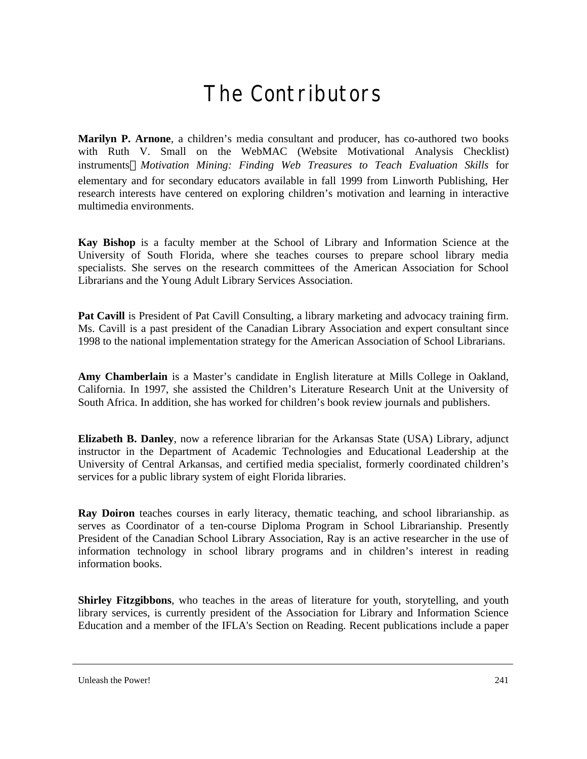# The Contributors

**Marilyn P. Arnone**, a children's media consultant and producer, has co-authored two books with Ruth V. Small on the WebMAC (Website Motivational Analysis Checklist) instruments *Motivation Mining: Finding Web Treasures to Teach Evaluation Skills* for elementary and for secondary educators available in fall 1999 from Linworth Publishing, Her research interests have centered on exploring children's motivation and learning in interactive multimedia environments.

**Kay Bishop** is a faculty member at the School of Library and Information Science at the University of South Florida, where she teaches courses to prepare school library media specialists. She serves on the research committees of the American Association for School Librarians and the Young Adult Library Services Association.

**Pat Cavill** is President of Pat Cavill Consulting, a library marketing and advocacy training firm. Ms. Cavill is a past president of the Canadian Library Association and expert consultant since 1998 to the national implementation strategy for the American Association of School Librarians.

**Amy Chamberlain** is a Master's candidate in English literature at Mills College in Oakland, California. In 1997, she assisted the Children's Literature Research Unit at the University of South Africa. In addition, she has worked for children's book review journals and publishers.

**Elizabeth B. Danley**, now a reference librarian for the Arkansas State (USA) Library, adjunct instructor in the Department of Academic Technologies and Educational Leadership at the University of Central Arkansas, and certified media specialist, formerly coordinated children's services for a public library system of eight Florida libraries.

**Ray Doiron** teaches courses in early literacy, thematic teaching, and school librarianship. as serves as Coordinator of a ten-course Diploma Program in School Librarianship. Presently President of the Canadian School Library Association, Ray is an active researcher in the use of information technology in school library programs and in children's interest in reading information books.

**Shirley Fitzgibbons**, who teaches in the areas of literature for youth, storytelling, and youth library services, is currently president of the Association for Library and Information Science Education and a member of the IFLA's Section on Reading. Recent publications include a paper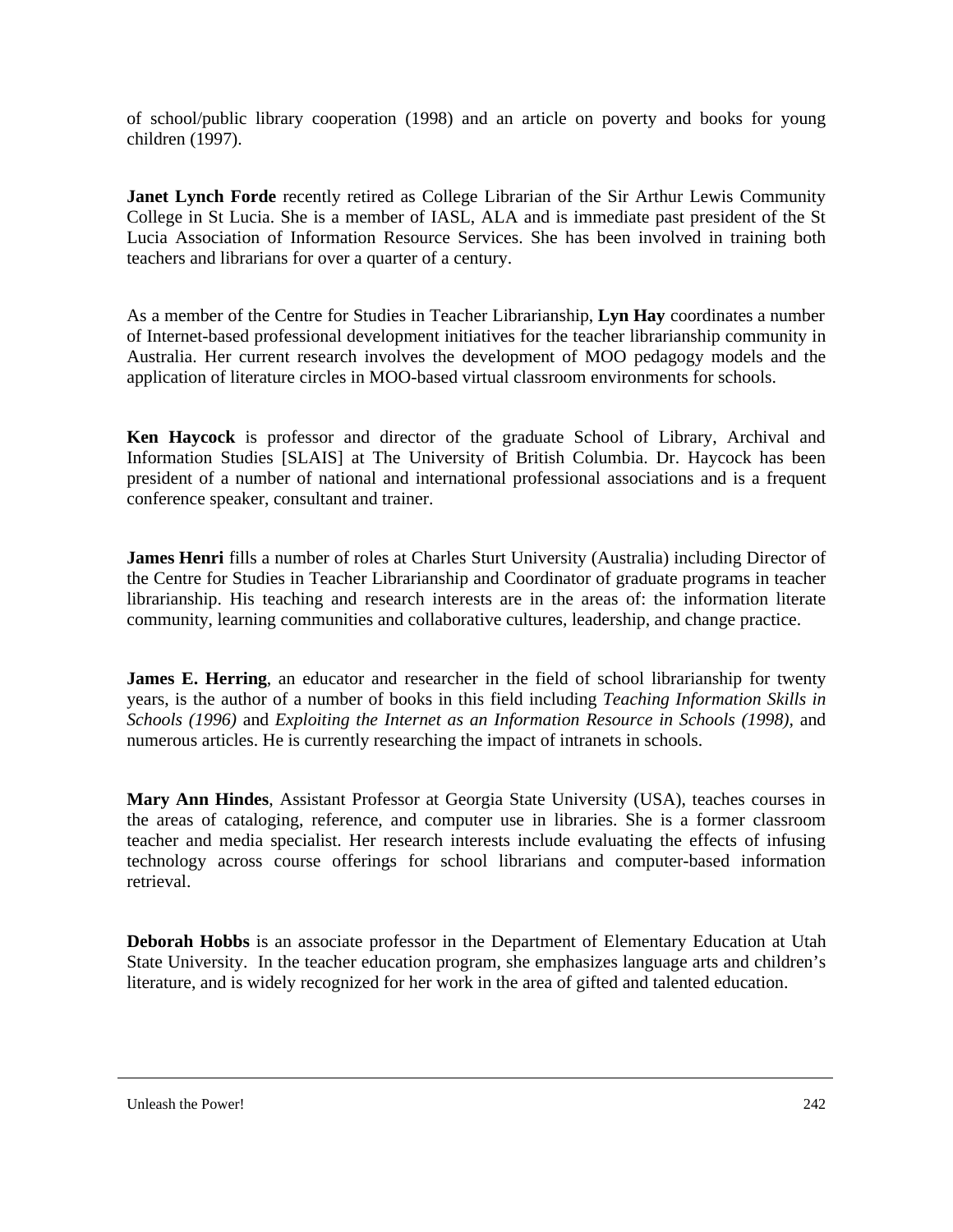of school/public library cooperation (1998) and an article on poverty and books for young children (1997).

**Janet Lynch Forde** recently retired as College Librarian of the Sir Arthur Lewis Community College in St Lucia. She is a member of IASL, ALA and is immediate past president of the St Lucia Association of Information Resource Services. She has been involved in training both teachers and librarians for over a quarter of a century.

As a member of the Centre for Studies in Teacher Librarianship, **Lyn Hay** coordinates a number of Internet-based professional development initiatives for the teacher librarianship community in Australia. Her current research involves the development of MOO pedagogy models and the application of literature circles in MOO-based virtual classroom environments for schools.

**Ken Haycock** is professor and director of the graduate School of Library, Archival and Information Studies [SLAIS] at The University of British Columbia. Dr. Haycock has been president of a number of national and international professional associations and is a frequent conference speaker, consultant and trainer.

**James Henri** fills a number of roles at Charles Sturt University (Australia) including Director of the Centre for Studies in Teacher Librarianship and Coordinator of graduate programs in teacher librarianship. His teaching and research interests are in the areas of: the information literate community, learning communities and collaborative cultures, leadership, and change practice.

**James E. Herring**, an educator and researcher in the field of school librarianship for twenty years, is the author of a number of books in this field including *Teaching Information Skills in Schools (1996)* and *Exploiting the Internet as an Information Resource in Schools (1998)*, and numerous articles. He is currently researching the impact of intranets in schools.

**Mary Ann Hindes**, Assistant Professor at Georgia State University (USA), teaches courses in the areas of cataloging, reference, and computer use in libraries. She is a former classroom teacher and media specialist. Her research interests include evaluating the effects of infusing technology across course offerings for school librarians and computer-based information retrieval.

**Deborah Hobbs** is an associate professor in the Department of Elementary Education at Utah State University. In the teacher education program, she emphasizes language arts and children's literature, and is widely recognized for her work in the area of gifted and talented education.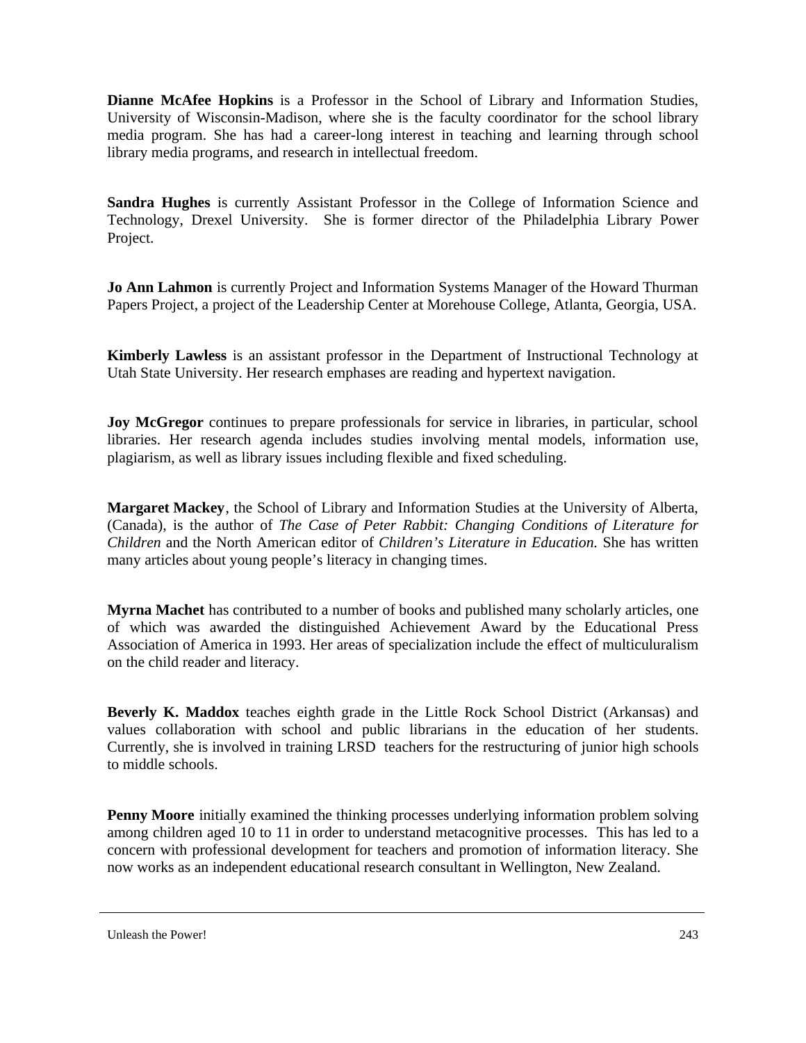**Dianne McAfee Hopkins** is a Professor in the School of Library and Information Studies, University of Wisconsin-Madison, where she is the faculty coordinator for the school library media program. She has had a career-long interest in teaching and learning through school library media programs, and research in intellectual freedom.

**Sandra Hughes** is currently Assistant Professor in the College of Information Science and Technology, Drexel University. She is former director of the Philadelphia Library Power Project.

**Jo Ann Lahmon** is currently Project and Information Systems Manager of the Howard Thurman Papers Project, a project of the Leadership Center at Morehouse College, Atlanta, Georgia, USA.

**Kimberly Lawless** is an assistant professor in the Department of Instructional Technology at Utah State University. Her research emphases are reading and hypertext navigation.

**Joy McGregor** continues to prepare professionals for service in libraries, in particular, school libraries. Her research agenda includes studies involving mental models, information use, plagiarism, as well as library issues including flexible and fixed scheduling.

**Margaret Mackey**, the School of Library and Information Studies at the University of Alberta, (Canada), is the author of *The Case of Peter Rabbit: Changing Conditions of Literature for Children* and the North American editor of *Children's Literature in Education.* She has written many articles about young people's literacy in changing times.

**Myrna Machet** has contributed to a number of books and published many scholarly articles, one of which was awarded the distinguished Achievement Award by the Educational Press Association of America in 1993. Her areas of specialization include the effect of multiculuralism on the child reader and literacy.

**Beverly K. Maddox** teaches eighth grade in the Little Rock School District (Arkansas) and values collaboration with school and public librarians in the education of her students. Currently, she is involved in training LRSD teachers for the restructuring of junior high schools to middle schools.

**Penny Moore** initially examined the thinking processes underlying information problem solving among children aged 10 to 11 in order to understand metacognitive processes. This has led to a concern with professional development for teachers and promotion of information literacy. She now works as an independent educational research consultant in Wellington, New Zealand.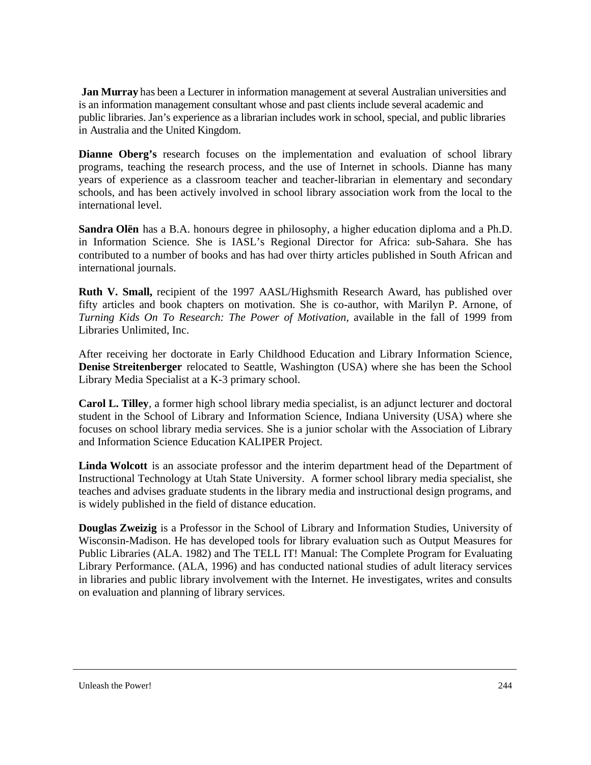**Jan Murray** has been a Lecturer in information management at several Australian universities and is an information management consultant whose and past clients include several academic and public libraries. Jan's experience as a librarian includes work in school, special, and public libraries in Australia and the United Kingdom.

**Dianne Oberg's** research focuses on the implementation and evaluation of school library programs, teaching the research process, and the use of Internet in schools. Dianne has many years of experience as a classroom teacher and teacher-librarian in elementary and secondary schools, and has been actively involved in school library association work from the local to the international level.

**Sandra Olën** has a B.A. honours degree in philosophy, a higher education diploma and a Ph.D. in Information Science. She is IASL's Regional Director for Africa: sub-Sahara. She has contributed to a number of books and has had over thirty articles published in South African and international journals.

**Ruth V. Small,** recipient of the 1997 AASL/Highsmith Research Award, has published over fifty articles and book chapters on motivation. She is co-author, with Marilyn P. Arnone, of *Turning Kids On To Research: The Power of Motivation,* available in the fall of 1999 from Libraries Unlimited, Inc.

After receiving her doctorate in Early Childhood Education and Library Information Science, **Denise Streitenberger** relocated to Seattle, Washington (USA) where she has been the School Library Media Specialist at a K-3 primary school.

**Carol L. Tilley**, a former high school library media specialist, is an adjunct lecturer and doctoral student in the School of Library and Information Science, Indiana University (USA) where she focuses on school library media services. She is a junior scholar with the Association of Library and Information Science Education KALIPER Project.

**Linda Wolcott** is an associate professor and the interim department head of the Department of Instructional Technology at Utah State University. A former school library media specialist, she teaches and advises graduate students in the library media and instructional design programs, and is widely published in the field of distance education.

**Douglas Zweizig** is a Professor in the School of Library and Information Studies, University of Wisconsin-Madison. He has developed tools for library evaluation such as Output Measures for Public Libraries (ALA. 1982) and The TELL IT! Manual: The Complete Program for Evaluating Library Performance. (ALA, 1996) and has conducted national studies of adult literacy services in libraries and public library involvement with the Internet. He investigates, writes and consults on evaluation and planning of library services.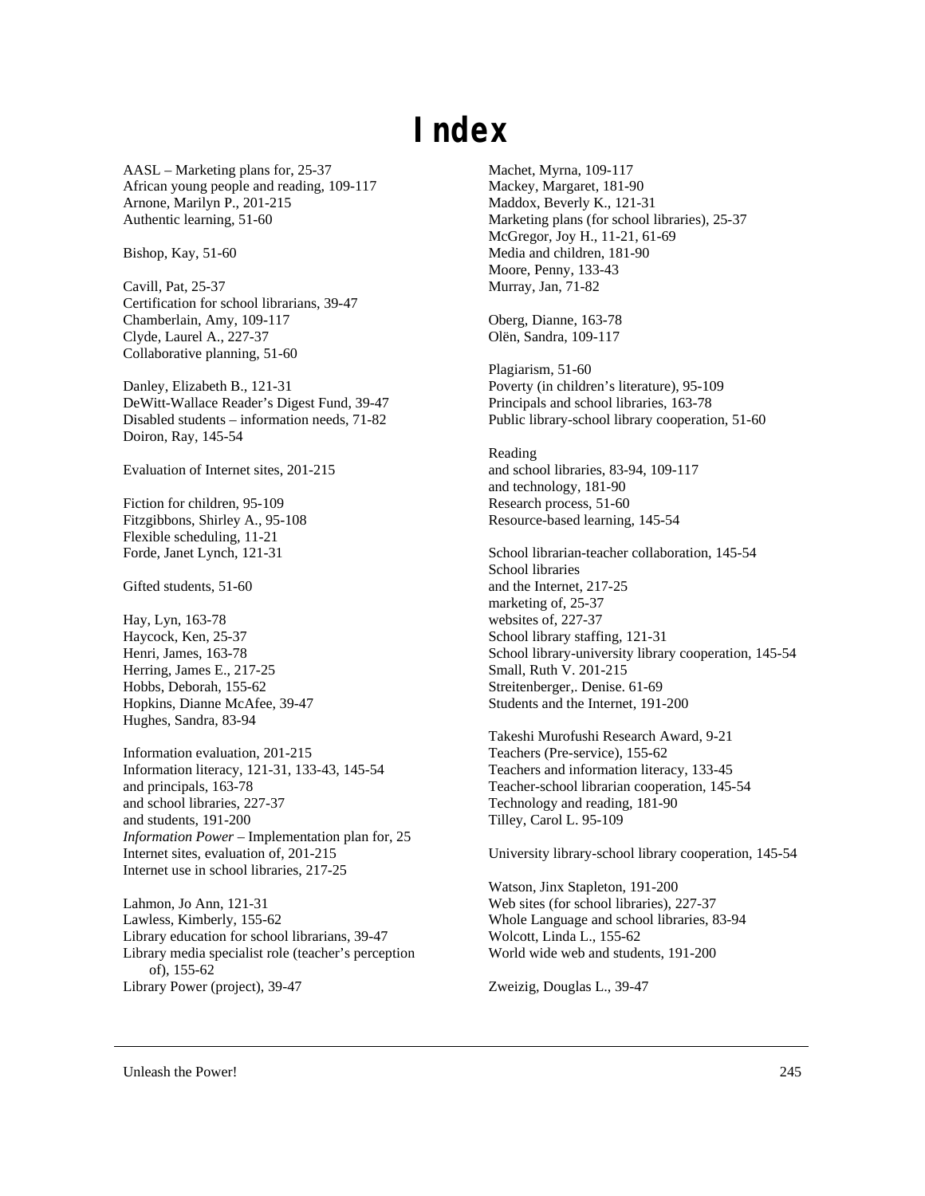# Index

AASL – Marketing plans for, 25-37
African young people and reading, 109-117
Arnone, Marilyn P., 201-215
Authentic learning, 51-60

Bishop, Kay, 51-60

Cavill, Pat, 25-37
Certification for school librarians, 39-47
Chamberlain, Amy, 109-117
Clyde, Laurel A., 227-37
Collaborative planning, 51-60

Danley, Elizabeth B., 121-31
DeWitt-Wallace Reader's Digest Fund, 39-47
Disabled students – information needs, 71-82
Doiron, Ray, 145-54

Evaluation of Internet sites, 201-215

Fiction for children, 95-109
Fitzgibbons, Shirley A., 95-108
Flexible scheduling, 11-21
Forde, Janet Lynch, 121-31

Gifted students, 51-60

Hay, Lyn, 163-78
Haycock, Ken, 25-37
Henri, James, 163-78
Herring, James E., 217-25
Hobbs, Deborah, 155-62
Hopkins, Dianne McAfee, 39-47
Hughes, Sandra, 83-94

Information evaluation, 201-215
Information literacy, 121-31, 133-43, 145-54
and principals, 163-78
and school libraries, 227-37
and students, 191-200
*Information Power* – Implementation plan for, 25
Internet sites, evaluation of, 201-215
Internet use in school libraries, 217-25

Lahmon, Jo Ann, 121-31
Lawless, Kimberly, 155-62
Library education for school librarians, 39-47
Library media specialist role (teacher's perception of), 155-62
Library Power (project), 39-47

Machet, Myrna, 109-117
Mackey, Margaret, 181-90
Maddox, Beverly K., 121-31
Marketing plans (for school libraries), 25-37
McGregor, Joy H., 11-21, 61-69
Media and children, 181-90
Moore, Penny, 133-43
Murray, Jan, 71-82

Oberg, Dianne, 163-78
Olën, Sandra, 109-117

Plagiarism, 51-60
Poverty (in children's literature), 95-109
Principals and school libraries, 163-78
Public library-school library cooperation, 51-60

Reading
and school libraries, 83-94, 109-117
and technology, 181-90
Research process, 51-60
Resource-based learning, 145-54

School librarian-teacher collaboration, 145-54
School libraries
and the Internet, 217-25
marketing of, 25-37
websites of, 227-37
School library staffing, 121-31
School library-university library cooperation, 145-54
Small, Ruth V. 201-215
Streitenberger,. Denise. 61-69
Students and the Internet, 191-200

Takeshi Murofushi Research Award, 9-21
Teachers (Pre-service), 155-62
Teachers and information literacy, 133-45
Teacher-school librarian cooperation, 145-54
Technology and reading, 181-90
Tilley, Carol L. 95-109

University library-school library cooperation, 145-54

Watson, Jinx Stapleton, 191-200
Web sites (for school libraries), 227-37
Whole Language and school libraries, 83-94
Wolcott, Linda L., 155-62
World wide web and students, 191-200

Zweizig, Douglas L., 39-47